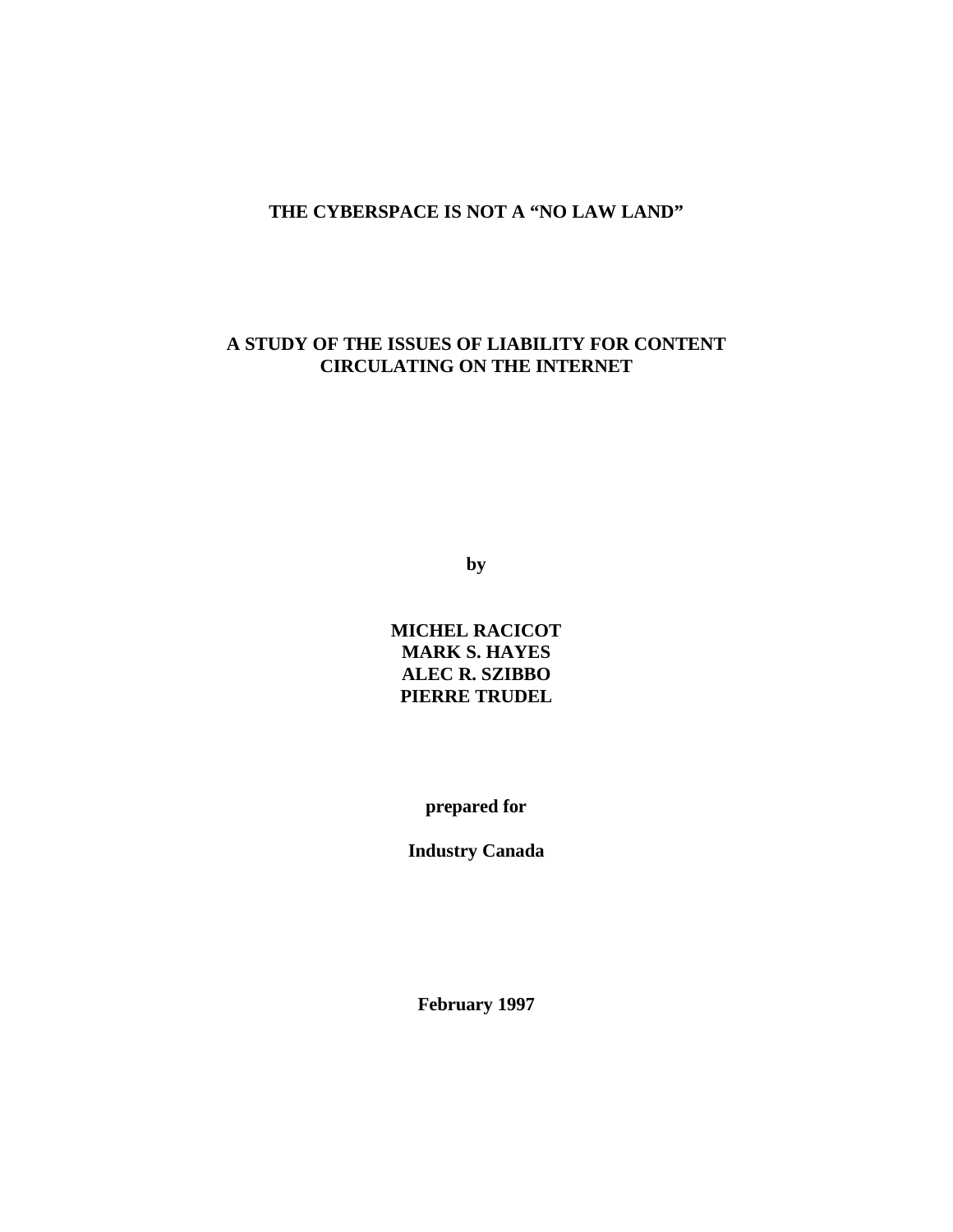# THE CYBERSPACE IS NOT A "NO LAW LAND"

## A STUDY OF THE ISSUES OF LIABILITY FOR CONTENT CIRCULATING ON THE INTERNET

**by**

**MICHEL RACICOT**
**MARK S. HAYES**
**ALEC R. SZIBBO**
**PIERRE TRUDEL**

**prepared for**

**Industry Canada**

**February 1997**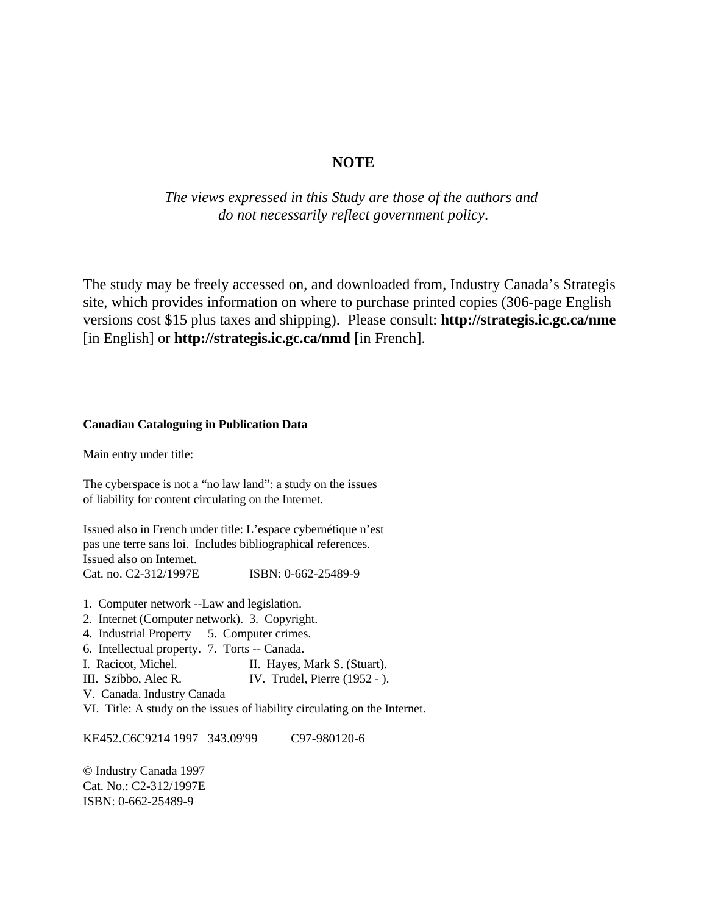**NOTE**

*The views expressed in this Study are those of the authors and do not necessarily reflect government policy*.

The study may be freely accessed on, and downloaded from, Industry Canada's Strategis site, which provides information on where to purchase printed copies (306-page English versions cost $15 plus taxes and shipping). Please consult: **http://strategis.ic.gc.ca/nme** [in English] or **http://strategis.ic.gc.ca/nmd** [in French].

**Canadian Cataloguing in Publication Data**

Main entry under title:

The cyberspace is not a "no law land": a study on the issues of liability for content circulating on the Internet.

Issued also in French under title: L'espace cybernétique n'est pas une terre sans loi. Includes bibliographical references.
Issued also on Internet.
Cat. no. C2-312/1997E    ISBN: 0-662-25489-9

1. Computer network --Law and legislation.
2. Internet (Computer network). 3. Copyright.
4. Industrial Property 5. Computer crimes.
6. Intellectual property. 7. Torts -- Canada.
I. Racicot, Michel.    II. Hayes, Mark S. (Stuart).
III. Szibbo, Alec R.    IV. Trudel, Pierre (1952 - ).
V. Canada. Industry Canada
VI. Title: A study on the issues of liability circulating on the Internet.

KE452.C6C9214 1997  343.09'99    C97-980120-6

© Industry Canada 1997
Cat. No.: C2-312/1997E
ISBN: 0-662-25489-9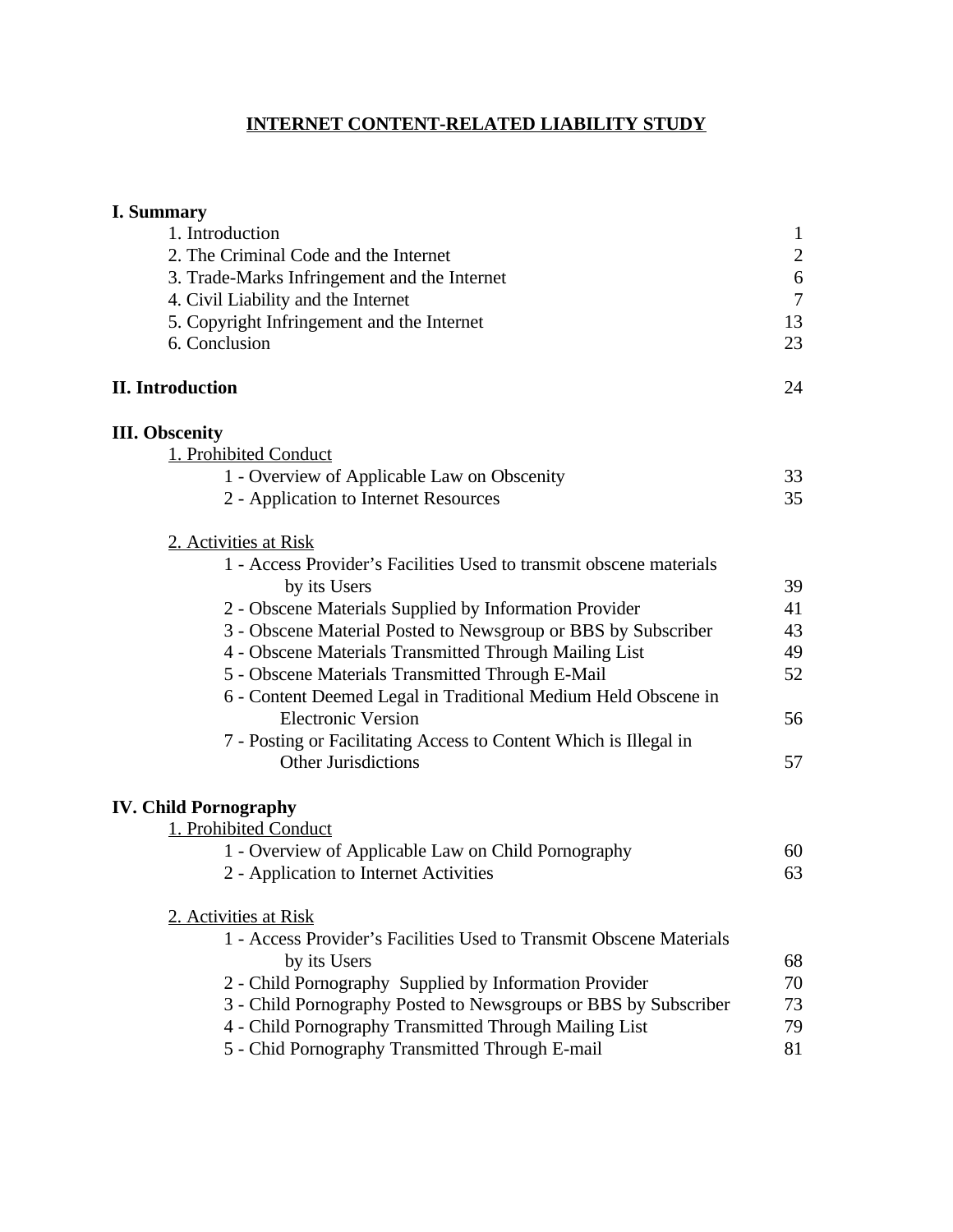# INTERNET CONTENT-RELATED LIABILITY STUDY

**I. Summary**

| | |
|---|---|
| 1. Introduction | 1 |
| 2. The Criminal Code and the Internet | 2 |
| 3. Trade-Marks Infringement and the Internet | 6 |
| 4. Civil Liability and the Internet | 7 |
| 5. Copyright Infringement and the Internet | 13 |
| 6. Conclusion | 23 |

**II. Introduction** 24

**III. Obscenity**

1. Prohibited Conduct

| | |
|---|---|
| 1 - Overview of Applicable Law on Obscenity | 33 |
| 2 - Application to Internet Resources | 35 |

2. Activities at Risk

| | |
|---|---|
| 1 - Access Provider's Facilities Used to transmit obscene materials by its Users | 39 |
| 2 - Obscene Materials Supplied by Information Provider | 41 |
| 3 - Obscene Material Posted to Newsgroup or BBS by Subscriber | 43 |
| 4 - Obscene Materials Transmitted Through Mailing List | 49 |
| 5 - Obscene Materials Transmitted Through E-Mail | 52 |
| 6 - Content Deemed Legal in Traditional Medium Held Obscene in Electronic Version | 56 |
| 7 - Posting or Facilitating Access to Content Which is Illegal in Other Jurisdictions | 57 |

**IV. Child Pornography**

1. Prohibited Conduct

| | |
|---|---|
| 1 - Overview of Applicable Law on Child Pornography | 60 |
| 2 - Application to Internet Activities | 63 |

2. Activities at Risk

| | |
|---|---|
| 1 - Access Provider's Facilities Used to Transmit Obscene Materials by its Users | 68 |
| 2 - Child Pornography Supplied by Information Provider | 70 |
| 3 - Child Pornography Posted to Newsgroups or BBS by Subscriber | 73 |
| 4 - Child Pornography Transmitted Through Mailing List | 79 |
| 5 - Chid Pornography Transmitted Through E-mail | 81 |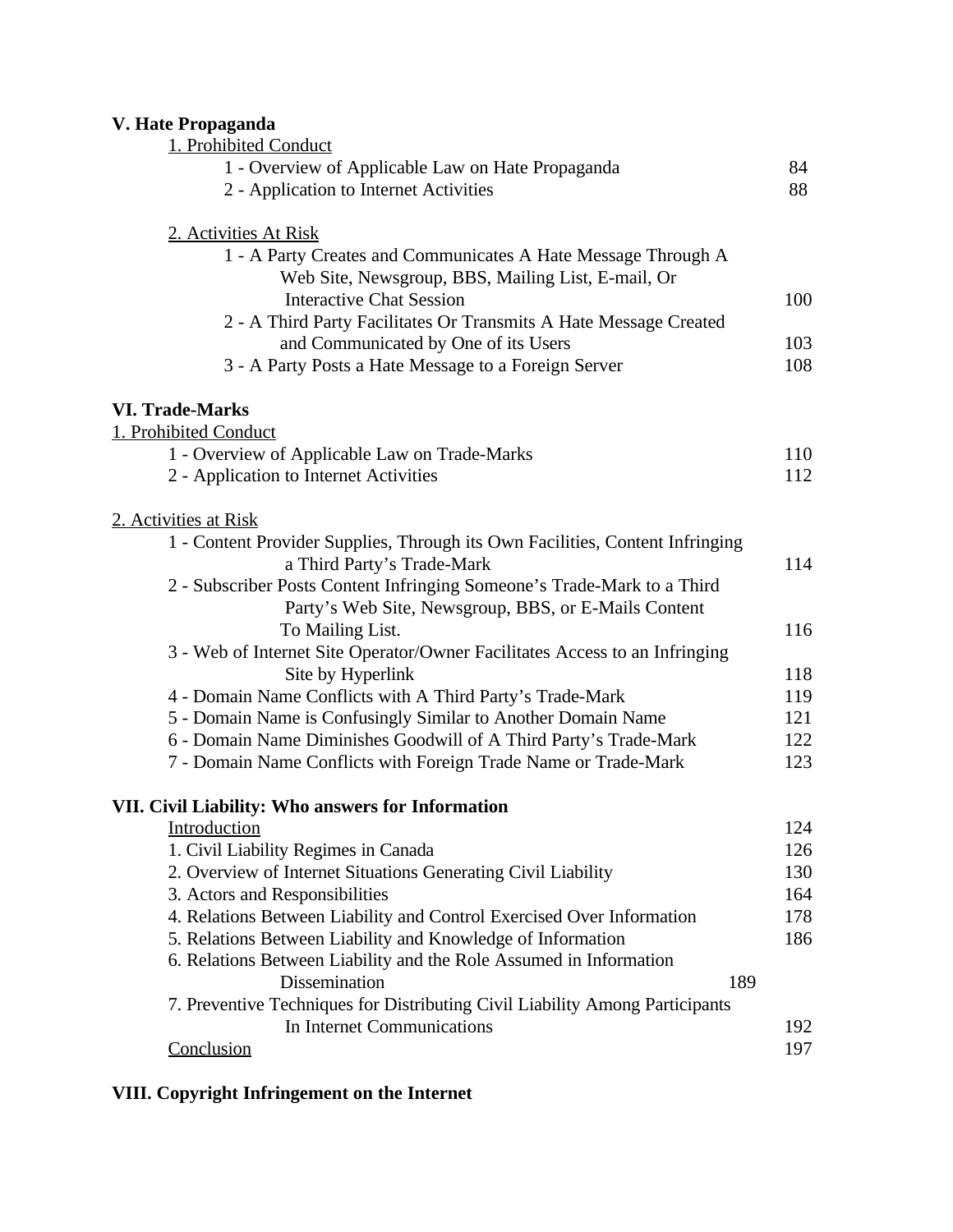**V. Hate Propaganda**

1. Prohibited Conduct

- 1 - Overview of Applicable Law on Hate Propaganda 84
- 2 - Application to Internet Activities 88

2. Activities At Risk

- 1 - A Party Creates and Communicates A Hate Message Through A Web Site, Newsgroup, BBS, Mailing List, E-mail, Or Interactive Chat Session 100
- 2 - A Third Party Facilitates Or Transmits A Hate Message Created and Communicated by One of its Users 103
- 3 - A Party Posts a Hate Message to a Foreign Server 108

**VI. Trade-Marks**

1. Prohibited Conduct

- 1 - Overview of Applicable Law on Trade-Marks 110
- 2 - Application to Internet Activities 112

2. Activities at Risk

- 1 - Content Provider Supplies, Through its Own Facilities, Content Infringing a Third Party's Trade-Mark 114
- 2 - Subscriber Posts Content Infringing Someone's Trade-Mark to a Third Party's Web Site, Newsgroup, BBS, or E-Mails Content To Mailing List. 116
- 3 - Web of Internet Site Operator/Owner Facilitates Access to an Infringing Site by Hyperlink 118
- 4 - Domain Name Conflicts with A Third Party's Trade-Mark 119
- 5 - Domain Name is Confusingly Similar to Another Domain Name 121
- 6 - Domain Name Diminishes Goodwill of A Third Party's Trade-Mark 122
- 7 - Domain Name Conflicts with Foreign Trade Name or Trade-Mark 123

**VII. Civil Liability: Who answers for Information**

- Introduction 124
- 1. Civil Liability Regimes in Canada 126
- 2. Overview of Internet Situations Generating Civil Liability 130
- 3. Actors and Responsibilities 164
- 4. Relations Between Liability and Control Exercised Over Information 178
- 5. Relations Between Liability and Knowledge of Information 186
- 6. Relations Between Liability and the Role Assumed in Information Dissemination 189
- 7. Preventive Techniques for Distributing Civil Liability Among Participants In Internet Communications 192
- Conclusion 197

**VIII. Copyright Infringement on the Internet**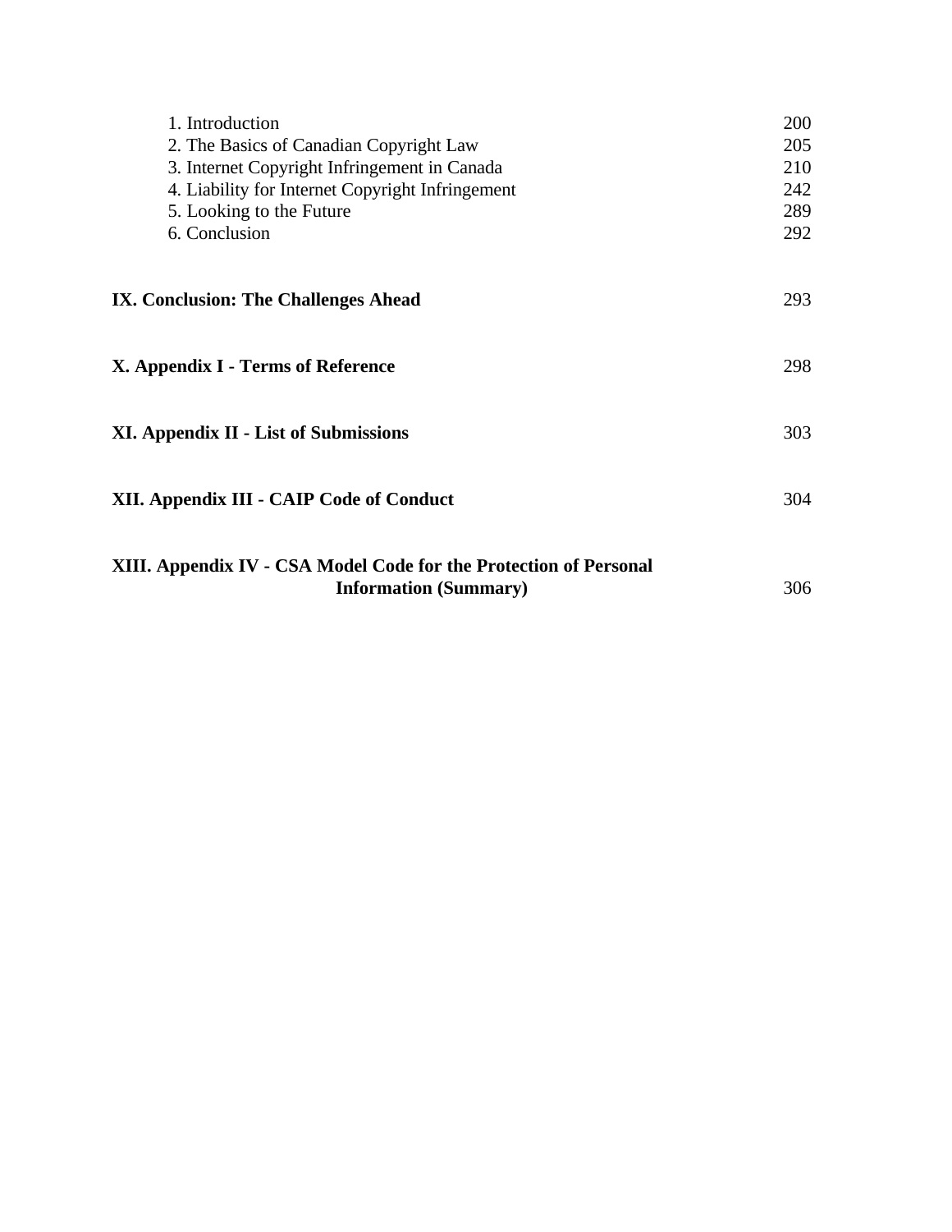1. Introduction 200
2. The Basics of Canadian Copyright Law 205
3. Internet Copyright Infringement in Canada 210
4. Liability for Internet Copyright Infringement 242
5. Looking to the Future 289
6. Conclusion 292

**IX. Conclusion: The Challenges Ahead** 293

**X. Appendix I - Terms of Reference** 298

**XI. Appendix II - List of Submissions** 303

**XII. Appendix III - CAIP Code of Conduct** 304

**XIII. Appendix IV - CSA Model Code for the Protection of Personal Information (Summary)** 306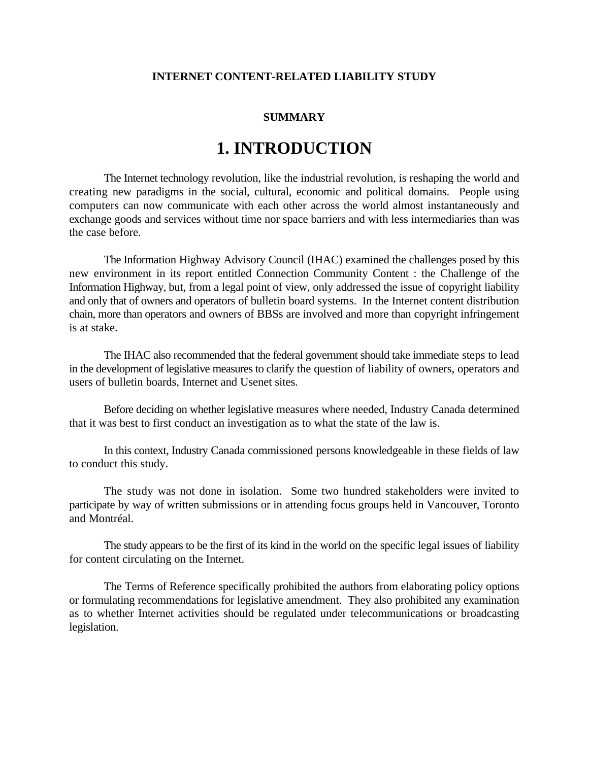**INTERNET CONTENT-RELATED LIABILITY STUDY**

**SUMMARY**

# 1. INTRODUCTION

The Internet technology revolution, like the industrial revolution, is reshaping the world and creating new paradigms in the social, cultural, economic and political domains. People using computers can now communicate with each other across the world almost instantaneously and exchange goods and services without time nor space barriers and with less intermediaries than was the case before.

The Information Highway Advisory Council (IHAC) examined the challenges posed by this new environment in its report entitled Connection Community Content : the Challenge of the Information Highway, but, from a legal point of view, only addressed the issue of copyright liability and only that of owners and operators of bulletin board systems. In the Internet content distribution chain, more than operators and owners of BBSs are involved and more than copyright infringement is at stake.

The IHAC also recommended that the federal government should take immediate steps to lead in the development of legislative measures to clarify the question of liability of owners, operators and users of bulletin boards, Internet and Usenet sites.

Before deciding on whether legislative measures where needed, Industry Canada determined that it was best to first conduct an investigation as to what the state of the law is.

In this context, Industry Canada commissioned persons knowledgeable in these fields of law to conduct this study.

The study was not done in isolation. Some two hundred stakeholders were invited to participate by way of written submissions or in attending focus groups held in Vancouver, Toronto and Montréal.

The study appears to be the first of its kind in the world on the specific legal issues of liability for content circulating on the Internet.

The Terms of Reference specifically prohibited the authors from elaborating policy options or formulating recommendations for legislative amendment. They also prohibited any examination as to whether Internet activities should be regulated under telecommunications or broadcasting legislation.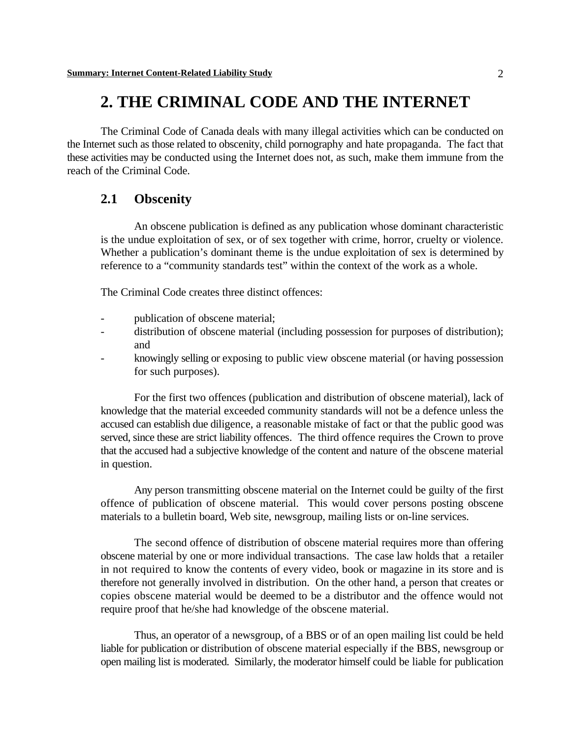# 2. THE CRIMINAL CODE AND THE INTERNET

The Criminal Code of Canada deals with many illegal activities which can be conducted on the Internet such as those related to obscenity, child pornography and hate propaganda. The fact that these activities may be conducted using the Internet does not, as such, make them immune from the reach of the Criminal Code.

## 2.1 Obscenity

An obscene publication is defined as any publication whose dominant characteristic is the undue exploitation of sex, or of sex together with crime, horror, cruelty or violence. Whether a publication's dominant theme is the undue exploitation of sex is determined by reference to a "community standards test" within the context of the work as a whole.

The Criminal Code creates three distinct offences:

- publication of obscene material;
- distribution of obscene material (including possession for purposes of distribution); and
- knowingly selling or exposing to public view obscene material (or having possession for such purposes).

For the first two offences (publication and distribution of obscene material), lack of knowledge that the material exceeded community standards will not be a defence unless the accused can establish due diligence, a reasonable mistake of fact or that the public good was served, since these are strict liability offences. The third offence requires the Crown to prove that the accused had a subjective knowledge of the content and nature of the obscene material in question.

Any person transmitting obscene material on the Internet could be guilty of the first offence of publication of obscene material. This would cover persons posting obscene materials to a bulletin board, Web site, newsgroup, mailing lists or on-line services.

The second offence of distribution of obscene material requires more than offering obscene material by one or more individual transactions. The case law holds that a retailer in not required to know the contents of every video, book or magazine in its store and is therefore not generally involved in distribution. On the other hand, a person that creates or copies obscene material would be deemed to be a distributor and the offence would not require proof that he/she had knowledge of the obscene material.

Thus, an operator of a newsgroup, of a BBS or of an open mailing list could be held liable for publication or distribution of obscene material especially if the BBS, newsgroup or open mailing list is moderated. Similarly, the moderator himself could be liable for publication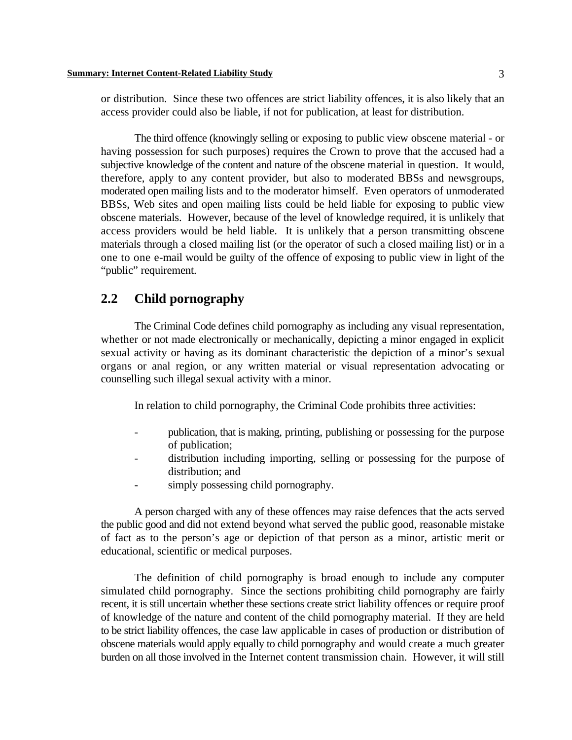or distribution. Since these two offences are strict liability offences, it is also likely that an access provider could also be liable, if not for publication, at least for distribution.

The third offence (knowingly selling or exposing to public view obscene material - or having possession for such purposes) requires the Crown to prove that the accused had a subjective knowledge of the content and nature of the obscene material in question. It would, therefore, apply to any content provider, but also to moderated BBSs and newsgroups, moderated open mailing lists and to the moderator himself. Even operators of unmoderated BBSs, Web sites and open mailing lists could be held liable for exposing to public view obscene materials. However, because of the level of knowledge required, it is unlikely that access providers would be held liable. It is unlikely that a person transmitting obscene materials through a closed mailing list (or the operator of such a closed mailing list) or in a one to one e-mail would be guilty of the offence of exposing to public view in light of the "public" requirement.

## 2.2 Child pornography

The Criminal Code defines child pornography as including any visual representation, whether or not made electronically or mechanically, depicting a minor engaged in explicit sexual activity or having as its dominant characteristic the depiction of a minor's sexual organs or anal region, or any written material or visual representation advocating or counselling such illegal sexual activity with a minor.

In relation to child pornography, the Criminal Code prohibits three activities:

- publication, that is making, printing, publishing or possessing for the purpose of publication;
- distribution including importing, selling or possessing for the purpose of distribution; and
- simply possessing child pornography.

A person charged with any of these offences may raise defences that the acts served the public good and did not extend beyond what served the public good, reasonable mistake of fact as to the person's age or depiction of that person as a minor, artistic merit or educational, scientific or medical purposes.

The definition of child pornography is broad enough to include any computer simulated child pornography. Since the sections prohibiting child pornography are fairly recent, it is still uncertain whether these sections create strict liability offences or require proof of knowledge of the nature and content of the child pornography material. If they are held to be strict liability offences, the case law applicable in cases of production or distribution of obscene materials would apply equally to child pornography and would create a much greater burden on all those involved in the Internet content transmission chain. However, it will still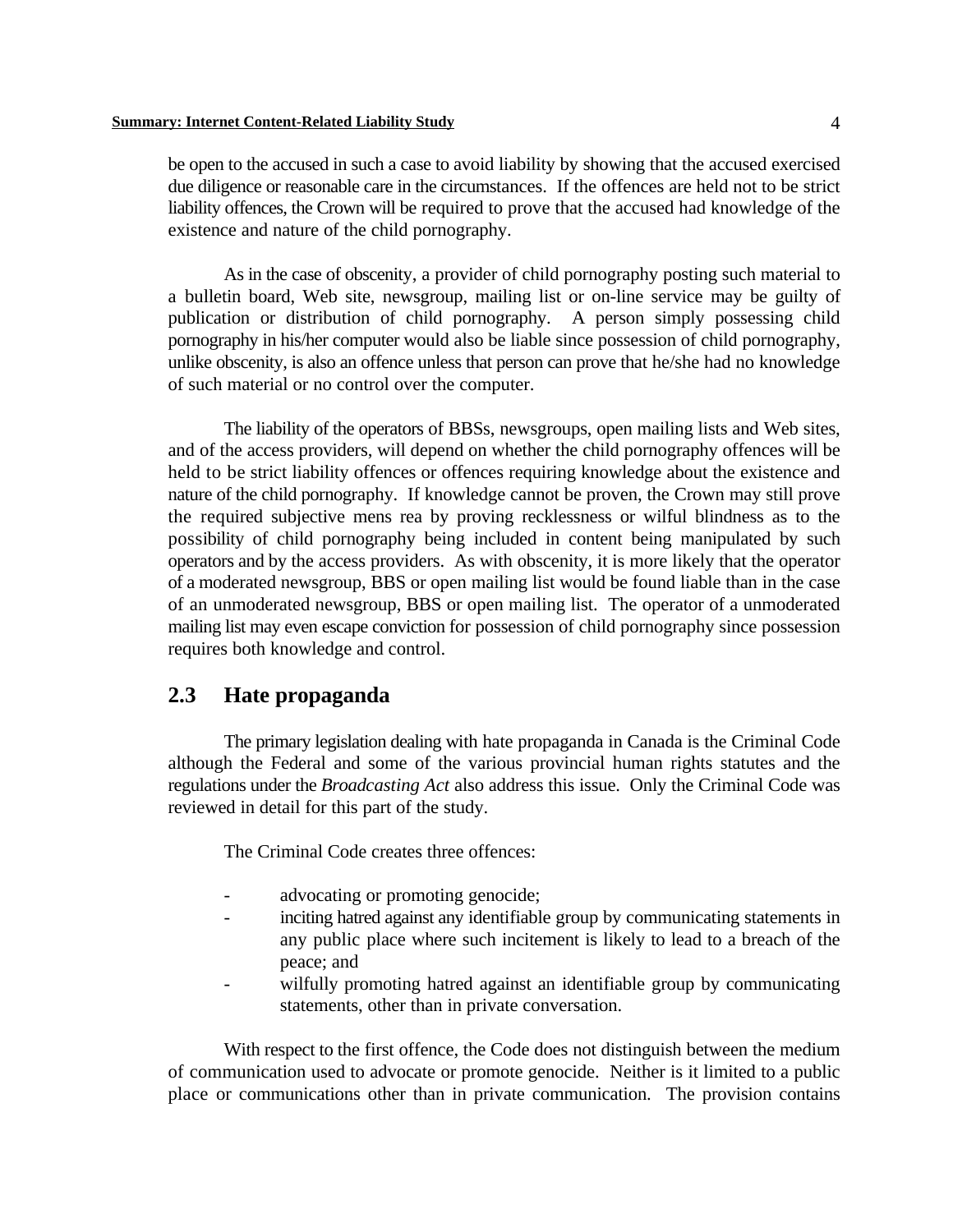be open to the accused in such a case to avoid liability by showing that the accused exercised due diligence or reasonable care in the circumstances. If the offences are held not to be strict liability offences, the Crown will be required to prove that the accused had knowledge of the existence and nature of the child pornography.

As in the case of obscenity, a provider of child pornography posting such material to a bulletin board, Web site, newsgroup, mailing list or on-line service may be guilty of publication or distribution of child pornography. A person simply possessing child pornography in his/her computer would also be liable since possession of child pornography, unlike obscenity, is also an offence unless that person can prove that he/she had no knowledge of such material or no control over the computer.

The liability of the operators of BBSs, newsgroups, open mailing lists and Web sites, and of the access providers, will depend on whether the child pornography offences will be held to be strict liability offences or offences requiring knowledge about the existence and nature of the child pornography. If knowledge cannot be proven, the Crown may still prove the required subjective mens rea by proving recklessness or wilful blindness as to the possibility of child pornography being included in content being manipulated by such operators and by the access providers. As with obscenity, it is more likely that the operator of a moderated newsgroup, BBS or open mailing list would be found liable than in the case of an unmoderated newsgroup, BBS or open mailing list. The operator of a unmoderated mailing list may even escape conviction for possession of child pornography since possession requires both knowledge and control.

## 2.3 Hate propaganda

The primary legislation dealing with hate propaganda in Canada is the Criminal Code although the Federal and some of the various provincial human rights statutes and the regulations under the *Broadcasting Act* also address this issue. Only the Criminal Code was reviewed in detail for this part of the study.

The Criminal Code creates three offences:

- advocating or promoting genocide;
- inciting hatred against any identifiable group by communicating statements in any public place where such incitement is likely to lead to a breach of the peace; and
- wilfully promoting hatred against an identifiable group by communicating statements, other than in private conversation.

With respect to the first offence, the Code does not distinguish between the medium of communication used to advocate or promote genocide. Neither is it limited to a public place or communications other than in private communication. The provision contains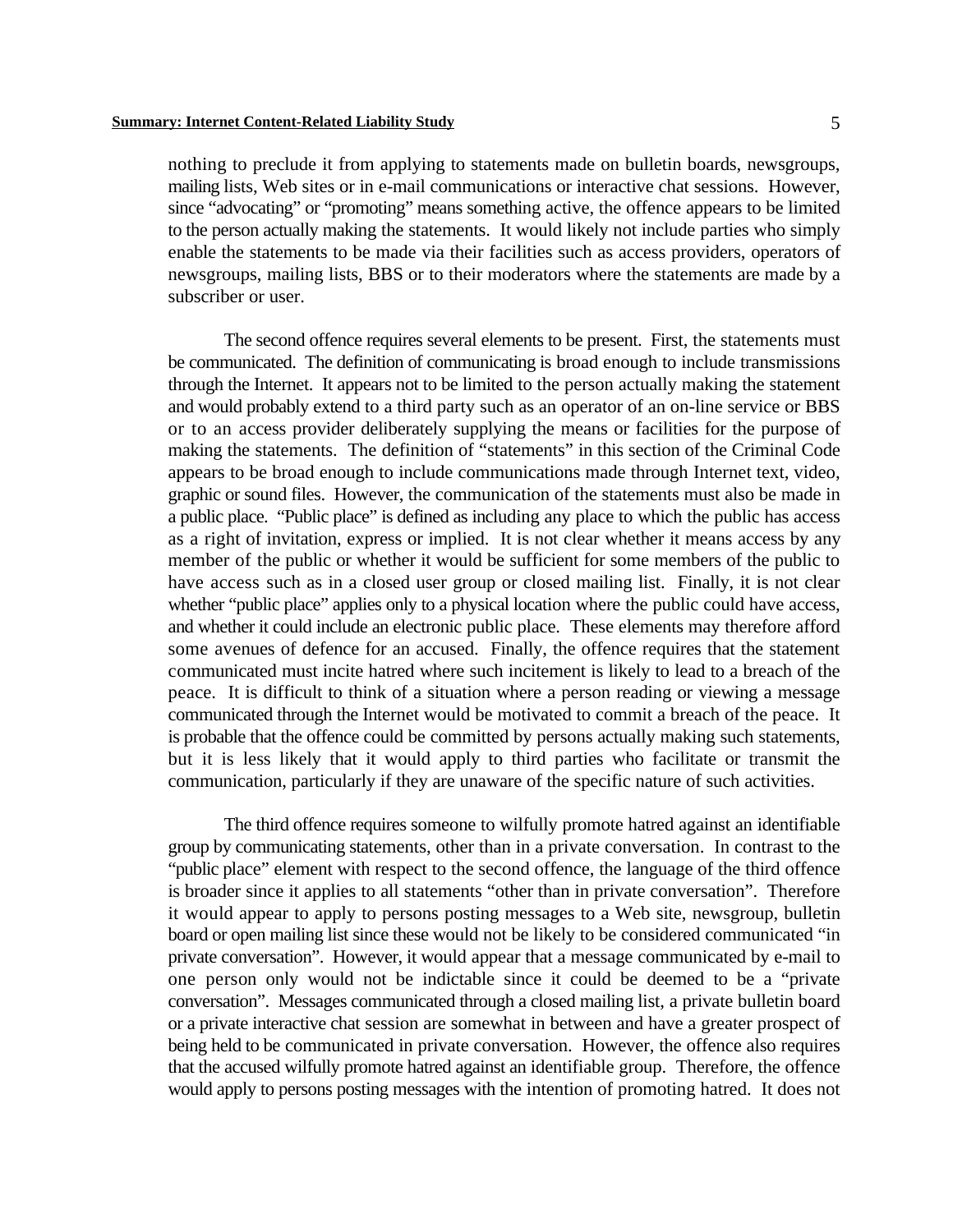nothing to preclude it from applying to statements made on bulletin boards, newsgroups, mailing lists, Web sites or in e-mail communications or interactive chat sessions. However, since "advocating" or "promoting" means something active, the offence appears to be limited to the person actually making the statements. It would likely not include parties who simply enable the statements to be made via their facilities such as access providers, operators of newsgroups, mailing lists, BBS or to their moderators where the statements are made by a subscriber or user.

The second offence requires several elements to be present. First, the statements must be communicated. The definition of communicating is broad enough to include transmissions through the Internet. It appears not to be limited to the person actually making the statement and would probably extend to a third party such as an operator of an on-line service or BBS or to an access provider deliberately supplying the means or facilities for the purpose of making the statements. The definition of "statements" in this section of the Criminal Code appears to be broad enough to include communications made through Internet text, video, graphic or sound files. However, the communication of the statements must also be made in a public place. "Public place" is defined as including any place to which the public has access as a right of invitation, express or implied. It is not clear whether it means access by any member of the public or whether it would be sufficient for some members of the public to have access such as in a closed user group or closed mailing list. Finally, it is not clear whether "public place" applies only to a physical location where the public could have access, and whether it could include an electronic public place. These elements may therefore afford some avenues of defence for an accused. Finally, the offence requires that the statement communicated must incite hatred where such incitement is likely to lead to a breach of the peace. It is difficult to think of a situation where a person reading or viewing a message communicated through the Internet would be motivated to commit a breach of the peace. It is probable that the offence could be committed by persons actually making such statements, but it is less likely that it would apply to third parties who facilitate or transmit the communication, particularly if they are unaware of the specific nature of such activities.

The third offence requires someone to wilfully promote hatred against an identifiable group by communicating statements, other than in a private conversation. In contrast to the "public place" element with respect to the second offence, the language of the third offence is broader since it applies to all statements "other than in private conversation". Therefore it would appear to apply to persons posting messages to a Web site, newsgroup, bulletin board or open mailing list since these would not be likely to be considered communicated "in private conversation". However, it would appear that a message communicated by e-mail to one person only would not be indictable since it could be deemed to be a "private conversation". Messages communicated through a closed mailing list, a private bulletin board or a private interactive chat session are somewhat in between and have a greater prospect of being held to be communicated in private conversation. However, the offence also requires that the accused wilfully promote hatred against an identifiable group. Therefore, the offence would apply to persons posting messages with the intention of promoting hatred. It does not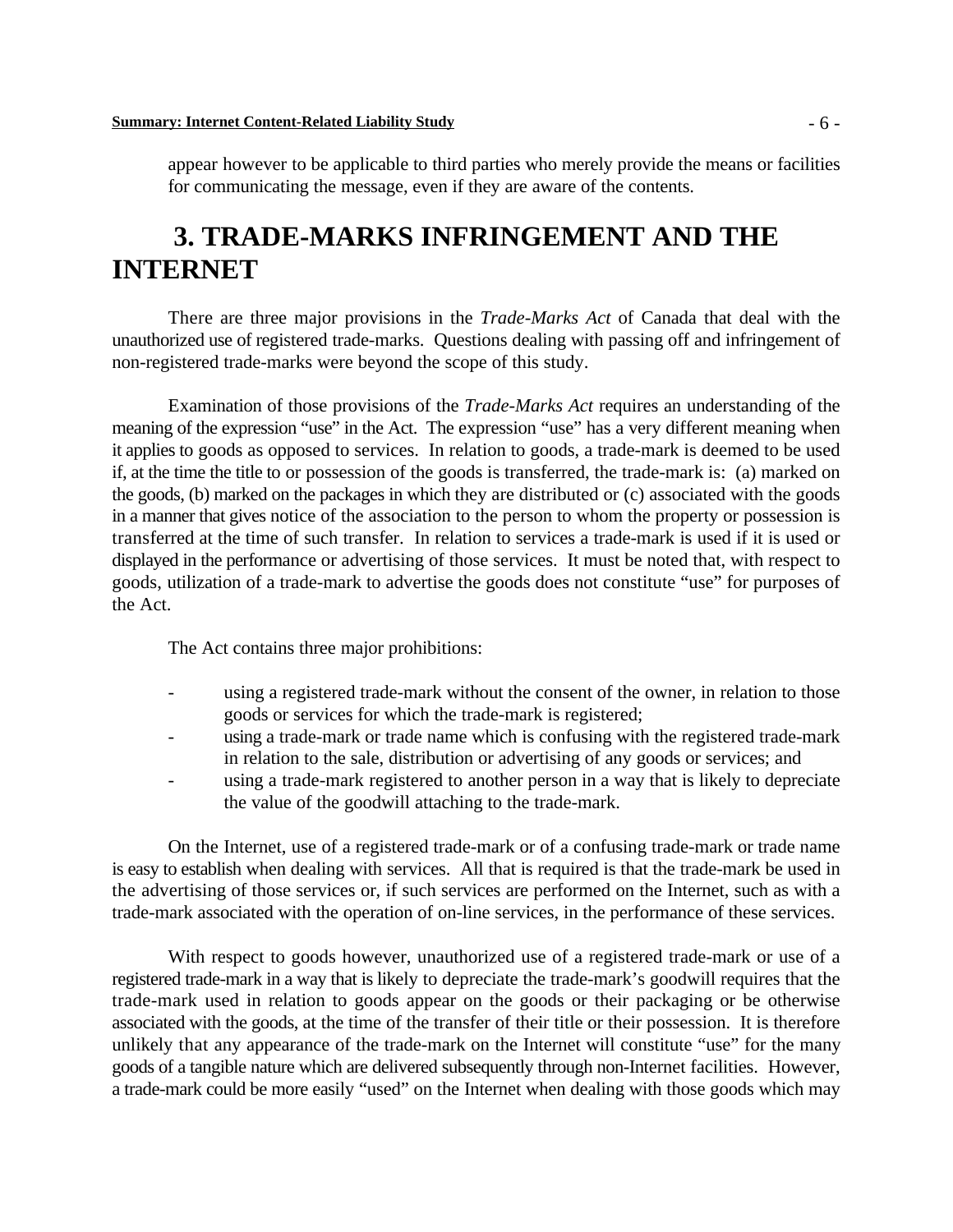appear however to be applicable to third parties who merely provide the means or facilities for communicating the message, even if they are aware of the contents.

# 3. TRADE-MARKS INFRINGEMENT AND THE INTERNET

There are three major provisions in the *Trade-Marks Act* of Canada that deal with the unauthorized use of registered trade-marks. Questions dealing with passing off and infringement of non-registered trade-marks were beyond the scope of this study.

Examination of those provisions of the *Trade-Marks Act* requires an understanding of the meaning of the expression "use" in the Act. The expression "use" has a very different meaning when it applies to goods as opposed to services. In relation to goods, a trade-mark is deemed to be used if, at the time the title to or possession of the goods is transferred, the trade-mark is: (a) marked on the goods, (b) marked on the packages in which they are distributed or (c) associated with the goods in a manner that gives notice of the association to the person to whom the property or possession is transferred at the time of such transfer. In relation to services a trade-mark is used if it is used or displayed in the performance or advertising of those services. It must be noted that, with respect to goods, utilization of a trade-mark to advertise the goods does not constitute "use" for purposes of the Act.

The Act contains three major prohibitions:

- using a registered trade-mark without the consent of the owner, in relation to those goods or services for which the trade-mark is registered;
- using a trade-mark or trade name which is confusing with the registered trade-mark in relation to the sale, distribution or advertising of any goods or services; and
- using a trade-mark registered to another person in a way that is likely to depreciate the value of the goodwill attaching to the trade-mark.

On the Internet, use of a registered trade-mark or of a confusing trade-mark or trade name is easy to establish when dealing with services. All that is required is that the trade-mark be used in the advertising of those services or, if such services are performed on the Internet, such as with a trade-mark associated with the operation of on-line services, in the performance of these services.

With respect to goods however, unauthorized use of a registered trade-mark or use of a registered trade-mark in a way that is likely to depreciate the trade-mark's goodwill requires that the trade-mark used in relation to goods appear on the goods or their packaging or be otherwise associated with the goods, at the time of the transfer of their title or their possession. It is therefore unlikely that any appearance of the trade-mark on the Internet will constitute "use" for the many goods of a tangible nature which are delivered subsequently through non-Internet facilities. However, a trade-mark could be more easily "used" on the Internet when dealing with those goods which may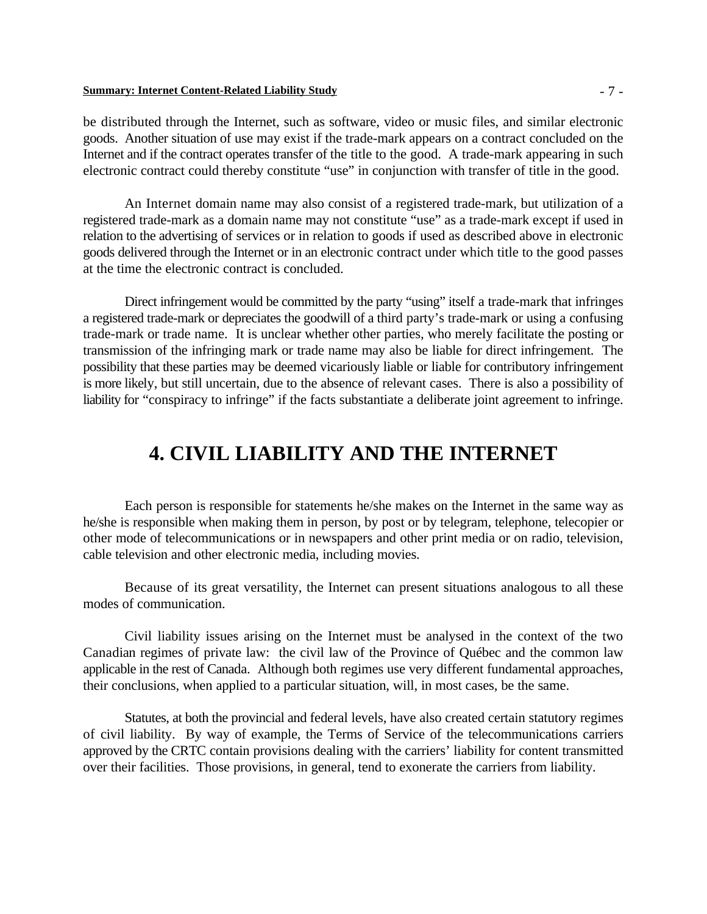be distributed through the Internet, such as software, video or music files, and similar electronic goods. Another situation of use may exist if the trade-mark appears on a contract concluded on the Internet and if the contract operates transfer of the title to the good. A trade-mark appearing in such electronic contract could thereby constitute "use" in conjunction with transfer of title in the good.

An Internet domain name may also consist of a registered trade-mark, but utilization of a registered trade-mark as a domain name may not constitute "use" as a trade-mark except if used in relation to the advertising of services or in relation to goods if used as described above in electronic goods delivered through the Internet or in an electronic contract under which title to the good passes at the time the electronic contract is concluded.

Direct infringement would be committed by the party "using" itself a trade-mark that infringes a registered trade-mark or depreciates the goodwill of a third party's trade-mark or using a confusing trade-mark or trade name. It is unclear whether other parties, who merely facilitate the posting or transmission of the infringing mark or trade name may also be liable for direct infringement. The possibility that these parties may be deemed vicariously liable or liable for contributory infringement is more likely, but still uncertain, due to the absence of relevant cases. There is also a possibility of liability for "conspiracy to infringe" if the facts substantiate a deliberate joint agreement to infringe.

# 4. CIVIL LIABILITY AND THE INTERNET

Each person is responsible for statements he/she makes on the Internet in the same way as he/she is responsible when making them in person, by post or by telegram, telephone, telecopier or other mode of telecommunications or in newspapers and other print media or on radio, television, cable television and other electronic media, including movies.

Because of its great versatility, the Internet can present situations analogous to all these modes of communication.

Civil liability issues arising on the Internet must be analysed in the context of the two Canadian regimes of private law: the civil law of the Province of Québec and the common law applicable in the rest of Canada. Although both regimes use very different fundamental approaches, their conclusions, when applied to a particular situation, will, in most cases, be the same.

Statutes, at both the provincial and federal levels, have also created certain statutory regimes of civil liability. By way of example, the Terms of Service of the telecommunications carriers approved by the CRTC contain provisions dealing with the carriers' liability for content transmitted over their facilities. Those provisions, in general, tend to exonerate the carriers from liability.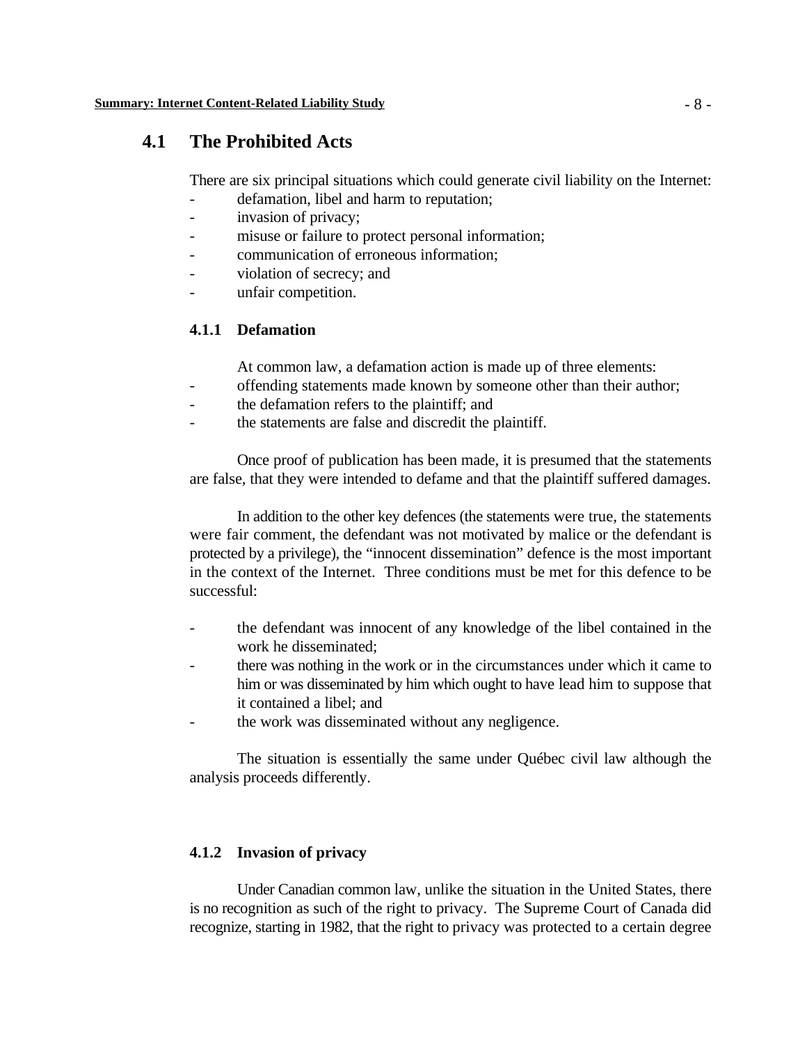## 4.1 The Prohibited Acts

There are six principal situations which could generate civil liability on the Internet:

- defamation, libel and harm to reputation;
- invasion of privacy;
- misuse or failure to protect personal information;
- communication of erroneous information;
- violation of secrecy; and
- unfair competition.

### 4.1.1 Defamation

At common law, a defamation action is made up of three elements:

- offending statements made known by someone other than their author;
- the defamation refers to the plaintiff; and
- the statements are false and discredit the plaintiff.

Once proof of publication has been made, it is presumed that the statements are false, that they were intended to defame and that the plaintiff suffered damages.

In addition to the other key defences (the statements were true, the statements were fair comment, the defendant was not motivated by malice or the defendant is protected by a privilege), the "innocent dissemination" defence is the most important in the context of the Internet. Three conditions must be met for this defence to be successful:

- the defendant was innocent of any knowledge of the libel contained in the work he disseminated;
- there was nothing in the work or in the circumstances under which it came to him or was disseminated by him which ought to have lead him to suppose that it contained a libel; and
- the work was disseminated without any negligence.

The situation is essentially the same under Québec civil law although the analysis proceeds differently.

### 4.1.2 Invasion of privacy

Under Canadian common law, unlike the situation in the United States, there is no recognition as such of the right to privacy. The Supreme Court of Canada did recognize, starting in 1982, that the right to privacy was protected to a certain degree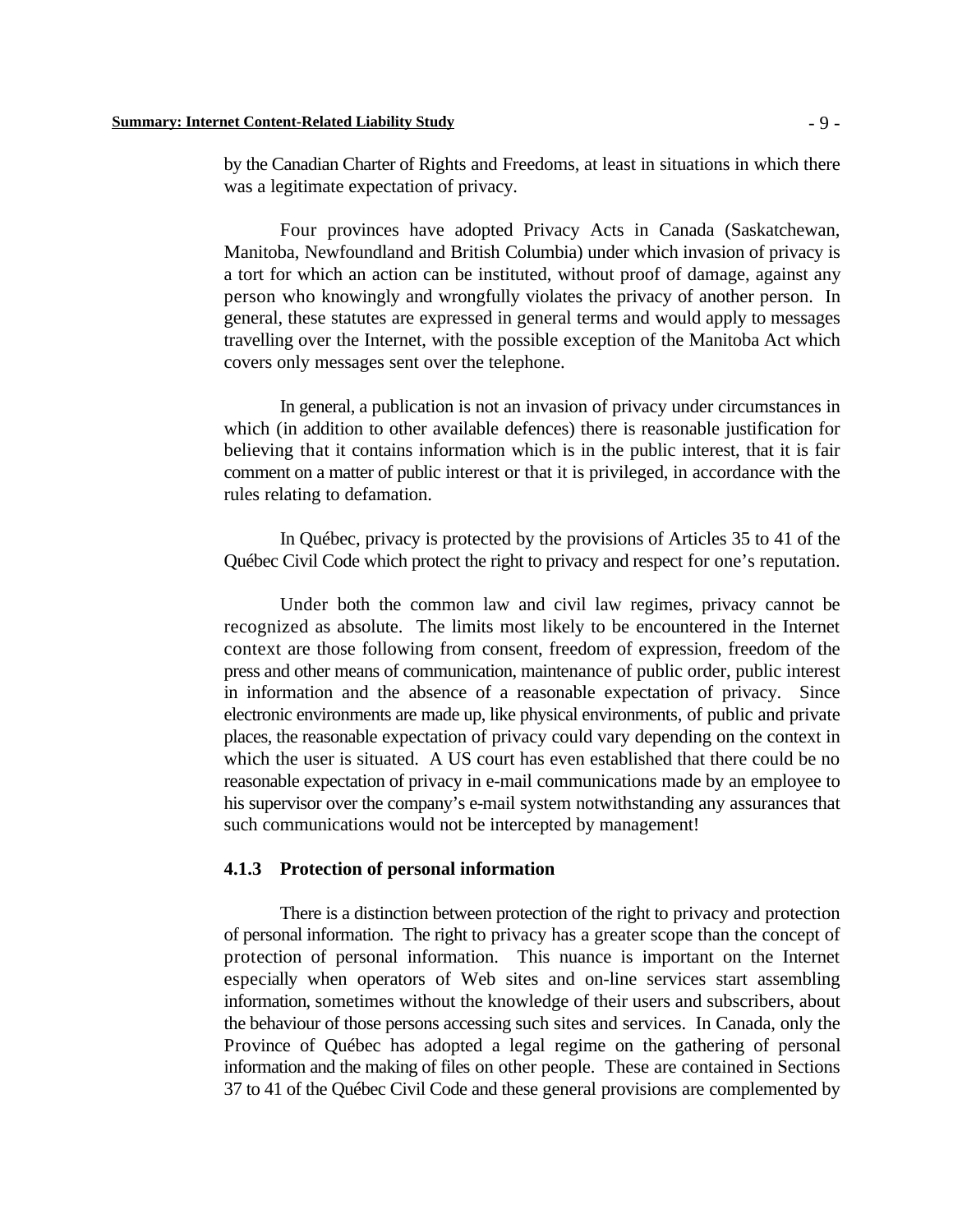by the Canadian Charter of Rights and Freedoms, at least in situations in which there was a legitimate expectation of privacy.

Four provinces have adopted Privacy Acts in Canada (Saskatchewan, Manitoba, Newfoundland and British Columbia) under which invasion of privacy is a tort for which an action can be instituted, without proof of damage, against any person who knowingly and wrongfully violates the privacy of another person. In general, these statutes are expressed in general terms and would apply to messages travelling over the Internet, with the possible exception of the Manitoba Act which covers only messages sent over the telephone.

In general, a publication is not an invasion of privacy under circumstances in which (in addition to other available defences) there is reasonable justification for believing that it contains information which is in the public interest, that it is fair comment on a matter of public interest or that it is privileged, in accordance with the rules relating to defamation.

In Québec, privacy is protected by the provisions of Articles 35 to 41 of the Québec Civil Code which protect the right to privacy and respect for one's reputation.

Under both the common law and civil law regimes, privacy cannot be recognized as absolute. The limits most likely to be encountered in the Internet context are those following from consent, freedom of expression, freedom of the press and other means of communication, maintenance of public order, public interest in information and the absence of a reasonable expectation of privacy. Since electronic environments are made up, like physical environments, of public and private places, the reasonable expectation of privacy could vary depending on the context in which the user is situated. A US court has even established that there could be no reasonable expectation of privacy in e-mail communications made by an employee to his supervisor over the company's e-mail system notwithstanding any assurances that such communications would not be intercepted by management!

### 4.1.3 Protection of personal information

There is a distinction between protection of the right to privacy and protection of personal information. The right to privacy has a greater scope than the concept of protection of personal information. This nuance is important on the Internet especially when operators of Web sites and on-line services start assembling information, sometimes without the knowledge of their users and subscribers, about the behaviour of those persons accessing such sites and services. In Canada, only the Province of Québec has adopted a legal regime on the gathering of personal information and the making of files on other people. These are contained in Sections 37 to 41 of the Québec Civil Code and these general provisions are complemented by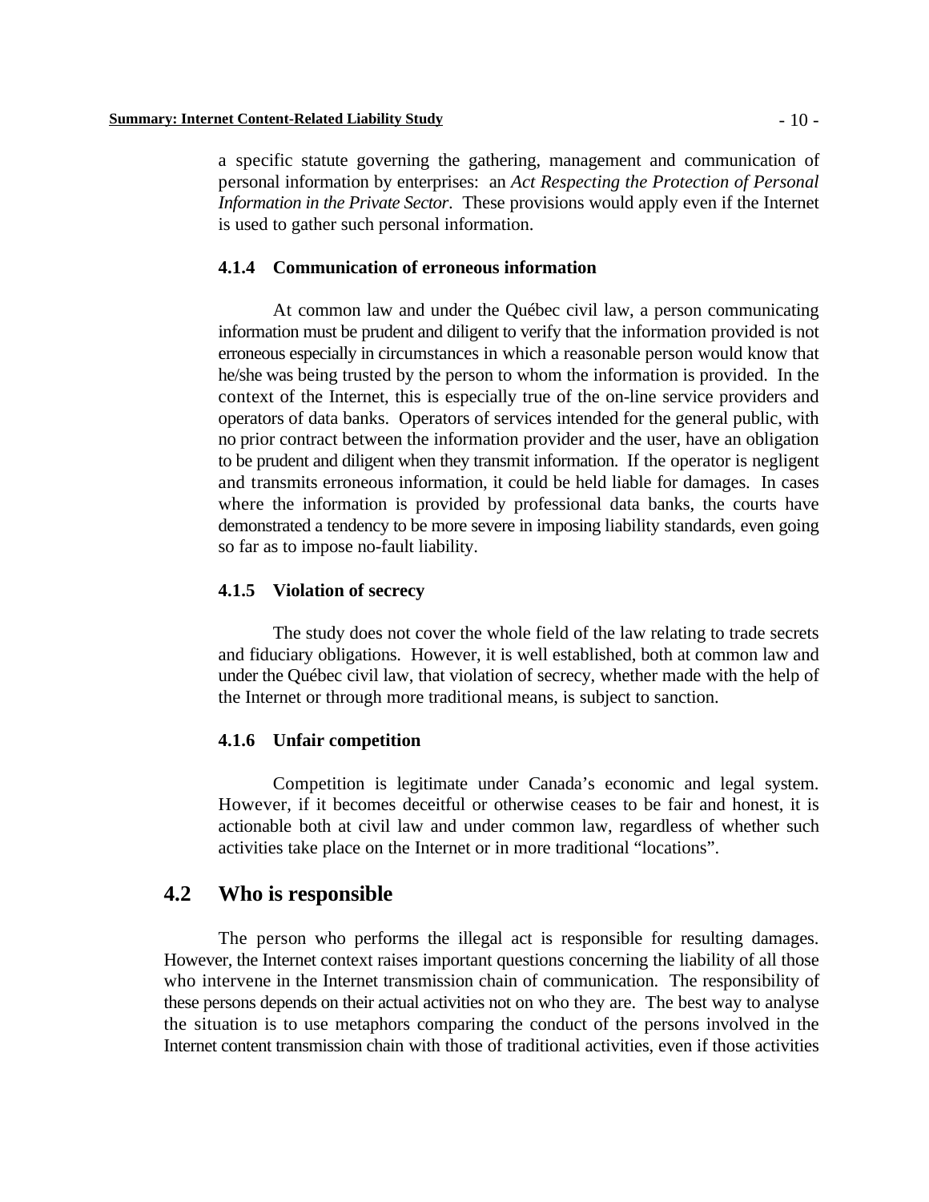a specific statute governing the gathering, management and communication of personal information by enterprises: an *Act Respecting the Protection of Personal Information in the Private Sector*. These provisions would apply even if the Internet is used to gather such personal information.

#### 4.1.4 Communication of erroneous information

At common law and under the Québec civil law, a person communicating information must be prudent and diligent to verify that the information provided is not erroneous especially in circumstances in which a reasonable person would know that he/she was being trusted by the person to whom the information is provided. In the context of the Internet, this is especially true of the on-line service providers and operators of data banks. Operators of services intended for the general public, with no prior contract between the information provider and the user, have an obligation to be prudent and diligent when they transmit information. If the operator is negligent and transmits erroneous information, it could be held liable for damages. In cases where the information is provided by professional data banks, the courts have demonstrated a tendency to be more severe in imposing liability standards, even going so far as to impose no-fault liability.

#### 4.1.5 Violation of secrecy

The study does not cover the whole field of the law relating to trade secrets and fiduciary obligations. However, it is well established, both at common law and under the Québec civil law, that violation of secrecy, whether made with the help of the Internet or through more traditional means, is subject to sanction.

#### 4.1.6 Unfair competition

Competition is legitimate under Canada's economic and legal system. However, if it becomes deceitful or otherwise ceases to be fair and honest, it is actionable both at civil law and under common law, regardless of whether such activities take place on the Internet or in more traditional "locations".

## 4.2 Who is responsible

The person who performs the illegal act is responsible for resulting damages. However, the Internet context raises important questions concerning the liability of all those who intervene in the Internet transmission chain of communication. The responsibility of these persons depends on their actual activities not on who they are. The best way to analyse the situation is to use metaphors comparing the conduct of the persons involved in the Internet content transmission chain with those of traditional activities, even if those activities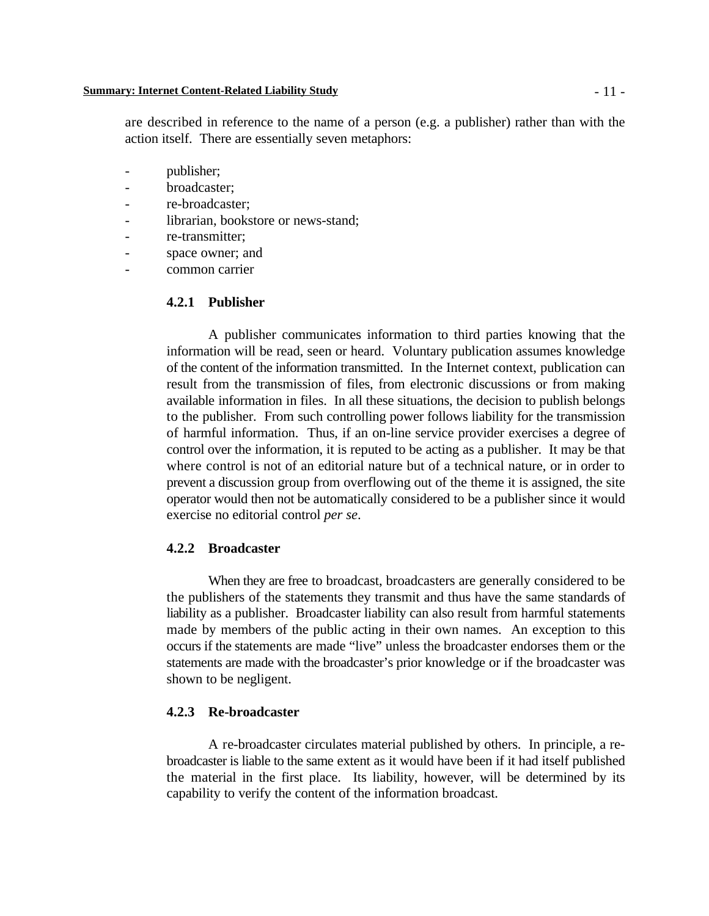are described in reference to the name of a person (e.g. a publisher) rather than with the action itself. There are essentially seven metaphors:

- publisher;
- broadcaster;
- re-broadcaster;
- librarian, bookstore or news-stand;
- re-transmitter;
- space owner; and
- common carrier

### 4.2.1 Publisher

A publisher communicates information to third parties knowing that the information will be read, seen or heard. Voluntary publication assumes knowledge of the content of the information transmitted. In the Internet context, publication can result from the transmission of files, from electronic discussions or from making available information in files. In all these situations, the decision to publish belongs to the publisher. From such controlling power follows liability for the transmission of harmful information. Thus, if an on-line service provider exercises a degree of control over the information, it is reputed to be acting as a publisher. It may be that where control is not of an editorial nature but of a technical nature, or in order to prevent a discussion group from overflowing out of the theme it is assigned, the site operator would then not be automatically considered to be a publisher since it would exercise no editorial control *per se*.

### 4.2.2 Broadcaster

When they are free to broadcast, broadcasters are generally considered to be the publishers of the statements they transmit and thus have the same standards of liability as a publisher. Broadcaster liability can also result from harmful statements made by members of the public acting in their own names. An exception to this occurs if the statements are made "live" unless the broadcaster endorses them or the statements are made with the broadcaster's prior knowledge or if the broadcaster was shown to be negligent.

### 4.2.3 Re-broadcaster

A re-broadcaster circulates material published by others. In principle, a re-broadcaster is liable to the same extent as it would have been if it had itself published the material in the first place. Its liability, however, will be determined by its capability to verify the content of the information broadcast.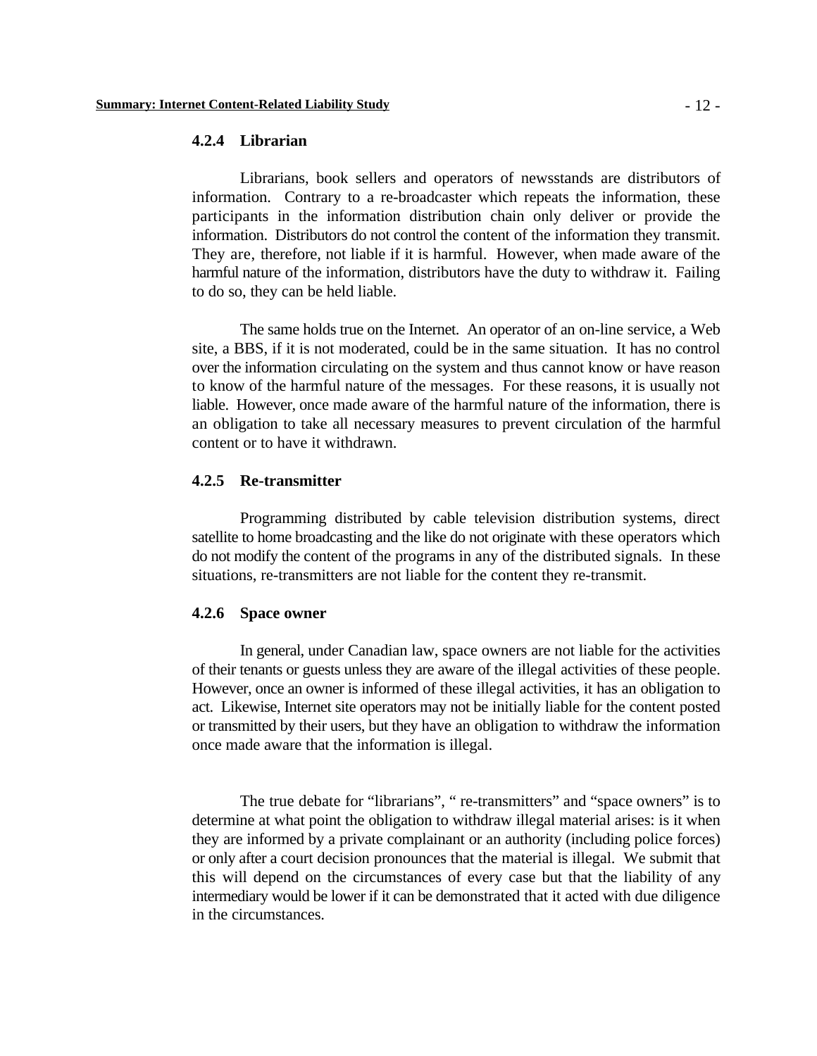#### 4.2.4 Librarian

Librarians, book sellers and operators of newsstands are distributors of information. Contrary to a re-broadcaster which repeats the information, these participants in the information distribution chain only deliver or provide the information. Distributors do not control the content of the information they transmit. They are, therefore, not liable if it is harmful. However, when made aware of the harmful nature of the information, distributors have the duty to withdraw it. Failing to do so, they can be held liable.

The same holds true on the Internet. An operator of an on-line service, a Web site, a BBS, if it is not moderated, could be in the same situation. It has no control over the information circulating on the system and thus cannot know or have reason to know of the harmful nature of the messages. For these reasons, it is usually not liable. However, once made aware of the harmful nature of the information, there is an obligation to take all necessary measures to prevent circulation of the harmful content or to have it withdrawn.

#### 4.2.5 Re-transmitter

Programming distributed by cable television distribution systems, direct satellite to home broadcasting and the like do not originate with these operators which do not modify the content of the programs in any of the distributed signals. In these situations, re-transmitters are not liable for the content they re-transmit.

#### 4.2.6 Space owner

In general, under Canadian law, space owners are not liable for the activities of their tenants or guests unless they are aware of the illegal activities of these people. However, once an owner is informed of these illegal activities, it has an obligation to act. Likewise, Internet site operators may not be initially liable for the content posted or transmitted by their users, but they have an obligation to withdraw the information once made aware that the information is illegal.

The true debate for "librarians", " re-transmitters" and "space owners" is to determine at what point the obligation to withdraw illegal material arises: is it when they are informed by a private complainant or an authority (including police forces) or only after a court decision pronounces that the material is illegal. We submit that this will depend on the circumstances of every case but that the liability of any intermediary would be lower if it can be demonstrated that it acted with due diligence in the circumstances.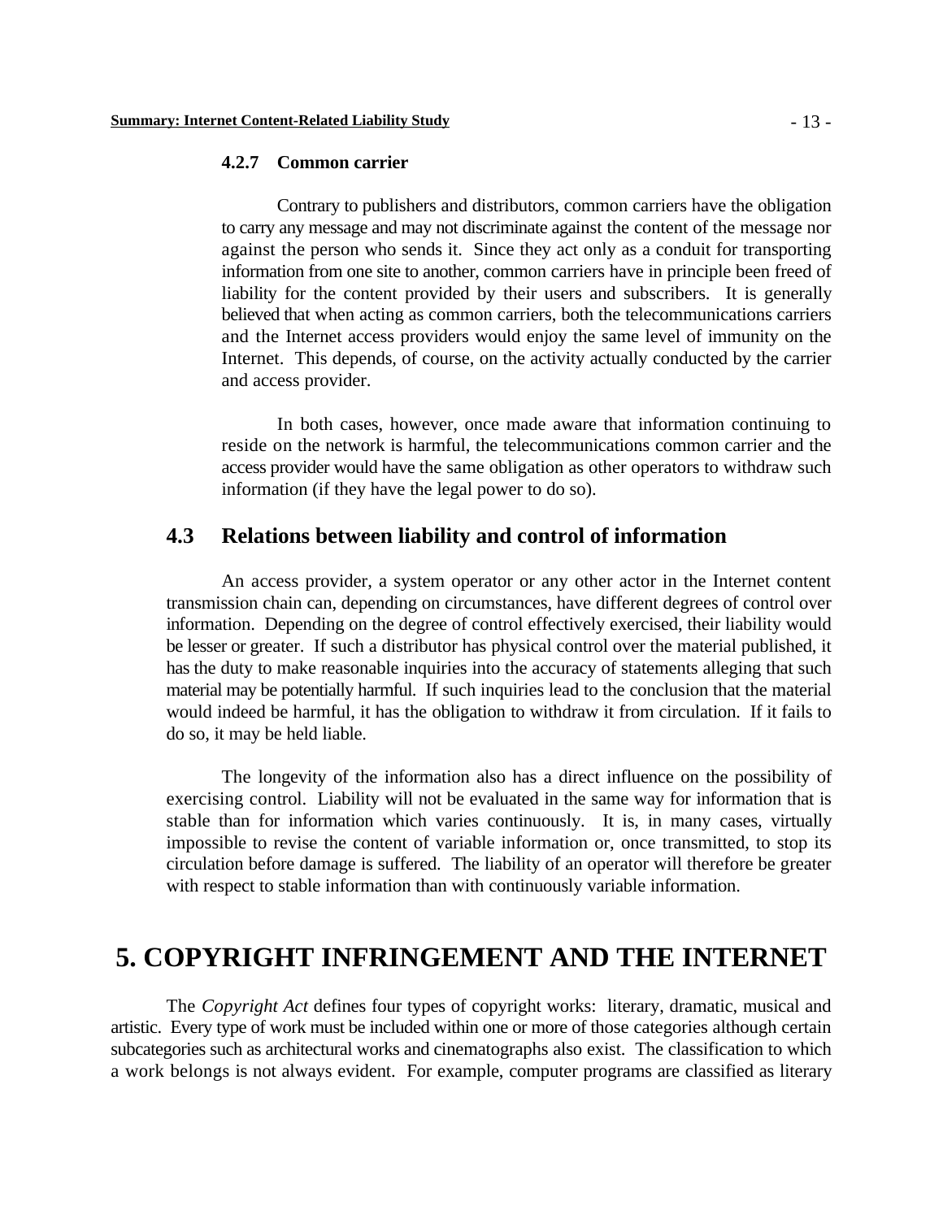#### 4.2.7 Common carrier

Contrary to publishers and distributors, common carriers have the obligation to carry any message and may not discriminate against the content of the message nor against the person who sends it. Since they act only as a conduit for transporting information from one site to another, common carriers have in principle been freed of liability for the content provided by their users and subscribers. It is generally believed that when acting as common carriers, both the telecommunications carriers and the Internet access providers would enjoy the same level of immunity on the Internet. This depends, of course, on the activity actually conducted by the carrier and access provider.

In both cases, however, once made aware that information continuing to reside on the network is harmful, the telecommunications common carrier and the access provider would have the same obligation as other operators to withdraw such information (if they have the legal power to do so).

### 4.3 Relations between liability and control of information

An access provider, a system operator or any other actor in the Internet content transmission chain can, depending on circumstances, have different degrees of control over information. Depending on the degree of control effectively exercised, their liability would be lesser or greater. If such a distributor has physical control over the material published, it has the duty to make reasonable inquiries into the accuracy of statements alleging that such material may be potentially harmful. If such inquiries lead to the conclusion that the material would indeed be harmful, it has the obligation to withdraw it from circulation. If it fails to do so, it may be held liable.

The longevity of the information also has a direct influence on the possibility of exercising control. Liability will not be evaluated in the same way for information that is stable than for information which varies continuously. It is, in many cases, virtually impossible to revise the content of variable information or, once transmitted, to stop its circulation before damage is suffered. The liability of an operator will therefore be greater with respect to stable information than with continuously variable information.

## 5. COPYRIGHT INFRINGEMENT AND THE INTERNET

The *Copyright Act* defines four types of copyright works: literary, dramatic, musical and artistic. Every type of work must be included within one or more of those categories although certain subcategories such as architectural works and cinematographs also exist. The classification to which a work belongs is not always evident. For example, computer programs are classified as literary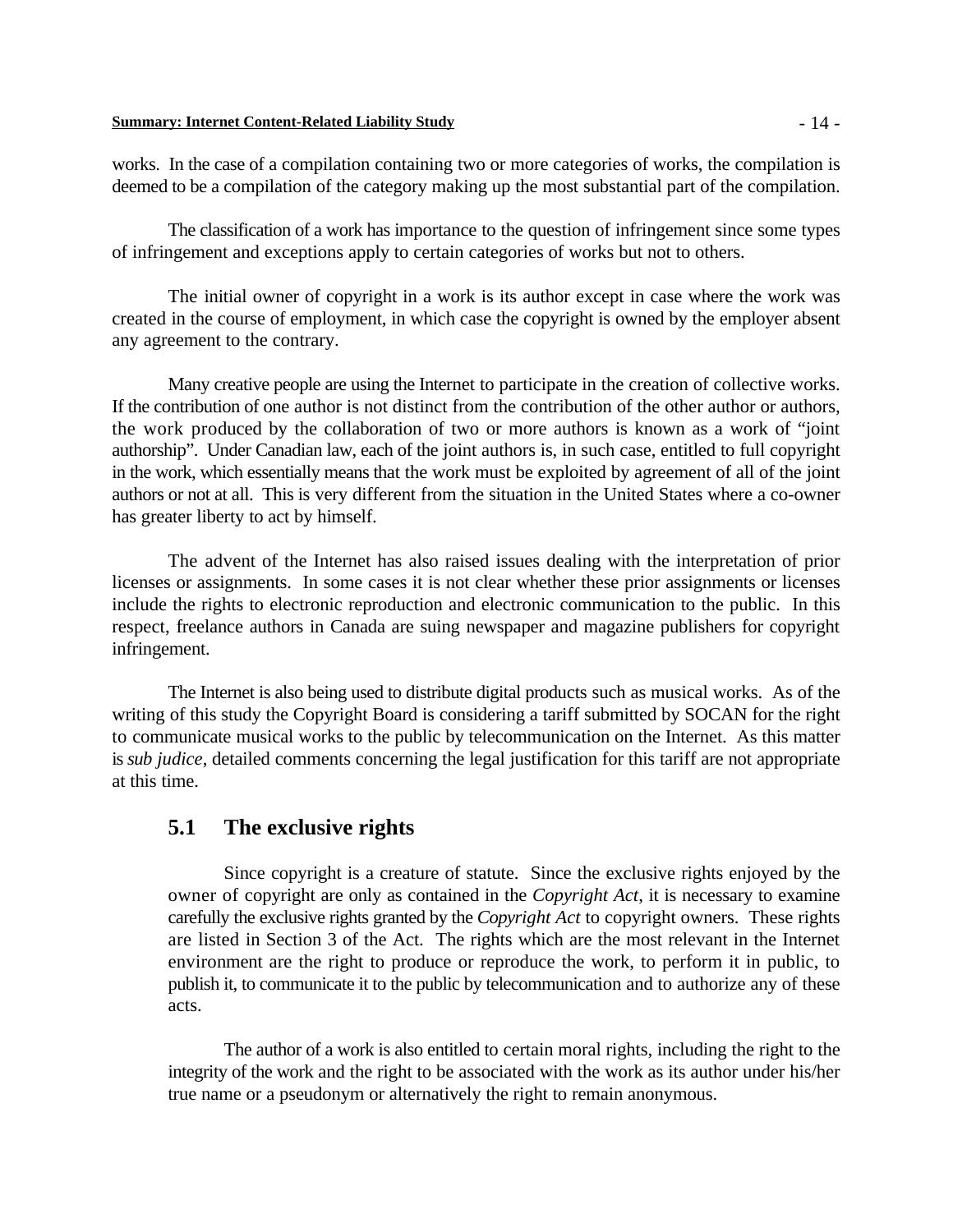works. In the case of a compilation containing two or more categories of works, the compilation is deemed to be a compilation of the category making up the most substantial part of the compilation.

The classification of a work has importance to the question of infringement since some types of infringement and exceptions apply to certain categories of works but not to others.

The initial owner of copyright in a work is its author except in case where the work was created in the course of employment, in which case the copyright is owned by the employer absent any agreement to the contrary.

Many creative people are using the Internet to participate in the creation of collective works. If the contribution of one author is not distinct from the contribution of the other author or authors, the work produced by the collaboration of two or more authors is known as a work of "joint authorship". Under Canadian law, each of the joint authors is, in such case, entitled to full copyright in the work, which essentially means that the work must be exploited by agreement of all of the joint authors or not at all. This is very different from the situation in the United States where a co-owner has greater liberty to act by himself.

The advent of the Internet has also raised issues dealing with the interpretation of prior licenses or assignments. In some cases it is not clear whether these prior assignments or licenses include the rights to electronic reproduction and electronic communication to the public. In this respect, freelance authors in Canada are suing newspaper and magazine publishers for copyright infringement.

The Internet is also being used to distribute digital products such as musical works. As of the writing of this study the Copyright Board is considering a tariff submitted by SOCAN for the right to communicate musical works to the public by telecommunication on the Internet. As this matter is *sub judice*, detailed comments concerning the legal justification for this tariff are not appropriate at this time.

## 5.1 The exclusive rights

Since copyright is a creature of statute. Since the exclusive rights enjoyed by the owner of copyright are only as contained in the *Copyright Act*, it is necessary to examine carefully the exclusive rights granted by the *Copyright Act* to copyright owners. These rights are listed in Section 3 of the Act. The rights which are the most relevant in the Internet environment are the right to produce or reproduce the work, to perform it in public, to publish it, to communicate it to the public by telecommunication and to authorize any of these acts.

The author of a work is also entitled to certain moral rights, including the right to the integrity of the work and the right to be associated with the work as its author under his/her true name or a pseudonym or alternatively the right to remain anonymous.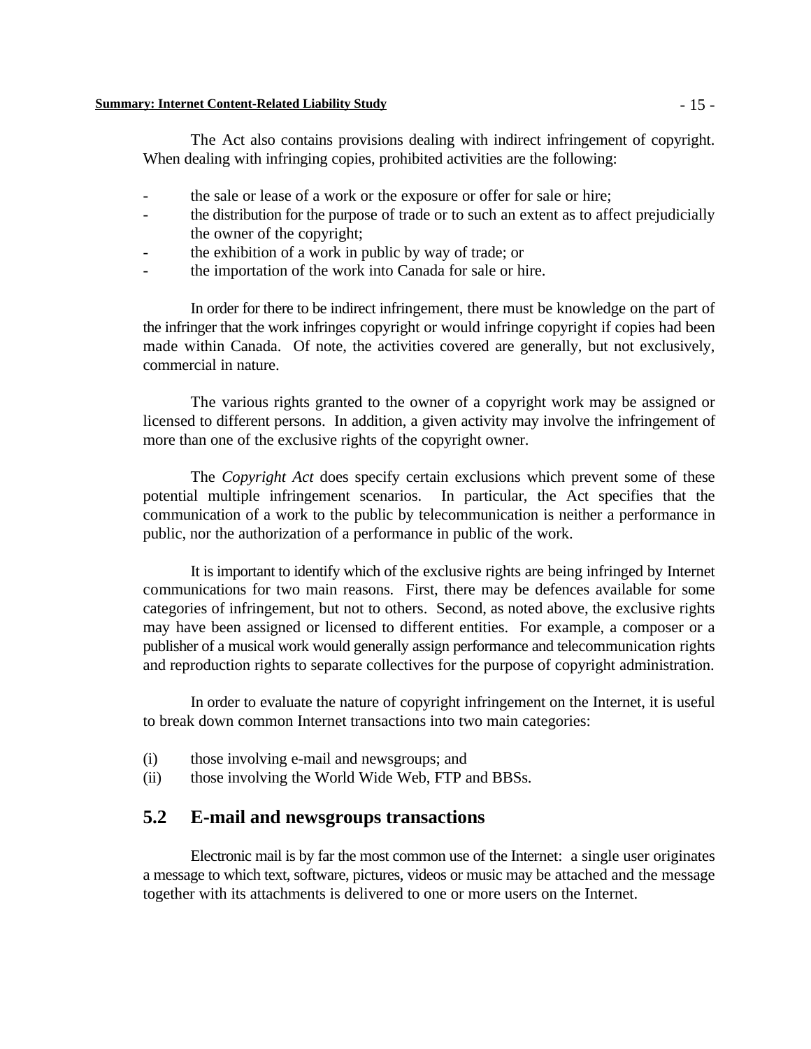The Act also contains provisions dealing with indirect infringement of copyright. When dealing with infringing copies, prohibited activities are the following:

- the sale or lease of a work or the exposure or offer for sale or hire;
- the distribution for the purpose of trade or to such an extent as to affect prejudicially the owner of the copyright;
- the exhibition of a work in public by way of trade; or
- the importation of the work into Canada for sale or hire.

In order for there to be indirect infringement, there must be knowledge on the part of the infringer that the work infringes copyright or would infringe copyright if copies had been made within Canada. Of note, the activities covered are generally, but not exclusively, commercial in nature.

The various rights granted to the owner of a copyright work may be assigned or licensed to different persons. In addition, a given activity may involve the infringement of more than one of the exclusive rights of the copyright owner.

The *Copyright Act* does specify certain exclusions which prevent some of these potential multiple infringement scenarios. In particular, the Act specifies that the communication of a work to the public by telecommunication is neither a performance in public, nor the authorization of a performance in public of the work.

It is important to identify which of the exclusive rights are being infringed by Internet communications for two main reasons. First, there may be defences available for some categories of infringement, but not to others. Second, as noted above, the exclusive rights may have been assigned or licensed to different entities. For example, a composer or a publisher of a musical work would generally assign performance and telecommunication rights and reproduction rights to separate collectives for the purpose of copyright administration.

In order to evaluate the nature of copyright infringement on the Internet, it is useful to break down common Internet transactions into two main categories:

(i) those involving e-mail and newsgroups; and
(ii) those involving the World Wide Web, FTP and BBSs.

## 5.2 E-mail and newsgroups transactions

Electronic mail is by far the most common use of the Internet: a single user originates a message to which text, software, pictures, videos or music may be attached and the message together with its attachments is delivered to one or more users on the Internet.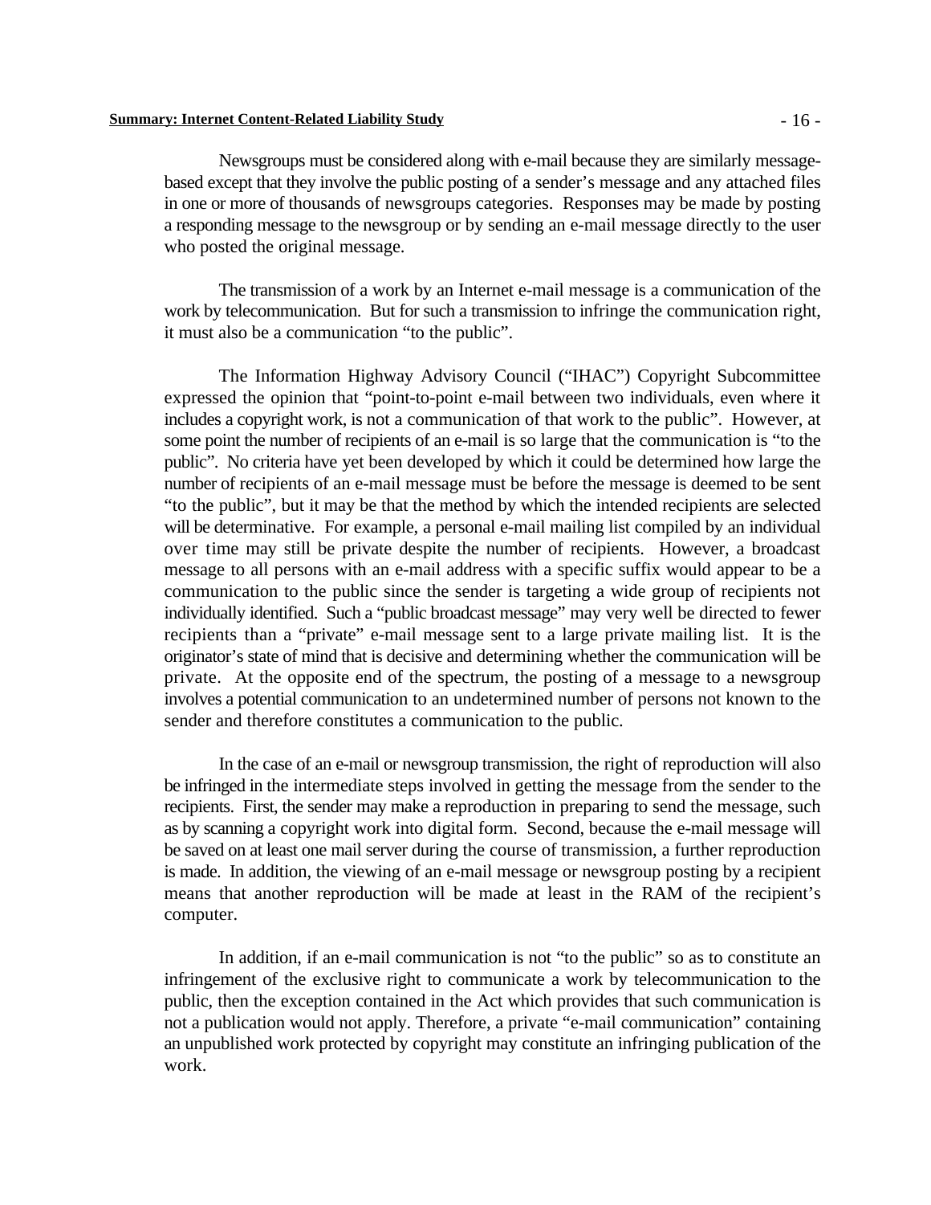Newsgroups must be considered along with e-mail because they are similarly message-based except that they involve the public posting of a sender's message and any attached files in one or more of thousands of newsgroups categories. Responses may be made by posting a responding message to the newsgroup or by sending an e-mail message directly to the user who posted the original message.

The transmission of a work by an Internet e-mail message is a communication of the work by telecommunication. But for such a transmission to infringe the communication right, it must also be a communication "to the public".

The Information Highway Advisory Council ("IHAC") Copyright Subcommittee expressed the opinion that "point-to-point e-mail between two individuals, even where it includes a copyright work, is not a communication of that work to the public". However, at some point the number of recipients of an e-mail is so large that the communication is "to the public". No criteria have yet been developed by which it could be determined how large the number of recipients of an e-mail message must be before the message is deemed to be sent "to the public", but it may be that the method by which the intended recipients are selected will be determinative. For example, a personal e-mail mailing list compiled by an individual over time may still be private despite the number of recipients. However, a broadcast message to all persons with an e-mail address with a specific suffix would appear to be a communication to the public since the sender is targeting a wide group of recipients not individually identified. Such a "public broadcast message" may very well be directed to fewer recipients than a "private" e-mail message sent to a large private mailing list. It is the originator's state of mind that is decisive and determining whether the communication will be private. At the opposite end of the spectrum, the posting of a message to a newsgroup involves a potential communication to an undetermined number of persons not known to the sender and therefore constitutes a communication to the public.

In the case of an e-mail or newsgroup transmission, the right of reproduction will also be infringed in the intermediate steps involved in getting the message from the sender to the recipients. First, the sender may make a reproduction in preparing to send the message, such as by scanning a copyright work into digital form. Second, because the e-mail message will be saved on at least one mail server during the course of transmission, a further reproduction is made. In addition, the viewing of an e-mail message or newsgroup posting by a recipient means that another reproduction will be made at least in the RAM of the recipient's computer.

In addition, if an e-mail communication is not "to the public" so as to constitute an infringement of the exclusive right to communicate a work by telecommunication to the public, then the exception contained in the Act which provides that such communication is not a publication would not apply. Therefore, a private "e-mail communication" containing an unpublished work protected by copyright may constitute an infringing publication of the work.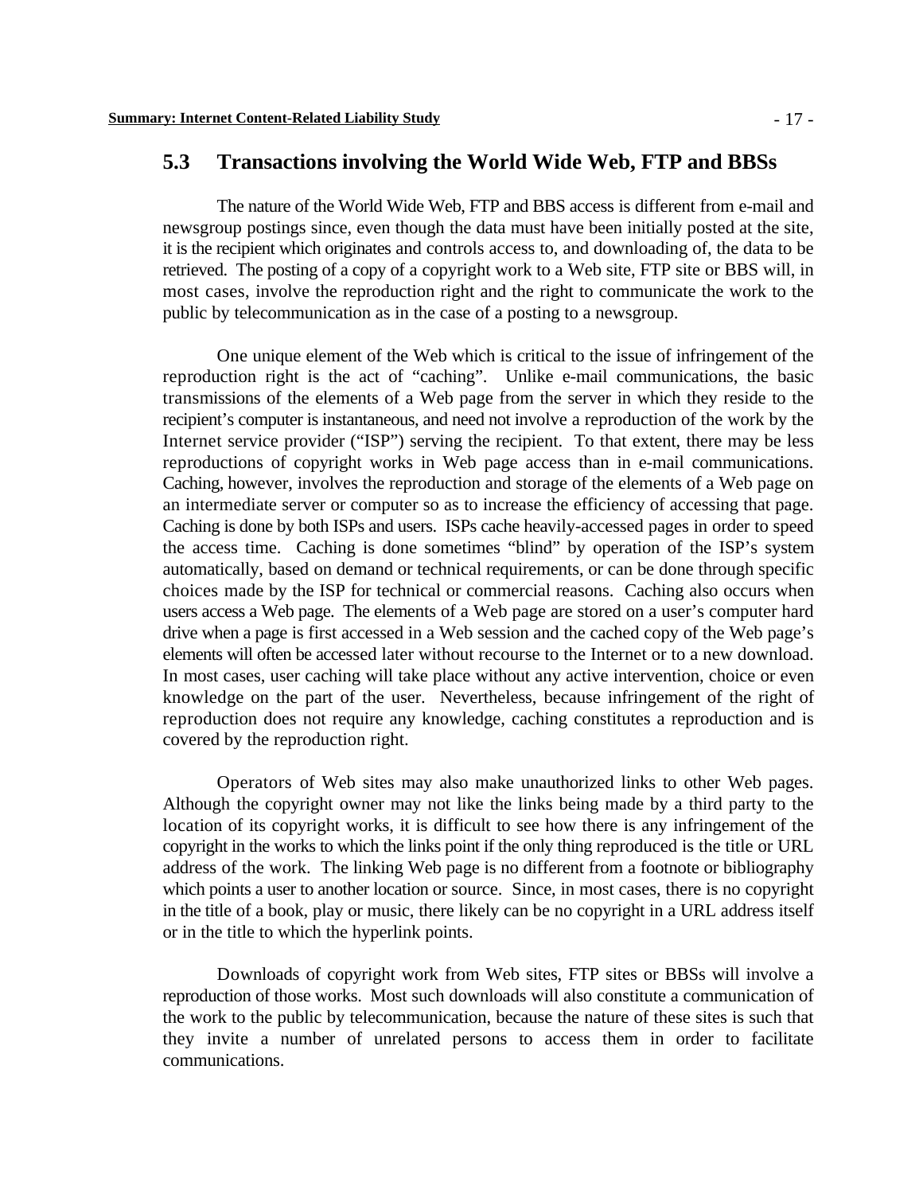## 5.3 Transactions involving the World Wide Web, FTP and BBSs

The nature of the World Wide Web, FTP and BBS access is different from e-mail and newsgroup postings since, even though the data must have been initially posted at the site, it is the recipient which originates and controls access to, and downloading of, the data to be retrieved. The posting of a copy of a copyright work to a Web site, FTP site or BBS will, in most cases, involve the reproduction right and the right to communicate the work to the public by telecommunication as in the case of a posting to a newsgroup.

One unique element of the Web which is critical to the issue of infringement of the reproduction right is the act of "caching". Unlike e-mail communications, the basic transmissions of the elements of a Web page from the server in which they reside to the recipient's computer is instantaneous, and need not involve a reproduction of the work by the Internet service provider ("ISP") serving the recipient. To that extent, there may be less reproductions of copyright works in Web page access than in e-mail communications. Caching, however, involves the reproduction and storage of the elements of a Web page on an intermediate server or computer so as to increase the efficiency of accessing that page. Caching is done by both ISPs and users. ISPs cache heavily-accessed pages in order to speed the access time. Caching is done sometimes "blind" by operation of the ISP's system automatically, based on demand or technical requirements, or can be done through specific choices made by the ISP for technical or commercial reasons. Caching also occurs when users access a Web page. The elements of a Web page are stored on a user's computer hard drive when a page is first accessed in a Web session and the cached copy of the Web page's elements will often be accessed later without recourse to the Internet or to a new download. In most cases, user caching will take place without any active intervention, choice or even knowledge on the part of the user. Nevertheless, because infringement of the right of reproduction does not require any knowledge, caching constitutes a reproduction and is covered by the reproduction right.

Operators of Web sites may also make unauthorized links to other Web pages. Although the copyright owner may not like the links being made by a third party to the location of its copyright works, it is difficult to see how there is any infringement of the copyright in the works to which the links point if the only thing reproduced is the title or URL address of the work. The linking Web page is no different from a footnote or bibliography which points a user to another location or source. Since, in most cases, there is no copyright in the title of a book, play or music, there likely can be no copyright in a URL address itself or in the title to which the hyperlink points.

Downloads of copyright work from Web sites, FTP sites or BBSs will involve a reproduction of those works. Most such downloads will also constitute a communication of the work to the public by telecommunication, because the nature of these sites is such that they invite a number of unrelated persons to access them in order to facilitate communications.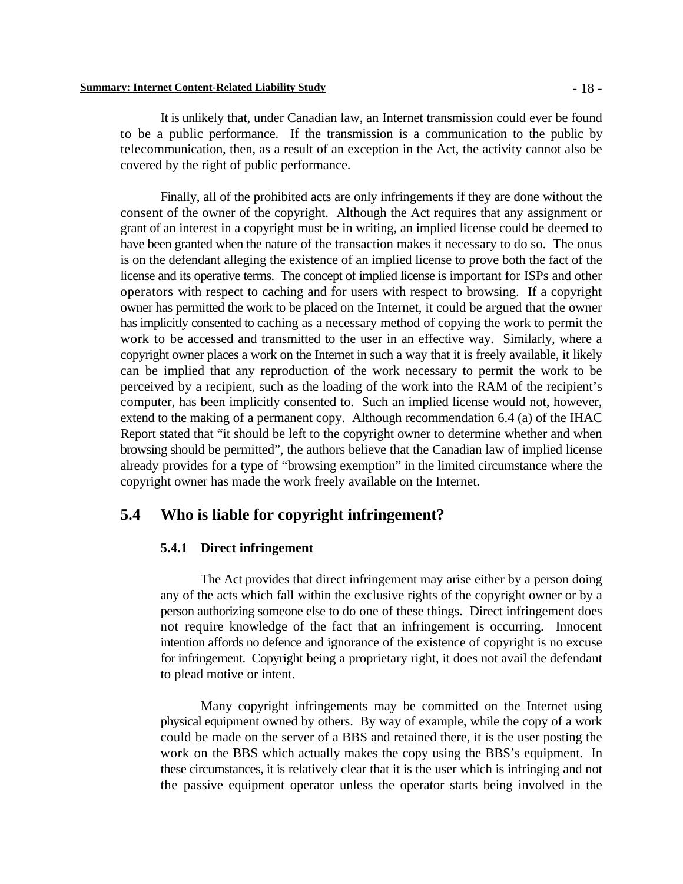It is unlikely that, under Canadian law, an Internet transmission could ever be found to be a public performance. If the transmission is a communication to the public by telecommunication, then, as a result of an exception in the Act, the activity cannot also be covered by the right of public performance.

Finally, all of the prohibited acts are only infringements if they are done without the consent of the owner of the copyright. Although the Act requires that any assignment or grant of an interest in a copyright must be in writing, an implied license could be deemed to have been granted when the nature of the transaction makes it necessary to do so. The onus is on the defendant alleging the existence of an implied license to prove both the fact of the license and its operative terms. The concept of implied license is important for ISPs and other operators with respect to caching and for users with respect to browsing. If a copyright owner has permitted the work to be placed on the Internet, it could be argued that the owner has implicitly consented to caching as a necessary method of copying the work to permit the work to be accessed and transmitted to the user in an effective way. Similarly, where a copyright owner places a work on the Internet in such a way that it is freely available, it likely can be implied that any reproduction of the work necessary to permit the work to be perceived by a recipient, such as the loading of the work into the RAM of the recipient's computer, has been implicitly consented to. Such an implied license would not, however, extend to the making of a permanent copy. Although recommendation 6.4 (a) of the IHAC Report stated that "it should be left to the copyright owner to determine whether and when browsing should be permitted", the authors believe that the Canadian law of implied license already provides for a type of "browsing exemption" in the limited circumstance where the copyright owner has made the work freely available on the Internet.

## 5.4 Who is liable for copyright infringement?

### 5.4.1 Direct infringement

The Act provides that direct infringement may arise either by a person doing any of the acts which fall within the exclusive rights of the copyright owner or by a person authorizing someone else to do one of these things. Direct infringement does not require knowledge of the fact that an infringement is occurring. Innocent intention affords no defence and ignorance of the existence of copyright is no excuse for infringement. Copyright being a proprietary right, it does not avail the defendant to plead motive or intent.

Many copyright infringements may be committed on the Internet using physical equipment owned by others. By way of example, while the copy of a work could be made on the server of a BBS and retained there, it is the user posting the work on the BBS which actually makes the copy using the BBS's equipment. In these circumstances, it is relatively clear that it is the user which is infringing and not the passive equipment operator unless the operator starts being involved in the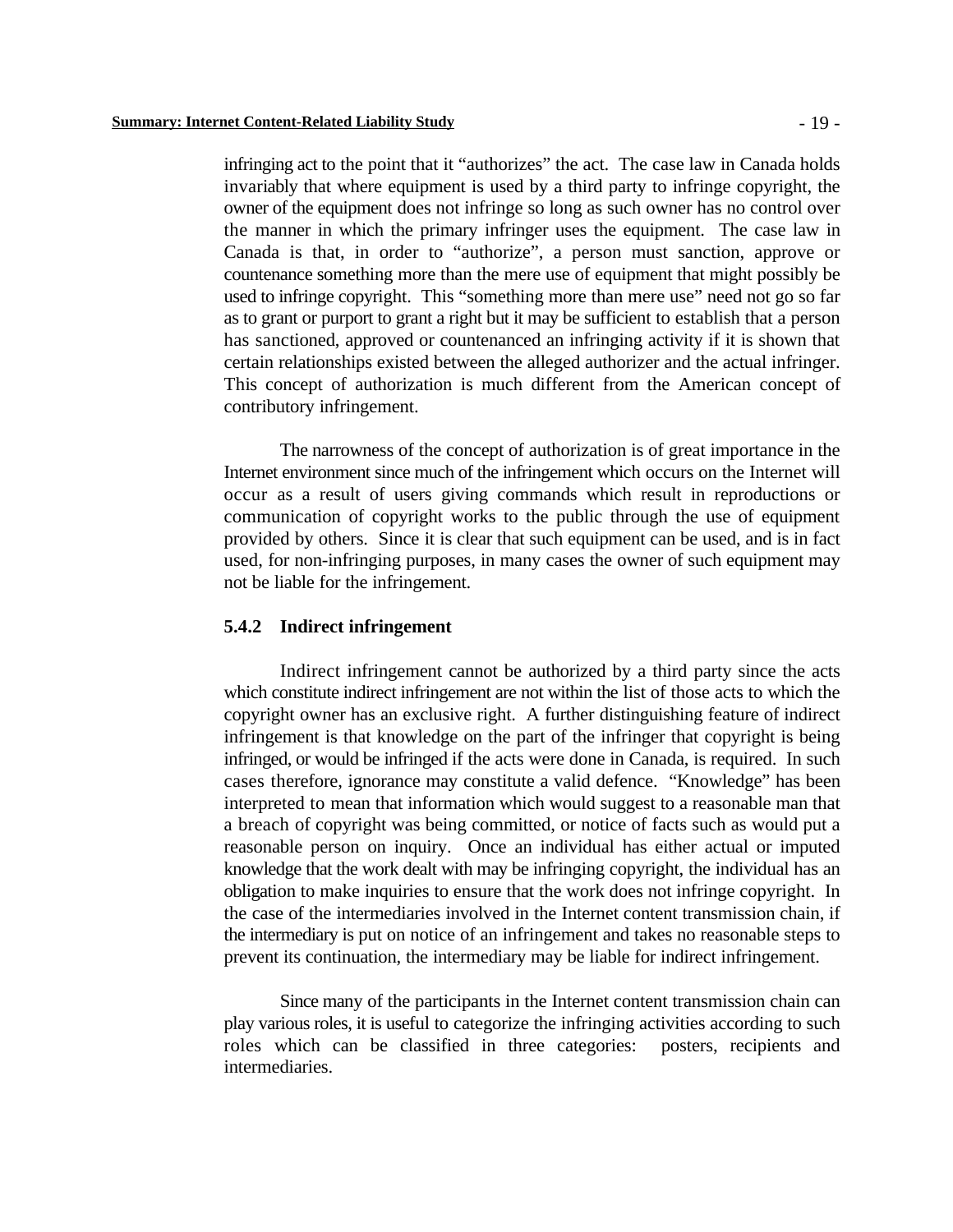infringing act to the point that it "authorizes" the act. The case law in Canada holds invariably that where equipment is used by a third party to infringe copyright, the owner of the equipment does not infringe so long as such owner has no control over the manner in which the primary infringer uses the equipment. The case law in Canada is that, in order to "authorize", a person must sanction, approve or countenance something more than the mere use of equipment that might possibly be used to infringe copyright. This "something more than mere use" need not go so far as to grant or purport to grant a right but it may be sufficient to establish that a person has sanctioned, approved or countenanced an infringing activity if it is shown that certain relationships existed between the alleged authorizer and the actual infringer. This concept of authorization is much different from the American concept of contributory infringement.

The narrowness of the concept of authorization is of great importance in the Internet environment since much of the infringement which occurs on the Internet will occur as a result of users giving commands which result in reproductions or communication of copyright works to the public through the use of equipment provided by others. Since it is clear that such equipment can be used, and is in fact used, for non-infringing purposes, in many cases the owner of such equipment may not be liable for the infringement.

### 5.4.2 Indirect infringement

Indirect infringement cannot be authorized by a third party since the acts which constitute indirect infringement are not within the list of those acts to which the copyright owner has an exclusive right. A further distinguishing feature of indirect infringement is that knowledge on the part of the infringer that copyright is being infringed, or would be infringed if the acts were done in Canada, is required. In such cases therefore, ignorance may constitute a valid defence. "Knowledge" has been interpreted to mean that information which would suggest to a reasonable man that a breach of copyright was being committed, or notice of facts such as would put a reasonable person on inquiry. Once an individual has either actual or imputed knowledge that the work dealt with may be infringing copyright, the individual has an obligation to make inquiries to ensure that the work does not infringe copyright. In the case of the intermediaries involved in the Internet content transmission chain, if the intermediary is put on notice of an infringement and takes no reasonable steps to prevent its continuation, the intermediary may be liable for indirect infringement.

Since many of the participants in the Internet content transmission chain can play various roles, it is useful to categorize the infringing activities according to such roles which can be classified in three categories: posters, recipients and intermediaries.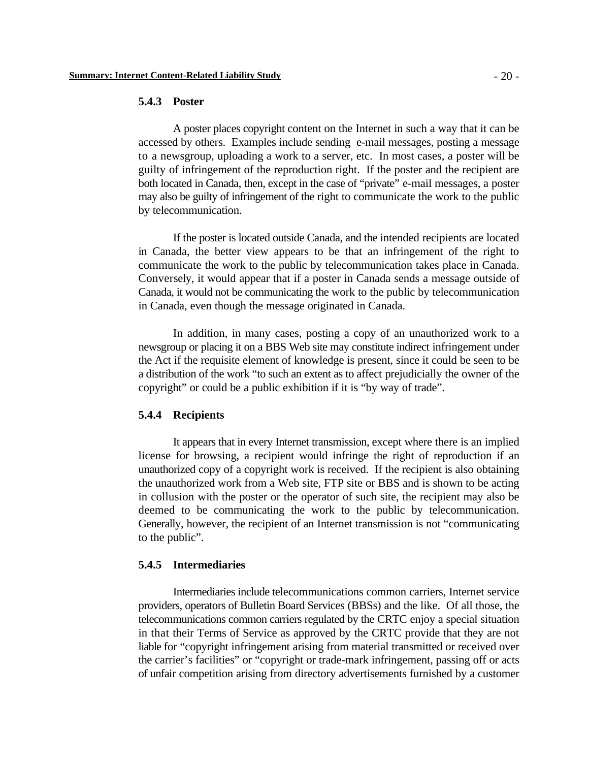### 5.4.3 Poster

A poster places copyright content on the Internet in such a way that it can be accessed by others. Examples include sending e-mail messages, posting a message to a newsgroup, uploading a work to a server, etc. In most cases, a poster will be guilty of infringement of the reproduction right. If the poster and the recipient are both located in Canada, then, except in the case of "private" e-mail messages, a poster may also be guilty of infringement of the right to communicate the work to the public by telecommunication.

If the poster is located outside Canada, and the intended recipients are located in Canada, the better view appears to be that an infringement of the right to communicate the work to the public by telecommunication takes place in Canada. Conversely, it would appear that if a poster in Canada sends a message outside of Canada, it would not be communicating the work to the public by telecommunication in Canada, even though the message originated in Canada.

In addition, in many cases, posting a copy of an unauthorized work to a newsgroup or placing it on a BBS Web site may constitute indirect infringement under the Act if the requisite element of knowledge is present, since it could be seen to be a distribution of the work "to such an extent as to affect prejudicially the owner of the copyright" or could be a public exhibition if it is "by way of trade".

### 5.4.4 Recipients

It appears that in every Internet transmission, except where there is an implied license for browsing, a recipient would infringe the right of reproduction if an unauthorized copy of a copyright work is received. If the recipient is also obtaining the unauthorized work from a Web site, FTP site or BBS and is shown to be acting in collusion with the poster or the operator of such site, the recipient may also be deemed to be communicating the work to the public by telecommunication. Generally, however, the recipient of an Internet transmission is not "communicating to the public".

### 5.4.5 Intermediaries

Intermediaries include telecommunications common carriers, Internet service providers, operators of Bulletin Board Services (BBSs) and the like. Of all those, the telecommunications common carriers regulated by the CRTC enjoy a special situation in that their Terms of Service as approved by the CRTC provide that they are not liable for "copyright infringement arising from material transmitted or received over the carrier's facilities" or "copyright or trade-mark infringement, passing off or acts of unfair competition arising from directory advertisements furnished by a customer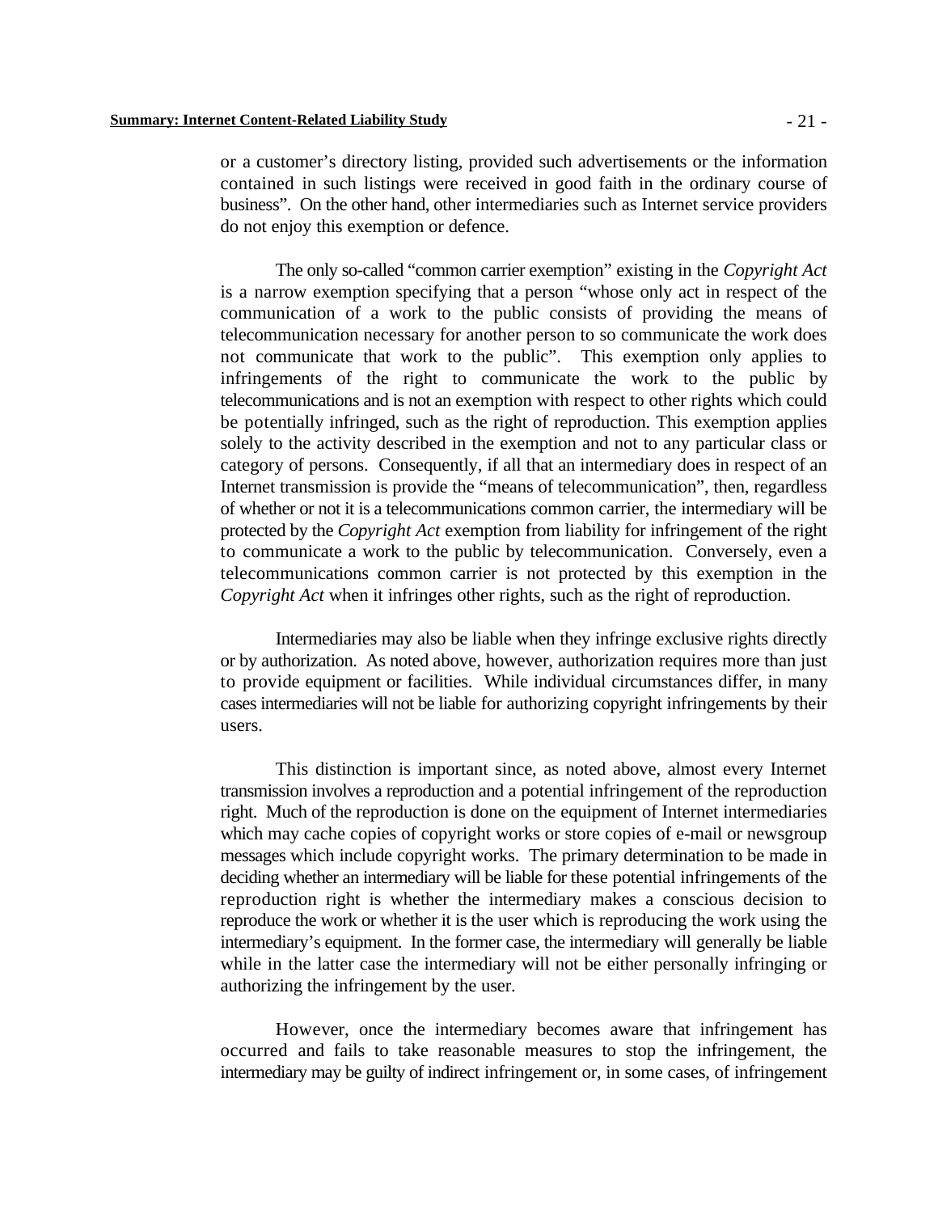or a customer's directory listing, provided such advertisements or the information contained in such listings were received in good faith in the ordinary course of business". On the other hand, other intermediaries such as Internet service providers do not enjoy this exemption or defence.

The only so-called "common carrier exemption" existing in the *Copyright Act* is a narrow exemption specifying that a person "whose only act in respect of the communication of a work to the public consists of providing the means of telecommunication necessary for another person to so communicate the work does not communicate that work to the public". This exemption only applies to infringements of the right to communicate the work to the public by telecommunications and is not an exemption with respect to other rights which could be potentially infringed, such as the right of reproduction. This exemption applies solely to the activity described in the exemption and not to any particular class or category of persons. Consequently, if all that an intermediary does in respect of an Internet transmission is provide the "means of telecommunication", then, regardless of whether or not it is a telecommunications common carrier, the intermediary will be protected by the *Copyright Act* exemption from liability for infringement of the right to communicate a work to the public by telecommunication. Conversely, even a telecommunications common carrier is not protected by this exemption in the *Copyright Act* when it infringes other rights, such as the right of reproduction.

Intermediaries may also be liable when they infringe exclusive rights directly or by authorization. As noted above, however, authorization requires more than just to provide equipment or facilities. While individual circumstances differ, in many cases intermediaries will not be liable for authorizing copyright infringements by their users.

This distinction is important since, as noted above, almost every Internet transmission involves a reproduction and a potential infringement of the reproduction right. Much of the reproduction is done on the equipment of Internet intermediaries which may cache copies of copyright works or store copies of e-mail or newsgroup messages which include copyright works. The primary determination to be made in deciding whether an intermediary will be liable for these potential infringements of the reproduction right is whether the intermediary makes a conscious decision to reproduce the work or whether it is the user which is reproducing the work using the intermediary's equipment. In the former case, the intermediary will generally be liable while in the latter case the intermediary will not be either personally infringing or authorizing the infringement by the user.

However, once the intermediary becomes aware that infringement has occurred and fails to take reasonable measures to stop the infringement, the intermediary may be guilty of indirect infringement or, in some cases, of infringement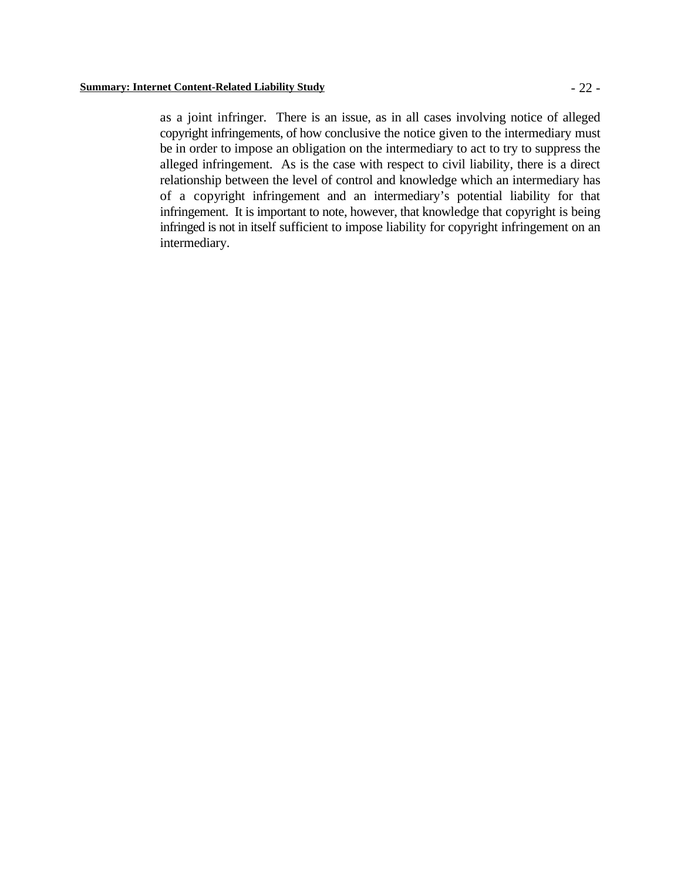as a joint infringer. There is an issue, as in all cases involving notice of alleged copyright infringements, of how conclusive the notice given to the intermediary must be in order to impose an obligation on the intermediary to act to try to suppress the alleged infringement. As is the case with respect to civil liability, there is a direct relationship between the level of control and knowledge which an intermediary has of a copyright infringement and an intermediary's potential liability for that infringement. It is important to note, however, that knowledge that copyright is being infringed is not in itself sufficient to impose liability for copyright infringement on an intermediary.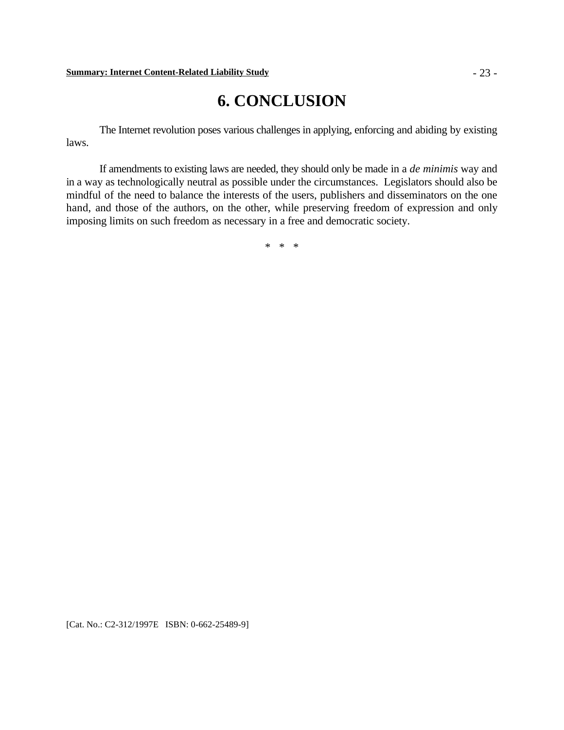# 6. CONCLUSION

The Internet revolution poses various challenges in applying, enforcing and abiding by existing laws.

If amendments to existing laws are needed, they should only be made in a *de minimis* way and in a way as technologically neutral as possible under the circumstances. Legislators should also be mindful of the need to balance the interests of the users, publishers and disseminators on the one hand, and those of the authors, on the other, while preserving freedom of expression and only imposing limits on such freedom as necessary in a free and democratic society.

\* \* \*

[Cat. No.: C2-312/1997E ISBN: 0-662-25489-9]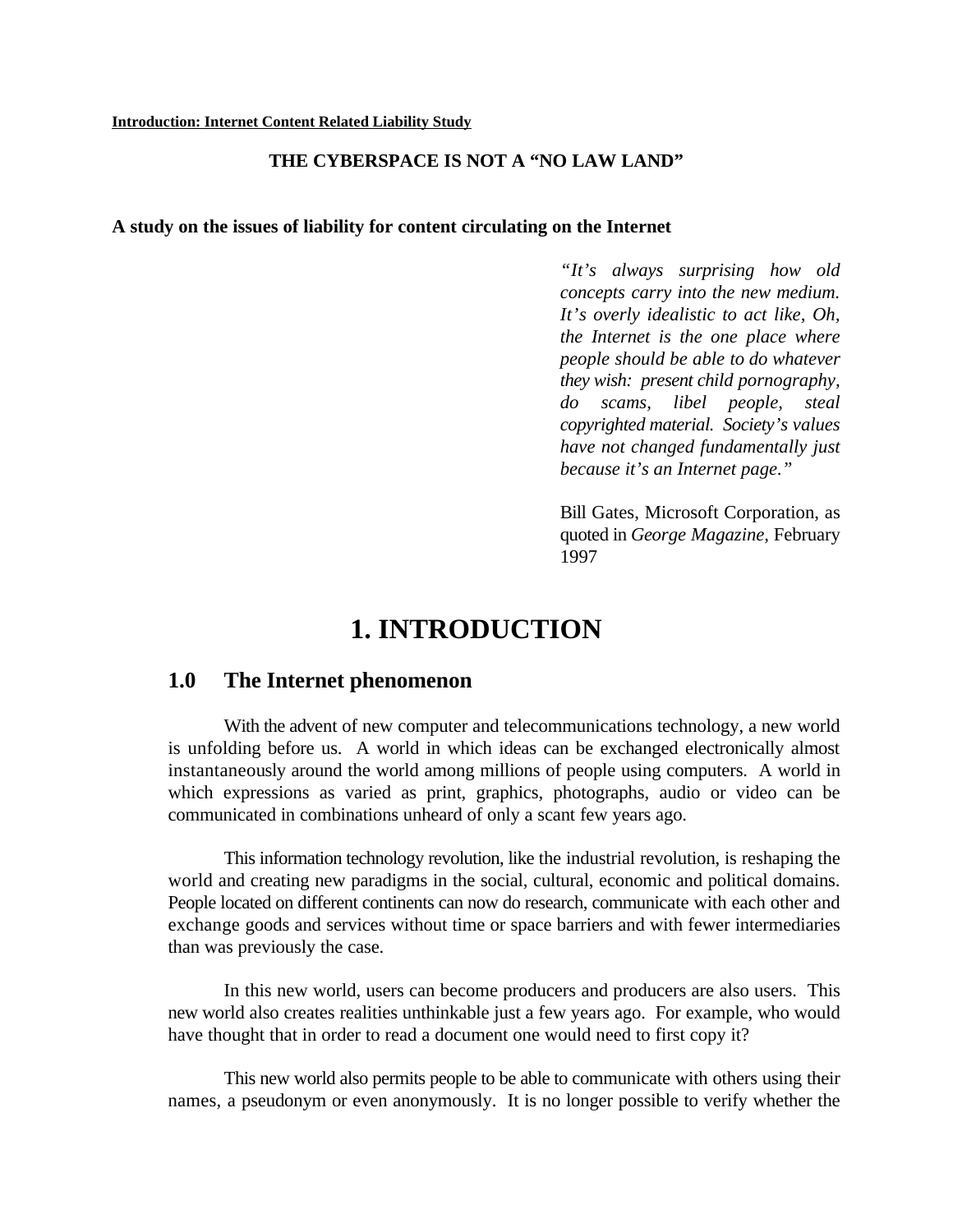**Introduction: Internet Content Related Liability Study**

**THE CYBERSPACE IS NOT A "NO LAW LAND"**

**A study on the issues of liability for content circulating on the Internet**

> *"It's always surprising how old concepts carry into the new medium. It's overly idealistic to act like, Oh, the Internet is the one place where people should be able to do whatever they wish: present child pornography, do scams, libel people, steal copyrighted material. Society's values have not changed fundamentally just because it's an Internet page."*
>
> Bill Gates, Microsoft Corporation, as quoted in *George Magazine*, February 1997

# 1. INTRODUCTION

## 1.0 The Internet phenomenon

With the advent of new computer and telecommunications technology, a new world is unfolding before us. A world in which ideas can be exchanged electronically almost instantaneously around the world among millions of people using computers. A world in which expressions as varied as print, graphics, photographs, audio or video can be communicated in combinations unheard of only a scant few years ago.

This information technology revolution, like the industrial revolution, is reshaping the world and creating new paradigms in the social, cultural, economic and political domains. People located on different continents can now do research, communicate with each other and exchange goods and services without time or space barriers and with fewer intermediaries than was previously the case.

In this new world, users can become producers and producers are also users. This new world also creates realities unthinkable just a few years ago. For example, who would have thought that in order to read a document one would need to first copy it?

This new world also permits people to be able to communicate with others using their names, a pseudonym or even anonymously. It is no longer possible to verify whether the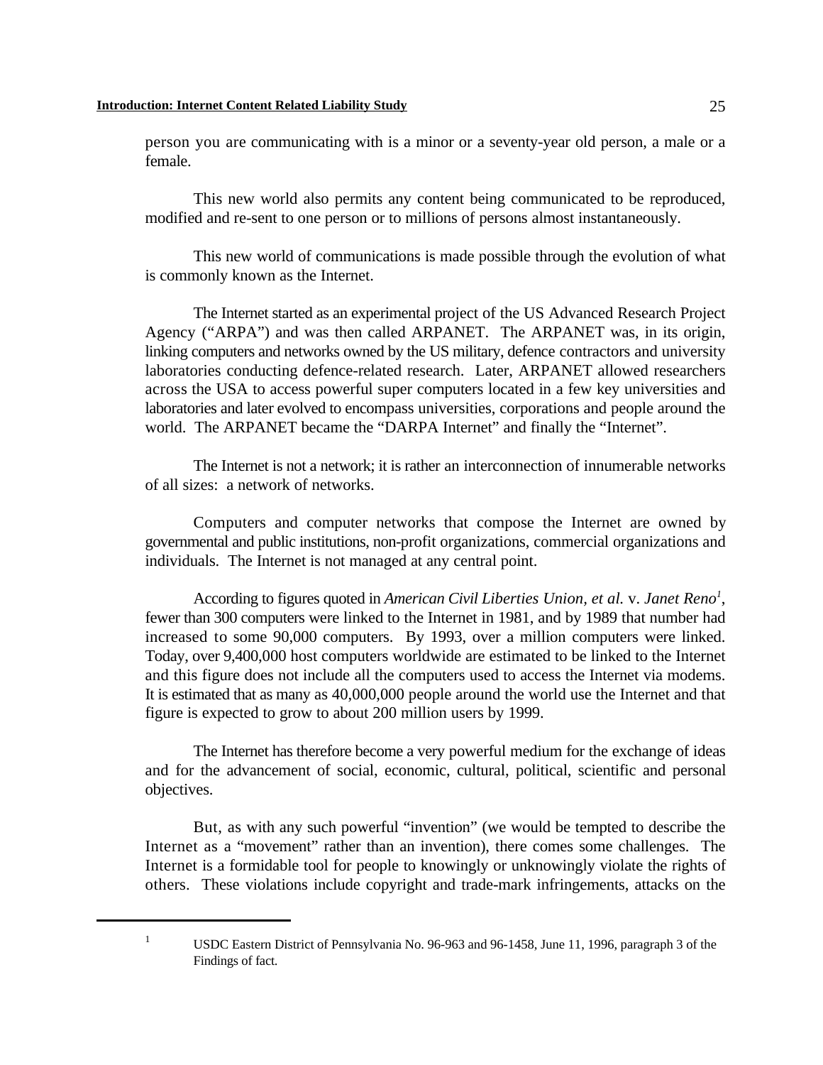person you are communicating with is a minor or a seventy-year old person, a male or a female.

This new world also permits any content being communicated to be reproduced, modified and re-sent to one person or to millions of persons almost instantaneously.

This new world of communications is made possible through the evolution of what is commonly known as the Internet.

The Internet started as an experimental project of the US Advanced Research Project Agency ("ARPA") and was then called ARPANET. The ARPANET was, in its origin, linking computers and networks owned by the US military, defence contractors and university laboratories conducting defence-related research. Later, ARPANET allowed researchers across the USA to access powerful super computers located in a few key universities and laboratories and later evolved to encompass universities, corporations and people around the world. The ARPANET became the "DARPA Internet" and finally the "Internet".

The Internet is not a network; it is rather an interconnection of innumerable networks of all sizes: a network of networks.

Computers and computer networks that compose the Internet are owned by governmental and public institutions, non-profit organizations, commercial organizations and individuals. The Internet is not managed at any central point.

According to figures quoted in *American Civil Liberties Union, et al.* v. *Janet Reno*[1], fewer than 300 computers were linked to the Internet in 1981, and by 1989 that number had increased to some 90,000 computers. By 1993, over a million computers were linked. Today, over 9,400,000 host computers worldwide are estimated to be linked to the Internet and this figure does not include all the computers used to access the Internet via modems. It is estimated that as many as 40,000,000 people around the world use the Internet and that figure is expected to grow to about 200 million users by 1999.

The Internet has therefore become a very powerful medium for the exchange of ideas and for the advancement of social, economic, cultural, political, scientific and personal objectives.

But, as with any such powerful "invention" (we would be tempted to describe the Internet as a "movement" rather than an invention), there comes some challenges. The Internet is a formidable tool for people to knowingly or unknowingly violate the rights of others. These violations include copyright and trade-mark infringements, attacks on the

---

[1] USDC Eastern District of Pennsylvania No. 96-963 and 96-1458, June 11, 1996, paragraph 3 of the Findings of fact.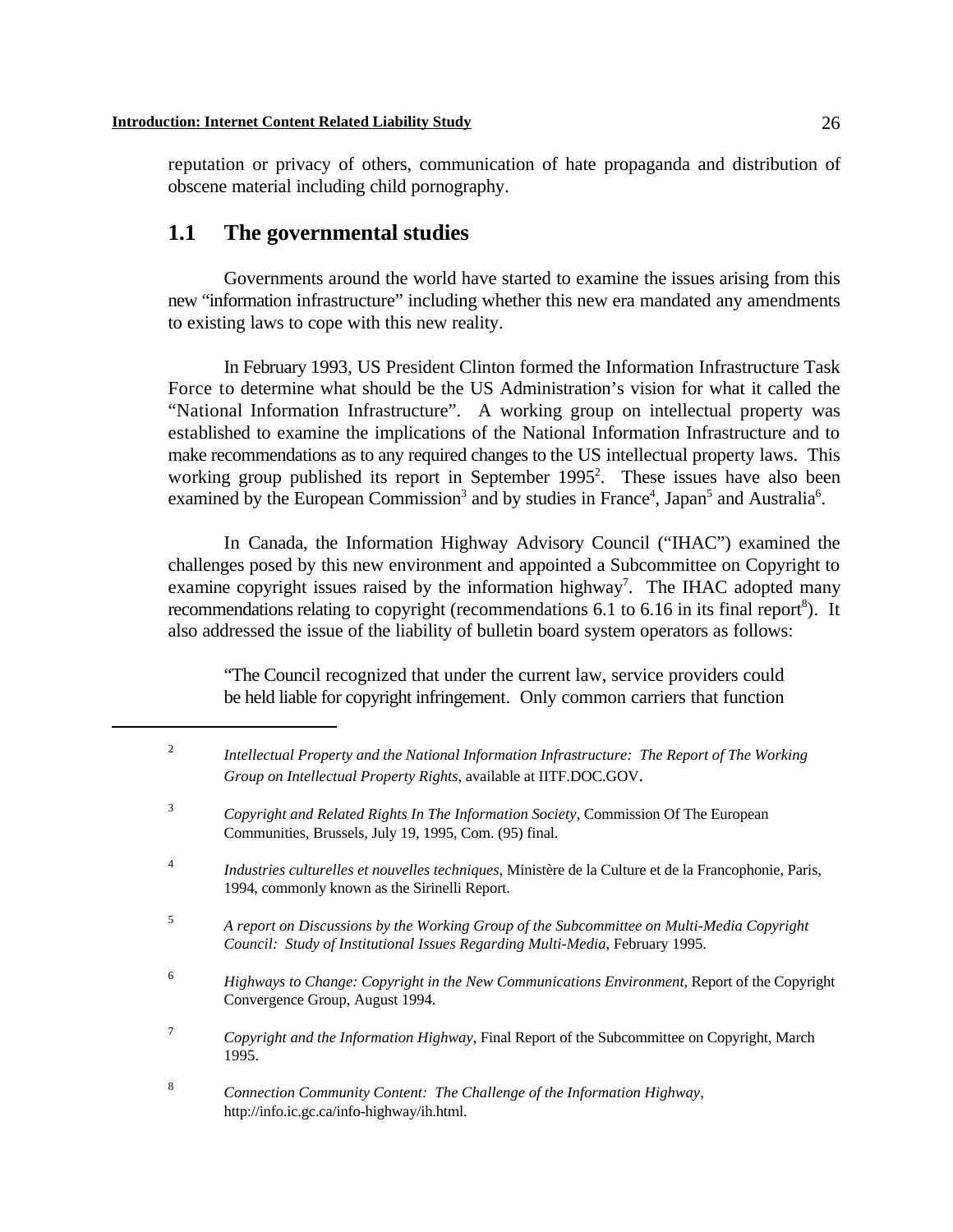reputation or privacy of others, communication of hate propaganda and distribution of obscene material including child pornography.

## 1.1 The governmental studies

Governments around the world have started to examine the issues arising from this new "information infrastructure" including whether this new era mandated any amendments to existing laws to cope with this new reality.

In February 1993, US President Clinton formed the Information Infrastructure Task Force to determine what should be the US Administration's vision for what it called the "National Information Infrastructure". A working group on intellectual property was established to examine the implications of the National Information Infrastructure and to make recommendations as to any required changes to the US intellectual property laws. This working group published its report in September 1995[2]. These issues have also been examined by the European Commission[3] and by studies in France[4], Japan[5] and Australia[6].

In Canada, the Information Highway Advisory Council ("IHAC") examined the challenges posed by this new environment and appointed a Subcommittee on Copyright to examine copyright issues raised by the information highway[7]. The IHAC adopted many recommendations relating to copyright (recommendations 6.1 to 6.16 in its final report[8]). It also addressed the issue of the liability of bulletin board system operators as follows:

> "The Council recognized that under the current law, service providers could be held liable for copyright infringement. Only common carriers that function

---

[2] *Intellectual Property and the National Information Infrastructure: The Report of The Working Group on Intellectual Property Rights*, available at IITF.DOC.GOV.

[3] *Copyright and Related Rights In The Information Society*, Commission Of The European Communities, Brussels, July 19, 1995, Com. (95) final.

[4] *Industries culturelles et nouvelles techniques*, Ministère de la Culture et de la Francophonie, Paris, 1994, commonly known as the Sirinelli Report.

[5] *A report on Discussions by the Working Group of the Subcommittee on Multi-Media Copyright Council: Study of Institutional Issues Regarding Multi-Media*, February 1995.

[6] *Highways to Change: Copyright in the New Communications Environment*, Report of the Copyright Convergence Group, August 1994.

[7] *Copyright and the Information Highway*, Final Report of the Subcommittee on Copyright, March 1995.

[8] *Connection Community Content: The Challenge of the Information Highway*, http://info.ic.gc.ca/info-highway/ih.html.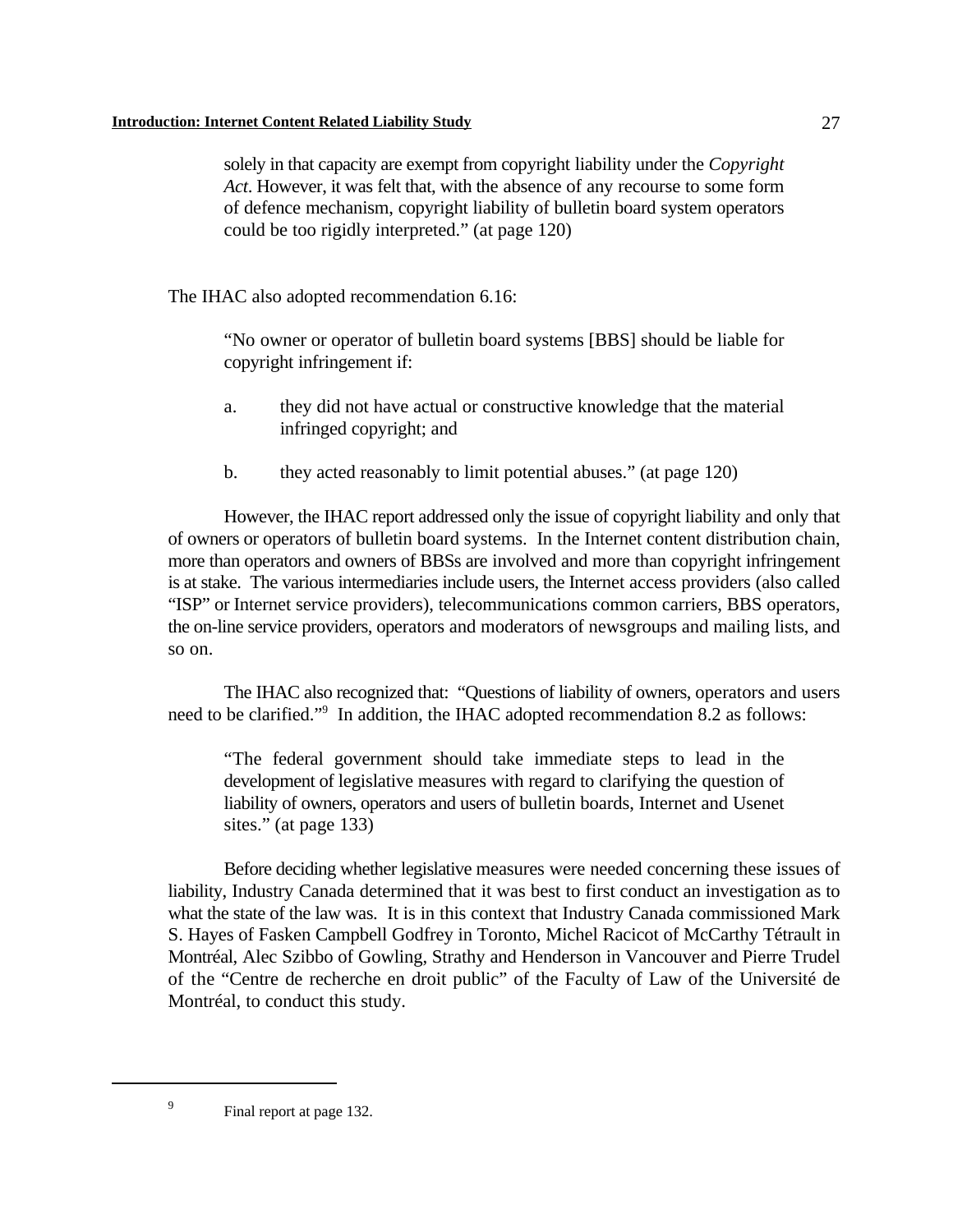> solely in that capacity are exempt from copyright liability under the *Copyright Act*. However, it was felt that, with the absence of any recourse to some form of defence mechanism, copyright liability of bulletin board system operators could be too rigidly interpreted." (at page 120)

The IHAC also adopted recommendation 6.16:

> "No owner or operator of bulletin board systems [BBS] should be liable for copyright infringement if:
>
> a. they did not have actual or constructive knowledge that the material infringed copyright; and
>
> b. they acted reasonably to limit potential abuses." (at page 120)

However, the IHAC report addressed only the issue of copyright liability and only that of owners or operators of bulletin board systems. In the Internet content distribution chain, more than operators and owners of BBSs are involved and more than copyright infringement is at stake. The various intermediaries include users, the Internet access providers (also called "ISP" or Internet service providers), telecommunications common carriers, BBS operators, the on-line service providers, operators and moderators of newsgroups and mailing lists, and so on.

The IHAC also recognized that: "Questions of liability of owners, operators and users need to be clarified."[9] In addition, the IHAC adopted recommendation 8.2 as follows:

> "The federal government should take immediate steps to lead in the development of legislative measures with regard to clarifying the question of liability of owners, operators and users of bulletin boards, Internet and Usenet sites." (at page 133)

Before deciding whether legislative measures were needed concerning these issues of liability, Industry Canada determined that it was best to first conduct an investigation as to what the state of the law was. It is in this context that Industry Canada commissioned Mark S. Hayes of Fasken Campbell Godfrey in Toronto, Michel Racicot of McCarthy Tétrault in Montréal, Alec Szibbo of Gowling, Strathy and Henderson in Vancouver and Pierre Trudel of the "Centre de recherche en droit public" of the Faculty of Law of the Université de Montréal, to conduct this study.

---

[9] Final report at page 132.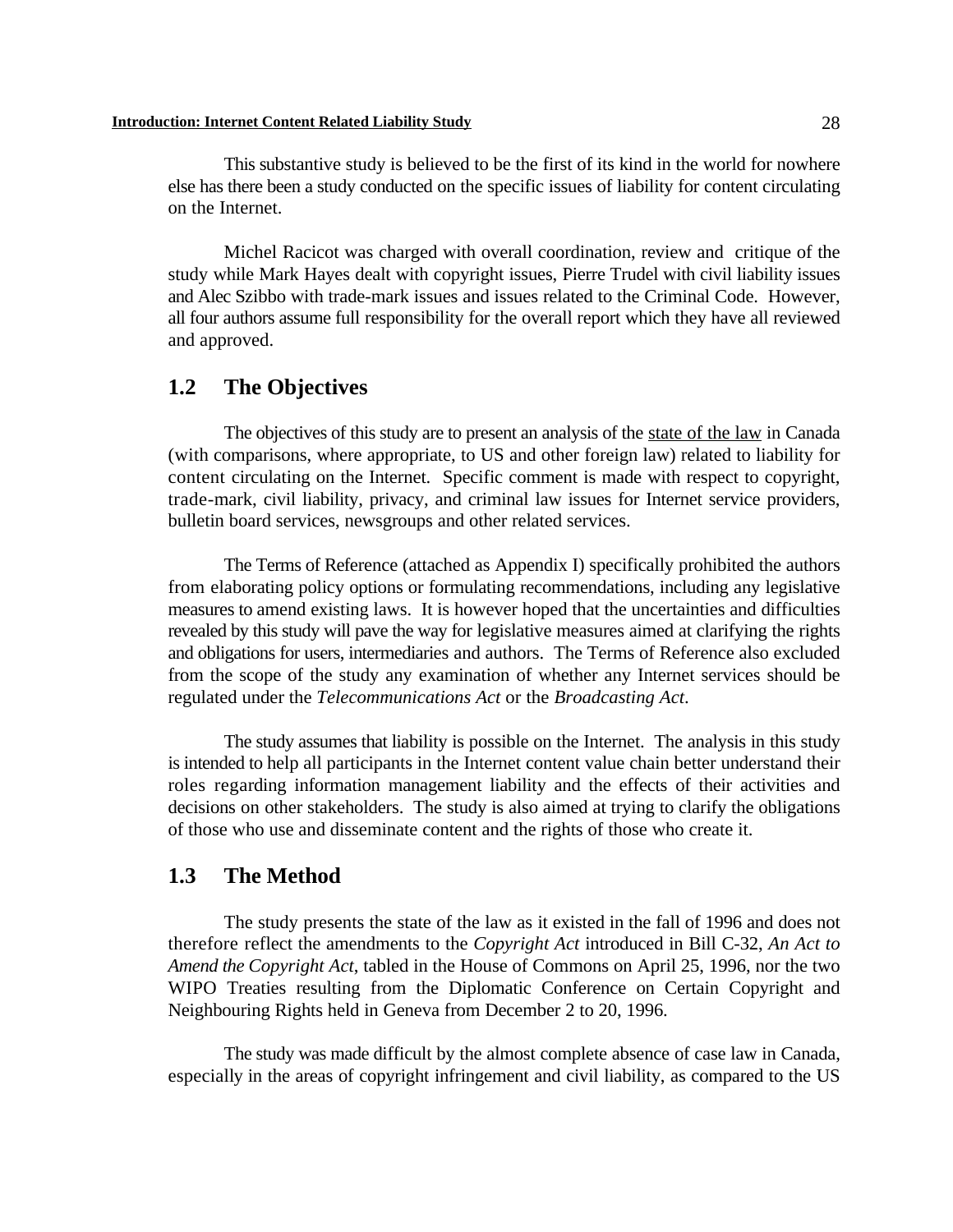This substantive study is believed to be the first of its kind in the world for nowhere else has there been a study conducted on the specific issues of liability for content circulating on the Internet.

Michel Racicot was charged with overall coordination, review and critique of the study while Mark Hayes dealt with copyright issues, Pierre Trudel with civil liability issues and Alec Szibbo with trade-mark issues and issues related to the Criminal Code. However, all four authors assume full responsibility for the overall report which they have all reviewed and approved.

## 1.2 The Objectives

The objectives of this study are to present an analysis of the state of the law in Canada (with comparisons, where appropriate, to US and other foreign law) related to liability for content circulating on the Internet. Specific comment is made with respect to copyright, trade-mark, civil liability, privacy, and criminal law issues for Internet service providers, bulletin board services, newsgroups and other related services.

The Terms of Reference (attached as Appendix I) specifically prohibited the authors from elaborating policy options or formulating recommendations, including any legislative measures to amend existing laws. It is however hoped that the uncertainties and difficulties revealed by this study will pave the way for legislative measures aimed at clarifying the rights and obligations for users, intermediaries and authors. The Terms of Reference also excluded from the scope of the study any examination of whether any Internet services should be regulated under the *Telecommunications Act* or the *Broadcasting Act*.

The study assumes that liability is possible on the Internet. The analysis in this study is intended to help all participants in the Internet content value chain better understand their roles regarding information management liability and the effects of their activities and decisions on other stakeholders. The study is also aimed at trying to clarify the obligations of those who use and disseminate content and the rights of those who create it.

## 1.3 The Method

The study presents the state of the law as it existed in the fall of 1996 and does not therefore reflect the amendments to the *Copyright Act* introduced in Bill C-32, *An Act to Amend the Copyright Act*, tabled in the House of Commons on April 25, 1996, nor the two WIPO Treaties resulting from the Diplomatic Conference on Certain Copyright and Neighbouring Rights held in Geneva from December 2 to 20, 1996.

The study was made difficult by the almost complete absence of case law in Canada, especially in the areas of copyright infringement and civil liability, as compared to the US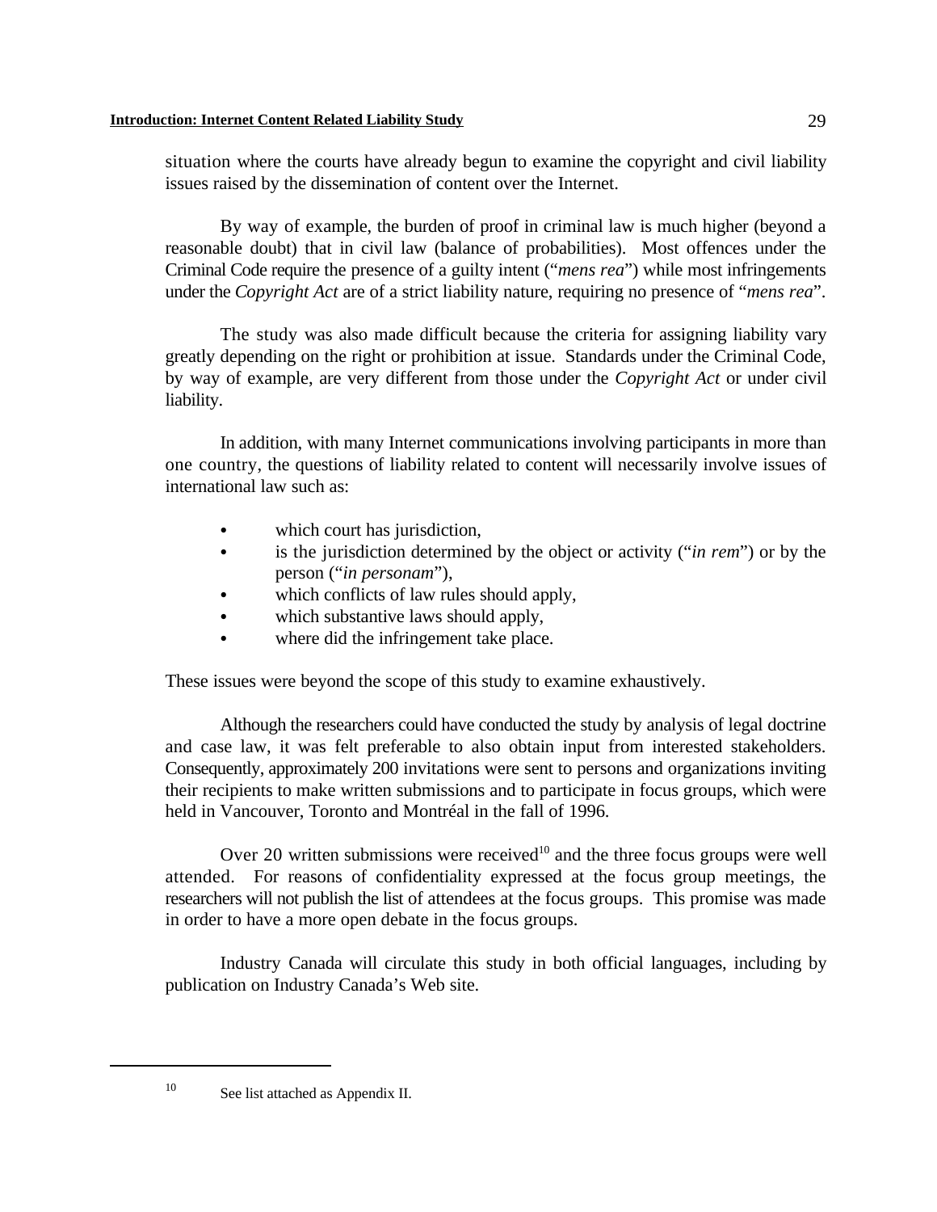situation where the courts have already begun to examine the copyright and civil liability issues raised by the dissemination of content over the Internet.

By way of example, the burden of proof in criminal law is much higher (beyond a reasonable doubt) that in civil law (balance of probabilities). Most offences under the Criminal Code require the presence of a guilty intent ("*mens rea*") while most infringements under the *Copyright Act* are of a strict liability nature, requiring no presence of "*mens rea*".

The study was also made difficult because the criteria for assigning liability vary greatly depending on the right or prohibition at issue. Standards under the Criminal Code, by way of example, are very different from those under the *Copyright Act* or under civil liability.

In addition, with many Internet communications involving participants in more than one country, the questions of liability related to content will necessarily involve issues of international law such as:

- which court has jurisdiction,
- is the jurisdiction determined by the object or activity ("*in rem*") or by the person ("*in personam*"),
- which conflicts of law rules should apply,
- which substantive laws should apply,
- where did the infringement take place.

These issues were beyond the scope of this study to examine exhaustively.

Although the researchers could have conducted the study by analysis of legal doctrine and case law, it was felt preferable to also obtain input from interested stakeholders. Consequently, approximately 200 invitations were sent to persons and organizations inviting their recipients to make written submissions and to participate in focus groups, which were held in Vancouver, Toronto and Montréal in the fall of 1996.

Over 20 written submissions were received[10] and the three focus groups were well attended. For reasons of confidentiality expressed at the focus group meetings, the researchers will not publish the list of attendees at the focus groups. This promise was made in order to have a more open debate in the focus groups.

Industry Canada will circulate this study in both official languages, including by publication on Industry Canada's Web site.

---

[10] See list attached as Appendix II.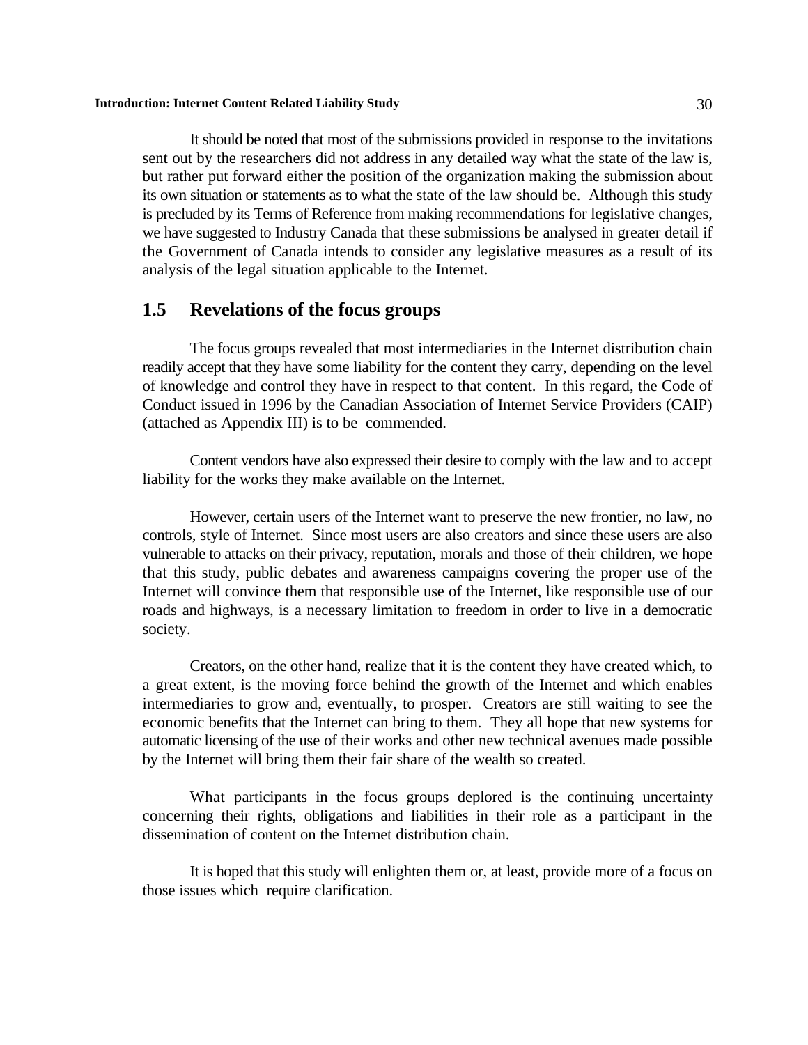It should be noted that most of the submissions provided in response to the invitations sent out by the researchers did not address in any detailed way what the state of the law is, but rather put forward either the position of the organization making the submission about its own situation or statements as to what the state of the law should be. Although this study is precluded by its Terms of Reference from making recommendations for legislative changes, we have suggested to Industry Canada that these submissions be analysed in greater detail if the Government of Canada intends to consider any legislative measures as a result of its analysis of the legal situation applicable to the Internet.

## 1.5 Revelations of the focus groups

The focus groups revealed that most intermediaries in the Internet distribution chain readily accept that they have some liability for the content they carry, depending on the level of knowledge and control they have in respect to that content. In this regard, the Code of Conduct issued in 1996 by the Canadian Association of Internet Service Providers (CAIP) (attached as Appendix III) is to be commended.

Content vendors have also expressed their desire to comply with the law and to accept liability for the works they make available on the Internet.

However, certain users of the Internet want to preserve the new frontier, no law, no controls, style of Internet. Since most users are also creators and since these users are also vulnerable to attacks on their privacy, reputation, morals and those of their children, we hope that this study, public debates and awareness campaigns covering the proper use of the Internet will convince them that responsible use of the Internet, like responsible use of our roads and highways, is a necessary limitation to freedom in order to live in a democratic society.

Creators, on the other hand, realize that it is the content they have created which, to a great extent, is the moving force behind the growth of the Internet and which enables intermediaries to grow and, eventually, to prosper. Creators are still waiting to see the economic benefits that the Internet can bring to them. They all hope that new systems for automatic licensing of the use of their works and other new technical avenues made possible by the Internet will bring them their fair share of the wealth so created.

What participants in the focus groups deplored is the continuing uncertainty concerning their rights, obligations and liabilities in their role as a participant in the dissemination of content on the Internet distribution chain.

It is hoped that this study will enlighten them or, at least, provide more of a focus on those issues which require clarification.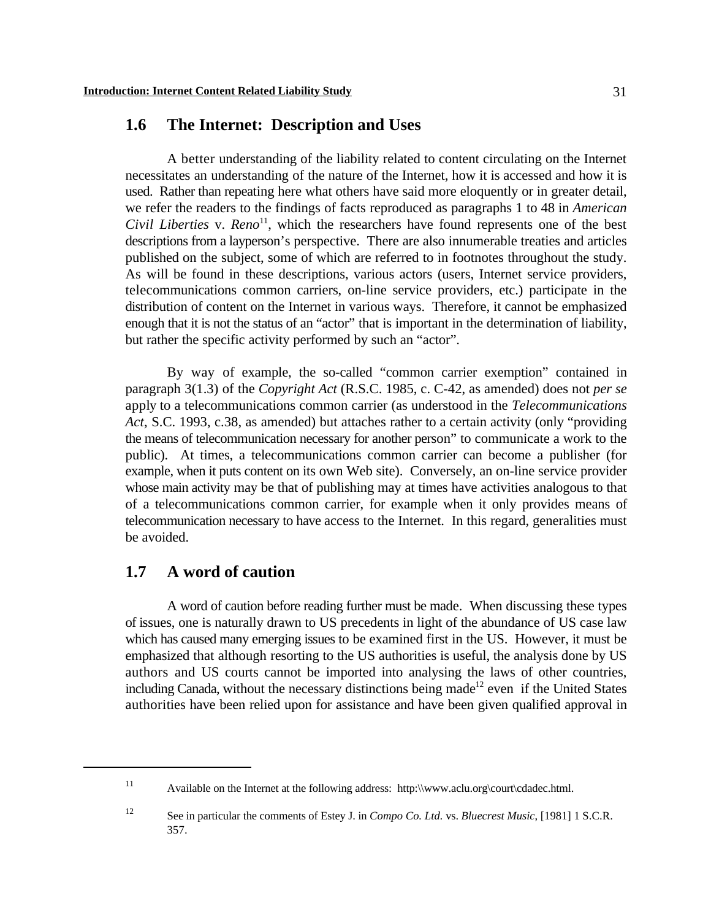## 1.6 The Internet: Description and Uses

A better understanding of the liability related to content circulating on the Internet necessitates an understanding of the nature of the Internet, how it is accessed and how it is used. Rather than repeating here what others have said more eloquently or in greater detail, we refer the readers to the findings of facts reproduced as paragraphs 1 to 48 in *American Civil Liberties* v. *Reno*[11], which the researchers have found represents one of the best descriptions from a layperson's perspective. There are also innumerable treaties and articles published on the subject, some of which are referred to in footnotes throughout the study. As will be found in these descriptions, various actors (users, Internet service providers, telecommunications common carriers, on-line service providers, etc.) participate in the distribution of content on the Internet in various ways. Therefore, it cannot be emphasized enough that it is not the status of an "actor" that is important in the determination of liability, but rather the specific activity performed by such an "actor".

By way of example, the so-called "common carrier exemption" contained in paragraph 3(1.3) of the *Copyright Act* (R.S.C. 1985, c. C-42, as amended) does not *per se* apply to a telecommunications common carrier (as understood in the *Telecommunications Act*, S.C. 1993, c.38, as amended) but attaches rather to a certain activity (only "providing the means of telecommunication necessary for another person" to communicate a work to the public). At times, a telecommunications common carrier can become a publisher (for example, when it puts content on its own Web site). Conversely, an on-line service provider whose main activity may be that of publishing may at times have activities analogous to that of a telecommunications common carrier, for example when it only provides means of telecommunication necessary to have access to the Internet. In this regard, generalities must be avoided.

## 1.7 A word of caution

A word of caution before reading further must be made. When discussing these types of issues, one is naturally drawn to US precedents in light of the abundance of US case law which has caused many emerging issues to be examined first in the US. However, it must be emphasized that although resorting to the US authorities is useful, the analysis done by US authors and US courts cannot be imported into analysing the laws of other countries, including Canada, without the necessary distinctions being made[12] even if the United States authorities have been relied upon for assistance and have been given qualified approval in

---

[11] Available on the Internet at the following address: http:\\www.aclu.org\court\cdadec.html.

[12] See in particular the comments of Estey J. in *Compo Co. Ltd.* vs. *Bluecrest Music*, [1981] 1 S.C.R. 357.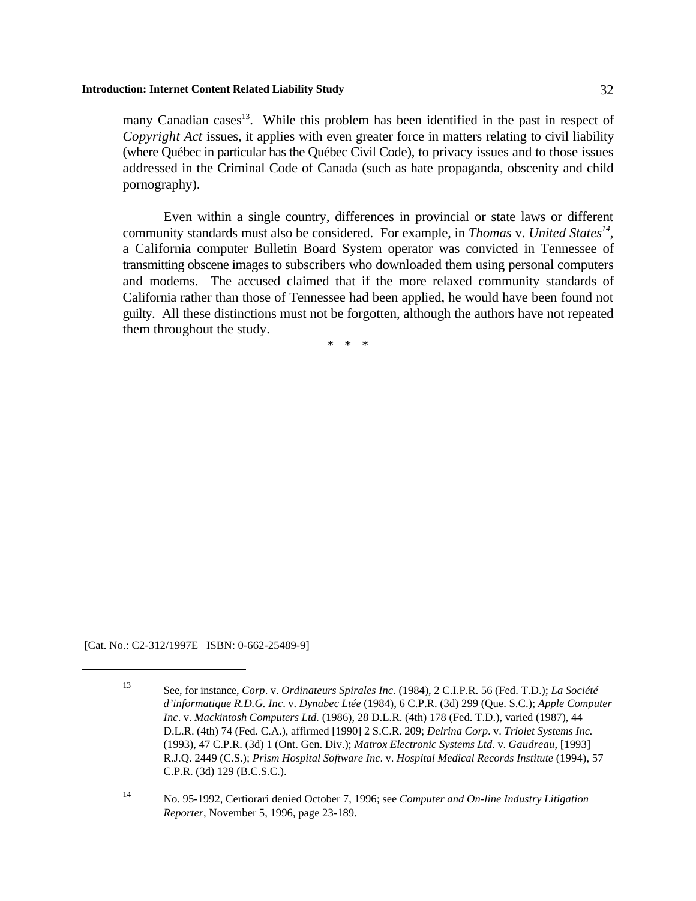many Canadian cases[13]. While this problem has been identified in the past in respect of *Copyright Act* issues, it applies with even greater force in matters relating to civil liability (where Québec in particular has the Québec Civil Code), to privacy issues and to those issues addressed in the Criminal Code of Canada (such as hate propaganda, obscenity and child pornography).

Even within a single country, differences in provincial or state laws or different community standards must also be considered. For example, in *Thomas* v. *United States*[14], a California computer Bulletin Board System operator was convicted in Tennessee of transmitting obscene images to subscribers who downloaded them using personal computers and modems. The accused claimed that if the more relaxed community standards of California rather than those of Tennessee had been applied, he would have been found not guilty. All these distinctions must not be forgotten, although the authors have not repeated them throughout the study.

\* \* \*

[Cat. No.: C2-312/1997E ISBN: 0-662-25489-9]

---

[13] See, for instance, *Corp*. v. *Ordinateurs Spirales Inc.* (1984), 2 C.I.P.R. 56 (Fed. T.D.); *La Société d'informatique R.D.G. Inc*. v. *Dynabec Ltée* (1984), 6 C.P.R. (3d) 299 (Que. S.C.); *Apple Computer Inc*. v. *Mackintosh Computers Ltd.* (1986), 28 D.L.R. (4th) 178 (Fed. T.D.), varied (1987), 44 D.L.R. (4th) 74 (Fed. C.A.), affirmed [1990] 2 S.C.R. 209; *Delrina Corp*. v. *Triolet Systems Inc.* (1993), 47 C.P.R. (3d) 1 (Ont. Gen. Div.); *Matrox Electronic Systems Ltd*. v. *Gaudreau*, [1993] R.J.Q. 2449 (C.S.); *Prism Hospital Software Inc*. v. *Hospital Medical Records Institute* (1994), 57 C.P.R. (3d) 129 (B.C.S.C.).

[14] No. 95-1992, Certiorari denied October 7, 1996; see *Computer and On-line Industry Litigation Reporter*, November 5, 1996, page 23-189.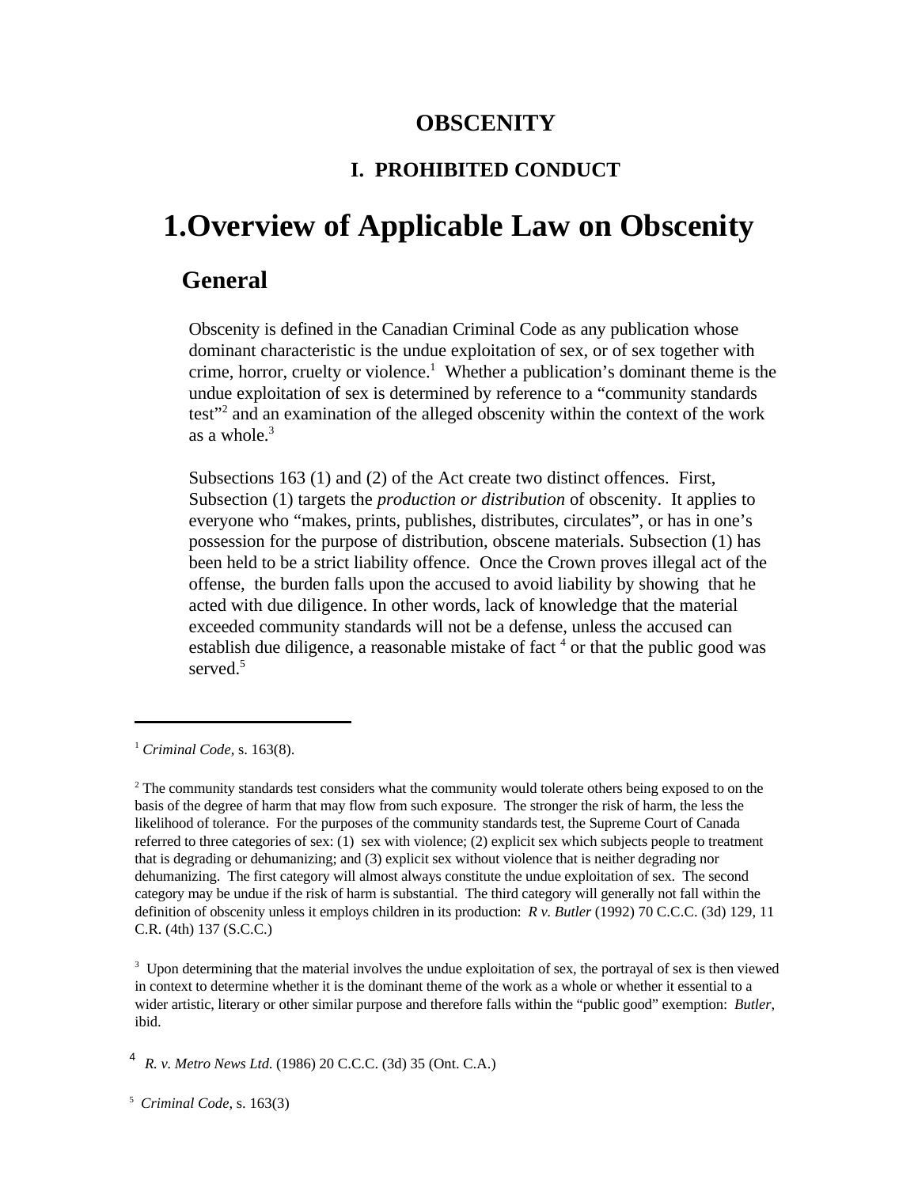# OBSCENITY

## I. PROHIBITED CONDUCT

# 1.Overview of Applicable Law on Obscenity

## General

Obscenity is defined in the Canadian Criminal Code as any publication whose dominant characteristic is the undue exploitation of sex, or of sex together with crime, horror, cruelty or violence.[1] Whether a publication's dominant theme is the undue exploitation of sex is determined by reference to a "community standards test"[2] and an examination of the alleged obscenity within the context of the work as a whole.[3]

Subsections 163 (1) and (2) of the Act create two distinct offences. First, Subsection (1) targets the *production or distribution* of obscenity. It applies to everyone who "makes, prints, publishes, distributes, circulates", or has in one's possession for the purpose of distribution, obscene materials. Subsection (1) has been held to be a strict liability offence. Once the Crown proves illegal act of the offense, the burden falls upon the accused to avoid liability by showing that he acted with due diligence. In other words, lack of knowledge that the material exceeded community standards will not be a defense, unless the accused can establish due diligence, a reasonable mistake of fact [4] or that the public good was served.[5]

---

[1] *Criminal Code*, s. 163(8).

[2] The community standards test considers what the community would tolerate others being exposed to on the basis of the degree of harm that may flow from such exposure. The stronger the risk of harm, the less the likelihood of tolerance. For the purposes of the community standards test, the Supreme Court of Canada referred to three categories of sex: (1) sex with violence; (2) explicit sex which subjects people to treatment that is degrading or dehumanizing; and (3) explicit sex without violence that is neither degrading nor dehumanizing. The first category will almost always constitute the undue exploitation of sex. The second category may be undue if the risk of harm is substantial. The third category will generally not fall within the definition of obscenity unless it employs children in its production: *R v. Butler* (1992) 70 C.C.C. (3d) 129, 11 C.R. (4th) 137 (S.C.C.)

[3] Upon determining that the material involves the undue exploitation of sex, the portrayal of sex is then viewed in context to determine whether it is the dominant theme of the work as a whole or whether it essential to a wider artistic, literary or other similar purpose and therefore falls within the "public good" exemption: *Butler*, ibid.

[4] *R. v. Metro News Ltd.* (1986) 20 C.C.C. (3d) 35 (Ont. C.A.)

[5] *Criminal Code*, s. 163(3)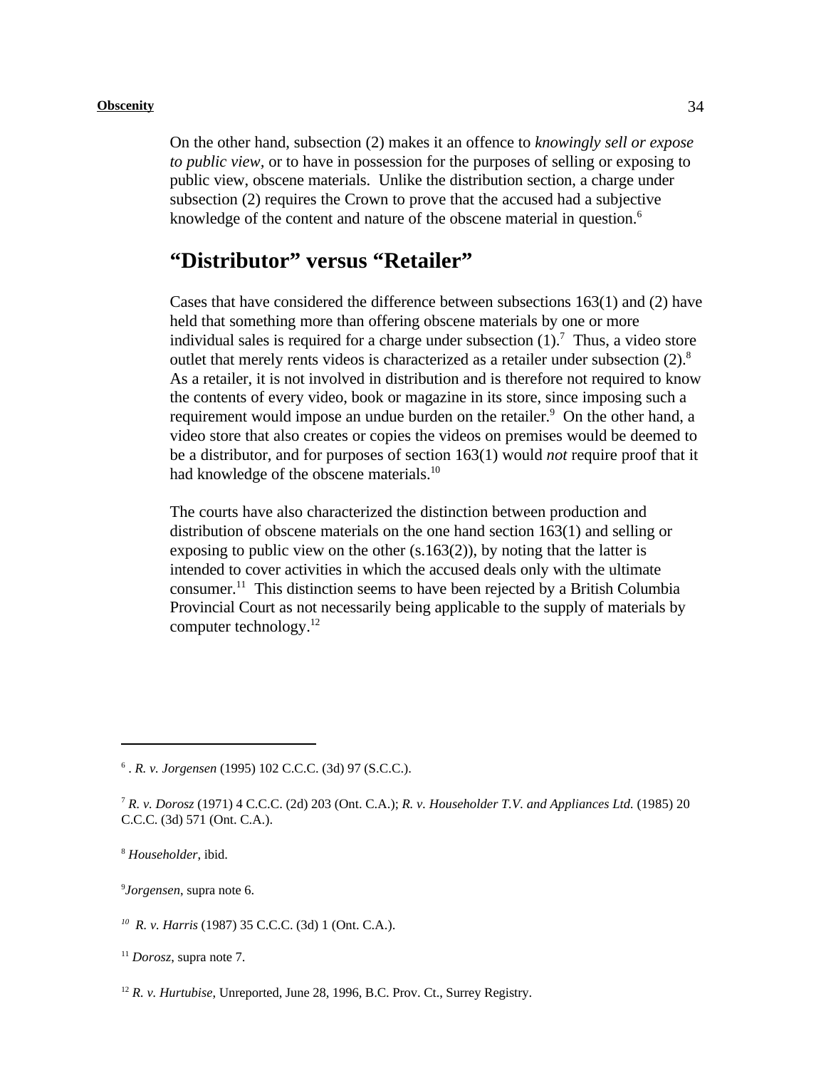On the other hand, subsection (2) makes it an offence to *knowingly sell or expose to public view*, or to have in possession for the purposes of selling or exposing to public view, obscene materials. Unlike the distribution section, a charge under subsection (2) requires the Crown to prove that the accused had a subjective knowledge of the content and nature of the obscene material in question.[6]

## "Distributor" versus "Retailer"

Cases that have considered the difference between subsections 163(1) and (2) have held that something more than offering obscene materials by one or more individual sales is required for a charge under subsection (1).[7] Thus, a video store outlet that merely rents videos is characterized as a retailer under subsection (2).[8] As a retailer, it is not involved in distribution and is therefore not required to know the contents of every video, book or magazine in its store, since imposing such a requirement would impose an undue burden on the retailer.[9] On the other hand, a video store that also creates or copies the videos on premises would be deemed to be a distributor, and for purposes of section 163(1) would *not* require proof that it had knowledge of the obscene materials.[10]

The courts have also characterized the distinction between production and distribution of obscene materials on the one hand section 163(1) and selling or exposing to public view on the other (s.163(2)), by noting that the latter is intended to cover activities in which the accused deals only with the ultimate consumer.[11] This distinction seems to have been rejected by a British Columbia Provincial Court as not necessarily being applicable to the supply of materials by computer technology.[12]

---

[6] . *R. v. Jorgensen* (1995) 102 C.C.C. (3d) 97 (S.C.C.).

[7] *R. v. Dorosz* (1971) 4 C.C.C. (2d) 203 (Ont. C.A.); *R. v. Householder T.V. and Appliances Ltd.* (1985) 20 C.C.C. (3d) 571 (Ont. C.A.).

[8] *Householder*, ibid.

[9] *Jorgensen*, supra note 6.

[10] *R. v. Harris* (1987) 35 C.C.C. (3d) 1 (Ont. C.A.).

[11] *Dorosz*, supra note 7.

[12] *R. v. Hurtubise*, Unreported, June 28, 1996, B.C. Prov. Ct., Surrey Registry.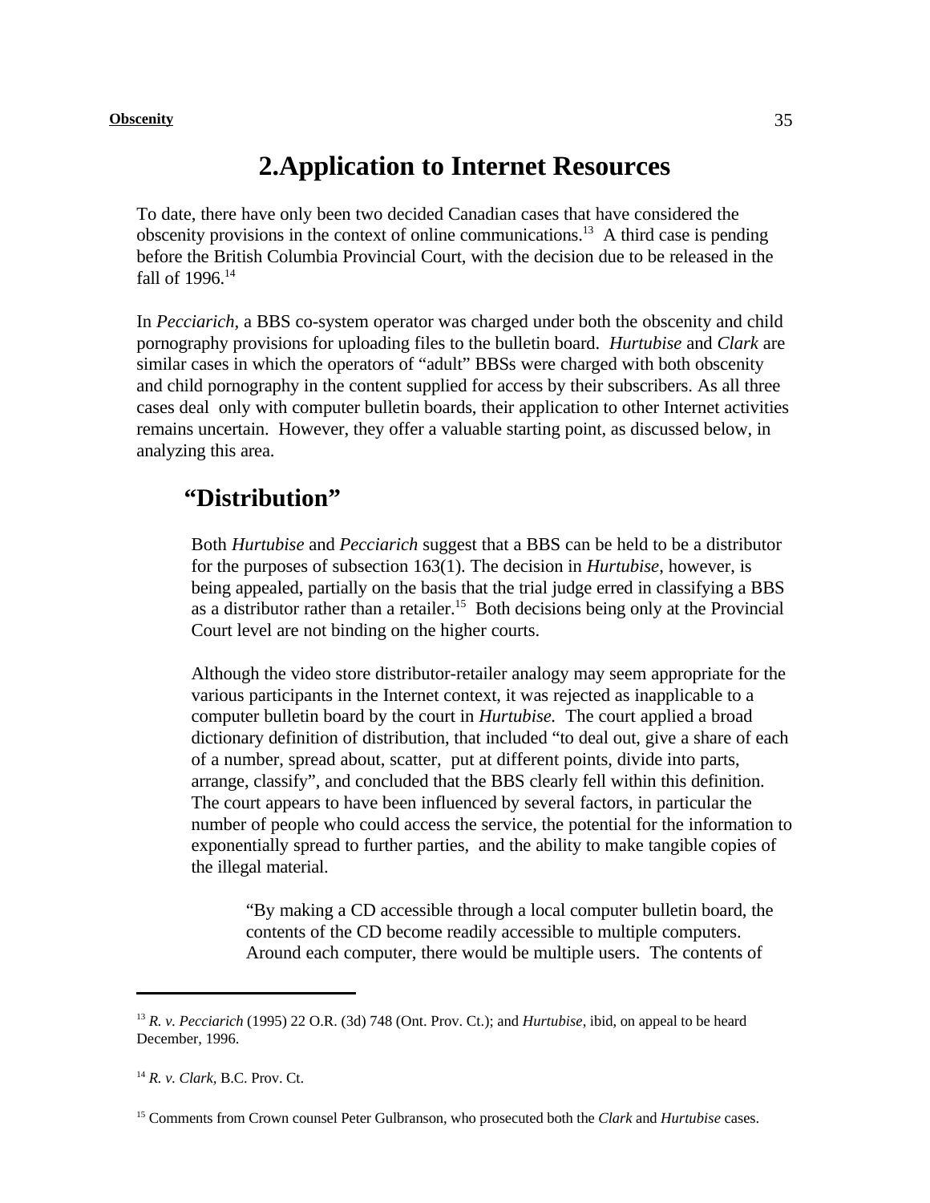# 2.Application to Internet Resources

To date, there have only been two decided Canadian cases that have considered the obscenity provisions in the context of online communications.[13] A third case is pending before the British Columbia Provincial Court, with the decision due to be released in the fall of 1996.[14]

In *Pecciarich*, a BBS co-system operator was charged under both the obscenity and child pornography provisions for uploading files to the bulletin board. *Hurtubise* and *Clark* are similar cases in which the operators of "adult" BBSs were charged with both obscenity and child pornography in the content supplied for access by their subscribers. As all three cases deal only with computer bulletin boards, their application to other Internet activities remains uncertain. However, they offer a valuable starting point, as discussed below, in analyzing this area.

## "Distribution"

Both *Hurtubise* and *Pecciarich* suggest that a BBS can be held to be a distributor for the purposes of subsection 163(1). The decision in *Hurtubise*, however, is being appealed, partially on the basis that the trial judge erred in classifying a BBS as a distributor rather than a retailer.[15] Both decisions being only at the Provincial Court level are not binding on the higher courts.

Although the video store distributor-retailer analogy may seem appropriate for the various participants in the Internet context, it was rejected as inapplicable to a computer bulletin board by the court in *Hurtubise.* The court applied a broad dictionary definition of distribution, that included "to deal out, give a share of each of a number, spread about, scatter, put at different points, divide into parts, arrange, classify", and concluded that the BBS clearly fell within this definition. The court appears to have been influenced by several factors, in particular the number of people who could access the service, the potential for the information to exponentially spread to further parties, and the ability to make tangible copies of the illegal material.

> "By making a CD accessible through a local computer bulletin board, the contents of the CD become readily accessible to multiple computers. Around each computer, there would be multiple users. The contents of

---

[13] *R. v. Pecciarich* (1995) 22 O.R. (3d) 748 (Ont. Prov. Ct.); and *Hurtubise*, ibid, on appeal to be heard December, 1996.

[14] *R. v. Clark*, B.C. Prov. Ct.

[15] Comments from Crown counsel Peter Gulbranson, who prosecuted both the *Clark* and *Hurtubise* cases.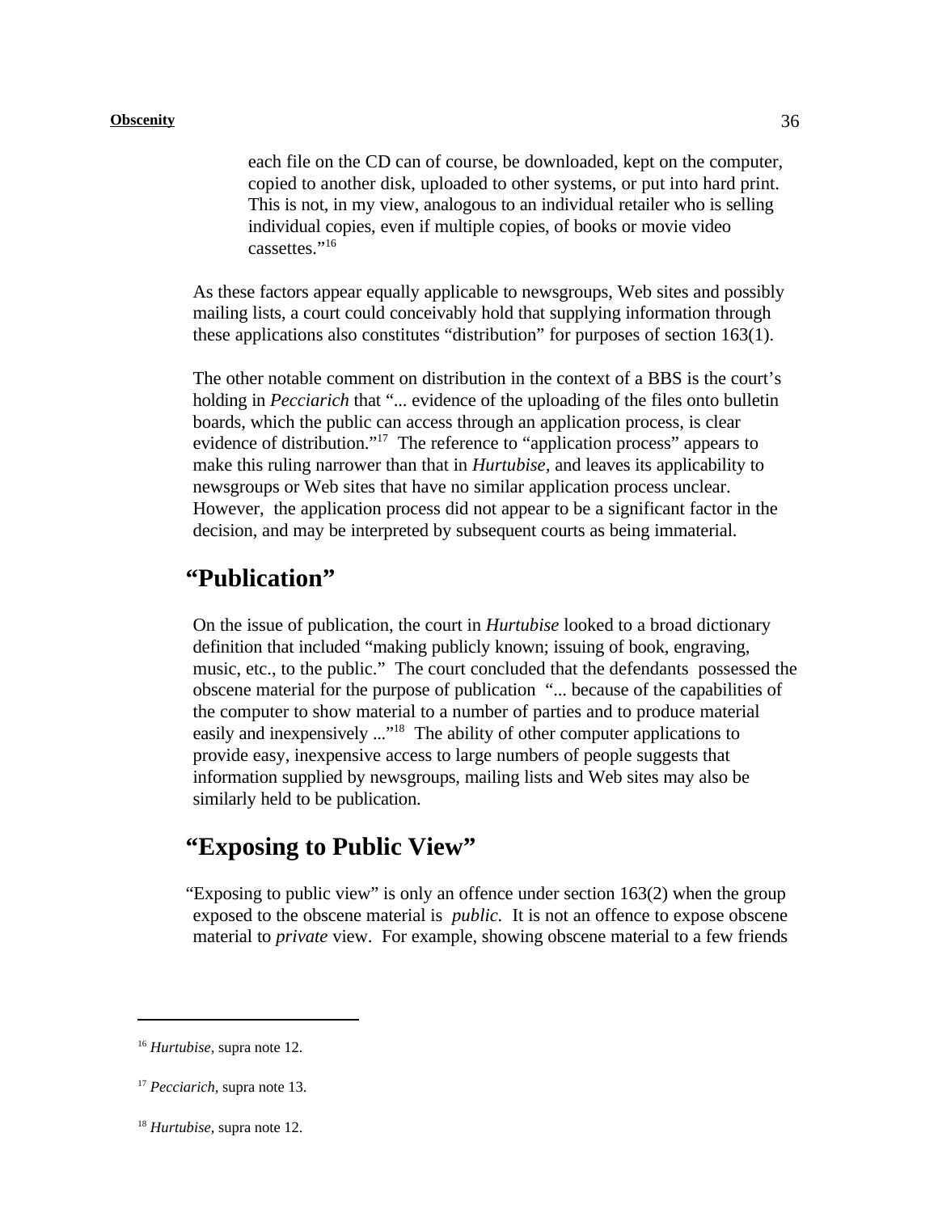> each file on the CD can of course, be downloaded, kept on the computer, copied to another disk, uploaded to other systems, or put into hard print. This is not, in my view, analogous to an individual retailer who is selling individual copies, even if multiple copies, of books or movie video cassettes."[16]

As these factors appear equally applicable to newsgroups, Web sites and possibly mailing lists, a court could conceivably hold that supplying information through these applications also constitutes "distribution" for purposes of section 163(1).

The other notable comment on distribution in the context of a BBS is the court's holding in *Pecciarich* that "... evidence of the uploading of the files onto bulletin boards, which the public can access through an application process, is clear evidence of distribution."[17] The reference to "application process" appears to make this ruling narrower than that in *Hurtubise*, and leaves its applicability to newsgroups or Web sites that have no similar application process unclear. However, the application process did not appear to be a significant factor in the decision, and may be interpreted by subsequent courts as being immaterial.

## "Publication"

On the issue of publication, the court in *Hurtubise* looked to a broad dictionary definition that included "making publicly known; issuing of book, engraving, music, etc., to the public." The court concluded that the defendants possessed the obscene material for the purpose of publication "... because of the capabilities of the computer to show material to a number of parties and to produce material easily and inexpensively ..."[18] The ability of other computer applications to provide easy, inexpensive access to large numbers of people suggests that information supplied by newsgroups, mailing lists and Web sites may also be similarly held to be publication.

## "Exposing to Public View"

"Exposing to public view" is only an offence under section 163(2) when the group exposed to the obscene material is *public*. It is not an offence to expose obscene material to *private* view. For example, showing obscene material to a few friends

---

[16] *Hurtubise*, supra note 12.

[17] *Pecciarich*, supra note 13.

[18] *Hurtubise*, supra note 12.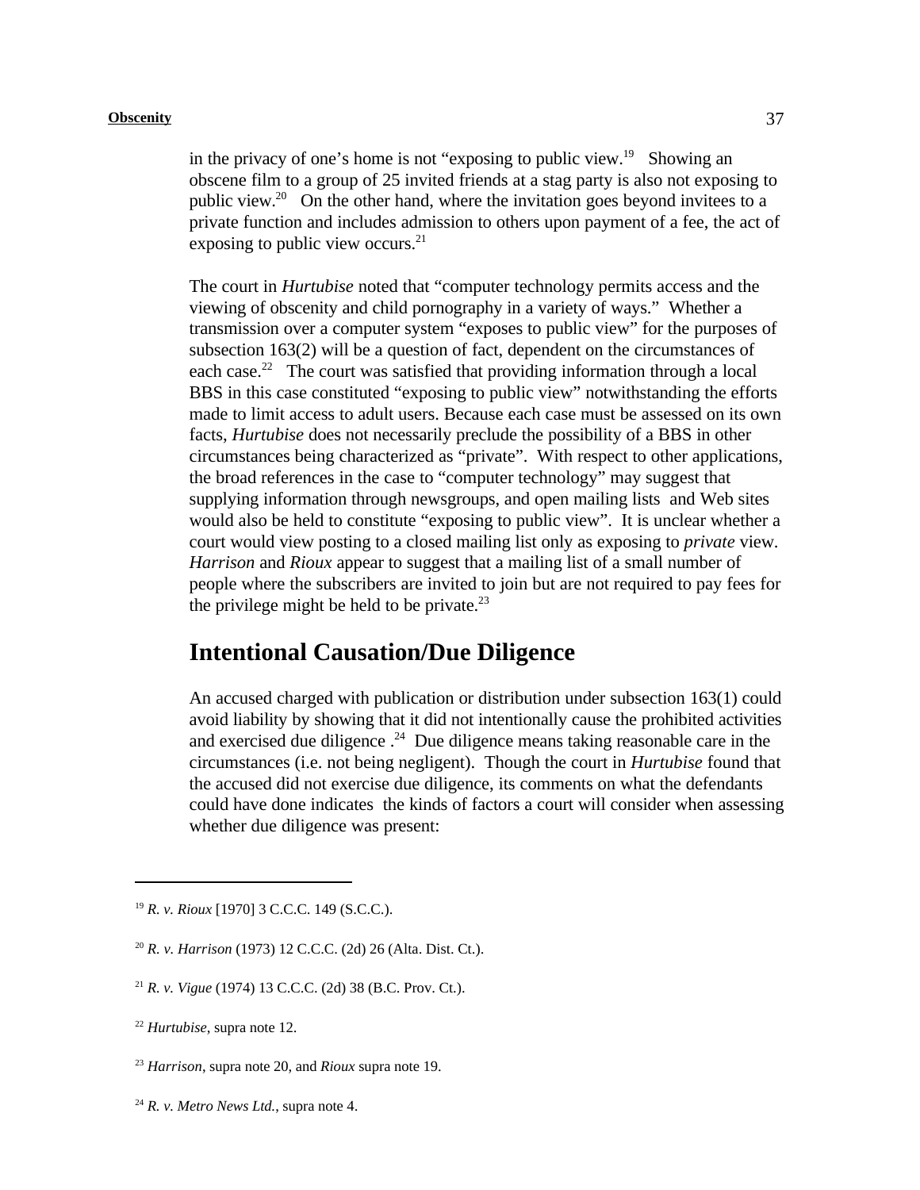in the privacy of one's home is not "exposing to public view.[19] Showing an obscene film to a group of 25 invited friends at a stag party is also not exposing to public view.[20] On the other hand, where the invitation goes beyond invitees to a private function and includes admission to others upon payment of a fee, the act of exposing to public view occurs.[21]

The court in *Hurtubise* noted that "computer technology permits access and the viewing of obscenity and child pornography in a variety of ways." Whether a transmission over a computer system "exposes to public view" for the purposes of subsection 163(2) will be a question of fact, dependent on the circumstances of each case.[22] The court was satisfied that providing information through a local BBS in this case constituted "exposing to public view" notwithstanding the efforts made to limit access to adult users. Because each case must be assessed on its own facts, *Hurtubise* does not necessarily preclude the possibility of a BBS in other circumstances being characterized as "private". With respect to other applications, the broad references in the case to "computer technology" may suggest that supplying information through newsgroups, and open mailing lists and Web sites would also be held to constitute "exposing to public view". It is unclear whether a court would view posting to a closed mailing list only as exposing to *private* view. *Harrison* and *Rioux* appear to suggest that a mailing list of a small number of people where the subscribers are invited to join but are not required to pay fees for the privilege might be held to be private.[23]

## Intentional Causation/Due Diligence

An accused charged with publication or distribution under subsection 163(1) could avoid liability by showing that it did not intentionally cause the prohibited activities and exercised due diligence .[24] Due diligence means taking reasonable care in the circumstances (i.e. not being negligent). Though the court in *Hurtubise* found that the accused did not exercise due diligence, its comments on what the defendants could have done indicates the kinds of factors a court will consider when assessing whether due diligence was present:

---

[19] *R. v. Rioux* [1970] 3 C.C.C. 149 (S.C.C.).

[20] *R. v. Harrison* (1973) 12 C.C.C. (2d) 26 (Alta. Dist. Ct.).

[21] *R. v. Vigue* (1974) 13 C.C.C. (2d) 38 (B.C. Prov. Ct.).

[22] *Hurtubise*, supra note 12.

[23] *Harrison*, supra note 20, and *Rioux* supra note 19.

[24] *R. v. Metro News Ltd.*, supra note 4.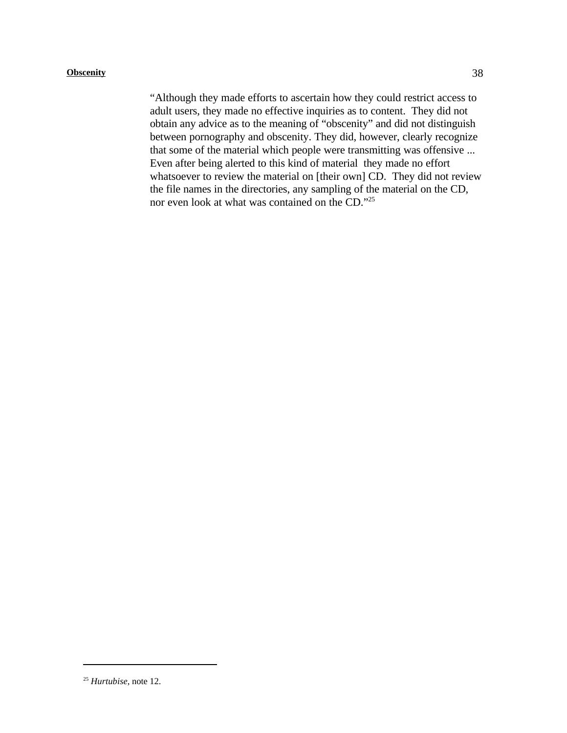> "Although they made efforts to ascertain how they could restrict access to adult users, they made no effective inquiries as to content. They did not obtain any advice as to the meaning of "obscenity" and did not distinguish between pornography and obscenity. They did, however, clearly recognize that some of the material which people were transmitting was offensive ... Even after being alerted to this kind of material they made no effort whatsoever to review the material on [their own] CD. They did not review the file names in the directories, any sampling of the material on the CD, nor even look at what was contained on the CD."[25]

---

[25] *Hurtubise*, note 12.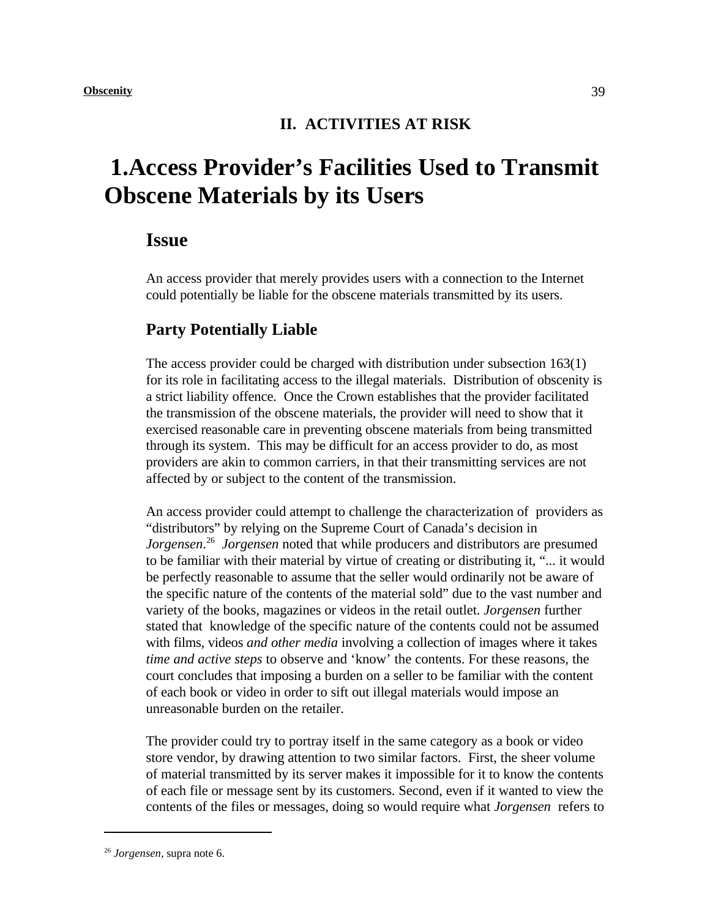## II. ACTIVITIES AT RISK

# 1.Access Provider's Facilities Used to Transmit Obscene Materials by its Users

### Issue

An access provider that merely provides users with a connection to the Internet could potentially be liable for the obscene materials transmitted by its users.

### Party Potentially Liable

The access provider could be charged with distribution under subsection 163(1) for its role in facilitating access to the illegal materials. Distribution of obscenity is a strict liability offence. Once the Crown establishes that the provider facilitated the transmission of the obscene materials, the provider will need to show that it exercised reasonable care in preventing obscene materials from being transmitted through its system. This may be difficult for an access provider to do, as most providers are akin to common carriers, in that their transmitting services are not affected by or subject to the content of the transmission.

An access provider could attempt to challenge the characterization of providers as "distributors" by relying on the Supreme Court of Canada's decision in *Jorgensen*.[26] *Jorgensen* noted that while producers and distributors are presumed to be familiar with their material by virtue of creating or distributing it, "... it would be perfectly reasonable to assume that the seller would ordinarily not be aware of the specific nature of the contents of the material sold" due to the vast number and variety of the books, magazines or videos in the retail outlet. *Jorgensen* further stated that knowledge of the specific nature of the contents could not be assumed with films, videos *and other media* involving a collection of images where it takes *time and active steps* to observe and 'know' the contents. For these reasons, the court concludes that imposing a burden on a seller to be familiar with the content of each book or video in order to sift out illegal materials would impose an unreasonable burden on the retailer.

The provider could try to portray itself in the same category as a book or video store vendor, by drawing attention to two similar factors. First, the sheer volume of material transmitted by its server makes it impossible for it to know the contents of each file or message sent by its customers. Second, even if it wanted to view the contents of the files or messages, doing so would require what *Jorgensen* refers to

[26] *Jorgensen*, supra note 6.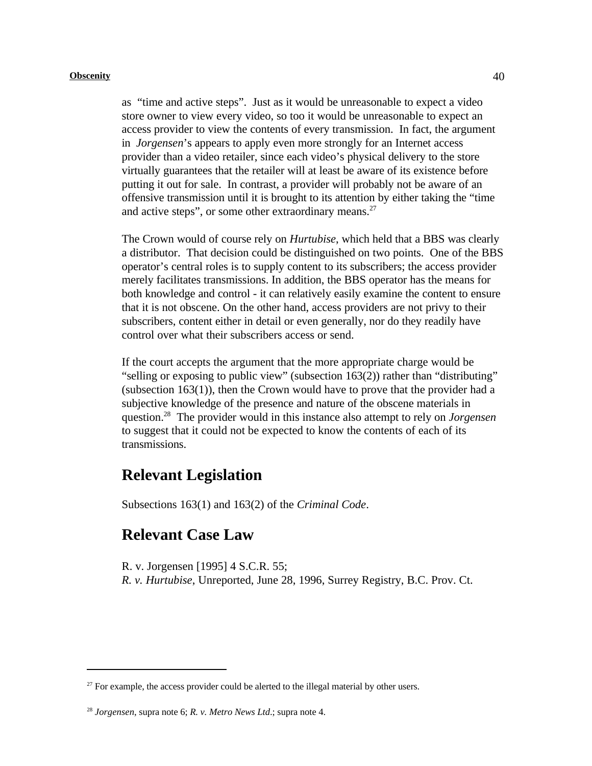as "time and active steps". Just as it would be unreasonable to expect a video store owner to view every video, so too it would be unreasonable to expect an access provider to view the contents of every transmission. In fact, the argument in *Jorgensen*'s appears to apply even more strongly for an Internet access provider than a video retailer, since each video's physical delivery to the store virtually guarantees that the retailer will at least be aware of its existence before putting it out for sale. In contrast, a provider will probably not be aware of an offensive transmission until it is brought to its attention by either taking the "time and active steps", or some other extraordinary means.[27]

The Crown would of course rely on *Hurtubise*, which held that a BBS was clearly a distributor. That decision could be distinguished on two points. One of the BBS operator's central roles is to supply content to its subscribers; the access provider merely facilitates transmissions. In addition, the BBS operator has the means for both knowledge and control - it can relatively easily examine the content to ensure that it is not obscene. On the other hand, access providers are not privy to their subscribers, content either in detail or even generally, nor do they readily have control over what their subscribers access or send.

If the court accepts the argument that the more appropriate charge would be "selling or exposing to public view" (subsection 163(2)) rather than "distributing" (subsection 163(1)), then the Crown would have to prove that the provider had a subjective knowledge of the presence and nature of the obscene materials in question.[28] The provider would in this instance also attempt to rely on *Jorgensen* to suggest that it could not be expected to know the contents of each of its transmissions.

## Relevant Legislation

Subsections 163(1) and 163(2) of the *Criminal Code*.

## Relevant Case Law

R. v. Jorgensen [1995] 4 S.C.R. 55;
*R. v. Hurtubise*, Unreported, June 28, 1996, Surrey Registry, B.C. Prov. Ct.

---

[27] For example, the access provider could be alerted to the illegal material by other users.

[28] *Jorgensen*, supra note 6; *R. v. Metro News Ltd*.; supra note 4.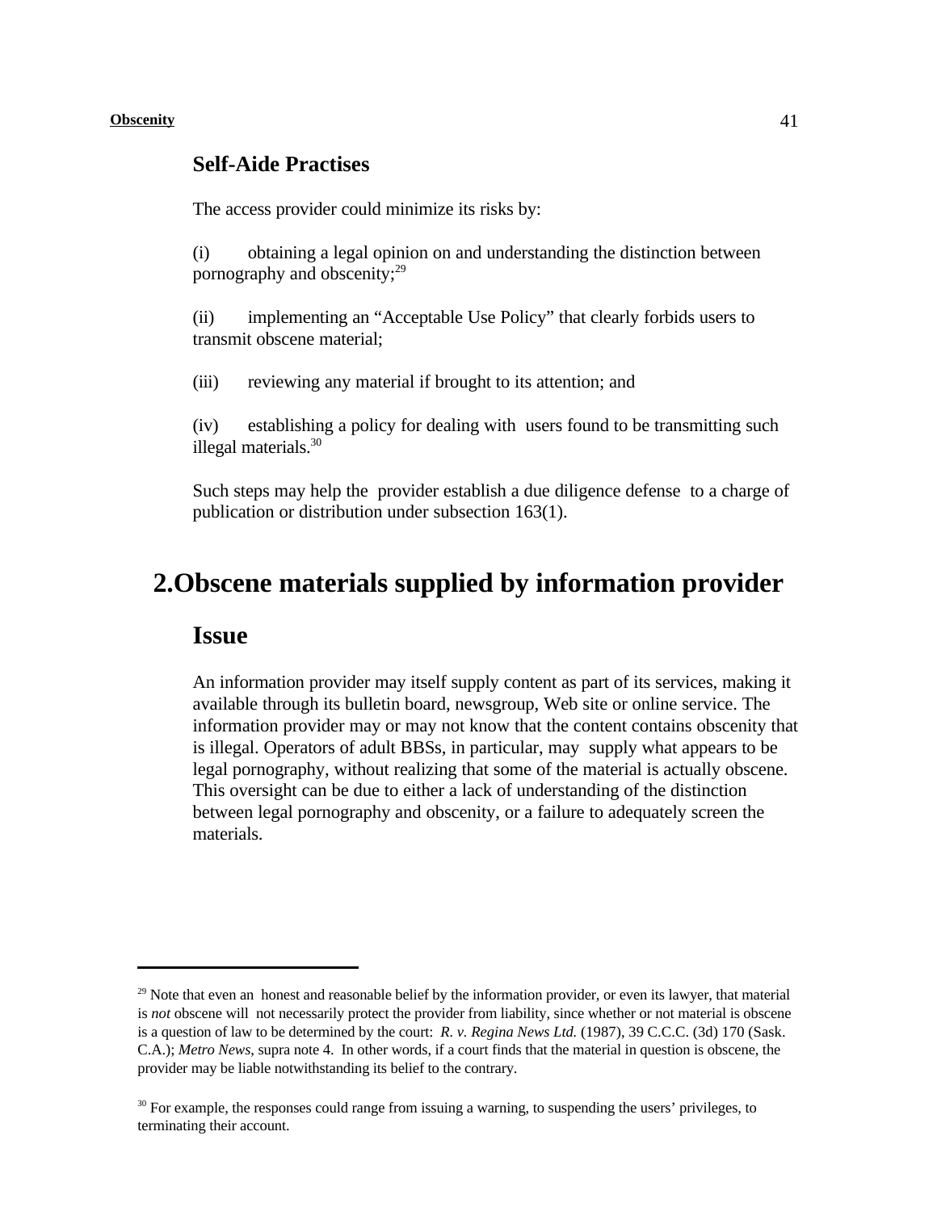### Self-Aide Practises

The access provider could minimize its risks by:

(i) obtaining a legal opinion on and understanding the distinction between pornography and obscenity;[29]

(ii) implementing an "Acceptable Use Policy" that clearly forbids users to transmit obscene material;

(iii) reviewing any material if brought to its attention; and

(iv) establishing a policy for dealing with users found to be transmitting such illegal materials.[30]

Such steps may help the provider establish a due diligence defense to a charge of publication or distribution under subsection 163(1).

## 2.Obscene materials supplied by information provider

### Issue

An information provider may itself supply content as part of its services, making it available through its bulletin board, newsgroup, Web site or online service. The information provider may or may not know that the content contains obscenity that is illegal. Operators of adult BBSs, in particular, may supply what appears to be legal pornography, without realizing that some of the material is actually obscene. This oversight can be due to either a lack of understanding of the distinction between legal pornography and obscenity, or a failure to adequately screen the materials.

---

[29] Note that even an honest and reasonable belief by the information provider, or even its lawyer, that material is *not* obscene will not necessarily protect the provider from liability, since whether or not material is obscene is a question of law to be determined by the court: *R. v. Regina News Ltd.* (1987), 39 C.C.C. (3d) 170 (Sask. C.A.); *Metro News*, supra note 4. In other words, if a court finds that the material in question is obscene, the provider may be liable notwithstanding its belief to the contrary.

[30] For example, the responses could range from issuing a warning, to suspending the users' privileges, to terminating their account.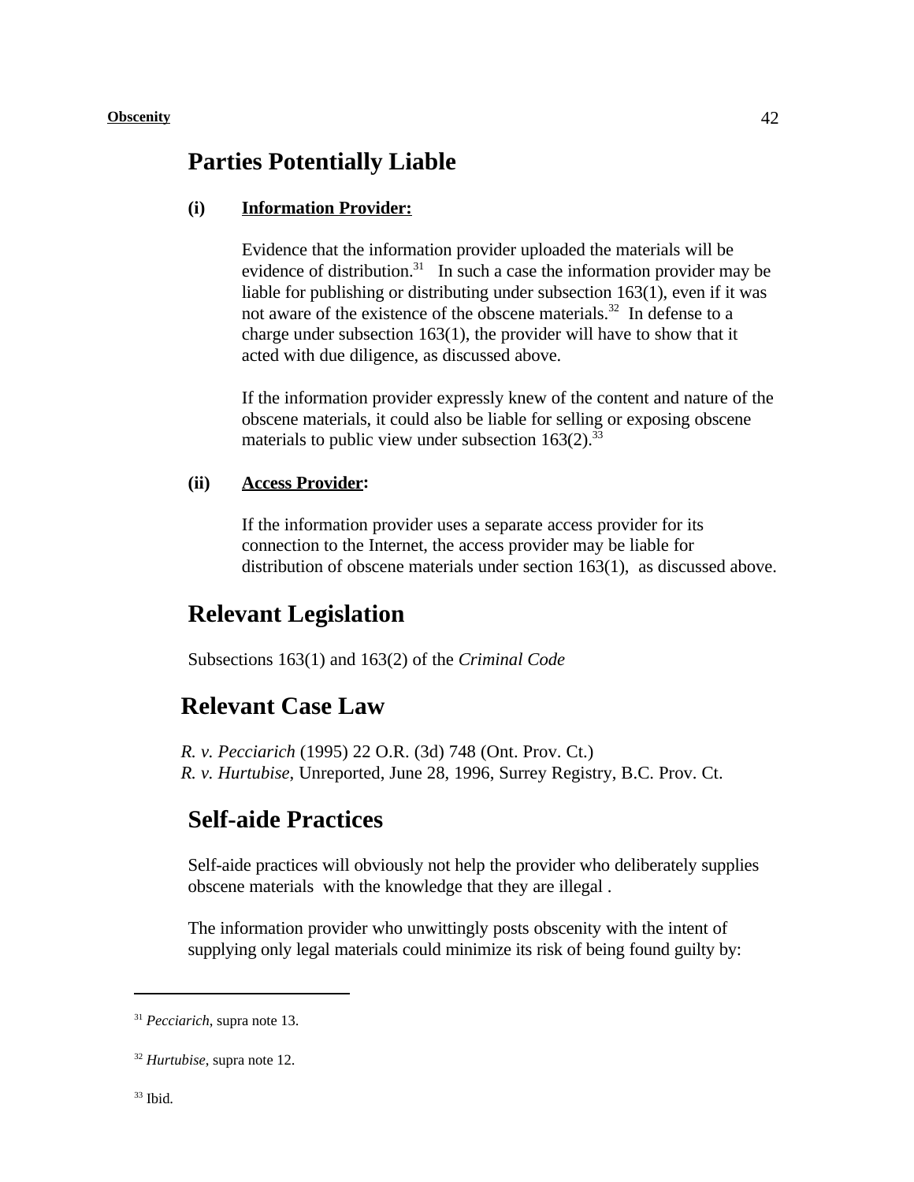## Parties Potentially Liable

**(i) Information Provider:**

Evidence that the information provider uploaded the materials will be evidence of distribution.[31] In such a case the information provider may be liable for publishing or distributing under subsection 163(1), even if it was not aware of the existence of the obscene materials.[32] In defense to a charge under subsection 163(1), the provider will have to show that it acted with due diligence, as discussed above.

If the information provider expressly knew of the content and nature of the obscene materials, it could also be liable for selling or exposing obscene materials to public view under subsection 163(2).[33]

**(ii) Access Provider:**

If the information provider uses a separate access provider for its connection to the Internet, the access provider may be liable for distribution of obscene materials under section 163(1), as discussed above.

## Relevant Legislation

Subsections 163(1) and 163(2) of the *Criminal Code*

## Relevant Case Law

*R. v. Pecciarich* (1995) 22 O.R. (3d) 748 (Ont. Prov. Ct.)
*R. v. Hurtubise*, Unreported, June 28, 1996, Surrey Registry, B.C. Prov. Ct.

## Self-aide Practices

Self-aide practices will obviously not help the provider who deliberately supplies obscene materials with the knowledge that they are illegal .

The information provider who unwittingly posts obscenity with the intent of supplying only legal materials could minimize its risk of being found guilty by:

---

[31] *Pecciarich*, supra note 13.

[32] *Hurtubise*, supra note 12.

[33] Ibid.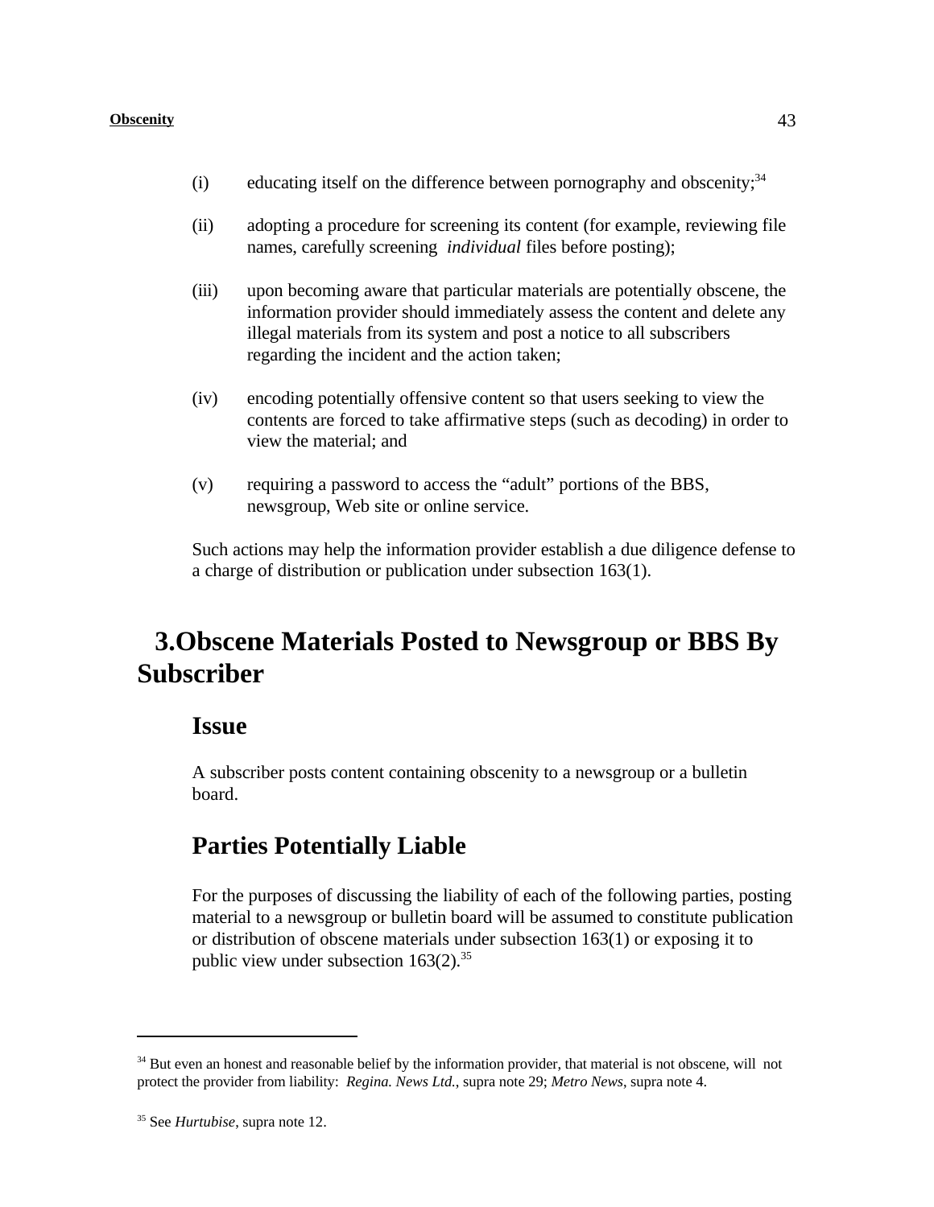(i) educating itself on the difference between pornography and obscenity;[34]

(ii) adopting a procedure for screening its content (for example, reviewing file names, carefully screening *individual* files before posting);

(iii) upon becoming aware that particular materials are potentially obscene, the information provider should immediately assess the content and delete any illegal materials from its system and post a notice to all subscribers regarding the incident and the action taken;

(iv) encoding potentially offensive content so that users seeking to view the contents are forced to take affirmative steps (such as decoding) in order to view the material; and

(v) requiring a password to access the "adult" portions of the BBS, newsgroup, Web site or online service.

Such actions may help the information provider establish a due diligence defense to a charge of distribution or publication under subsection 163(1).

## 3. Obscene Materials Posted to Newsgroup or BBS By Subscriber

### Issue

A subscriber posts content containing obscenity to a newsgroup or a bulletin board.

### Parties Potentially Liable

For the purposes of discussing the liability of each of the following parties, posting material to a newsgroup or bulletin board will be assumed to constitute publication or distribution of obscene materials under subsection 163(1) or exposing it to public view under subsection 163(2).[35]

---

[34] But even an honest and reasonable belief by the information provider, that material is not obscene, will not protect the provider from liability: *Regina. News Ltd.*, supra note 29; *Metro News*, supra note 4.

[35] See *Hurtubise*, supra note 12.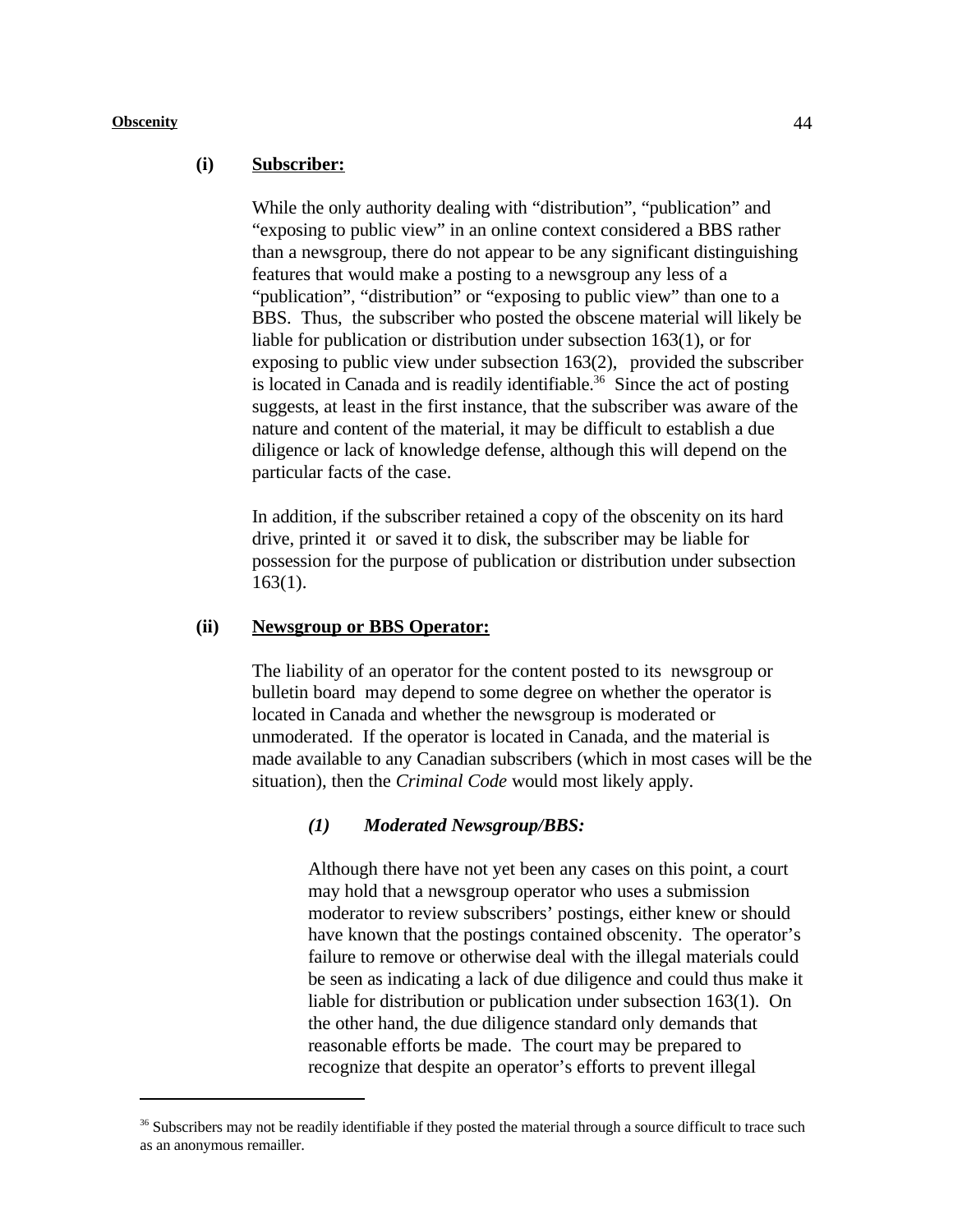**(i) Subscriber:**

While the only authority dealing with "distribution", "publication" and "exposing to public view" in an online context considered a BBS rather than a newsgroup, there do not appear to be any significant distinguishing features that would make a posting to a newsgroup any less of a "publication", "distribution" or "exposing to public view" than one to a BBS. Thus, the subscriber who posted the obscene material will likely be liable for publication or distribution under subsection 163(1), or for exposing to public view under subsection 163(2), provided the subscriber is located in Canada and is readily identifiable.[36] Since the act of posting suggests, at least in the first instance, that the subscriber was aware of the nature and content of the material, it may be difficult to establish a due diligence or lack of knowledge defense, although this will depend on the particular facts of the case.

In addition, if the subscriber retained a copy of the obscenity on its hard drive, printed it or saved it to disk, the subscriber may be liable for possession for the purpose of publication or distribution under subsection 163(1).

**(ii) Newsgroup or BBS Operator:**

The liability of an operator for the content posted to its newsgroup or bulletin board may depend to some degree on whether the operator is located in Canada and whether the newsgroup is moderated or unmoderated. If the operator is located in Canada, and the material is made available to any Canadian subscribers (which in most cases will be the situation), then the *Criminal Code* would most likely apply.

***(1) Moderated Newsgroup/BBS:***

Although there have not yet been any cases on this point, a court may hold that a newsgroup operator who uses a submission moderator to review subscribers' postings, either knew or should have known that the postings contained obscenity. The operator's failure to remove or otherwise deal with the illegal materials could be seen as indicating a lack of due diligence and could thus make it liable for distribution or publication under subsection 163(1). On the other hand, the due diligence standard only demands that reasonable efforts be made. The court may be prepared to recognize that despite an operator's efforts to prevent illegal

[36] Subscribers may not be readily identifiable if they posted the material through a source difficult to trace such as an anonymous remailler.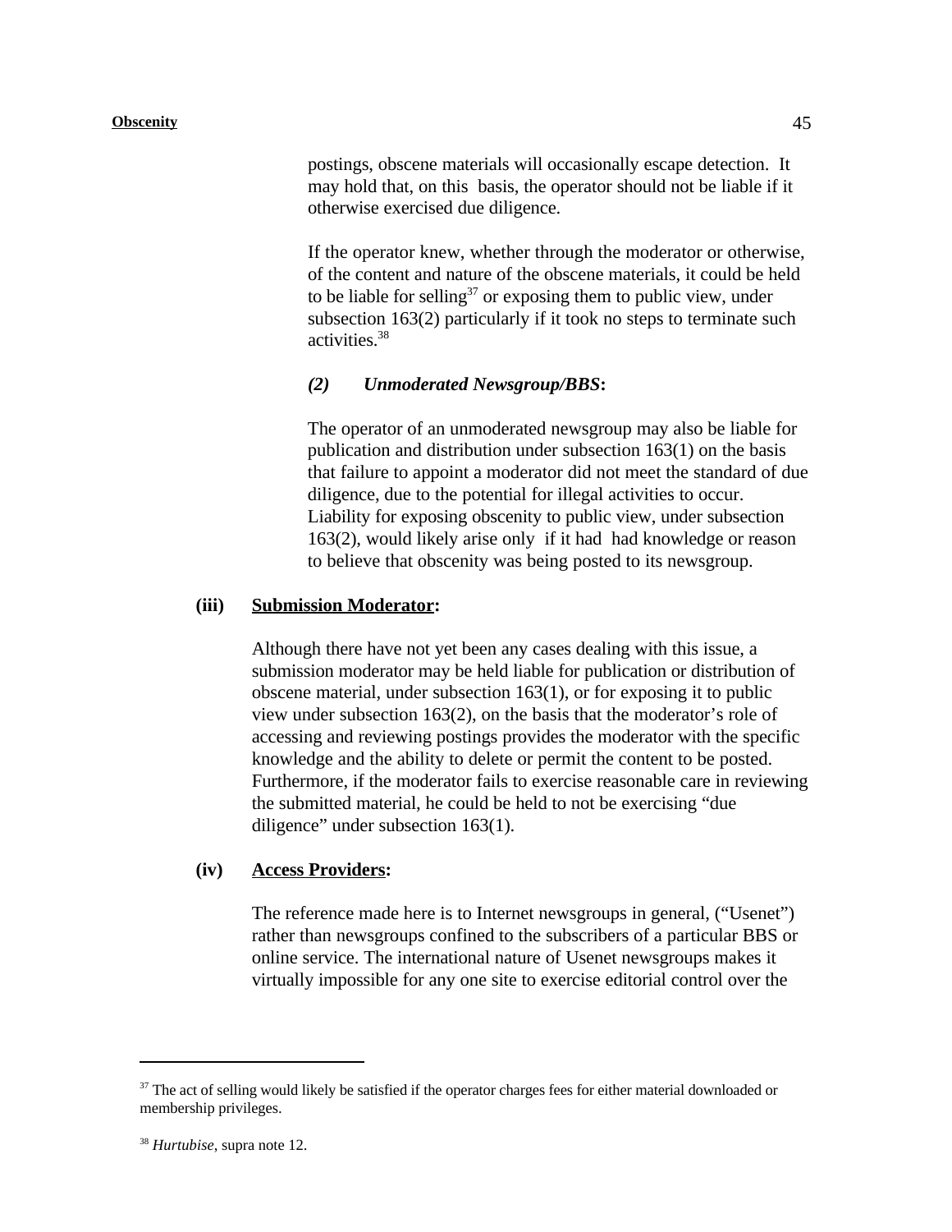postings, obscene materials will occasionally escape detection. It may hold that, on this basis, the operator should not be liable if it otherwise exercised due diligence.

If the operator knew, whether through the moderator or otherwise, of the content and nature of the obscene materials, it could be held to be liable for selling[37] or exposing them to public view, under subsection 163(2) particularly if it took no steps to terminate such activities.[38]

***(2) Unmoderated Newsgroup/BBS*:**

The operator of an unmoderated newsgroup may also be liable for publication and distribution under subsection 163(1) on the basis that failure to appoint a moderator did not meet the standard of due diligence, due to the potential for illegal activities to occur. Liability for exposing obscenity to public view, under subsection 163(2), would likely arise only if it had had knowledge or reason to believe that obscenity was being posted to its newsgroup.

**(iii) Submission Moderator:**

Although there have not yet been any cases dealing with this issue, a submission moderator may be held liable for publication or distribution of obscene material, under subsection 163(1), or for exposing it to public view under subsection 163(2), on the basis that the moderator's role of accessing and reviewing postings provides the moderator with the specific knowledge and the ability to delete or permit the content to be posted. Furthermore, if the moderator fails to exercise reasonable care in reviewing the submitted material, he could be held to not be exercising "due diligence" under subsection 163(1).

**(iv) Access Providers:**

The reference made here is to Internet newsgroups in general, ("Usenet") rather than newsgroups confined to the subscribers of a particular BBS or online service. The international nature of Usenet newsgroups makes it virtually impossible for any one site to exercise editorial control over the

---

[37] The act of selling would likely be satisfied if the operator charges fees for either material downloaded or membership privileges.

[38] *Hurtubise*, supra note 12.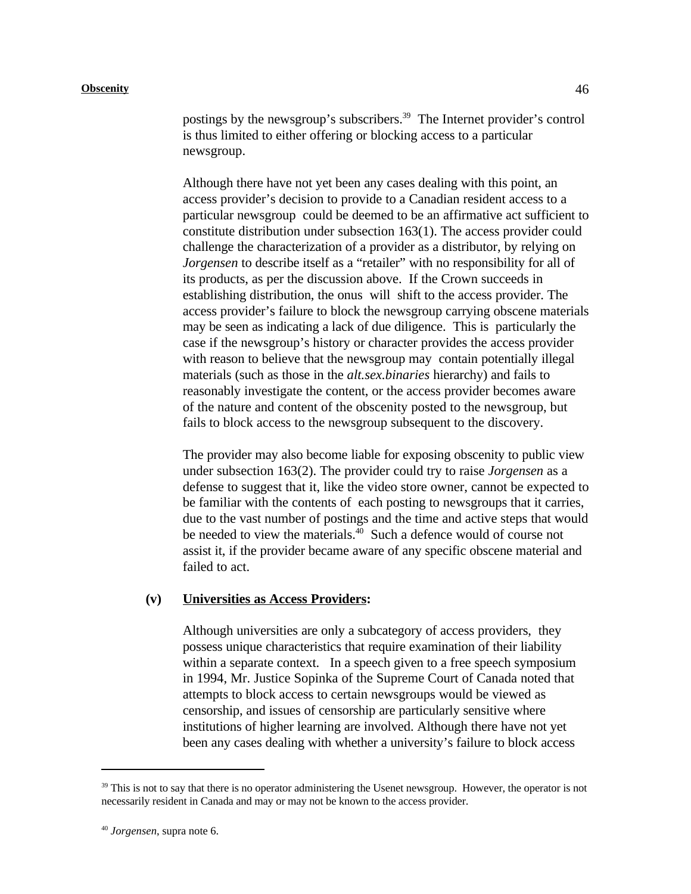postings by the newsgroup's subscribers.[39] The Internet provider's control is thus limited to either offering or blocking access to a particular newsgroup.

Although there have not yet been any cases dealing with this point, an access provider's decision to provide to a Canadian resident access to a particular newsgroup could be deemed to be an affirmative act sufficient to constitute distribution under subsection 163(1). The access provider could challenge the characterization of a provider as a distributor, by relying on *Jorgensen* to describe itself as a "retailer" with no responsibility for all of its products, as per the discussion above. If the Crown succeeds in establishing distribution, the onus will shift to the access provider. The access provider's failure to block the newsgroup carrying obscene materials may be seen as indicating a lack of due diligence. This is particularly the case if the newsgroup's history or character provides the access provider with reason to believe that the newsgroup may contain potentially illegal materials (such as those in the *alt.sex.binaries* hierarchy) and fails to reasonably investigate the content, or the access provider becomes aware of the nature and content of the obscenity posted to the newsgroup, but fails to block access to the newsgroup subsequent to the discovery.

The provider may also become liable for exposing obscenity to public view under subsection 163(2). The provider could try to raise *Jorgensen* as a defense to suggest that it, like the video store owner, cannot be expected to be familiar with the contents of each posting to newsgroups that it carries, due to the vast number of postings and the time and active steps that would be needed to view the materials.[40] Such a defence would of course not assist it, if the provider became aware of any specific obscene material and failed to act.

**(v) <u>Universities as Access Providers</u>:**

Although universities are only a subcategory of access providers, they possess unique characteristics that require examination of their liability within a separate context. In a speech given to a free speech symposium in 1994, Mr. Justice Sopinka of the Supreme Court of Canada noted that attempts to block access to certain newsgroups would be viewed as censorship, and issues of censorship are particularly sensitive where institutions of higher learning are involved. Although there have not yet been any cases dealing with whether a university's failure to block access

---

[39] This is not to say that there is no operator administering the Usenet newsgroup. However, the operator is not necessarily resident in Canada and may or may not be known to the access provider.

[40] *Jorgensen*, supra note 6.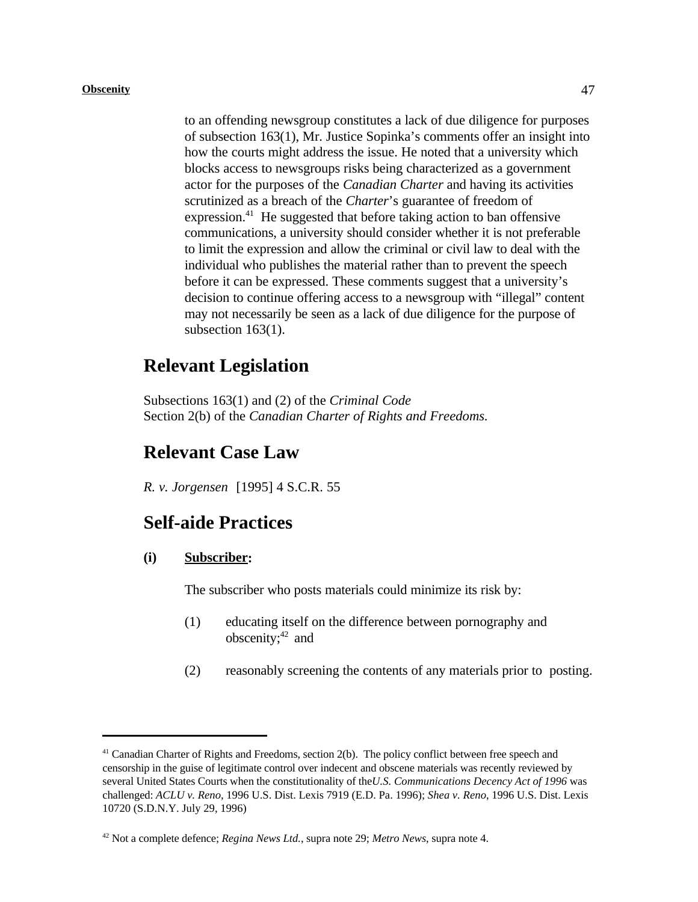to an offending newsgroup constitutes a lack of due diligence for purposes of subsection 163(1), Mr. Justice Sopinka's comments offer an insight into how the courts might address the issue. He noted that a university which blocks access to newsgroups risks being characterized as a government actor for the purposes of the *Canadian Charter* and having its activities scrutinized as a breach of the *Charter*'s guarantee of freedom of expression.[41] He suggested that before taking action to ban offensive communications, a university should consider whether it is not preferable to limit the expression and allow the criminal or civil law to deal with the individual who publishes the material rather than to prevent the speech before it can be expressed. These comments suggest that a university's decision to continue offering access to a newsgroup with "illegal" content may not necessarily be seen as a lack of due diligence for the purpose of subsection 163(1).

## Relevant Legislation

Subsections 163(1) and (2) of the *Criminal Code*
Section 2(b) of the *Canadian Charter of Rights and Freedoms.*

## Relevant Case Law

*R. v. Jorgensen* [1995] 4 S.C.R. 55

## Self-aide Practices

**(i) Subscriber:**

The subscriber who posts materials could minimize its risk by:

(1) educating itself on the difference between pornography and obscenity;[42] and

(2) reasonably screening the contents of any materials prior to posting.

---

[41] Canadian Charter of Rights and Freedoms, section 2(b). The policy conflict between free speech and censorship in the guise of legitimate control over indecent and obscene materials was recently reviewed by several United States Courts when the constitutionality of the *U.S. Communications Decency Act of 1996* was challenged: *ACLU v. Reno,* 1996 U.S. Dist. Lexis 7919 (E.D. Pa. 1996); *Shea v. Reno*, 1996 U.S. Dist. Lexis 10720 (S.D.N.Y. July 29, 1996)

[42] Not a complete defence; *Regina News Ltd.*, supra note 29; *Metro News*, supra note 4.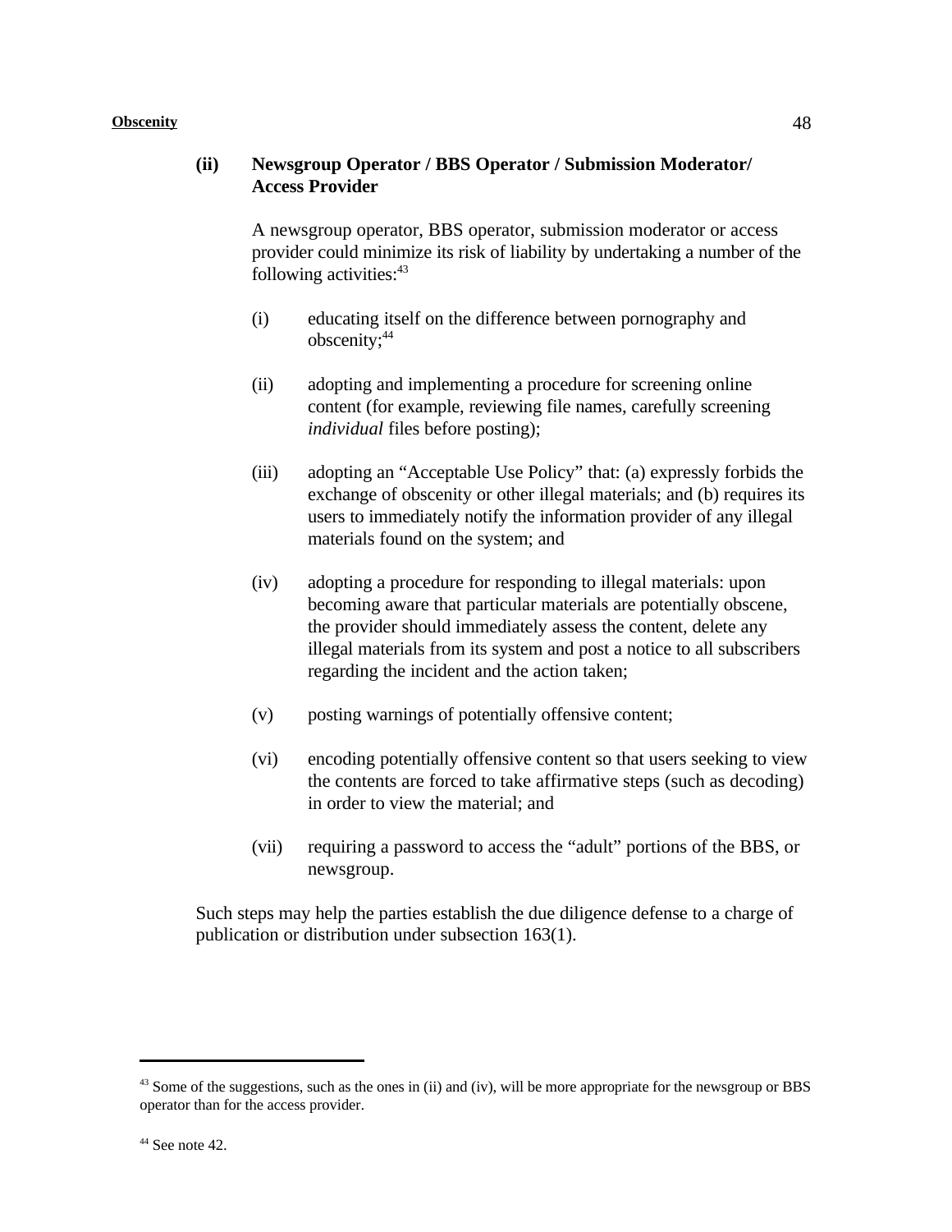### (ii) Newsgroup Operator / BBS Operator / Submission Moderator/ Access Provider

A newsgroup operator, BBS operator, submission moderator or access provider could minimize its risk of liability by undertaking a number of the following activities:[43]

(i) educating itself on the difference between pornography and obscenity;[44]

(ii) adopting and implementing a procedure for screening online content (for example, reviewing file names, carefully screening *individual* files before posting);

(iii) adopting an "Acceptable Use Policy" that: (a) expressly forbids the exchange of obscenity or other illegal materials; and (b) requires its users to immediately notify the information provider of any illegal materials found on the system; and

(iv) adopting a procedure for responding to illegal materials: upon becoming aware that particular materials are potentially obscene, the provider should immediately assess the content, delete any illegal materials from its system and post a notice to all subscribers regarding the incident and the action taken;

(v) posting warnings of potentially offensive content;

(vi) encoding potentially offensive content so that users seeking to view the contents are forced to take affirmative steps (such as decoding) in order to view the material; and

(vii) requiring a password to access the "adult" portions of the BBS, or newsgroup.

Such steps may help the parties establish the due diligence defense to a charge of publication or distribution under subsection 163(1).

---

[43] Some of the suggestions, such as the ones in (ii) and (iv), will be more appropriate for the newsgroup or BBS operator than for the access provider.

[44] See note 42.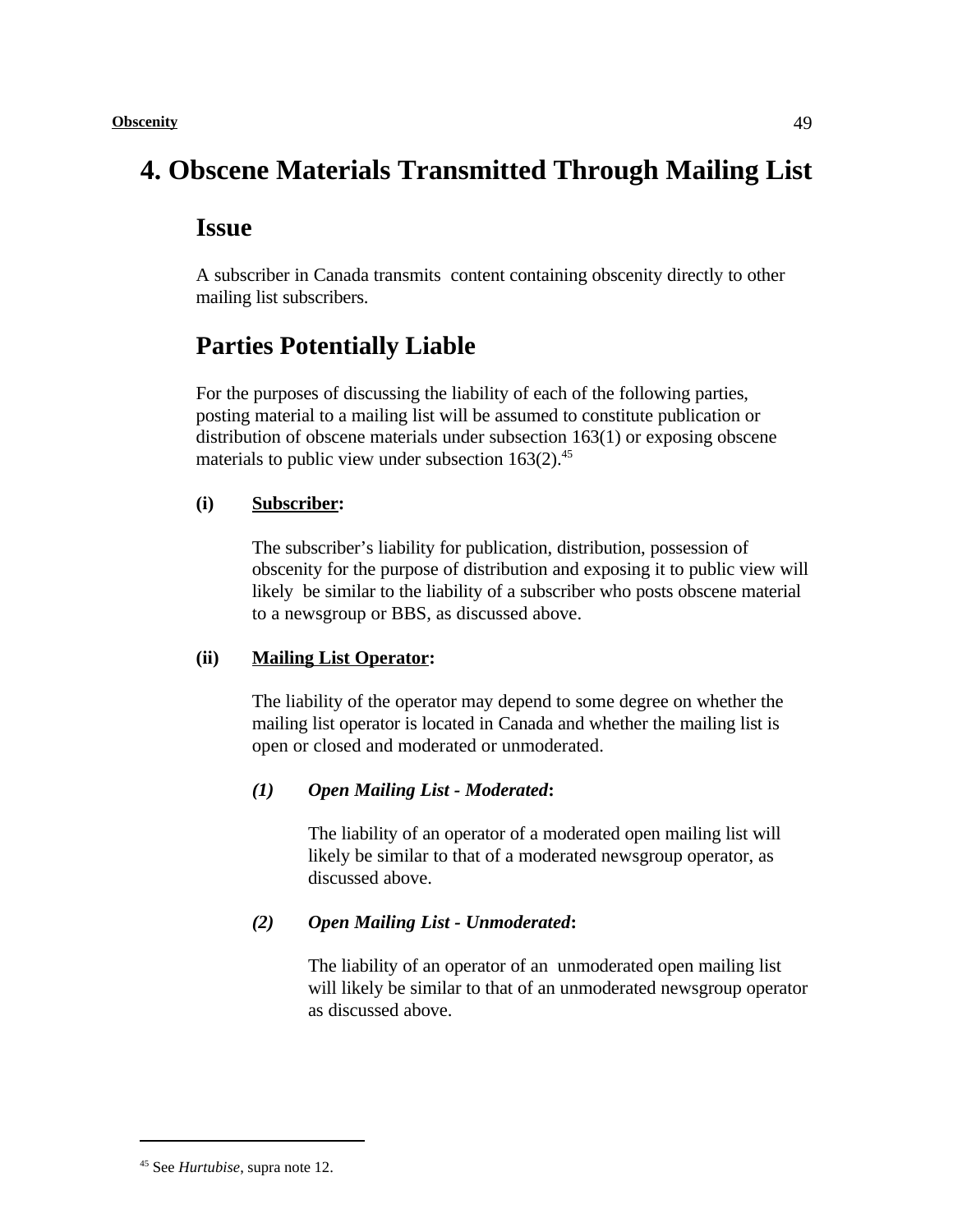# 4. Obscene Materials Transmitted Through Mailing List

## Issue

A subscriber in Canada transmits content containing obscenity directly to other mailing list subscribers.

## Parties Potentially Liable

For the purposes of discussing the liability of each of the following parties, posting material to a mailing list will be assumed to constitute publication or distribution of obscene materials under subsection 163(1) or exposing obscene materials to public view under subsection 163(2).[45]

**(i)** **Subscriber:**

The subscriber's liability for publication, distribution, possession of obscenity for the purpose of distribution and exposing it to public view will likely be similar to the liability of a subscriber who posts obscene material to a newsgroup or BBS, as discussed above.

**(ii)** **Mailing List Operator:**

The liability of the operator may depend to some degree on whether the mailing list operator is located in Canada and whether the mailing list is open or closed and moderated or unmoderated.

***(1)*** ***Open Mailing List - Moderated*****:**

The liability of an operator of a moderated open mailing list will likely be similar to that of a moderated newsgroup operator, as discussed above.

***(2)*** ***Open Mailing List - Unmoderated*****:**

The liability of an operator of an unmoderated open mailing list will likely be similar to that of an unmoderated newsgroup operator as discussed above.

---

[45] See *Hurtubise*, supra note 12.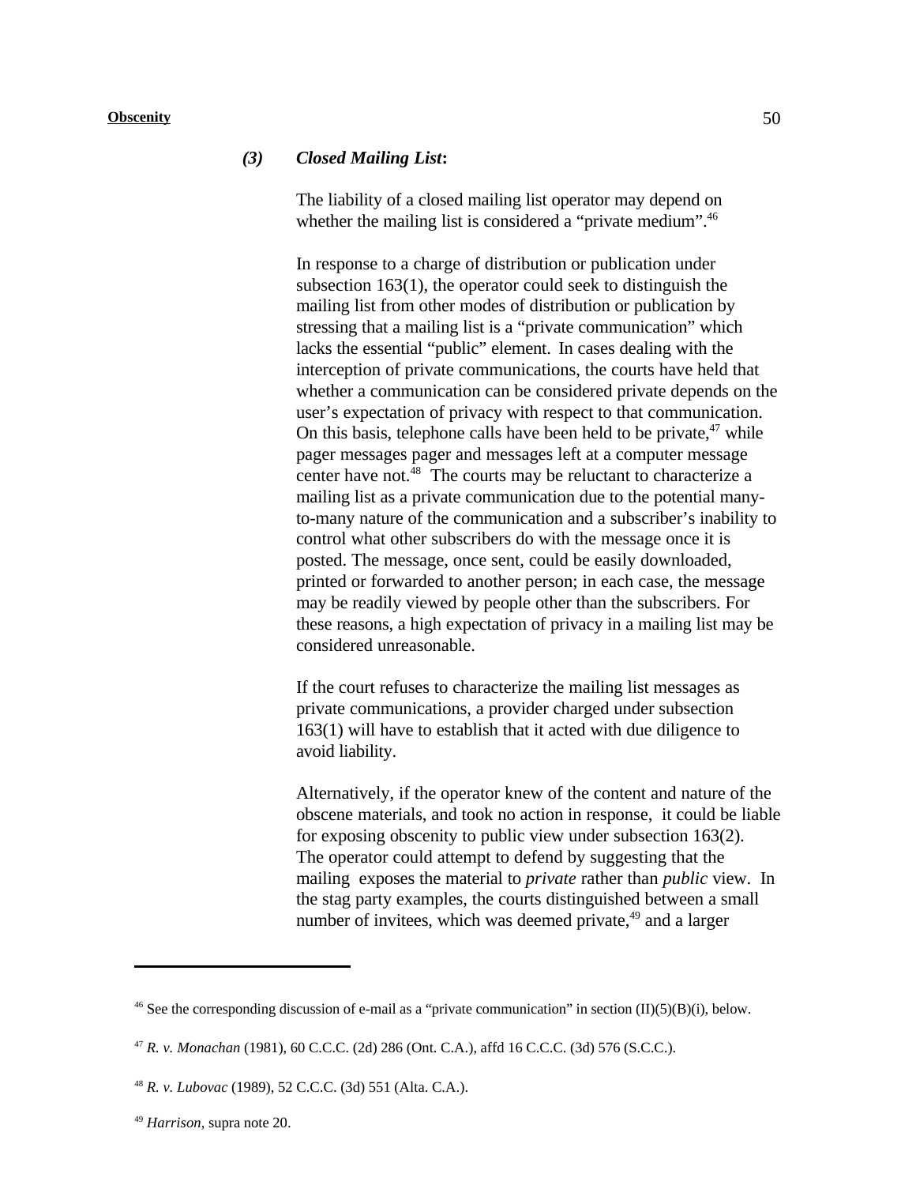### *(3) Closed Mailing List*:

The liability of a closed mailing list operator may depend on whether the mailing list is considered a "private medium".[46]

In response to a charge of distribution or publication under subsection 163(1), the operator could seek to distinguish the mailing list from other modes of distribution or publication by stressing that a mailing list is a "private communication" which lacks the essential "public" element. In cases dealing with the interception of private communications, the courts have held that whether a communication can be considered private depends on the user's expectation of privacy with respect to that communication. On this basis, telephone calls have been held to be private,[47] while pager messages pager and messages left at a computer message center have not.[48] The courts may be reluctant to characterize a mailing list as a private communication due to the potential many-to-many nature of the communication and a subscriber's inability to control what other subscribers do with the message once it is posted. The message, once sent, could be easily downloaded, printed or forwarded to another person; in each case, the message may be readily viewed by people other than the subscribers. For these reasons, a high expectation of privacy in a mailing list may be considered unreasonable.

If the court refuses to characterize the mailing list messages as private communications, a provider charged under subsection 163(1) will have to establish that it acted with due diligence to avoid liability.

Alternatively, if the operator knew of the content and nature of the obscene materials, and took no action in response, it could be liable for exposing obscenity to public view under subsection 163(2). The operator could attempt to defend by suggesting that the mailing exposes the material to *private* rather than *public* view. In the stag party examples, the courts distinguished between a small number of invitees, which was deemed private,[49] and a larger

---

[46] See the corresponding discussion of e-mail as a "private communication" in section (II)(5)(B)(i), below.

[47] *R. v. Monachan* (1981), 60 C.C.C. (2d) 286 (Ont. C.A.), affd 16 C.C.C. (3d) 576 (S.C.C.).

[48] *R. v. Lubovac* (1989), 52 C.C.C. (3d) 551 (Alta. C.A.).

[49] *Harrison,* supra note 20.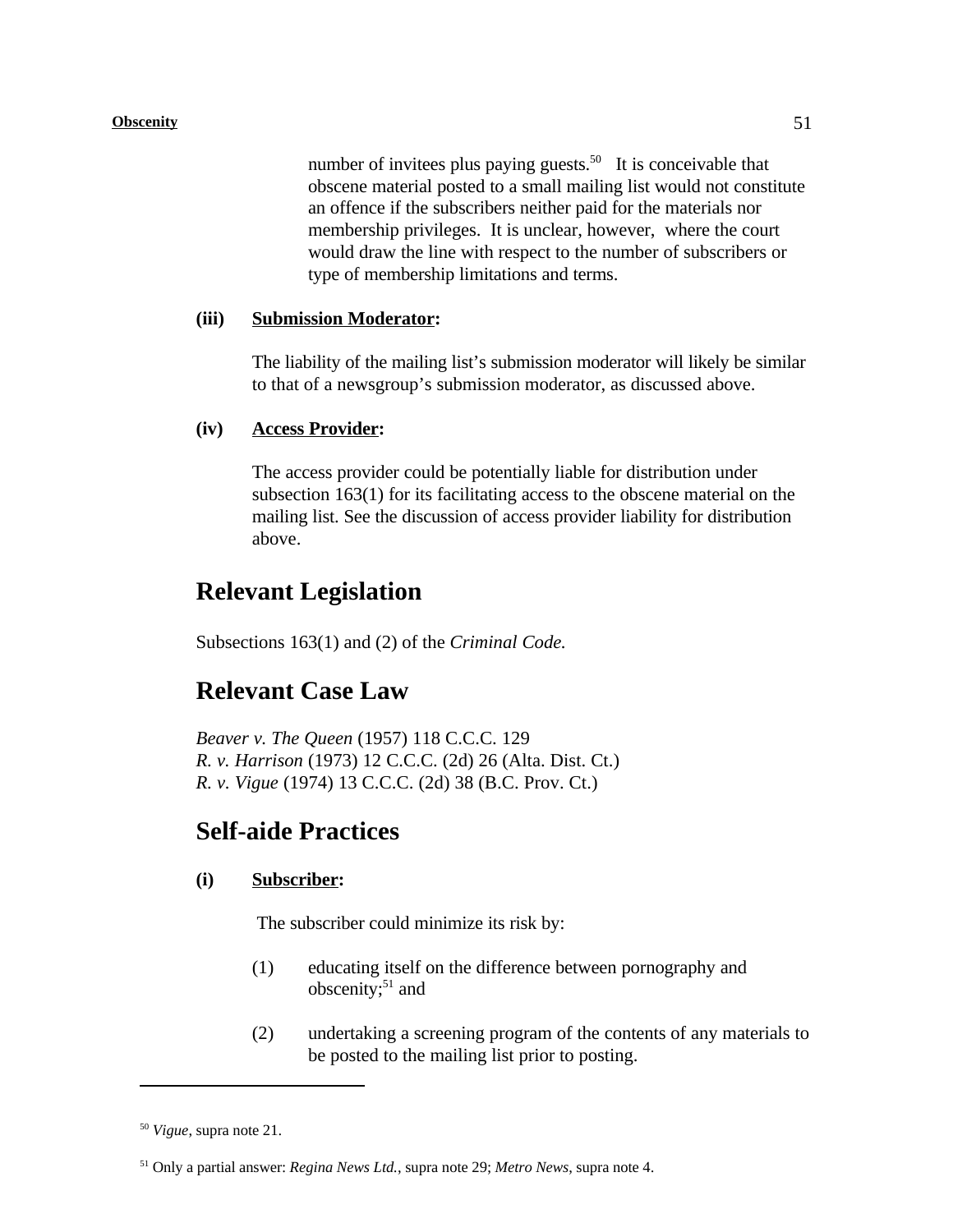number of invitees plus paying guests.[50] It is conceivable that obscene material posted to a small mailing list would not constitute an offence if the subscribers neither paid for the materials nor membership privileges. It is unclear, however, where the court would draw the line with respect to the number of subscribers or type of membership limitations and terms.

**(iii) Submission Moderator:**

The liability of the mailing list's submission moderator will likely be similar to that of a newsgroup's submission moderator, as discussed above.

**(iv) Access Provider:**

The access provider could be potentially liable for distribution under subsection 163(1) for its facilitating access to the obscene material on the mailing list. See the discussion of access provider liability for distribution above.

# Relevant Legislation

Subsections 163(1) and (2) of the *Criminal Code.*

# Relevant Case Law

*Beaver v. The Queen* (1957) 118 C.C.C. 129
*R. v. Harrison* (1973) 12 C.C.C. (2d) 26 (Alta. Dist. Ct.)
*R. v. Vigue* (1974) 13 C.C.C. (2d) 38 (B.C. Prov. Ct.)

# Self-aide Practices

**(i) Subscriber:**

The subscriber could minimize its risk by:

(1) educating itself on the difference between pornography and obscenity;[51] and

(2) undertaking a screening program of the contents of any materials to be posted to the mailing list prior to posting.

---

[50] *Vigue*, supra note 21.

[51] Only a partial answer: *Regina News Ltd.*, supra note 29; *Metro News*, supra note 4.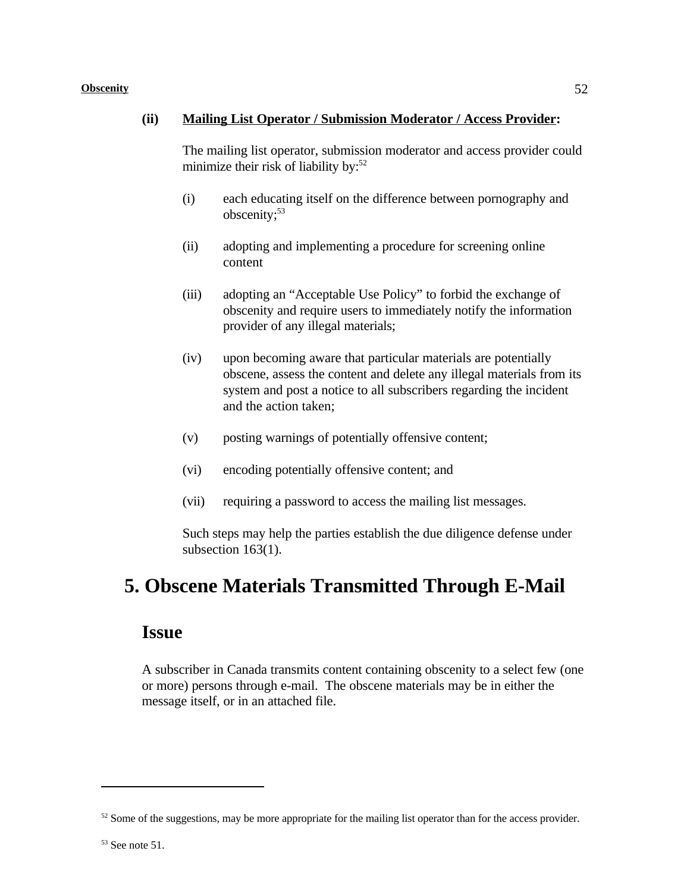**(ii) Mailing List Operator / Submission Moderator / Access Provider:**

The mailing list operator, submission moderator and access provider could minimize their risk of liability by:[52]

(i) each educating itself on the difference between pornography and obscenity;[53]

(ii) adopting and implementing a procedure for screening online content

(iii) adopting an "Acceptable Use Policy" to forbid the exchange of obscenity and require users to immediately notify the information provider of any illegal materials;

(iv) upon becoming aware that particular materials are potentially obscene, assess the content and delete any illegal materials from its system and post a notice to all subscribers regarding the incident and the action taken;

(v) posting warnings of potentially offensive content;

(vi) encoding potentially offensive content; and

(vii) requiring a password to access the mailing list messages.

Such steps may help the parties establish the due diligence defense under subsection 163(1).

# 5. Obscene Materials Transmitted Through E-Mail

## Issue

A subscriber in Canada transmits content containing obscenity to a select few (one or more) persons through e-mail. The obscene materials may be in either the message itself, or in an attached file.

---

[52] Some of the suggestions, may be more appropriate for the mailing list operator than for the access provider.

[53] See note 51.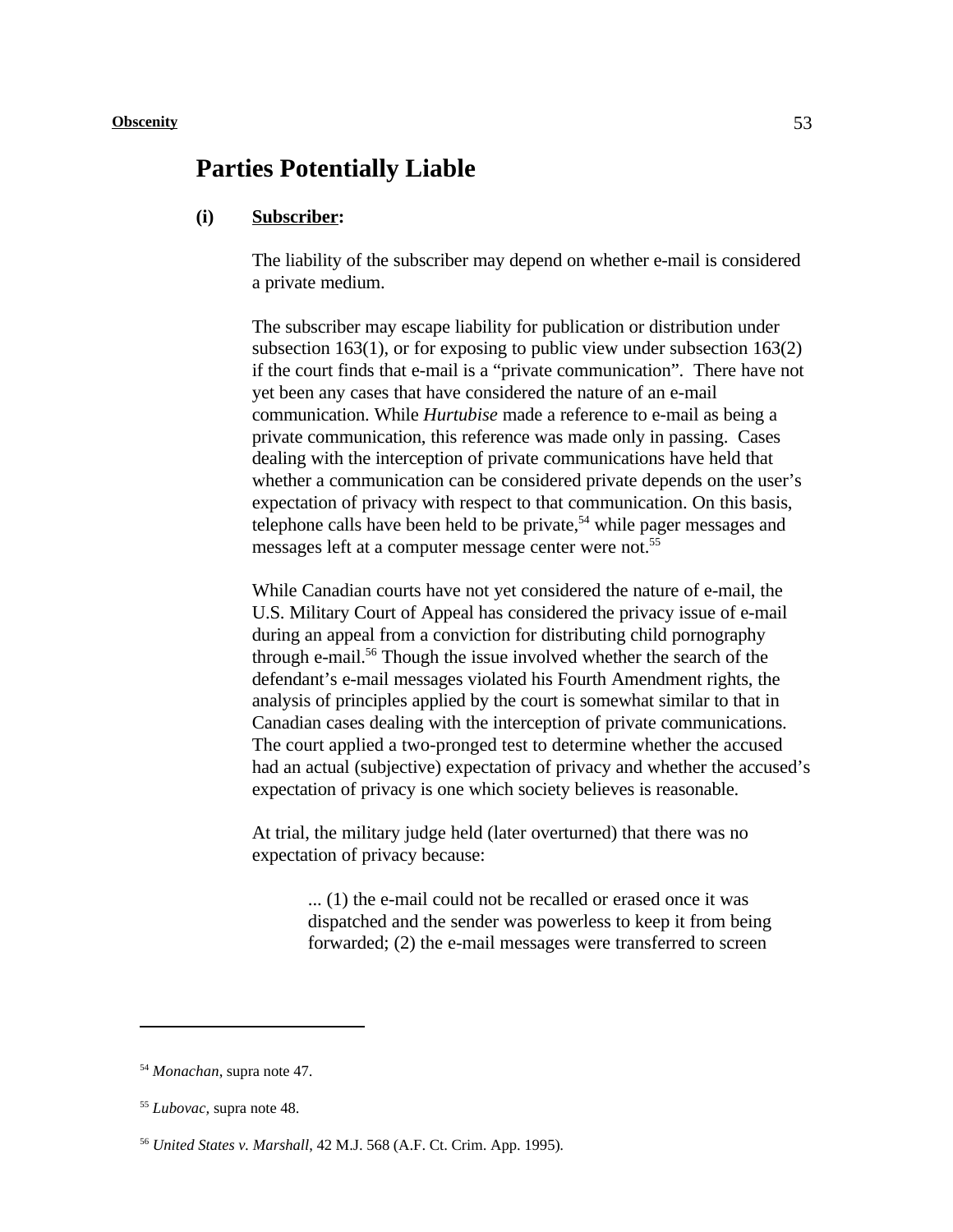## Parties Potentially Liable

**(i) Subscriber:**

The liability of the subscriber may depend on whether e-mail is considered a private medium.

The subscriber may escape liability for publication or distribution under subsection 163(1), or for exposing to public view under subsection 163(2) if the court finds that e-mail is a "private communication". There have not yet been any cases that have considered the nature of an e-mail communication. While *Hurtubise* made a reference to e-mail as being a private communication, this reference was made only in passing. Cases dealing with the interception of private communications have held that whether a communication can be considered private depends on the user's expectation of privacy with respect to that communication. On this basis, telephone calls have been held to be private,[54] while pager messages and messages left at a computer message center were not.[55]

While Canadian courts have not yet considered the nature of e-mail, the U.S. Military Court of Appeal has considered the privacy issue of e-mail during an appeal from a conviction for distributing child pornography through e-mail.[56] Though the issue involved whether the search of the defendant's e-mail messages violated his Fourth Amendment rights, the analysis of principles applied by the court is somewhat similar to that in Canadian cases dealing with the interception of private communications. The court applied a two-pronged test to determine whether the accused had an actual (subjective) expectation of privacy and whether the accused's expectation of privacy is one which society believes is reasonable.

At trial, the military judge held (later overturned) that there was no expectation of privacy because:

> ... (1) the e-mail could not be recalled or erased once it was dispatched and the sender was powerless to keep it from being forwarded; (2) the e-mail messages were transferred to screen

---

[54] *Monachan*, supra note 47.

[55] *Lubovac*, supra note 48.

[56] *United States v. Marshall*, 42 M.J. 568 (A.F. Ct. Crim. App. 1995).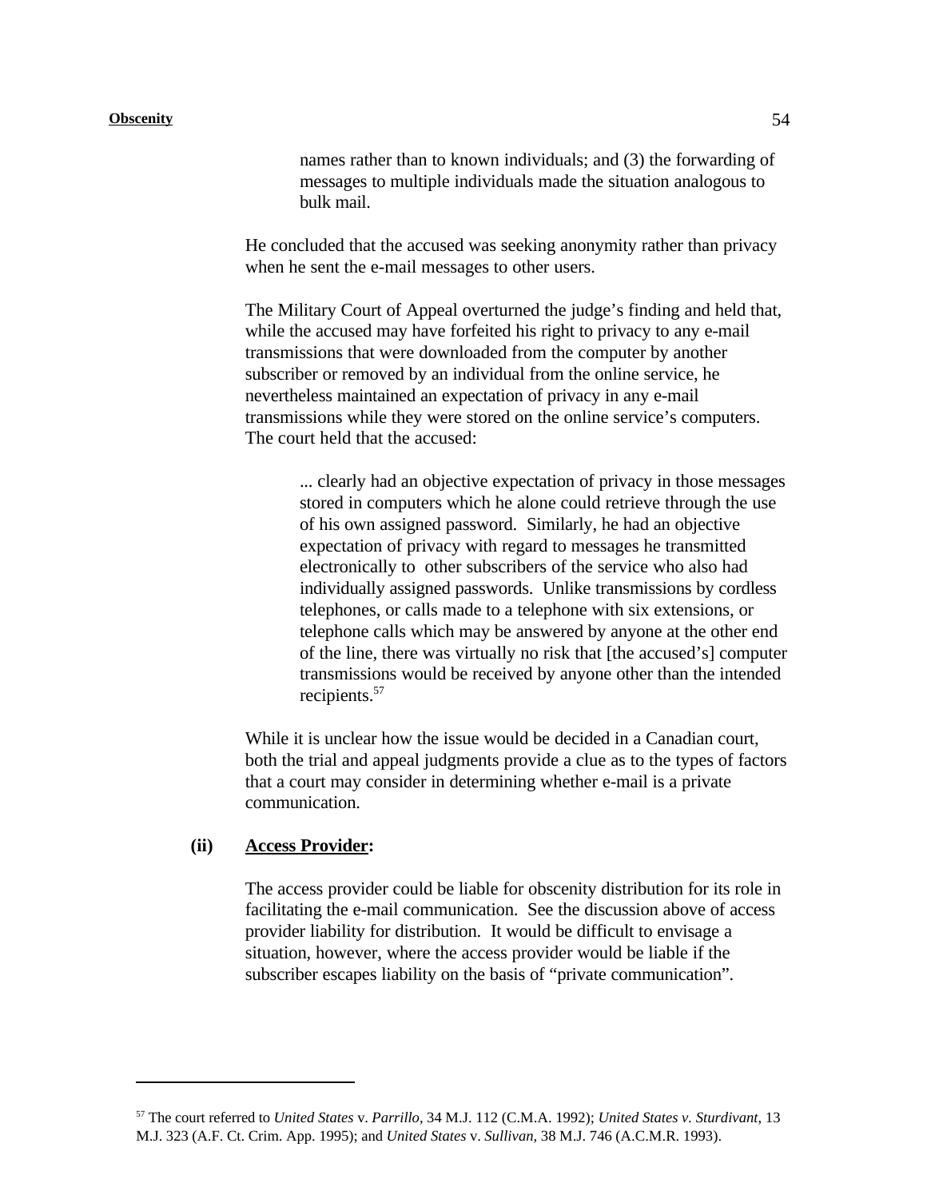names rather than to known individuals; and (3) the forwarding of messages to multiple individuals made the situation analogous to bulk mail.

He concluded that the accused was seeking anonymity rather than privacy when he sent the e-mail messages to other users.

The Military Court of Appeal overturned the judge's finding and held that, while the accused may have forfeited his right to privacy to any e-mail transmissions that were downloaded from the computer by another subscriber or removed by an individual from the online service, he nevertheless maintained an expectation of privacy in any e-mail transmissions while they were stored on the online service's computers. The court held that the accused:

> ... clearly had an objective expectation of privacy in those messages stored in computers which he alone could retrieve through the use of his own assigned password. Similarly, he had an objective expectation of privacy with regard to messages he transmitted electronically to other subscribers of the service who also had individually assigned passwords. Unlike transmissions by cordless telephones, or calls made to a telephone with six extensions, or telephone calls which may be answered by anyone at the other end of the line, there was virtually no risk that [the accused's] computer transmissions would be received by anyone other than the intended recipients.[57]

While it is unclear how the issue would be decided in a Canadian court, both the trial and appeal judgments provide a clue as to the types of factors that a court may consider in determining whether e-mail is a private communication.

**(ii) Access Provider:**

The access provider could be liable for obscenity distribution for its role in facilitating the e-mail communication. See the discussion above of access provider liability for distribution. It would be difficult to envisage a situation, however, where the access provider would be liable if the subscriber escapes liability on the basis of "private communication".

---

[57] The court referred to *United States* v. *Parrillo*, 34 M.J. 112 (C.M.A. 1992); *United States v. Sturdivant*, 13 M.J. 323 (A.F. Ct. Crim. App. 1995); and *United States* v. *Sullivan*, 38 M.J. 746 (A.C.M.R. 1993).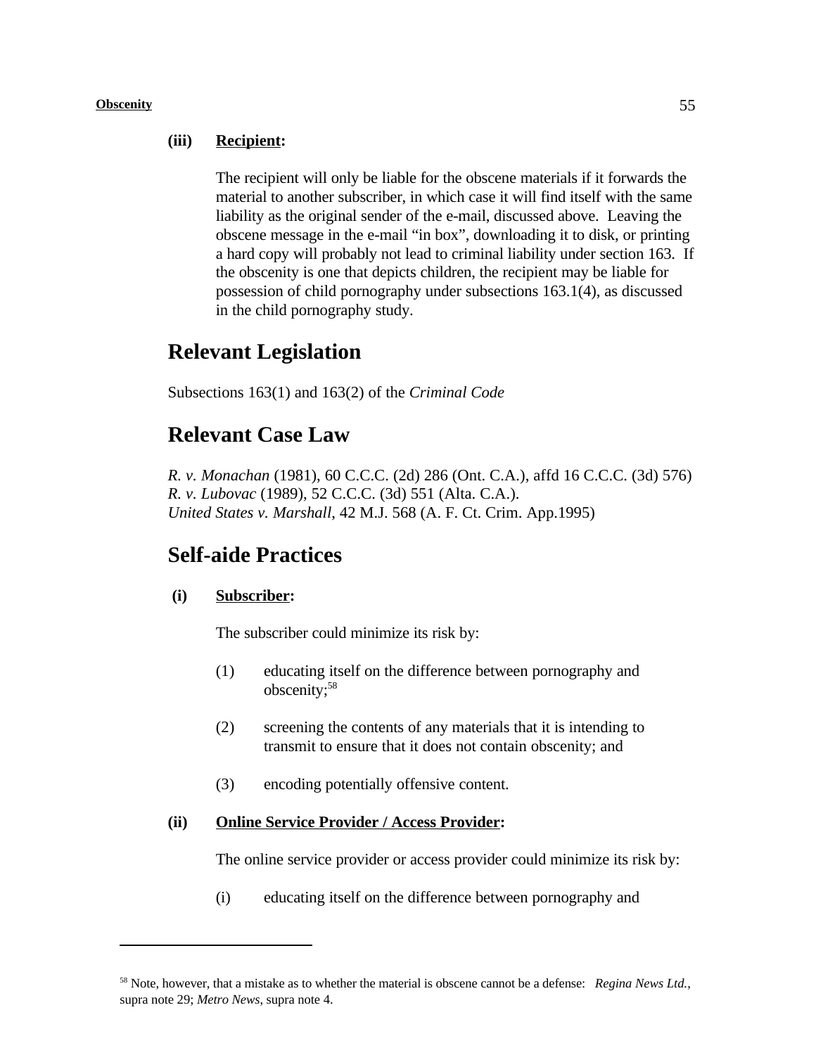**(iii) Recipient:**

The recipient will only be liable for the obscene materials if it forwards the material to another subscriber, in which case it will find itself with the same liability as the original sender of the e-mail, discussed above. Leaving the obscene message in the e-mail "in box", downloading it to disk, or printing a hard copy will probably not lead to criminal liability under section 163. If the obscenity is one that depicts children, the recipient may be liable for possession of child pornography under subsections 163.1(4), as discussed in the child pornography study.

# Relevant Legislation

Subsections 163(1) and 163(2) of the *Criminal Code*

# Relevant Case Law

*R. v. Monachan* (1981), 60 C.C.C. (2d) 286 (Ont. C.A.), affd 16 C.C.C. (3d) 576)
*R. v. Lubovac* (1989), 52 C.C.C. (3d) 551 (Alta. C.A.).
*United States v. Marshall*, 42 M.J. 568 (A. F. Ct. Crim. App.1995)

# Self-aide Practices

**(i) Subscriber:**

The subscriber could minimize its risk by:

(1) educating itself on the difference between pornography and obscenity;[58]

(2) screening the contents of any materials that it is intending to transmit to ensure that it does not contain obscenity; and

(3) encoding potentially offensive content.

**(ii) Online Service Provider / Access Provider:**

The online service provider or access provider could minimize its risk by:

(i) educating itself on the difference between pornography and

---

[58] Note, however, that a mistake as to whether the material is obscene cannot be a defense: *Regina News Ltd.*, supra note 29; *Metro News*, supra note 4.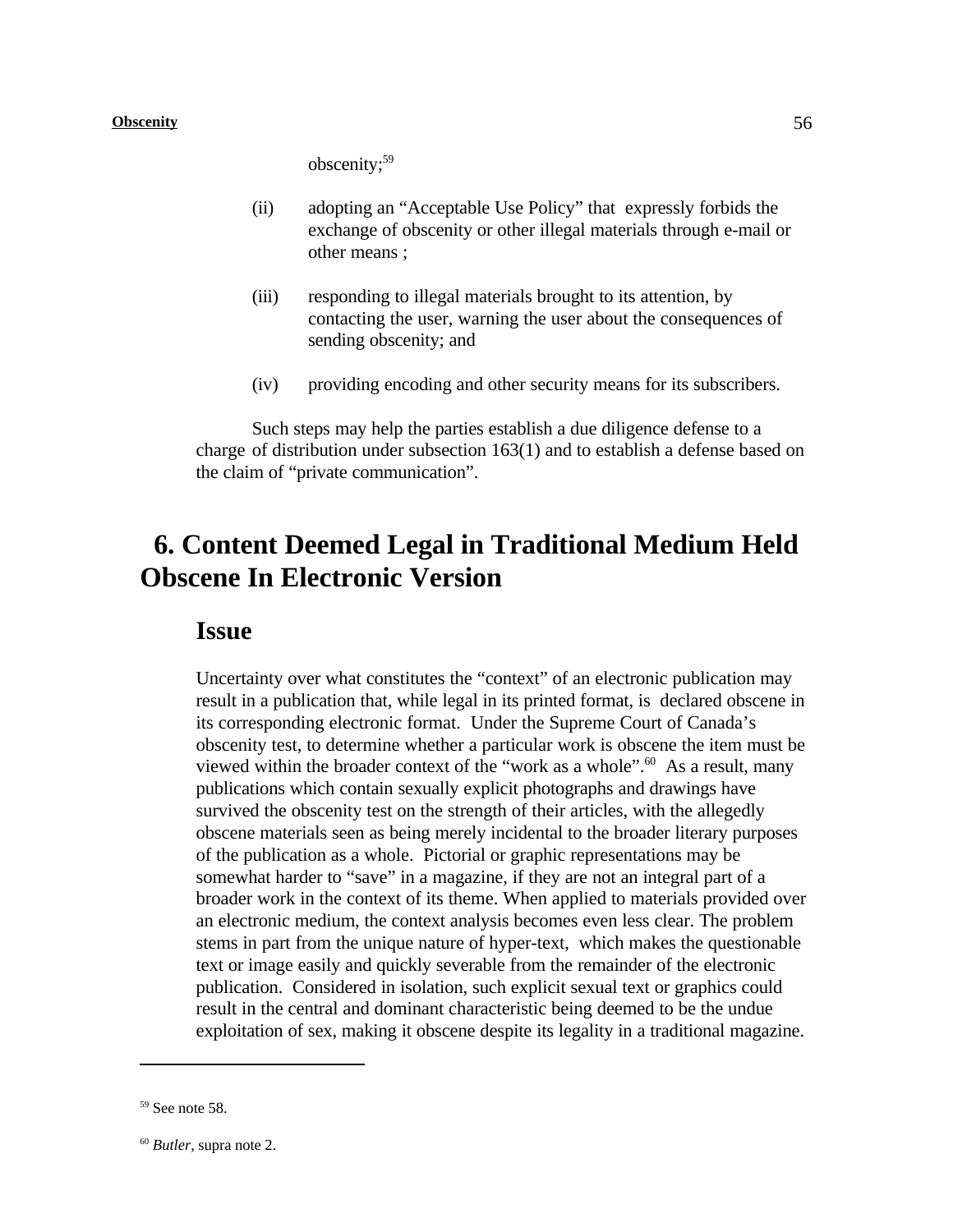obscenity;[59]

(ii) adopting an "Acceptable Use Policy" that expressly forbids the exchange of obscenity or other illegal materials through e-mail or other means ;

(iii) responding to illegal materials brought to its attention, by contacting the user, warning the user about the consequences of sending obscenity; and

(iv) providing encoding and other security means for its subscribers.

Such steps may help the parties establish a due diligence defense to a charge of distribution under subsection 163(1) and to establish a defense based on the claim of "private communication".

# 6. Content Deemed Legal in Traditional Medium Held Obscene In Electronic Version

## Issue

Uncertainty over what constitutes the "context" of an electronic publication may result in a publication that, while legal in its printed format, is declared obscene in its corresponding electronic format. Under the Supreme Court of Canada's obscenity test, to determine whether a particular work is obscene the item must be viewed within the broader context of the "work as a whole".[60] As a result, many publications which contain sexually explicit photographs and drawings have survived the obscenity test on the strength of their articles, with the allegedly obscene materials seen as being merely incidental to the broader literary purposes of the publication as a whole. Pictorial or graphic representations may be somewhat harder to "save" in a magazine, if they are not an integral part of a broader work in the context of its theme. When applied to materials provided over an electronic medium, the context analysis becomes even less clear. The problem stems in part from the unique nature of hyper-text, which makes the questionable text or image easily and quickly severable from the remainder of the electronic publication. Considered in isolation, such explicit sexual text or graphics could result in the central and dominant characteristic being deemed to be the undue exploitation of sex, making it obscene despite its legality in a traditional magazine.

---

[59] See note 58.

[60] *Butler*, supra note 2.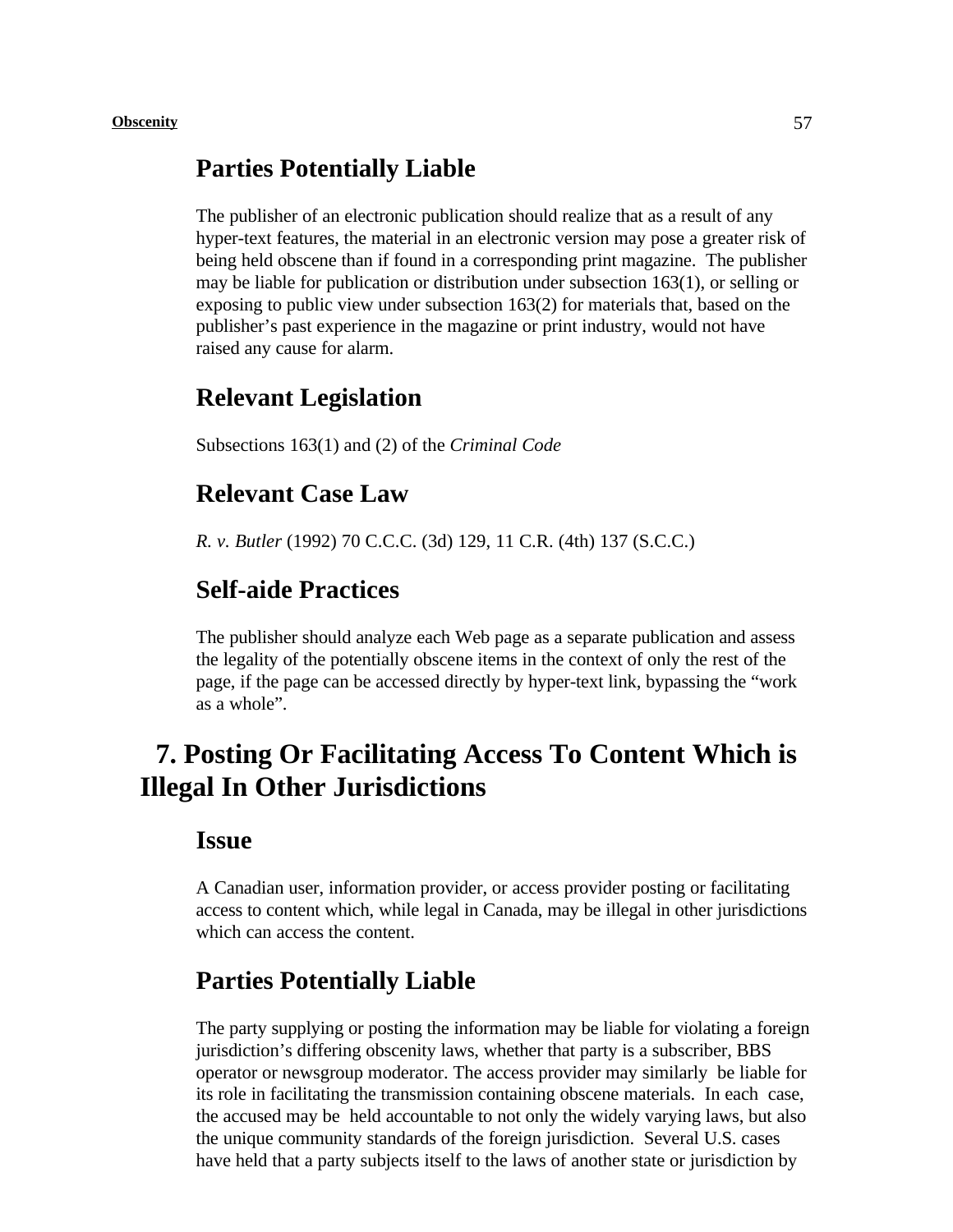## Parties Potentially Liable

The publisher of an electronic publication should realize that as a result of any hyper-text features, the material in an electronic version may pose a greater risk of being held obscene than if found in a corresponding print magazine. The publisher may be liable for publication or distribution under subsection 163(1), or selling or exposing to public view under subsection 163(2) for materials that, based on the publisher's past experience in the magazine or print industry, would not have raised any cause for alarm.

## Relevant Legislation

Subsections 163(1) and (2) of the *Criminal Code*

## Relevant Case Law

*R. v. Butler* (1992) 70 C.C.C. (3d) 129, 11 C.R. (4th) 137 (S.C.C.)

## Self-aide Practices

The publisher should analyze each Web page as a separate publication and assess the legality of the potentially obscene items in the context of only the rest of the page, if the page can be accessed directly by hyper-text link, bypassing the "work as a whole".

# 7. Posting Or Facilitating Access To Content Which is Illegal In Other Jurisdictions

## Issue

A Canadian user, information provider, or access provider posting or facilitating access to content which, while legal in Canada, may be illegal in other jurisdictions which can access the content.

## Parties Potentially Liable

The party supplying or posting the information may be liable for violating a foreign jurisdiction's differing obscenity laws, whether that party is a subscriber, BBS operator or newsgroup moderator. The access provider may similarly be liable for its role in facilitating the transmission containing obscene materials. In each case, the accused may be held accountable to not only the widely varying laws, but also the unique community standards of the foreign jurisdiction. Several U.S. cases have held that a party subjects itself to the laws of another state or jurisdiction by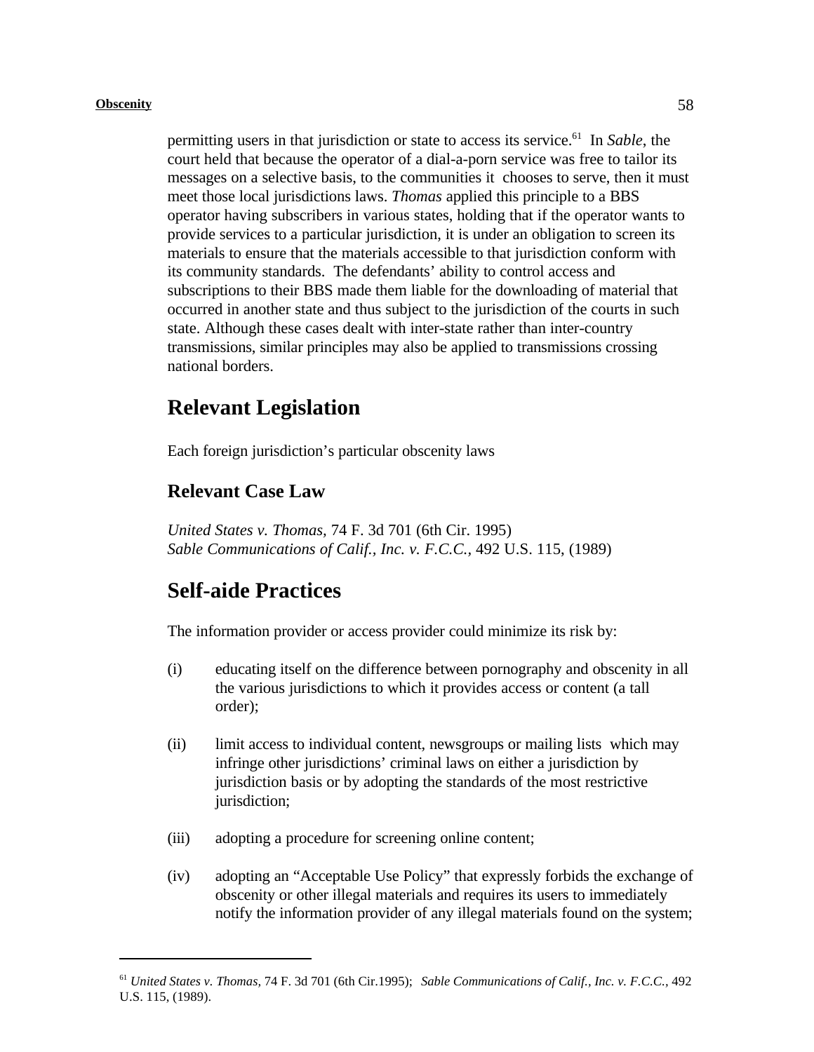permitting users in that jurisdiction or state to access its service.[61] In *Sable*, the court held that because the operator of a dial-a-porn service was free to tailor its messages on a selective basis, to the communities it chooses to serve, then it must meet those local jurisdictions laws. *Thomas* applied this principle to a BBS operator having subscribers in various states, holding that if the operator wants to provide services to a particular jurisdiction, it is under an obligation to screen its materials to ensure that the materials accessible to that jurisdiction conform with its community standards. The defendants' ability to control access and subscriptions to their BBS made them liable for the downloading of material that occurred in another state and thus subject to the jurisdiction of the courts in such state. Although these cases dealt with inter-state rather than inter-country transmissions, similar principles may also be applied to transmissions crossing national borders.

# Relevant Legislation

Each foreign jurisdiction's particular obscenity laws

## Relevant Case Law

*United States v. Thomas,* 74 F. 3d 701 (6th Cir. 1995)
*Sable Communications of Calif., Inc. v. F.C.C.,* 492 U.S. 115, (1989)

# Self-aide Practices

The information provider or access provider could minimize its risk by:

(i) educating itself on the difference between pornography and obscenity in all the various jurisdictions to which it provides access or content (a tall order);

(ii) limit access to individual content, newsgroups or mailing lists which may infringe other jurisdictions' criminal laws on either a jurisdiction by jurisdiction basis or by adopting the standards of the most restrictive jurisdiction;

(iii) adopting a procedure for screening online content;

(iv) adopting an "Acceptable Use Policy" that expressly forbids the exchange of obscenity or other illegal materials and requires its users to immediately notify the information provider of any illegal materials found on the system;

---

[61] *United States v. Thomas,* 74 F. 3d 701 (6th Cir.1995); *Sable Communications of Calif., Inc. v. F.C.C.,* 492 U.S. 115, (1989).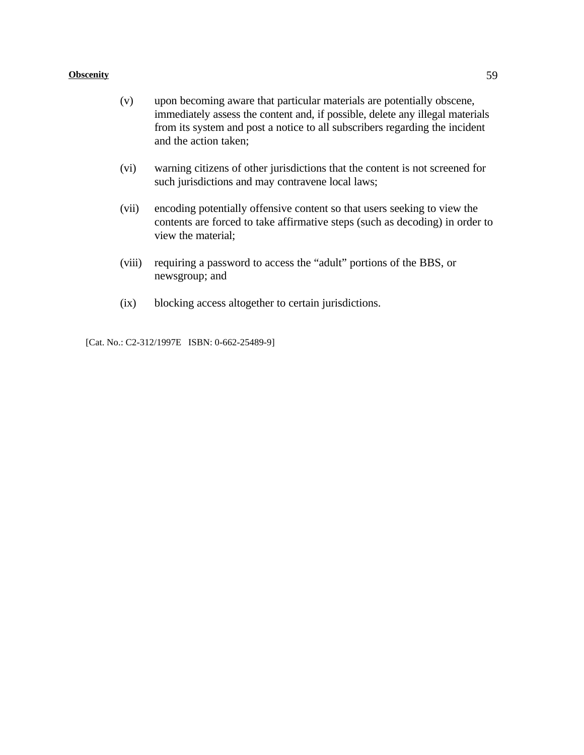(v) upon becoming aware that particular materials are potentially obscene, immediately assess the content and, if possible, delete any illegal materials from its system and post a notice to all subscribers regarding the incident and the action taken;

(vi) warning citizens of other jurisdictions that the content is not screened for such jurisdictions and may contravene local laws;

(vii) encoding potentially offensive content so that users seeking to view the contents are forced to take affirmative steps (such as decoding) in order to view the material;

(viii) requiring a password to access the "adult" portions of the BBS, or newsgroup; and

(ix) blocking access altogether to certain jurisdictions.

[Cat. No.: C2-312/1997E ISBN: 0-662-25489-9]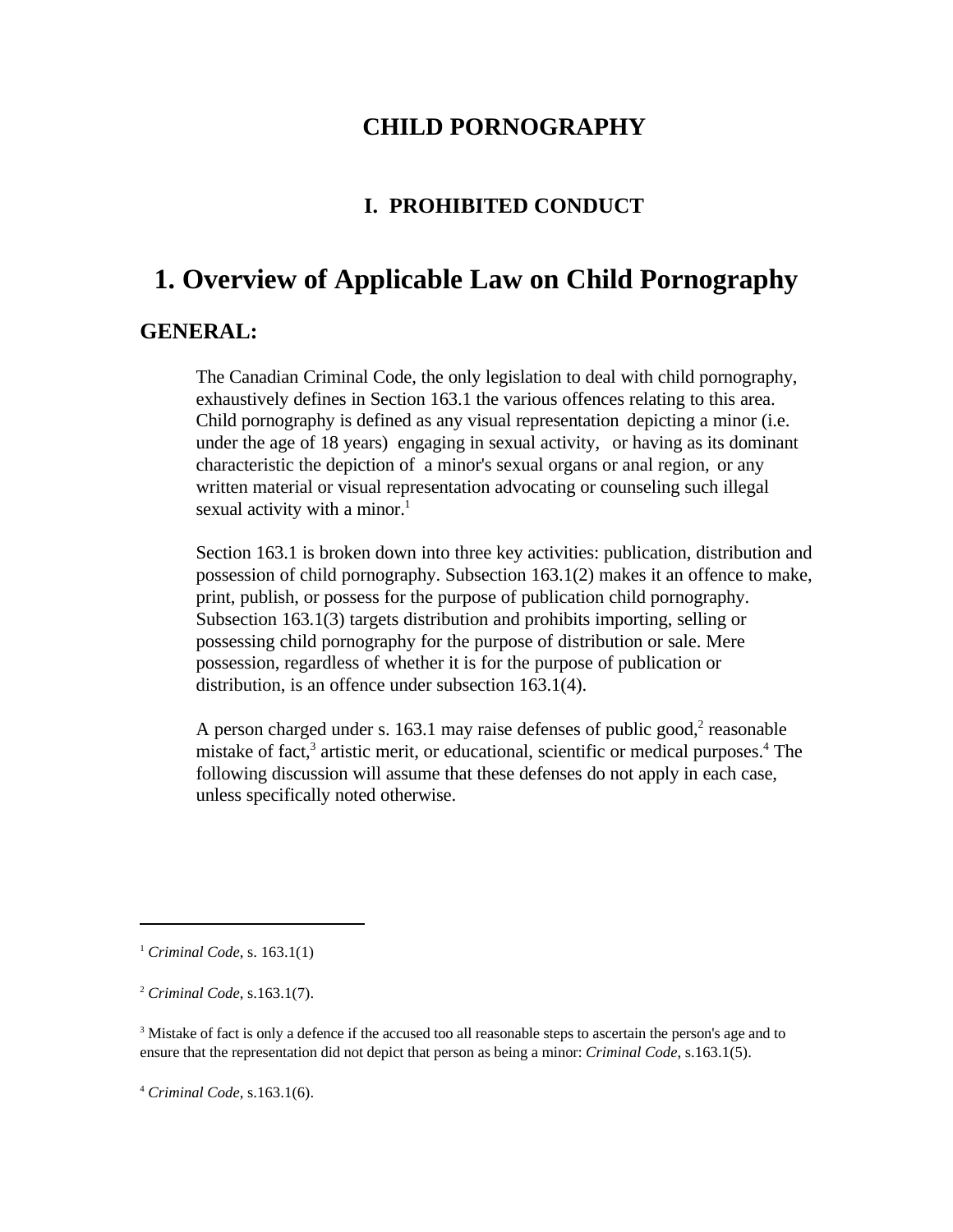# CHILD PORNOGRAPHY

## I. PROHIBITED CONDUCT

## 1. Overview of Applicable Law on Child Pornography

### GENERAL:

The Canadian Criminal Code, the only legislation to deal with child pornography, exhaustively defines in Section 163.1 the various offences relating to this area. Child pornography is defined as any visual representation depicting a minor (i.e. under the age of 18 years) engaging in sexual activity, or having as its dominant characteristic the depiction of a minor's sexual organs or anal region, or any written material or visual representation advocating or counseling such illegal sexual activity with a minor.[1]

Section 163.1 is broken down into three key activities: publication, distribution and possession of child pornography. Subsection 163.1(2) makes it an offence to make, print, publish, or possess for the purpose of publication child pornography. Subsection 163.1(3) targets distribution and prohibits importing, selling or possessing child pornography for the purpose of distribution or sale. Mere possession, regardless of whether it is for the purpose of publication or distribution, is an offence under subsection 163.1(4).

A person charged under s. 163.1 may raise defenses of public good,[2] reasonable mistake of fact,[3] artistic merit, or educational, scientific or medical purposes.[4] The following discussion will assume that these defenses do not apply in each case, unless specifically noted otherwise.

---

[1] *Criminal Code*, s. 163.1(1)

[2] *Criminal Code*, s.163.1(7).

[3] Mistake of fact is only a defence if the accused too all reasonable steps to ascertain the person's age and to ensure that the representation did not depict that person as being a minor: *Criminal Code*, s.163.1(5).

[4] *Criminal Code*, s.163.1(6).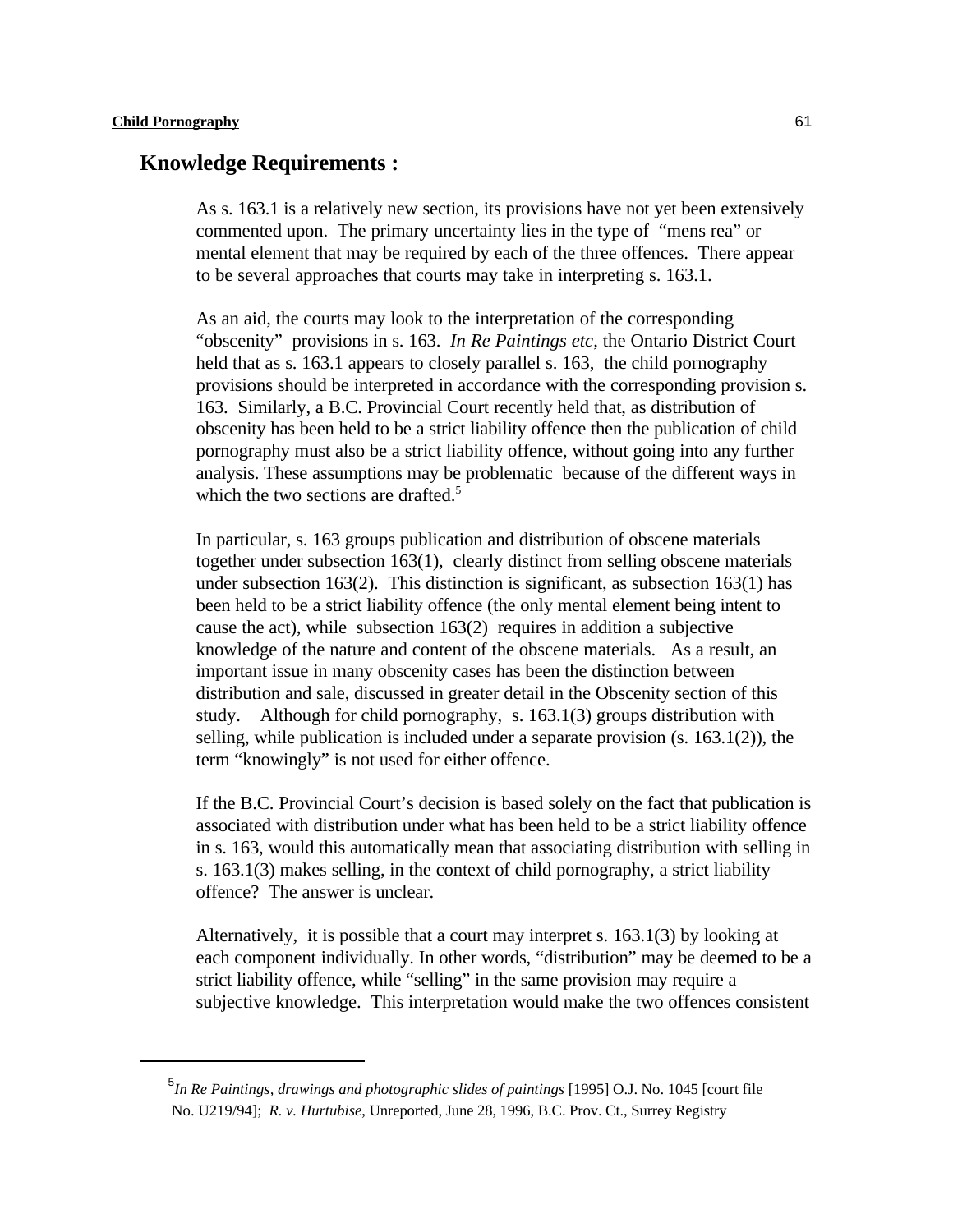## Knowledge Requirements :

As s. 163.1 is a relatively new section, its provisions have not yet been extensively commented upon. The primary uncertainty lies in the type of "mens rea" or mental element that may be required by each of the three offences. There appear to be several approaches that courts may take in interpreting s. 163.1.

As an aid, the courts may look to the interpretation of the corresponding "obscenity" provisions in s. 163. *In Re Paintings etc*, the Ontario District Court held that as s. 163.1 appears to closely parallel s. 163, the child pornography provisions should be interpreted in accordance with the corresponding provision s. 163. Similarly, a B.C. Provincial Court recently held that, as distribution of obscenity has been held to be a strict liability offence then the publication of child pornography must also be a strict liability offence, without going into any further analysis. These assumptions may be problematic because of the different ways in which the two sections are drafted.[5]

In particular, s. 163 groups publication and distribution of obscene materials together under subsection 163(1), clearly distinct from selling obscene materials under subsection 163(2). This distinction is significant, as subsection 163(1) has been held to be a strict liability offence (the only mental element being intent to cause the act), while subsection 163(2) requires in addition a subjective knowledge of the nature and content of the obscene materials. As a result, an important issue in many obscenity cases has been the distinction between distribution and sale, discussed in greater detail in the Obscenity section of this study. Although for child pornography, s. 163.1(3) groups distribution with selling, while publication is included under a separate provision (s. 163.1(2)), the term "knowingly" is not used for either offence.

If the B.C. Provincial Court's decision is based solely on the fact that publication is associated with distribution under what has been held to be a strict liability offence in s. 163, would this automatically mean that associating distribution with selling in s. 163.1(3) makes selling, in the context of child pornography, a strict liability offence? The answer is unclear.

Alternatively, it is possible that a court may interpret s. 163.1(3) by looking at each component individually. In other words, "distribution" may be deemed to be a strict liability offence, while "selling" in the same provision may require a subjective knowledge. This interpretation would make the two offences consistent

---

[5] *In Re Paintings, drawings and photographic slides of paintings* [1995] O.J. No. 1045 [court file No. U219/94]; *R. v. Hurtubise*, Unreported, June 28, 1996, B.C. Prov. Ct., Surrey Registry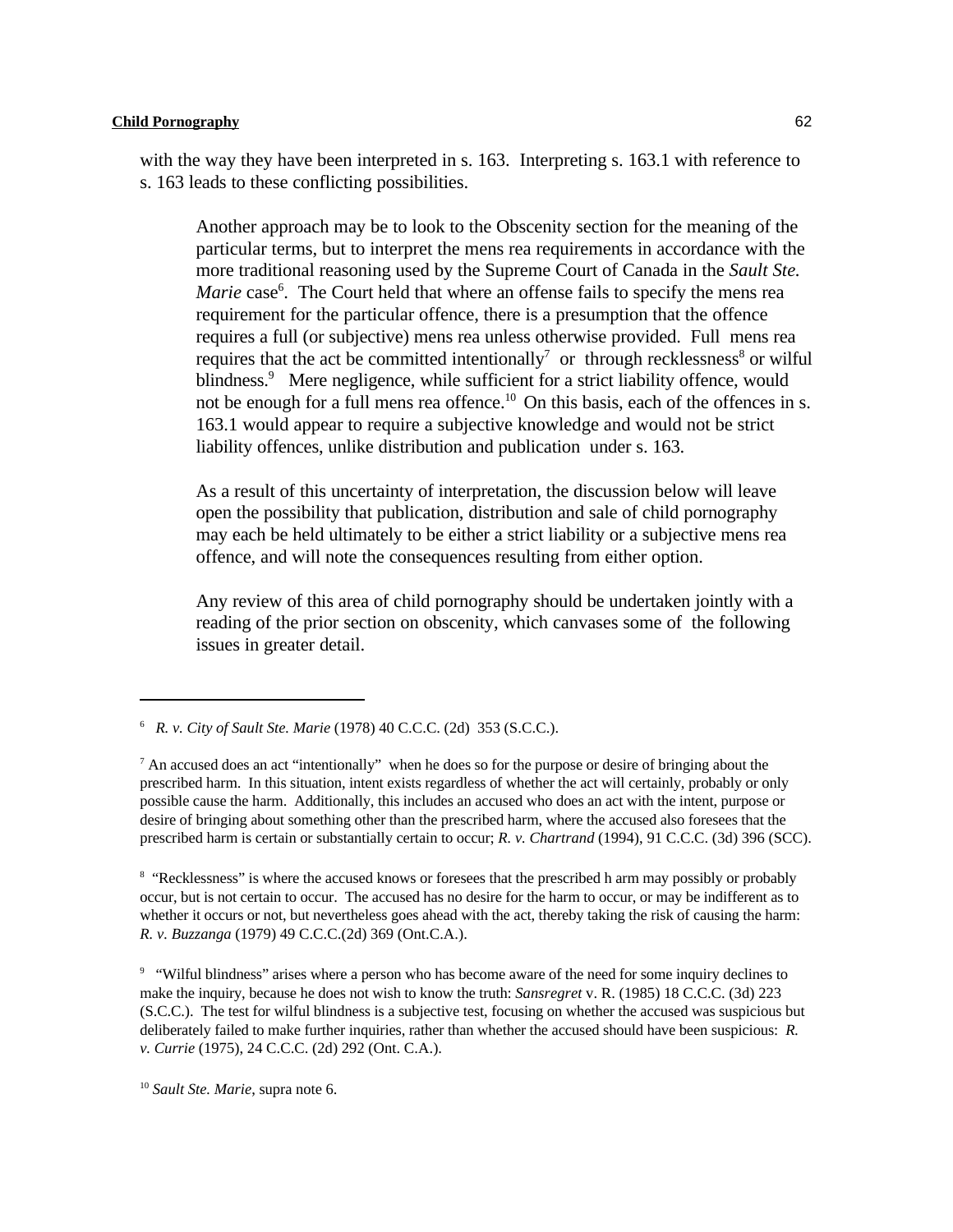with the way they have been interpreted in s. 163. Interpreting s. 163.1 with reference to s. 163 leads to these conflicting possibilities.

> Another approach may be to look to the Obscenity section for the meaning of the particular terms, but to interpret the mens rea requirements in accordance with the more traditional reasoning used by the Supreme Court of Canada in the *Sault Ste. Marie* case[6]. The Court held that where an offense fails to specify the mens rea requirement for the particular offence, there is a presumption that the offence requires a full (or subjective) mens rea unless otherwise provided. Full mens rea requires that the act be committed intentionally[7] or through recklessness[8] or wilful blindness.[9] Mere negligence, while sufficient for a strict liability offence, would not be enough for a full mens rea offence.[10] On this basis, each of the offences in s. 163.1 would appear to require a subjective knowledge and would not be strict liability offences, unlike distribution and publication under s. 163.
>
> As a result of this uncertainty of interpretation, the discussion below will leave open the possibility that publication, distribution and sale of child pornography may each be held ultimately to be either a strict liability or a subjective mens rea offence, and will note the consequences resulting from either option.
>
> Any review of this area of child pornography should be undertaken jointly with a reading of the prior section on obscenity, which canvases some of the following issues in greater detail.

---

[6] *R. v. City of Sault Ste. Marie* (1978) 40 C.C.C. (2d) 353 (S.C.C.).

[7] An accused does an act "intentionally" when he does so for the purpose or desire of bringing about the prescribed harm. In this situation, intent exists regardless of whether the act will certainly, probably or only possible cause the harm. Additionally, this includes an accused who does an act with the intent, purpose or desire of bringing about something other than the prescribed harm, where the accused also foresees that the prescribed harm is certain or substantially certain to occur; *R. v. Chartrand* (1994), 91 C.C.C. (3d) 396 (SCC).

[8] "Recklessness" is where the accused knows or foresees that the prescribed h arm may possibly or probably occur, but is not certain to occur. The accused has no desire for the harm to occur, or may be indifferent as to whether it occurs or not, but nevertheless goes ahead with the act, thereby taking the risk of causing the harm: *R. v. Buzzanga* (1979) 49 C.C.C.(2d) 369 (Ont.C.A.).

[9] "Wilful blindness" arises where a person who has become aware of the need for some inquiry declines to make the inquiry, because he does not wish to know the truth: *Sansregret* v. R. (1985) 18 C.C.C. (3d) 223 (S.C.C.). The test for wilful blindness is a subjective test, focusing on whether the accused was suspicious but deliberately failed to make further inquiries, rather than whether the accused should have been suspicious: *R. v. Currie* (1975), 24 C.C.C. (2d) 292 (Ont. C.A.).

[10] *Sault Ste. Marie*, supra note 6.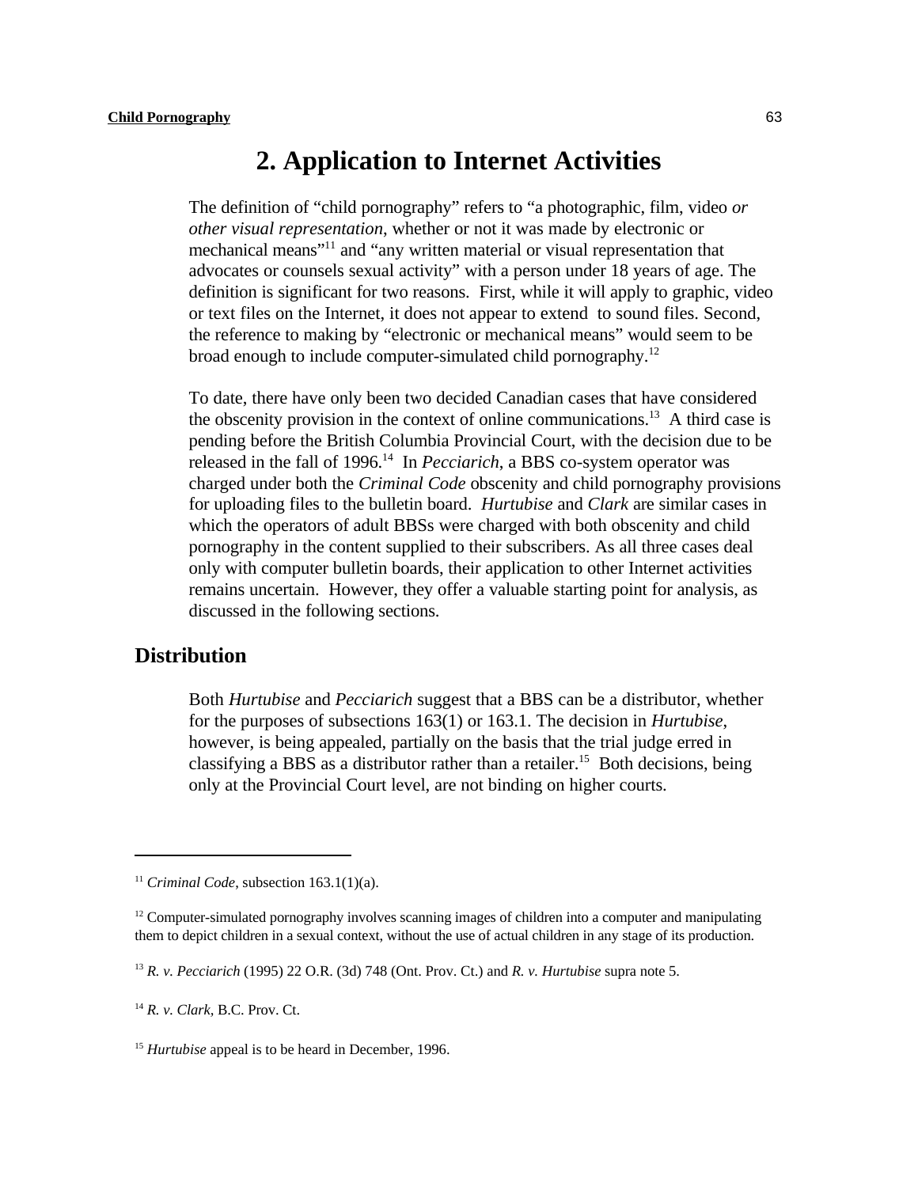## 2. Application to Internet Activities

The definition of "child pornography" refers to "a photographic, film, video *or other visual representation*, whether or not it was made by electronic or mechanical means"[11] and "any written material or visual representation that advocates or counsels sexual activity" with a person under 18 years of age. The definition is significant for two reasons. First, while it will apply to graphic, video or text files on the Internet, it does not appear to extend to sound files. Second, the reference to making by "electronic or mechanical means" would seem to be broad enough to include computer-simulated child pornography.[12]

To date, there have only been two decided Canadian cases that have considered the obscenity provision in the context of online communications.[13] A third case is pending before the British Columbia Provincial Court, with the decision due to be released in the fall of 1996.[14] In *Pecciarich*, a BBS co-system operator was charged under both the *Criminal Code* obscenity and child pornography provisions for uploading files to the bulletin board. *Hurtubise* and *Clark* are similar cases in which the operators of adult BBSs were charged with both obscenity and child pornography in the content supplied to their subscribers. As all three cases deal only with computer bulletin boards, their application to other Internet activities remains uncertain. However, they offer a valuable starting point for analysis, as discussed in the following sections.

### Distribution

Both *Hurtubise* and *Pecciarich* suggest that a BBS can be a distributor, whether for the purposes of subsections 163(1) or 163.1. The decision in *Hurtubise*, however, is being appealed, partially on the basis that the trial judge erred in classifying a BBS as a distributor rather than a retailer.[15] Both decisions, being only at the Provincial Court level, are not binding on higher courts.

---

[11] *Criminal Code*, subsection 163.1(1)(a).

[12] Computer-simulated pornography involves scanning images of children into a computer and manipulating them to depict children in a sexual context, without the use of actual children in any stage of its production.

[13] *R. v. Pecciarich* (1995) 22 O.R. (3d) 748 (Ont. Prov. Ct.) and *R. v. Hurtubise* supra note 5.

[14] *R. v. Clark*, B.C. Prov. Ct.

[15] *Hurtubise* appeal is to be heard in December, 1996.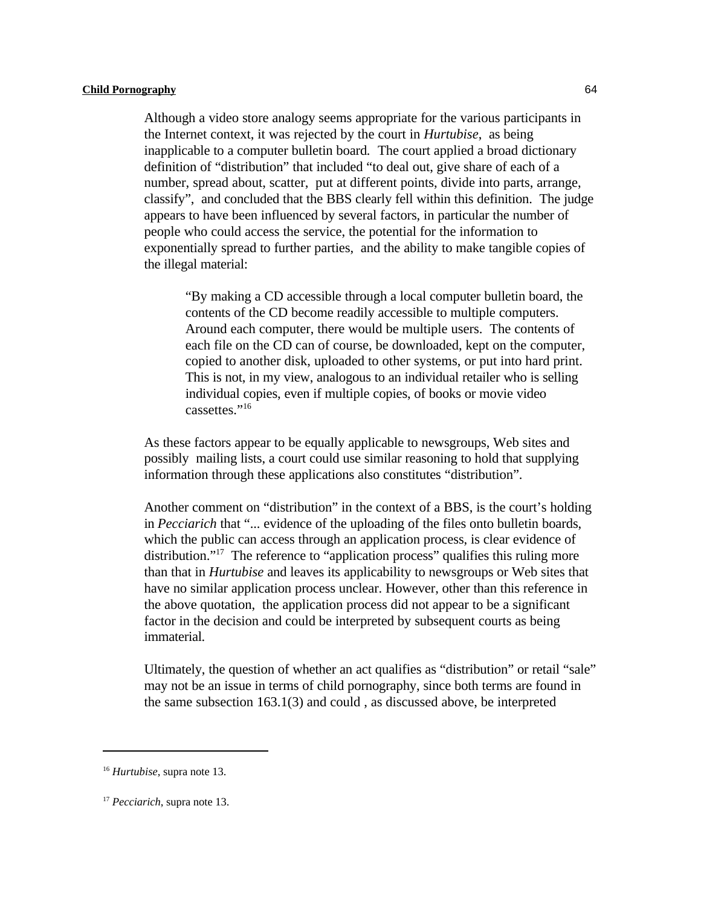Although a video store analogy seems appropriate for the various participants in the Internet context, it was rejected by the court in *Hurtubise*, as being inapplicable to a computer bulletin board. The court applied a broad dictionary definition of "distribution" that included "to deal out, give share of each of a number, spread about, scatter, put at different points, divide into parts, arrange, classify", and concluded that the BBS clearly fell within this definition. The judge appears to have been influenced by several factors, in particular the number of people who could access the service, the potential for the information to exponentially spread to further parties, and the ability to make tangible copies of the illegal material:

> "By making a CD accessible through a local computer bulletin board, the contents of the CD become readily accessible to multiple computers. Around each computer, there would be multiple users. The contents of each file on the CD can of course, be downloaded, kept on the computer, copied to another disk, uploaded to other systems, or put into hard print. This is not, in my view, analogous to an individual retailer who is selling individual copies, even if multiple copies, of books or movie video cassettes."[16]

As these factors appear to be equally applicable to newsgroups, Web sites and possibly mailing lists, a court could use similar reasoning to hold that supplying information through these applications also constitutes "distribution".

Another comment on "distribution" in the context of a BBS, is the court's holding in *Pecciarich* that "... evidence of the uploading of the files onto bulletin boards, which the public can access through an application process, is clear evidence of distribution."[17] The reference to "application process" qualifies this ruling more than that in *Hurtubise* and leaves its applicability to newsgroups or Web sites that have no similar application process unclear. However, other than this reference in the above quotation, the application process did not appear to be a significant factor in the decision and could be interpreted by subsequent courts as being immaterial.

Ultimately, the question of whether an act qualifies as "distribution" or retail "sale" may not be an issue in terms of child pornography, since both terms are found in the same subsection 163.1(3) and could , as discussed above, be interpreted

---

[16] *Hurtubise*, supra note 13.

[17] *Pecciarich*, supra note 13.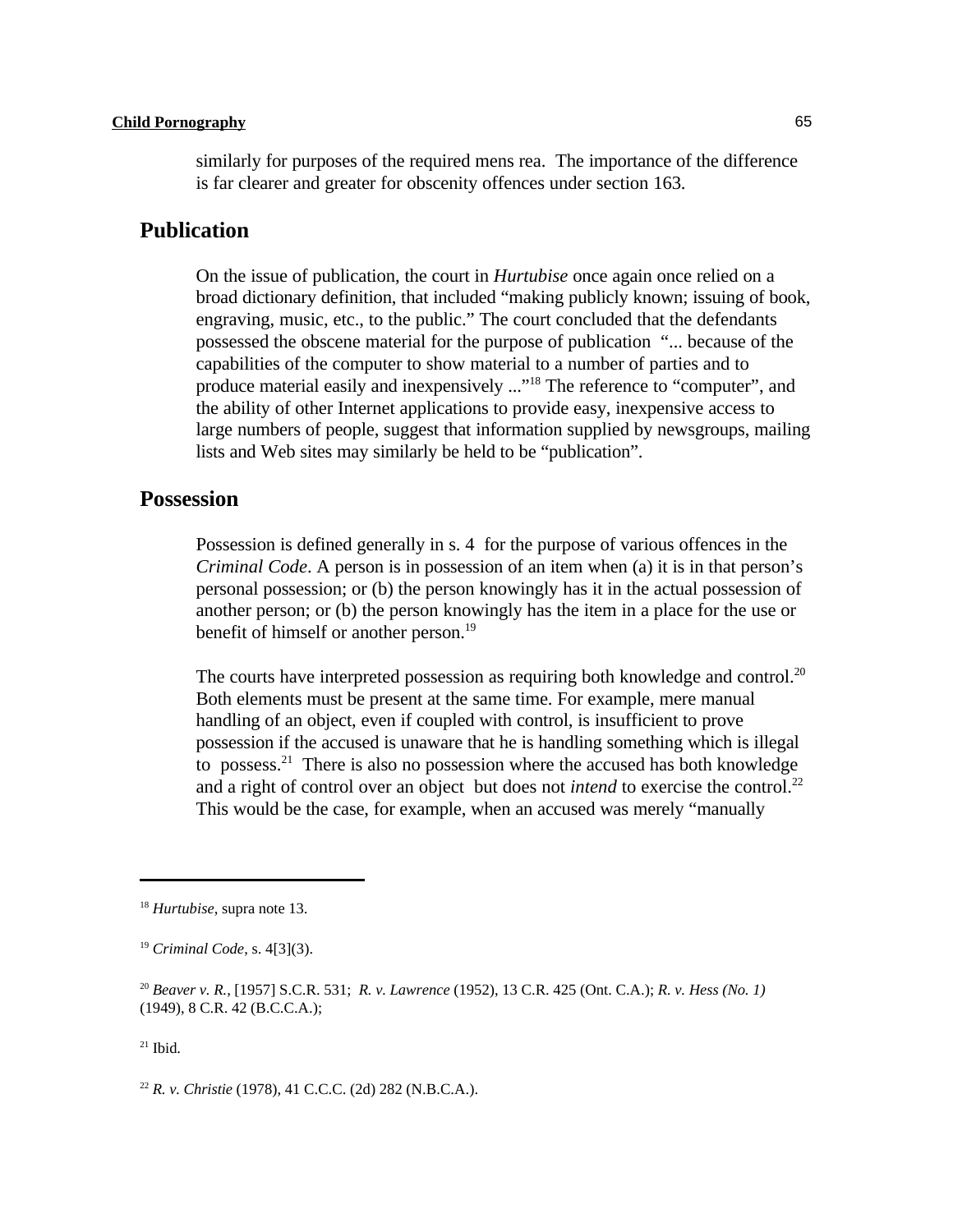similarly for purposes of the required mens rea. The importance of the difference is far clearer and greater for obscenity offences under section 163.

## Publication

On the issue of publication, the court in *Hurtubise* once again once relied on a broad dictionary definition, that included "making publicly known; issuing of book, engraving, music, etc., to the public." The court concluded that the defendants possessed the obscene material for the purpose of publication "... because of the capabilities of the computer to show material to a number of parties and to produce material easily and inexpensively ..."[18] The reference to "computer", and the ability of other Internet applications to provide easy, inexpensive access to large numbers of people, suggest that information supplied by newsgroups, mailing lists and Web sites may similarly be held to be "publication".

## Possession

Possession is defined generally in s. 4 for the purpose of various offences in the *Criminal Code*. A person is in possession of an item when (a) it is in that person's personal possession; or (b) the person knowingly has it in the actual possession of another person; or (b) the person knowingly has the item in a place for the use or benefit of himself or another person.[19]

The courts have interpreted possession as requiring both knowledge and control.[20] Both elements must be present at the same time. For example, mere manual handling of an object, even if coupled with control, is insufficient to prove possession if the accused is unaware that he is handling something which is illegal to possess.[21] There is also no possession where the accused has both knowledge and a right of control over an object but does not *intend* to exercise the control.[22] This would be the case, for example, when an accused was merely "manually

---

[18] *Hurtubise*, supra note 13.

[19] *Criminal Code*, s. 4[3](3).

[20] *Beaver v. R.*, [1957] S.C.R. 531; *R. v. Lawrence* (1952), 13 C.R. 425 (Ont. C.A.); *R. v. Hess (No. 1)* (1949), 8 C.R. 42 (B.C.C.A.);

[21] Ibid.

[22] *R. v. Christie* (1978), 41 C.C.C. (2d) 282 (N.B.C.A.).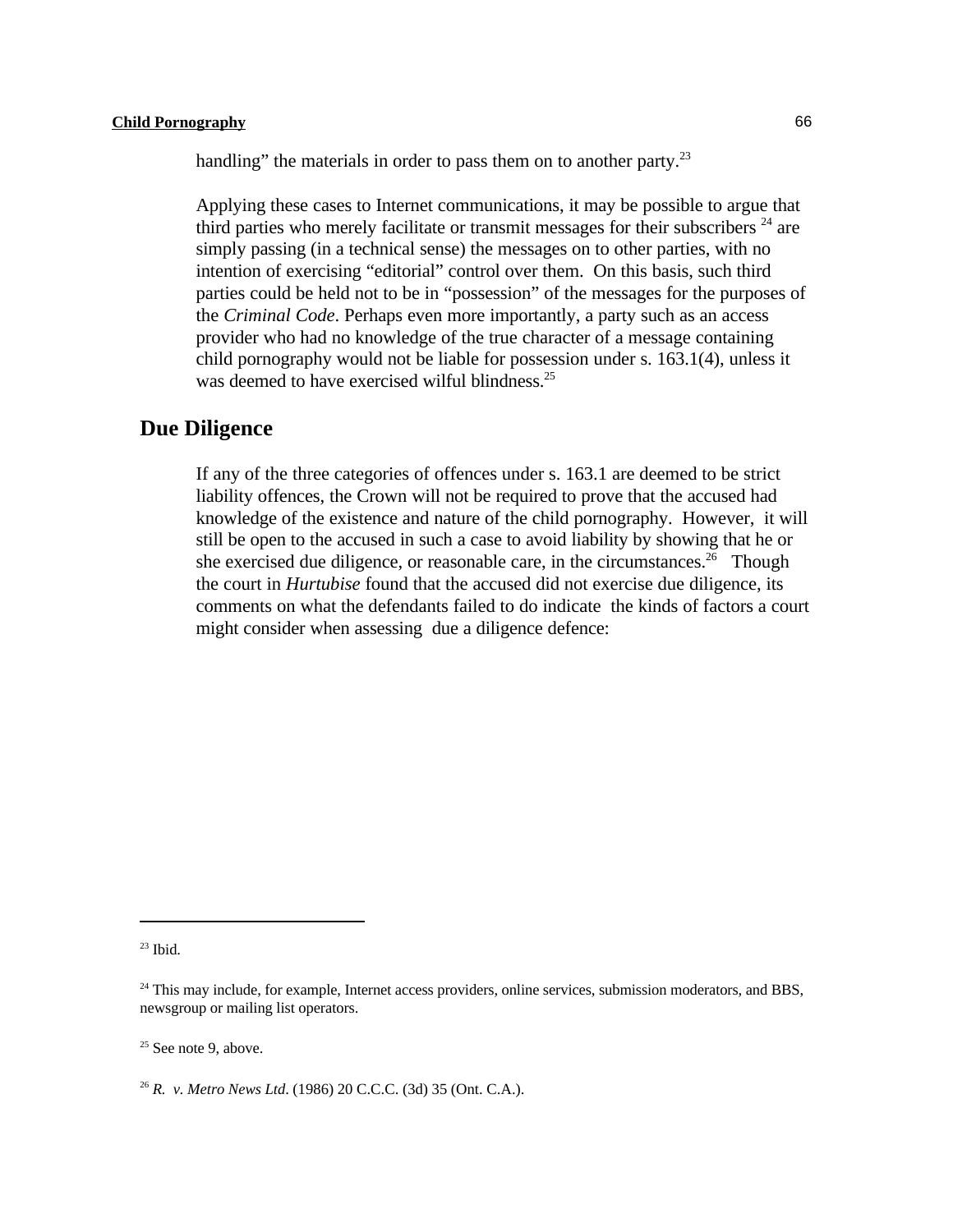handling" the materials in order to pass them on to another party.[23]

Applying these cases to Internet communications, it may be possible to argue that third parties who merely facilitate or transmit messages for their subscribers [24] are simply passing (in a technical sense) the messages on to other parties, with no intention of exercising "editorial" control over them. On this basis, such third parties could be held not to be in "possession" of the messages for the purposes of the *Criminal Code*. Perhaps even more importantly, a party such as an access provider who had no knowledge of the true character of a message containing child pornography would not be liable for possession under s. 163.1(4), unless it was deemed to have exercised wilful blindness.[25]

## Due Diligence

If any of the three categories of offences under s. 163.1 are deemed to be strict liability offences, the Crown will not be required to prove that the accused had knowledge of the existence and nature of the child pornography. However, it will still be open to the accused in such a case to avoid liability by showing that he or she exercised due diligence, or reasonable care, in the circumstances.[26] Though the court in *Hurtubise* found that the accused did not exercise due diligence, its comments on what the defendants failed to do indicate the kinds of factors a court might consider when assessing due a diligence defence:

---

[23] Ibid.

[24] This may include, for example, Internet access providers, online services, submission moderators, and BBS, newsgroup or mailing list operators.

[25] See note 9, above.

[26] *R. v. Metro News Ltd*. (1986) 20 C.C.C. (3d) 35 (Ont. C.A.).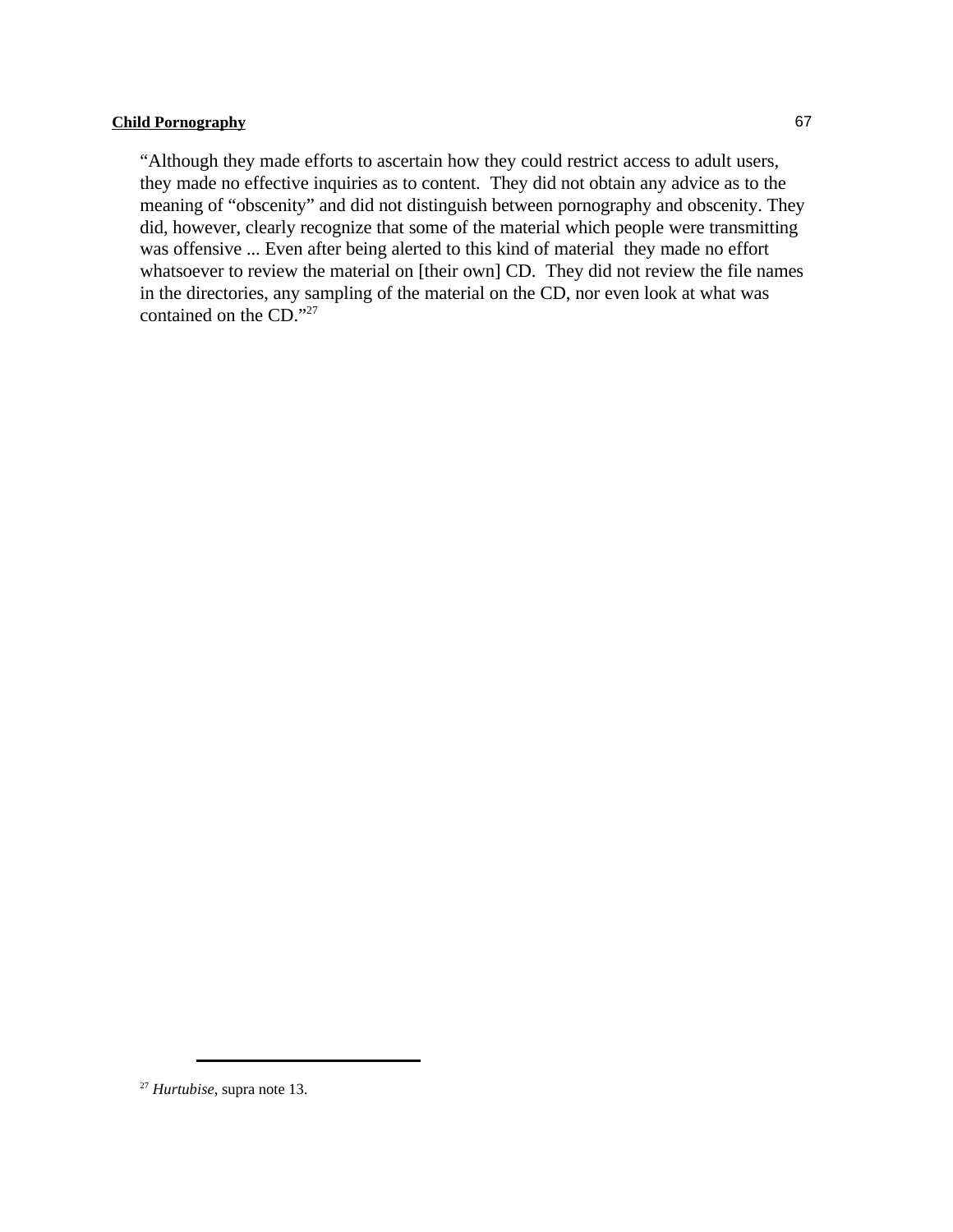"Although they made efforts to ascertain how they could restrict access to adult users, they made no effective inquiries as to content. They did not obtain any advice as to the meaning of "obscenity" and did not distinguish between pornography and obscenity. They did, however, clearly recognize that some of the material which people were transmitting was offensive ... Even after being alerted to this kind of material they made no effort whatsoever to review the material on [their own] CD. They did not review the file names in the directories, any sampling of the material on the CD, nor even look at what was contained on the CD."[27]

---

[27] *Hurtubise*, supra note 13.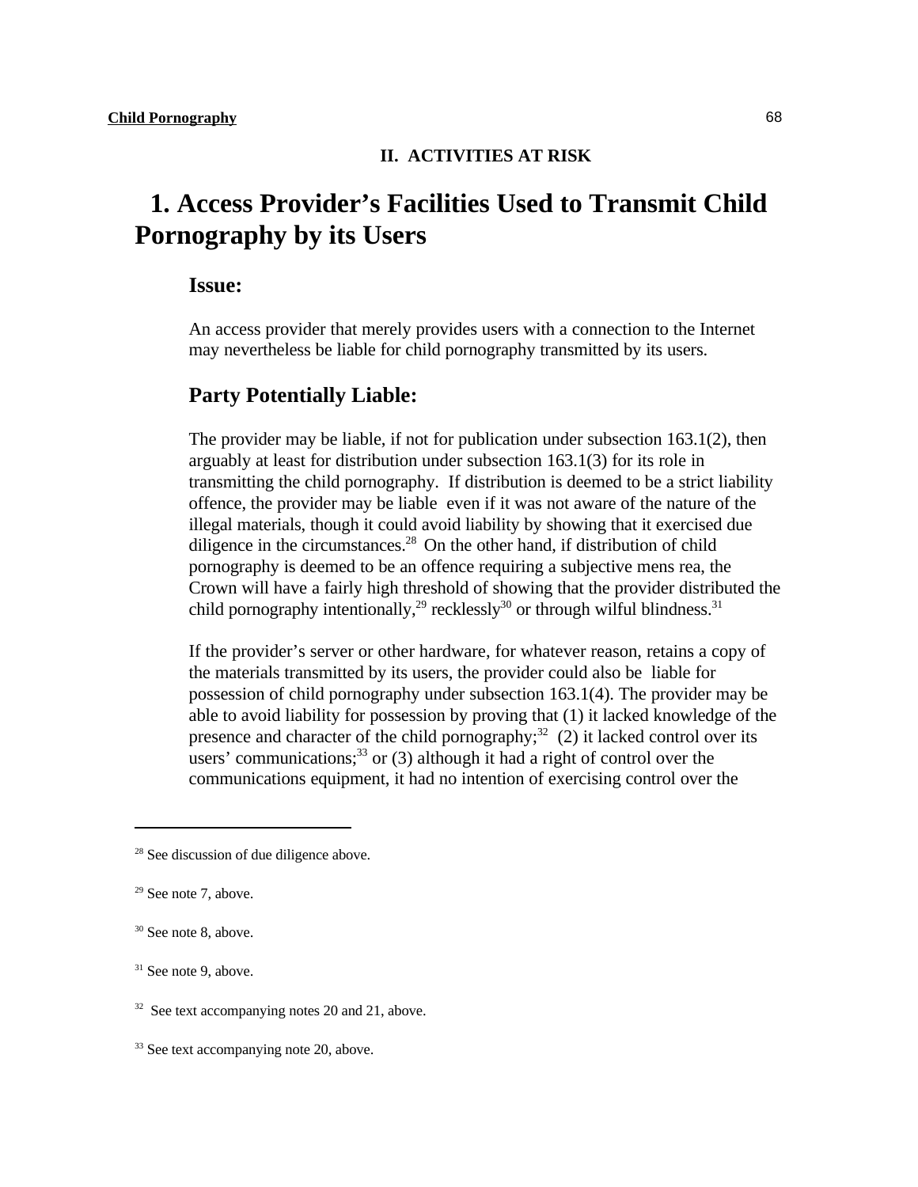## II. ACTIVITIES AT RISK

# 1. Access Provider's Facilities Used to Transmit Child Pornography by its Users

### Issue:

An access provider that merely provides users with a connection to the Internet may nevertheless be liable for child pornography transmitted by its users.

### Party Potentially Liable:

The provider may be liable, if not for publication under subsection 163.1(2), then arguably at least for distribution under subsection 163.1(3) for its role in transmitting the child pornography. If distribution is deemed to be a strict liability offence, the provider may be liable even if it was not aware of the nature of the illegal materials, though it could avoid liability by showing that it exercised due diligence in the circumstances.[28] On the other hand, if distribution of child pornography is deemed to be an offence requiring a subjective mens rea, the Crown will have a fairly high threshold of showing that the provider distributed the child pornography intentionally,[29] recklessly[30] or through wilful blindness.[31]

If the provider's server or other hardware, for whatever reason, retains a copy of the materials transmitted by its users, the provider could also be liable for possession of child pornography under subsection 163.1(4). The provider may be able to avoid liability for possession by proving that (1) it lacked knowledge of the presence and character of the child pornography;[32] (2) it lacked control over its users' communications;[33] or (3) although it had a right of control over the communications equipment, it had no intention of exercising control over the

---

[28] See discussion of due diligence above.

[29] See note 7, above.

[30] See note 8, above.

[31] See note 9, above.

[32] See text accompanying notes 20 and 21, above.

[33] See text accompanying note 20, above.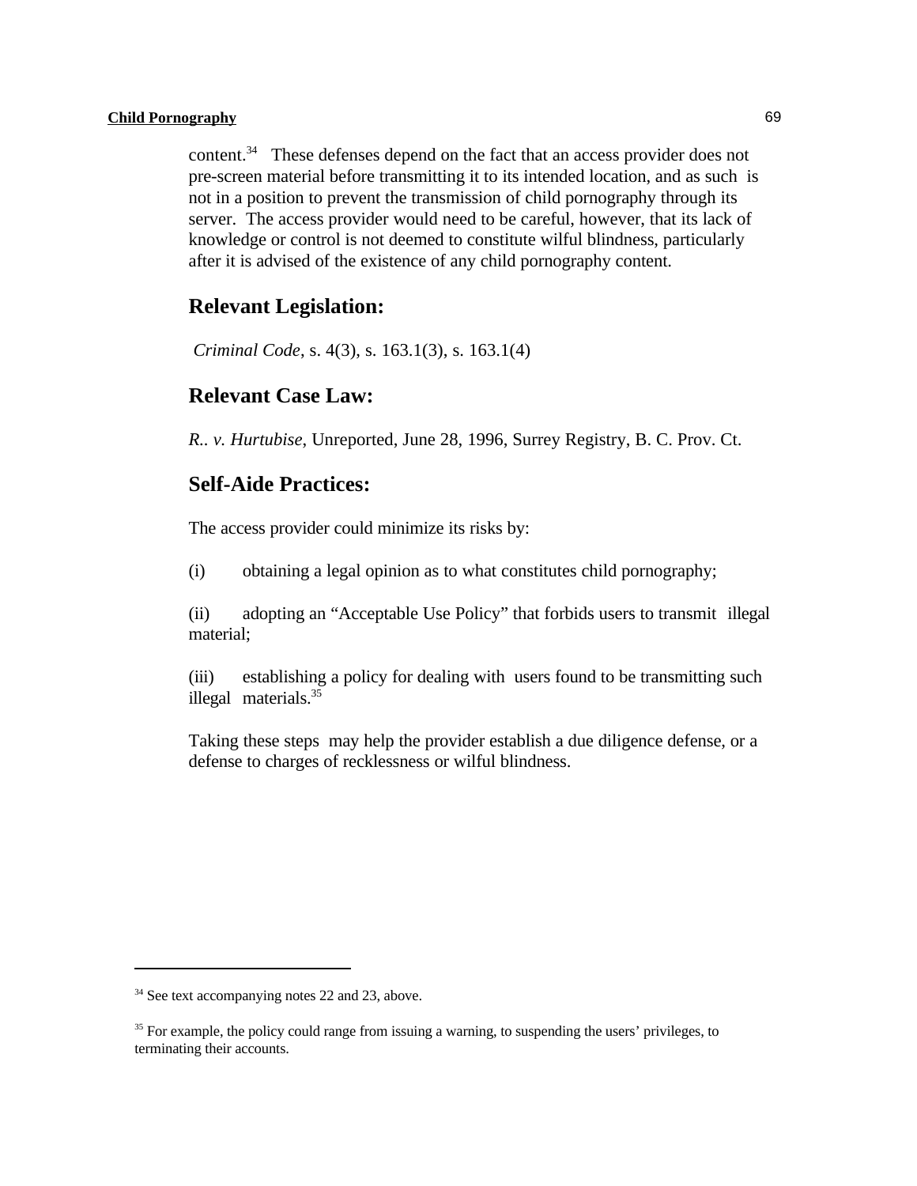content.[34] These defenses depend on the fact that an access provider does not pre-screen material before transmitting it to its intended location, and as such is not in a position to prevent the transmission of child pornography through its server. The access provider would need to be careful, however, that its lack of knowledge or control is not deemed to constitute wilful blindness, particularly after it is advised of the existence of any child pornography content.

## Relevant Legislation:

*Criminal Code*, s. 4(3), s. 163.1(3), s. 163.1(4)

## Relevant Case Law:

*R.. v. Hurtubise*, Unreported, June 28, 1996, Surrey Registry, B. C. Prov. Ct.

## Self-Aide Practices:

The access provider could minimize its risks by:

(i) obtaining a legal opinion as to what constitutes child pornography;

(ii) adopting an "Acceptable Use Policy" that forbids users to transmit illegal material;

(iii) establishing a policy for dealing with users found to be transmitting such illegal materials.[35]

Taking these steps may help the provider establish a due diligence defense, or a defense to charges of recklessness or wilful blindness.

---

[34] See text accompanying notes 22 and 23, above.

[35] For example, the policy could range from issuing a warning, to suspending the users' privileges, to terminating their accounts.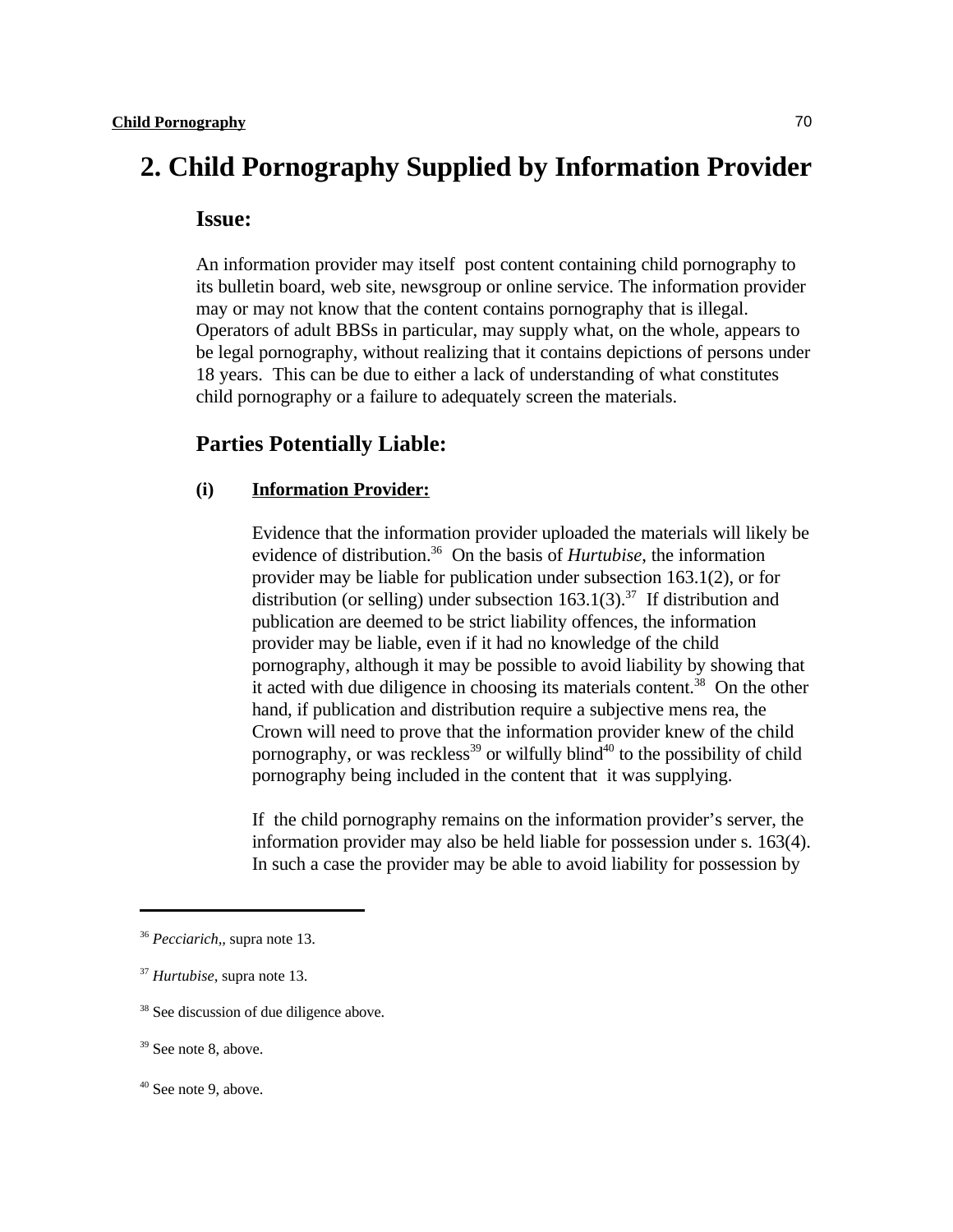# 2. Child Pornography Supplied by Information Provider

## Issue:

An information provider may itself post content containing child pornography to its bulletin board, web site, newsgroup or online service. The information provider may or may not know that the content contains pornography that is illegal. Operators of adult BBSs in particular, may supply what, on the whole, appears to be legal pornography, without realizing that it contains depictions of persons under 18 years. This can be due to either a lack of understanding of what constitutes child pornography or a failure to adequately screen the materials.

## Parties Potentially Liable:

### (i) Information Provider:

Evidence that the information provider uploaded the materials will likely be evidence of distribution.[36] On the basis of *Hurtubise*, the information provider may be liable for publication under subsection 163.1(2), or for distribution (or selling) under subsection 163.1(3).[37] If distribution and publication are deemed to be strict liability offences, the information provider may be liable, even if it had no knowledge of the child pornography, although it may be possible to avoid liability by showing that it acted with due diligence in choosing its materials content.[38] On the other hand, if publication and distribution require a subjective mens rea, the Crown will need to prove that the information provider knew of the child pornography, or was reckless[39] or wilfully blind[40] to the possibility of child pornography being included in the content that it was supplying.

If the child pornography remains on the information provider's server, the information provider may also be held liable for possession under s. 163(4). In such a case the provider may be able to avoid liability for possession by

---

[36] *Pecciarich,*, supra note 13.

[37] *Hurtubise*, supra note 13.

[38] See discussion of due diligence above.

[39] See note 8, above.

[40] See note 9, above.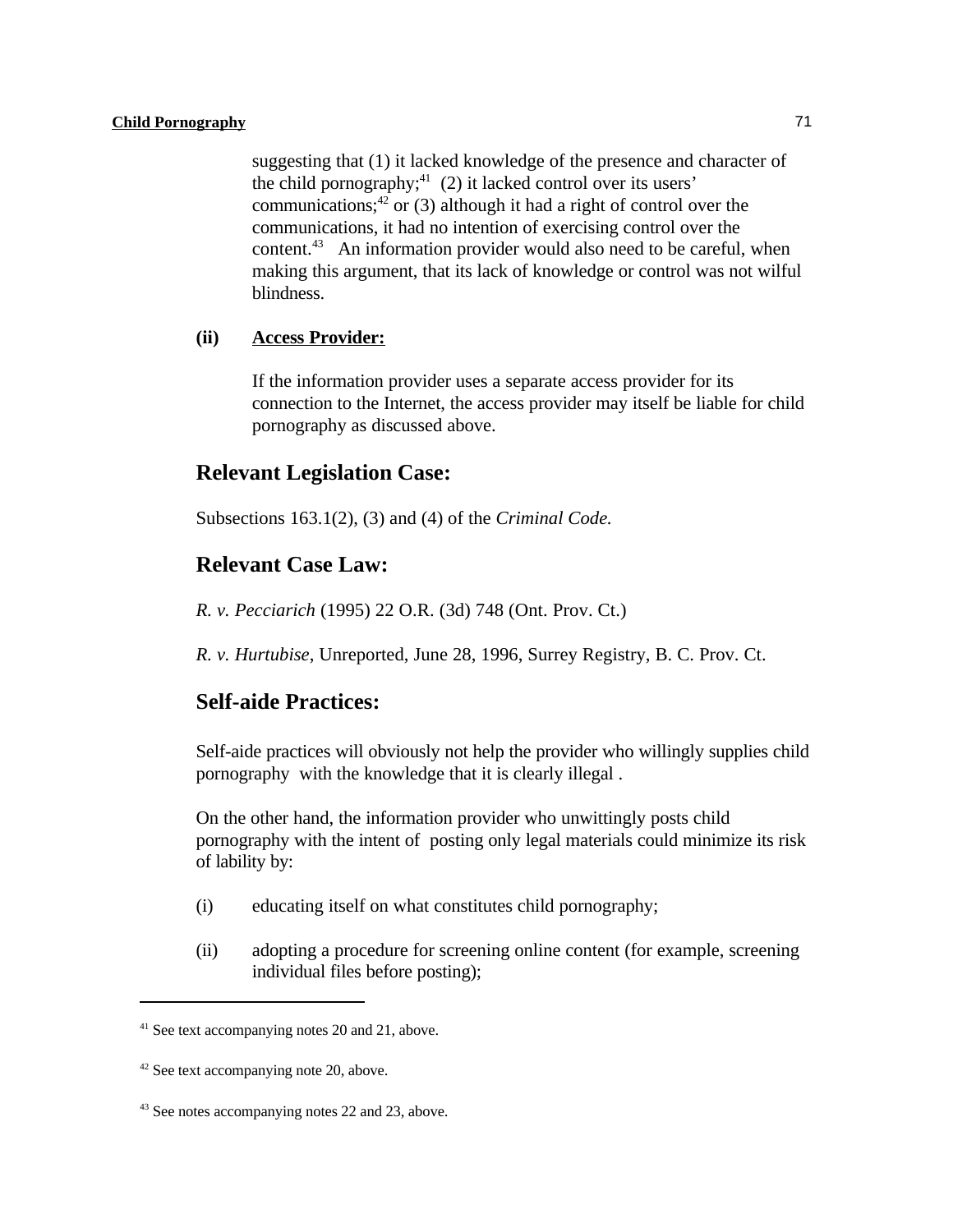suggesting that (1) it lacked knowledge of the presence and character of the child pornography;[41] (2) it lacked control over its users' communications;[42] or (3) although it had a right of control over the communications, it had no intention of exercising control over the content.[43] An information provider would also need to be careful, when making this argument, that its lack of knowledge or control was not wilful blindness.

**(ii) Access Provider:**

If the information provider uses a separate access provider for its connection to the Internet, the access provider may itself be liable for child pornography as discussed above.

## Relevant Legislation Case:

Subsections 163.1(2), (3) and (4) of the *Criminal Code.*

## Relevant Case Law:

*R. v. Pecciarich* (1995) 22 O.R. (3d) 748 (Ont. Prov. Ct.)

*R. v. Hurtubise*, Unreported, June 28, 1996, Surrey Registry, B. C. Prov. Ct.

## Self-aide Practices:

Self-aide practices will obviously not help the provider who willingly supplies child pornography with the knowledge that it is clearly illegal .

On the other hand, the information provider who unwittingly posts child pornography with the intent of posting only legal materials could minimize its risk of lability by:

(i) educating itself on what constitutes child pornography;

(ii) adopting a procedure for screening online content (for example, screening individual files before posting);

---

[41] See text accompanying notes 20 and 21, above.

[42] See text accompanying note 20, above.

[43] See notes accompanying notes 22 and 23, above.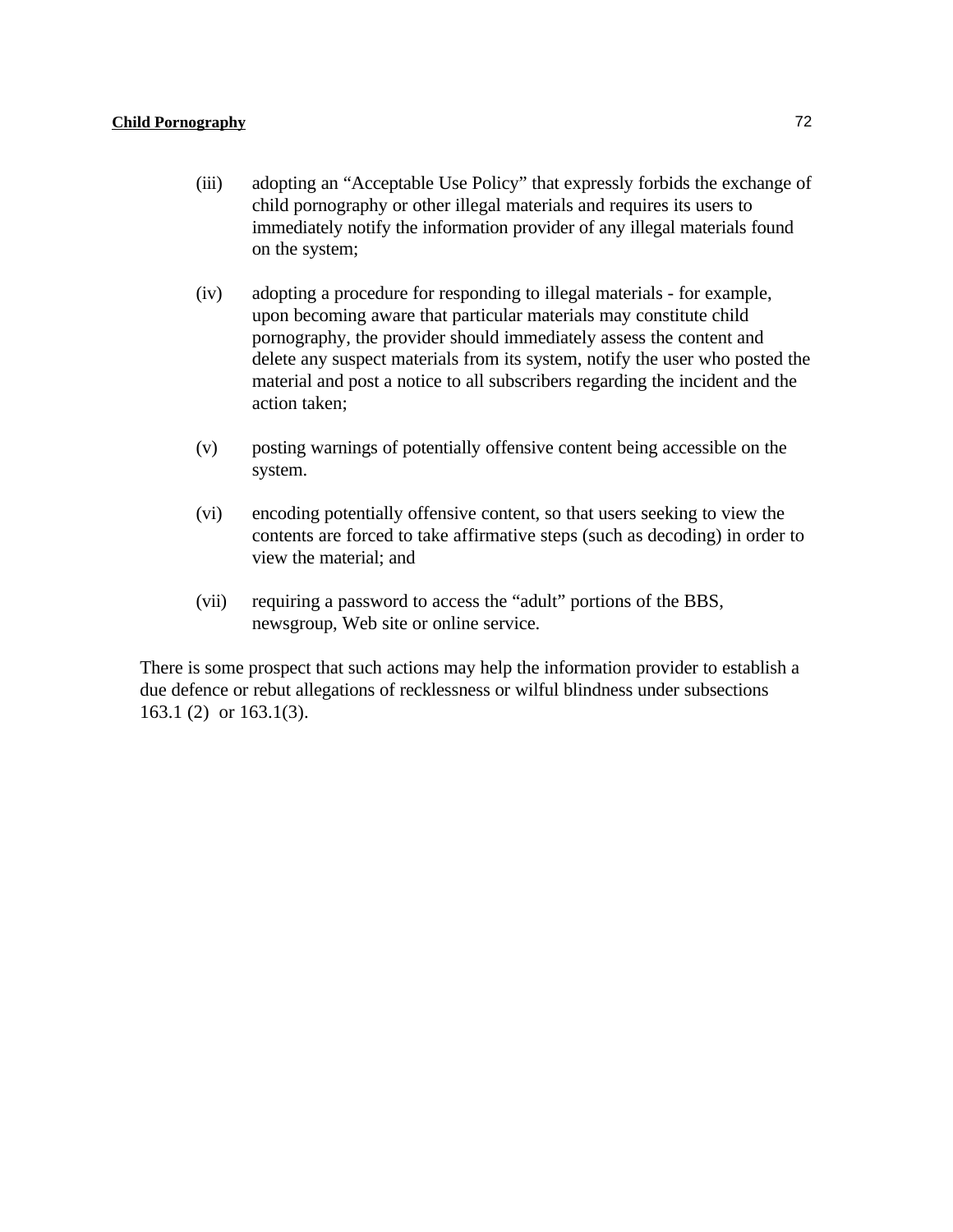(iii) adopting an “Acceptable Use Policy” that expressly forbids the exchange of child pornography or other illegal materials and requires its users to immediately notify the information provider of any illegal materials found on the system;

(iv) adopting a procedure for responding to illegal materials - for example, upon becoming aware that particular materials may constitute child pornography, the provider should immediately assess the content and delete any suspect materials from its system, notify the user who posted the material and post a notice to all subscribers regarding the incident and the action taken;

(v) posting warnings of potentially offensive content being accessible on the system.

(vi) encoding potentially offensive content, so that users seeking to view the contents are forced to take affirmative steps (such as decoding) in order to view the material; and

(vii) requiring a password to access the “adult” portions of the BBS, newsgroup, Web site or online service.

There is some prospect that such actions may help the information provider to establish a due defence or rebut allegations of recklessness or wilful blindness under subsections 163.1 (2) or 163.1(3).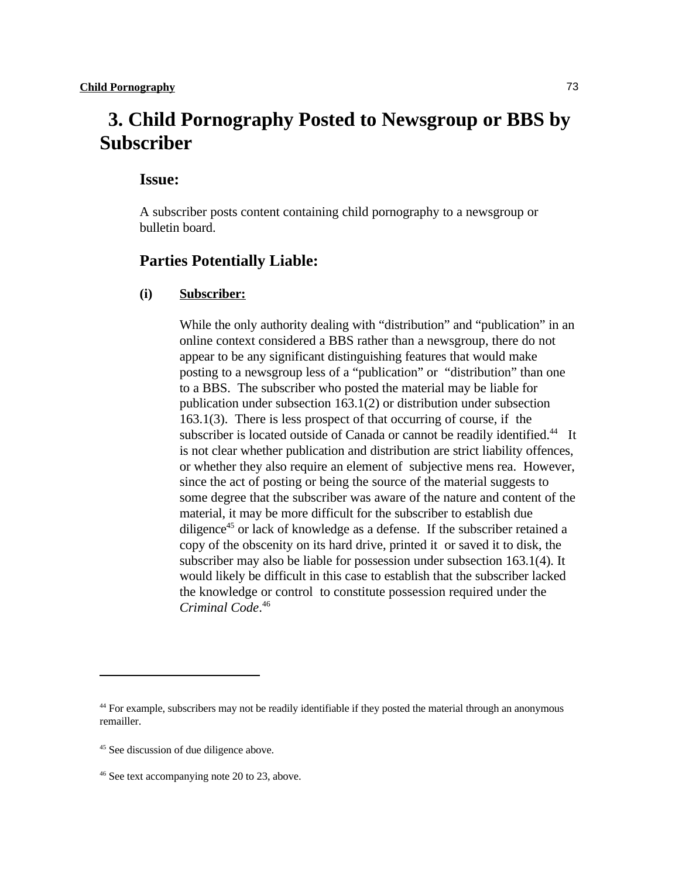## 3. Child Pornography Posted to Newsgroup or BBS by Subscriber

### Issue:

A subscriber posts content containing child pornography to a newsgroup or bulletin board.

### Parties Potentially Liable:

**(i) Subscriber:**

While the only authority dealing with "distribution" and "publication" in an online context considered a BBS rather than a newsgroup, there do not appear to be any significant distinguishing features that would make posting to a newsgroup less of a "publication" or "distribution" than one to a BBS. The subscriber who posted the material may be liable for publication under subsection 163.1(2) or distribution under subsection 163.1(3). There is less prospect of that occurring of course, if the subscriber is located outside of Canada or cannot be readily identified.[44] It is not clear whether publication and distribution are strict liability offences, or whether they also require an element of subjective mens rea. However, since the act of posting or being the source of the material suggests to some degree that the subscriber was aware of the nature and content of the material, it may be more difficult for the subscriber to establish due diligence[45] or lack of knowledge as a defense. If the subscriber retained a copy of the obscenity on its hard drive, printed it or saved it to disk, the subscriber may also be liable for possession under subsection 163.1(4). It would likely be difficult in this case to establish that the subscriber lacked the knowledge or control to constitute possession required under the *Criminal Code*.[46]

---

[44] For example, subscribers may not be readily identifiable if they posted the material through an anonymous remailler.

[45] See discussion of due diligence above.

[46] See text accompanying note 20 to 23, above.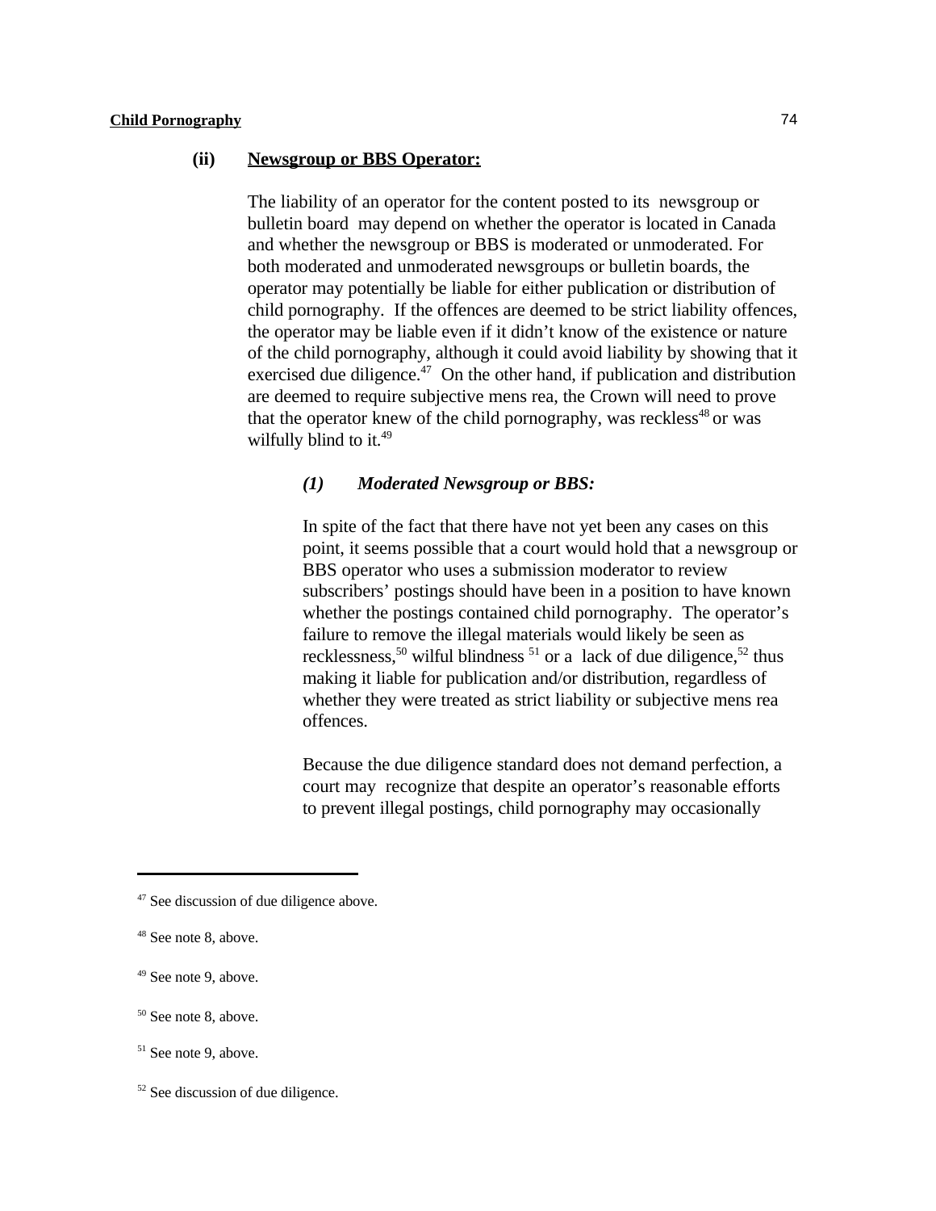### (ii) Newsgroup or BBS Operator:

The liability of an operator for the content posted to its newsgroup or bulletin board may depend on whether the operator is located in Canada and whether the newsgroup or BBS is moderated or unmoderated. For both moderated and unmoderated newsgroups or bulletin boards, the operator may potentially be liable for either publication or distribution of child pornography. If the offences are deemed to be strict liability offences, the operator may be liable even if it didn't know of the existence or nature of the child pornography, although it could avoid liability by showing that it exercised due diligence.[47] On the other hand, if publication and distribution are deemed to require subjective mens rea, the Crown will need to prove that the operator knew of the child pornography, was reckless[48] or was wilfully blind to it.[49]

#### *(1) Moderated Newsgroup or BBS:*

In spite of the fact that there have not yet been any cases on this point, it seems possible that a court would hold that a newsgroup or BBS operator who uses a submission moderator to review subscribers' postings should have been in a position to have known whether the postings contained child pornography. The operator's failure to remove the illegal materials would likely be seen as recklessness,[50] wilful blindness [51] or a lack of due diligence,[52] thus making it liable for publication and/or distribution, regardless of whether they were treated as strict liability or subjective mens rea offences.

Because the due diligence standard does not demand perfection, a court may recognize that despite an operator's reasonable efforts to prevent illegal postings, child pornography may occasionally

---

[47] See discussion of due diligence above.

[48] See note 8, above.

[49] See note 9, above.

[50] See note 8, above.

[51] See note 9, above.

[52] See discussion of due diligence.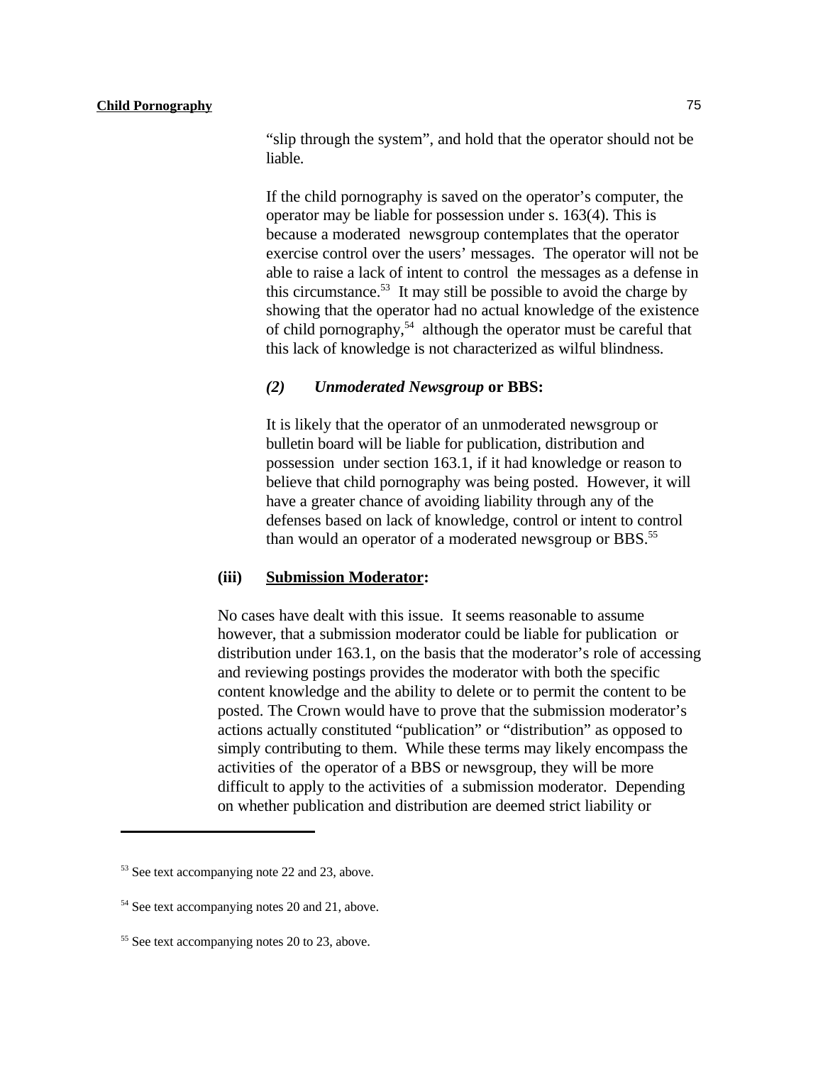"slip through the system", and hold that the operator should not be liable.

If the child pornography is saved on the operator's computer, the operator may be liable for possession under s. 163(4). This is because a moderated newsgroup contemplates that the operator exercise control over the users' messages. The operator will not be able to raise a lack of intent to control the messages as a defense in this circumstance.[53] It may still be possible to avoid the charge by showing that the operator had no actual knowledge of the existence of child pornography,[54] although the operator must be careful that this lack of knowledge is not characterized as wilful blindness.

***(2) Unmoderated Newsgroup* or BBS:**

It is likely that the operator of an unmoderated newsgroup or bulletin board will be liable for publication, distribution and possession under section 163.1, if it had knowledge or reason to believe that child pornography was being posted. However, it will have a greater chance of avoiding liability through any of the defenses based on lack of knowledge, control or intent to control than would an operator of a moderated newsgroup or BBS.[55]

**(iii) <u>Submission Moderator</u>:**

No cases have dealt with this issue. It seems reasonable to assume however, that a submission moderator could be liable for publication or distribution under 163.1, on the basis that the moderator's role of accessing and reviewing postings provides the moderator with both the specific content knowledge and the ability to delete or to permit the content to be posted. The Crown would have to prove that the submission moderator's actions actually constituted "publication" or "distribution" as opposed to simply contributing to them. While these terms may likely encompass the activities of the operator of a BBS or newsgroup, they will be more difficult to apply to the activities of a submission moderator. Depending on whether publication and distribution are deemed strict liability or

---

[53] See text accompanying note 22 and 23, above.

[54] See text accompanying notes 20 and 21, above.

[55] See text accompanying notes 20 to 23, above.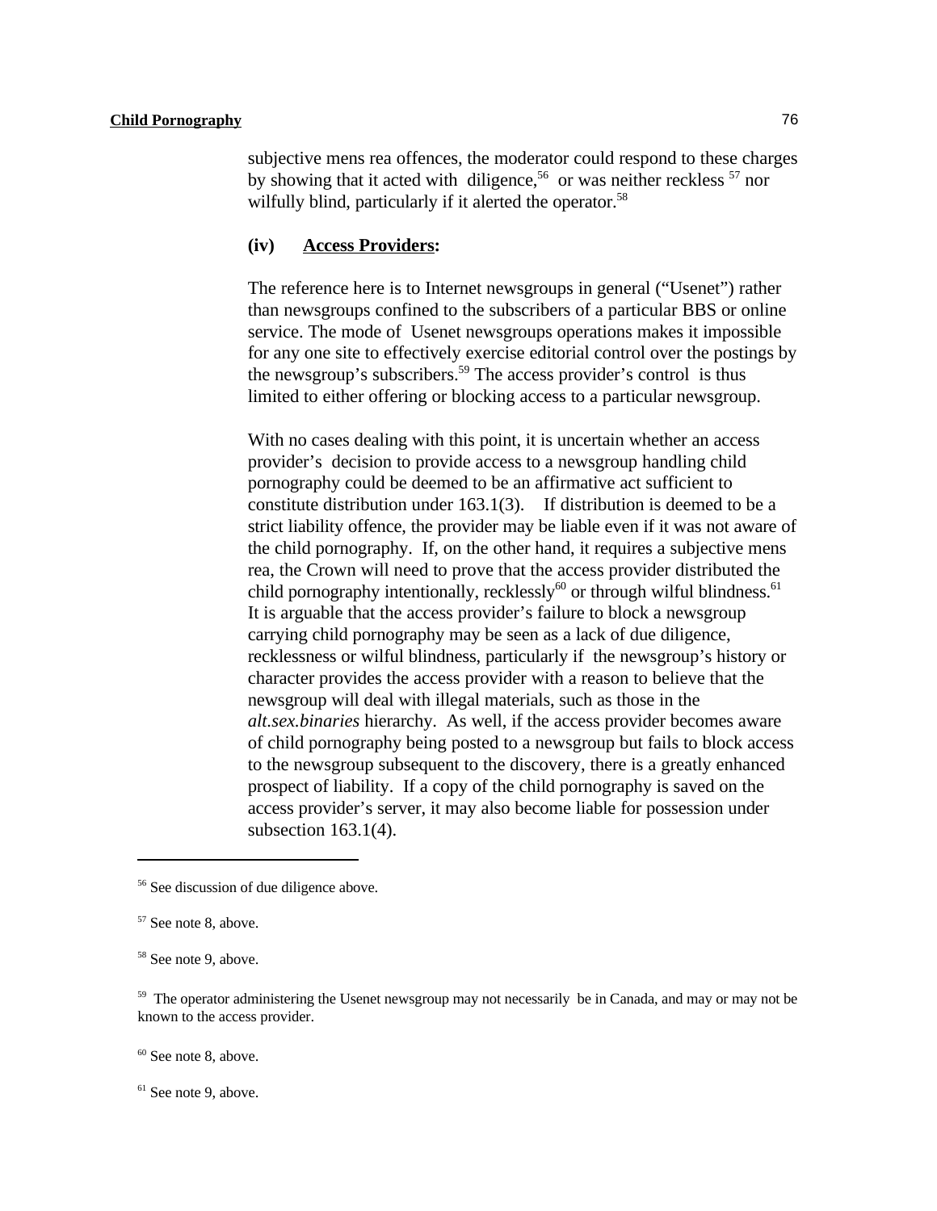subjective mens rea offences, the moderator could respond to these charges by showing that it acted with diligence,[56] or was neither reckless [57] nor wilfully blind, particularly if it alerted the operator.[58]

**(iv) Access Providers:**

The reference here is to Internet newsgroups in general ("Usenet") rather than newsgroups confined to the subscribers of a particular BBS or online service. The mode of Usenet newsgroups operations makes it impossible for any one site to effectively exercise editorial control over the postings by the newsgroup's subscribers.[59] The access provider's control is thus limited to either offering or blocking access to a particular newsgroup.

With no cases dealing with this point, it is uncertain whether an access provider's decision to provide access to a newsgroup handling child pornography could be deemed to be an affirmative act sufficient to constitute distribution under 163.1(3). If distribution is deemed to be a strict liability offence, the provider may be liable even if it was not aware of the child pornography. If, on the other hand, it requires a subjective mens rea, the Crown will need to prove that the access provider distributed the child pornography intentionally, recklessly[60] or through wilful blindness.[61] It is arguable that the access provider's failure to block a newsgroup carrying child pornography may be seen as a lack of due diligence, recklessness or wilful blindness, particularly if the newsgroup's history or character provides the access provider with a reason to believe that the newsgroup will deal with illegal materials, such as those in the *alt.sex.binaries* hierarchy. As well, if the access provider becomes aware of child pornography being posted to a newsgroup but fails to block access to the newsgroup subsequent to the discovery, there is a greatly enhanced prospect of liability. If a copy of the child pornography is saved on the access provider's server, it may also become liable for possession under subsection 163.1(4).

---

[56] See discussion of due diligence above.

[57] See note 8, above.

[58] See note 9, above.

[59] The operator administering the Usenet newsgroup may not necessarily be in Canada, and may or may not be known to the access provider.

[60] See note 8, above.

[61] See note 9, above.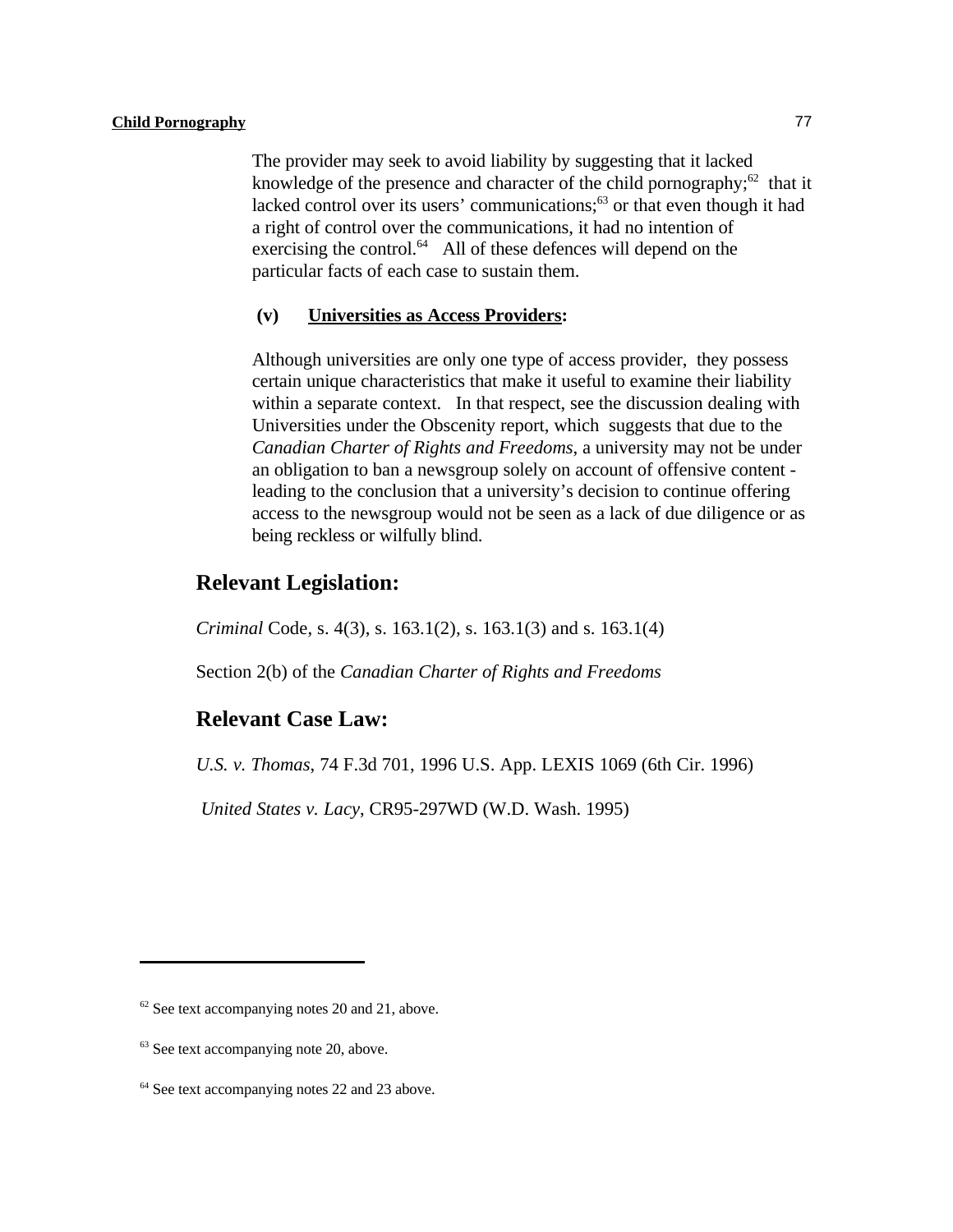The provider may seek to avoid liability by suggesting that it lacked knowledge of the presence and character of the child pornography;[62] that it lacked control over its users' communications;[63] or that even though it had a right of control over the communications, it had no intention of exercising the control.[64] All of these defences will depend on the particular facts of each case to sustain them.

**(v) <u>Universities as Access Providers</u>:**

Although universities are only one type of access provider, they possess certain unique characteristics that make it useful to examine their liability within a separate context. In that respect, see the discussion dealing with Universities under the Obscenity report, which suggests that due to the *Canadian Charter of Rights and Freedoms*, a university may not be under an obligation to ban a newsgroup solely on account of offensive content - leading to the conclusion that a university's decision to continue offering access to the newsgroup would not be seen as a lack of due diligence or as being reckless or wilfully blind.

## Relevant Legislation:

*Criminal* Code, s. 4(3), s. 163.1(2), s. 163.1(3) and s. 163.1(4)

Section 2(b) of the *Canadian Charter of Rights and Freedoms*

## Relevant Case Law:

*U.S. v. Thomas*, 74 F.3d 701, 1996 U.S. App. LEXIS 1069 (6th Cir. 1996)

*United States v. Lacy*, CR95-297WD (W.D. Wash. 1995)

---

[62] See text accompanying notes 20 and 21, above.

[63] See text accompanying note 20, above.

[64] See text accompanying notes 22 and 23 above.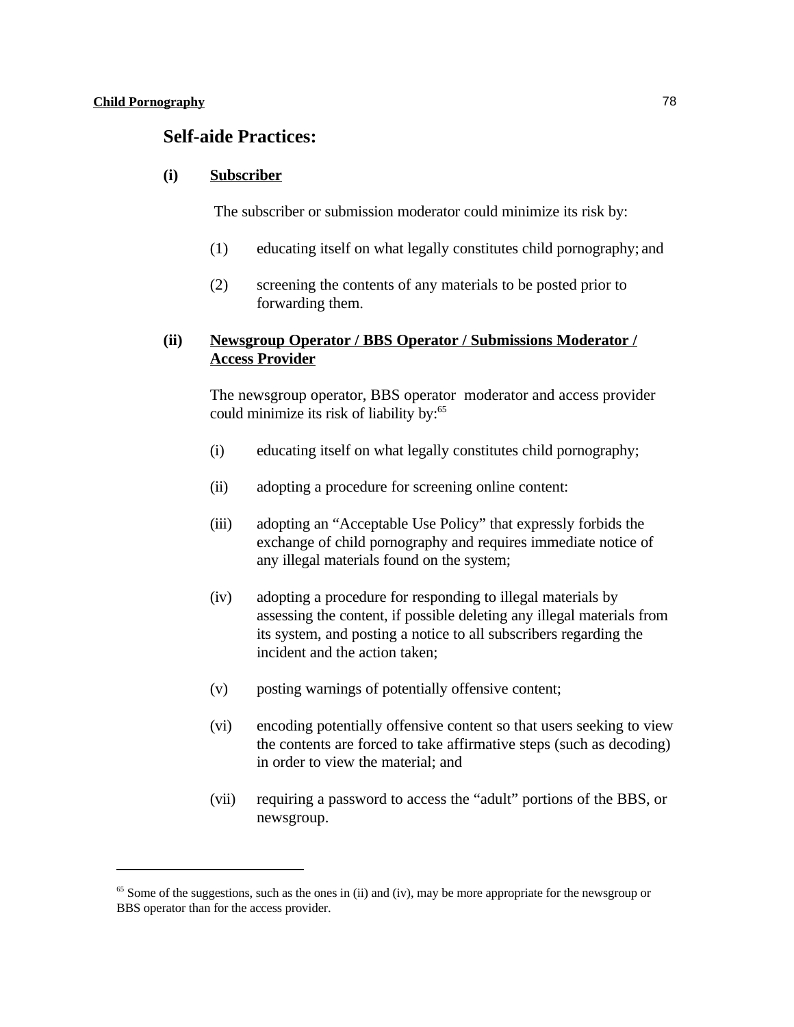## Self-aide Practices:

### (i) Subscriber

The subscriber or submission moderator could minimize its risk by:

(1) educating itself on what legally constitutes child pornography; and

(2) screening the contents of any materials to be posted prior to forwarding them.

### (ii) Newsgroup Operator / BBS Operator / Submissions Moderator / Access Provider

The newsgroup operator, BBS operator moderator and access provider could minimize its risk of liability by:[65]

(i) educating itself on what legally constitutes child pornography;

(ii) adopting a procedure for screening online content:

(iii) adopting an "Acceptable Use Policy" that expressly forbids the exchange of child pornography and requires immediate notice of any illegal materials found on the system;

(iv) adopting a procedure for responding to illegal materials by assessing the content, if possible deleting any illegal materials from its system, and posting a notice to all subscribers regarding the incident and the action taken;

(v) posting warnings of potentially offensive content;

(vi) encoding potentially offensive content so that users seeking to view the contents are forced to take affirmative steps (such as decoding) in order to view the material; and

(vii) requiring a password to access the "adult" portions of the BBS, or newsgroup.

---

[65] Some of the suggestions, such as the ones in (ii) and (iv), may be more appropriate for the newsgroup or BBS operator than for the access provider.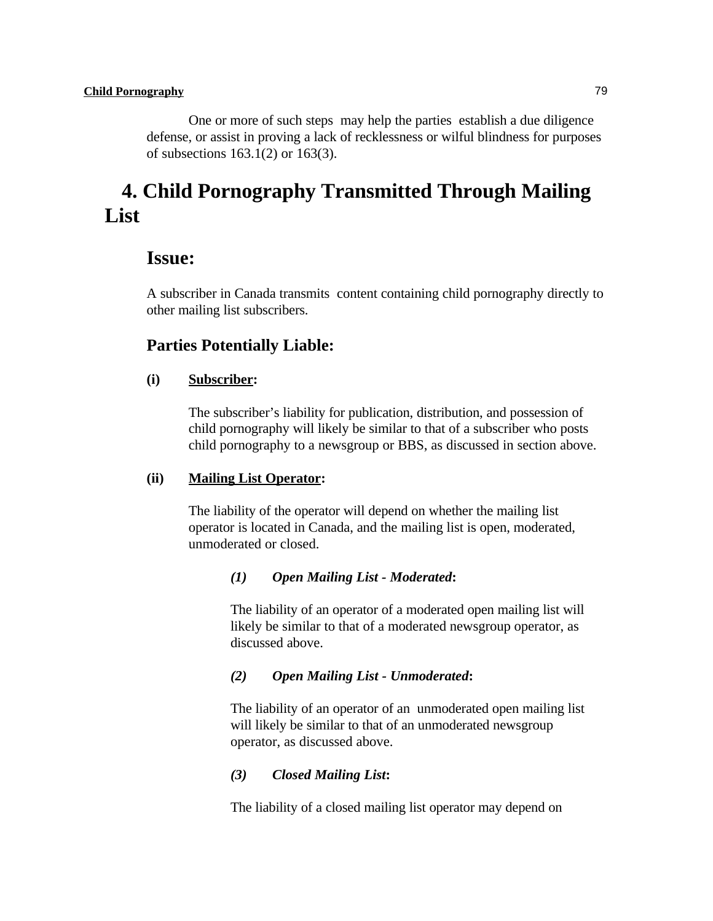One or more of such steps may help the parties establish a due diligence defense, or assist in proving a lack of recklessness or wilful blindness for purposes of subsections 163.1(2) or 163(3).

# 4. Child Pornography Transmitted Through Mailing List

## Issue:

A subscriber in Canada transmits content containing child pornography directly to other mailing list subscribers.

## Parties Potentially Liable:

**(i) Subscriber:**

The subscriber's liability for publication, distribution, and possession of child pornography will likely be similar to that of a subscriber who posts child pornography to a newsgroup or BBS, as discussed in section above.

**(ii) Mailing List Operator:**

The liability of the operator will depend on whether the mailing list operator is located in Canada, and the mailing list is open, moderated, unmoderated or closed.

***(1) Open Mailing List - Moderated*:**

The liability of an operator of a moderated open mailing list will likely be similar to that of a moderated newsgroup operator, as discussed above.

***(2) Open Mailing List - Unmoderated*:**

The liability of an operator of an unmoderated open mailing list will likely be similar to that of an unmoderated newsgroup operator, as discussed above.

***(3) Closed Mailing List*:**

The liability of a closed mailing list operator may depend on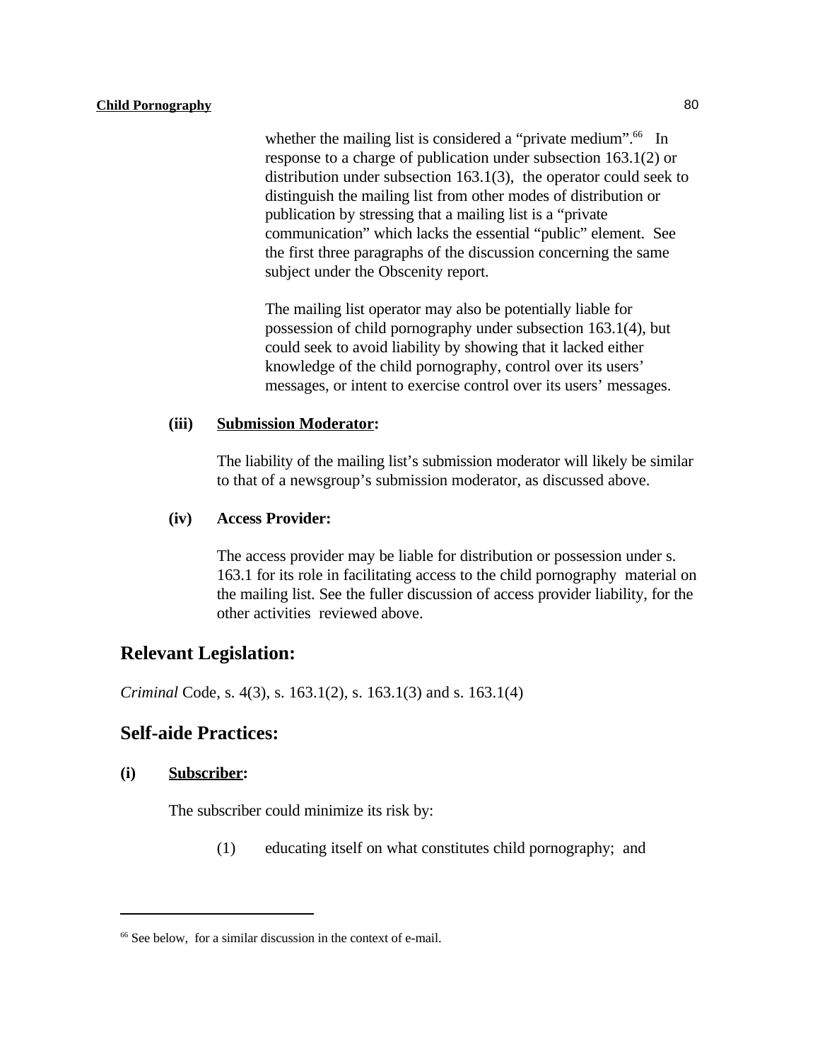whether the mailing list is considered a "private medium".[66] In response to a charge of publication under subsection 163.1(2) or distribution under subsection 163.1(3), the operator could seek to distinguish the mailing list from other modes of distribution or publication by stressing that a mailing list is a "private communication" which lacks the essential "public" element. See the first three paragraphs of the discussion concerning the same subject under the Obscenity report.

The mailing list operator may also be potentially liable for possession of child pornography under subsection 163.1(4), but could seek to avoid liability by showing that it lacked either knowledge of the child pornography, control over its users' messages, or intent to exercise control over its users' messages.

**(iii) Submission Moderator:**

The liability of the mailing list's submission moderator will likely be similar to that of a newsgroup's submission moderator, as discussed above.

**(iv) Access Provider:**

The access provider may be liable for distribution or possession under s. 163.1 for its role in facilitating access to the child pornography material on the mailing list. See the fuller discussion of access provider liability, for the other activities reviewed above.

## Relevant Legislation:

*Criminal* Code, s. 4(3), s. 163.1(2), s. 163.1(3) and s. 163.1(4)

## Self-aide Practices:

**(i) Subscriber:**

The subscriber could minimize its risk by:

(1) educating itself on what constitutes child pornography; and

---

[66] See below, for a similar discussion in the context of e-mail.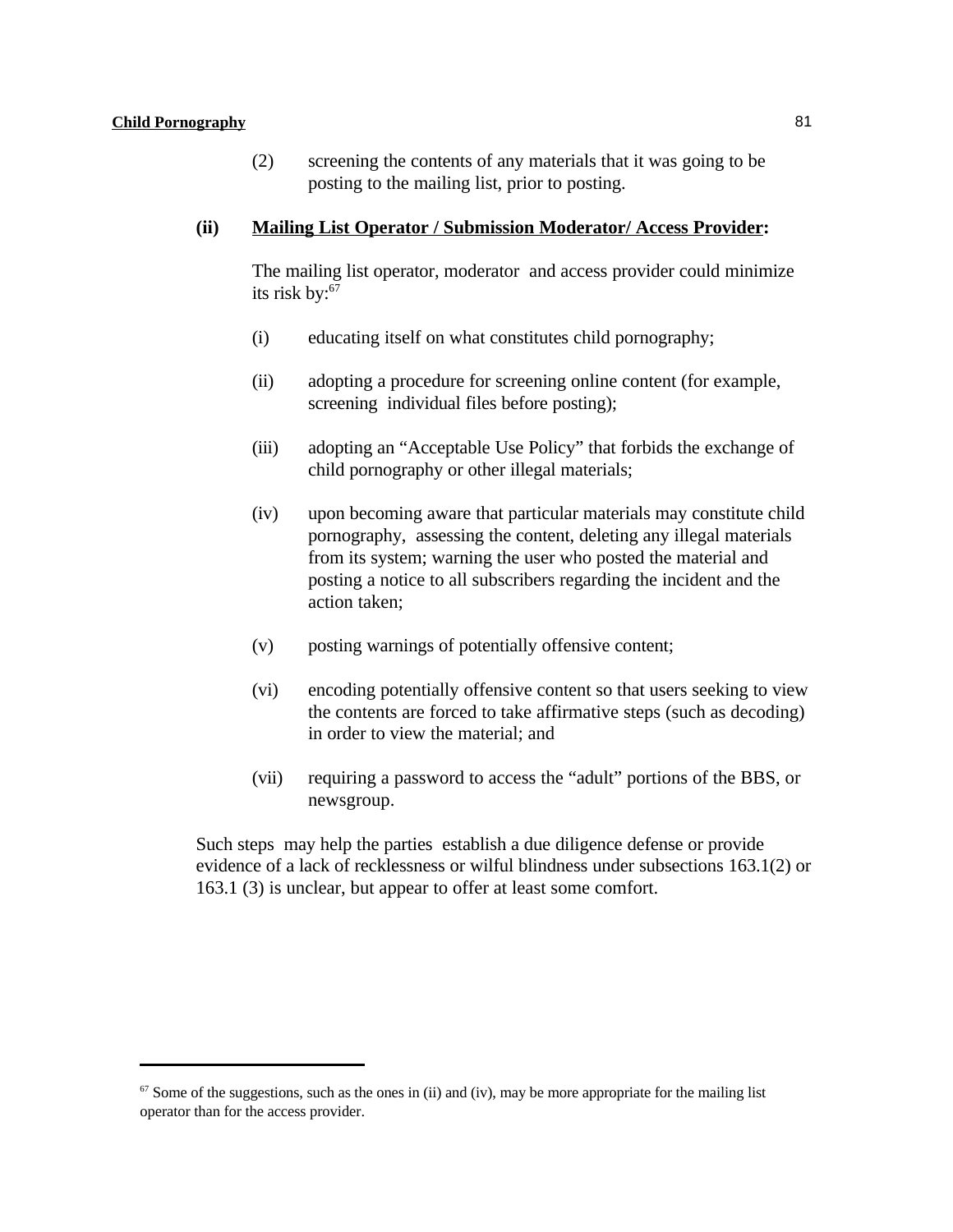(2) screening the contents of any materials that it was going to be posting to the mailing list, prior to posting.

**(ii) Mailing List Operator / Submission Moderator/ Access Provider:**

The mailing list operator, moderator and access provider could minimize its risk by:[67]

(i) educating itself on what constitutes child pornography;

(ii) adopting a procedure for screening online content (for example, screening individual files before posting);

(iii) adopting an "Acceptable Use Policy" that forbids the exchange of child pornography or other illegal materials;

(iv) upon becoming aware that particular materials may constitute child pornography, assessing the content, deleting any illegal materials from its system; warning the user who posted the material and posting a notice to all subscribers regarding the incident and the action taken;

(v) posting warnings of potentially offensive content;

(vi) encoding potentially offensive content so that users seeking to view the contents are forced to take affirmative steps (such as decoding) in order to view the material; and

(vii) requiring a password to access the "adult" portions of the BBS, or newsgroup.

Such steps may help the parties establish a due diligence defense or provide evidence of a lack of recklessness or wilful blindness under subsections 163.1(2) or 163.1 (3) is unclear, but appear to offer at least some comfort.

---

[67] Some of the suggestions, such as the ones in (ii) and (iv), may be more appropriate for the mailing list operator than for the access provider.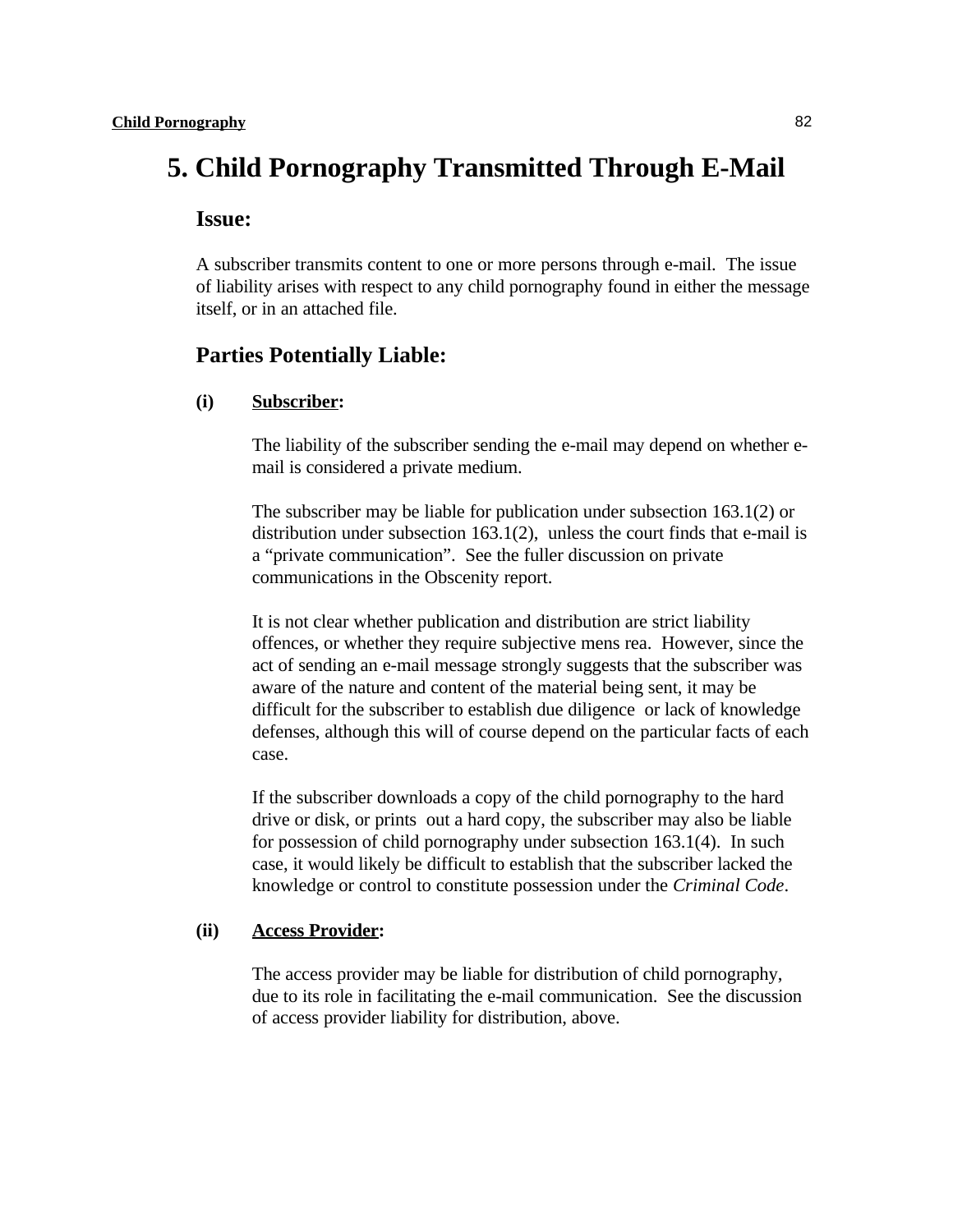# 5. Child Pornography Transmitted Through E-Mail

## Issue:

A subscriber transmits content to one or more persons through e-mail. The issue of liability arises with respect to any child pornography found in either the message itself, or in an attached file.

## Parties Potentially Liable:

**(i) Subscriber:**

The liability of the subscriber sending the e-mail may depend on whether e-mail is considered a private medium.

The subscriber may be liable for publication under subsection 163.1(2) or distribution under subsection 163.1(2), unless the court finds that e-mail is a "private communication". See the fuller discussion on private communications in the Obscenity report.

It is not clear whether publication and distribution are strict liability offences, or whether they require subjective mens rea. However, since the act of sending an e-mail message strongly suggests that the subscriber was aware of the nature and content of the material being sent, it may be difficult for the subscriber to establish due diligence or lack of knowledge defenses, although this will of course depend on the particular facts of each case.

If the subscriber downloads a copy of the child pornography to the hard drive or disk, or prints out a hard copy, the subscriber may also be liable for possession of child pornography under subsection 163.1(4). In such case, it would likely be difficult to establish that the subscriber lacked the knowledge or control to constitute possession under the *Criminal Code*.

**(ii) Access Provider:**

The access provider may be liable for distribution of child pornography, due to its role in facilitating the e-mail communication. See the discussion of access provider liability for distribution, above.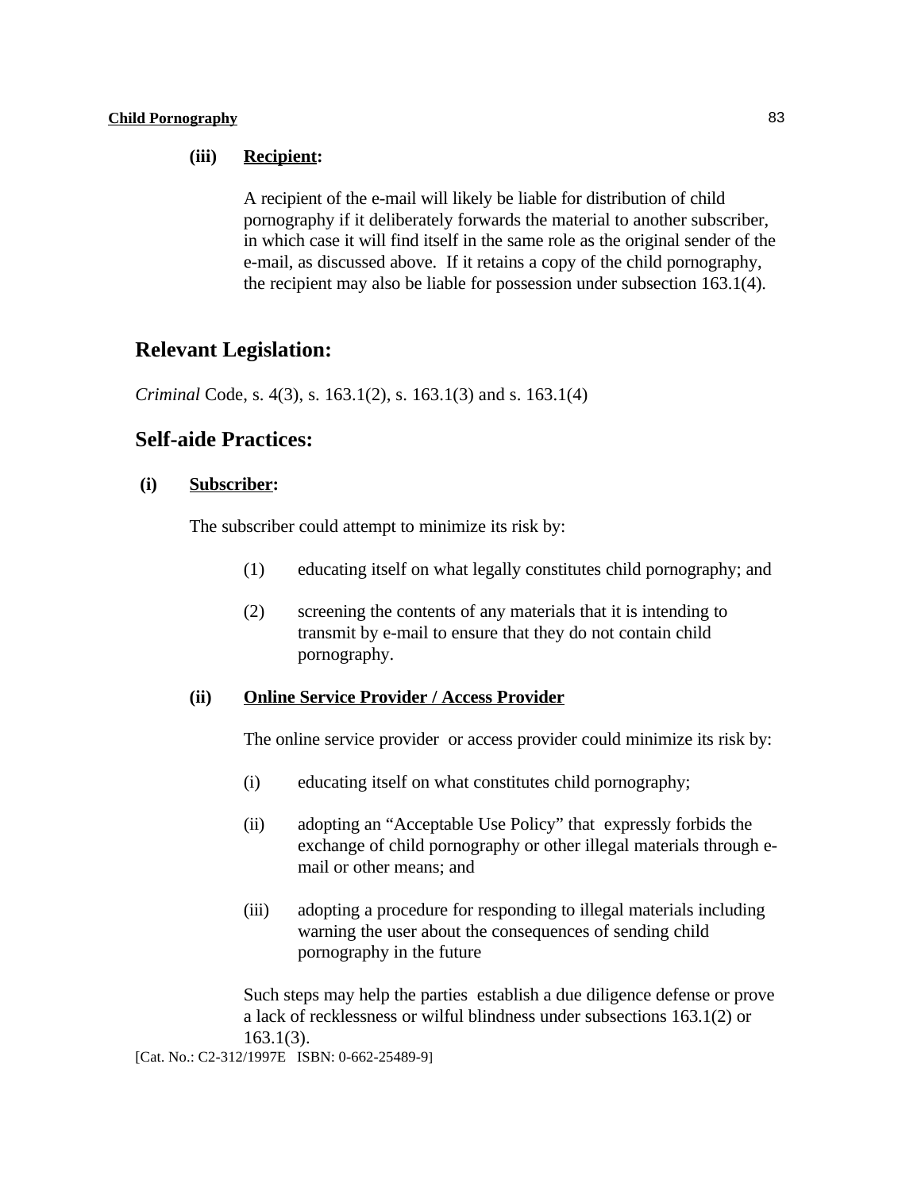**(iii) Recipient:**

A recipient of the e-mail will likely be liable for distribution of child pornography if it deliberately forwards the material to another subscriber, in which case it will find itself in the same role as the original sender of the e-mail, as discussed above. If it retains a copy of the child pornography, the recipient may also be liable for possession under subsection 163.1(4).

## Relevant Legislation:

*Criminal* Code, s. 4(3), s. 163.1(2), s. 163.1(3) and s. 163.1(4)

## Self-aide Practices:

**(i) Subscriber:**

The subscriber could attempt to minimize its risk by:

(1) educating itself on what legally constitutes child pornography; and

(2) screening the contents of any materials that it is intending to transmit by e-mail to ensure that they do not contain child pornography.

**(ii) Online Service Provider / Access Provider**

The online service provider or access provider could minimize its risk by:

(i) educating itself on what constitutes child pornography;

(ii) adopting an "Acceptable Use Policy" that expressly forbids the exchange of child pornography or other illegal materials through e-mail or other means; and

(iii) adopting a procedure for responding to illegal materials including warning the user about the consequences of sending child pornography in the future

Such steps may help the parties establish a due diligence defense or prove a lack of recklessness or wilful blindness under subsections 163.1(2) or 163.1(3).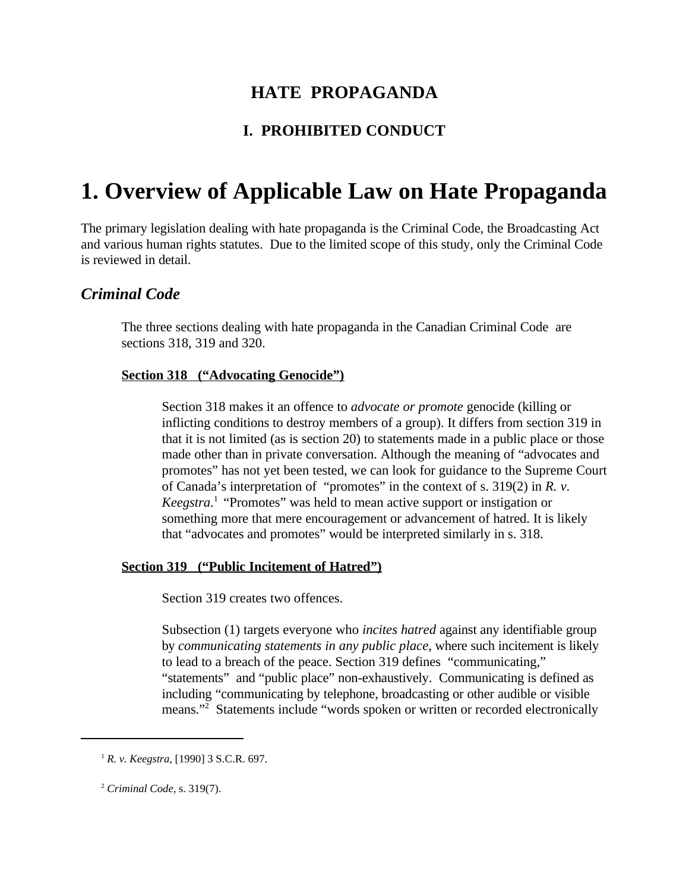# HATE PROPAGANDA

## I. PROHIBITED CONDUCT

# 1. Overview of Applicable Law on Hate Propaganda

The primary legislation dealing with hate propaganda is the Criminal Code, the Broadcasting Act and various human rights statutes. Due to the limited scope of this study, only the Criminal Code is reviewed in detail.

## *Criminal Code*

The three sections dealing with hate propaganda in the Canadian Criminal Code are sections 318, 319 and 320.

**Section 318 ("Advocating Genocide")**

Section 318 makes it an offence to *advocate or promote* genocide (killing or inflicting conditions to destroy members of a group). It differs from section 319 in that it is not limited (as is section 20) to statements made in a public place or those made other than in private conversation. Although the meaning of "advocates and promotes" has not yet been tested, we can look for guidance to the Supreme Court of Canada's interpretation of "promotes" in the context of s. 319(2) in *R. v. Keegstra*.[1] "Promotes" was held to mean active support or instigation or something more that mere encouragement or advancement of hatred. It is likely that "advocates and promotes" would be interpreted similarly in s. 318.

**Section 319 ("Public Incitement of Hatred")**

Section 319 creates two offences.

Subsection (1) targets everyone who *incites hatred* against any identifiable group by *communicating statements in any public place*, where such incitement is likely to lead to a breach of the peace. Section 319 defines "communicating," "statements" and "public place" non-exhaustively. Communicating is defined as including "communicating by telephone, broadcasting or other audible or visible means."[2] Statements include "words spoken or written or recorded electronically

---

[1] *R. v. Keegstra*, [1990] 3 S.C.R. 697.

[2] *Criminal Code*, s. 319(7).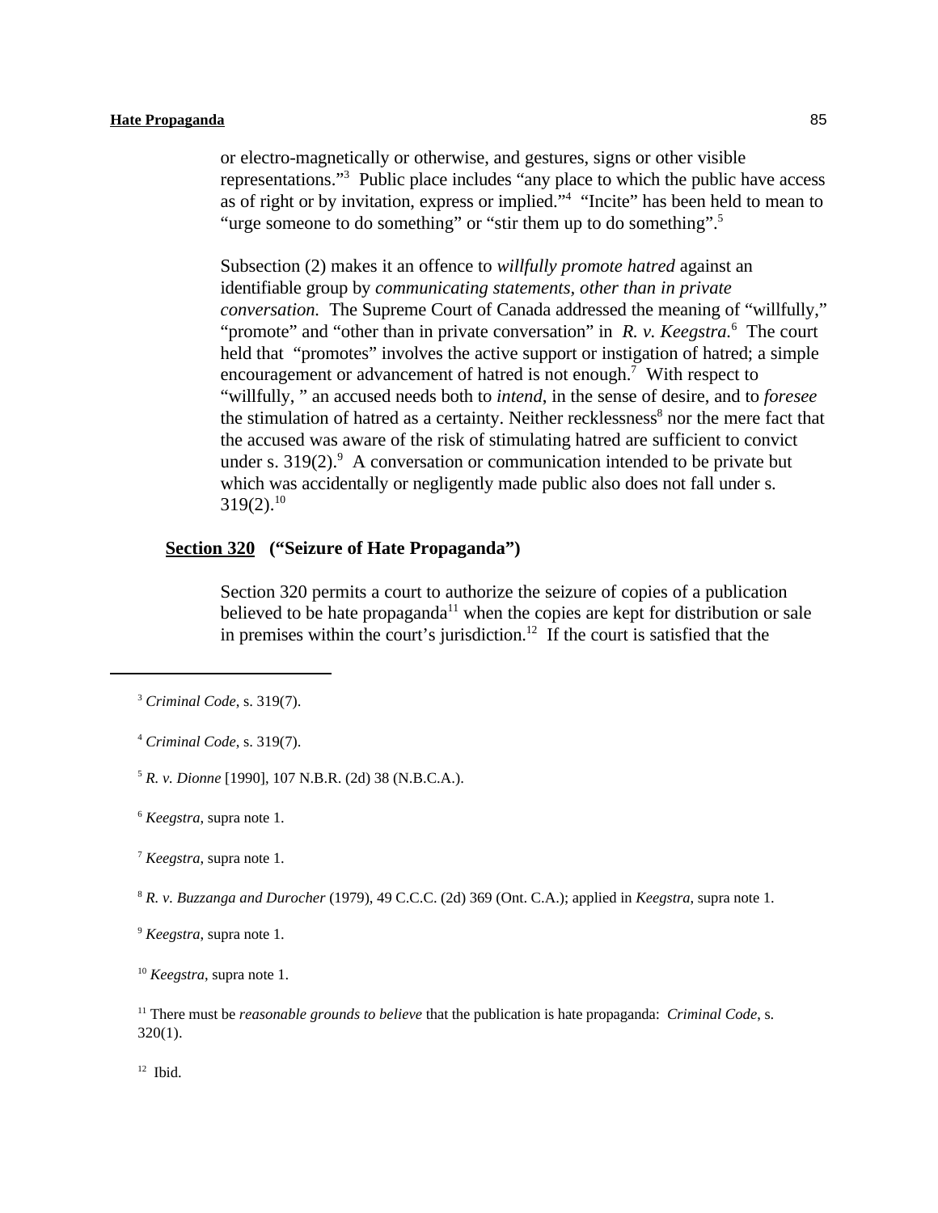or electro-magnetically or otherwise, and gestures, signs or other visible representations."[3] Public place includes "any place to which the public have access as of right or by invitation, express or implied."[4] "Incite" has been held to mean to "urge someone to do something" or "stir them up to do something".[5]

Subsection (2) makes it an offence to *willfully promote hatred* against an identifiable group by *communicating statements, other than in private conversation.* The Supreme Court of Canada addressed the meaning of "willfully," "promote" and "other than in private conversation" in *R. v. Keegstra.*[6] The court held that "promotes" involves the active support or instigation of hatred; a simple encouragement or advancement of hatred is not enough.[7] With respect to "willfully, " an accused needs both to *intend*, in the sense of desire, and to *foresee* the stimulation of hatred as a certainty. Neither recklessness[8] nor the mere fact that the accused was aware of the risk of stimulating hatred are sufficient to convict under s. 319(2).[9] A conversation or communication intended to be private but which was accidentally or negligently made public also does not fall under s. 319(2).[10]

**Section 320 ("Seizure of Hate Propaganda")**

Section 320 permits a court to authorize the seizure of copies of a publication believed to be hate propaganda[11] when the copies are kept for distribution or sale in premises within the court's jurisdiction.[12] If the court is satisfied that the

---

[3] *Criminal Code*, s. 319(7).

[4] *Criminal Code*, s. 319(7).

[5] *R. v. Dionne* [1990], 107 N.B.R. (2d) 38 (N.B.C.A.).

[6] *Keegstra*, supra note 1.

[7] *Keegstra*, supra note 1.

[8] *R. v. Buzzanga and Durocher* (1979), 49 C.C.C. (2d) 369 (Ont. C.A.); applied in *Keegstra*, supra note 1.

[9] *Keegstra*, supra note 1.

[10] *Keegstra*, supra note 1.

[11] There must be *reasonable grounds to believe* that the publication is hate propaganda: *Criminal Code*, s. 320(1).

[12] Ibid.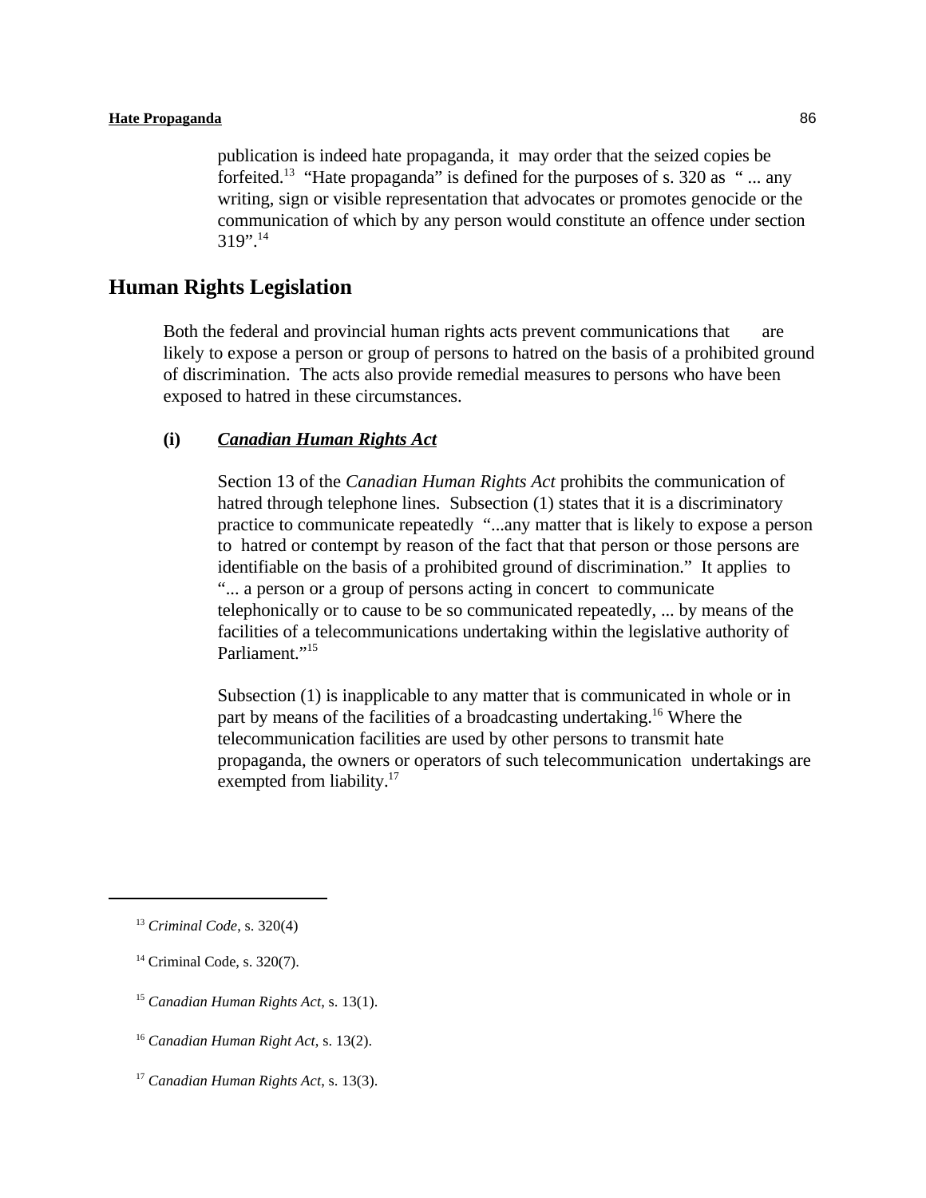publication is indeed hate propaganda, it may order that the seized copies be forfeited.[13] "Hate propaganda" is defined for the purposes of s. 320 as " ... any writing, sign or visible representation that advocates or promotes genocide or the communication of which by any person would constitute an offence under section 319".[14]

## Human Rights Legislation

Both the federal and provincial human rights acts prevent communications that are likely to expose a person or group of persons to hatred on the basis of a prohibited ground of discrimination. The acts also provide remedial measures to persons who have been exposed to hatred in these circumstances.

### (i) *Canadian Human Rights Act*

Section 13 of the *Canadian Human Rights Act* prohibits the communication of hatred through telephone lines. Subsection (1) states that it is a discriminatory practice to communicate repeatedly "...any matter that is likely to expose a person to hatred or contempt by reason of the fact that that person or those persons are identifiable on the basis of a prohibited ground of discrimination." It applies to "... a person or a group of persons acting in concert to communicate telephonically or to cause to be so communicated repeatedly, ... by means of the facilities of a telecommunications undertaking within the legislative authority of Parliament."[15]

Subsection (1) is inapplicable to any matter that is communicated in whole or in part by means of the facilities of a broadcasting undertaking.[16] Where the telecommunication facilities are used by other persons to transmit hate propaganda, the owners or operators of such telecommunication undertakings are exempted from liability.[17]

---

[13] *Criminal Code*, s. 320(4)

[14] Criminal Code, s. 320(7).

[15] *Canadian Human Rights Act*, s. 13(1).

[16] *Canadian Human Right Act*, s. 13(2).

[17] *Canadian Human Rights Act*, s. 13(3).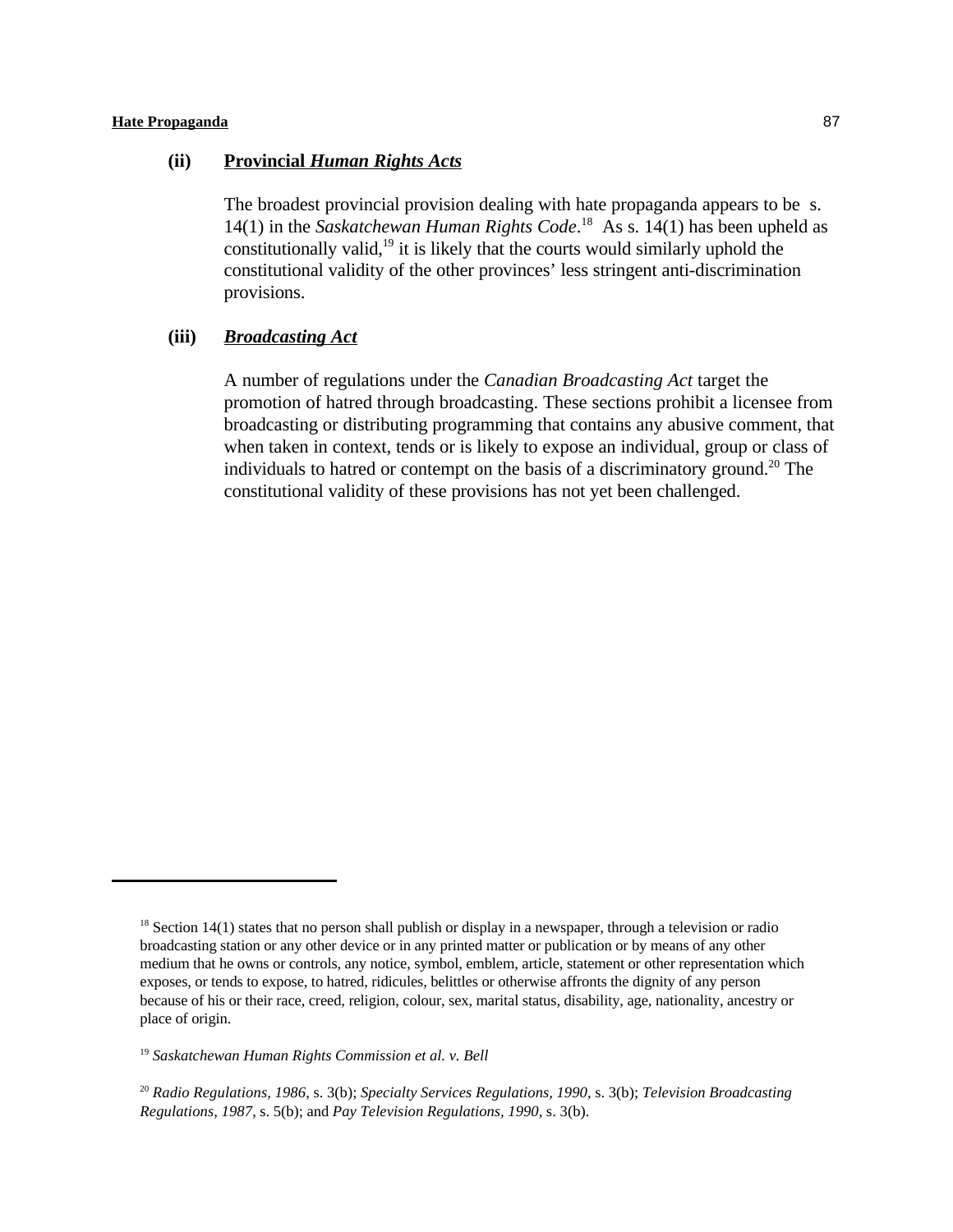### (ii) **Provincial *Human Rights Acts***

The broadest provincial provision dealing with hate propaganda appears to be s. 14(1) in the *Saskatchewan Human Rights Code*.[18] As s. 14(1) has been upheld as constitutionally valid,[19] it is likely that the courts would similarly uphold the constitutional validity of the other provinces' less stringent anti-discrimination provisions.

### (iii) ***Broadcasting Act***

A number of regulations under the *Canadian Broadcasting Act* target the promotion of hatred through broadcasting. These sections prohibit a licensee from broadcasting or distributing programming that contains any abusive comment, that when taken in context, tends or is likely to expose an individual, group or class of individuals to hatred or contempt on the basis of a discriminatory ground.[20] The constitutional validity of these provisions has not yet been challenged.

---

[18] Section 14(1) states that no person shall publish or display in a newspaper, through a television or radio broadcasting station or any other device or in any printed matter or publication or by means of any other medium that he owns or controls, any notice, symbol, emblem, article, statement or other representation which exposes, or tends to expose, to hatred, ridicules, belittles or otherwise affronts the dignity of any person because of his or their race, creed, religion, colour, sex, marital status, disability, age, nationality, ancestry or place of origin.

[19] *Saskatchewan Human Rights Commission et al. v. Bell*

[20] *Radio Regulations, 1986*, s. 3(b); *Specialty Services Regulations, 1990*, s. 3(b); *Television Broadcasting Regulations, 1987*, s. 5(b); and *Pay Television Regulations, 1990*, s. 3(b).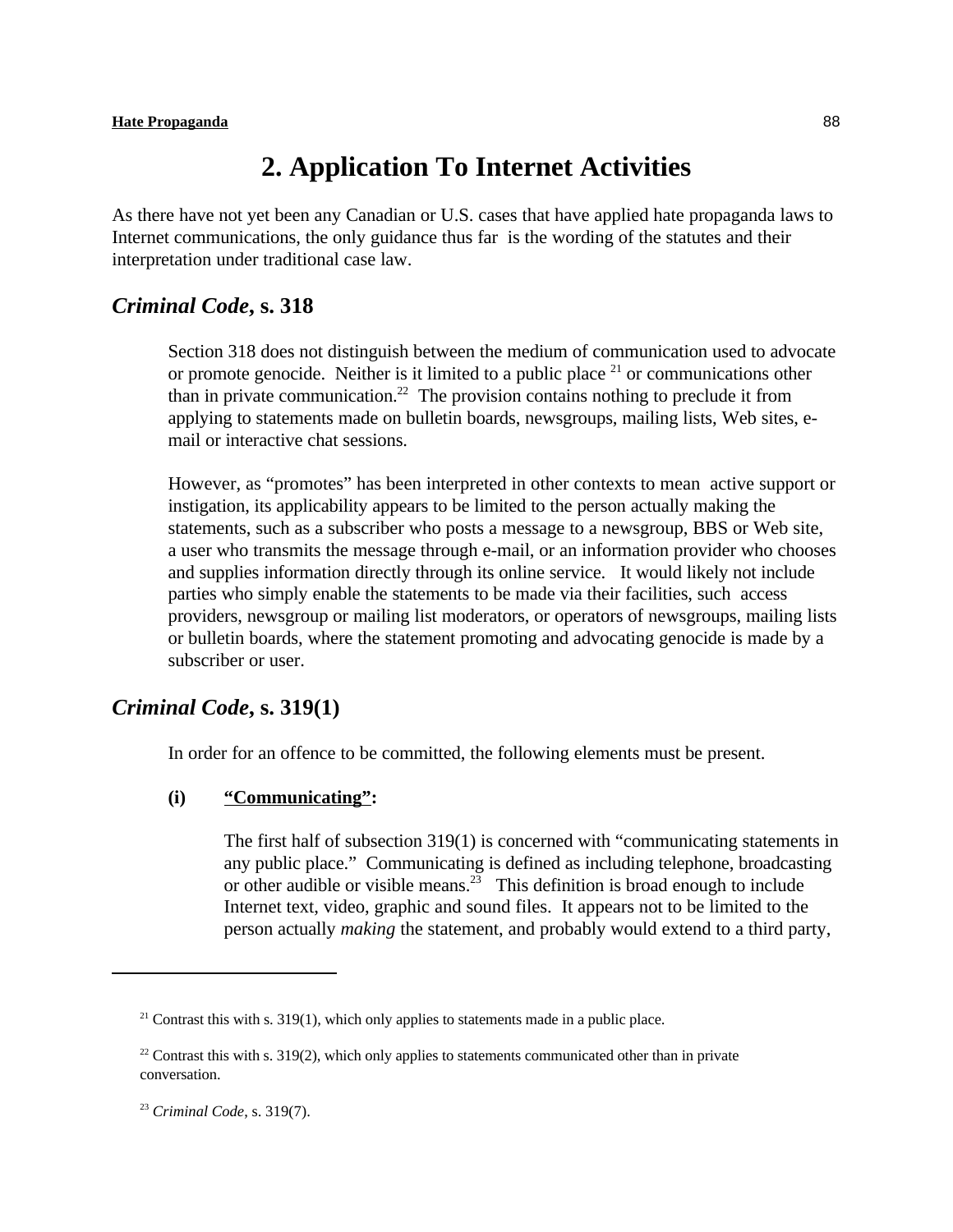## 2. Application To Internet Activities

As there have not yet been any Canadian or U.S. cases that have applied hate propaganda laws to Internet communications, the only guidance thus far is the wording of the statutes and their interpretation under traditional case law.

### *Criminal Code*, s. 318

Section 318 does not distinguish between the medium of communication used to advocate or promote genocide. Neither is it limited to a public place [21] or communications other than in private communication.[22] The provision contains nothing to preclude it from applying to statements made on bulletin boards, newsgroups, mailing lists, Web sites, e-mail or interactive chat sessions.

However, as "promotes" has been interpreted in other contexts to mean active support or instigation, its applicability appears to be limited to the person actually making the statements, such as a subscriber who posts a message to a newsgroup, BBS or Web site, a user who transmits the message through e-mail, or an information provider who chooses and supplies information directly through its online service. It would likely not include parties who simply enable the statements to be made via their facilities, such access providers, newsgroup or mailing list moderators, or operators of newsgroups, mailing lists or bulletin boards, where the statement promoting and advocating genocide is made by a subscriber or user.

### *Criminal Code*, s. 319(1)

In order for an offence to be committed, the following elements must be present.

**(i) <u>"Communicating"</u>:**

The first half of subsection 319(1) is concerned with "communicating statements in any public place." Communicating is defined as including telephone, broadcasting or other audible or visible means.[23] This definition is broad enough to include Internet text, video, graphic and sound files. It appears not to be limited to the person actually *making* the statement, and probably would extend to a third party,

---

[21] Contrast this with s. 319(1), which only applies to statements made in a public place.

[22] Contrast this with s. 319(2), which only applies to statements communicated other than in private conversation.

[23] *Criminal Code*, s. 319(7).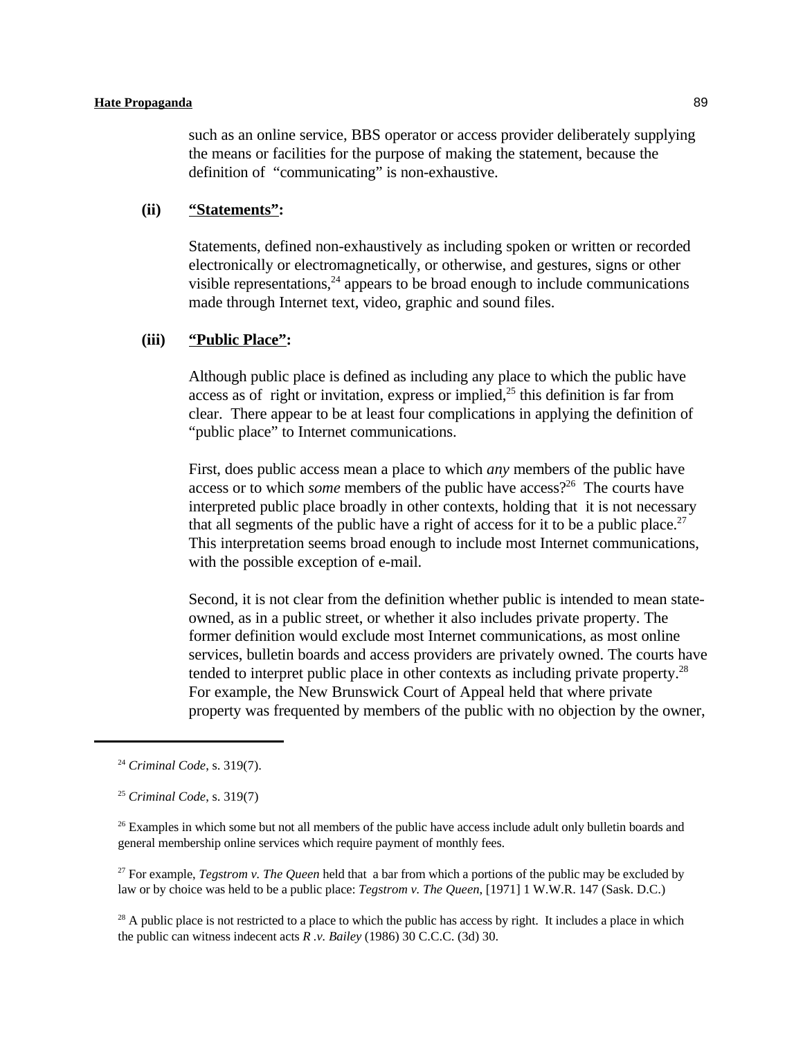such as an online service, BBS operator or access provider deliberately supplying the means or facilities for the purpose of making the statement, because the definition of "communicating" is non-exhaustive.

**(ii) <u>"Statements"</u>:**

Statements, defined non-exhaustively as including spoken or written or recorded electronically or electromagnetically, or otherwise, and gestures, signs or other visible representations,[24] appears to be broad enough to include communications made through Internet text, video, graphic and sound files.

**(iii) <u>"Public Place"</u>:**

Although public place is defined as including any place to which the public have access as of right or invitation, express or implied,[25] this definition is far from clear. There appear to be at least four complications in applying the definition of "public place" to Internet communications.

First, does public access mean a place to which *any* members of the public have access or to which *some* members of the public have access?[26] The courts have interpreted public place broadly in other contexts, holding that it is not necessary that all segments of the public have a right of access for it to be a public place.[27] This interpretation seems broad enough to include most Internet communications, with the possible exception of e-mail.

Second, it is not clear from the definition whether public is intended to mean state-owned, as in a public street, or whether it also includes private property. The former definition would exclude most Internet communications, as most online services, bulletin boards and access providers are privately owned. The courts have tended to interpret public place in other contexts as including private property.[28] For example, the New Brunswick Court of Appeal held that where private property was frequented by members of the public with no objection by the owner,

---

[24] *Criminal Code*, s. 319(7).

[25] *Criminal Code*, s. 319(7)

[26] Examples in which some but not all members of the public have access include adult only bulletin boards and general membership online services which require payment of monthly fees.

[27] For example, *Tegstrom v. The Queen* held that a bar from which a portions of the public may be excluded by law or by choice was held to be a public place: *Tegstrom v. The Queen*, [1971] 1 W.W.R. 147 (Sask. D.C.)

[28] A public place is not restricted to a place to which the public has access by right. It includes a place in which the public can witness indecent acts *R .v. Bailey* (1986) 30 C.C.C. (3d) 30.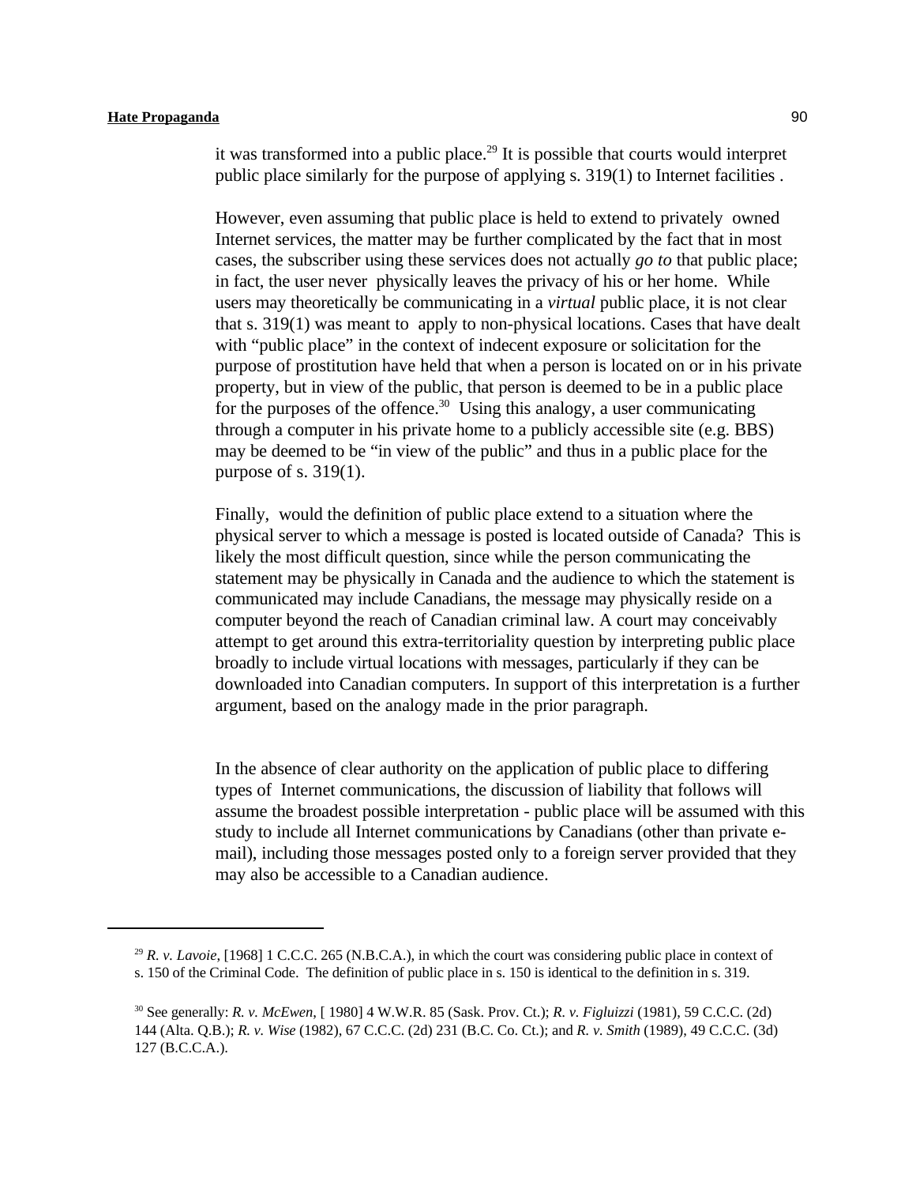it was transformed into a public place.[29] It is possible that courts would interpret public place similarly for the purpose of applying s. 319(1) to Internet facilities .

However, even assuming that public place is held to extend to privately owned Internet services, the matter may be further complicated by the fact that in most cases, the subscriber using these services does not actually *go to* that public place; in fact, the user never physically leaves the privacy of his or her home. While users may theoretically be communicating in a *virtual* public place, it is not clear that s. 319(1) was meant to apply to non-physical locations. Cases that have dealt with "public place" in the context of indecent exposure or solicitation for the purpose of prostitution have held that when a person is located on or in his private property, but in view of the public, that person is deemed to be in a public place for the purposes of the offence.[30] Using this analogy, a user communicating through a computer in his private home to a publicly accessible site (e.g. BBS) may be deemed to be "in view of the public" and thus in a public place for the purpose of s. 319(1).

Finally, would the definition of public place extend to a situation where the physical server to which a message is posted is located outside of Canada? This is likely the most difficult question, since while the person communicating the statement may be physically in Canada and the audience to which the statement is communicated may include Canadians, the message may physically reside on a computer beyond the reach of Canadian criminal law. A court may conceivably attempt to get around this extra-territoriality question by interpreting public place broadly to include virtual locations with messages, particularly if they can be downloaded into Canadian computers. In support of this interpretation is a further argument, based on the analogy made in the prior paragraph.

In the absence of clear authority on the application of public place to differing types of Internet communications, the discussion of liability that follows will assume the broadest possible interpretation - public place will be assumed with this study to include all Internet communications by Canadians (other than private e-mail), including those messages posted only to a foreign server provided that they may also be accessible to a Canadian audience.

---

[29] *R. v. Lavoie*, [1968] 1 C.C.C. 265 (N.B.C.A.), in which the court was considering public place in context of s. 150 of the Criminal Code. The definition of public place in s. 150 is identical to the definition in s. 319.

[30] See generally: *R. v. McEwen*, [ 1980] 4 W.W.R. 85 (Sask. Prov. Ct.); *R. v. Figluizzi* (1981), 59 C.C.C. (2d) 144 (Alta. Q.B.); *R. v. Wise* (1982), 67 C.C.C. (2d) 231 (B.C. Co. Ct.); and *R. v. Smith* (1989), 49 C.C.C. (3d) 127 (B.C.C.A.).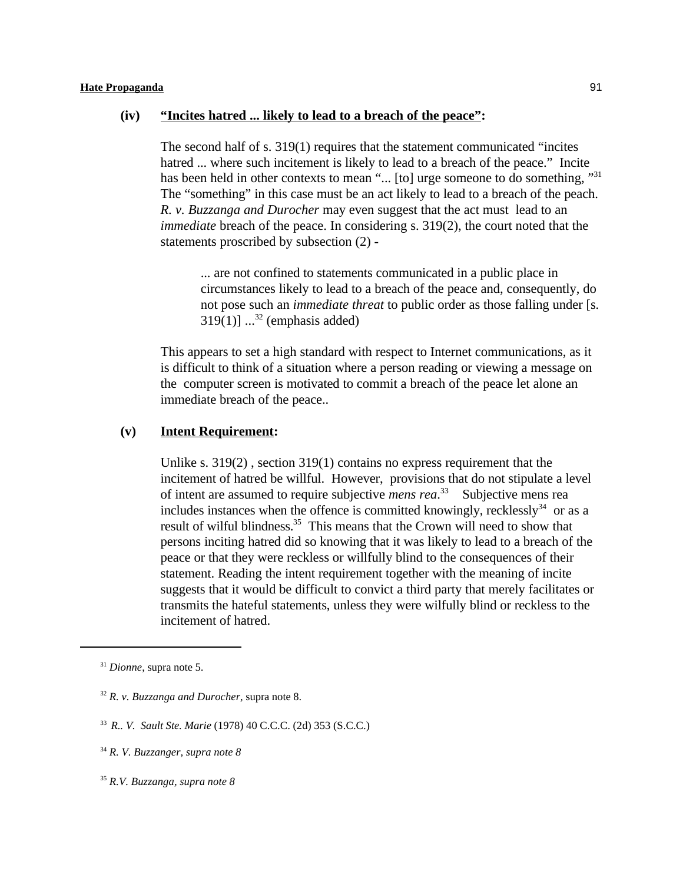### (iv) **“Incites hatred ... likely to lead to a breach of the peace”:**

The second half of s. 319(1) requires that the statement communicated “incites hatred ... where such incitement is likely to lead to a breach of the peace.” Incite has been held in other contexts to mean “... [to] urge someone to do something, ”[31] The “something” in this case must be an act likely to lead to a breach of the peach. *R. v. Buzzanga and Durocher* may even suggest that the act must lead to an *immediate* breach of the peace. In considering s. 319(2), the court noted that the statements proscribed by subsection (2) -

> ... are not confined to statements communicated in a public place in circumstances likely to lead to a breach of the peace and, consequently, do not pose such an *immediate threat* to public order as those falling under [s. 319(1)] ...[32] (emphasis added)

This appears to set a high standard with respect to Internet communications, as it is difficult to think of a situation where a person reading or viewing a message on the computer screen is motivated to commit a breach of the peace let alone an immediate breach of the peace..

### (v) **Intent Requirement:**

Unlike s. 319(2) , section 319(1) contains no express requirement that the incitement of hatred be willful. However, provisions that do not stipulate a level of intent are assumed to require subjective *mens rea*.[33] Subjective mens rea includes instances when the offence is committed knowingly, recklessly[34] or as a result of wilful blindness.[35] This means that the Crown will need to show that persons inciting hatred did so knowing that it was likely to lead to a breach of the peace or that they were reckless or willfully blind to the consequences of their statement. Reading the intent requirement together with the meaning of incite suggests that it would be difficult to convict a third party that merely facilitates or transmits the hateful statements, unless they were wilfully blind or reckless to the incitement of hatred.

---

[31] *Dionne*, supra note 5.

[32] *R. v. Buzzanga and Durocher*, supra note 8.

[33] *R.. V. Sault Ste. Marie* (1978) 40 C.C.C. (2d) 353 (S.C.C.)

[34] *R. V. Buzzanger, supra note 8*

[35] *R.V. Buzzanga, supra note 8*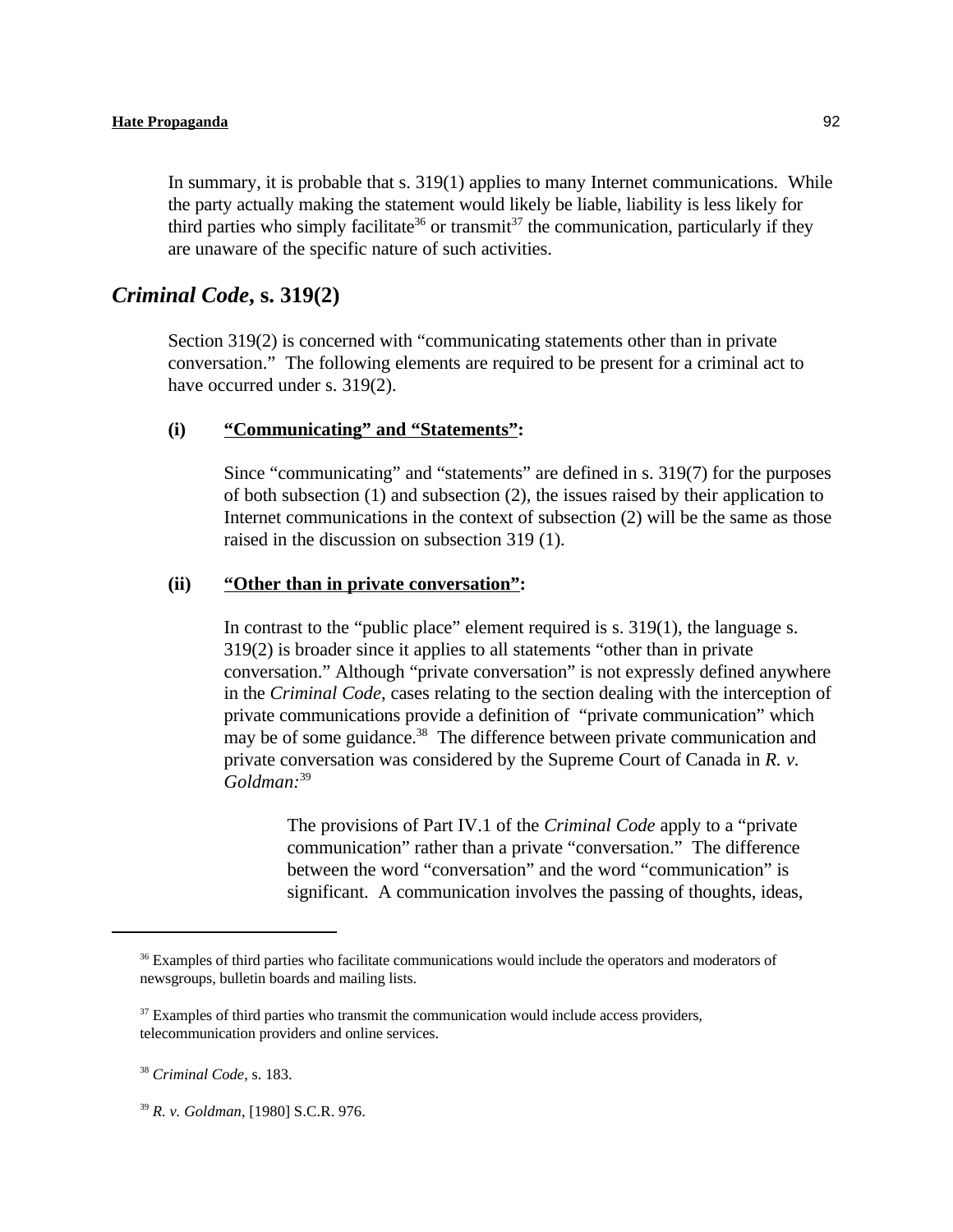In summary, it is probable that s. 319(1) applies to many Internet communications. While the party actually making the statement would likely be liable, liability is less likely for third parties who simply facilitate[36] or transmit[37] the communication, particularly if they are unaware of the specific nature of such activities.

## *Criminal Code*, s. 319(2)

Section 319(2) is concerned with "communicating statements other than in private conversation." The following elements are required to be present for a criminal act to have occurred under s. 319(2).

**(i) <u>"Communicating" and "Statements"</u>:**

Since "communicating" and "statements" are defined in s. 319(7) for the purposes of both subsection (1) and subsection (2), the issues raised by their application to Internet communications in the context of subsection (2) will be the same as those raised in the discussion on subsection 319 (1).

**(ii) <u>"Other than in private conversation"</u>:**

In contrast to the "public place" element required is s. 319(1), the language s. 319(2) is broader since it applies to all statements "other than in private conversation." Although "private conversation" is not expressly defined anywhere in the *Criminal Code*, cases relating to the section dealing with the interception of private communications provide a definition of "private communication" which may be of some guidance.[38] The difference between private communication and private conversation was considered by the Supreme Court of Canada in *R. v. Goldman:*[39]

> The provisions of Part IV.1 of the *Criminal Code* apply to a "private communication" rather than a private "conversation." The difference between the word "conversation" and the word "communication" is significant. A communication involves the passing of thoughts, ideas,

---

[36] Examples of third parties who facilitate communications would include the operators and moderators of newsgroups, bulletin boards and mailing lists.

[37] Examples of third parties who transmit the communication would include access providers, telecommunication providers and online services.

[38] *Criminal Code*, s. 183.

[39] *R. v. Goldman*, [1980] S.C.R. 976.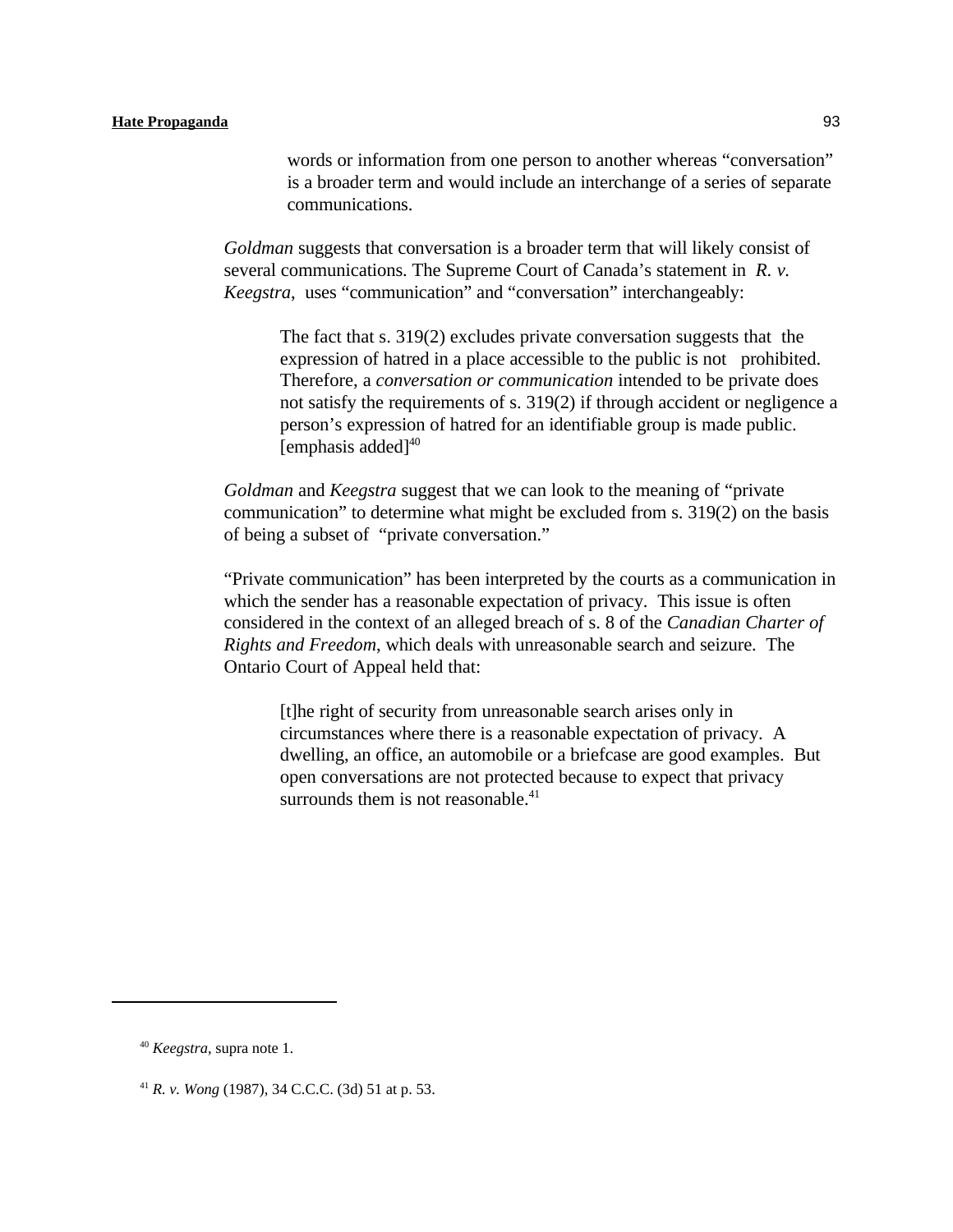> words or information from one person to another whereas “conversation” is a broader term and would include an interchange of a series of separate communications.

*Goldman* suggests that conversation is a broader term that will likely consist of several communications. The Supreme Court of Canada’s statement in *R. v. Keegstra*, uses “communication” and “conversation” interchangeably:

> The fact that s. 319(2) excludes private conversation suggests that the expression of hatred in a place accessible to the public is not prohibited. Therefore, a *conversation or communication* intended to be private does not satisfy the requirements of s. 319(2) if through accident or negligence a person’s expression of hatred for an identifiable group is made public. [emphasis added][40]

*Goldman* and *Keegstra* suggest that we can look to the meaning of “private communication” to determine what might be excluded from s. 319(2) on the basis of being a subset of “private conversation.”

“Private communication” has been interpreted by the courts as a communication in which the sender has a reasonable expectation of privacy. This issue is often considered in the context of an alleged breach of s. 8 of the *Canadian Charter of Rights and Freedom*, which deals with unreasonable search and seizure. The Ontario Court of Appeal held that:

> [t]he right of security from unreasonable search arises only in circumstances where there is a reasonable expectation of privacy. A dwelling, an office, an automobile or a briefcase are good examples. But open conversations are not protected because to expect that privacy surrounds them is not reasonable.[41]

---

[40] *Keegstra*, supra note 1.

[41] *R. v. Wong* (1987), 34 C.C.C. (3d) 51 at p. 53.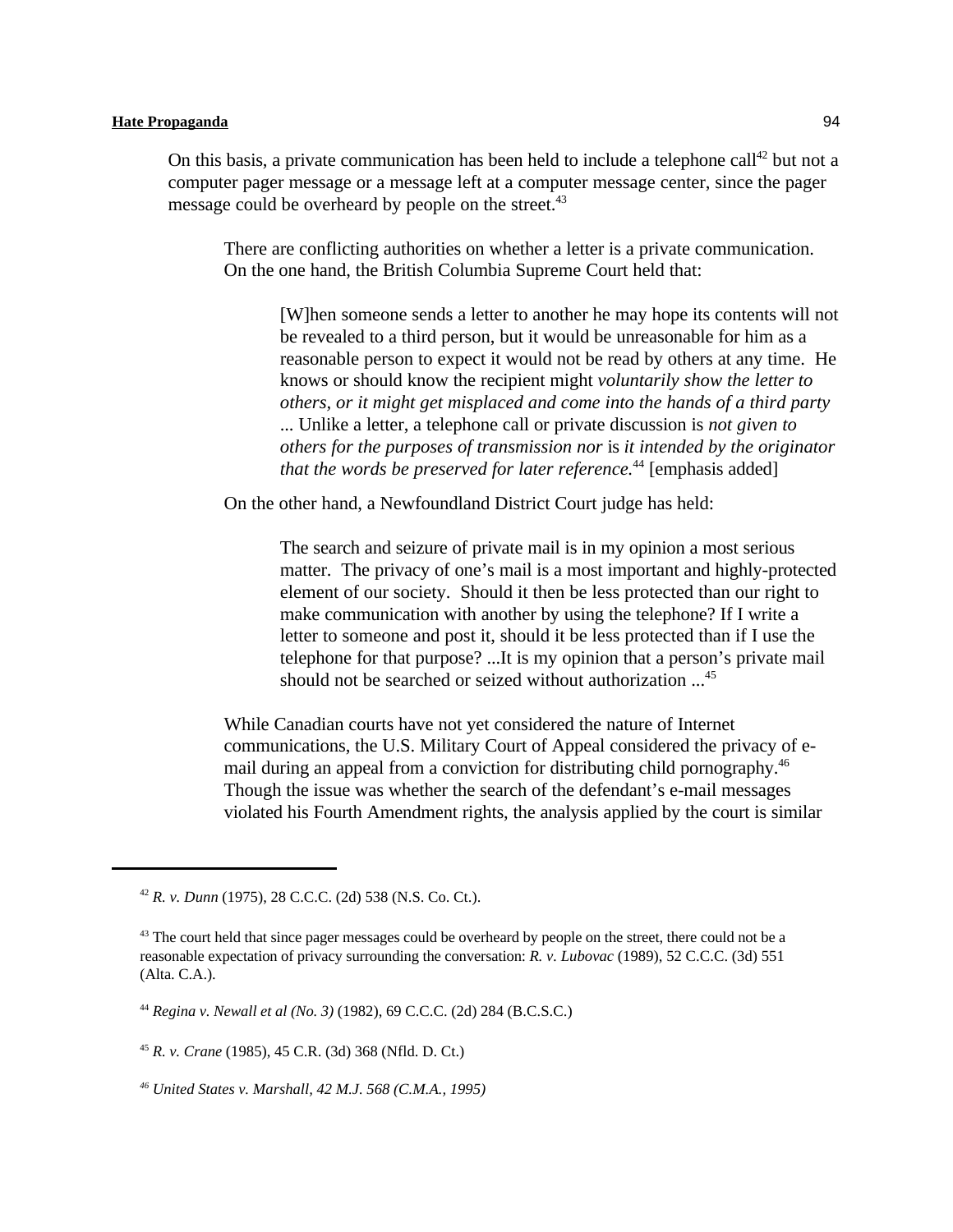On this basis, a private communication has been held to include a telephone call[42] but not a computer pager message or a message left at a computer message center, since the pager message could be overheard by people on the street.[43]

> There are conflicting authorities on whether a letter is a private communication. On the one hand, the British Columbia Supreme Court held that:
>
> > [W]hen someone sends a letter to another he may hope its contents will not be revealed to a third person, but it would be unreasonable for him as a reasonable person to expect it would not be read by others at any time. He knows or should know the recipient might *voluntarily show the letter to others, or it might get misplaced and come into the hands of a third party* ... Unlike a letter, a telephone call or private discussion is *not given to others for the purposes of transmission nor* is *it intended by the originator that the words be preserved for later reference.*[44] [emphasis added]
>
> On the other hand, a Newfoundland District Court judge has held:
>
> > The search and seizure of private mail is in my opinion a most serious matter. The privacy of one's mail is a most important and highly-protected element of our society. Should it then be less protected than our right to make communication with another by using the telephone? If I write a letter to someone and post it, should it be less protected than if I use the telephone for that purpose? ...It is my opinion that a person's private mail should not be searched or seized without authorization ...[45]
>
> While Canadian courts have not yet considered the nature of Internet communications, the U.S. Military Court of Appeal considered the privacy of e-mail during an appeal from a conviction for distributing child pornography.[46] Though the issue was whether the search of the defendant's e-mail messages violated his Fourth Amendment rights, the analysis applied by the court is similar

---

[42] *R. v. Dunn* (1975), 28 C.C.C. (2d) 538 (N.S. Co. Ct.).

[43] The court held that since pager messages could be overheard by people on the street, there could not be a reasonable expectation of privacy surrounding the conversation: *R. v. Lubovac* (1989), 52 C.C.C. (3d) 551 (Alta. C.A.).

[44] *Regina v. Newall et al (No. 3)* (1982), 69 C.C.C. (2d) 284 (B.C.S.C.)

[45] *R. v. Crane* (1985), 45 C.R. (3d) 368 (Nfld. D. Ct.)

[46] *United States v. Marshall, 42 M.J. 568 (C.M.A., 1995)*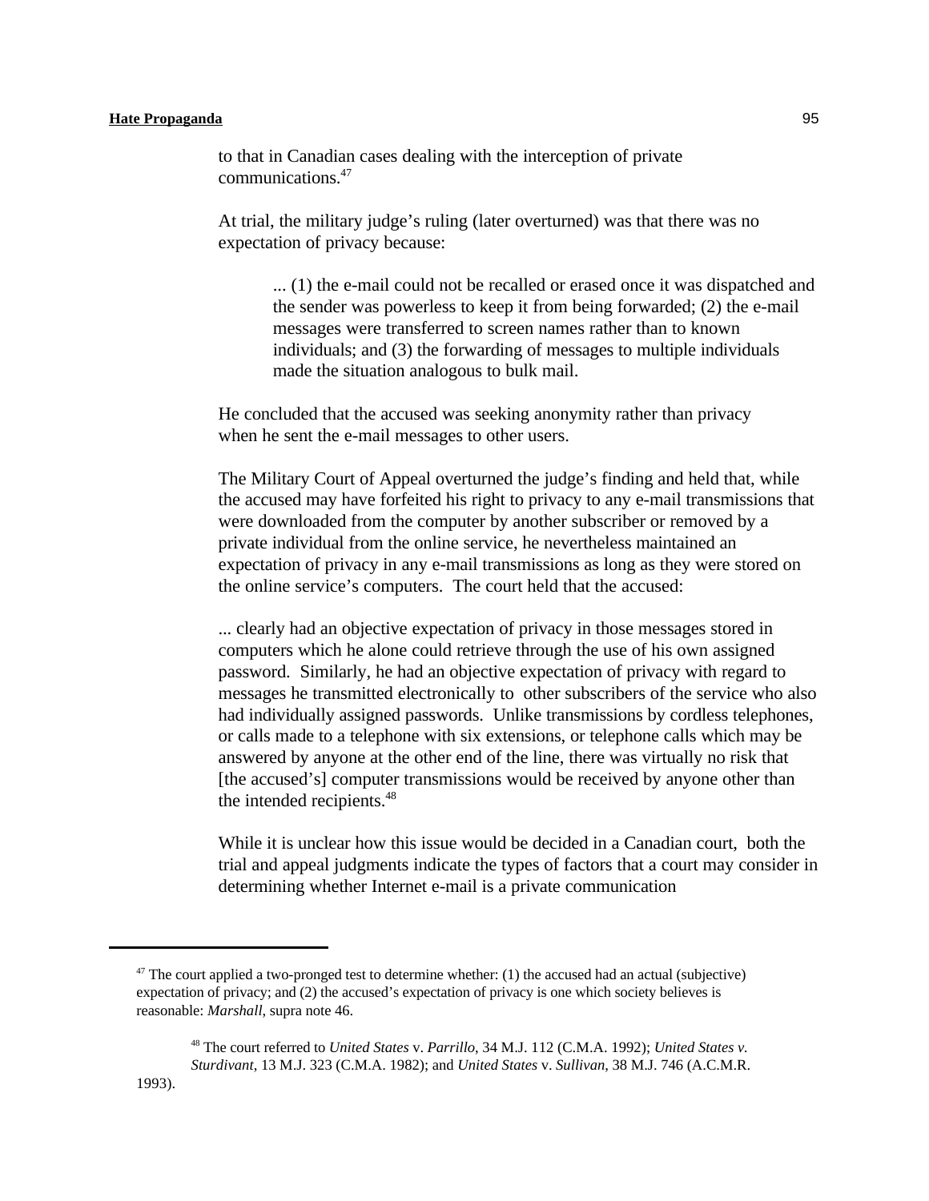to that in Canadian cases dealing with the interception of private communications.[47]

At trial, the military judge's ruling (later overturned) was that there was no expectation of privacy because:

> ... (1) the e-mail could not be recalled or erased once it was dispatched and the sender was powerless to keep it from being forwarded; (2) the e-mail messages were transferred to screen names rather than to known individuals; and (3) the forwarding of messages to multiple individuals made the situation analogous to bulk mail.

He concluded that the accused was seeking anonymity rather than privacy when he sent the e-mail messages to other users.

The Military Court of Appeal overturned the judge's finding and held that, while the accused may have forfeited his right to privacy to any e-mail transmissions that were downloaded from the computer by another subscriber or removed by a private individual from the online service, he nevertheless maintained an expectation of privacy in any e-mail transmissions as long as they were stored on the online service's computers. The court held that the accused:

... clearly had an objective expectation of privacy in those messages stored in computers which he alone could retrieve through the use of his own assigned password. Similarly, he had an objective expectation of privacy with regard to messages he transmitted electronically to other subscribers of the service who also had individually assigned passwords. Unlike transmissions by cordless telephones, or calls made to a telephone with six extensions, or telephone calls which may be answered by anyone at the other end of the line, there was virtually no risk that [the accused's] computer transmissions would be received by anyone other than the intended recipients.[48]

While it is unclear how this issue would be decided in a Canadian court, both the trial and appeal judgments indicate the types of factors that a court may consider in determining whether Internet e-mail is a private communication

---

[47] The court applied a two-pronged test to determine whether: (1) the accused had an actual (subjective) expectation of privacy; and (2) the accused's expectation of privacy is one which society believes is reasonable: *Marshall*, supra note 46.

[48] The court referred to *United States* v. *Parrillo,* 34 M.J. 112 (C.M.A. 1992); *United States v. Sturdivant*, 13 M.J. 323 (C.M.A. 1982); and *United States* v. *Sullivan,* 38 M.J. 746 (A.C.M.R. 1993).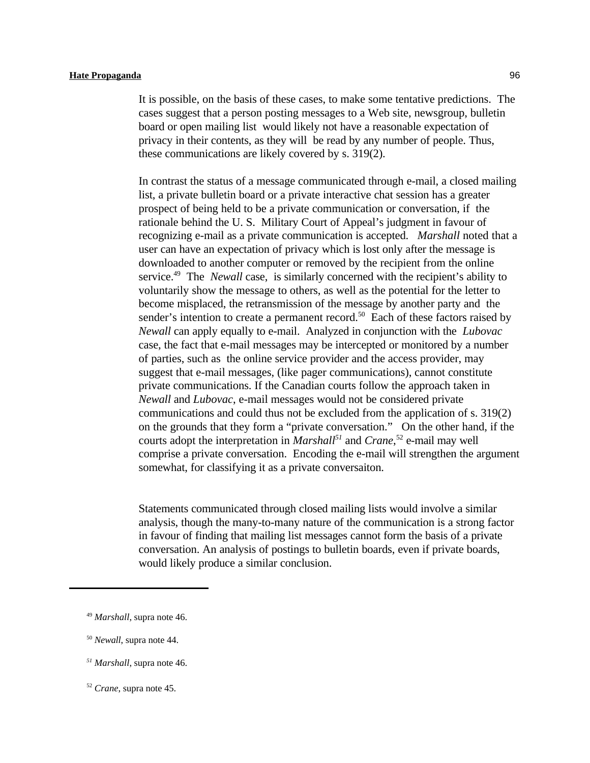It is possible, on the basis of these cases, to make some tentative predictions. The cases suggest that a person posting messages to a Web site, newsgroup, bulletin board or open mailing list would likely not have a reasonable expectation of privacy in their contents, as they will be read by any number of people. Thus, these communications are likely covered by s. 319(2).

In contrast the status of a message communicated through e-mail, a closed mailing list, a private bulletin board or a private interactive chat session has a greater prospect of being held to be a private communication or conversation, if the rationale behind the U. S. Military Court of Appeal's judgment in favour of recognizing e-mail as a private communication is accepted. *Marshall* noted that a user can have an expectation of privacy which is lost only after the message is downloaded to another computer or removed by the recipient from the online service.[49] The *Newall* case, is similarly concerned with the recipient's ability to voluntarily show the message to others, as well as the potential for the letter to become misplaced, the retransmission of the message by another party and the sender's intention to create a permanent record.[50] Each of these factors raised by *Newall* can apply equally to e-mail. Analyzed in conjunction with the *Lubovac* case, the fact that e-mail messages may be intercepted or monitored by a number of parties, such as the online service provider and the access provider, may suggest that e-mail messages, (like pager communications), cannot constitute private communications. If the Canadian courts follow the approach taken in *Newall* and *Lubovac*, e-mail messages would not be considered private communications and could thus not be excluded from the application of s. 319(2) on the grounds that they form a "private conversation." On the other hand, if the courts adopt the interpretation in *Marshall*[51] and *Crane*,[52] e-mail may well comprise a private conversation. Encoding the e-mail will strengthen the argument somewhat, for classifying it as a private conversaiton.

Statements communicated through closed mailing lists would involve a similar analysis, though the many-to-many nature of the communication is a strong factor in favour of finding that mailing list messages cannot form the basis of a private conversation. An analysis of postings to bulletin boards, even if private boards, would likely produce a similar conclusion.

---

[49] *Marshall*, supra note 46.

[50] *Newall*, supra note 44.

[51] *Marshall*, supra note 46.

[52] *Crane*, supra note 45.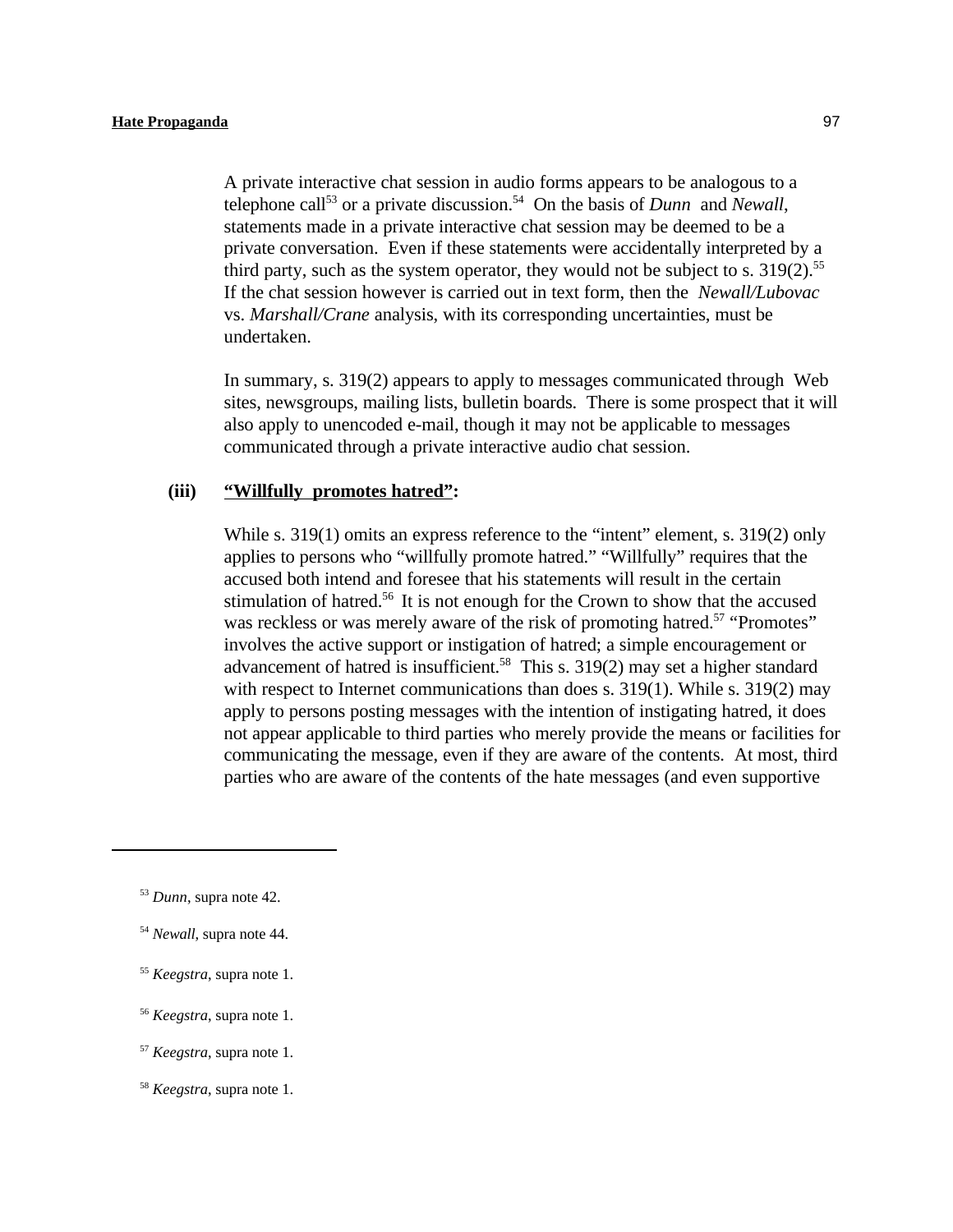A private interactive chat session in audio forms appears to be analogous to a telephone call[53] or a private discussion.[54] On the basis of *Dunn* and *Newall*, statements made in a private interactive chat session may be deemed to be a private conversation. Even if these statements were accidentally interpreted by a third party, such as the system operator, they would not be subject to s. 319(2).[55] If the chat session however is carried out in text form, then the *Newall/Lubovac* vs. *Marshall/Crane* analysis, with its corresponding uncertainties, must be undertaken.

In summary, s. 319(2) appears to apply to messages communicated through Web sites, newsgroups, mailing lists, bulletin boards. There is some prospect that it will also apply to unencoded e-mail, though it may not be applicable to messages communicated through a private interactive audio chat session.

**(iii) <u>"Willfully promotes hatred"</u>:**

While s. 319(1) omits an express reference to the "intent" element, s. 319(2) only applies to persons who "willfully promote hatred." "Willfully" requires that the accused both intend and foresee that his statements will result in the certain stimulation of hatred.[56] It is not enough for the Crown to show that the accused was reckless or was merely aware of the risk of promoting hatred.[57] "Promotes" involves the active support or instigation of hatred; a simple encouragement or advancement of hatred is insufficient.[58] This s. 319(2) may set a higher standard with respect to Internet communications than does s. 319(1). While s. 319(2) may apply to persons posting messages with the intention of instigating hatred, it does not appear applicable to third parties who merely provide the means or facilities for communicating the message, even if they are aware of the contents. At most, third parties who are aware of the contents of the hate messages (and even supportive

---

[53] *Dunn*, supra note 42.

[54] *Newall*, supra note 44.

[55] *Keegstra*, supra note 1.

[56] *Keegstra*, supra note 1.

[57] *Keegstra*, supra note 1.

[58] *Keegstra*, supra note 1.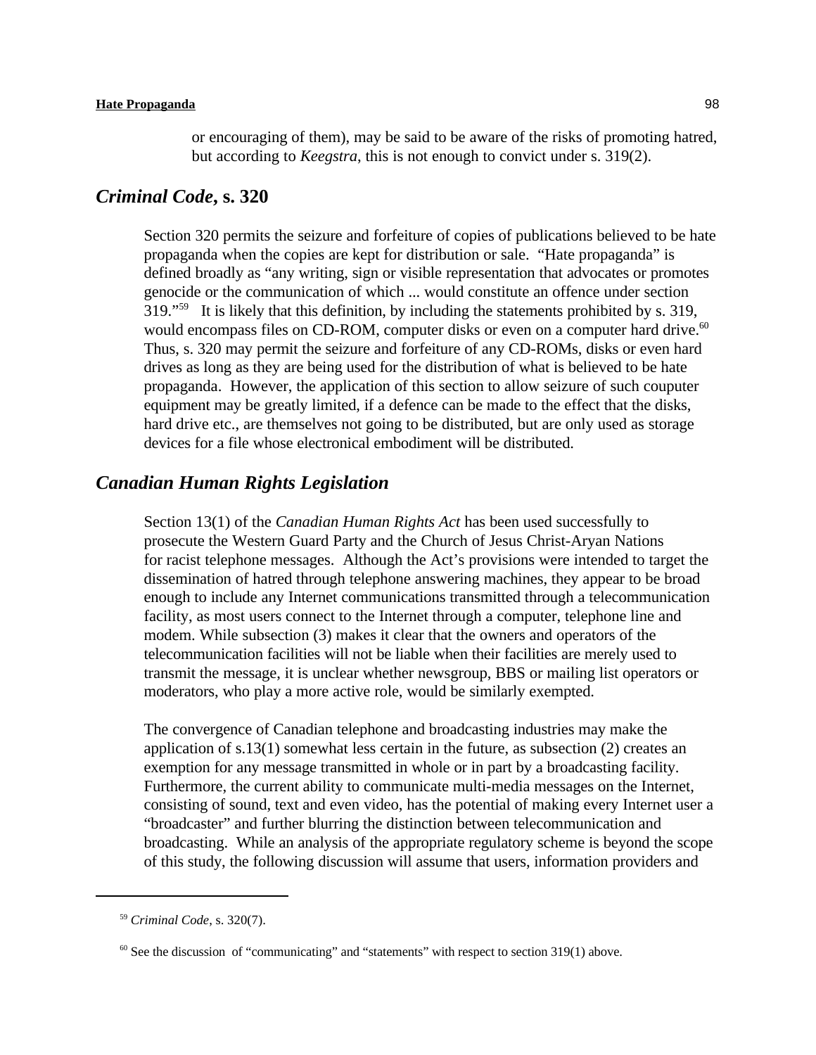or encouraging of them), may be said to be aware of the risks of promoting hatred, but according to *Keegstra*, this is not enough to convict under s. 319(2).

## *Criminal Code*, s. 320

Section 320 permits the seizure and forfeiture of copies of publications believed to be hate propaganda when the copies are kept for distribution or sale. "Hate propaganda" is defined broadly as "any writing, sign or visible representation that advocates or promotes genocide or the communication of which ... would constitute an offence under section 319."[59] It is likely that this definition, by including the statements prohibited by s. 319, would encompass files on CD-ROM, computer disks or even on a computer hard drive.[60] Thus, s. 320 may permit the seizure and forfeiture of any CD-ROMs, disks or even hard drives as long as they are being used for the distribution of what is believed to be hate propaganda. However, the application of this section to allow seizure of such couputer equipment may be greatly limited, if a defence can be made to the effect that the disks, hard drive etc., are themselves not going to be distributed, but are only used as storage devices for a file whose electronical embodiment will be distributed.

## *Canadian Human Rights Legislation*

Section 13(1) of the *Canadian Human Rights Act* has been used successfully to prosecute the Western Guard Party and the Church of Jesus Christ-Aryan Nations for racist telephone messages. Although the Act's provisions were intended to target the dissemination of hatred through telephone answering machines, they appear to be broad enough to include any Internet communications transmitted through a telecommunication facility, as most users connect to the Internet through a computer, telephone line and modem. While subsection (3) makes it clear that the owners and operators of the telecommunication facilities will not be liable when their facilities are merely used to transmit the message, it is unclear whether newsgroup, BBS or mailing list operators or moderators, who play a more active role, would be similarly exempted.

The convergence of Canadian telephone and broadcasting industries may make the application of s.13(1) somewhat less certain in the future, as subsection (2) creates an exemption for any message transmitted in whole or in part by a broadcasting facility. Furthermore, the current ability to communicate multi-media messages on the Internet, consisting of sound, text and even video, has the potential of making every Internet user a "broadcaster" and further blurring the distinction between telecommunication and broadcasting. While an analysis of the appropriate regulatory scheme is beyond the scope of this study, the following discussion will assume that users, information providers and

---

[59] *Criminal Code*, s. 320(7).

[60] See the discussion of "communicating" and "statements" with respect to section 319(1) above.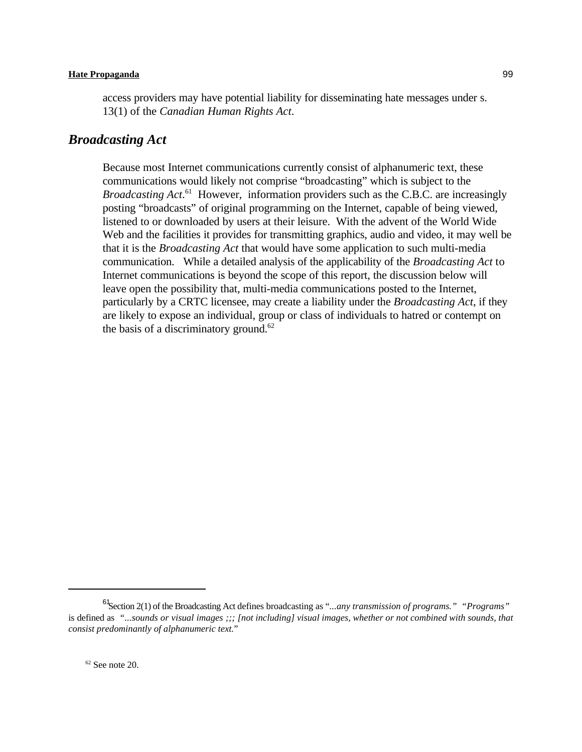access providers may have potential liability for disseminating hate messages under s. 13(1) of the *Canadian Human Rights Act*.

## *Broadcasting Act*

Because most Internet communications currently consist of alphanumeric text, these communications would likely not comprise "broadcasting" which is subject to the *Broadcasting Act*.[61] However, information providers such as the C.B.C. are increasingly posting "broadcasts" of original programming on the Internet, capable of being viewed, listened to or downloaded by users at their leisure. With the advent of the World Wide Web and the facilities it provides for transmitting graphics, audio and video, it may well be that it is the *Broadcasting Act* that would have some application to such multi-media communication. While a detailed analysis of the applicability of the *Broadcasting Act* to Internet communications is beyond the scope of this report, the discussion below will leave open the possibility that, multi-media communications posted to the Internet, particularly by a CRTC licensee, may create a liability under the *Broadcasting Act*, if they are likely to expose an individual, group or class of individuals to hatred or contempt on the basis of a discriminatory ground.[62]

---

[61] Section 2(1) of the Broadcasting Act defines broadcasting as "*...any transmission of programs." "Programs"* is defined as *"...sounds or visual images ;;; [not including] visual images, whether or not combined with sounds, that consist predominantly of alphanumeric text.*"

[62] See note 20.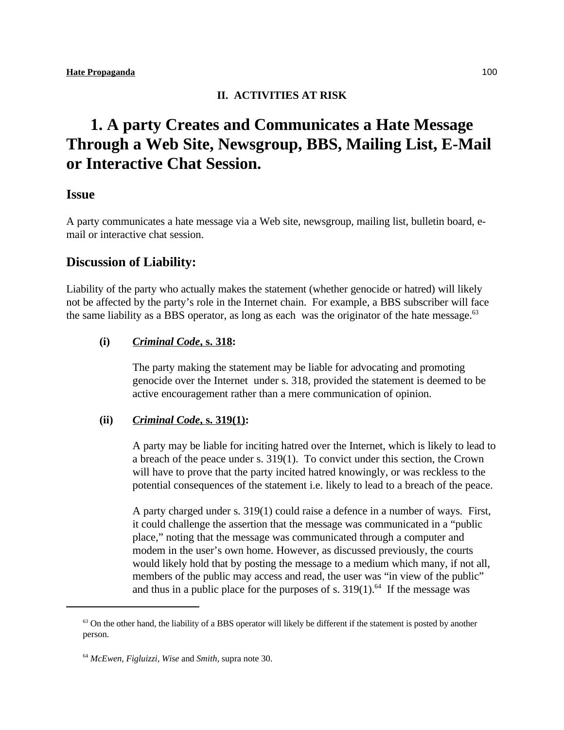## II. ACTIVITIES AT RISK

# 1. A party Creates and Communicates a Hate Message Through a Web Site, Newsgroup, BBS, Mailing List, E-Mail or Interactive Chat Session.

## Issue

A party communicates a hate message via a Web site, newsgroup, mailing list, bulletin board, e-mail or interactive chat session.

## Discussion of Liability:

Liability of the party who actually makes the statement (whether genocide or hatred) will likely not be affected by the party's role in the Internet chain. For example, a BBS subscriber will face the same liability as a BBS operator, as long as each was the originator of the hate message.[63]

**(i) *Criminal Code*, s. 318:**

The party making the statement may be liable for advocating and promoting genocide over the Internet under s. 318, provided the statement is deemed to be active encouragement rather than a mere communication of opinion.

**(ii) *Criminal Code*, s. 319(1):**

A party may be liable for inciting hatred over the Internet, which is likely to lead to a breach of the peace under s. 319(1). To convict under this section, the Crown will have to prove that the party incited hatred knowingly, or was reckless to the potential consequences of the statement i.e. likely to lead to a breach of the peace.

A party charged under s. 319(1) could raise a defence in a number of ways. First, it could challenge the assertion that the message was communicated in a "public place," noting that the message was communicated through a computer and modem in the user's own home. However, as discussed previously, the courts would likely hold that by posting the message to a medium which many, if not all, members of the public may access and read, the user was "in view of the public" and thus in a public place for the purposes of s. 319(1).[64] If the message was

---

[63] On the other hand, the liability of a BBS operator will likely be different if the statement is posted by another person.

[64] *McEwen, Figluizzi, Wise* and *Smith*, supra note 30.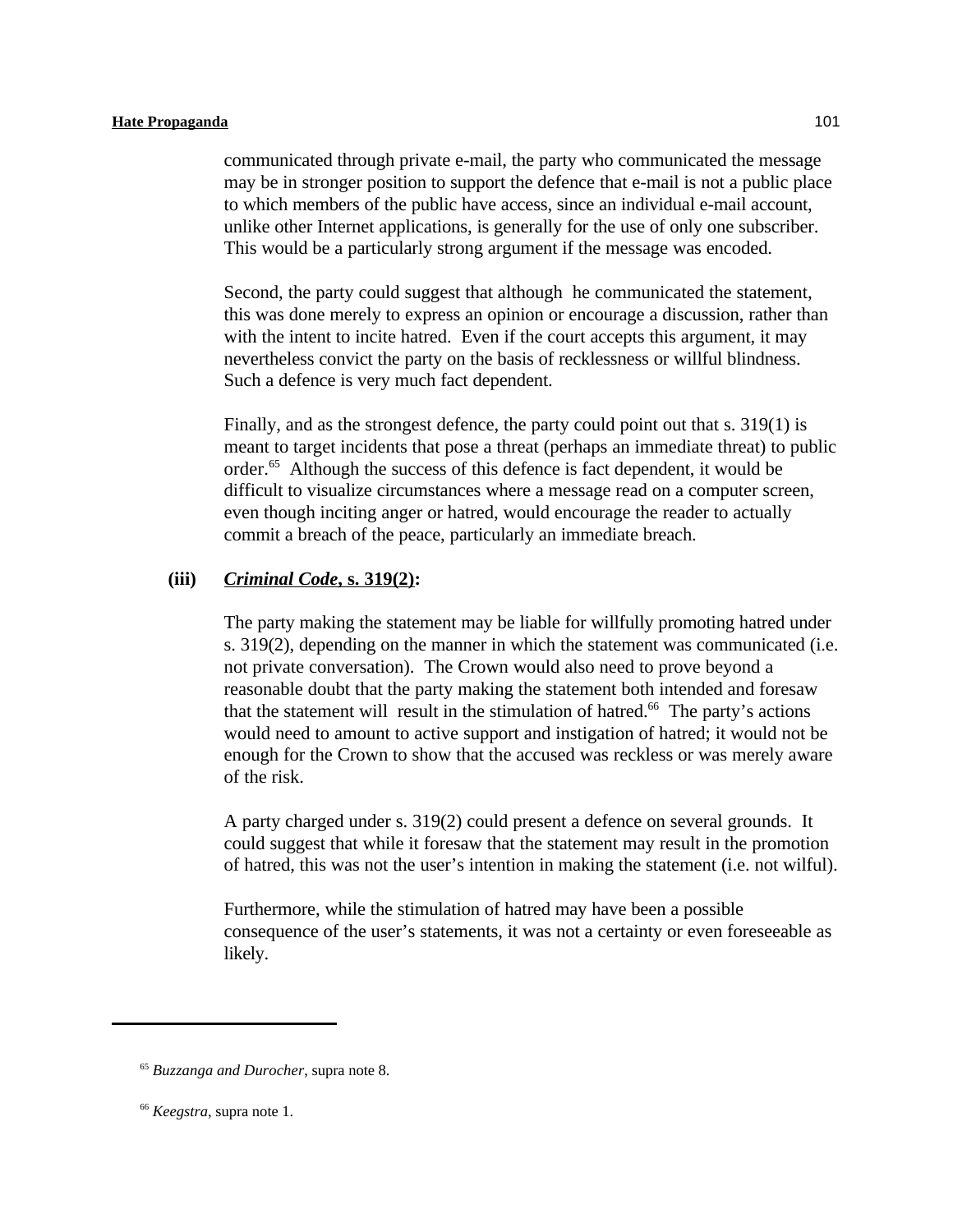communicated through private e-mail, the party who communicated the message may be in stronger position to support the defence that e-mail is not a public place to which members of the public have access, since an individual e-mail account, unlike other Internet applications, is generally for the use of only one subscriber. This would be a particularly strong argument if the message was encoded.

Second, the party could suggest that although he communicated the statement, this was done merely to express an opinion or encourage a discussion, rather than with the intent to incite hatred. Even if the court accepts this argument, it may nevertheless convict the party on the basis of recklessness or willful blindness. Such a defence is very much fact dependent.

Finally, and as the strongest defence, the party could point out that s. 319(1) is meant to target incidents that pose a threat (perhaps an immediate threat) to public order.[65] Although the success of this defence is fact dependent, it would be difficult to visualize circumstances where a message read on a computer screen, even though inciting anger or hatred, would encourage the reader to actually commit a breach of the peace, particularly an immediate breach.

**(iii)** ***Criminal Code*, s. 319(2):**

The party making the statement may be liable for willfully promoting hatred under s. 319(2), depending on the manner in which the statement was communicated (i.e. not private conversation). The Crown would also need to prove beyond a reasonable doubt that the party making the statement both intended and foresaw that the statement will result in the stimulation of hatred.[66] The party's actions would need to amount to active support and instigation of hatred; it would not be enough for the Crown to show that the accused was reckless or was merely aware of the risk.

A party charged under s. 319(2) could present a defence on several grounds. It could suggest that while it foresaw that the statement may result in the promotion of hatred, this was not the user's intention in making the statement (i.e. not wilful).

Furthermore, while the stimulation of hatred may have been a possible consequence of the user's statements, it was not a certainty or even foreseeable as likely.

---

[65] *Buzzanga and Durocher*, supra note 8.

[66] *Keegstra*, supra note 1.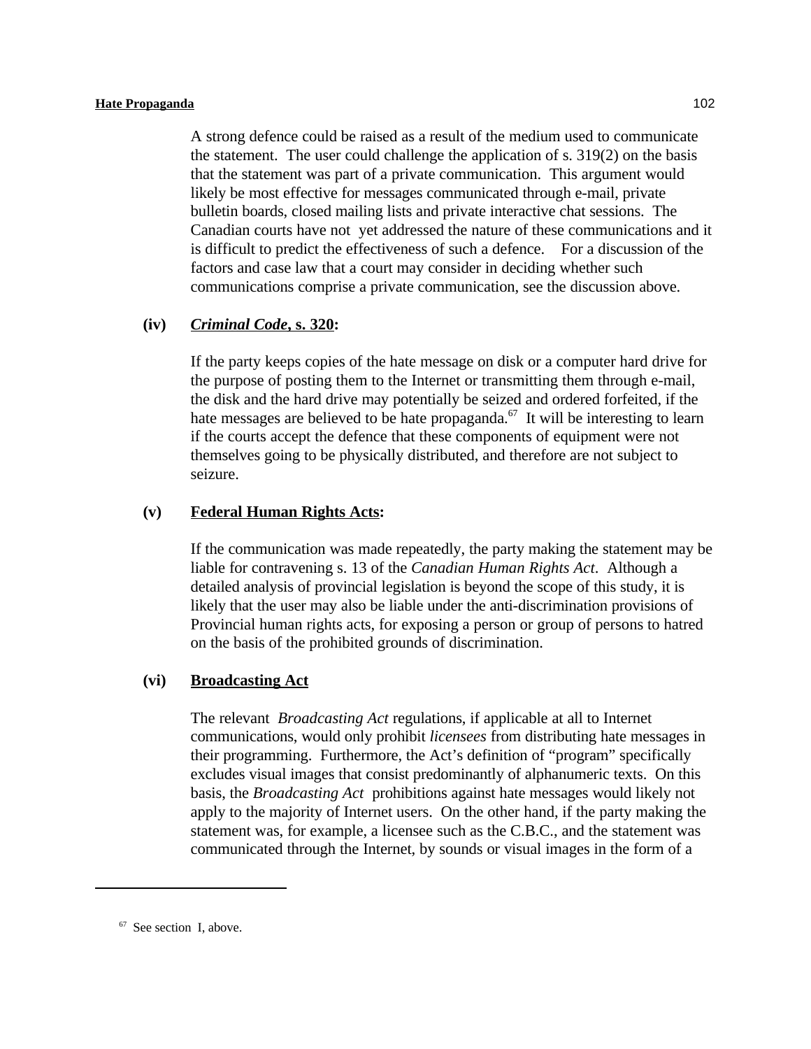A strong defence could be raised as a result of the medium used to communicate the statement. The user could challenge the application of s. 319(2) on the basis that the statement was part of a private communication. This argument would likely be most effective for messages communicated through e-mail, private bulletin boards, closed mailing lists and private interactive chat sessions. The Canadian courts have not yet addressed the nature of these communications and it is difficult to predict the effectiveness of such a defence. For a discussion of the factors and case law that a court may consider in deciding whether such communications comprise a private communication, see the discussion above.

**(iv)** ***Criminal Code*, s. 320:**

If the party keeps copies of the hate message on disk or a computer hard drive for the purpose of posting them to the Internet or transmitting them through e-mail, the disk and the hard drive may potentially be seized and ordered forfeited, if the hate messages are believed to be hate propaganda.[67] It will be interesting to learn if the courts accept the defence that these components of equipment were not themselves going to be physically distributed, and therefore are not subject to seizure.

**(v)** **Federal Human Rights Acts:**

If the communication was made repeatedly, the party making the statement may be liable for contravening s. 13 of the *Canadian Human Rights Act*. Although a detailed analysis of provincial legislation is beyond the scope of this study, it is likely that the user may also be liable under the anti-discrimination provisions of Provincial human rights acts, for exposing a person or group of persons to hatred on the basis of the prohibited grounds of discrimination.

**(vi)** **Broadcasting Act**

The relevant *Broadcasting Act* regulations, if applicable at all to Internet communications, would only prohibit *licensees* from distributing hate messages in their programming. Furthermore, the Act's definition of "program" specifically excludes visual images that consist predominantly of alphanumeric texts. On this basis, the *Broadcasting Act* prohibitions against hate messages would likely not apply to the majority of Internet users. On the other hand, if the party making the statement was, for example, a licensee such as the C.B.C., and the statement was communicated through the Internet, by sounds or visual images in the form of a

---

[67] See section I, above.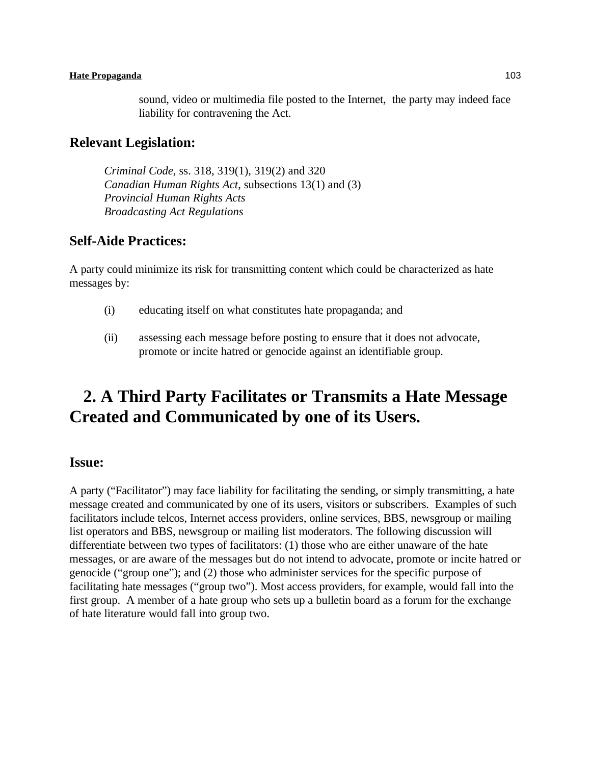sound, video or multimedia file posted to the Internet, the party may indeed face liability for contravening the Act.

## Relevant Legislation:

*Criminal Code*, ss. 318, 319(1), 319(2) and 320
*Canadian Human Rights Act*, subsections 13(1) and (3)
*Provincial Human Rights Acts*
*Broadcasting Act Regulations*

## Self-Aide Practices:

A party could minimize its risk for transmitting content which could be characterized as hate messages by:

(i) educating itself on what constitutes hate propaganda; and

(ii) assessing each message before posting to ensure that it does not advocate, promote or incite hatred or genocide against an identifiable group.

# 2. A Third Party Facilitates or Transmits a Hate Message Created and Communicated by one of its Users.

## Issue:

A party ("Facilitator") may face liability for facilitating the sending, or simply transmitting, a hate message created and communicated by one of its users, visitors or subscribers. Examples of such facilitators include telcos, Internet access providers, online services, BBS, newsgroup or mailing list operators and BBS, newsgroup or mailing list moderators. The following discussion will differentiate between two types of facilitators: (1) those who are either unaware of the hate messages, or are aware of the messages but do not intend to advocate, promote or incite hatred or genocide ("group one"); and (2) those who administer services for the specific purpose of facilitating hate messages ("group two"). Most access providers, for example, would fall into the first group. A member of a hate group who sets up a bulletin board as a forum for the exchange of hate literature would fall into group two.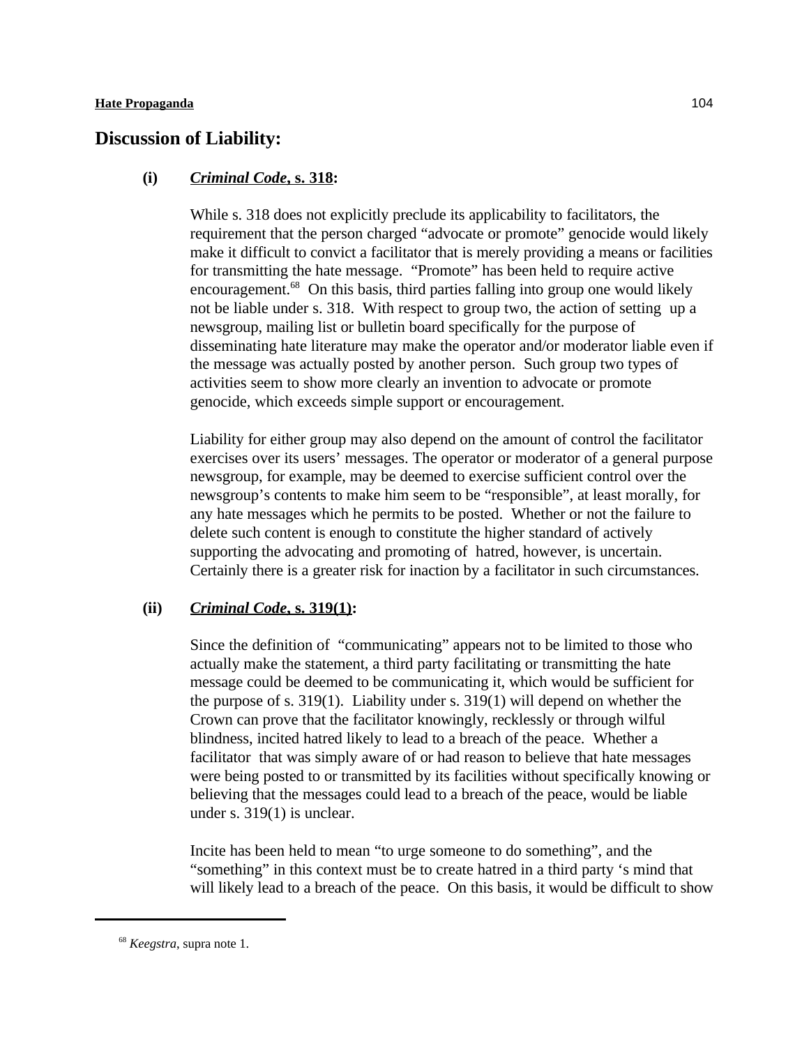## Discussion of Liability:

### (i) *Criminal Code*, s. 318:

While s. 318 does not explicitly preclude its applicability to facilitators, the requirement that the person charged "advocate or promote" genocide would likely make it difficult to convict a facilitator that is merely providing a means or facilities for transmitting the hate message. "Promote" has been held to require active encouragement.[68] On this basis, third parties falling into group one would likely not be liable under s. 318. With respect to group two, the action of setting up a newsgroup, mailing list or bulletin board specifically for the purpose of disseminating hate literature may make the operator and/or moderator liable even if the message was actually posted by another person. Such group two types of activities seem to show more clearly an invention to advocate or promote genocide, which exceeds simple support or encouragement.

Liability for either group may also depend on the amount of control the facilitator exercises over its users' messages. The operator or moderator of a general purpose newsgroup, for example, may be deemed to exercise sufficient control over the newsgroup's contents to make him seem to be "responsible", at least morally, for any hate messages which he permits to be posted. Whether or not the failure to delete such content is enough to constitute the higher standard of actively supporting the advocating and promoting of hatred, however, is uncertain. Certainly there is a greater risk for inaction by a facilitator in such circumstances.

### (ii) *Criminal Code*, s. 319(1):

Since the definition of "communicating" appears not to be limited to those who actually make the statement, a third party facilitating or transmitting the hate message could be deemed to be communicating it, which would be sufficient for the purpose of s. 319(1). Liability under s. 319(1) will depend on whether the Crown can prove that the facilitator knowingly, recklessly or through wilful blindness, incited hatred likely to lead to a breach of the peace. Whether a facilitator that was simply aware of or had reason to believe that hate messages were being posted to or transmitted by its facilities without specifically knowing or believing that the messages could lead to a breach of the peace, would be liable under s. 319(1) is unclear.

Incite has been held to mean "to urge someone to do something", and the "something" in this context must be to create hatred in a third party 's mind that will likely lead to a breach of the peace. On this basis, it would be difficult to show

---

[68] *Keegstra*, supra note 1.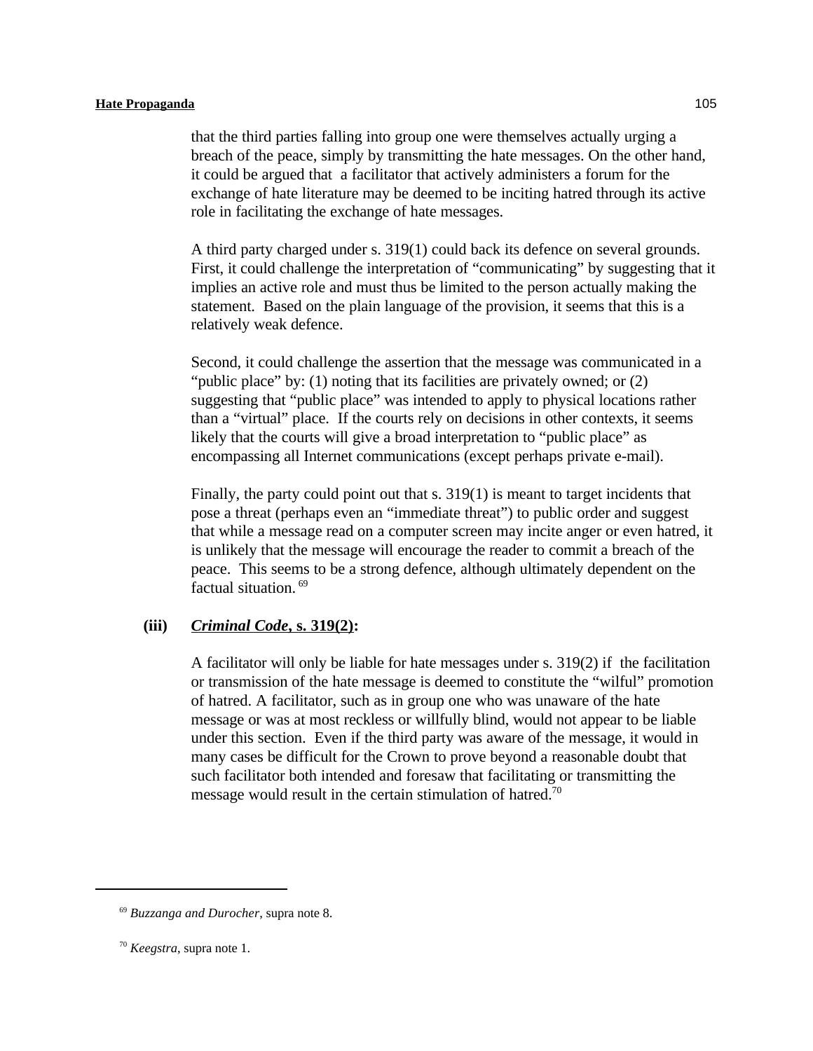that the third parties falling into group one were themselves actually urging a breach of the peace, simply by transmitting the hate messages. On the other hand, it could be argued that a facilitator that actively administers a forum for the exchange of hate literature may be deemed to be inciting hatred through its active role in facilitating the exchange of hate messages.

A third party charged under s. 319(1) could back its defence on several grounds. First, it could challenge the interpretation of "communicating" by suggesting that it implies an active role and must thus be limited to the person actually making the statement. Based on the plain language of the provision, it seems that this is a relatively weak defence.

Second, it could challenge the assertion that the message was communicated in a "public place" by: (1) noting that its facilities are privately owned; or (2) suggesting that "public place" was intended to apply to physical locations rather than a "virtual" place. If the courts rely on decisions in other contexts, it seems likely that the courts will give a broad interpretation to "public place" as encompassing all Internet communications (except perhaps private e-mail).

Finally, the party could point out that s. 319(1) is meant to target incidents that pose a threat (perhaps even an "immediate threat") to public order and suggest that while a message read on a computer screen may incite anger or even hatred, it is unlikely that the message will encourage the reader to commit a breach of the peace. This seems to be a strong defence, although ultimately dependent on the factual situation.[69]

**(iii) *Criminal Code*, s. 319(2):**

A facilitator will only be liable for hate messages under s. 319(2) if the facilitation or transmission of the hate message is deemed to constitute the "wilful" promotion of hatred. A facilitator, such as in group one who was unaware of the hate message or was at most reckless or willfully blind, would not appear to be liable under this section. Even if the third party was aware of the message, it would in many cases be difficult for the Crown to prove beyond a reasonable doubt that such facilitator both intended and foresaw that facilitating or transmitting the message would result in the certain stimulation of hatred.[70]

---

[69] *Buzzanga and Durocher*, supra note 8.

[70] *Keegstra*, supra note 1.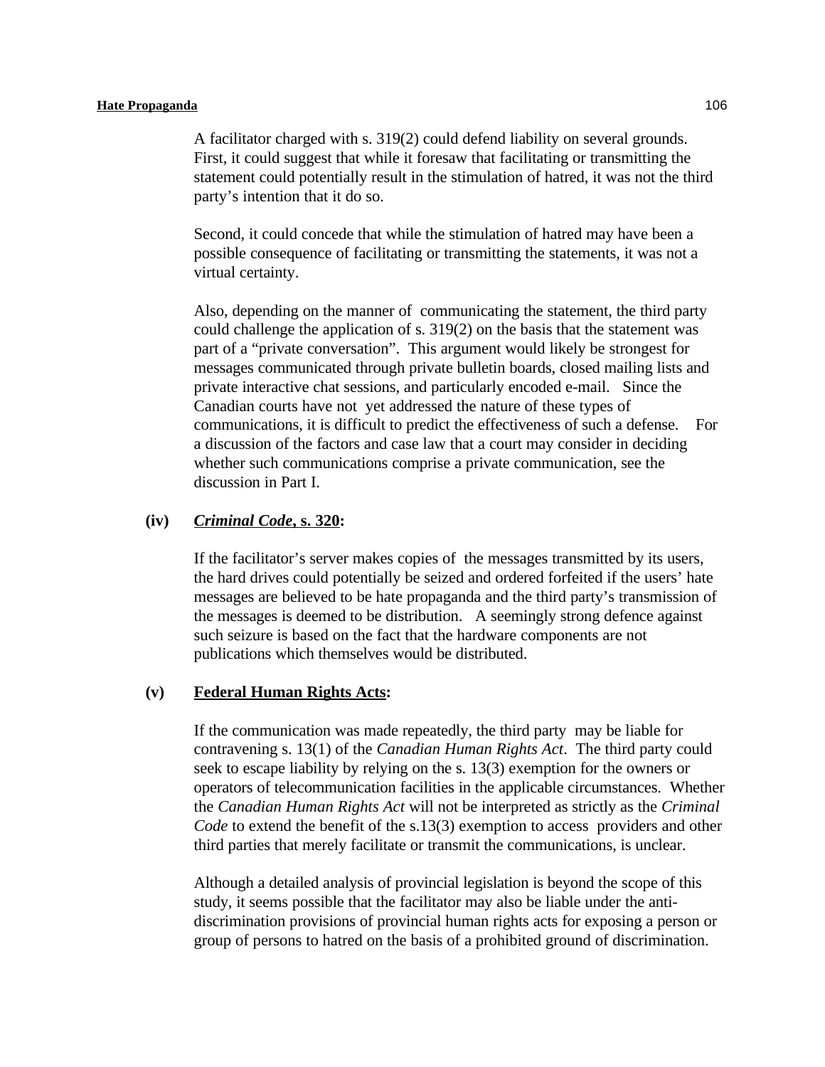A facilitator charged with s. 319(2) could defend liability on several grounds. First, it could suggest that while it foresaw that facilitating or transmitting the statement could potentially result in the stimulation of hatred, it was not the third party's intention that it do so.

Second, it could concede that while the stimulation of hatred may have been a possible consequence of facilitating or transmitting the statements, it was not a virtual certainty.

Also, depending on the manner of communicating the statement, the third party could challenge the application of s. 319(2) on the basis that the statement was part of a "private conversation". This argument would likely be strongest for messages communicated through private bulletin boards, closed mailing lists and private interactive chat sessions, and particularly encoded e-mail. Since the Canadian courts have not yet addressed the nature of these types of communications, it is difficult to predict the effectiveness of such a defense. For a discussion of the factors and case law that a court may consider in deciding whether such communications comprise a private communication, see the discussion in Part I.

**(iv) *Criminal Code*, s. 320:**

If the facilitator's server makes copies of the messages transmitted by its users, the hard drives could potentially be seized and ordered forfeited if the users' hate messages are believed to be hate propaganda and the third party's transmission of the messages is deemed to be distribution. A seemingly strong defence against such seizure is based on the fact that the hardware components are not publications which themselves would be distributed.

**(v) Federal Human Rights Acts:**

If the communication was made repeatedly, the third party may be liable for contravening s. 13(1) of the *Canadian Human Rights Act*. The third party could seek to escape liability by relying on the s. 13(3) exemption for the owners or operators of telecommunication facilities in the applicable circumstances. Whether the *Canadian Human Rights Act* will not be interpreted as strictly as the *Criminal Code* to extend the benefit of the s.13(3) exemption to access providers and other third parties that merely facilitate or transmit the communications, is unclear.

Although a detailed analysis of provincial legislation is beyond the scope of this study, it seems possible that the facilitator may also be liable under the anti-discrimination provisions of provincial human rights acts for exposing a person or group of persons to hatred on the basis of a prohibited ground of discrimination.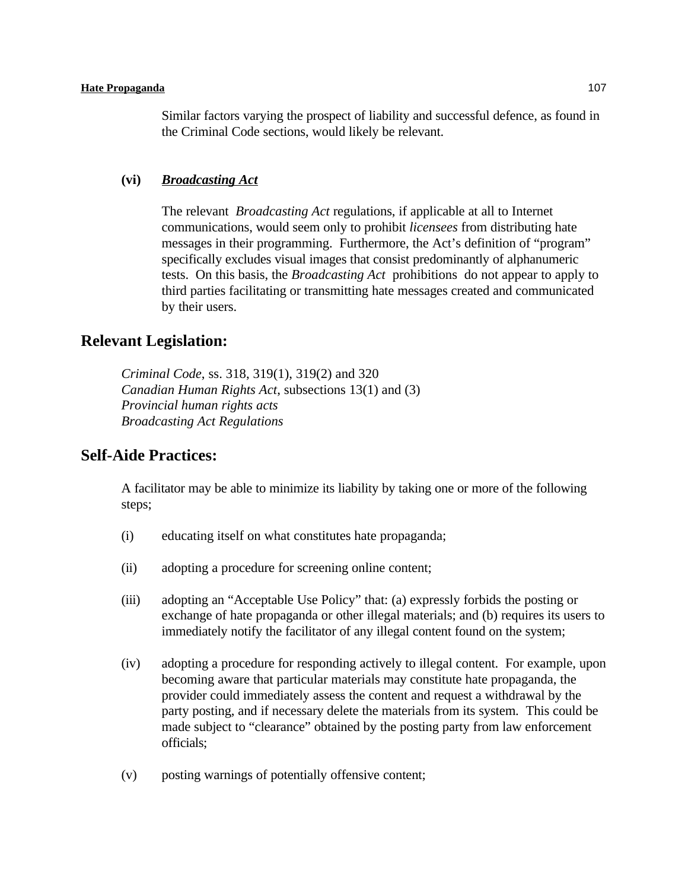Similar factors varying the prospect of liability and successful defence, as found in the Criminal Code sections, would likely be relevant.

**(vi)** ***Broadcasting Act***

The relevant *Broadcasting Act* regulations, if applicable at all to Internet communications, would seem only to prohibit *licensees* from distributing hate messages in their programming. Furthermore, the Act's definition of "program" specifically excludes visual images that consist predominantly of alphanumeric tests. On this basis, the *Broadcasting Act* prohibitions do not appear to apply to third parties facilitating or transmitting hate messages created and communicated by their users.

## Relevant Legislation:

*Criminal Code*, ss. 318, 319(1), 319(2) and 320
*Canadian Human Rights Act*, subsections 13(1) and (3)
*Provincial human rights acts*
*Broadcasting Act Regulations*

## Self-Aide Practices:

A facilitator may be able to minimize its liability by taking one or more of the following steps;

(i) educating itself on what constitutes hate propaganda;

(ii) adopting a procedure for screening online content;

(iii) adopting an "Acceptable Use Policy" that: (a) expressly forbids the posting or exchange of hate propaganda or other illegal materials; and (b) requires its users to immediately notify the facilitator of any illegal content found on the system;

(iv) adopting a procedure for responding actively to illegal content. For example, upon becoming aware that particular materials may constitute hate propaganda, the provider could immediately assess the content and request a withdrawal by the party posting, and if necessary delete the materials from its system. This could be made subject to "clearance" obtained by the posting party from law enforcement officials;

(v) posting warnings of potentially offensive content;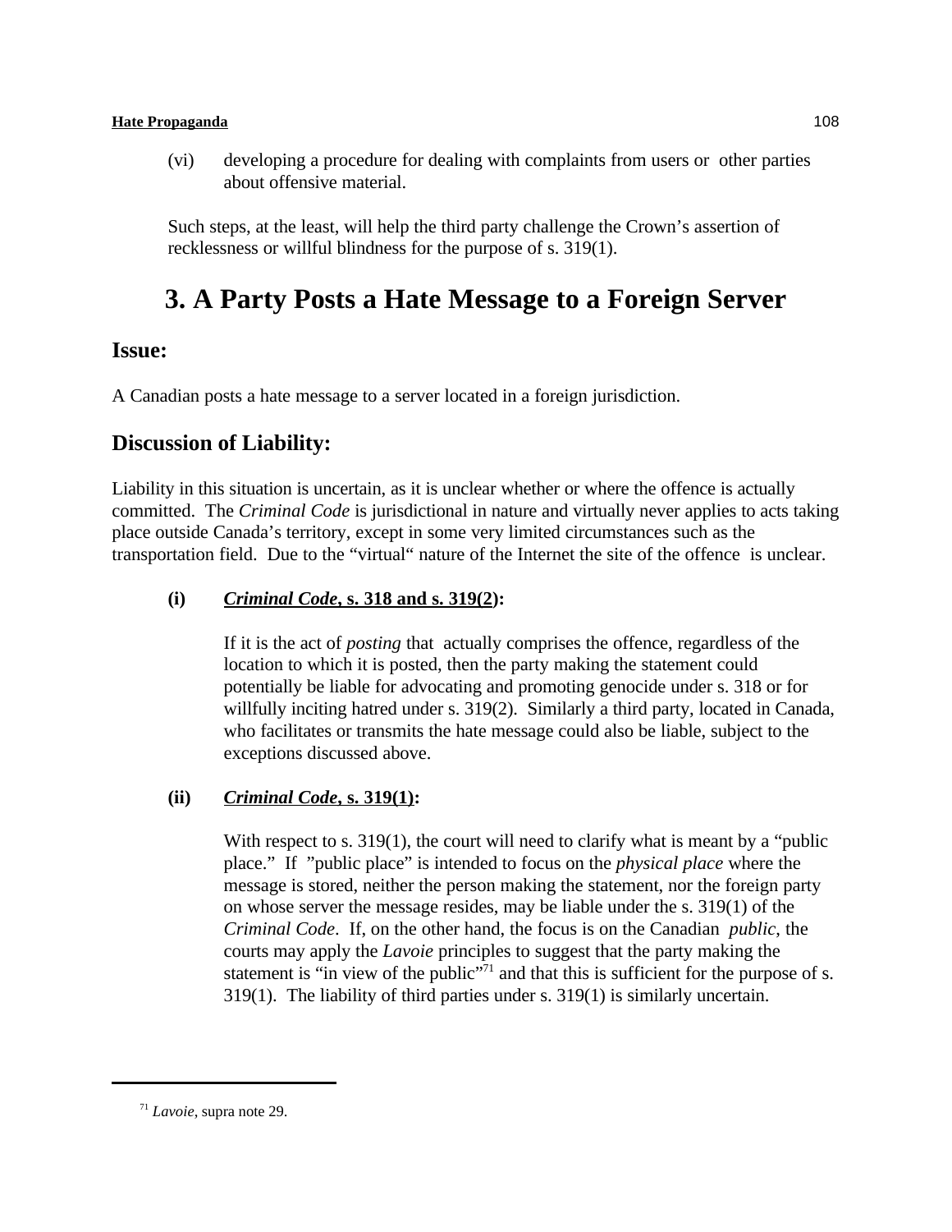(vi) developing a procedure for dealing with complaints from users or other parties about offensive material.

Such steps, at the least, will help the third party challenge the Crown's assertion of recklessness or willful blindness for the purpose of s. 319(1).

# 3. A Party Posts a Hate Message to a Foreign Server

## Issue:

A Canadian posts a hate message to a server located in a foreign jurisdiction.

## Discussion of Liability:

Liability in this situation is uncertain, as it is unclear whether or where the offence is actually committed. The *Criminal Code* is jurisdictional in nature and virtually never applies to acts taking place outside Canada's territory, except in some very limited circumstances such as the transportation field. Due to the "virtual" nature of the Internet the site of the offence is unclear.

**(i) *Criminal Code*, s. 318 and s. 319(2):**

If it is the act of *posting* that actually comprises the offence, regardless of the location to which it is posted, then the party making the statement could potentially be liable for advocating and promoting genocide under s. 318 or for willfully inciting hatred under s. 319(2). Similarly a third party, located in Canada, who facilitates or transmits the hate message could also be liable, subject to the exceptions discussed above.

**(ii) *Criminal Code*, s. 319(1):**

With respect to s. 319(1), the court will need to clarify what is meant by a "public place." If "public place" is intended to focus on the *physical place* where the message is stored, neither the person making the statement, nor the foreign party on whose server the message resides, may be liable under the s. 319(1) of the *Criminal Code*. If, on the other hand, the focus is on the Canadian *public*, the courts may apply the *Lavoie* principles to suggest that the party making the statement is "in view of the public"[71] and that this is sufficient for the purpose of s. 319(1). The liability of third parties under s. 319(1) is similarly uncertain.

---

[71] *Lavoie*, supra note 29.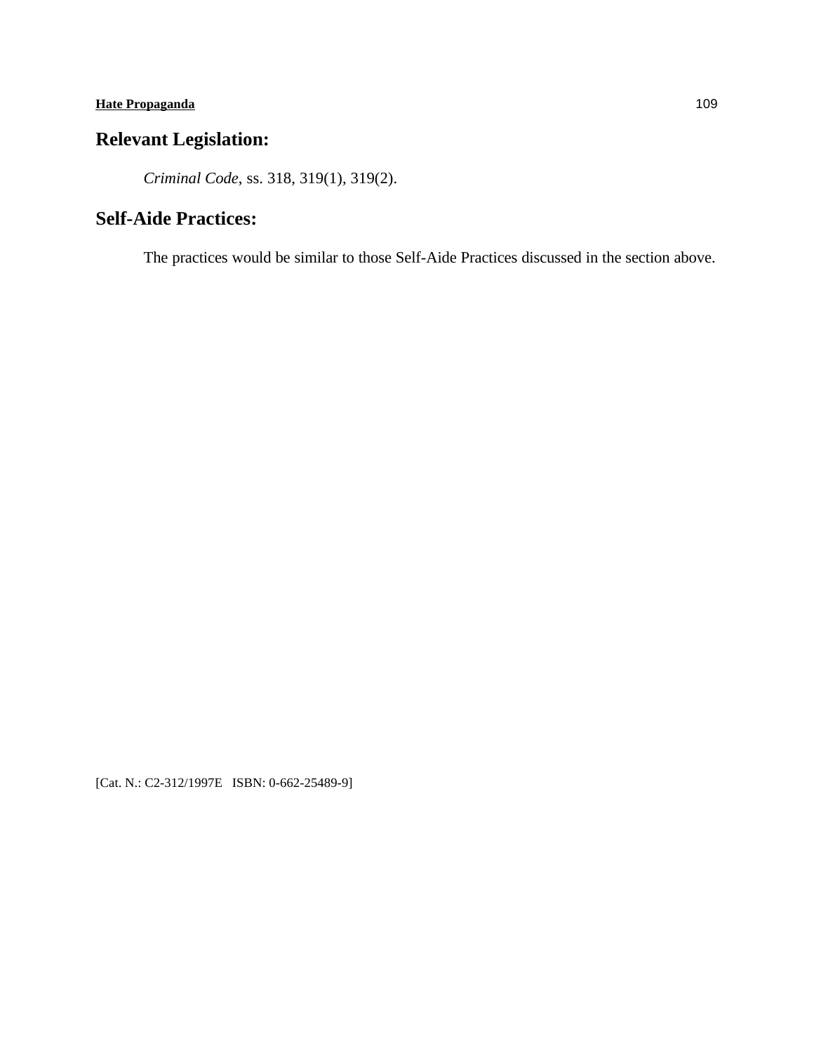## Relevant Legislation:

*Criminal Code*, ss. 318, 319(1), 319(2).

## Self-Aide Practices:

The practices would be similar to those Self-Aide Practices discussed in the section above.

[Cat. N.: C2-312/1997E ISBN: 0-662-25489-9]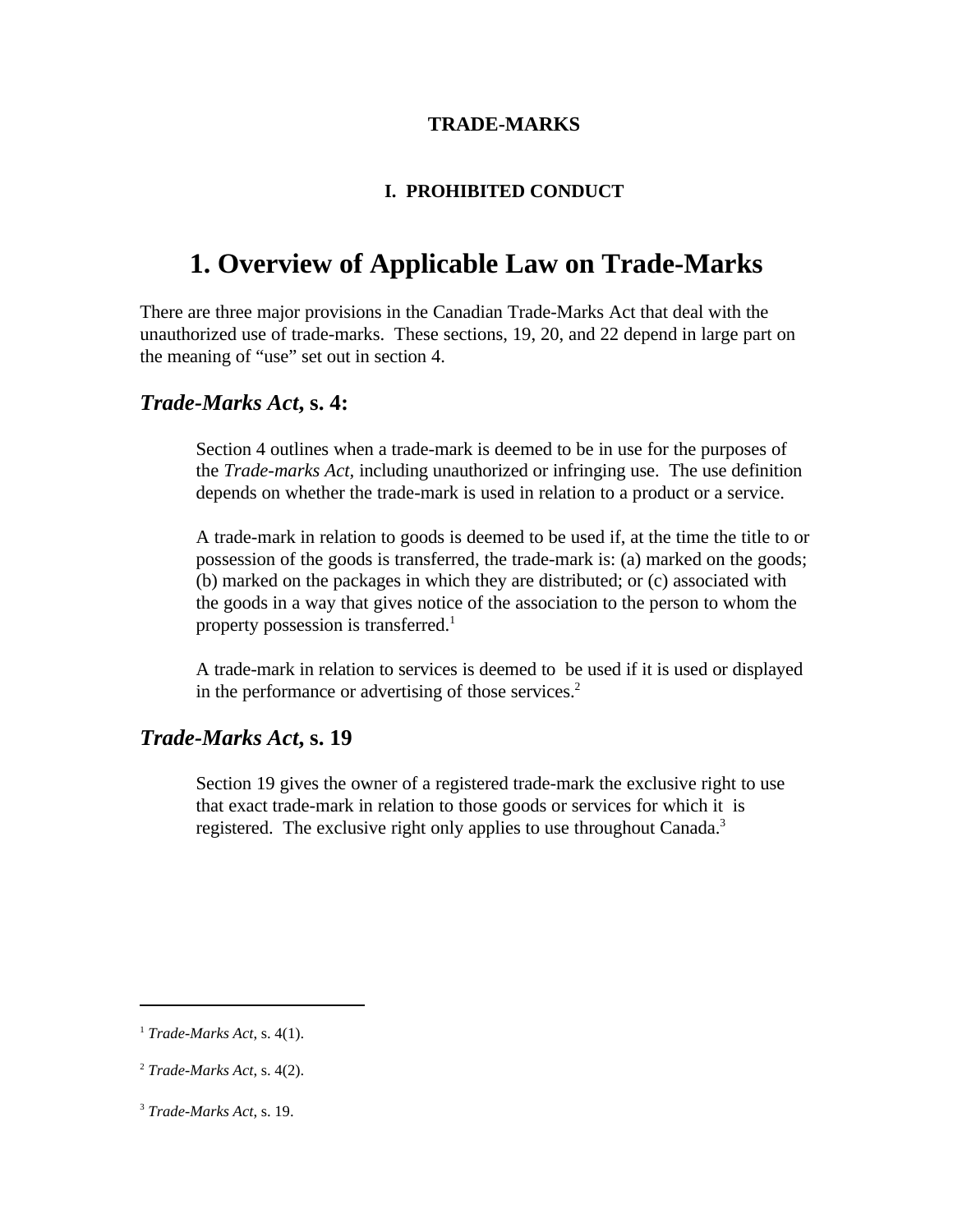**TRADE-MARKS**

**I. PROHIBITED CONDUCT**

# 1. Overview of Applicable Law on Trade-Marks

There are three major provisions in the Canadian Trade-Marks Act that deal with the unauthorized use of trade-marks. These sections, 19, 20, and 22 depend in large part on the meaning of "use" set out in section 4.

## *Trade-Marks Act*, s. 4:

Section 4 outlines when a trade-mark is deemed to be in use for the purposes of the *Trade-marks Act*, including unauthorized or infringing use. The use definition depends on whether the trade-mark is used in relation to a product or a service.

A trade-mark in relation to goods is deemed to be used if, at the time the title to or possession of the goods is transferred, the trade-mark is: (a) marked on the goods; (b) marked on the packages in which they are distributed; or (c) associated with the goods in a way that gives notice of the association to the person to whom the property possession is transferred.[1]

A trade-mark in relation to services is deemed to be used if it is used or displayed in the performance or advertising of those services.[2]

## *Trade-Marks Act*, s. 19

Section 19 gives the owner of a registered trade-mark the exclusive right to use that exact trade-mark in relation to those goods or services for which it is registered. The exclusive right only applies to use throughout Canada.[3]

---

[1] *Trade-Marks Act*, s. 4(1).

[2] *Trade-Marks Act*, s. 4(2).

[3] *Trade-Marks Act*, s. 19.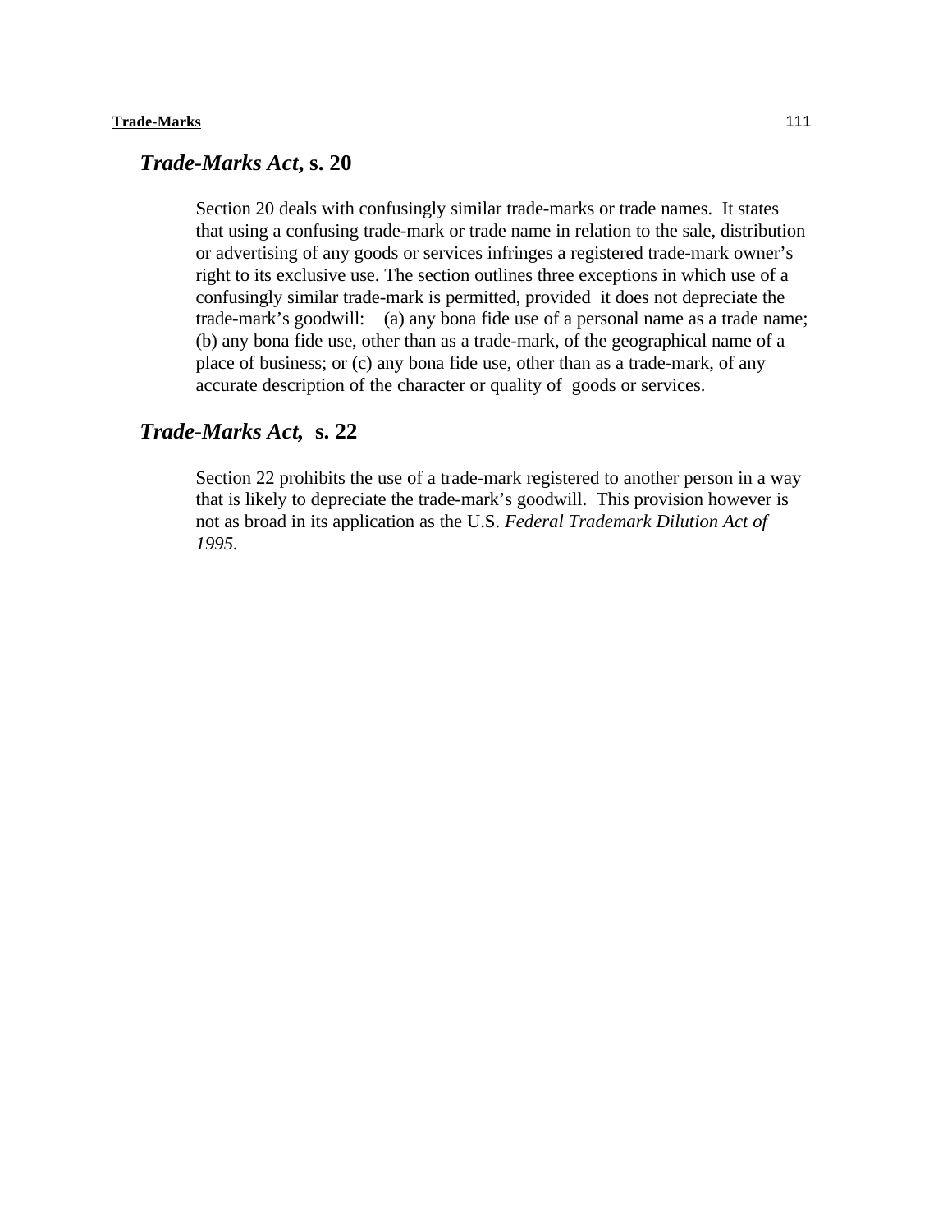## *Trade-Marks Act*, s. 20

Section 20 deals with confusingly similar trade-marks or trade names. It states that using a confusing trade-mark or trade name in relation to the sale, distribution or advertising of any goods or services infringes a registered trade-mark owner's right to its exclusive use. The section outlines three exceptions in which use of a confusingly similar trade-mark is permitted, provided it does not depreciate the trade-mark's goodwill: (a) any bona fide use of a personal name as a trade name; (b) any bona fide use, other than as a trade-mark, of the geographical name of a place of business; or (c) any bona fide use, other than as a trade-mark, of any accurate description of the character or quality of goods or services.

## *Trade-Marks Act*, s. 22

Section 22 prohibits the use of a trade-mark registered to another person in a way that is likely to depreciate the trade-mark's goodwill. This provision however is not as broad in its application as the U.S. *Federal Trademark Dilution Act of 1995*.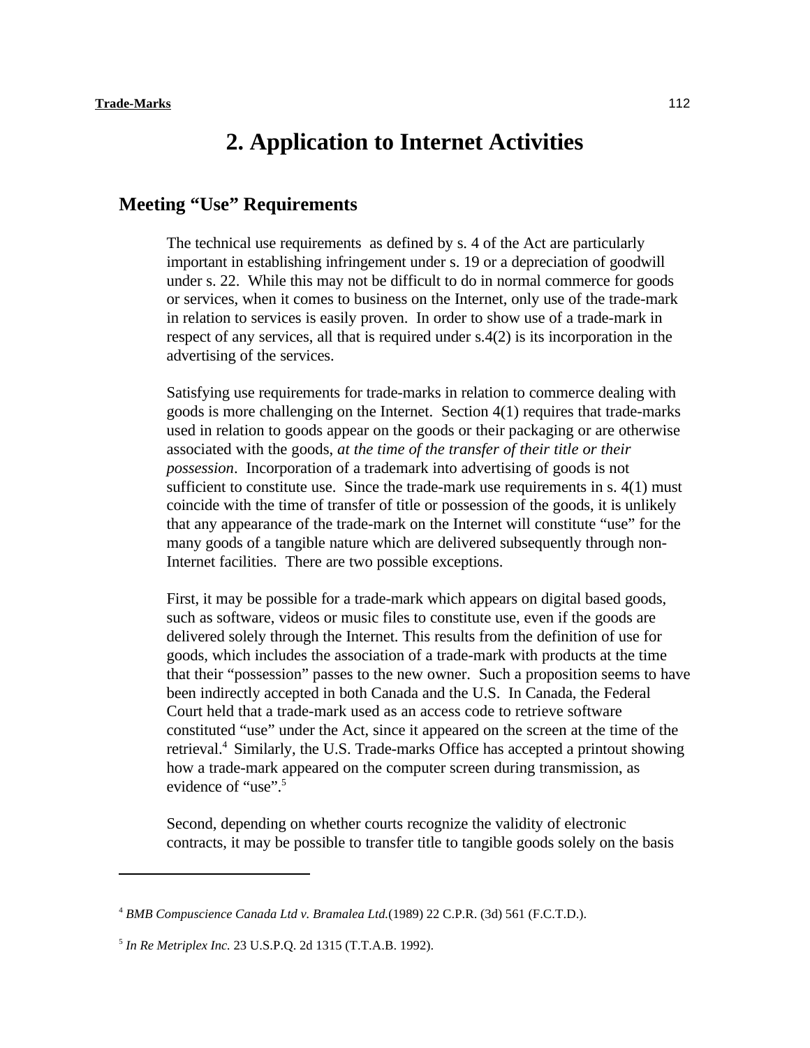# 2. Application to Internet Activities

## Meeting "Use" Requirements

The technical use requirements as defined by s. 4 of the Act are particularly important in establishing infringement under s. 19 or a depreciation of goodwill under s. 22. While this may not be difficult to do in normal commerce for goods or services, when it comes to business on the Internet, only use of the trade-mark in relation to services is easily proven. In order to show use of a trade-mark in respect of any services, all that is required under s.4(2) is its incorporation in the advertising of the services.

Satisfying use requirements for trade-marks in relation to commerce dealing with goods is more challenging on the Internet. Section 4(1) requires that trade-marks used in relation to goods appear on the goods or their packaging or are otherwise associated with the goods, *at the time of the transfer of their title or their possession*. Incorporation of a trademark into advertising of goods is not sufficient to constitute use. Since the trade-mark use requirements in s. 4(1) must coincide with the time of transfer of title or possession of the goods, it is unlikely that any appearance of the trade-mark on the Internet will constitute "use" for the many goods of a tangible nature which are delivered subsequently through non-Internet facilities. There are two possible exceptions.

First, it may be possible for a trade-mark which appears on digital based goods, such as software, videos or music files to constitute use, even if the goods are delivered solely through the Internet. This results from the definition of use for goods, which includes the association of a trade-mark with products at the time that their "possession" passes to the new owner. Such a proposition seems to have been indirectly accepted in both Canada and the U.S. In Canada, the Federal Court held that a trade-mark used as an access code to retrieve software constituted "use" under the Act, since it appeared on the screen at the time of the retrieval.[4] Similarly, the U.S. Trade-marks Office has accepted a printout showing how a trade-mark appeared on the computer screen during transmission, as evidence of "use".[5]

Second, depending on whether courts recognize the validity of electronic contracts, it may be possible to transfer title to tangible goods solely on the basis

---

[4] *BMB Compuscience Canada Ltd v. Bramalea Ltd.*(1989) 22 C.P.R. (3d) 561 (F.C.T.D.).

[5] *In Re Metriplex Inc.* 23 U.S.P.Q. 2d 1315 (T.T.A.B. 1992).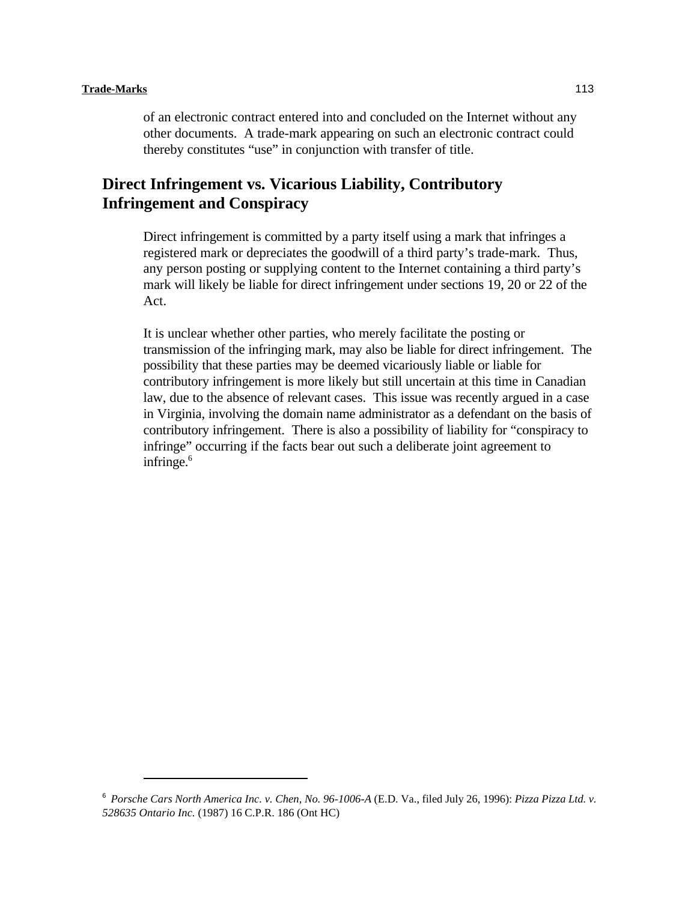of an electronic contract entered into and concluded on the Internet without any other documents. A trade-mark appearing on such an electronic contract could thereby constitutes "use" in conjunction with transfer of title.

## Direct Infringement vs. Vicarious Liability, Contributory Infringement and Conspiracy

Direct infringement is committed by a party itself using a mark that infringes a registered mark or depreciates the goodwill of a third party's trade-mark. Thus, any person posting or supplying content to the Internet containing a third party's mark will likely be liable for direct infringement under sections 19, 20 or 22 of the Act.

It is unclear whether other parties, who merely facilitate the posting or transmission of the infringing mark, may also be liable for direct infringement. The possibility that these parties may be deemed vicariously liable or liable for contributory infringement is more likely but still uncertain at this time in Canadian law, due to the absence of relevant cases. This issue was recently argued in a case in Virginia, involving the domain name administrator as a defendant on the basis of contributory infringement. There is also a possibility of liability for "conspiracy to infringe" occurring if the facts bear out such a deliberate joint agreement to infringe.[6]

---

[6] *Porsche Cars North America Inc. v. Chen, No. 96-1006-A* (E.D. Va., filed July 26, 1996): *Pizza Pizza Ltd. v. 528635 Ontario Inc.* (1987) 16 C.P.R. 186 (Ont HC)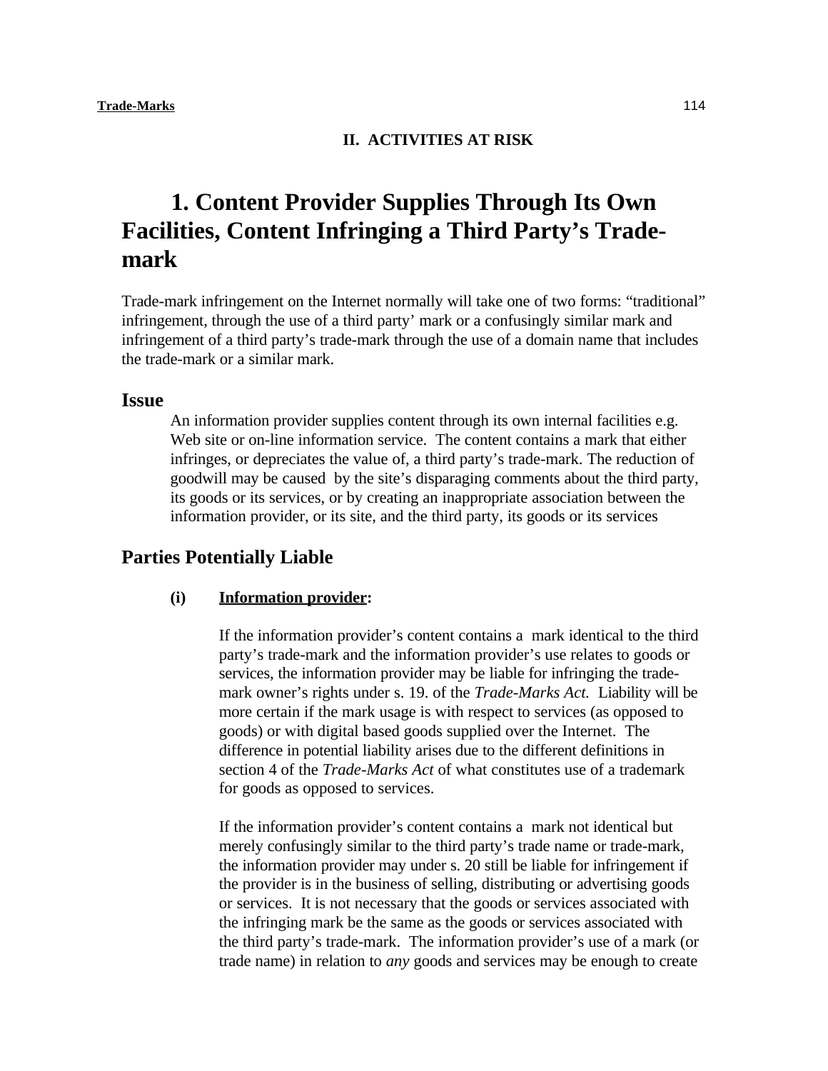## II. ACTIVITIES AT RISK

# 1. Content Provider Supplies Through Its Own Facilities, Content Infringing a Third Party's Trade-mark

Trade-mark infringement on the Internet normally will take one of two forms: "traditional" infringement, through the use of a third party' mark or a confusingly similar mark and infringement of a third party's trade-mark through the use of a domain name that includes the trade-mark or a similar mark.

## Issue

An information provider supplies content through its own internal facilities e.g. Web site or on-line information service. The content contains a mark that either infringes, or depreciates the value of, a third party's trade-mark. The reduction of goodwill may be caused by the site's disparaging comments about the third party, its goods or its services, or by creating an inappropriate association between the information provider, or its site, and the third party, its goods or its services

## Parties Potentially Liable

**(i) <u>Information provider</u>:**

If the information provider's content contains a mark identical to the third party's trade-mark and the information provider's use relates to goods or services, the information provider may be liable for infringing the trade-mark owner's rights under s. 19. of the *Trade-Marks Act.* Liability will be more certain if the mark usage is with respect to services (as opposed to goods) or with digital based goods supplied over the Internet. The difference in potential liability arises due to the different definitions in section 4 of the *Trade-Marks Act* of what constitutes use of a trademark for goods as opposed to services.

If the information provider's content contains a mark not identical but merely confusingly similar to the third party's trade name or trade-mark, the information provider may under s. 20 still be liable for infringement if the provider is in the business of selling, distributing or advertising goods or services. It is not necessary that the goods or services associated with the infringing mark be the same as the goods or services associated with the third party's trade-mark. The information provider's use of a mark (or trade name) in relation to *any* goods and services may be enough to create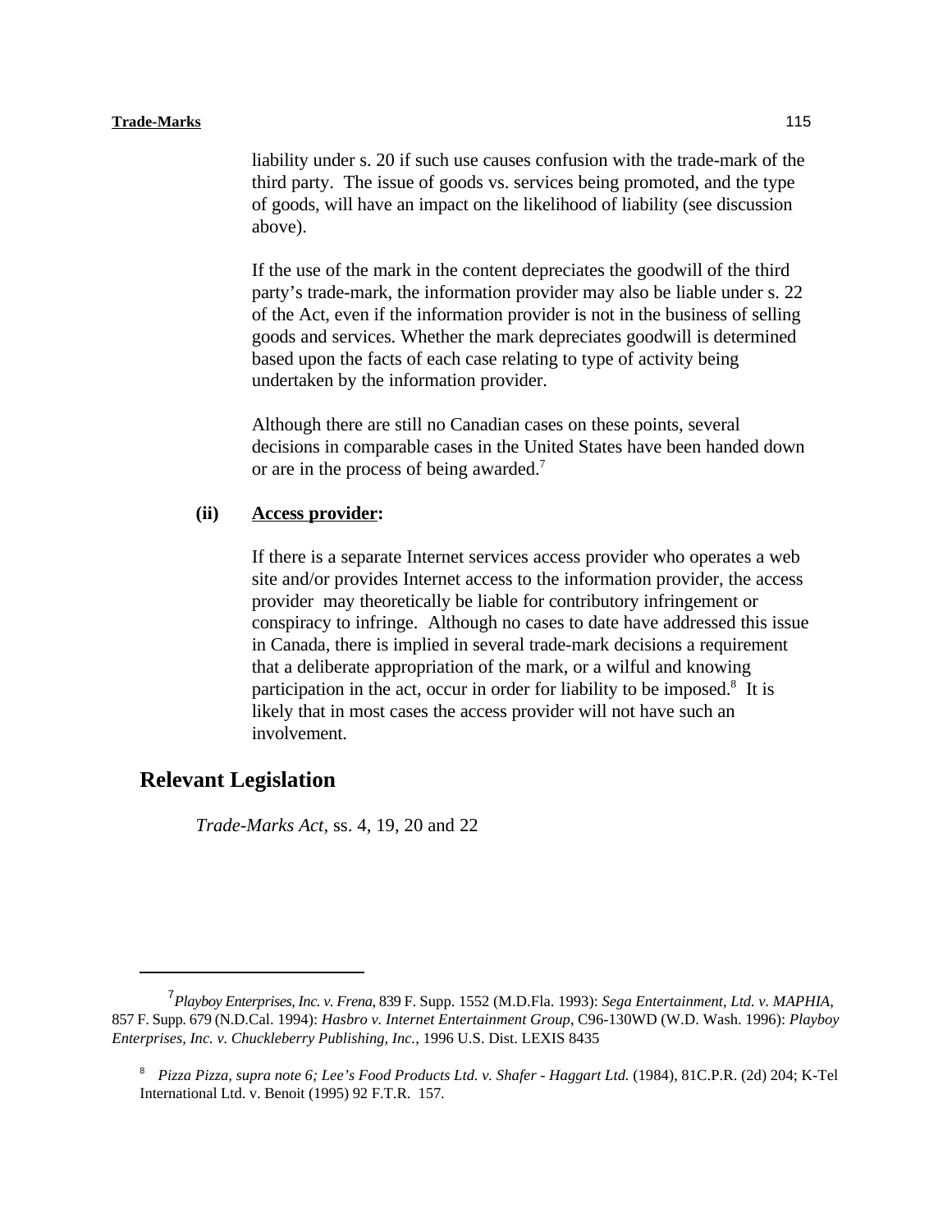liability under s. 20 if such use causes confusion with the trade-mark of the third party. The issue of goods vs. services being promoted, and the type of goods, will have an impact on the likelihood of liability (see discussion above).

If the use of the mark in the content depreciates the goodwill of the third party's trade-mark, the information provider may also be liable under s. 22 of the Act, even if the information provider is not in the business of selling goods and services. Whether the mark depreciates goodwill is determined based upon the facts of each case relating to type of activity being undertaken by the information provider.

Although there are still no Canadian cases on these points, several decisions in comparable cases in the United States have been handed down or are in the process of being awarded.[7]

**(ii) Access provider:**

If there is a separate Internet services access provider who operates a web site and/or provides Internet access to the information provider, the access provider may theoretically be liable for contributory infringement or conspiracy to infringe. Although no cases to date have addressed this issue in Canada, there is implied in several trade-mark decisions a requirement that a deliberate appropriation of the mark, or a wilful and knowing participation in the act, occur in order for liability to be imposed.[8] It is likely that in most cases the access provider will not have such an involvement.

## Relevant Legislation

*Trade-Marks Act*, ss. 4, 19, 20 and 22

---

[7] *Playboy Enterprises, Inc. v. Frena*, 839 F. Supp. 1552 (M.D.Fla. 1993): *Sega Entertainment, Ltd. v. MAPHIA*, 857 F. Supp. 679 (N.D.Cal. 1994): *Hasbro v. Internet Entertainment Group*, C96-130WD (W.D. Wash. 1996): *Playboy Enterprises, Inc. v. Chuckleberry Publishing, Inc.*, 1996 U.S. Dist. LEXIS 8435

[8] *Pizza Pizza, supra note 6; Lee's Food Products Ltd. v. Shafer - Haggart Ltd.* (1984), 81C.P.R. (2d) 204; K-Tel International Ltd. v. Benoit (1995) 92 F.T.R. 157.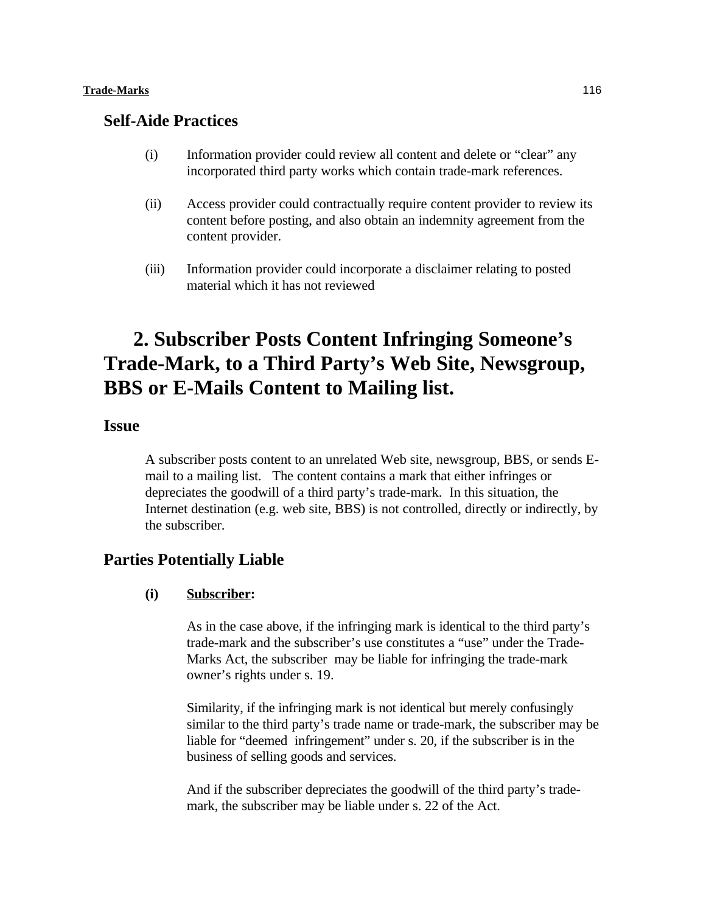### Self-Aide Practices

(i) Information provider could review all content and delete or "clear" any incorporated third party works which contain trade-mark references.

(ii) Access provider could contractually require content provider to review its content before posting, and also obtain an indemnity agreement from the content provider.

(iii) Information provider could incorporate a disclaimer relating to posted material which it has not reviewed

## 2. Subscriber Posts Content Infringing Someone's Trade-Mark, to a Third Party's Web Site, Newsgroup, BBS or E-Mails Content to Mailing list.

### Issue

A subscriber posts content to an unrelated Web site, newsgroup, BBS, or sends E-mail to a mailing list. The content contains a mark that either infringes or depreciates the goodwill of a third party's trade-mark. In this situation, the Internet destination (e.g. web site, BBS) is not controlled, directly or indirectly, by the subscriber.

### Parties Potentially Liable

**(i) <u>Subscriber</u>:**

As in the case above, if the infringing mark is identical to the third party's trade-mark and the subscriber's use constitutes a "use" under the Trade-Marks Act, the subscriber may be liable for infringing the trade-mark owner's rights under s. 19.

Similarity, if the infringing mark is not identical but merely confusingly similar to the third party's trade name or trade-mark, the subscriber may be liable for "deemed infringement" under s. 20, if the subscriber is in the business of selling goods and services.

And if the subscriber depreciates the goodwill of the third party's trade-mark, the subscriber may be liable under s. 22 of the Act.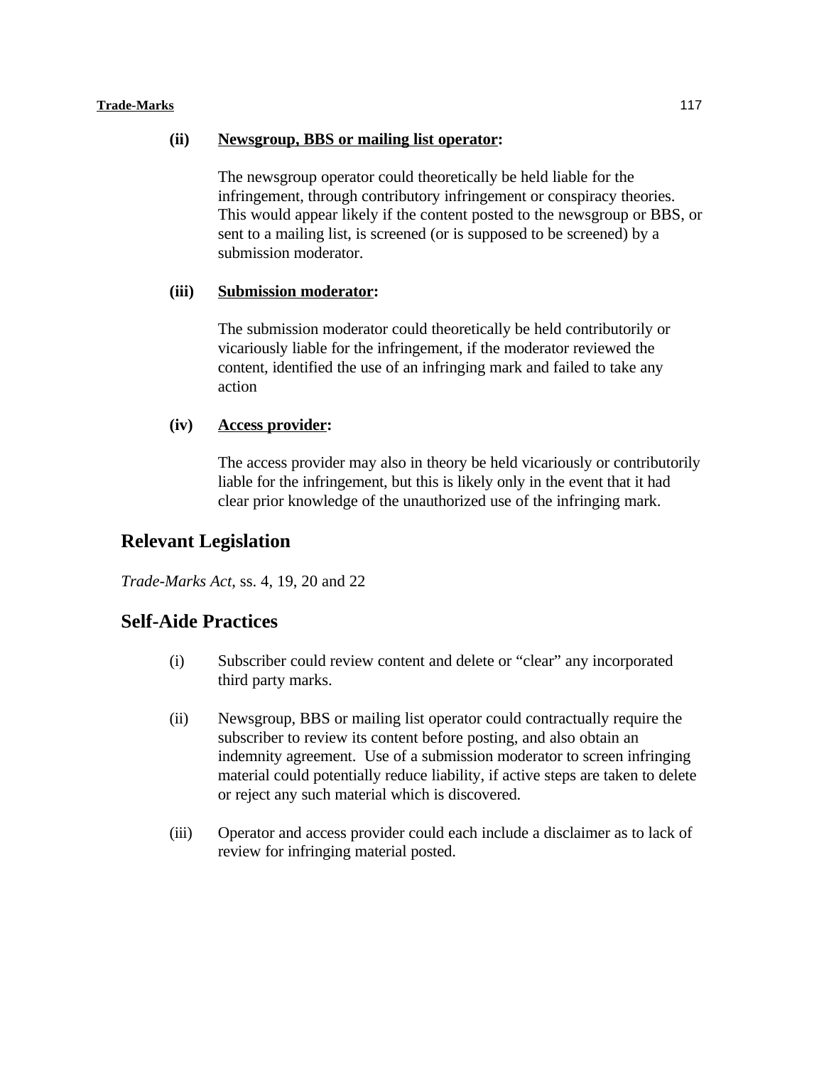**(ii)** **<u>Newsgroup, BBS or mailing list operator</u>:**

The newsgroup operator could theoretically be held liable for the infringement, through contributory infringement or conspiracy theories. This would appear likely if the content posted to the newsgroup or BBS, or sent to a mailing list, is screened (or is supposed to be screened) by a submission moderator.

**(iii)** **<u>Submission moderator</u>:**

The submission moderator could theoretically be held contributorily or vicariously liable for the infringement, if the moderator reviewed the content, identified the use of an infringing mark and failed to take any action

**(iv)** **<u>Access provider</u>:**

The access provider may also in theory be held vicariously or contributorily liable for the infringement, but this is likely only in the event that it had clear prior knowledge of the unauthorized use of the infringing mark.

## Relevant Legislation

*Trade-Marks Act*, ss. 4, 19, 20 and 22

## Self-Aide Practices

(i) Subscriber could review content and delete or "clear" any incorporated third party marks.

(ii) Newsgroup, BBS or mailing list operator could contractually require the subscriber to review its content before posting, and also obtain an indemnity agreement. Use of a submission moderator to screen infringing material could potentially reduce liability, if active steps are taken to delete or reject any such material which is discovered.

(iii) Operator and access provider could each include a disclaimer as to lack of review for infringing material posted.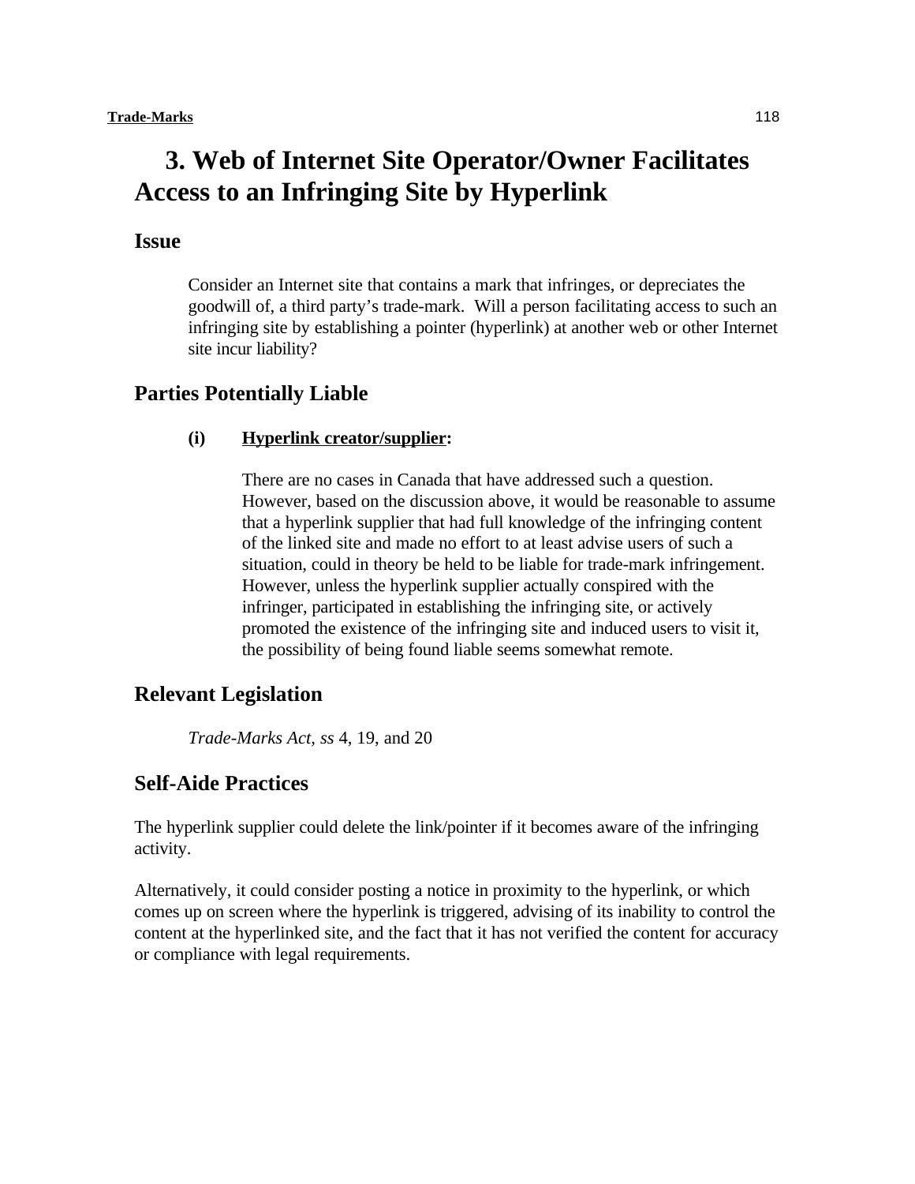## 3. Web of Internet Site Operator/Owner Facilitates Access to an Infringing Site by Hyperlink

### Issue

Consider an Internet site that contains a mark that infringes, or depreciates the goodwill of, a third party's trade-mark. Will a person facilitating access to such an infringing site by establishing a pointer (hyperlink) at another web or other Internet site incur liability?

### Parties Potentially Liable

**(i) <u>Hyperlink creator/supplier</u>:**

There are no cases in Canada that have addressed such a question. However, based on the discussion above, it would be reasonable to assume that a hyperlink supplier that had full knowledge of the infringing content of the linked site and made no effort to at least advise users of such a situation, could in theory be held to be liable for trade-mark infringement. However, unless the hyperlink supplier actually conspired with the infringer, participated in establishing the infringing site, or actively promoted the existence of the infringing site and induced users to visit it, the possibility of being found liable seems somewhat remote.

### Relevant Legislation

*Trade-Marks Act, ss* 4, 19, and 20

### Self-Aide Practices

The hyperlink supplier could delete the link/pointer if it becomes aware of the infringing activity.

Alternatively, it could consider posting a notice in proximity to the hyperlink, or which comes up on screen where the hyperlink is triggered, advising of its inability to control the content at the hyperlinked site, and the fact that it has not verified the content for accuracy or compliance with legal requirements.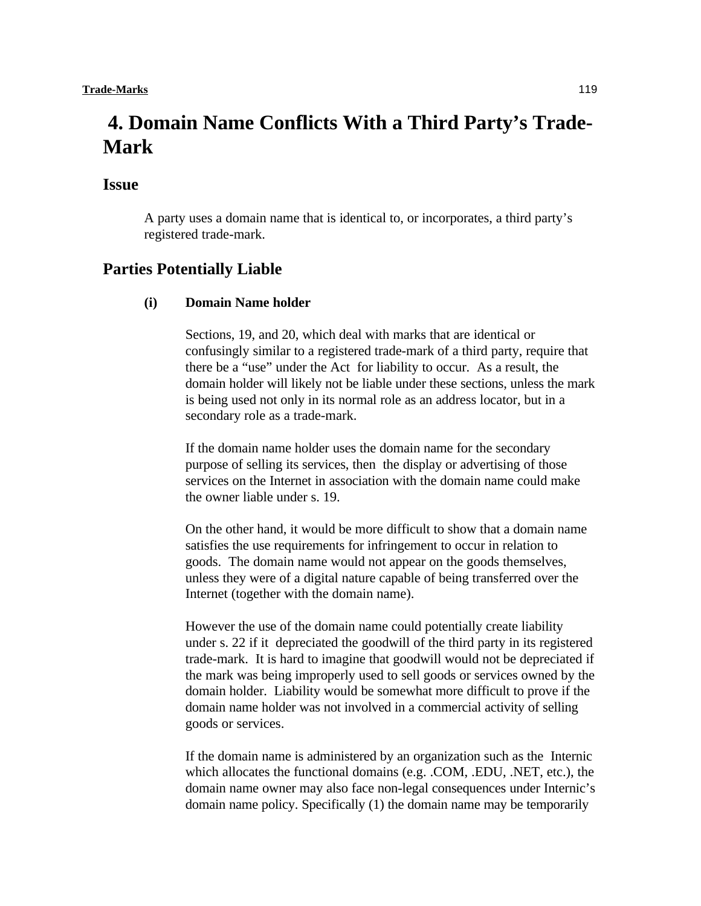# 4. Domain Name Conflicts With a Third Party's Trade-Mark

## Issue

A party uses a domain name that is identical to, or incorporates, a third party's registered trade-mark.

## Parties Potentially Liable

**(i) Domain Name holder**

Sections, 19, and 20, which deal with marks that are identical or confusingly similar to a registered trade-mark of a third party, require that there be a "use" under the Act for liability to occur. As a result, the domain holder will likely not be liable under these sections, unless the mark is being used not only in its normal role as an address locator, but in a secondary role as a trade-mark.

If the domain name holder uses the domain name for the secondary purpose of selling its services, then the display or advertising of those services on the Internet in association with the domain name could make the owner liable under s. 19.

On the other hand, it would be more difficult to show that a domain name satisfies the use requirements for infringement to occur in relation to goods. The domain name would not appear on the goods themselves, unless they were of a digital nature capable of being transferred over the Internet (together with the domain name).

However the use of the domain name could potentially create liability under s. 22 if it depreciated the goodwill of the third party in its registered trade-mark. It is hard to imagine that goodwill would not be depreciated if the mark was being improperly used to sell goods or services owned by the domain holder. Liability would be somewhat more difficult to prove if the domain name holder was not involved in a commercial activity of selling goods or services.

If the domain name is administered by an organization such as the Internic which allocates the functional domains (e.g. .COM, .EDU, .NET, etc.), the domain name owner may also face non-legal consequences under Internic's domain name policy. Specifically (1) the domain name may be temporarily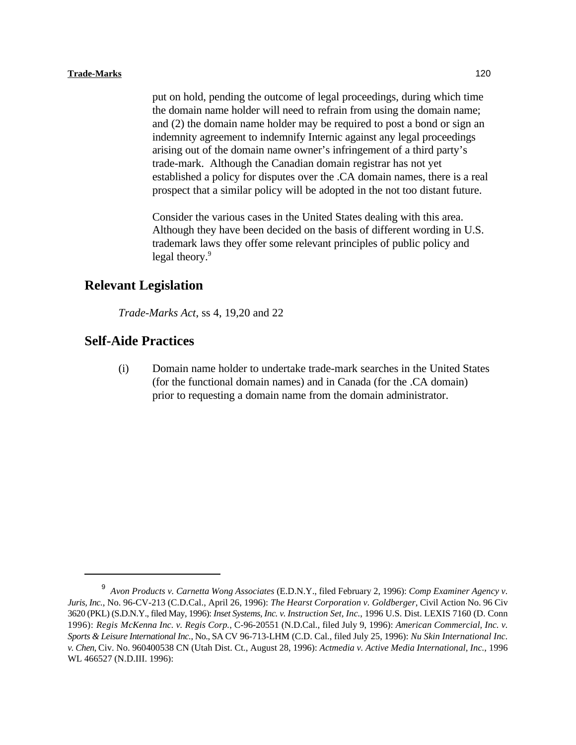put on hold, pending the outcome of legal proceedings, during which time the domain name holder will need to refrain from using the domain name; and (2) the domain name holder may be required to post a bond or sign an indemnity agreement to indemnify Internic against any legal proceedings arising out of the domain name owner's infringement of a third party's trade-mark. Although the Canadian domain registrar has not yet established a policy for disputes over the .CA domain names, there is a real prospect that a similar policy will be adopted in the not too distant future.

Consider the various cases in the United States dealing with this area. Although they have been decided on the basis of different wording in U.S. trademark laws they offer some relevant principles of public policy and legal theory.[9]

## Relevant Legislation

*Trade-Marks Act*, ss 4, 19,20 and 22

## Self-Aide Practices

(i) Domain name holder to undertake trade-mark searches in the United States (for the functional domain names) and in Canada (for the .CA domain) prior to requesting a domain name from the domain administrator.

---

[9] *Avon Products v. Carnetta Wong Associates* (E.D.N.Y., filed February 2, 1996): *Comp Examiner Agency v. Juris, Inc.*, No. 96-CV-213 (C.D.Cal., April 26, 1996): *The Hearst Corporation v. Goldberger*, Civil Action No. 96 Civ 3620 (PKL) (S.D.N.Y., filed May, 1996): *Inset Systems, Inc. v. Instruction Set, Inc.*, 1996 U.S. Dist. LEXIS 7160 (D. Conn 1996): *Regis McKenna Inc. v. Regis Corp.*, C-96-20551 (N.D.Cal., filed July 9, 1996): *American Commercial, Inc. v. Sports & Leisure International Inc.*, No., SA CV 96-713-LHM (C.D. Cal., filed July 25, 1996): *Nu Skin International Inc. v. Chen*, Civ. No. 960400538 CN (Utah Dist. Ct., August 28, 1996): *Actmedia v. Active Media International, Inc.*, 1996 WL 466527 (N.D.III. 1996):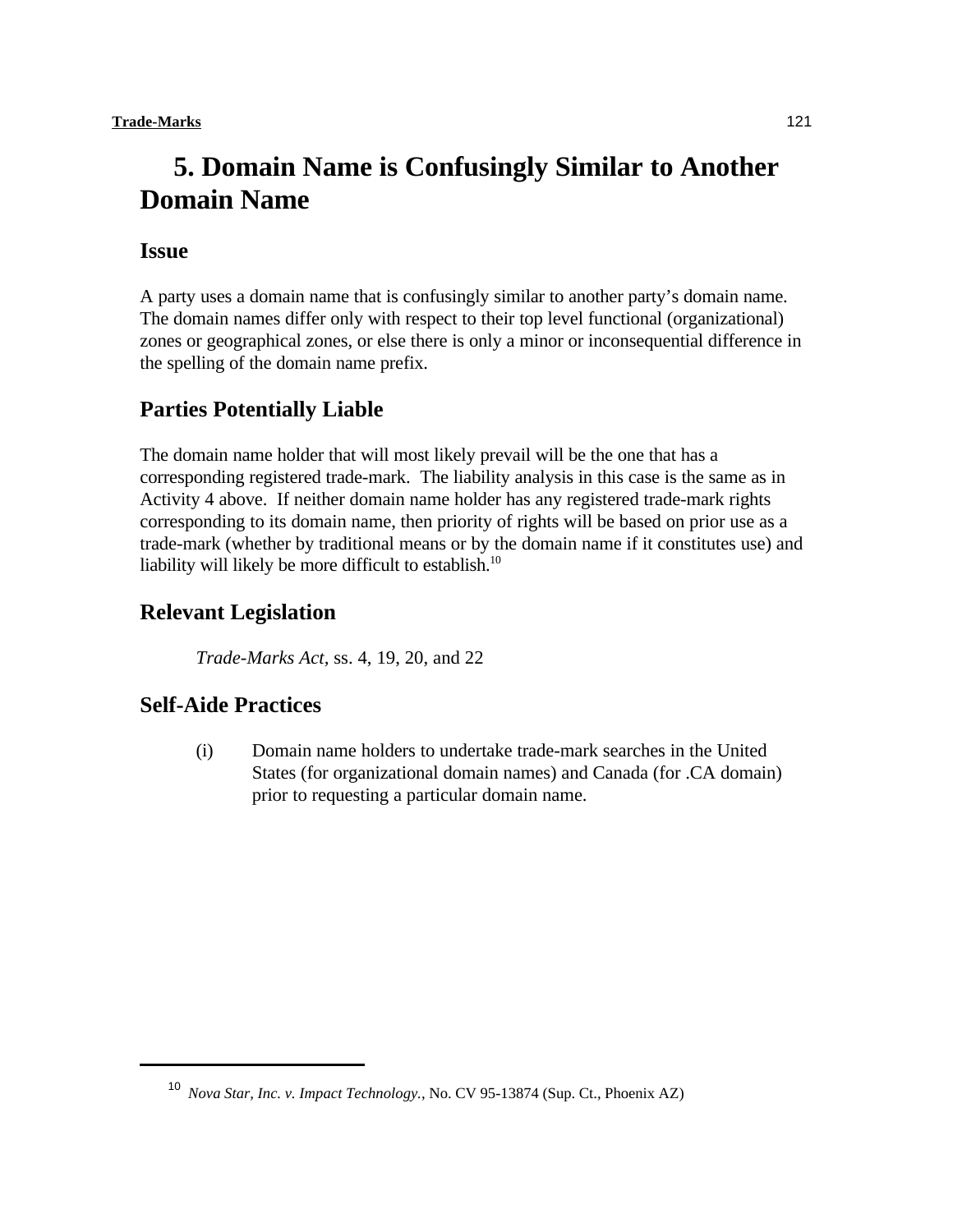# 5. Domain Name is Confusingly Similar to Another Domain Name

## Issue

A party uses a domain name that is confusingly similar to another party's domain name. The domain names differ only with respect to their top level functional (organizational) zones or geographical zones, or else there is only a minor or inconsequential difference in the spelling of the domain name prefix.

## Parties Potentially Liable

The domain name holder that will most likely prevail will be the one that has a corresponding registered trade-mark. The liability analysis in this case is the same as in Activity 4 above. If neither domain name holder has any registered trade-mark rights corresponding to its domain name, then priority of rights will be based on prior use as a trade-mark (whether by traditional means or by the domain name if it constitutes use) and liability will likely be more difficult to establish.[10]

## Relevant Legislation

*Trade-Marks Act*, ss. 4, 19, 20, and 22

## Self-Aide Practices

(i) Domain name holders to undertake trade-mark searches in the United States (for organizational domain names) and Canada (for .CA domain) prior to requesting a particular domain name.

---

[10] *Nova Star, Inc. v. Impact Technology.*, No. CV 95-13874 (Sup. Ct., Phoenix AZ)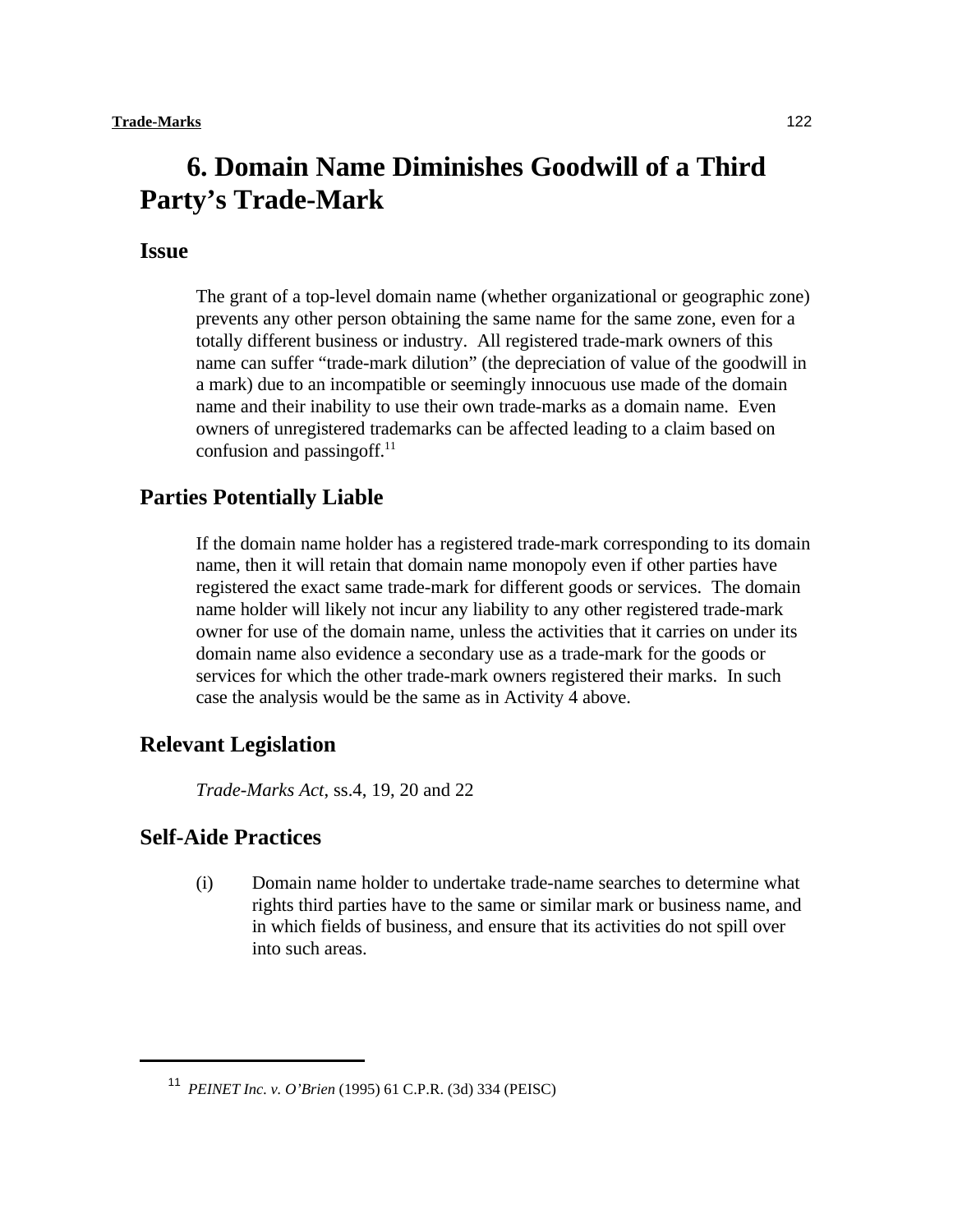# 6. Domain Name Diminishes Goodwill of a Third Party's Trade-Mark

## Issue

The grant of a top-level domain name (whether organizational or geographic zone) prevents any other person obtaining the same name for the same zone, even for a totally different business or industry. All registered trade-mark owners of this name can suffer "trade-mark dilution" (the depreciation of value of the goodwill in a mark) due to an incompatible or seemingly innocuous use made of the domain name and their inability to use their own trade-marks as a domain name. Even owners of unregistered trademarks can be affected leading to a claim based on confusion and passingoff.[11]

## Parties Potentially Liable

If the domain name holder has a registered trade-mark corresponding to its domain name, then it will retain that domain name monopoly even if other parties have registered the exact same trade-mark for different goods or services. The domain name holder will likely not incur any liability to any other registered trade-mark owner for use of the domain name, unless the activities that it carries on under its domain name also evidence a secondary use as a trade-mark for the goods or services for which the other trade-mark owners registered their marks. In such case the analysis would be the same as in Activity 4 above.

## Relevant Legislation

*Trade-Marks Act*, ss.4, 19, 20 and 22

## Self-Aide Practices

(i) Domain name holder to undertake trade-name searches to determine what rights third parties have to the same or similar mark or business name, and in which fields of business, and ensure that its activities do not spill over into such areas.

---

[11] *PEINET Inc. v. O'Brien* (1995) 61 C.P.R. (3d) 334 (PEISC)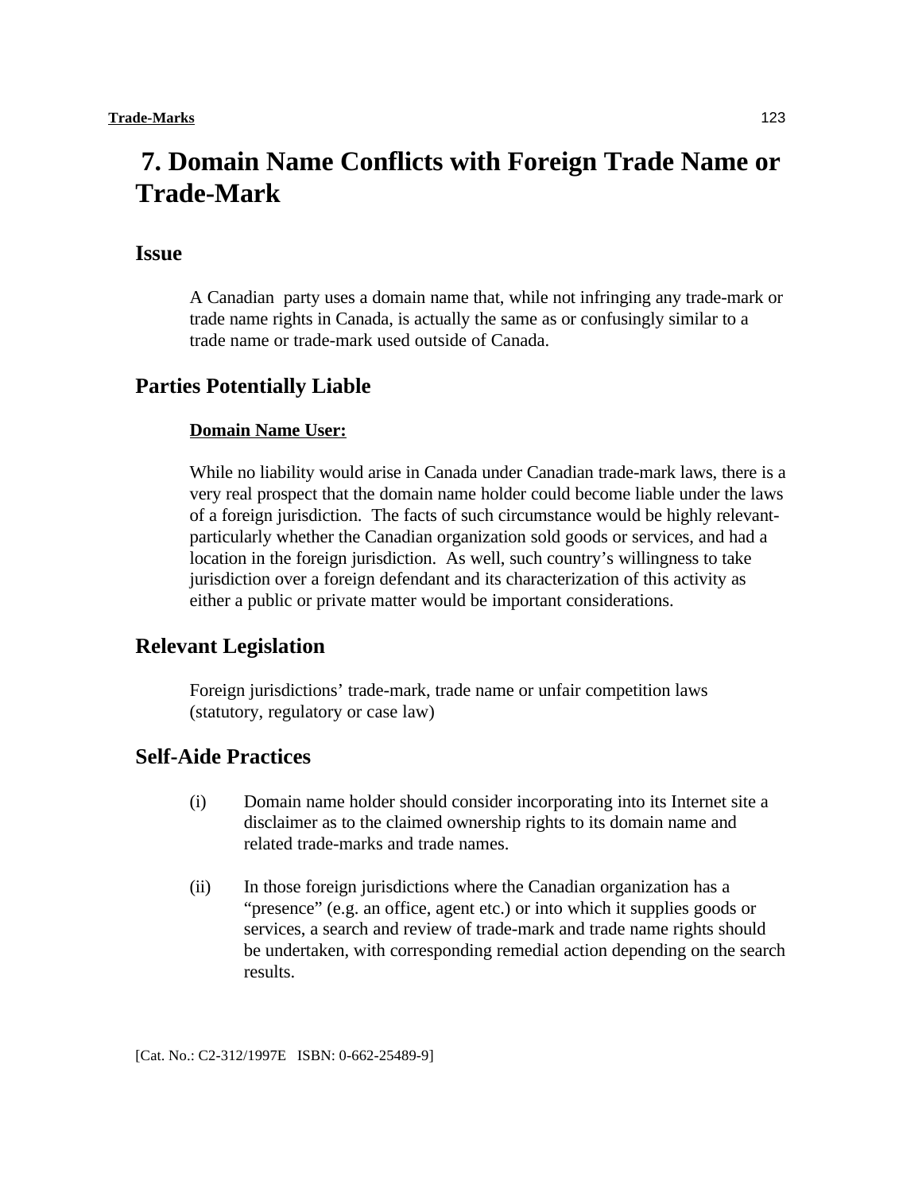# 7. Domain Name Conflicts with Foreign Trade Name or Trade-Mark

## Issue

A Canadian party uses a domain name that, while not infringing any trade-mark or trade name rights in Canada, is actually the same as or confusingly similar to a trade name or trade-mark used outside of Canada.

## Parties Potentially Liable

**Domain Name User:**

While no liability would arise in Canada under Canadian trade-mark laws, there is a very real prospect that the domain name holder could become liable under the laws of a foreign jurisdiction. The facts of such circumstance would be highly relevant- particularly whether the Canadian organization sold goods or services, and had a location in the foreign jurisdiction. As well, such country's willingness to take jurisdiction over a foreign defendant and its characterization of this activity as either a public or private matter would be important considerations.

## Relevant Legislation

Foreign jurisdictions' trade-mark, trade name or unfair competition laws (statutory, regulatory or case law)

## Self-Aide Practices

(i) Domain name holder should consider incorporating into its Internet site a disclaimer as to the claimed ownership rights to its domain name and related trade-marks and trade names.

(ii) In those foreign jurisdictions where the Canadian organization has a "presence" (e.g. an office, agent etc.) or into which it supplies goods or services, a search and review of trade-mark and trade name rights should be undertaken, with corresponding remedial action depending on the search results.

[Cat. No.: C2-312/1997E ISBN: 0-662-25489-9]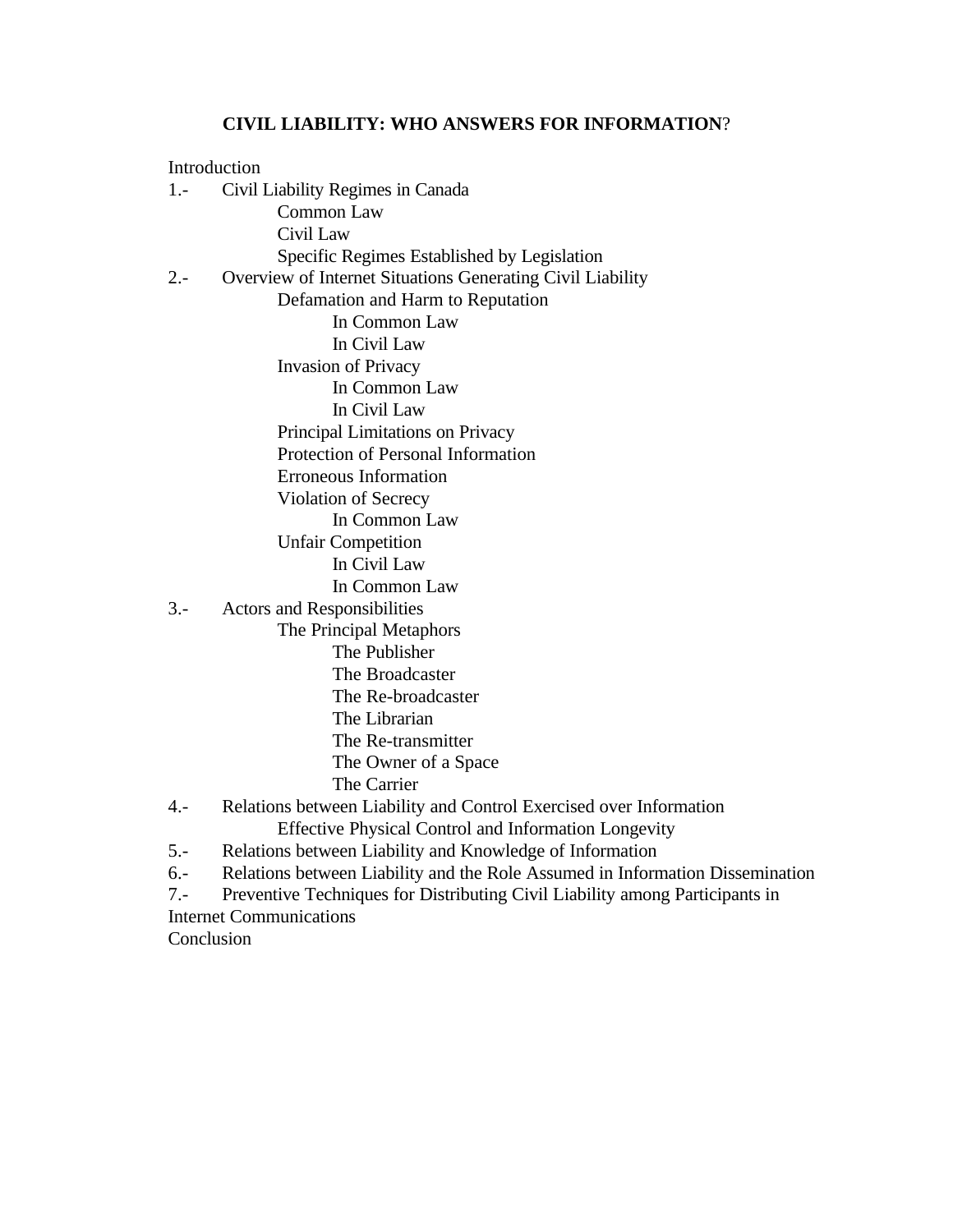**CIVIL LIABILITY: WHO ANSWERS FOR INFORMATION?**

Introduction

1.- Civil Liability Regimes in Canada
   - Common Law
   - Civil Law
   - Specific Regimes Established by Legislation

2.- Overview of Internet Situations Generating Civil Liability
   - Defamation and Harm to Reputation
     - In Common Law
     - In Civil Law
   - Invasion of Privacy
     - In Common Law
     - In Civil Law
   - Principal Limitations on Privacy
   - Protection of Personal Information
   - Erroneous Information
   - Violation of Secrecy
     - In Common Law
   - Unfair Competition
     - In Civil Law
     - In Common Law

3.- Actors and Responsibilities
   - The Principal Metaphors
     - The Publisher
     - The Broadcaster
     - The Re-broadcaster
     - The Librarian
     - The Re-transmitter
     - The Owner of a Space
     - The Carrier

4.- Relations between Liability and Control Exercised over Information
   - Effective Physical Control and Information Longevity

5.- Relations between Liability and Knowledge of Information

6.- Relations between Liability and the Role Assumed in Information Dissemination

7.- Preventive Techniques for Distributing Civil Liability among Participants in Internet Communications

Conclusion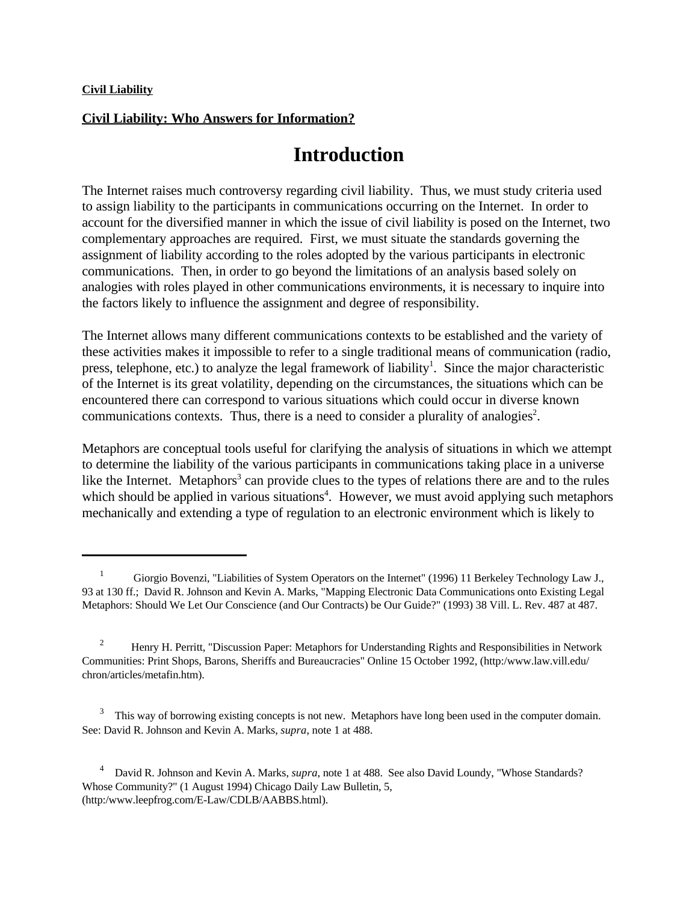**Civil Liability**

**Civil Liability: Who Answers for Information?**

# Introduction

The Internet raises much controversy regarding civil liability. Thus, we must study criteria used to assign liability to the participants in communications occurring on the Internet. In order to account for the diversified manner in which the issue of civil liability is posed on the Internet, two complementary approaches are required. First, we must situate the standards governing the assignment of liability according to the roles adopted by the various participants in electronic communications. Then, in order to go beyond the limitations of an analysis based solely on analogies with roles played in other communications environments, it is necessary to inquire into the factors likely to influence the assignment and degree of responsibility.

The Internet allows many different communications contexts to be established and the variety of these activities makes it impossible to refer to a single traditional means of communication (radio, press, telephone, etc.) to analyze the legal framework of liability[1]. Since the major characteristic of the Internet is its great volatility, depending on the circumstances, the situations which can be encountered there can correspond to various situations which could occur in diverse known communications contexts. Thus, there is a need to consider a plurality of analogies[2].

Metaphors are conceptual tools useful for clarifying the analysis of situations in which we attempt to determine the liability of the various participants in communications taking place in a universe like the Internet. Metaphors[3] can provide clues to the types of relations there are and to the rules which should be applied in various situations[4]. However, we must avoid applying such metaphors mechanically and extending a type of regulation to an electronic environment which is likely to

---

[1] Giorgio Bovenzi, "Liabilities of System Operators on the Internet" (1996) 11 Berkeley Technology Law J., 93 at 130 ff.; David R. Johnson and Kevin A. Marks, "Mapping Electronic Data Communications onto Existing Legal Metaphors: Should We Let Our Conscience (and Our Contracts) be Our Guide?" (1993) 38 Vill. L. Rev. 487 at 487.

[2] Henry H. Perritt, "Discussion Paper: Metaphors for Understanding Rights and Responsibilities in Network Communities: Print Shops, Barons, Sheriffs and Bureaucracies" Online 15 October 1992, (http:/www.law.vill.edu/chron/articles/metafin.htm).

[3] This way of borrowing existing concepts is not new. Metaphors have long been used in the computer domain. See: David R. Johnson and Kevin A. Marks, *supra*, note 1 at 488.

[4] David R. Johnson and Kevin A. Marks, *supra*, note 1 at 488. See also David Loundy, "Whose Standards? Whose Community?" (1 August 1994) Chicago Daily Law Bulletin, 5, (http:/www.leepfrog.com/E-Law/CDLB/AABBS.html).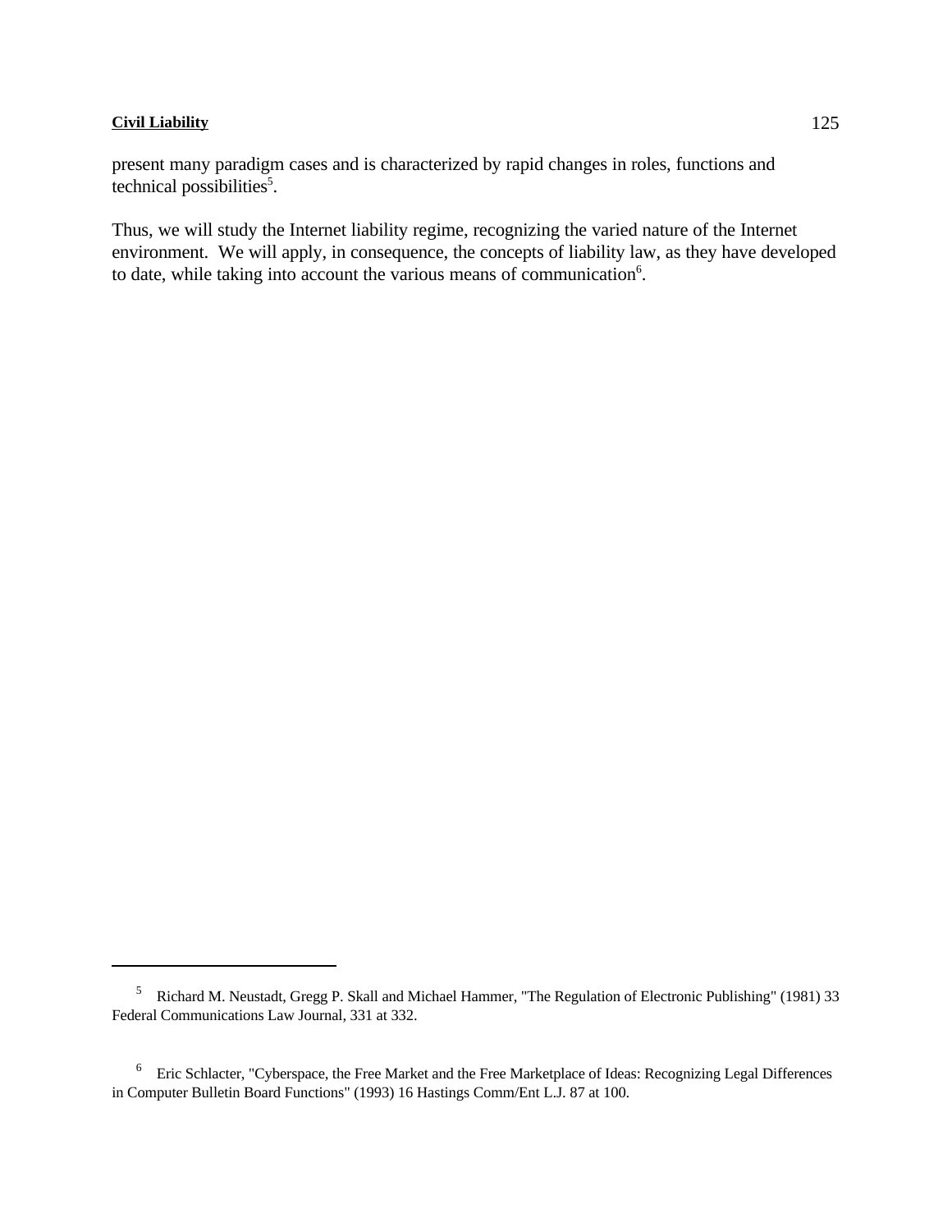present many paradigm cases and is characterized by rapid changes in roles, functions and technical possibilities[5].

Thus, we will study the Internet liability regime, recognizing the varied nature of the Internet environment. We will apply, in consequence, the concepts of liability law, as they have developed to date, while taking into account the various means of communication[6].

---

[5] Richard M. Neustadt, Gregg P. Skall and Michael Hammer, "The Regulation of Electronic Publishing" (1981) 33 Federal Communications Law Journal, 331 at 332.

[6] Eric Schlacter, "Cyberspace, the Free Market and the Free Marketplace of Ideas: Recognizing Legal Differences in Computer Bulletin Board Functions" (1993) 16 Hastings Comm/Ent L.J. 87 at 100.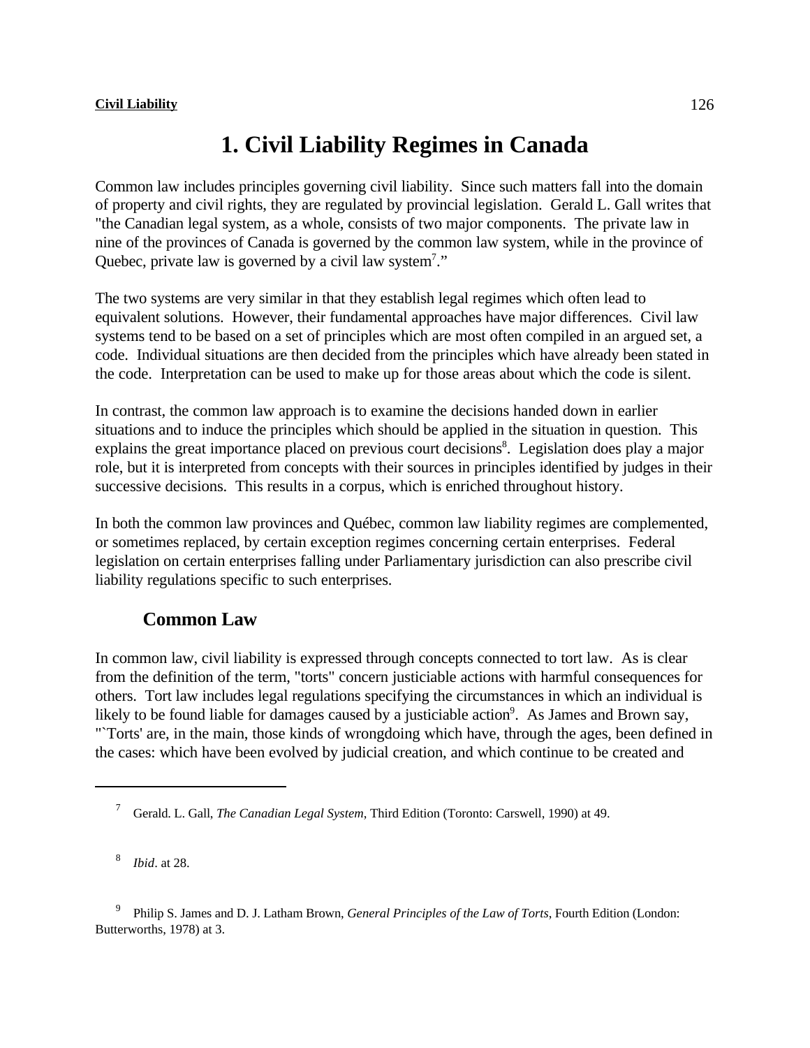# 1. Civil Liability Regimes in Canada

Common law includes principles governing civil liability. Since such matters fall into the domain of property and civil rights, they are regulated by provincial legislation. Gerald L. Gall writes that "the Canadian legal system, as a whole, consists of two major components. The private law in nine of the provinces of Canada is governed by the common law system, while in the province of Quebec, private law is governed by a civil law system[7]."

The two systems are very similar in that they establish legal regimes which often lead to equivalent solutions. However, their fundamental approaches have major differences. Civil law systems tend to be based on a set of principles which are most often compiled in an argued set, a code. Individual situations are then decided from the principles which have already been stated in the code. Interpretation can be used to make up for those areas about which the code is silent.

In contrast, the common law approach is to examine the decisions handed down in earlier situations and to induce the principles which should be applied in the situation in question. This explains the great importance placed on previous court decisions[8]. Legislation does play a major role, but it is interpreted from concepts with their sources in principles identified by judges in their successive decisions. This results in a corpus, which is enriched throughout history.

In both the common law provinces and Québec, common law liability regimes are complemented, or sometimes replaced, by certain exception regimes concerning certain enterprises. Federal legislation on certain enterprises falling under Parliamentary jurisdiction can also prescribe civil liability regulations specific to such enterprises.

## Common Law

In common law, civil liability is expressed through concepts connected to tort law. As is clear from the definition of the term, "torts" concern justiciable actions with harmful consequences for others. Tort law includes legal regulations specifying the circumstances in which an individual is likely to be found liable for damages caused by a justiciable action[9]. As James and Brown say, "`Torts' are, in the main, those kinds of wrongdoing which have, through the ages, been defined in the cases: which have been evolved by judicial creation, and which continue to be created and

---

[7] Gerald. L. Gall, *The Canadian Legal System*, Third Edition (Toronto: Carswell, 1990) at 49.

[8] *Ibid*. at 28.

[9] Philip S. James and D. J. Latham Brown, *General Principles of the Law of Torts*, Fourth Edition (London: Butterworths, 1978) at 3.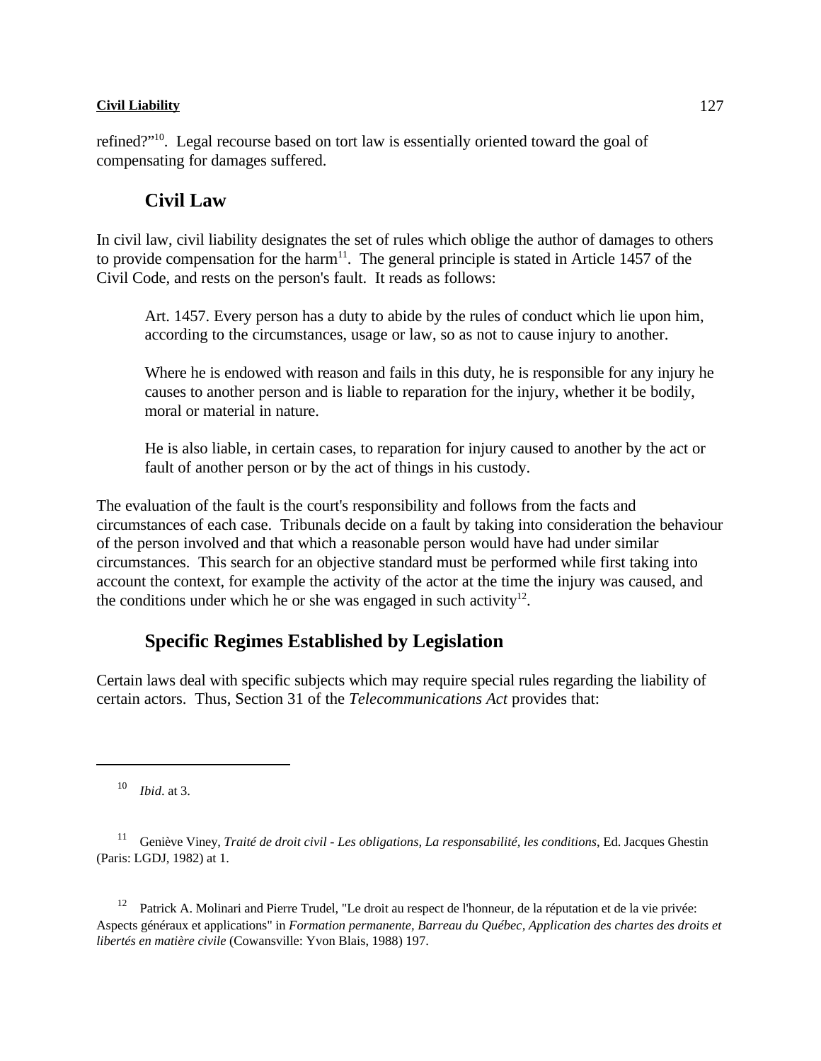refined?"[10]. Legal recourse based on tort law is essentially oriented toward the goal of compensating for damages suffered.

## Civil Law

In civil law, civil liability designates the set of rules which oblige the author of damages to others to provide compensation for the harm[11]. The general principle is stated in Article 1457 of the Civil Code, and rests on the person's fault. It reads as follows:

> Art. 1457. Every person has a duty to abide by the rules of conduct which lie upon him, according to the circumstances, usage or law, so as not to cause injury to another.
>
> Where he is endowed with reason and fails in this duty, he is responsible for any injury he causes to another person and is liable to reparation for the injury, whether it be bodily, moral or material in nature.
>
> He is also liable, in certain cases, to reparation for injury caused to another by the act or fault of another person or by the act of things in his custody.

The evaluation of the fault is the court's responsibility and follows from the facts and circumstances of each case. Tribunals decide on a fault by taking into consideration the behaviour of the person involved and that which a reasonable person would have had under similar circumstances. This search for an objective standard must be performed while first taking into account the context, for example the activity of the actor at the time the injury was caused, and the conditions under which he or she was engaged in such activity[12].

## Specific Regimes Established by Legislation

Certain laws deal with specific subjects which may require special rules regarding the liability of certain actors. Thus, Section 31 of the *Telecommunications Act* provides that:

---

[10] *Ibid.* at 3.

[11] Geniève Viney, *Traité de droit civil - Les obligations, La responsabilité, les conditions*, Ed. Jacques Ghestin (Paris: LGDJ, 1982) at 1.

[12] Patrick A. Molinari and Pierre Trudel, "Le droit au respect de l'honneur, de la réputation et de la vie privée: Aspects généraux et applications" in *Formation permanente, Barreau du Québec, Application des chartes des droits et libertés en matière civile* (Cowansville: Yvon Blais, 1988) 197.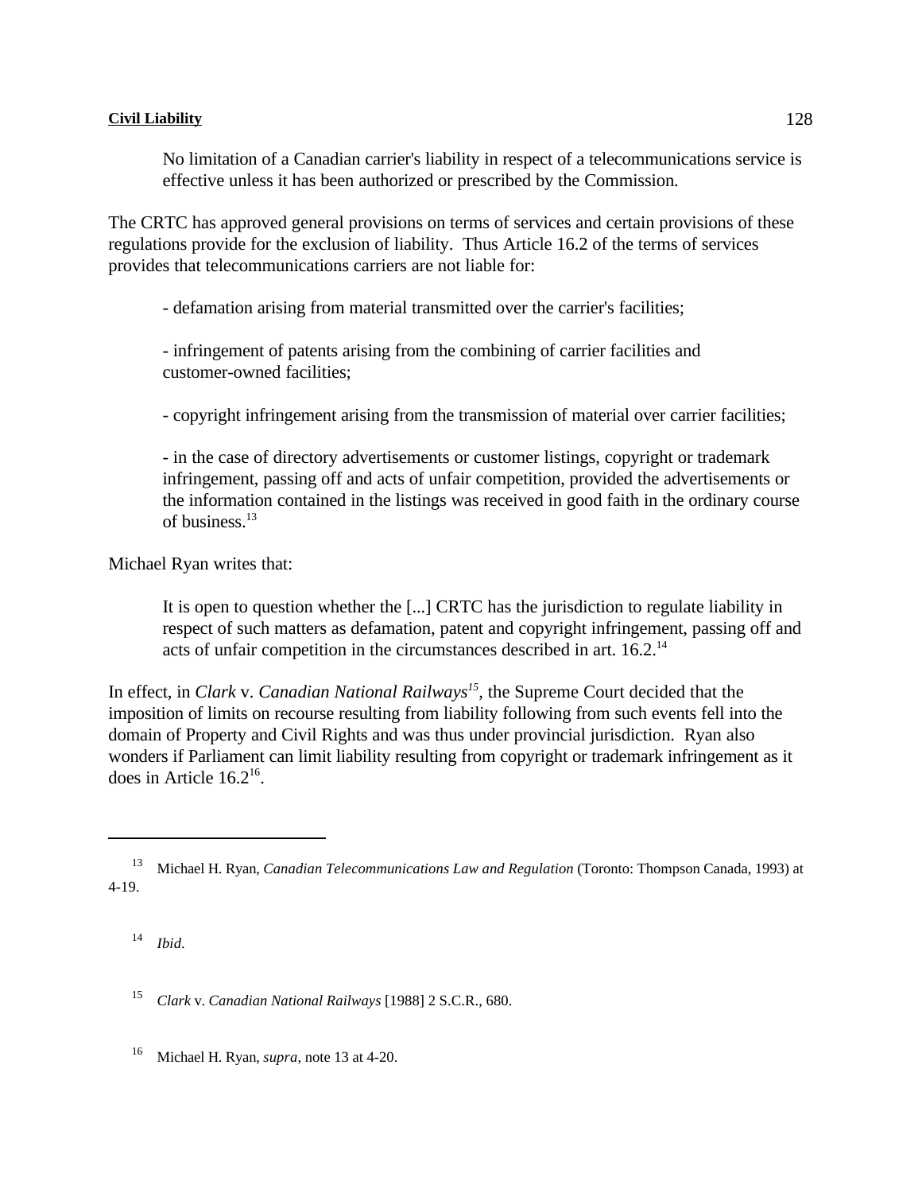> No limitation of a Canadian carrier's liability in respect of a telecommunications service is effective unless it has been authorized or prescribed by the Commission.

The CRTC has approved general provisions on terms of services and certain provisions of these regulations provide for the exclusion of liability. Thus Article 16.2 of the terms of services provides that telecommunications carriers are not liable for:

> - defamation arising from material transmitted over the carrier's facilities;
>
> - infringement of patents arising from the combining of carrier facilities and customer-owned facilities;
>
> - copyright infringement arising from the transmission of material over carrier facilities;
>
> - in the case of directory advertisements or customer listings, copyright or trademark infringement, passing off and acts of unfair competition, provided the advertisements or the information contained in the listings was received in good faith in the ordinary course of business.[13]

Michael Ryan writes that:

> It is open to question whether the [...] CRTC has the jurisdiction to regulate liability in respect of such matters as defamation, patent and copyright infringement, passing off and acts of unfair competition in the circumstances described in art. 16.2.[14]

In effect, in *Clark* v. *Canadian National Railways*[15], the Supreme Court decided that the imposition of limits on recourse resulting from liability following from such events fell into the domain of Property and Civil Rights and was thus under provincial jurisdiction. Ryan also wonders if Parliament can limit liability resulting from copyright or trademark infringement as it does in Article 16.2[16].

---

[13] Michael H. Ryan, *Canadian Telecommunications Law and Regulation* (Toronto: Thompson Canada, 1993) at 4-19.

[14] *Ibid.*

[15] *Clark* v. *Canadian National Railways* [1988] 2 S.C.R., 680.

[16] Michael H. Ryan, *supra*, note 13 at 4-20.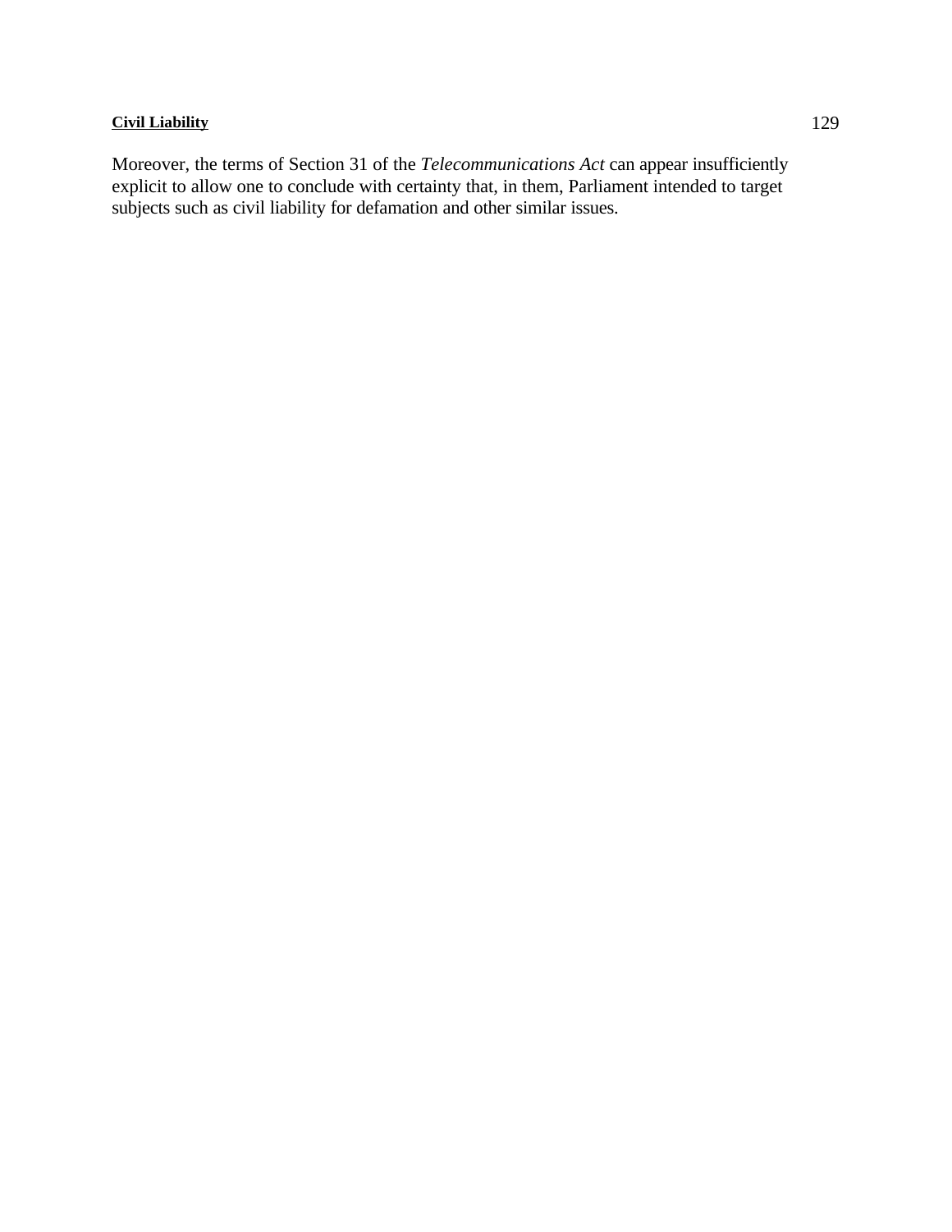Moreover, the terms of Section 31 of the *Telecommunications Act* can appear insufficiently explicit to allow one to conclude with certainty that, in them, Parliament intended to target subjects such as civil liability for defamation and other similar issues.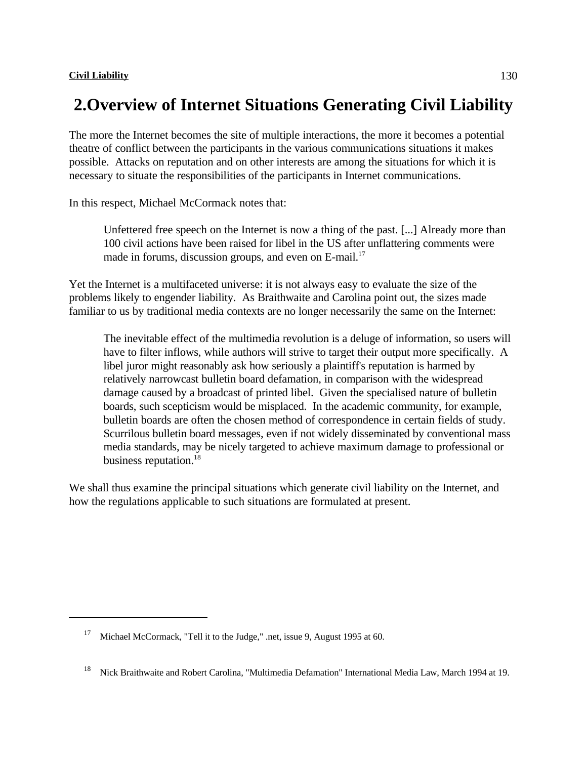## 2.Overview of Internet Situations Generating Civil Liability

The more the Internet becomes the site of multiple interactions, the more it becomes a potential theatre of conflict between the participants in the various communications situations it makes possible. Attacks on reputation and on other interests are among the situations for which it is necessary to situate the responsibilities of the participants in Internet communications.

In this respect, Michael McCormack notes that:

> Unfettered free speech on the Internet is now a thing of the past. [...] Already more than 100 civil actions have been raised for libel in the US after unflattering comments were made in forums, discussion groups, and even on E-mail.[17]

Yet the Internet is a multifaceted universe: it is not always easy to evaluate the size of the problems likely to engender liability. As Braithwaite and Carolina point out, the sizes made familiar to us by traditional media contexts are no longer necessarily the same on the Internet:

> The inevitable effect of the multimedia revolution is a deluge of information, so users will have to filter inflows, while authors will strive to target their output more specifically. A libel juror might reasonably ask how seriously a plaintiff's reputation is harmed by relatively narrowcast bulletin board defamation, in comparison with the widespread damage caused by a broadcast of printed libel. Given the specialised nature of bulletin boards, such scepticism would be misplaced. In the academic community, for example, bulletin boards are often the chosen method of correspondence in certain fields of study. Scurrilous bulletin board messages, even if not widely disseminated by conventional mass media standards, may be nicely targeted to achieve maximum damage to professional or business reputation.[18]

We shall thus examine the principal situations which generate civil liability on the Internet, and how the regulations applicable to such situations are formulated at present.

---

[17] Michael McCormack, "Tell it to the Judge," .net, issue 9, August 1995 at 60.

[18] Nick Braithwaite and Robert Carolina, "Multimedia Defamation" International Media Law, March 1994 at 19.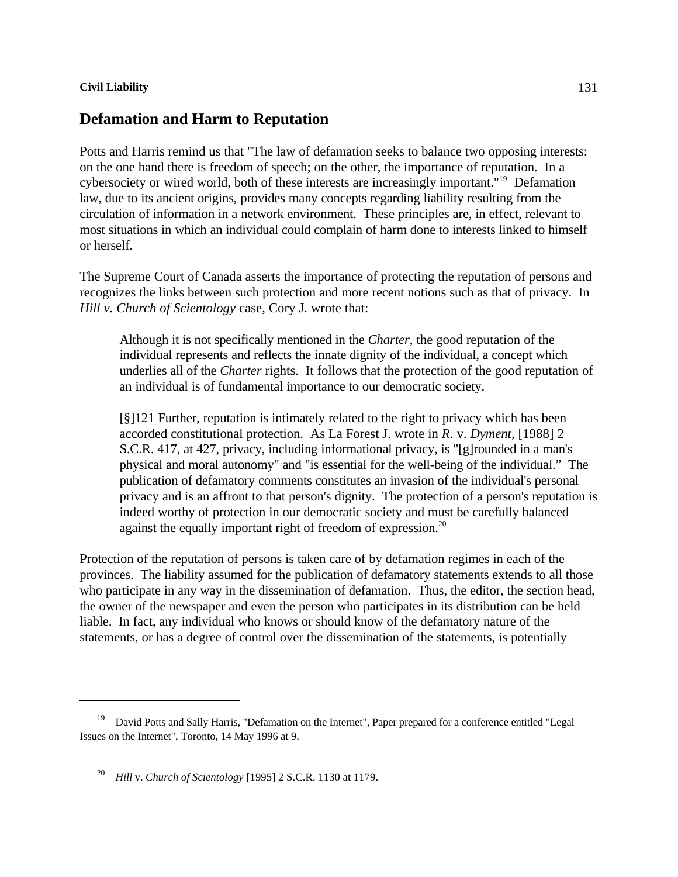## Defamation and Harm to Reputation

Potts and Harris remind us that "The law of defamation seeks to balance two opposing interests: on the one hand there is freedom of speech; on the other, the importance of reputation. In a cybersociety or wired world, both of these interests are increasingly important."[19] Defamation law, due to its ancient origins, provides many concepts regarding liability resulting from the circulation of information in a network environment. These principles are, in effect, relevant to most situations in which an individual could complain of harm done to interests linked to himself or herself.

The Supreme Court of Canada asserts the importance of protecting the reputation of persons and recognizes the links between such protection and more recent notions such as that of privacy. In *Hill v. Church of Scientology* case, Cory J. wrote that:

> Although it is not specifically mentioned in the *Charter*, the good reputation of the individual represents and reflects the innate dignity of the individual, a concept which underlies all of the *Charter* rights. It follows that the protection of the good reputation of an individual is of fundamental importance to our democratic society.
>
> [§]121 Further, reputation is intimately related to the right to privacy which has been accorded constitutional protection. As La Forest J. wrote in *R.* v. *Dyment*, [1988] 2 S.C.R. 417, at 427, privacy, including informational privacy, is "[g]rounded in a man's physical and moral autonomy" and "is essential for the well-being of the individual." The publication of defamatory comments constitutes an invasion of the individual's personal privacy and is an affront to that person's dignity. The protection of a person's reputation is indeed worthy of protection in our democratic society and must be carefully balanced against the equally important right of freedom of expression.[20]

Protection of the reputation of persons is taken care of by defamation regimes in each of the provinces. The liability assumed for the publication of defamatory statements extends to all those who participate in any way in the dissemination of defamation. Thus, the editor, the section head, the owner of the newspaper and even the person who participates in its distribution can be held liable. In fact, any individual who knows or should know of the defamatory nature of the statements, or has a degree of control over the dissemination of the statements, is potentially

---

[19] David Potts and Sally Harris, "Defamation on the Internet", Paper prepared for a conference entitled "Legal Issues on the Internet", Toronto, 14 May 1996 at 9.

[20] *Hill* v. *Church of Scientology* [1995] 2 S.C.R. 1130 at 1179.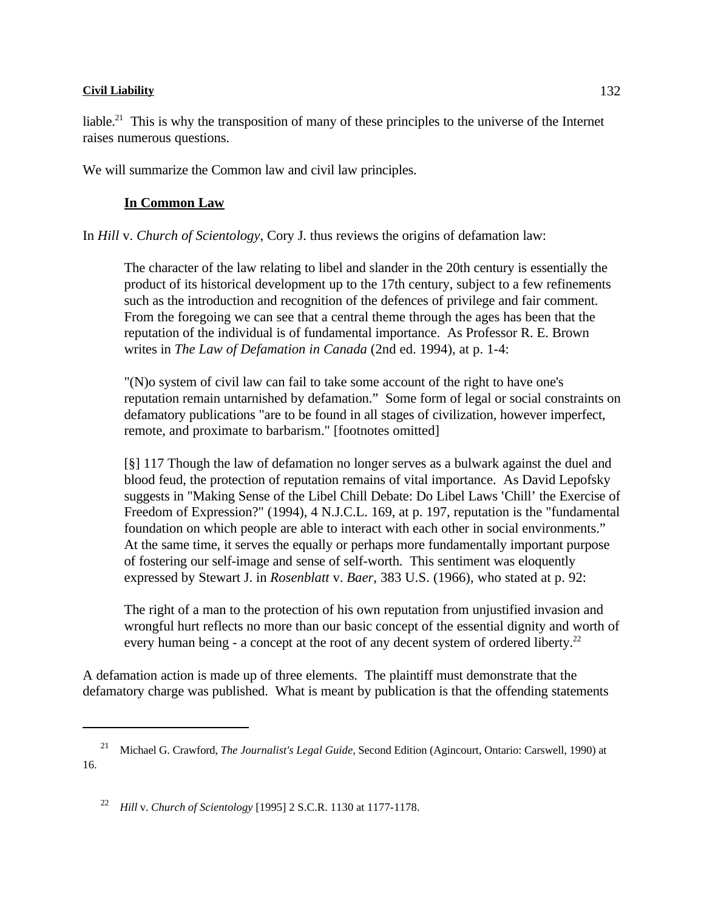liable.[21] This is why the transposition of many of these principles to the universe of the Internet raises numerous questions.

We will summarize the Common law and civil law principles.

### In Common Law

In *Hill* v. *Church of Scientology*, Cory J. thus reviews the origins of defamation law:

> The character of the law relating to libel and slander in the 20th century is essentially the product of its historical development up to the 17th century, subject to a few refinements such as the introduction and recognition of the defences of privilege and fair comment. From the foregoing we can see that a central theme through the ages has been that the reputation of the individual is of fundamental importance. As Professor R. E. Brown writes in *The Law of Defamation in Canada* (2nd ed. 1994), at p. 1-4:
>
> "(N)o system of civil law can fail to take some account of the right to have one's reputation remain untarnished by defamation." Some form of legal or social constraints on defamatory publications "are to be found in all stages of civilization, however imperfect, remote, and proximate to barbarism." [footnotes omitted]
>
> [§] 117 Though the law of defamation no longer serves as a bulwark against the duel and blood feud, the protection of reputation remains of vital importance. As David Lepofsky suggests in "Making Sense of the Libel Chill Debate: Do Libel Laws 'Chill' the Exercise of Freedom of Expression?" (1994), 4 N.J.C.L. 169, at p. 197, reputation is the "fundamental foundation on which people are able to interact with each other in social environments." At the same time, it serves the equally or perhaps more fundamentally important purpose of fostering our self-image and sense of self-worth. This sentiment was eloquently expressed by Stewart J. in *Rosenblatt* v. *Baer*, 383 U.S. (1966), who stated at p. 92:
>
> The right of a man to the protection of his own reputation from unjustified invasion and wrongful hurt reflects no more than our basic concept of the essential dignity and worth of every human being - a concept at the root of any decent system of ordered liberty.[22]

A defamation action is made up of three elements. The plaintiff must demonstrate that the defamatory charge was published. What is meant by publication is that the offending statements

---

[21] Michael G. Crawford, *The Journalist's Legal Guide*, Second Edition (Agincourt, Ontario: Carswell, 1990) at 16.

[22] *Hill* v. *Church of Scientology* [1995] 2 S.C.R. 1130 at 1177-1178.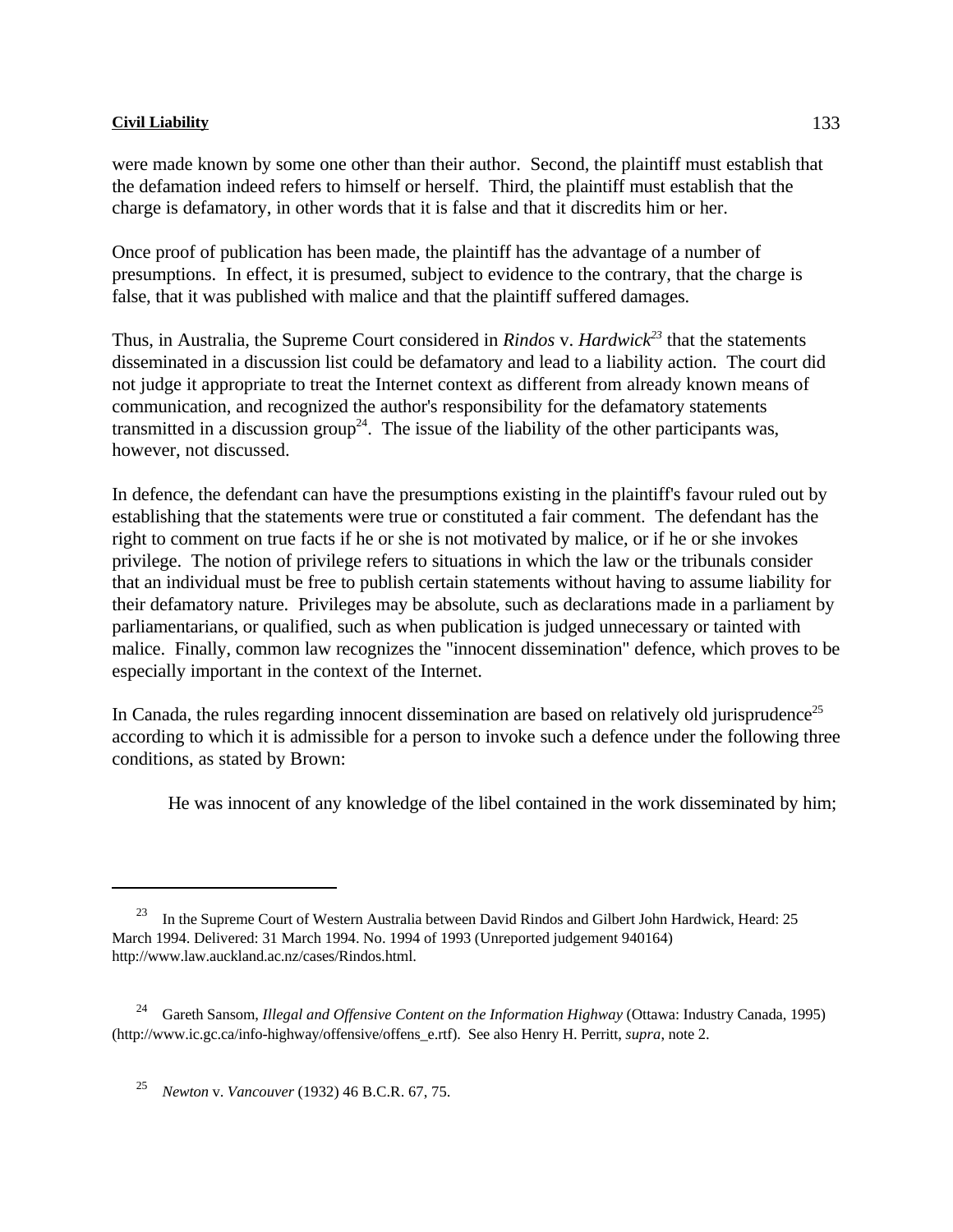were made known by some one other than their author. Second, the plaintiff must establish that the defamation indeed refers to himself or herself. Third, the plaintiff must establish that the charge is defamatory, in other words that it is false and that it discredits him or her.

Once proof of publication has been made, the plaintiff has the advantage of a number of presumptions. In effect, it is presumed, subject to evidence to the contrary, that the charge is false, that it was published with malice and that the plaintiff suffered damages.

Thus, in Australia, the Supreme Court considered in *Rindos* v. *Hardwick*[23] that the statements disseminated in a discussion list could be defamatory and lead to a liability action. The court did not judge it appropriate to treat the Internet context as different from already known means of communication, and recognized the author's responsibility for the defamatory statements transmitted in a discussion group[24]. The issue of the liability of the other participants was, however, not discussed.

In defence, the defendant can have the presumptions existing in the plaintiff's favour ruled out by establishing that the statements were true or constituted a fair comment. The defendant has the right to comment on true facts if he or she is not motivated by malice, or if he or she invokes privilege. The notion of privilege refers to situations in which the law or the tribunals consider that an individual must be free to publish certain statements without having to assume liability for their defamatory nature. Privileges may be absolute, such as declarations made in a parliament by parliamentarians, or qualified, such as when publication is judged unnecessary or tainted with malice. Finally, common law recognizes the "innocent dissemination" defence, which proves to be especially important in the context of the Internet.

In Canada, the rules regarding innocent dissemination are based on relatively old jurisprudence[25] according to which it is admissible for a person to invoke such a defence under the following three conditions, as stated by Brown:

> He was innocent of any knowledge of the libel contained in the work disseminated by him;

---

[23] In the Supreme Court of Western Australia between David Rindos and Gilbert John Hardwick, Heard: 25 March 1994. Delivered: 31 March 1994. No. 1994 of 1993 (Unreported judgement 940164) http://www.law.auckland.ac.nz/cases/Rindos.html.

[24] Gareth Sansom, *Illegal and Offensive Content on the Information Highway* (Ottawa: Industry Canada, 1995) (http://www.ic.gc.ca/info-highway/offensive/offens_e.rtf). See also Henry H. Perritt, *supra*, note 2.

[25] *Newton* v. *Vancouver* (1932) 46 B.C.R. 67, 75.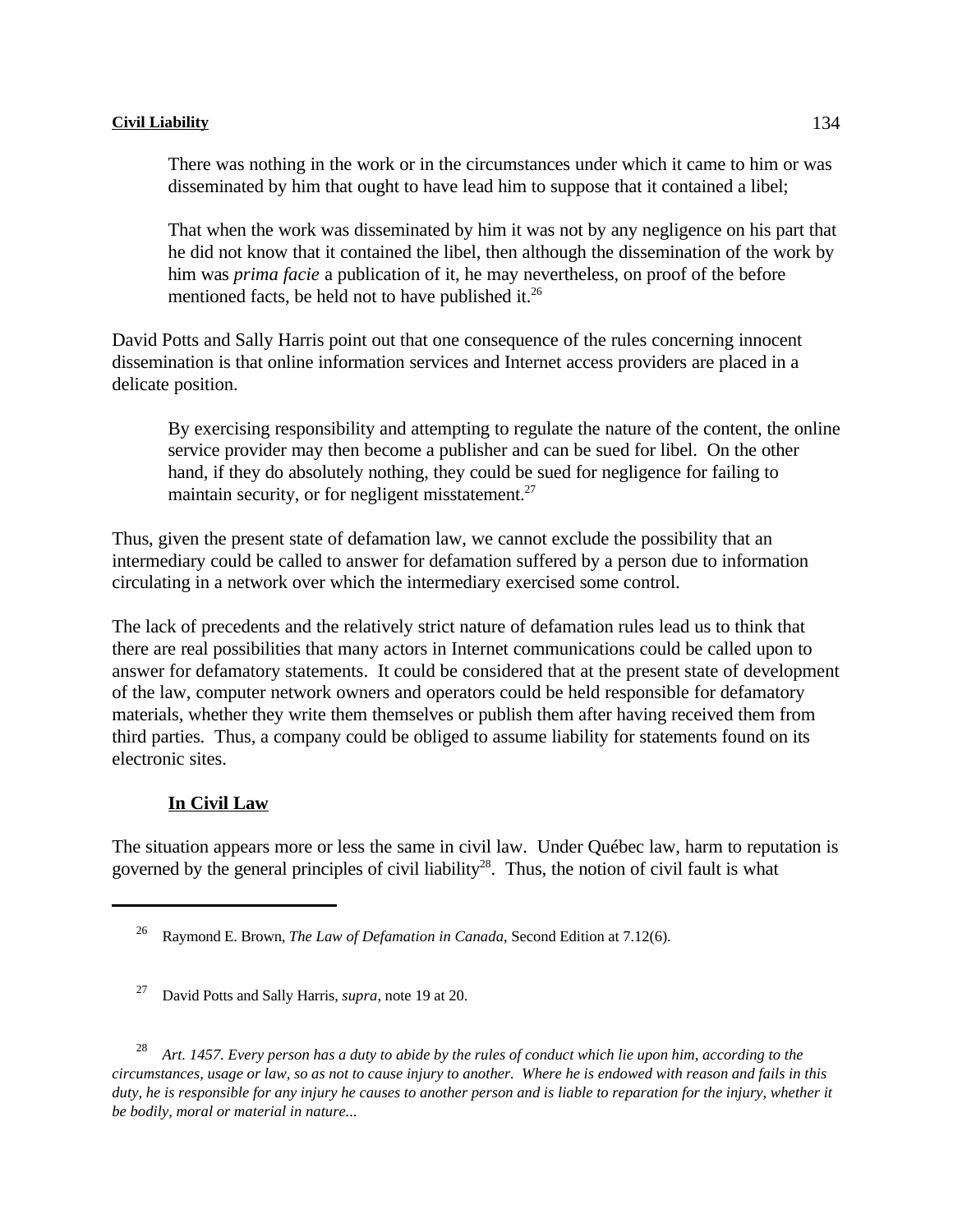> There was nothing in the work or in the circumstances under which it came to him or was disseminated by him that ought to have lead him to suppose that it contained a libel;
>
> That when the work was disseminated by him it was not by any negligence on his part that he did not know that it contained the libel, then although the dissemination of the work by him was *prima facie* a publication of it, he may nevertheless, on proof of the before mentioned facts, be held not to have published it.[26]

David Potts and Sally Harris point out that one consequence of the rules concerning innocent dissemination is that online information services and Internet access providers are placed in a delicate position.

> By exercising responsibility and attempting to regulate the nature of the content, the online service provider may then become a publisher and can be sued for libel. On the other hand, if they do absolutely nothing, they could be sued for negligence for failing to maintain security, or for negligent misstatement.[27]

Thus, given the present state of defamation law, we cannot exclude the possibility that an intermediary could be called to answer for defamation suffered by a person due to information circulating in a network over which the intermediary exercised some control.

The lack of precedents and the relatively strict nature of defamation rules lead us to think that there are real possibilities that many actors in Internet communications could be called upon to answer for defamatory statements. It could be considered that at the present state of development of the law, computer network owners and operators could be held responsible for defamatory materials, whether they write them themselves or publish them after having received them from third parties. Thus, a company could be obliged to assume liability for statements found on its electronic sites.

### In Civil Law

The situation appears more or less the same in civil law. Under Québec law, harm to reputation is governed by the general principles of civil liability[28]. Thus, the notion of civil fault is what

---

[26] Raymond E. Brown, *The Law of Defamation in Canada*, Second Edition at 7.12(6).

[27] David Potts and Sally Harris, *supra*, note 19 at 20.

[28] *Art. 1457. Every person has a duty to abide by the rules of conduct which lie upon him, according to the circumstances, usage or law, so as not to cause injury to another. Where he is endowed with reason and fails in this duty, he is responsible for any injury he causes to another person and is liable to reparation for the injury, whether it be bodily, moral or material in nature...*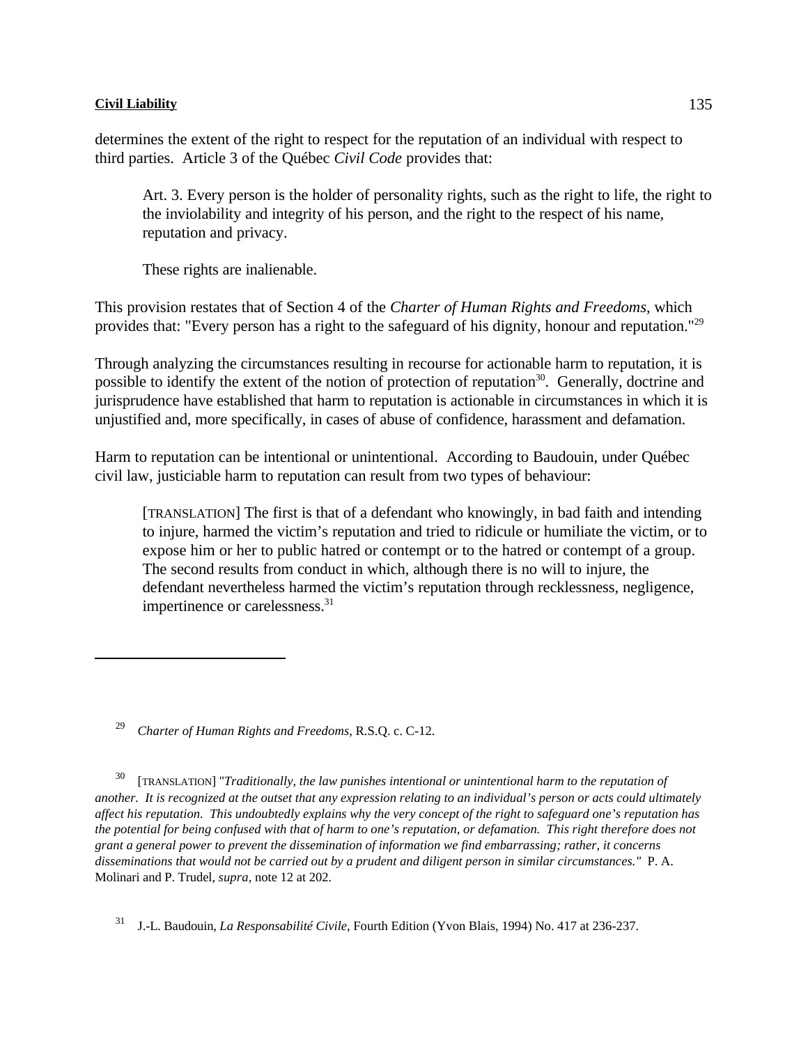determines the extent of the right to respect for the reputation of an individual with respect to third parties. Article 3 of the Québec *Civil Code* provides that:

> Art. 3. Every person is the holder of personality rights, such as the right to life, the right to the inviolability and integrity of his person, and the right to the respect of his name, reputation and privacy.
>
> These rights are inalienable.

This provision restates that of Section 4 of the *Charter of Human Rights and Freedoms*, which provides that: "Every person has a right to the safeguard of his dignity, honour and reputation."[29]

Through analyzing the circumstances resulting in recourse for actionable harm to reputation, it is possible to identify the extent of the notion of protection of reputation[30]. Generally, doctrine and jurisprudence have established that harm to reputation is actionable in circumstances in which it is unjustified and, more specifically, in cases of abuse of confidence, harassment and defamation.

Harm to reputation can be intentional or unintentional. According to Baudouin, under Québec civil law, justiciable harm to reputation can result from two types of behaviour:

> [TRANSLATION] The first is that of a defendant who knowingly, in bad faith and intending to injure, harmed the victim's reputation and tried to ridicule or humiliate the victim, or to expose him or her to public hatred or contempt or to the hatred or contempt of a group. The second results from conduct in which, although there is no will to injure, the defendant nevertheless harmed the victim's reputation through recklessness, negligence, impertinence or carelessness.[31]

---

[29] *Charter of Human Rights and Freedoms*, R.S.Q. c. C-12.

[30] [TRANSLATION] "*Traditionally, the law punishes intentional or unintentional harm to the reputation of another. It is recognized at the outset that any expression relating to an individual's person or acts could ultimately affect his reputation. This undoubtedly explains why the very concept of the right to safeguard one's reputation has the potential for being confused with that of harm to one's reputation, or defamation. This right therefore does not grant a general power to prevent the dissemination of information we find embarrassing; rather, it concerns disseminations that would not be carried out by a prudent and diligent person in similar circumstances.*" P. A. Molinari and P. Trudel, *supra*, note 12 at 202.

[31] J.-L. Baudouin, *La Responsabilité Civile*, Fourth Edition (Yvon Blais, 1994) No. 417 at 236-237.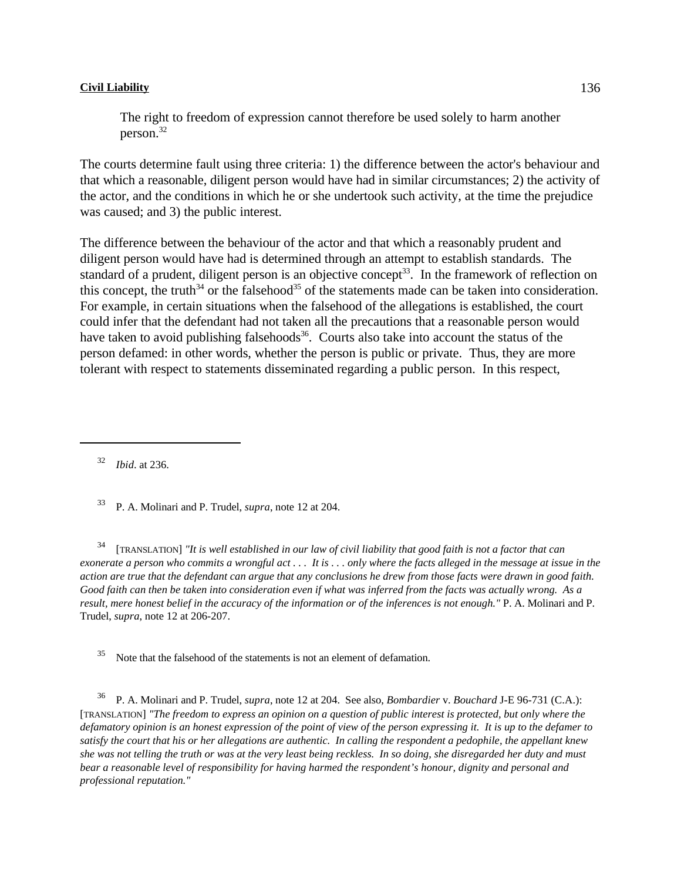> The right to freedom of expression cannot therefore be used solely to harm another person.[32]

The courts determine fault using three criteria: 1) the difference between the actor's behaviour and that which a reasonable, diligent person would have had in similar circumstances; 2) the activity of the actor, and the conditions in which he or she undertook such activity, at the time the prejudice was caused; and 3) the public interest.

The difference between the behaviour of the actor and that which a reasonably prudent and diligent person would have had is determined through an attempt to establish standards. The standard of a prudent, diligent person is an objective concept[33]. In the framework of reflection on this concept, the truth[34] or the falsehood[35] of the statements made can be taken into consideration. For example, in certain situations when the falsehood of the allegations is established, the court could infer that the defendant had not taken all the precautions that a reasonable person would have taken to avoid publishing falsehoods[36]. Courts also take into account the status of the person defamed: in other words, whether the person is public or private. Thus, they are more tolerant with respect to statements disseminated regarding a public person. In this respect,

---

[32] *Ibid*. at 236.

[33] P. A. Molinari and P. Trudel, *supra*, note 12 at 204.

[34] [TRANSLATION] *"It is well established in our law of civil liability that good faith is not a factor that can exonerate a person who commits a wrongful act . . . It is . . . only where the facts alleged in the message at issue in the action are true that the defendant can argue that any conclusions he drew from those facts were drawn in good faith. Good faith can then be taken into consideration even if what was inferred from the facts was actually wrong. As a result, mere honest belief in the accuracy of the information or of the inferences is not enough."* P. A. Molinari and P. Trudel, *supra*, note 12 at 206-207.

[35] Note that the falsehood of the statements is not an element of defamation.

[36] P. A. Molinari and P. Trudel, *supra*, note 12 at 204. See also, *Bombardier* v. *Bouchard* J-E 96-731 (C.A.): [TRANSLATION] *"The freedom to express an opinion on a question of public interest is protected, but only where the defamatory opinion is an honest expression of the point of view of the person expressing it. It is up to the defamer to satisfy the court that his or her allegations are authentic. In calling the respondent a pedophile, the appellant knew she was not telling the truth or was at the very least being reckless. In so doing, she disregarded her duty and must bear a reasonable level of responsibility for having harmed the respondent's honour, dignity and personal and professional reputation."*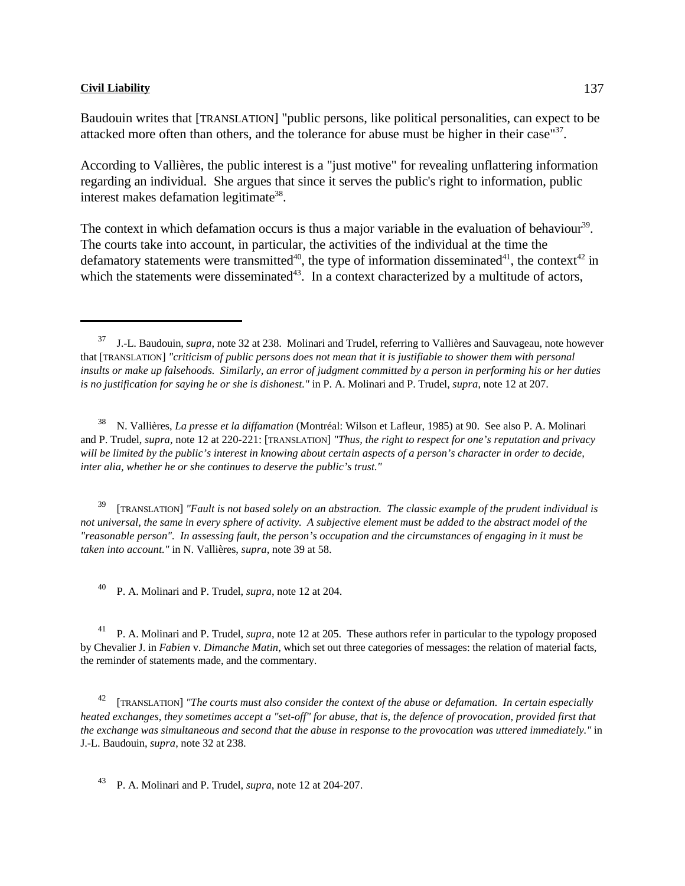Baudouin writes that [TRANSLATION] "public persons, like political personalities, can expect to be attacked more often than others, and the tolerance for abuse must be higher in their case"[37].

According to Vallières, the public interest is a "just motive" for revealing unflattering information regarding an individual. She argues that since it serves the public's right to information, public interest makes defamation legitimate[38].

The context in which defamation occurs is thus a major variable in the evaluation of behaviour[39]. The courts take into account, in particular, the activities of the individual at the time the defamatory statements were transmitted[40], the type of information disseminated[41], the context[42] in which the statements were disseminated[43]. In a context characterized by a multitude of actors,

---

[37] J.-L. Baudouin, *supra*, note 32 at 238. Molinari and Trudel, referring to Vallières and Sauvageau, note however that [TRANSLATION] *"criticism of public persons does not mean that it is justifiable to shower them with personal insults or make up falsehoods. Similarly, an error of judgment committed by a person in performing his or her duties is no justification for saying he or she is dishonest."* in P. A. Molinari and P. Trudel, *supra*, note 12 at 207.

[38] N. Vallières, *La presse et la diffamation* (Montréal: Wilson et Lafleur, 1985) at 90. See also P. A. Molinari and P. Trudel, *supra*, note 12 at 220-221: [TRANSLATION] *"Thus, the right to respect for one's reputation and privacy will be limited by the public's interest in knowing about certain aspects of a person's character in order to decide, inter alia, whether he or she continues to deserve the public's trust."*

[39] [TRANSLATION] *"Fault is not based solely on an abstraction. The classic example of the prudent individual is not universal, the same in every sphere of activity. A subjective element must be added to the abstract model of the "reasonable person". In assessing fault, the person's occupation and the circumstances of engaging in it must be taken into account."* in N. Vallières, *supra*, note 39 at 58.

[40] P. A. Molinari and P. Trudel, *supra*, note 12 at 204.

[41] P. A. Molinari and P. Trudel, *supra*, note 12 at 205. These authors refer in particular to the typology proposed by Chevalier J. in *Fabien* v. *Dimanche Matin*, which set out three categories of messages: the relation of material facts, the reminder of statements made, and the commentary.

[42] [TRANSLATION] *"The courts must also consider the context of the abuse or defamation. In certain especially heated exchanges, they sometimes accept a "set-off" for abuse, that is, the defence of provocation, provided first that the exchange was simultaneous and second that the abuse in response to the provocation was uttered immediately."* in J.-L. Baudouin, *supra*, note 32 at 238.

[43] P. A. Molinari and P. Trudel, *supra*, note 12 at 204-207.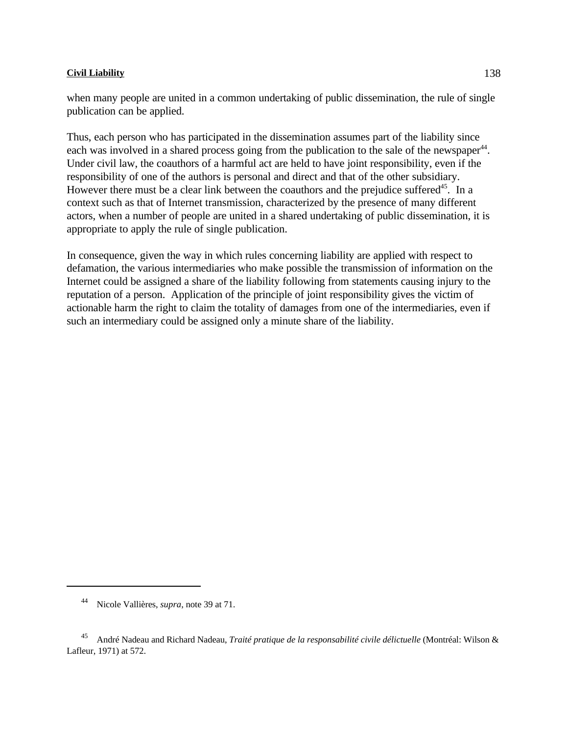when many people are united in a common undertaking of public dissemination, the rule of single publication can be applied.

Thus, each person who has participated in the dissemination assumes part of the liability since each was involved in a shared process going from the publication to the sale of the newspaper[44]. Under civil law, the coauthors of a harmful act are held to have joint responsibility, even if the responsibility of one of the authors is personal and direct and that of the other subsidiary. However there must be a clear link between the coauthors and the prejudice suffered[45]. In a context such as that of Internet transmission, characterized by the presence of many different actors, when a number of people are united in a shared undertaking of public dissemination, it is appropriate to apply the rule of single publication.

In consequence, given the way in which rules concerning liability are applied with respect to defamation, the various intermediaries who make possible the transmission of information on the Internet could be assigned a share of the liability following from statements causing injury to the reputation of a person. Application of the principle of joint responsibility gives the victim of actionable harm the right to claim the totality of damages from one of the intermediaries, even if such an intermediary could be assigned only a minute share of the liability.

---

[44] Nicole Vallières, *supra*, note 39 at 71.

[45] André Nadeau and Richard Nadeau, *Traité pratique de la responsabilité civile délictuelle* (Montréal: Wilson & Lafleur, 1971) at 572.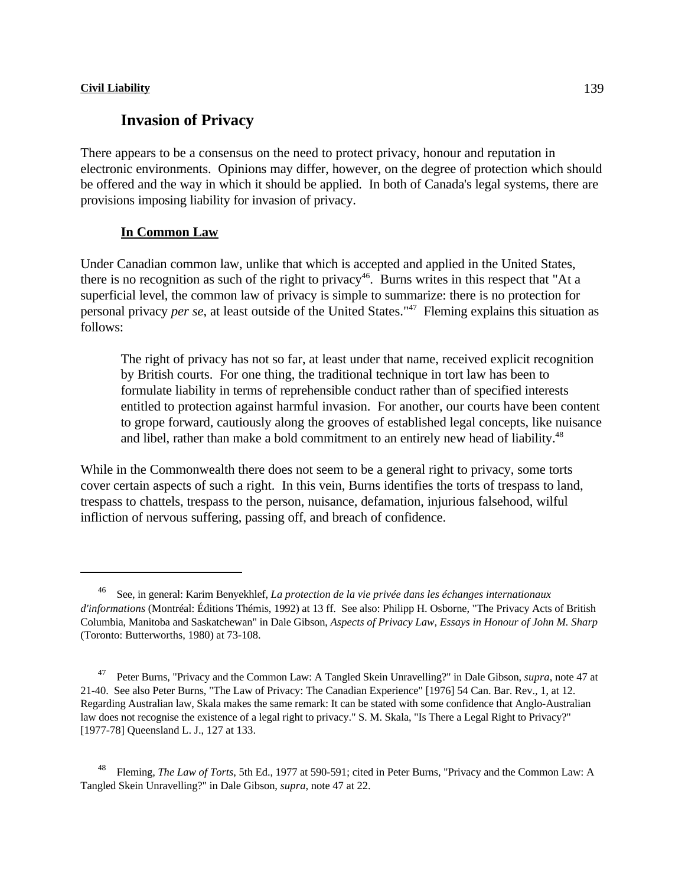## Invasion of Privacy

There appears to be a consensus on the need to protect privacy, honour and reputation in electronic environments. Opinions may differ, however, on the degree of protection which should be offered and the way in which it should be applied. In both of Canada's legal systems, there are provisions imposing liability for invasion of privacy.

### In Common Law

Under Canadian common law, unlike that which is accepted and applied in the United States, there is no recognition as such of the right to privacy[46]. Burns writes in this respect that "At a superficial level, the common law of privacy is simple to summarize: there is no protection for personal privacy *per se*, at least outside of the United States."[47] Fleming explains this situation as follows:

> The right of privacy has not so far, at least under that name, received explicit recognition by British courts. For one thing, the traditional technique in tort law has been to formulate liability in terms of reprehensible conduct rather than of specified interests entitled to protection against harmful invasion. For another, our courts have been content to grope forward, cautiously along the grooves of established legal concepts, like nuisance and libel, rather than make a bold commitment to an entirely new head of liability.[48]

While in the Commonwealth there does not seem to be a general right to privacy, some torts cover certain aspects of such a right. In this vein, Burns identifies the torts of trespass to land, trespass to chattels, trespass to the person, nuisance, defamation, injurious falsehood, wilful infliction of nervous suffering, passing off, and breach of confidence.

---

[46] See, in general: Karim Benyekhlef, *La protection de la vie privée dans les échanges internationaux d'informations* (Montréal: Éditions Thémis, 1992) at 13 ff. See also: Philipp H. Osborne, "The Privacy Acts of British Columbia, Manitoba and Saskatchewan" in Dale Gibson, *Aspects of Privacy Law, Essays in Honour of John M. Sharp* (Toronto: Butterworths, 1980) at 73-108.

[47] Peter Burns, "Privacy and the Common Law: A Tangled Skein Unravelling?" in Dale Gibson, *supra*, note 47 at 21-40. See also Peter Burns, "The Law of Privacy: The Canadian Experience" [1976] 54 Can. Bar. Rev., 1, at 12. Regarding Australian law, Skala makes the same remark: It can be stated with some confidence that Anglo-Australian law does not recognise the existence of a legal right to privacy." S. M. Skala, "Is There a Legal Right to Privacy?" [1977-78] Queensland L. J., 127 at 133.

[48] Fleming, *The Law of Torts*, 5th Ed., 1977 at 590-591; cited in Peter Burns, "Privacy and the Common Law: A Tangled Skein Unravelling?" in Dale Gibson, *supra*, note 47 at 22.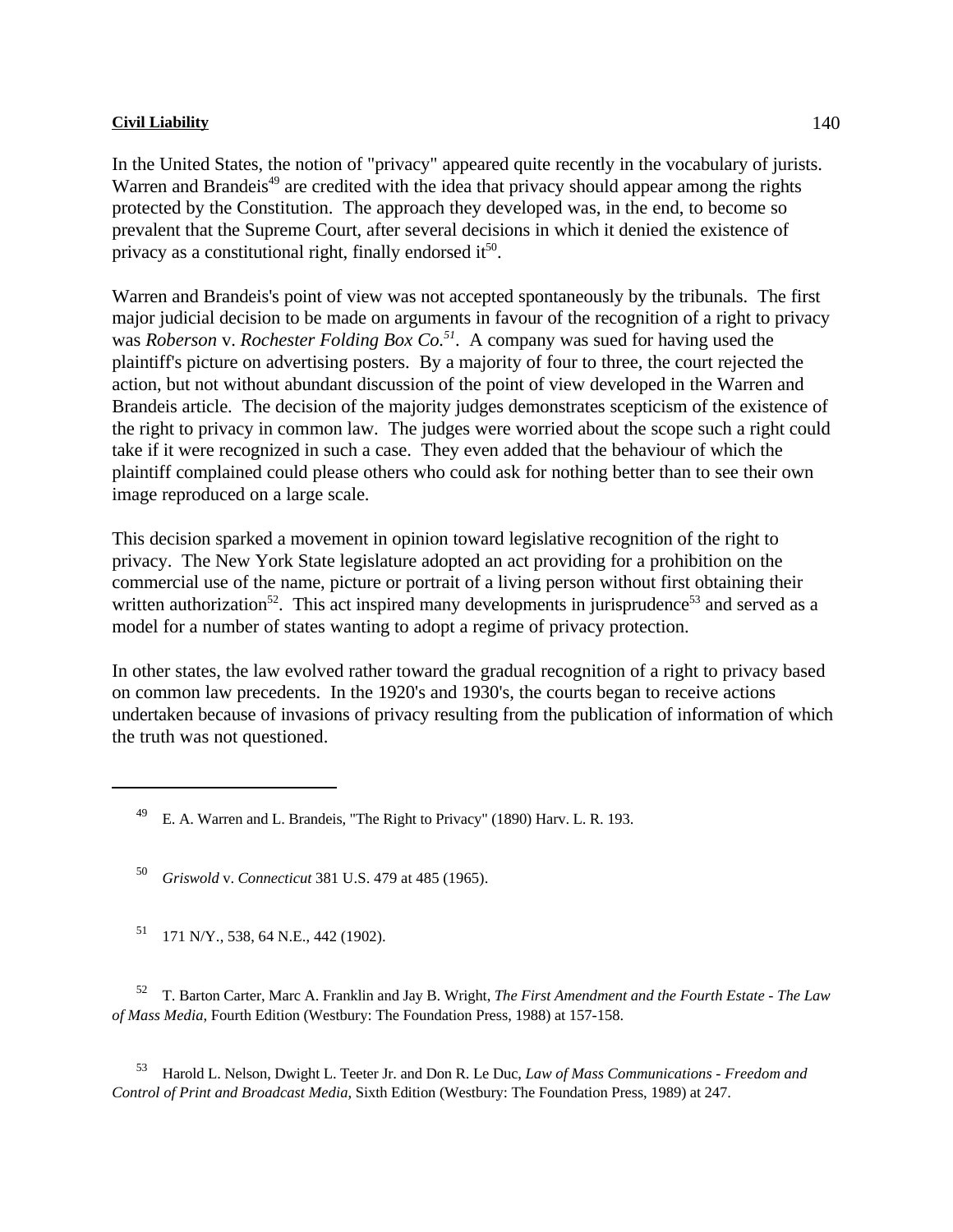In the United States, the notion of "privacy" appeared quite recently in the vocabulary of jurists. Warren and Brandeis[49] are credited with the idea that privacy should appear among the rights protected by the Constitution. The approach they developed was, in the end, to become so prevalent that the Supreme Court, after several decisions in which it denied the existence of privacy as a constitutional right, finally endorsed it[50].

Warren and Brandeis's point of view was not accepted spontaneously by the tribunals. The first major judicial decision to be made on arguments in favour of the recognition of a right to privacy was *Roberson* v. *Rochester Folding Box Co.*[51]. A company was sued for having used the plaintiff's picture on advertising posters. By a majority of four to three, the court rejected the action, but not without abundant discussion of the point of view developed in the Warren and Brandeis article. The decision of the majority judges demonstrates scepticism of the existence of the right to privacy in common law. The judges were worried about the scope such a right could take if it were recognized in such a case. They even added that the behaviour of which the plaintiff complained could please others who could ask for nothing better than to see their own image reproduced on a large scale.

This decision sparked a movement in opinion toward legislative recognition of the right to privacy. The New York State legislature adopted an act providing for a prohibition on the commercial use of the name, picture or portrait of a living person without first obtaining their written authorization[52]. This act inspired many developments in jurisprudence[53] and served as a model for a number of states wanting to adopt a regime of privacy protection.

In other states, the law evolved rather toward the gradual recognition of a right to privacy based on common law precedents. In the 1920's and 1930's, the courts began to receive actions undertaken because of invasions of privacy resulting from the publication of information of which the truth was not questioned.

---

[49] E. A. Warren and L. Brandeis, "The Right to Privacy" (1890) Harv. L. R. 193.

[50] *Griswold* v. *Connecticut* 381 U.S. 479 at 485 (1965).

[51] 171 N/Y., 538, 64 N.E., 442 (1902).

[52] T. Barton Carter, Marc A. Franklin and Jay B. Wright, *The First Amendment and the Fourth Estate - The Law of Mass Media*, Fourth Edition (Westbury: The Foundation Press, 1988) at 157-158.

[53] Harold L. Nelson, Dwight L. Teeter Jr. and Don R. Le Duc, *Law of Mass Communications - Freedom and Control of Print and Broadcast Media*, Sixth Edition (Westbury: The Foundation Press, 1989) at 247.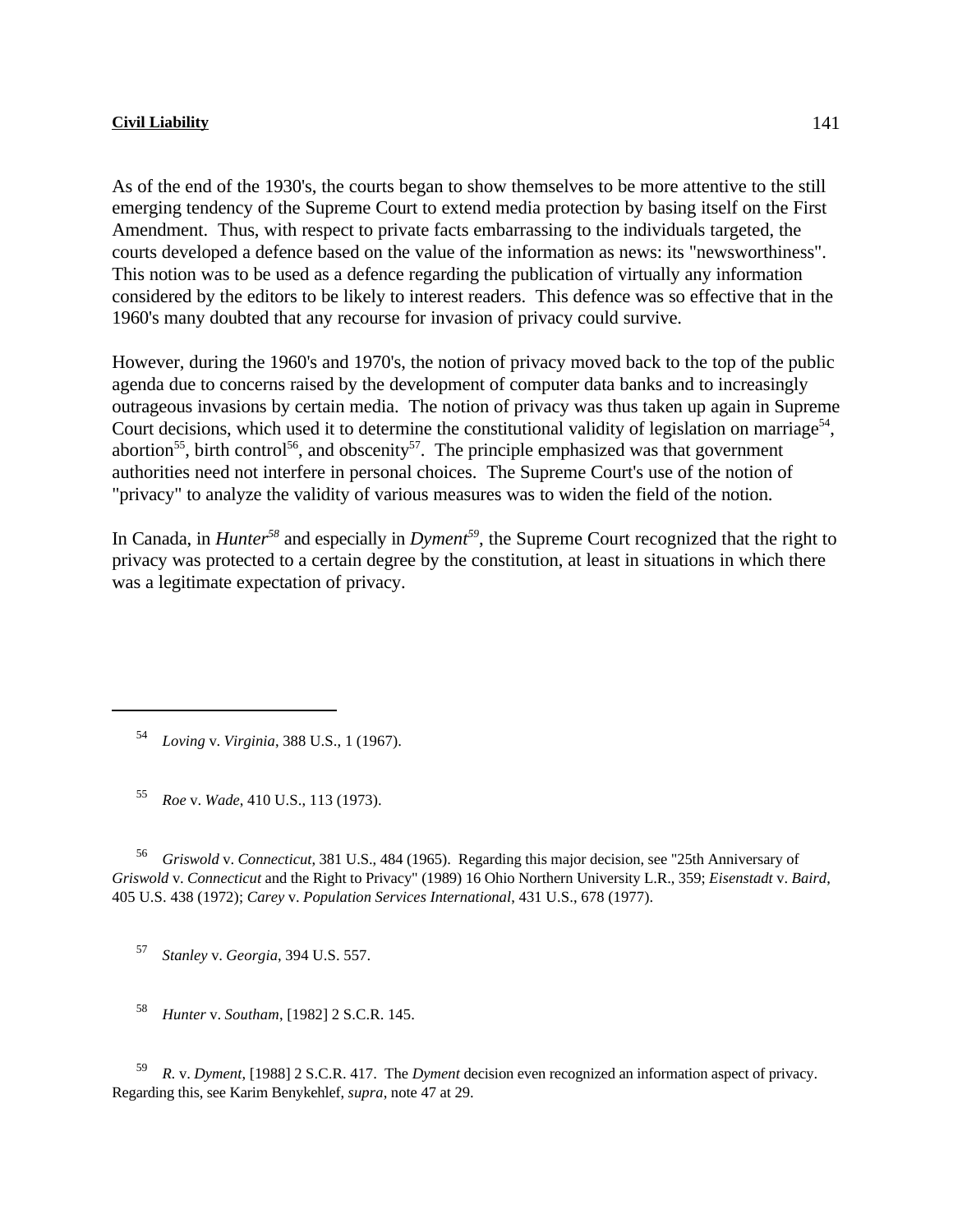As of the end of the 1930's, the courts began to show themselves to be more attentive to the still emerging tendency of the Supreme Court to extend media protection by basing itself on the First Amendment. Thus, with respect to private facts embarrassing to the individuals targeted, the courts developed a defence based on the value of the information as news: its "newsworthiness". This notion was to be used as a defence regarding the publication of virtually any information considered by the editors to be likely to interest readers. This defence was so effective that in the 1960's many doubted that any recourse for invasion of privacy could survive.

However, during the 1960's and 1970's, the notion of privacy moved back to the top of the public agenda due to concerns raised by the development of computer data banks and to increasingly outrageous invasions by certain media. The notion of privacy was thus taken up again in Supreme Court decisions, which used it to determine the constitutional validity of legislation on marriage[54], abortion[55], birth control[56], and obscenity[57]. The principle emphasized was that government authorities need not interfere in personal choices. The Supreme Court's use of the notion of "privacy" to analyze the validity of various measures was to widen the field of the notion.

In Canada, in *Hunter*[58] and especially in *Dyment*[59], the Supreme Court recognized that the right to privacy was protected to a certain degree by the constitution, at least in situations in which there was a legitimate expectation of privacy.

---

[54] *Loving* v. *Virginia*, 388 U.S., 1 (1967).

[55] *Roe* v. *Wade*, 410 U.S., 113 (1973).

[56] *Griswold* v. *Connecticut*, 381 U.S., 484 (1965). Regarding this major decision, see "25th Anniversary of *Griswold* v. *Connecticut* and the Right to Privacy" (1989) 16 Ohio Northern University L.R., 359; *Eisenstadt* v. *Baird*, 405 U.S. 438 (1972); *Carey* v. *Population Services International*, 431 U.S., 678 (1977).

[57] *Stanley* v. *Georgia*, 394 U.S. 557.

[58] *Hunter* v. *Southam*, [1982] 2 S.C.R. 145.

[59] *R.* v. *Dyment*, [1988] 2 S.C.R. 417. The *Dyment* decision even recognized an information aspect of privacy. Regarding this, see Karim Benykehlef, *supra*, note 47 at 29.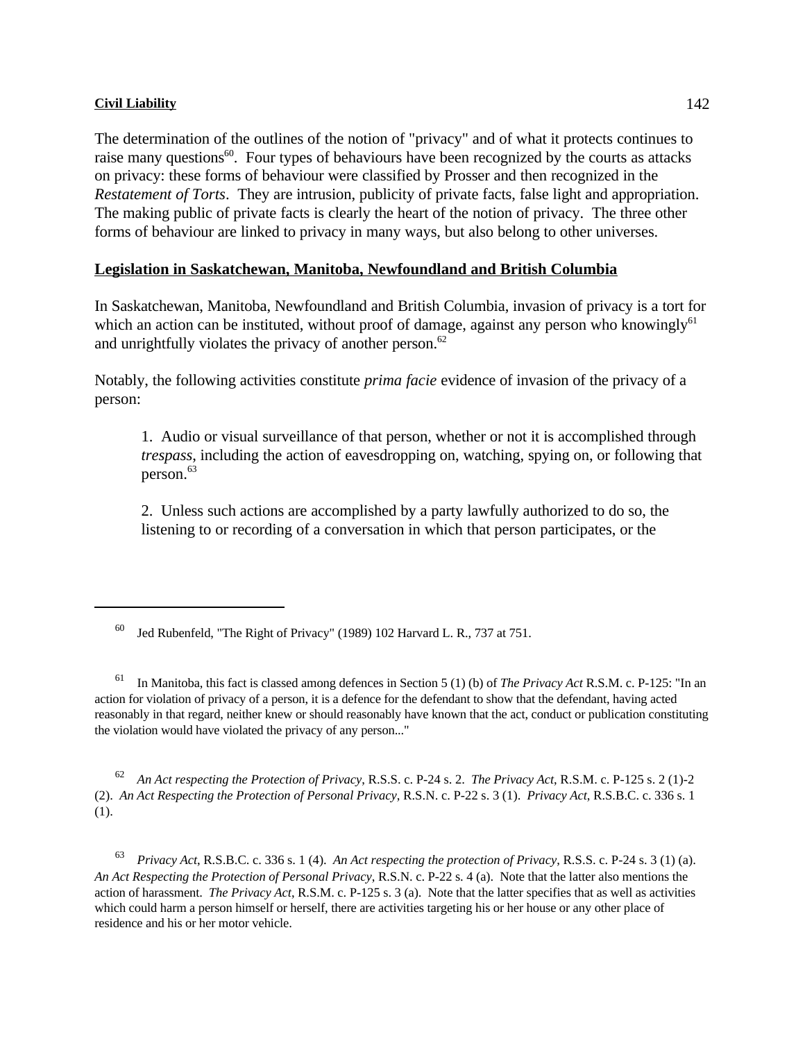The determination of the outlines of the notion of "privacy" and of what it protects continues to raise many questions[60]. Four types of behaviours have been recognized by the courts as attacks on privacy: these forms of behaviour were classified by Prosser and then recognized in the *Restatement of Torts*. They are intrusion, publicity of private facts, false light and appropriation. The making public of private facts is clearly the heart of the notion of privacy. The three other forms of behaviour are linked to privacy in many ways, but also belong to other universes.

## Legislation in Saskatchewan, Manitoba, Newfoundland and British Columbia

In Saskatchewan, Manitoba, Newfoundland and British Columbia, invasion of privacy is a tort for which an action can be instituted, without proof of damage, against any person who knowingly[61] and unrightfully violates the privacy of another person.[62]

Notably, the following activities constitute *prima facie* evidence of invasion of the privacy of a person:

> 1. Audio or visual surveillance of that person, whether or not it is accomplished through *trespass*, including the action of eavesdropping on, watching, spying on, or following that person.[63]
>
> 2. Unless such actions are accomplished by a party lawfully authorized to do so, the listening to or recording of a conversation in which that person participates, or the

---

[60] Jed Rubenfeld, "The Right of Privacy" (1989) 102 Harvard L. R., 737 at 751.

[61] In Manitoba, this fact is classed among defences in Section 5 (1) (b) of *The Privacy Act* R.S.M. c. P-125: "In an action for violation of privacy of a person, it is a defence for the defendant to show that the defendant, having acted reasonably in that regard, neither knew or should reasonably have known that the act, conduct or publication constituting the violation would have violated the privacy of any person..."

[62] *An Act respecting the Protection of Privacy*, R.S.S. c. P-24 s. 2. *The Privacy Act*, R.S.M. c. P-125 s. 2 (1)-2 (2). *An Act Respecting the Protection of Personal Privacy*, R.S.N. c. P-22 s. 3 (1). *Privacy Act*, R.S.B.C. c. 336 s. 1 (1).

[63] *Privacy Act*, R.S.B.C. c. 336 s. 1 (4). *An Act respecting the protection of Privacy*, R.S.S. c. P-24 s. 3 (1) (a). *An Act Respecting the Protection of Personal Privacy*, R.S.N. c. P-22 s. 4 (a). Note that the latter also mentions the action of harassment. *The Privacy Act*, R.S.M. c. P-125 s. 3 (a). Note that the latter specifies that as well as activities which could harm a person himself or herself, there are activities targeting his or her house or any other place of residence and his or her motor vehicle.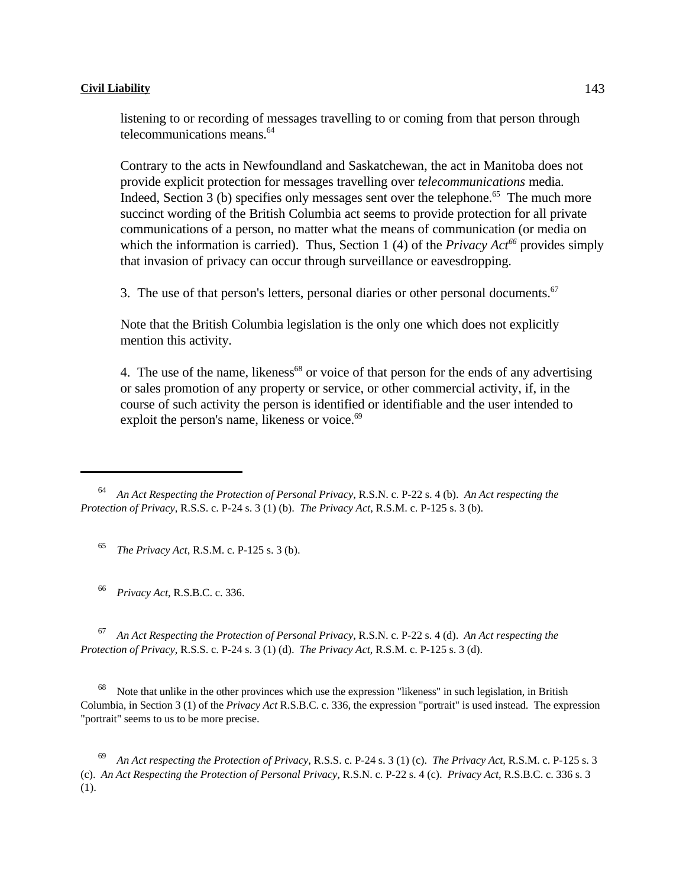listening to or recording of messages travelling to or coming from that person through telecommunications means.[64]

Contrary to the acts in Newfoundland and Saskatchewan, the act in Manitoba does not provide explicit protection for messages travelling over *telecommunications* media. Indeed, Section 3 (b) specifies only messages sent over the telephone.[65] The much more succinct wording of the British Columbia act seems to provide protection for all private communications of a person, no matter what the means of communication (or media on which the information is carried). Thus, Section 1 (4) of the *Privacy Act*[66] provides simply that invasion of privacy can occur through surveillance or eavesdropping.

3. The use of that person's letters, personal diaries or other personal documents.[67]

Note that the British Columbia legislation is the only one which does not explicitly mention this activity.

4. The use of the name, likeness[68] or voice of that person for the ends of any advertising or sales promotion of any property or service, or other commercial activity, if, in the course of such activity the person is identified or identifiable and the user intended to exploit the person's name, likeness or voice.[69]

---

[64] *An Act Respecting the Protection of Personal Privacy*, R.S.N. c. P-22 s. 4 (b). *An Act respecting the Protection of Privacy*, R.S.S. c. P-24 s. 3 (1) (b). *The Privacy Act*, R.S.M. c. P-125 s. 3 (b).

[65] *The Privacy Act*, R.S.M. c. P-125 s. 3 (b).

[66] *Privacy Act*, R.S.B.C. c. 336.

[67] *An Act Respecting the Protection of Personal Privacy*, R.S.N. c. P-22 s. 4 (d). *An Act respecting the Protection of Privacy*, R.S.S. c. P-24 s. 3 (1) (d). *The Privacy Act*, R.S.M. c. P-125 s. 3 (d).

[68] Note that unlike in the other provinces which use the expression "likeness" in such legislation, in British Columbia, in Section 3 (1) of the *Privacy Act* R.S.B.C. c. 336, the expression "portrait" is used instead. The expression "portrait" seems to us to be more precise.

[69] *An Act respecting the Protection of Privacy*, R.S.S. c. P-24 s. 3 (1) (c). *The Privacy Act*, R.S.M. c. P-125 s. 3 (c). *An Act Respecting the Protection of Personal Privacy*, R.S.N. c. P-22 s. 4 (c). *Privacy Act*, R.S.B.C. c. 336 s. 3 (1).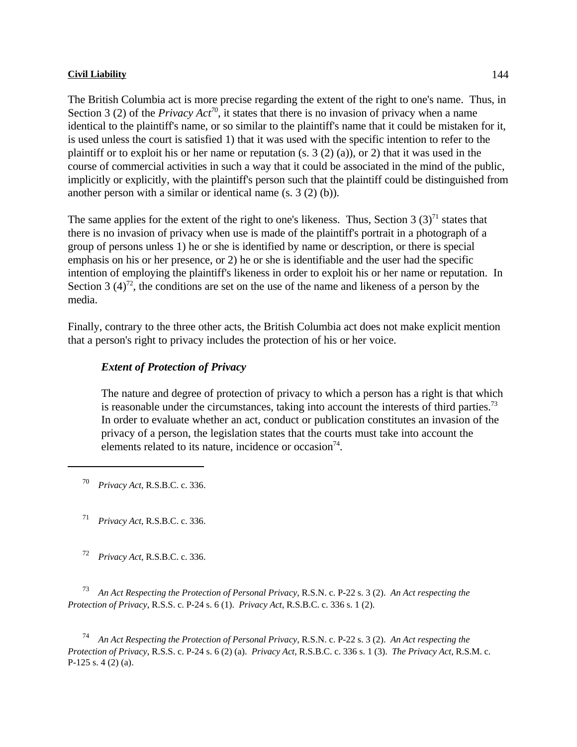The British Columbia act is more precise regarding the extent of the right to one's name. Thus, in Section 3 (2) of the *Privacy Act*[70], it states that there is no invasion of privacy when a name identical to the plaintiff's name, or so similar to the plaintiff's name that it could be mistaken for it, is used unless the court is satisfied 1) that it was used with the specific intention to refer to the plaintiff or to exploit his or her name or reputation (s. 3 (2) (a)), or 2) that it was used in the course of commercial activities in such a way that it could be associated in the mind of the public, implicitly or explicitly, with the plaintiff's person such that the plaintiff could be distinguished from another person with a similar or identical name (s. 3 (2) (b)).

The same applies for the extent of the right to one's likeness. Thus, Section 3 (3)[71] states that there is no invasion of privacy when use is made of the plaintiff's portrait in a photograph of a group of persons unless 1) he or she is identified by name or description, or there is special emphasis on his or her presence, or 2) he or she is identifiable and the user had the specific intention of employing the plaintiff's likeness in order to exploit his or her name or reputation. In Section 3 (4)[72], the conditions are set on the use of the name and likeness of a person by the media.

Finally, contrary to the three other acts, the British Columbia act does not make explicit mention that a person's right to privacy includes the protection of his or her voice.

### *Extent of Protection of Privacy*

The nature and degree of protection of privacy to which a person has a right is that which is reasonable under the circumstances, taking into account the interests of third parties.[73] In order to evaluate whether an act, conduct or publication constitutes an invasion of the privacy of a person, the legislation states that the courts must take into account the elements related to its nature, incidence or occasion[74].

---

[70] *Privacy Act*, R.S.B.C. c. 336.

[71] *Privacy Act*, R.S.B.C. c. 336.

[72] *Privacy Act*, R.S.B.C. c. 336.

[73] *An Act Respecting the Protection of Personal Privacy*, R.S.N. c. P-22 s. 3 (2). *An Act respecting the Protection of Privacy*, R.S.S. c. P-24 s. 6 (1). *Privacy Act*, R.S.B.C. c. 336 s. 1 (2).

[74] *An Act Respecting the Protection of Personal Privacy*, R.S.N. c. P-22 s. 3 (2). *An Act respecting the Protection of Privacy*, R.S.S. c. P-24 s. 6 (2) (a). *Privacy Act*, R.S.B.C. c. 336 s. 1 (3). *The Privacy Act*, R.S.M. c. P-125 s. 4 (2) (a).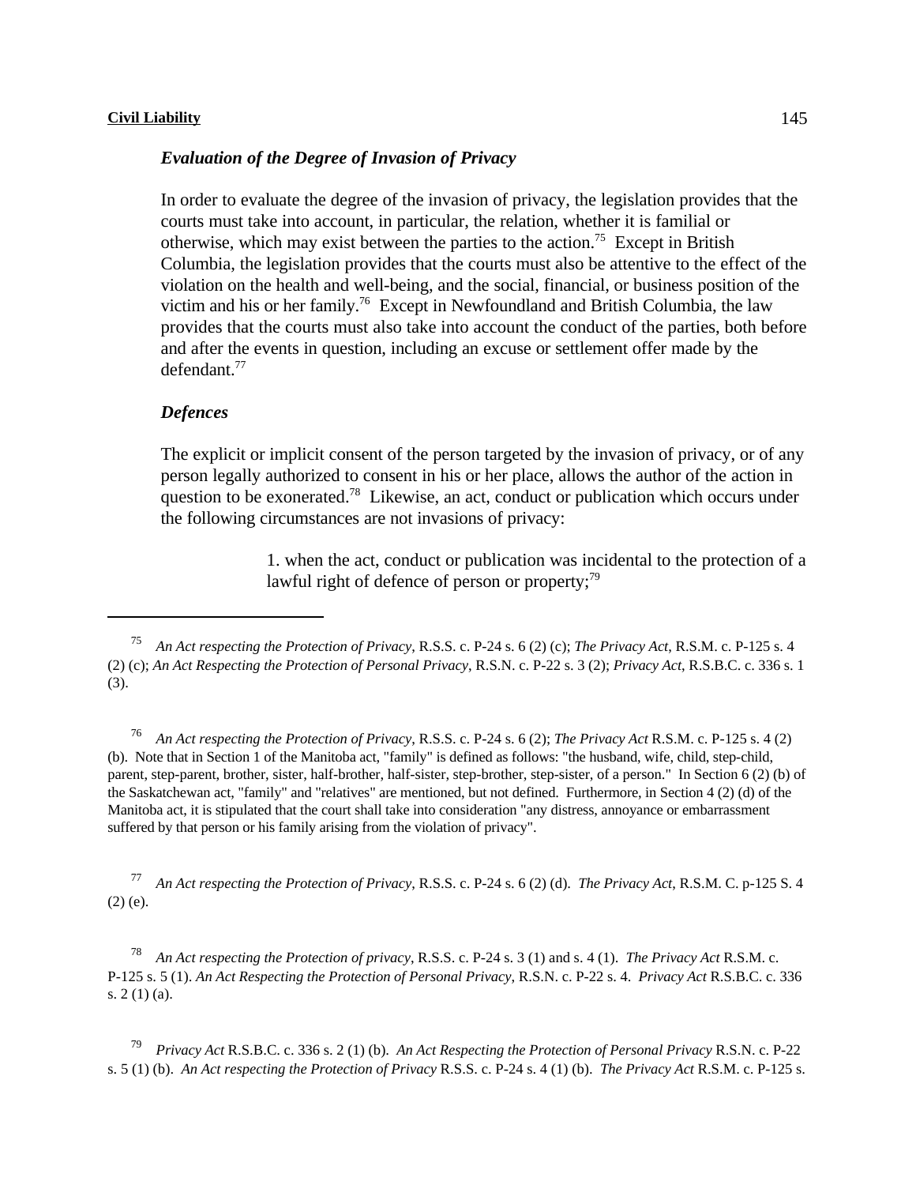### *Evaluation of the Degree of Invasion of Privacy*

In order to evaluate the degree of the invasion of privacy, the legislation provides that the courts must take into account, in particular, the relation, whether it is familial or otherwise, which may exist between the parties to the action.[75] Except in British Columbia, the legislation provides that the courts must also be attentive to the effect of the violation on the health and well-being, and the social, financial, or business position of the victim and his or her family.[76] Except in Newfoundland and British Columbia, the law provides that the courts must also take into account the conduct of the parties, both before and after the events in question, including an excuse or settlement offer made by the defendant.[77]

### *Defences*

The explicit or implicit consent of the person targeted by the invasion of privacy, or of any person legally authorized to consent in his or her place, allows the author of the action in question to be exonerated.[78] Likewise, an act, conduct or publication which occurs under the following circumstances are not invasions of privacy:

> 1. when the act, conduct or publication was incidental to the protection of a lawful right of defence of person or property;[79]

---

[75] *An Act respecting the Protection of Privacy*, R.S.S. c. P-24 s. 6 (2) (c); *The Privacy Act*, R.S.M. c. P-125 s. 4 (2) (c); *An Act Respecting the Protection of Personal Privacy*, R.S.N. c. P-22 s. 3 (2); *Privacy Act*, R.S.B.C. c. 336 s. 1 (3).

[76] *An Act respecting the Protection of Privacy*, R.S.S. c. P-24 s. 6 (2); *The Privacy Act* R.S.M. c. P-125 s. 4 (2) (b). Note that in Section 1 of the Manitoba act, "family" is defined as follows: "the husband, wife, child, step-child, parent, step-parent, brother, sister, half-brother, half-sister, step-brother, step-sister, of a person." In Section 6 (2) (b) of the Saskatchewan act, "family" and "relatives" are mentioned, but not defined. Furthermore, in Section 4 (2) (d) of the Manitoba act, it is stipulated that the court shall take into consideration "any distress, annoyance or embarrassment suffered by that person or his family arising from the violation of privacy".

[77] *An Act respecting the Protection of Privacy*, R.S.S. c. P-24 s. 6 (2) (d). *The Privacy Act*, R.S.M. C. p-125 S. 4 (2) (e).

[78] *An Act respecting the Protection of privacy*, R.S.S. c. P-24 s. 3 (1) and s. 4 (1). *The Privacy Act* R.S.M. c. P-125 s. 5 (1). *An Act Respecting the Protection of Personal Privacy*, R.S.N. c. P-22 s. 4. *Privacy Act* R.S.B.C. c. 336 s. 2 (1) (a).

[79] *Privacy Act* R.S.B.C. c. 336 s. 2 (1) (b). *An Act Respecting the Protection of Personal Privacy* R.S.N. c. P-22 s. 5 (1) (b). *An Act respecting the Protection of Privacy* R.S.S. c. P-24 s. 4 (1) (b). *The Privacy Act* R.S.M. c. P-125 s.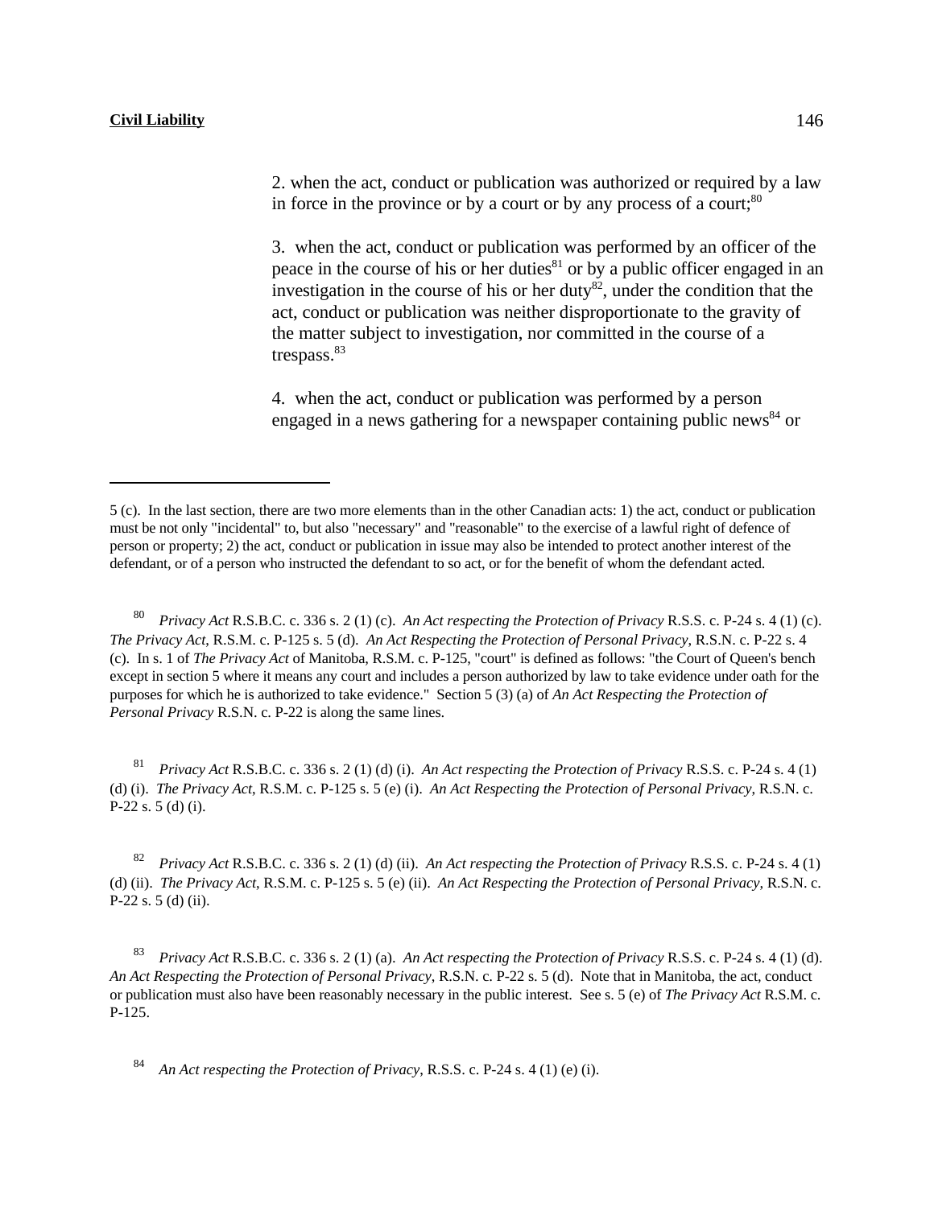2. when the act, conduct or publication was authorized or required by a law in force in the province or by a court or by any process of a court;[80]

3. when the act, conduct or publication was performed by an officer of the peace in the course of his or her duties[81] or by a public officer engaged in an investigation in the course of his or her duty[82], under the condition that the act, conduct or publication was neither disproportionate to the gravity of the matter subject to investigation, nor committed in the course of a trespass.[83]

4. when the act, conduct or publication was performed by a person engaged in a news gathering for a newspaper containing public news[84] or

---

5 (c). In the last section, there are two more elements than in the other Canadian acts: 1) the act, conduct or publication must be not only "incidental" to, but also "necessary" and "reasonable" to the exercise of a lawful right of defence of person or property; 2) the act, conduct or publication in issue may also be intended to protect another interest of the defendant, or of a person who instructed the defendant to so act, or for the benefit of whom the defendant acted.

[80] *Privacy Act* R.S.B.C. c. 336 s. 2 (1) (c). *An Act respecting the Protection of Privacy* R.S.S. c. P-24 s. 4 (1) (c). *The Privacy Act*, R.S.M. c. P-125 s. 5 (d). *An Act Respecting the Protection of Personal Privacy*, R.S.N. c. P-22 s. 4 (c). In s. 1 of *The Privacy Act* of Manitoba, R.S.M. c. P-125, "court" is defined as follows: "the Court of Queen's bench except in section 5 where it means any court and includes a person authorized by law to take evidence under oath for the purposes for which he is authorized to take evidence." Section 5 (3) (a) of *An Act Respecting the Protection of Personal Privacy* R.S.N. c. P-22 is along the same lines.

[81] *Privacy Act* R.S.B.C. c. 336 s. 2 (1) (d) (i). *An Act respecting the Protection of Privacy* R.S.S. c. P-24 s. 4 (1) (d) (i). *The Privacy Act*, R.S.M. c. P-125 s. 5 (e) (i). *An Act Respecting the Protection of Personal Privacy*, R.S.N. c. P-22 s. 5 (d) (i).

[82] *Privacy Act* R.S.B.C. c. 336 s. 2 (1) (d) (ii). *An Act respecting the Protection of Privacy* R.S.S. c. P-24 s. 4 (1) (d) (ii). *The Privacy Act*, R.S.M. c. P-125 s. 5 (e) (ii). *An Act Respecting the Protection of Personal Privacy*, R.S.N. c. P-22 s. 5 (d) (ii).

[83] *Privacy Act* R.S.B.C. c. 336 s. 2 (1) (a). *An Act respecting the Protection of Privacy* R.S.S. c. P-24 s. 4 (1) (d). *An Act Respecting the Protection of Personal Privacy*, R.S.N. c. P-22 s. 5 (d). Note that in Manitoba, the act, conduct or publication must also have been reasonably necessary in the public interest. See s. 5 (e) of *The Privacy Act* R.S.M. c. P-125.

[84] *An Act respecting the Protection of Privacy*, R.S.S. c. P-24 s. 4 (1) (e) (i).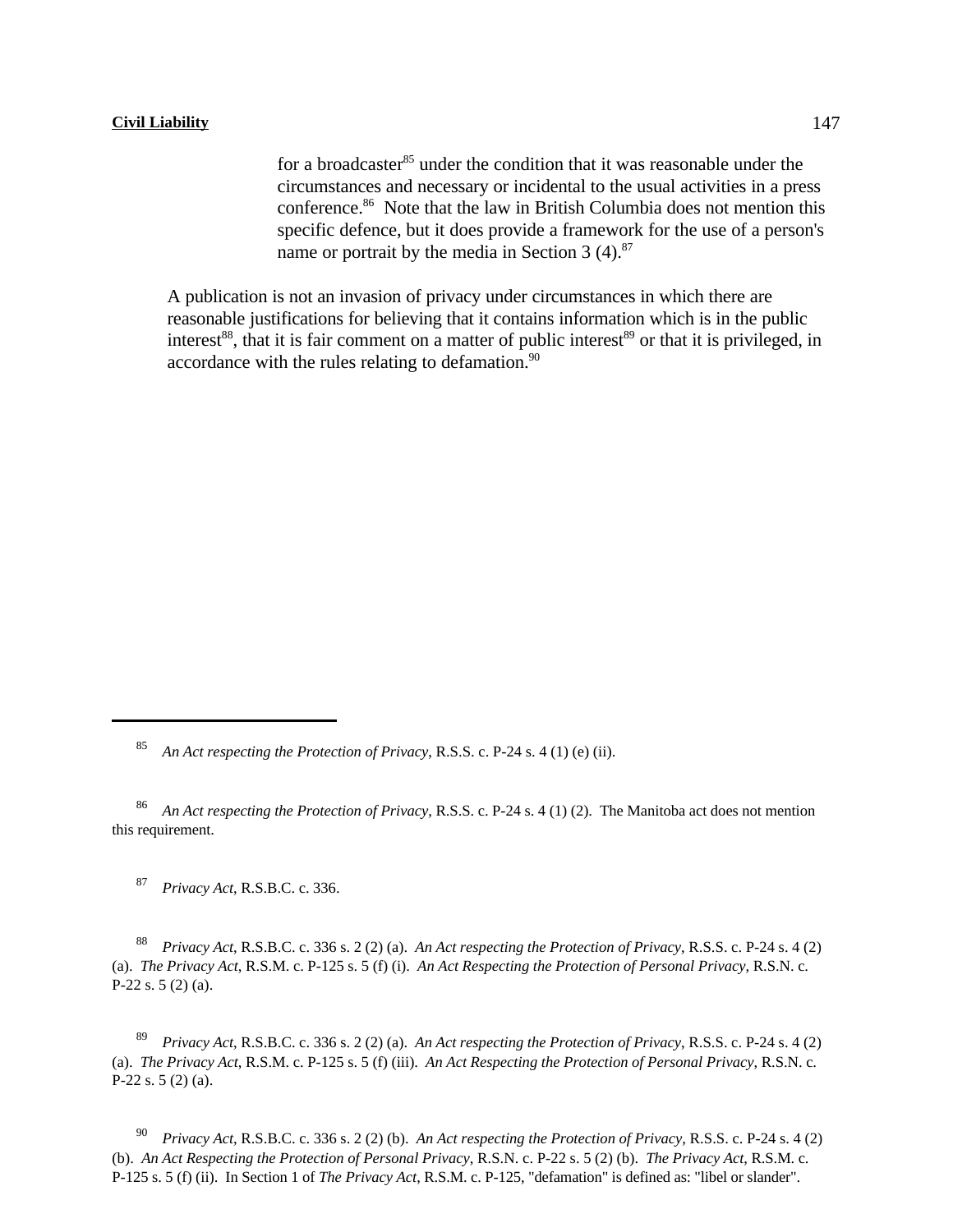for a broadcaster[85] under the condition that it was reasonable under the circumstances and necessary or incidental to the usual activities in a press conference.[86] Note that the law in British Columbia does not mention this specific defence, but it does provide a framework for the use of a person's name or portrait by the media in Section 3 (4).[87]

A publication is not an invasion of privacy under circumstances in which there are reasonable justifications for believing that it contains information which is in the public interest[88], that it is fair comment on a matter of public interest[89] or that it is privileged, in accordance with the rules relating to defamation.[90]

---

[85] *An Act respecting the Protection of Privacy*, R.S.S. c. P-24 s. 4 (1) (e) (ii).

[86] *An Act respecting the Protection of Privacy*, R.S.S. c. P-24 s. 4 (1) (2). The Manitoba act does not mention this requirement.

[87] *Privacy Act*, R.S.B.C. c. 336.

[88] *Privacy Act*, R.S.B.C. c. 336 s. 2 (2) (a). *An Act respecting the Protection of Privacy*, R.S.S. c. P-24 s. 4 (2) (a). *The Privacy Act*, R.S.M. c. P-125 s. 5 (f) (i). *An Act Respecting the Protection of Personal Privacy*, R.S.N. c. P-22 s. 5 (2) (a).

[89] *Privacy Act*, R.S.B.C. c. 336 s. 2 (2) (a). *An Act respecting the Protection of Privacy*, R.S.S. c. P-24 s. 4 (2) (a). *The Privacy Act*, R.S.M. c. P-125 s. 5 (f) (iii). *An Act Respecting the Protection of Personal Privacy*, R.S.N. c. P-22 s. 5 (2) (a).

[90] *Privacy Act*, R.S.B.C. c. 336 s. 2 (2) (b). *An Act respecting the Protection of Privacy*, R.S.S. c. P-24 s. 4 (2) (b). *An Act Respecting the Protection of Personal Privacy*, R.S.N. c. P-22 s. 5 (2) (b). *The Privacy Act*, R.S.M. c. P-125 s. 5 (f) (ii). In Section 1 of *The Privacy Act*, R.S.M. c. P-125, "defamation" is defined as: "libel or slander".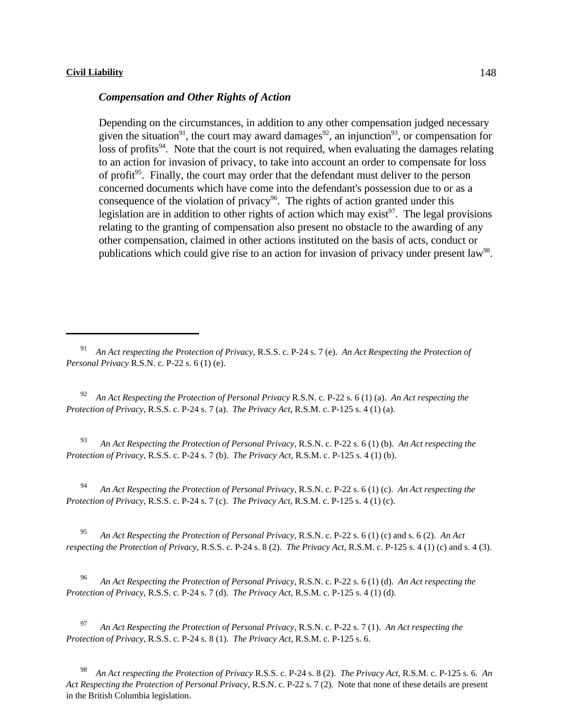### *Compensation and Other Rights of Action*

Depending on the circumstances, in addition to any other compensation judged necessary given the situation[91], the court may award damages[92], an injunction[93], or compensation for loss of profits[94]. Note that the court is not required, when evaluating the damages relating to an action for invasion of privacy, to take into account an order to compensate for loss of profit[95]. Finally, the court may order that the defendant must deliver to the person concerned documents which have come into the defendant's possession due to or as a consequence of the violation of privacy[96]. The rights of action granted under this legislation are in addition to other rights of action which may exist[97]. The legal provisions relating to the granting of compensation also present no obstacle to the awarding of any other compensation, claimed in other actions instituted on the basis of acts, conduct or publications which could give rise to an action for invasion of privacy under present law[98].

---

[91] *An Act respecting the Protection of Privacy*, R.S.S. c. P-24 s. 7 (e). *An Act Respecting the Protection of Personal Privacy* R.S.N. c. P-22 s. 6 (1) (e).

[92] *An Act Respecting the Protection of Personal Privacy* R.S.N. c. P-22 s. 6 (1) (a). *An Act respecting the Protection of Privacy*, R.S.S. c. P-24 s. 7 (a). *The Privacy Act*, R.S.M. c. P-125 s. 4 (1) (a).

[93] *An Act Respecting the Protection of Personal Privacy*, R.S.N. c. P-22 s. 6 (1) (b). *An Act respecting the Protection of Privacy*, R.S.S. c. P-24 s. 7 (b). *The Privacy Act*, R.S.M. c. P-125 s. 4 (1) (b).

[94] *An Act Respecting the Protection of Personal Privacy*, R.S.N. c. P-22 s. 6 (1) (c). *An Act respecting the Protection of Privacy*, R.S.S. c. P-24 s. 7 (c). *The Privacy Act*, R.S.M. c. P-125 s. 4 (1) (c).

[95] *An Act Respecting the Protection of Personal Privacy*, R.S.N. c. P-22 s. 6 (1) (c) and s. 6 (2). *An Act respecting the Protection of Privacy*, R.S.S. c. P-24 s. 8 (2). *The Privacy Act*, R.S.M. c. P-125 s. 4 (1) (c) and s. 4 (3).

[96] *An Act Respecting the Protection of Personal Privacy*, R.S.N. c. P-22 s. 6 (1) (d). *An Act respecting the Protection of Privacy*, R.S.S. c. P-24 s. 7 (d). *The Privacy Act*, R.S.M. c. P-125 s. 4 (1) (d).

[97] *An Act Respecting the Protection of Personal Privacy*, R.S.N. c. P-22 s. 7 (1). *An Act respecting the Protection of Privacy*, R.S.S. c. P-24 s. 8 (1). *The Privacy Act*, R.S.M. c. P-125 s. 6.

[98] *An Act respecting the Protection of Privacy* R.S.S. c. P-24 s. 8 (2). *The Privacy Act*, R.S.M. c. P-125 s. 6. *An Act Respecting the Protection of Personal Privacy*, R.S.N. c. P-22 s. 7 (2). Note that none of these details are present in the British Columbia legislation.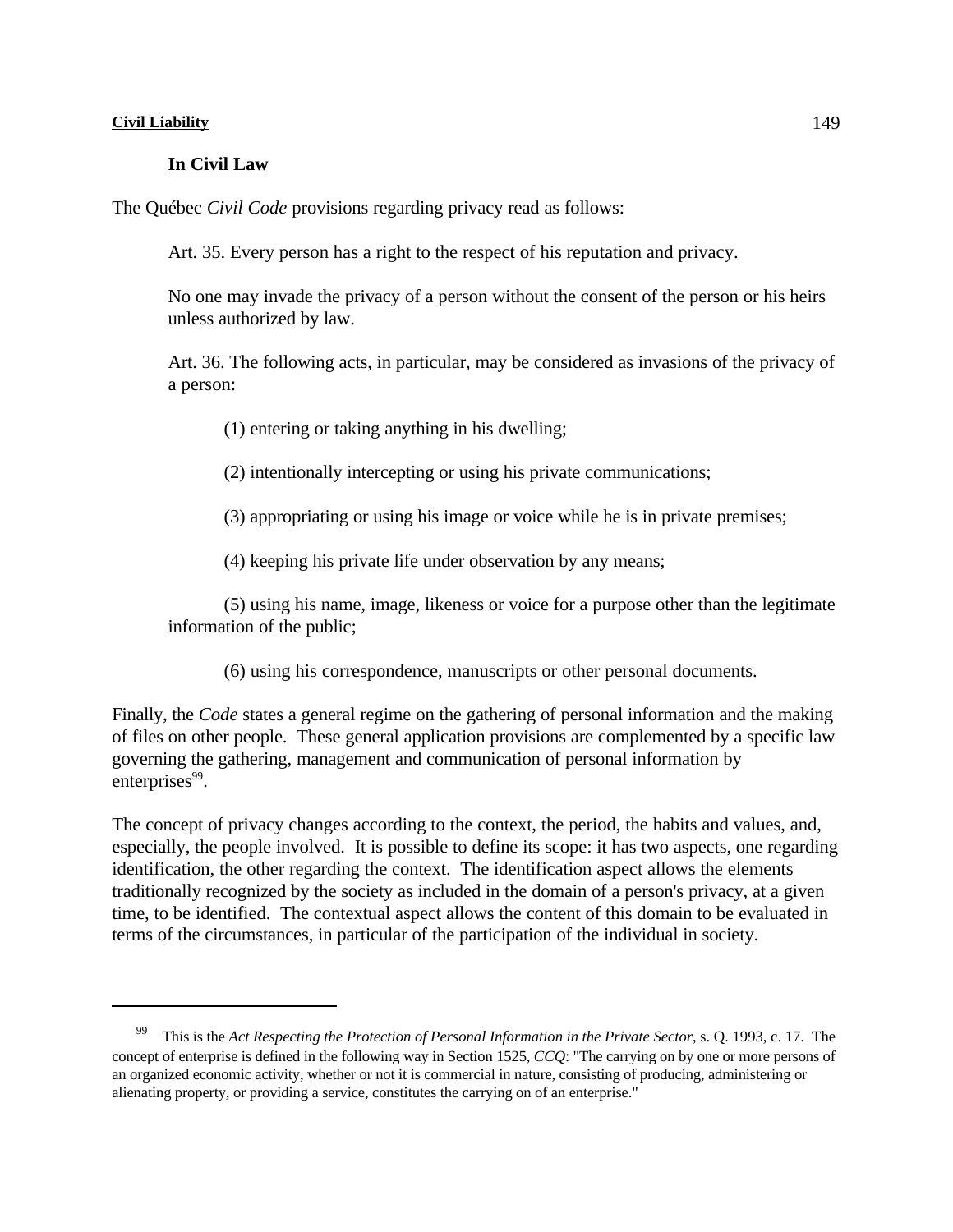## In Civil Law

The Québec *Civil Code* provisions regarding privacy read as follows:

> Art. 35. Every person has a right to the respect of his reputation and privacy.
>
> No one may invade the privacy of a person without the consent of the person or his heirs unless authorized by law.
>
> Art. 36. The following acts, in particular, may be considered as invasions of the privacy of a person:
>
> (1) entering or taking anything in his dwelling;
>
> (2) intentionally intercepting or using his private communications;
>
> (3) appropriating or using his image or voice while he is in private premises;
>
> (4) keeping his private life under observation by any means;
>
> (5) using his name, image, likeness or voice for a purpose other than the legitimate information of the public;
>
> (6) using his correspondence, manuscripts or other personal documents.

Finally, the *Code* states a general regime on the gathering of personal information and the making of files on other people. These general application provisions are complemented by a specific law governing the gathering, management and communication of personal information by enterprises[99].

The concept of privacy changes according to the context, the period, the habits and values, and, especially, the people involved. It is possible to define its scope: it has two aspects, one regarding identification, the other regarding the context. The identification aspect allows the elements traditionally recognized by the society as included in the domain of a person's privacy, at a given time, to be identified. The contextual aspect allows the content of this domain to be evaluated in terms of the circumstances, in particular of the participation of the individual in society.

---

[99] This is the *Act Respecting the Protection of Personal Information in the Private Sector*, s. Q. 1993, c. 17. The concept of enterprise is defined in the following way in Section 1525, *CCQ*: "The carrying on by one or more persons of an organized economic activity, whether or not it is commercial in nature, consisting of producing, administering or alienating property, or providing a service, constitutes the carrying on of an enterprise."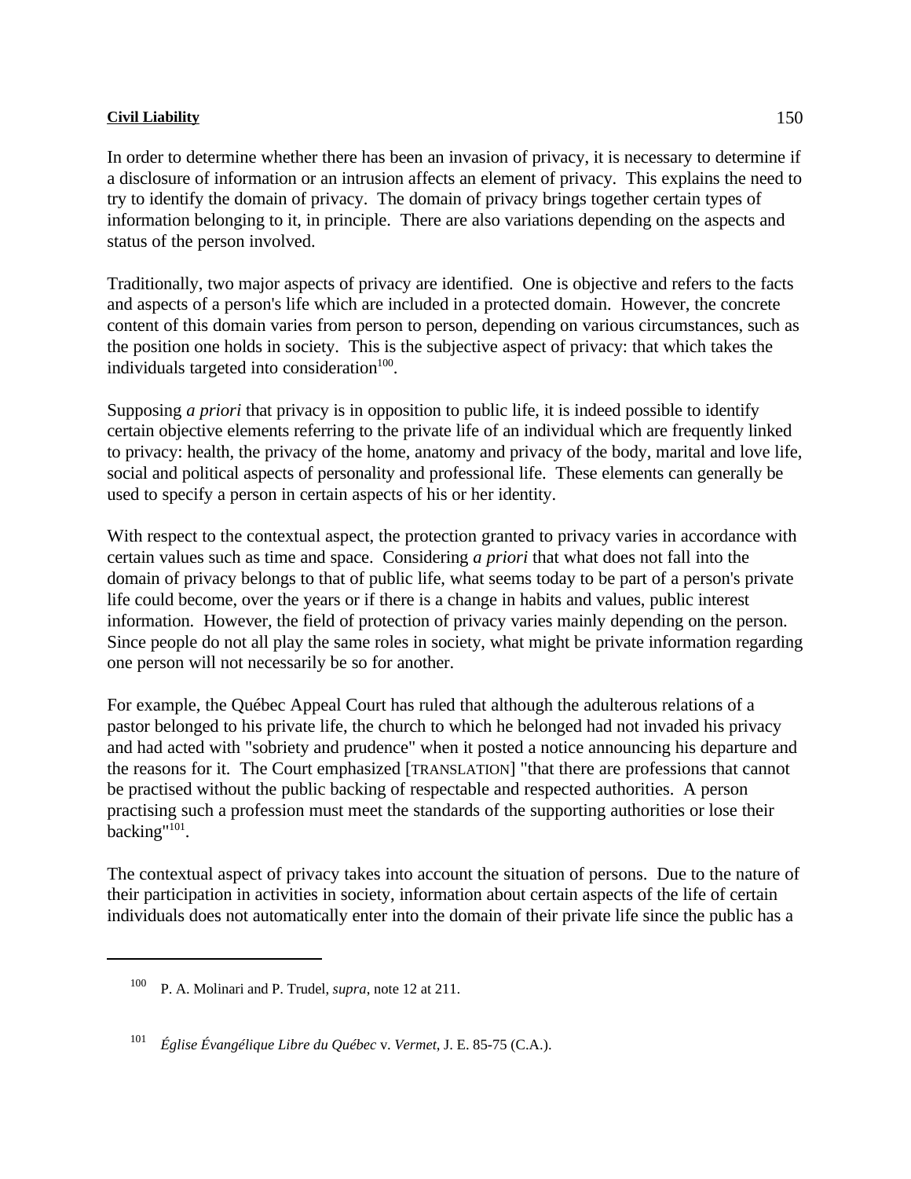In order to determine whether there has been an invasion of privacy, it is necessary to determine if a disclosure of information or an intrusion affects an element of privacy. This explains the need to try to identify the domain of privacy. The domain of privacy brings together certain types of information belonging to it, in principle. There are also variations depending on the aspects and status of the person involved.

Traditionally, two major aspects of privacy are identified. One is objective and refers to the facts and aspects of a person's life which are included in a protected domain. However, the concrete content of this domain varies from person to person, depending on various circumstances, such as the position one holds in society. This is the subjective aspect of privacy: that which takes the individuals targeted into consideration[100].

Supposing *a priori* that privacy is in opposition to public life, it is indeed possible to identify certain objective elements referring to the private life of an individual which are frequently linked to privacy: health, the privacy of the home, anatomy and privacy of the body, marital and love life, social and political aspects of personality and professional life. These elements can generally be used to specify a person in certain aspects of his or her identity.

With respect to the contextual aspect, the protection granted to privacy varies in accordance with certain values such as time and space. Considering *a priori* that what does not fall into the domain of privacy belongs to that of public life, what seems today to be part of a person's private life could become, over the years or if there is a change in habits and values, public interest information. However, the field of protection of privacy varies mainly depending on the person. Since people do not all play the same roles in society, what might be private information regarding one person will not necessarily be so for another.

For example, the Québec Appeal Court has ruled that although the adulterous relations of a pastor belonged to his private life, the church to which he belonged had not invaded his privacy and had acted with "sobriety and prudence" when it posted a notice announcing his departure and the reasons for it. The Court emphasized [TRANSLATION] "that there are professions that cannot be practised without the public backing of respectable and respected authorities. A person practising such a profession must meet the standards of the supporting authorities or lose their backing"[101].

The contextual aspect of privacy takes into account the situation of persons. Due to the nature of their participation in activities in society, information about certain aspects of the life of certain individuals does not automatically enter into the domain of their private life since the public has a

---

[100] P. A. Molinari and P. Trudel, *supra*, note 12 at 211.

[101] *Église Évangélique Libre du Québec* v. *Vermet*, J. E. 85-75 (C.A.).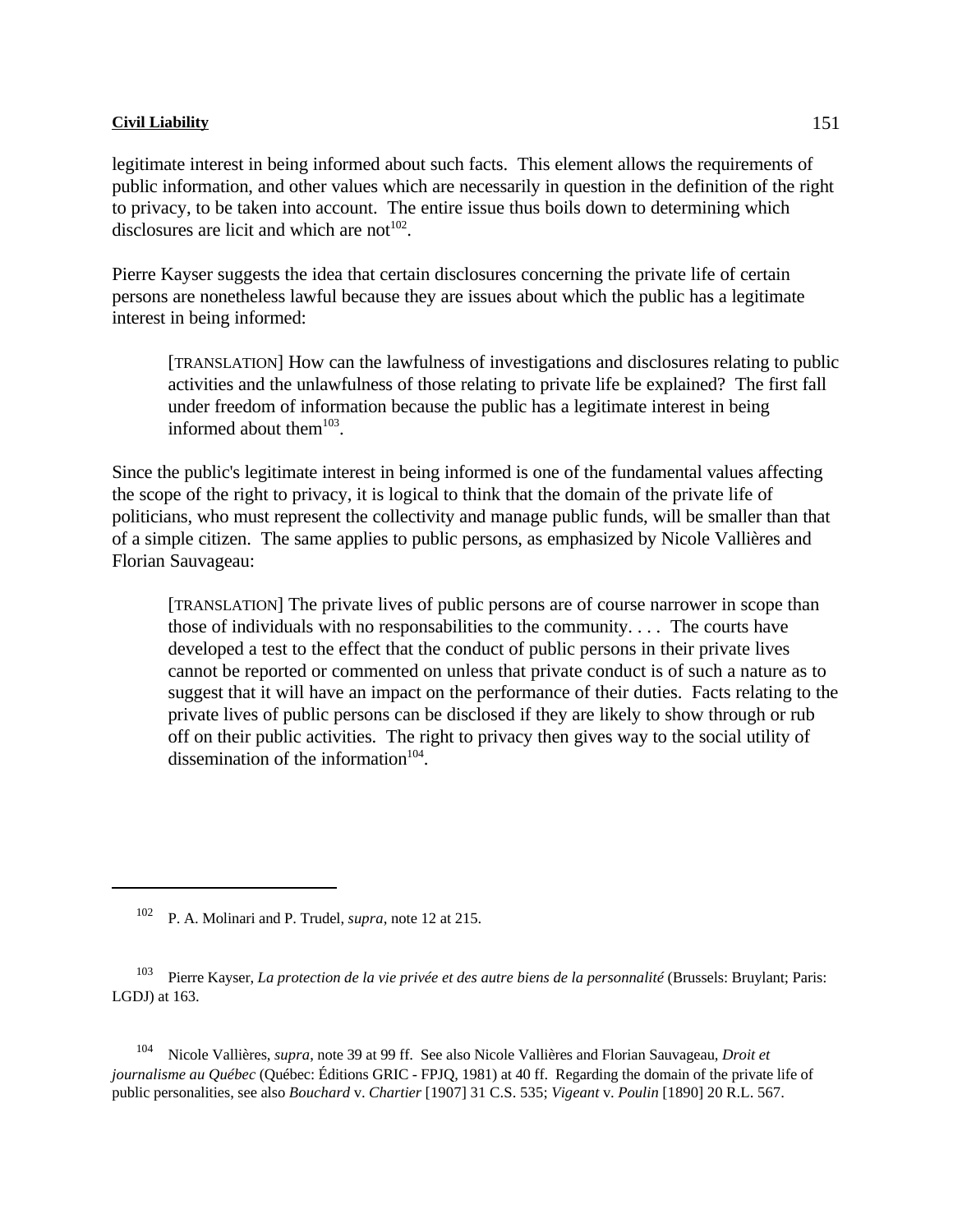legitimate interest in being informed about such facts. This element allows the requirements of public information, and other values which are necessarily in question in the definition of the right to privacy, to be taken into account. The entire issue thus boils down to determining which disclosures are licit and which are not[102].

Pierre Kayser suggests the idea that certain disclosures concerning the private life of certain persons are nonetheless lawful because they are issues about which the public has a legitimate interest in being informed:

> [TRANSLATION] How can the lawfulness of investigations and disclosures relating to public activities and the unlawfulness of those relating to private life be explained? The first fall under freedom of information because the public has a legitimate interest in being informed about them[103].

Since the public's legitimate interest in being informed is one of the fundamental values affecting the scope of the right to privacy, it is logical to think that the domain of the private life of politicians, who must represent the collectivity and manage public funds, will be smaller than that of a simple citizen. The same applies to public persons, as emphasized by Nicole Vallières and Florian Sauvageau:

> [TRANSLATION] The private lives of public persons are of course narrower in scope than those of individuals with no responsabilities to the community. . . . The courts have developed a test to the effect that the conduct of public persons in their private lives cannot be reported or commented on unless that private conduct is of such a nature as to suggest that it will have an impact on the performance of their duties. Facts relating to the private lives of public persons can be disclosed if they are likely to show through or rub off on their public activities. The right to privacy then gives way to the social utility of dissemination of the information[104].

---

[102] P. A. Molinari and P. Trudel, *supra*, note 12 at 215.

[103] Pierre Kayser, *La protection de la vie privée et des autre biens de la personnalité* (Brussels: Bruylant; Paris: LGDJ) at 163.

[104] Nicole Vallières, *supra*, note 39 at 99 ff. See also Nicole Vallières and Florian Sauvageau, *Droit et journalisme au Québec* (Québec: Éditions GRIC - FPJQ, 1981) at 40 ff. Regarding the domain of the private life of public personalities, see also *Bouchard* v. *Chartier* [1907] 31 C.S. 535; *Vigeant* v. *Poulin* [1890] 20 R.L. 567.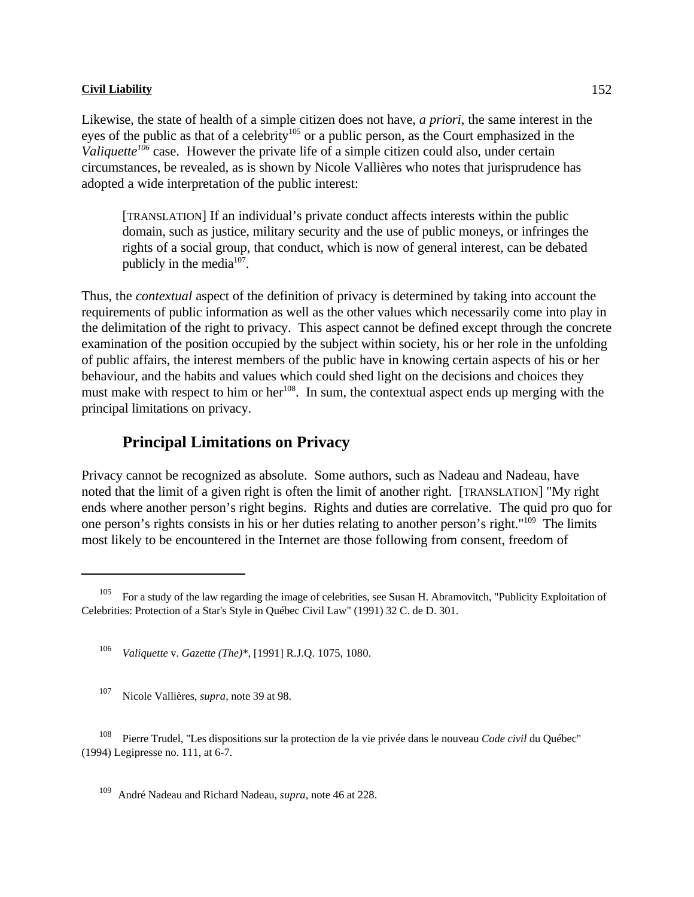Likewise, the state of health of a simple citizen does not have, *a priori*, the same interest in the eyes of the public as that of a celebrity[105] or a public person, as the Court emphasized in the *Valiquette*[106] case. However the private life of a simple citizen could also, under certain circumstances, be revealed, as is shown by Nicole Vallières who notes that jurisprudence has adopted a wide interpretation of the public interest:

> [TRANSLATION] If an individual's private conduct affects interests within the public domain, such as justice, military security and the use of public moneys, or infringes the rights of a social group, that conduct, which is now of general interest, can be debated publicly in the media[107].

Thus, the *contextual* aspect of the definition of privacy is determined by taking into account the requirements of public information as well as the other values which necessarily come into play in the delimitation of the right to privacy. This aspect cannot be defined except through the concrete examination of the position occupied by the subject within society, his or her role in the unfolding of public affairs, the interest members of the public have in knowing certain aspects of his or her behaviour, and the habits and values which could shed light on the decisions and choices they must make with respect to him or her[108]. In sum, the contextual aspect ends up merging with the principal limitations on privacy.

## Principal Limitations on Privacy

Privacy cannot be recognized as absolute. Some authors, such as Nadeau and Nadeau, have noted that the limit of a given right is often the limit of another right. [TRANSLATION] "My right ends where another person's right begins. Rights and duties are correlative. The quid pro quo for one person's rights consists in his or her duties relating to another person's right."[109] The limits most likely to be encountered in the Internet are those following from consent, freedom of

---

[105] For a study of the law regarding the image of celebrities, see Susan H. Abramovitch, "Publicity Exploitation of Celebrities: Protection of a Star's Style in Québec Civil Law" (1991) 32 C. de D. 301.

[106] *Valiquette* v. *Gazette (The)*\*, [1991] R.J.Q. 1075, 1080.

[107] Nicole Vallières, *supra*, note 39 at 98.

[108] Pierre Trudel, "Les dispositions sur la protection de la vie privée dans le nouveau *Code civil* du Québec" (1994) Legipresse no. 111, at 6-7.

[109] André Nadeau and Richard Nadeau, *supra*, note 46 at 228.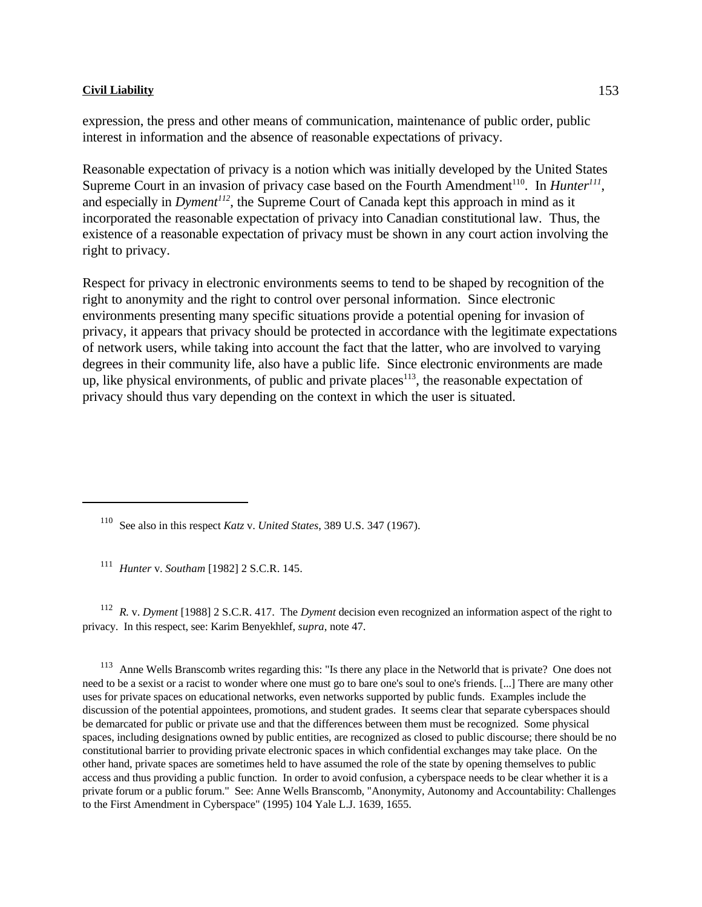expression, the press and other means of communication, maintenance of public order, public interest in information and the absence of reasonable expectations of privacy.

Reasonable expectation of privacy is a notion which was initially developed by the United States Supreme Court in an invasion of privacy case based on the Fourth Amendment[110]. In *Hunter*[111], and especially in *Dyment*[112], the Supreme Court of Canada kept this approach in mind as it incorporated the reasonable expectation of privacy into Canadian constitutional law. Thus, the existence of a reasonable expectation of privacy must be shown in any court action involving the right to privacy.

Respect for privacy in electronic environments seems to tend to be shaped by recognition of the right to anonymity and the right to control over personal information. Since electronic environments presenting many specific situations provide a potential opening for invasion of privacy, it appears that privacy should be protected in accordance with the legitimate expectations of network users, while taking into account the fact that the latter, who are involved to varying degrees in their community life, also have a public life. Since electronic environments are made up, like physical environments, of public and private places[113], the reasonable expectation of privacy should thus vary depending on the context in which the user is situated.

---

[110] See also in this respect *Katz* v. *United States*, 389 U.S. 347 (1967).

[111] *Hunter* v. *Southam* [1982] 2 S.C.R. 145.

[112] *R.* v. *Dyment* [1988] 2 S.C.R. 417. The *Dyment* decision even recognized an information aspect of the right to privacy. In this respect, see: Karim Benyekhlef, *supra*, note 47.

[113] Anne Wells Branscomb writes regarding this: "Is there any place in the Networld that is private? One does not need to be a sexist or a racist to wonder where one must go to bare one's soul to one's friends. [...] There are many other uses for private spaces on educational networks, even networks supported by public funds. Examples include the discussion of the potential appointees, promotions, and student grades. It seems clear that separate cyberspaces should be demarcated for public or private use and that the differences between them must be recognized. Some physical spaces, including designations owned by public entities, are recognized as closed to public discourse; there should be no constitutional barrier to providing private electronic spaces in which confidential exchanges may take place. On the other hand, private spaces are sometimes held to have assumed the role of the state by opening themselves to public access and thus providing a public function. In order to avoid confusion, a cyberspace needs to be clear whether it is a private forum or a public forum." See: Anne Wells Branscomb, "Anonymity, Autonomy and Accountability: Challenges to the First Amendment in Cyberspace" (1995) 104 Yale L.J. 1639, 1655.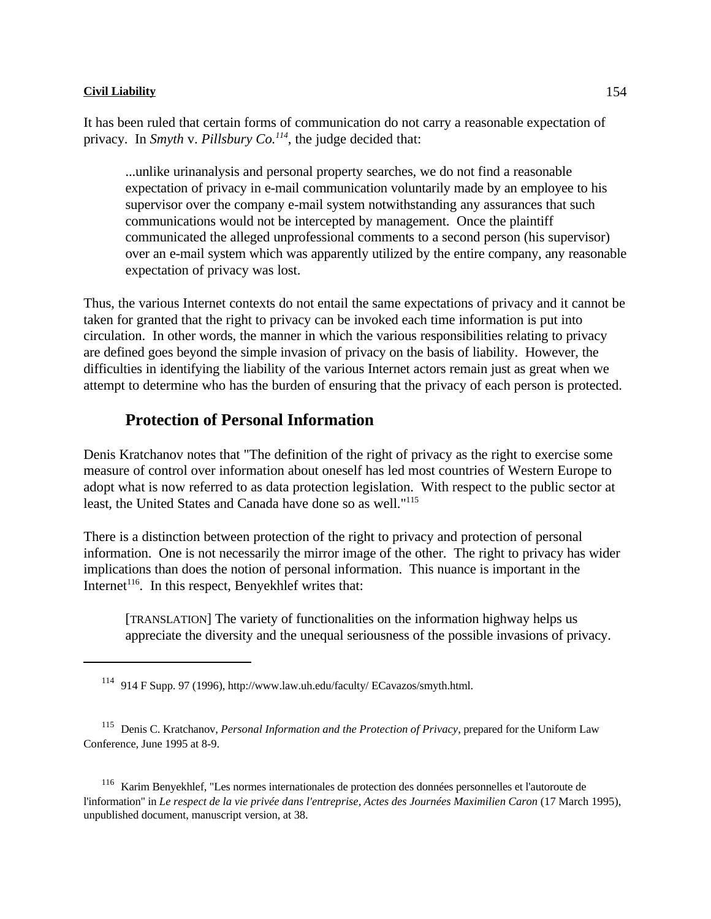It has been ruled that certain forms of communication do not carry a reasonable expectation of privacy. In *Smyth* v. *Pillsbury Co.*[114], the judge decided that:

> ...unlike urinanalysis and personal property searches, we do not find a reasonable expectation of privacy in e-mail communication voluntarily made by an employee to his supervisor over the company e-mail system notwithstanding any assurances that such communications would not be intercepted by management. Once the plaintiff communicated the alleged unprofessional comments to a second person (his supervisor) over an e-mail system which was apparently utilized by the entire company, any reasonable expectation of privacy was lost.

Thus, the various Internet contexts do not entail the same expectations of privacy and it cannot be taken for granted that the right to privacy can be invoked each time information is put into circulation. In other words, the manner in which the various responsibilities relating to privacy are defined goes beyond the simple invasion of privacy on the basis of liability. However, the difficulties in identifying the liability of the various Internet actors remain just as great when we attempt to determine who has the burden of ensuring that the privacy of each person is protected.

## Protection of Personal Information

Denis Kratchanov notes that "The definition of the right of privacy as the right to exercise some measure of control over information about oneself has led most countries of Western Europe to adopt what is now referred to as data protection legislation. With respect to the public sector at least, the United States and Canada have done so as well."[115]

There is a distinction between protection of the right to privacy and protection of personal information. One is not necessarily the mirror image of the other. The right to privacy has wider implications than does the notion of personal information. This nuance is important in the Internet[116]. In this respect, Benyekhlef writes that:

> [TRANSLATION] The variety of functionalities on the information highway helps us appreciate the diversity and the unequal seriousness of the possible invasions of privacy.

---

[114] 914 F Supp. 97 (1996), http://www.law.uh.edu/faculty/ ECavazos/smyth.html.

[115] Denis C. Kratchanov, *Personal Information and the Protection of Privacy*, prepared for the Uniform Law Conference, June 1995 at 8-9.

[116] Karim Benyekhlef, "Les normes internationales de protection des données personnelles et l'autoroute de l'information" in *Le respect de la vie privée dans l'entreprise*, *Actes des Journées Maximilien Caron* (17 March 1995), unpublished document, manuscript version, at 38.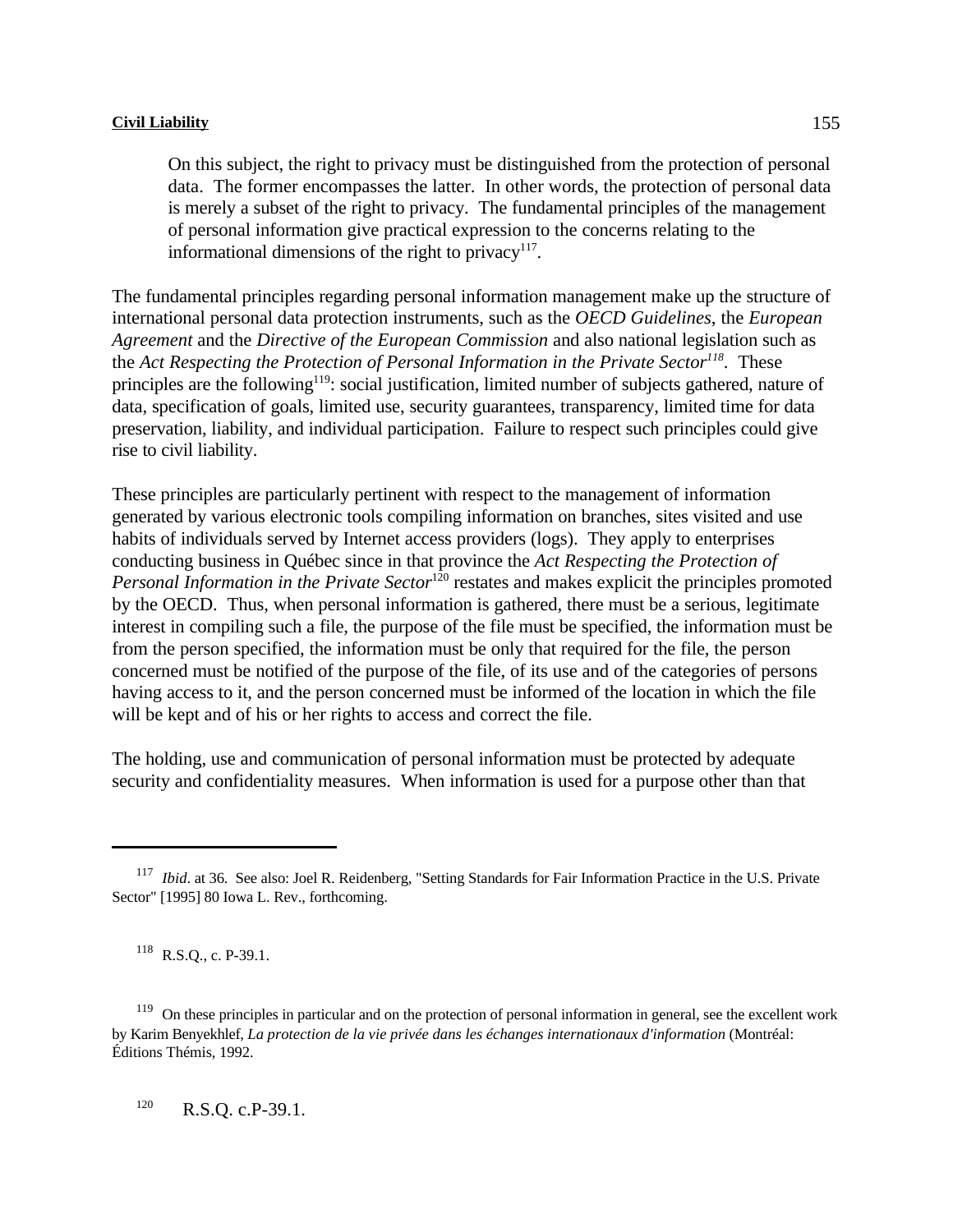> On this subject, the right to privacy must be distinguished from the protection of personal data. The former encompasses the latter. In other words, the protection of personal data is merely a subset of the right to privacy. The fundamental principles of the management of personal information give practical expression to the concerns relating to the informational dimensions of the right to privacy[117].

The fundamental principles regarding personal information management make up the structure of international personal data protection instruments, such as the *OECD Guidelines*, the *European Agreement* and the *Directive of the European Commission* and also national legislation such as the *Act Respecting the Protection of Personal Information in the Private Sector*[118]. These principles are the following[119]: social justification, limited number of subjects gathered, nature of data, specification of goals, limited use, security guarantees, transparency, limited time for data preservation, liability, and individual participation. Failure to respect such principles could give rise to civil liability.

These principles are particularly pertinent with respect to the management of information generated by various electronic tools compiling information on branches, sites visited and use habits of individuals served by Internet access providers (logs). They apply to enterprises conducting business in Québec since in that province the *Act Respecting the Protection of Personal Information in the Private Sector*[120] restates and makes explicit the principles promoted by the OECD. Thus, when personal information is gathered, there must be a serious, legitimate interest in compiling such a file, the purpose of the file must be specified, the information must be from the person specified, the information must be only that required for the file, the person concerned must be notified of the purpose of the file, of its use and of the categories of persons having access to it, and the person concerned must be informed of the location in which the file will be kept and of his or her rights to access and correct the file.

The holding, use and communication of personal information must be protected by adequate security and confidentiality measures. When information is used for a purpose other than that

---

[117] *Ibid*. at 36. See also: Joel R. Reidenberg, "Setting Standards for Fair Information Practice in the U.S. Private Sector" [1995] 80 Iowa L. Rev., forthcoming.

[118] R.S.Q., c. P-39.1.

[119] On these principles in particular and on the protection of personal information in general, see the excellent work by Karim Benyekhlef, *La protection de la vie privée dans les échanges internationaux d'information* (Montréal: Éditions Thémis, 1992.

[120] R.S.Q. c.P-39.1.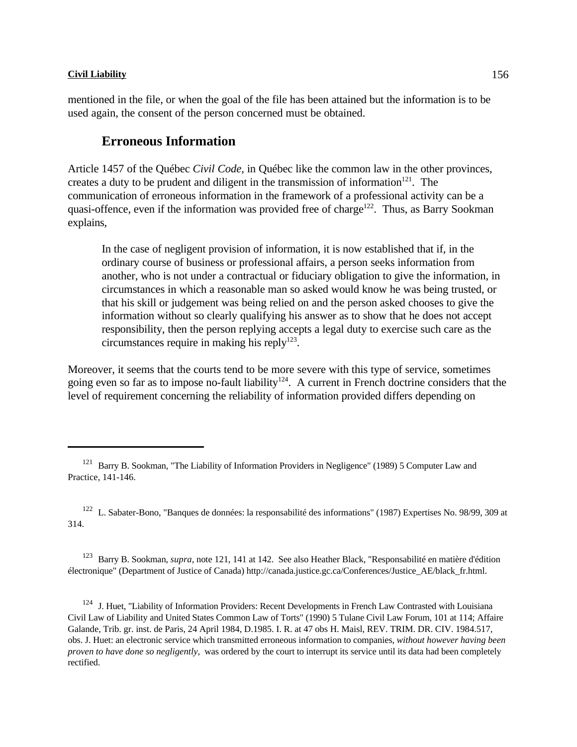mentioned in the file, or when the goal of the file has been attained but the information is to be used again, the consent of the person concerned must be obtained.

## Erroneous Information

Article 1457 of the Québec *Civil Code*, in Québec like the common law in the other provinces, creates a duty to be prudent and diligent in the transmission of information[121]. The communication of erroneous information in the framework of a professional activity can be a quasi-offence, even if the information was provided free of charge[122]. Thus, as Barry Sookman explains,

> In the case of negligent provision of information, it is now established that if, in the ordinary course of business or professional affairs, a person seeks information from another, who is not under a contractual or fiduciary obligation to give the information, in circumstances in which a reasonable man so asked would know he was being trusted, or that his skill or judgement was being relied on and the person asked chooses to give the information without so clearly qualifying his answer as to show that he does not accept responsibility, then the person replying accepts a legal duty to exercise such care as the circumstances require in making his reply[123].

Moreover, it seems that the courts tend to be more severe with this type of service, sometimes going even so far as to impose no-fault liability[124]. A current in French doctrine considers that the level of requirement concerning the reliability of information provided differs depending on

---

[121] Barry B. Sookman, "The Liability of Information Providers in Negligence" (1989) 5 Computer Law and Practice, 141-146.

[122] L. Sabater-Bono, "Banques de données: la responsabilité des informations" (1987) Expertises No. 98/99, 309 at 314.

[123] Barry B. Sookman, *supra*, note 121, 141 at 142. See also Heather Black, "Responsabilité en matière d'édition électronique" (Department of Justice of Canada) http://canada.justice.gc.ca/Conferences/Justice_AE/black_fr.html.

[124] J. Huet, "Liability of Information Providers: Recent Developments in French Law Contrasted with Louisiana Civil Law of Liability and United States Common Law of Torts" (1990) 5 Tulane Civil Law Forum, 101 at 114; Affaire Galande, Trib. gr. inst. de Paris, 24 April 1984, D.1985. I. R. at 47 obs H. Maisl, REV. TRIM. DR. CIV. 1984.517, obs. J. Huet: an electronic service which transmitted erroneous information to companies, *without however having been proven to have done so negligently*, was ordered by the court to interrupt its service until its data had been completely rectified.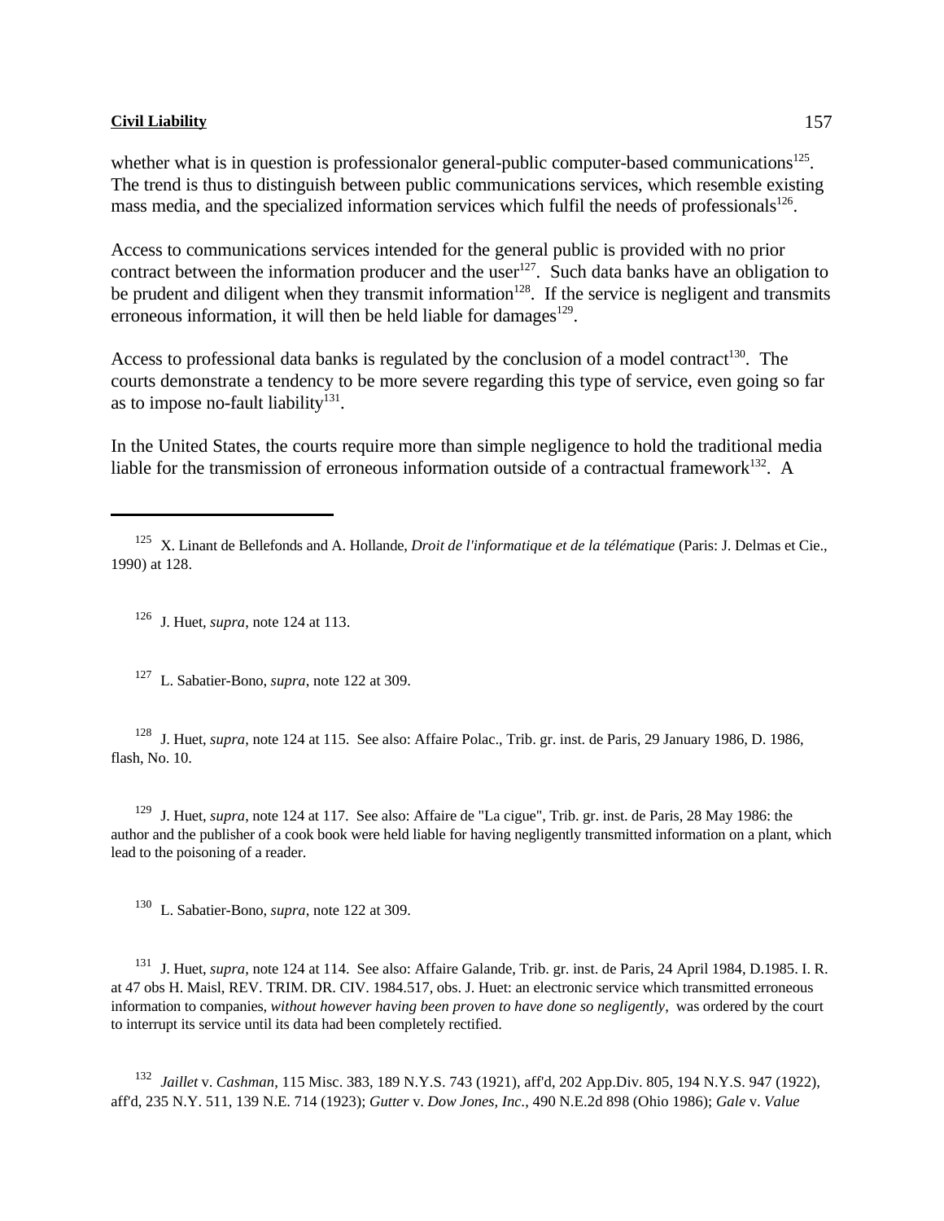whether what is in question is professionalor general-public computer-based communications[125]. The trend is thus to distinguish between public communications services, which resemble existing mass media, and the specialized information services which fulfil the needs of professionals[126].

Access to communications services intended for the general public is provided with no prior contract between the information producer and the user[127]. Such data banks have an obligation to be prudent and diligent when they transmit information[128]. If the service is negligent and transmits erroneous information, it will then be held liable for damages[129].

Access to professional data banks is regulated by the conclusion of a model contract[130]. The courts demonstrate a tendency to be more severe regarding this type of service, even going so far as to impose no-fault liability[131].

In the United States, the courts require more than simple negligence to hold the traditional media liable for the transmission of erroneous information outside of a contractual framework[132]. A

---

[125] X. Linant de Bellefonds and A. Hollande, *Droit de l'informatique et de la télématique* (Paris: J. Delmas et Cie., 1990) at 128.

[126] J. Huet, *supra*, note 124 at 113.

[127] L. Sabatier-Bono, *supra*, note 122 at 309.

[128] J. Huet, *supra*, note 124 at 115. See also: Affaire Polac., Trib. gr. inst. de Paris, 29 January 1986, D. 1986, flash, No. 10.

[129] J. Huet, *supra*, note 124 at 117. See also: Affaire de "La cigue", Trib. gr. inst. de Paris, 28 May 1986: the author and the publisher of a cook book were held liable for having negligently transmitted information on a plant, which lead to the poisoning of a reader.

[130] L. Sabatier-Bono, *supra*, note 122 at 309.

[131] J. Huet, *supra*, note 124 at 114. See also: Affaire Galande, Trib. gr. inst. de Paris, 24 April 1984, D.1985. I. R. at 47 obs H. Maisl, REV. TRIM. DR. CIV. 1984.517, obs. J. Huet: an electronic service which transmitted erroneous information to companies, *without however having been proven to have done so negligently*, was ordered by the court to interrupt its service until its data had been completely rectified.

[132] *Jaillet* v. *Cashman*, 115 Misc. 383, 189 N.Y.S. 743 (1921), aff'd, 202 App.Div. 805, 194 N.Y.S. 947 (1922), aff'd, 235 N.Y. 511, 139 N.E. 714 (1923); *Gutter* v. *Dow Jones, Inc*., 490 N.E.2d 898 (Ohio 1986); *Gale* v. *Value*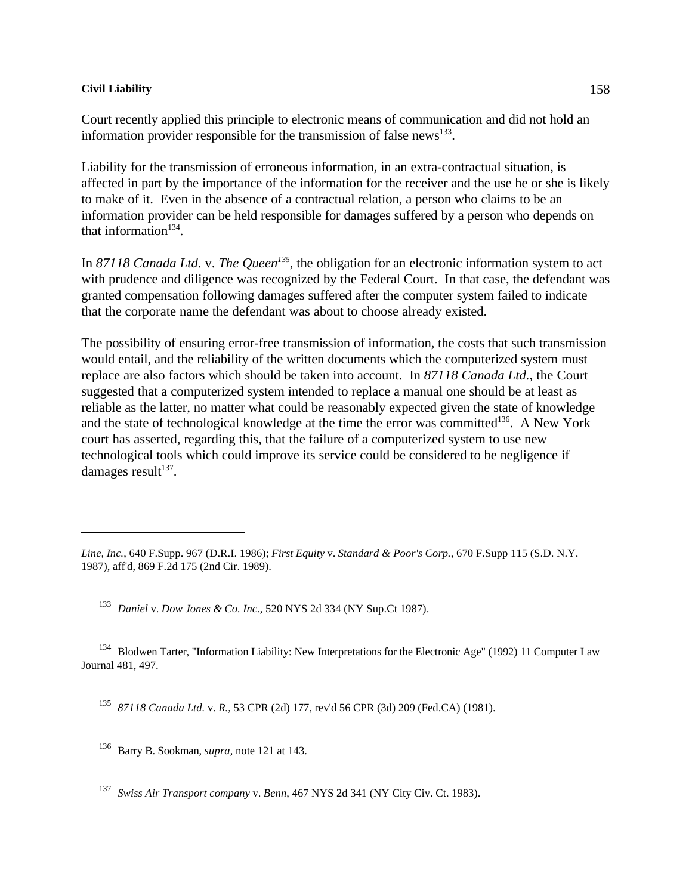Court recently applied this principle to electronic means of communication and did not hold an information provider responsible for the transmission of false news[133].

Liability for the transmission of erroneous information, in an extra-contractual situation, is affected in part by the importance of the information for the receiver and the use he or she is likely to make of it. Even in the absence of a contractual relation, a person who claims to be an information provider can be held responsible for damages suffered by a person who depends on that information[134].

In *87118 Canada Ltd.* v. *The Queen*[135], the obligation for an electronic information system to act with prudence and diligence was recognized by the Federal Court. In that case, the defendant was granted compensation following damages suffered after the computer system failed to indicate that the corporate name the defendant was about to choose already existed.

The possibility of ensuring error-free transmission of information, the costs that such transmission would entail, and the reliability of the written documents which the computerized system must replace are also factors which should be taken into account. In *87118 Canada Ltd.*, the Court suggested that a computerized system intended to replace a manual one should be at least as reliable as the latter, no matter what could be reasonably expected given the state of knowledge and the state of technological knowledge at the time the error was committed[136]. A New York court has asserted, regarding this, that the failure of a computerized system to use new technological tools which could improve its service could be considered to be negligence if damages result[137].

---

*Line, Inc.*, 640 F.Supp. 967 (D.R.I. 1986); *First Equity* v. *Standard & Poor's Corp.*, 670 F.Supp 115 (S.D. N.Y. 1987), aff'd, 869 F.2d 175 (2nd Cir. 1989).

[133] *Daniel* v. *Dow Jones & Co. Inc.*, 520 NYS 2d 334 (NY Sup.Ct 1987).

[134] Blodwen Tarter, "Information Liability: New Interpretations for the Electronic Age" (1992) 11 Computer Law Journal 481, 497.

[135] *87118 Canada Ltd.* v. *R.*, 53 CPR (2d) 177, rev'd 56 CPR (3d) 209 (Fed.CA) (1981).

[136] Barry B. Sookman, *supra*, note 121 at 143.

[137] *Swiss Air Transport company* v. *Benn*, 467 NYS 2d 341 (NY City Civ. Ct. 1983).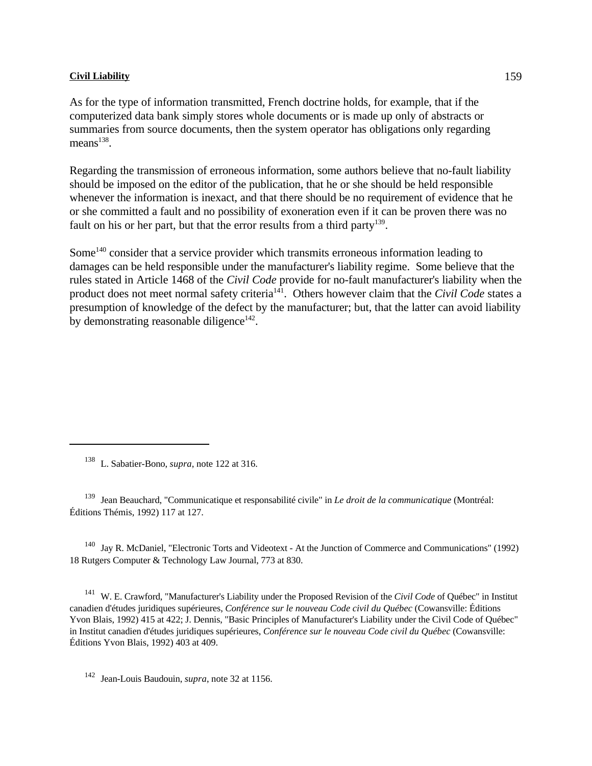As for the type of information transmitted, French doctrine holds, for example, that if the computerized data bank simply stores whole documents or is made up only of abstracts or summaries from source documents, then the system operator has obligations only regarding means[138].

Regarding the transmission of erroneous information, some authors believe that no-fault liability should be imposed on the editor of the publication, that he or she should be held responsible whenever the information is inexact, and that there should be no requirement of evidence that he or she committed a fault and no possibility of exoneration even if it can be proven there was no fault on his or her part, but that the error results from a third party[139].

Some[140] consider that a service provider which transmits erroneous information leading to damages can be held responsible under the manufacturer's liability regime. Some believe that the rules stated in Article 1468 of the *Civil Code* provide for no-fault manufacturer's liability when the product does not meet normal safety criteria[141]. Others however claim that the *Civil Code* states a presumption of knowledge of the defect by the manufacturer; but, that the latter can avoid liability by demonstrating reasonable diligence[142].

---

[138] L. Sabatier-Bono, *supra*, note 122 at 316.

[139] Jean Beauchard, "Communicatique et responsabilité civile" in *Le droit de la communicatique* (Montréal: Éditions Thémis, 1992) 117 at 127.

[140] Jay R. McDaniel, "Electronic Torts and Videotext - At the Junction of Commerce and Communications" (1992) 18 Rutgers Computer & Technology Law Journal, 773 at 830.

[141] W. E. Crawford, "Manufacturer's Liability under the Proposed Revision of the *Civil Code* of Québec" in Institut canadien d'études juridiques supérieures, *Conférence sur le nouveau Code civil du Québec* (Cowansville: Éditions Yvon Blais, 1992) 415 at 422; J. Dennis, "Basic Principles of Manufacturer's Liability under the Civil Code of Québec" in Institut canadien d'études juridiques supérieures, *Conférence sur le nouveau Code civil du Québec* (Cowansville: Éditions Yvon Blais, 1992) 403 at 409.

[142] Jean-Louis Baudouin, *supra*, note 32 at 1156.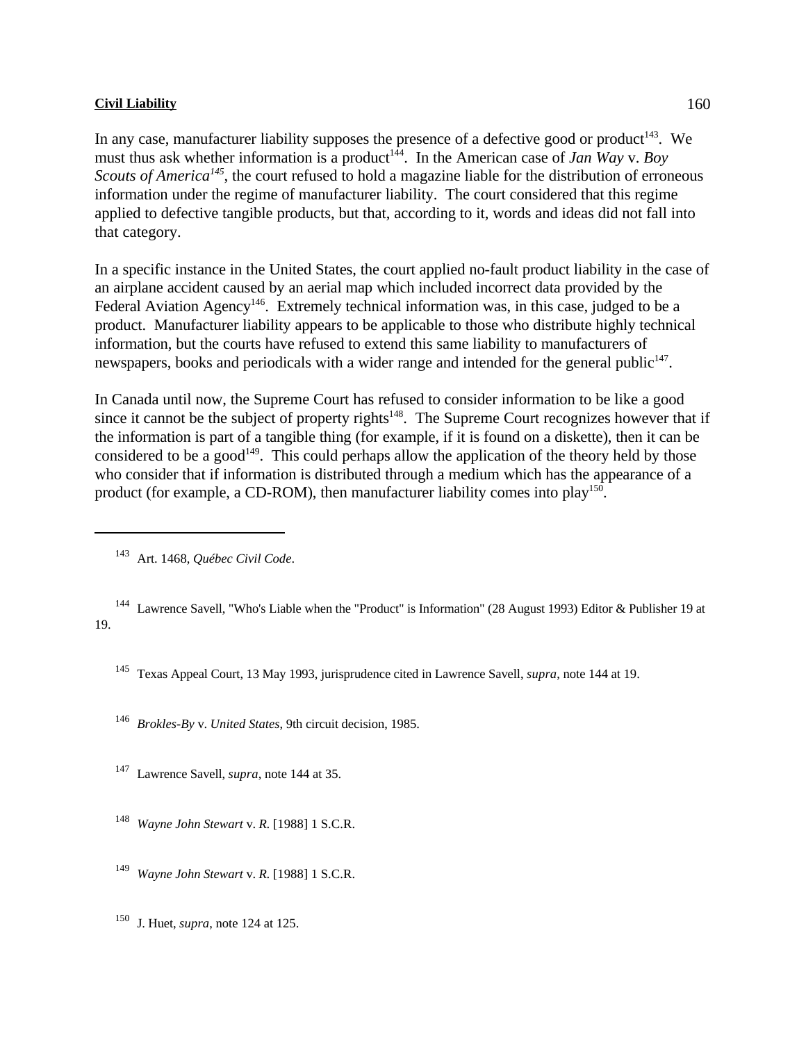In any case, manufacturer liability supposes the presence of a defective good or product[143]. We must thus ask whether information is a product[144]. In the American case of *Jan Way* v. *Boy Scouts of America*[145], the court refused to hold a magazine liable for the distribution of erroneous information under the regime of manufacturer liability. The court considered that this regime applied to defective tangible products, but that, according to it, words and ideas did not fall into that category.

In a specific instance in the United States, the court applied no-fault product liability in the case of an airplane accident caused by an aerial map which included incorrect data provided by the Federal Aviation Agency[146]. Extremely technical information was, in this case, judged to be a product. Manufacturer liability appears to be applicable to those who distribute highly technical information, but the courts have refused to extend this same liability to manufacturers of newspapers, books and periodicals with a wider range and intended for the general public[147].

In Canada until now, the Supreme Court has refused to consider information to be like a good since it cannot be the subject of property rights[148]. The Supreme Court recognizes however that if the information is part of a tangible thing (for example, if it is found on a diskette), then it can be considered to be a good[149]. This could perhaps allow the application of the theory held by those who consider that if information is distributed through a medium which has the appearance of a product (for example, a CD-ROM), then manufacturer liability comes into play[150].

---

[143] Art. 1468, *Québec Civil Code*.

[144] Lawrence Savell, "Who's Liable when the "Product" is Information" (28 August 1993) Editor & Publisher 19 at 19.

[145] Texas Appeal Court, 13 May 1993, jurisprudence cited in Lawrence Savell, *supra*, note 144 at 19.

[146] *Brokles-By* v. *United States*, 9th circuit decision, 1985.

[147] Lawrence Savell, *supra*, note 144 at 35.

[148] *Wayne John Stewart* v. *R.* [1988] 1 S.C.R.

[149] *Wayne John Stewart* v. *R.* [1988] 1 S.C.R.

[150] J. Huet, *supra*, note 124 at 125.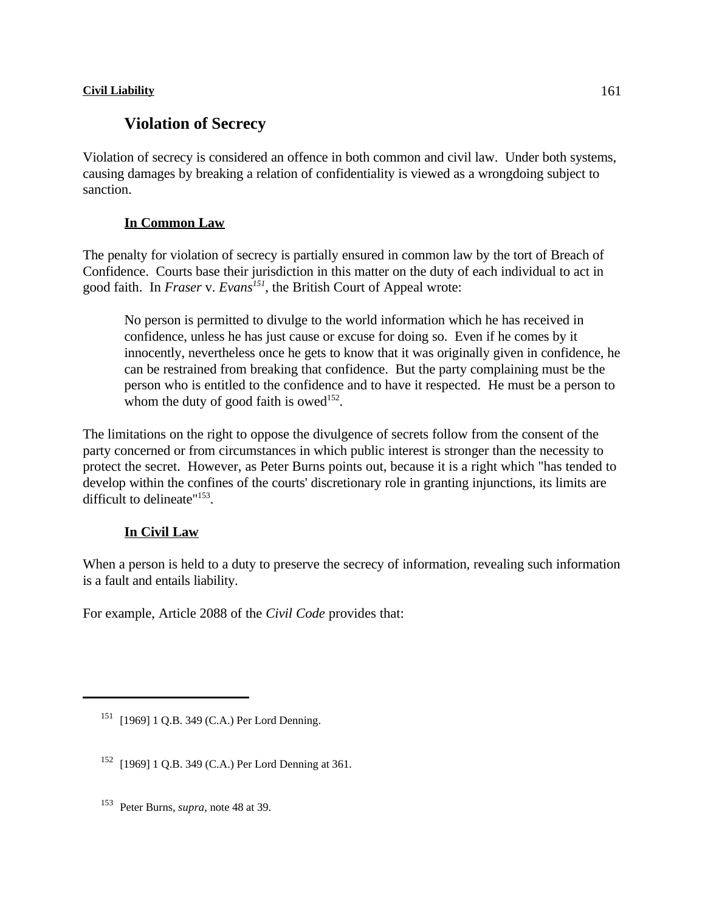## Violation of Secrecy

Violation of secrecy is considered an offence in both common and civil law. Under both systems, causing damages by breaking a relation of confidentiality is viewed as a wrongdoing subject to sanction.

### In Common Law

The penalty for violation of secrecy is partially ensured in common law by the tort of Breach of Confidence. Courts base their jurisdiction in this matter on the duty of each individual to act in good faith. In *Fraser* v. *Evans*[151], the British Court of Appeal wrote:

> No person is permitted to divulge to the world information which he has received in confidence, unless he has just cause or excuse for doing so. Even if he comes by it innocently, nevertheless once he gets to know that it was originally given in confidence, he can be restrained from breaking that confidence. But the party complaining must be the person who is entitled to the confidence and to have it respected. He must be a person to whom the duty of good faith is owed[152].

The limitations on the right to oppose the divulgence of secrets follow from the consent of the party concerned or from circumstances in which public interest is stronger than the necessity to protect the secret. However, as Peter Burns points out, because it is a right which "has tended to develop within the confines of the courts' discretionary role in granting injunctions, its limits are difficult to delineate"[153].

### In Civil Law

When a person is held to a duty to preserve the secrecy of information, revealing such information is a fault and entails liability.

For example, Article 2088 of the *Civil Code* provides that:

---

[151] [1969] 1 Q.B. 349 (C.A.) Per Lord Denning.

[152] [1969] 1 Q.B. 349 (C.A.) Per Lord Denning at 361.

[153] Peter Burns, *supra*, note 48 at 39.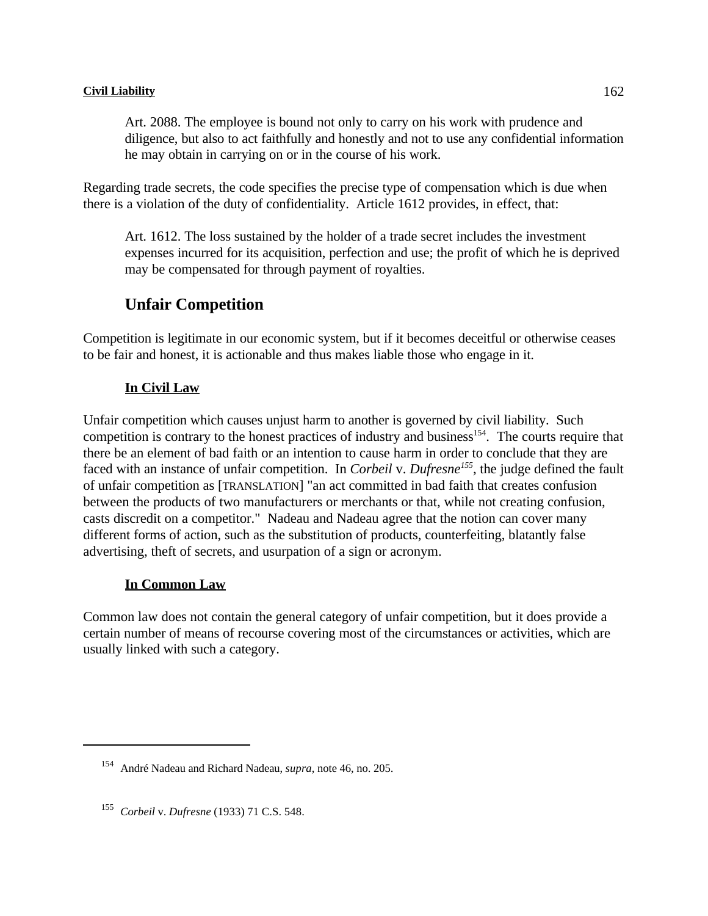Art. 2088. The employee is bound not only to carry on his work with prudence and diligence, but also to act faithfully and honestly and not to use any confidential information he may obtain in carrying on or in the course of his work.

Regarding trade secrets, the code specifies the precise type of compensation which is due when there is a violation of the duty of confidentiality. Article 1612 provides, in effect, that:

Art. 1612. The loss sustained by the holder of a trade secret includes the investment expenses incurred for its acquisition, perfection and use; the profit of which he is deprived may be compensated for through payment of royalties.

## Unfair Competition

Competition is legitimate in our economic system, but if it becomes deceitful or otherwise ceases to be fair and honest, it is actionable and thus makes liable those who engage in it.

### In Civil Law

Unfair competition which causes unjust harm to another is governed by civil liability. Such competition is contrary to the honest practices of industry and business[154]. The courts require that there be an element of bad faith or an intention to cause harm in order to conclude that they are faced with an instance of unfair competition. In *Corbeil* v. *Dufresne*[155], the judge defined the fault of unfair competition as [TRANSLATION] "an act committed in bad faith that creates confusion between the products of two manufacturers or merchants or that, while not creating confusion, casts discredit on a competitor." Nadeau and Nadeau agree that the notion can cover many different forms of action, such as the substitution of products, counterfeiting, blatantly false advertising, theft of secrets, and usurpation of a sign or acronym.

### In Common Law

Common law does not contain the general category of unfair competition, but it does provide a certain number of means of recourse covering most of the circumstances or activities, which are usually linked with such a category.

---

[154] André Nadeau and Richard Nadeau, *supra*, note 46, no. 205.

[155] *Corbeil* v. *Dufresne* (1933) 71 C.S. 548.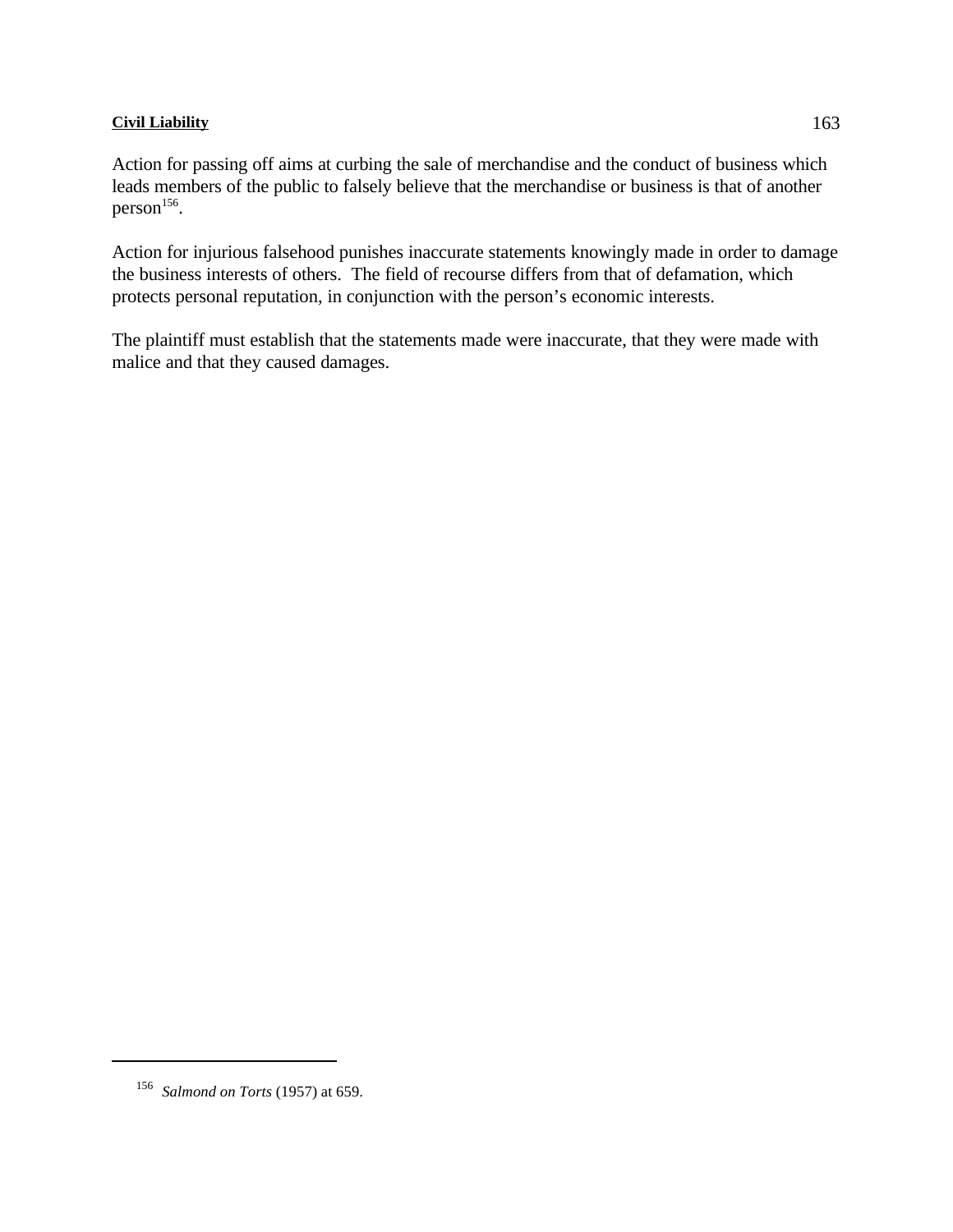Action for passing off aims at curbing the sale of merchandise and the conduct of business which leads members of the public to falsely believe that the merchandise or business is that of another person[156].

Action for injurious falsehood punishes inaccurate statements knowingly made in order to damage the business interests of others. The field of recourse differs from that of defamation, which protects personal reputation, in conjunction with the person's economic interests.

The plaintiff must establish that the statements made were inaccurate, that they were made with malice and that they caused damages.

---

[156] *Salmond on Torts* (1957) at 659.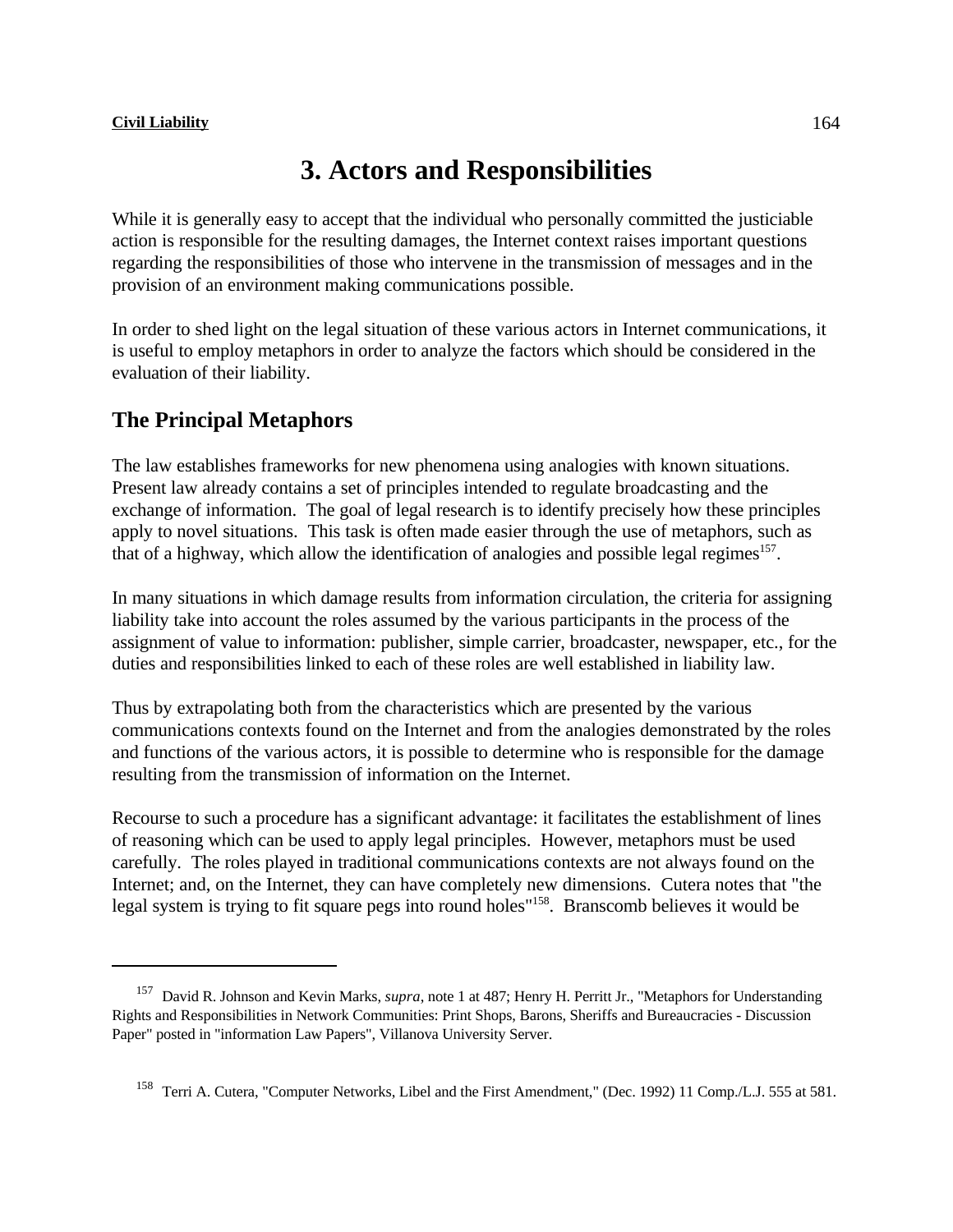# 3. Actors and Responsibilities

While it is generally easy to accept that the individual who personally committed the justiciable action is responsible for the resulting damages, the Internet context raises important questions regarding the responsibilities of those who intervene in the transmission of messages and in the provision of an environment making communications possible.

In order to shed light on the legal situation of these various actors in Internet communications, it is useful to employ metaphors in order to analyze the factors which should be considered in the evaluation of their liability.

## The Principal Metaphors

The law establishes frameworks for new phenomena using analogies with known situations. Present law already contains a set of principles intended to regulate broadcasting and the exchange of information. The goal of legal research is to identify precisely how these principles apply to novel situations. This task is often made easier through the use of metaphors, such as that of a highway, which allow the identification of analogies and possible legal regimes[157].

In many situations in which damage results from information circulation, the criteria for assigning liability take into account the roles assumed by the various participants in the process of the assignment of value to information: publisher, simple carrier, broadcaster, newspaper, etc., for the duties and responsibilities linked to each of these roles are well established in liability law.

Thus by extrapolating both from the characteristics which are presented by the various communications contexts found on the Internet and from the analogies demonstrated by the roles and functions of the various actors, it is possible to determine who is responsible for the damage resulting from the transmission of information on the Internet.

Recourse to such a procedure has a significant advantage: it facilitates the establishment of lines of reasoning which can be used to apply legal principles. However, metaphors must be used carefully. The roles played in traditional communications contexts are not always found on the Internet; and, on the Internet, they can have completely new dimensions. Cutera notes that "the legal system is trying to fit square pegs into round holes"[158]. Branscomb believes it would be

---

[157] David R. Johnson and Kevin Marks, *supra*, note 1 at 487; Henry H. Perritt Jr., "Metaphors for Understanding Rights and Responsibilities in Network Communities: Print Shops, Barons, Sheriffs and Bureaucracies - Discussion Paper" posted in "information Law Papers", Villanova University Server.

[158] Terri A. Cutera, "Computer Networks, Libel and the First Amendment," (Dec. 1992) 11 Comp./L.J. 555 at 581.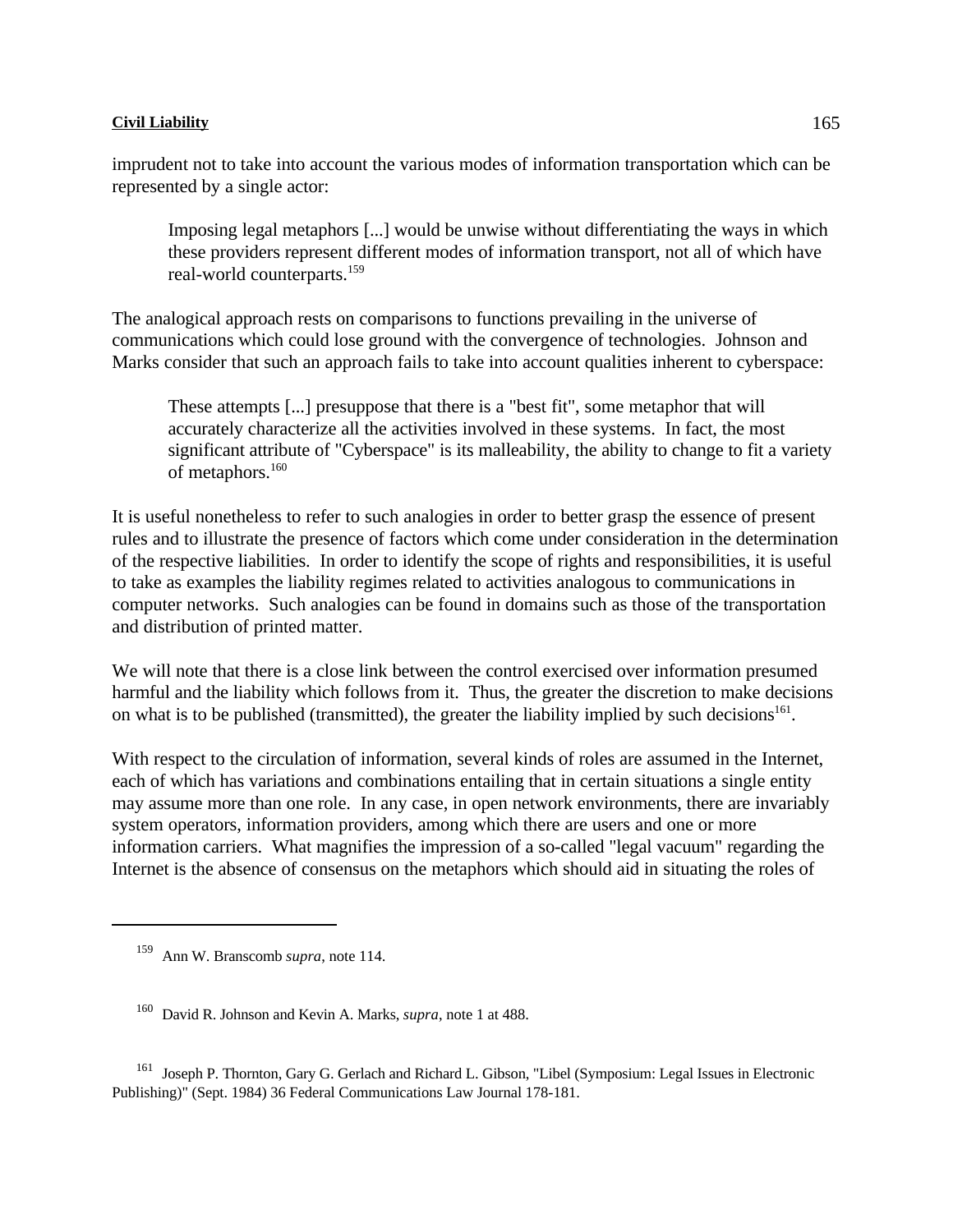imprudent not to take into account the various modes of information transportation which can be represented by a single actor:

> Imposing legal metaphors [...] would be unwise without differentiating the ways in which these providers represent different modes of information transport, not all of which have real-world counterparts.[159]

The analogical approach rests on comparisons to functions prevailing in the universe of communications which could lose ground with the convergence of technologies. Johnson and Marks consider that such an approach fails to take into account qualities inherent to cyberspace:

> These attempts [...] presuppose that there is a "best fit", some metaphor that will accurately characterize all the activities involved in these systems. In fact, the most significant attribute of "Cyberspace" is its malleability, the ability to change to fit a variety of metaphors.[160]

It is useful nonetheless to refer to such analogies in order to better grasp the essence of present rules and to illustrate the presence of factors which come under consideration in the determination of the respective liabilities. In order to identify the scope of rights and responsibilities, it is useful to take as examples the liability regimes related to activities analogous to communications in computer networks. Such analogies can be found in domains such as those of the transportation and distribution of printed matter.

We will note that there is a close link between the control exercised over information presumed harmful and the liability which follows from it. Thus, the greater the discretion to make decisions on what is to be published (transmitted), the greater the liability implied by such decisions[161].

With respect to the circulation of information, several kinds of roles are assumed in the Internet, each of which has variations and combinations entailing that in certain situations a single entity may assume more than one role. In any case, in open network environments, there are invariably system operators, information providers, among which there are users and one or more information carriers. What magnifies the impression of a so-called "legal vacuum" regarding the Internet is the absence of consensus on the metaphors which should aid in situating the roles of

---

[159] Ann W. Branscomb *supra*, note 114.

[160] David R. Johnson and Kevin A. Marks, *supra*, note 1 at 488.

[161] Joseph P. Thornton, Gary G. Gerlach and Richard L. Gibson, "Libel (Symposium: Legal Issues in Electronic Publishing)" (Sept. 1984) 36 Federal Communications Law Journal 178-181.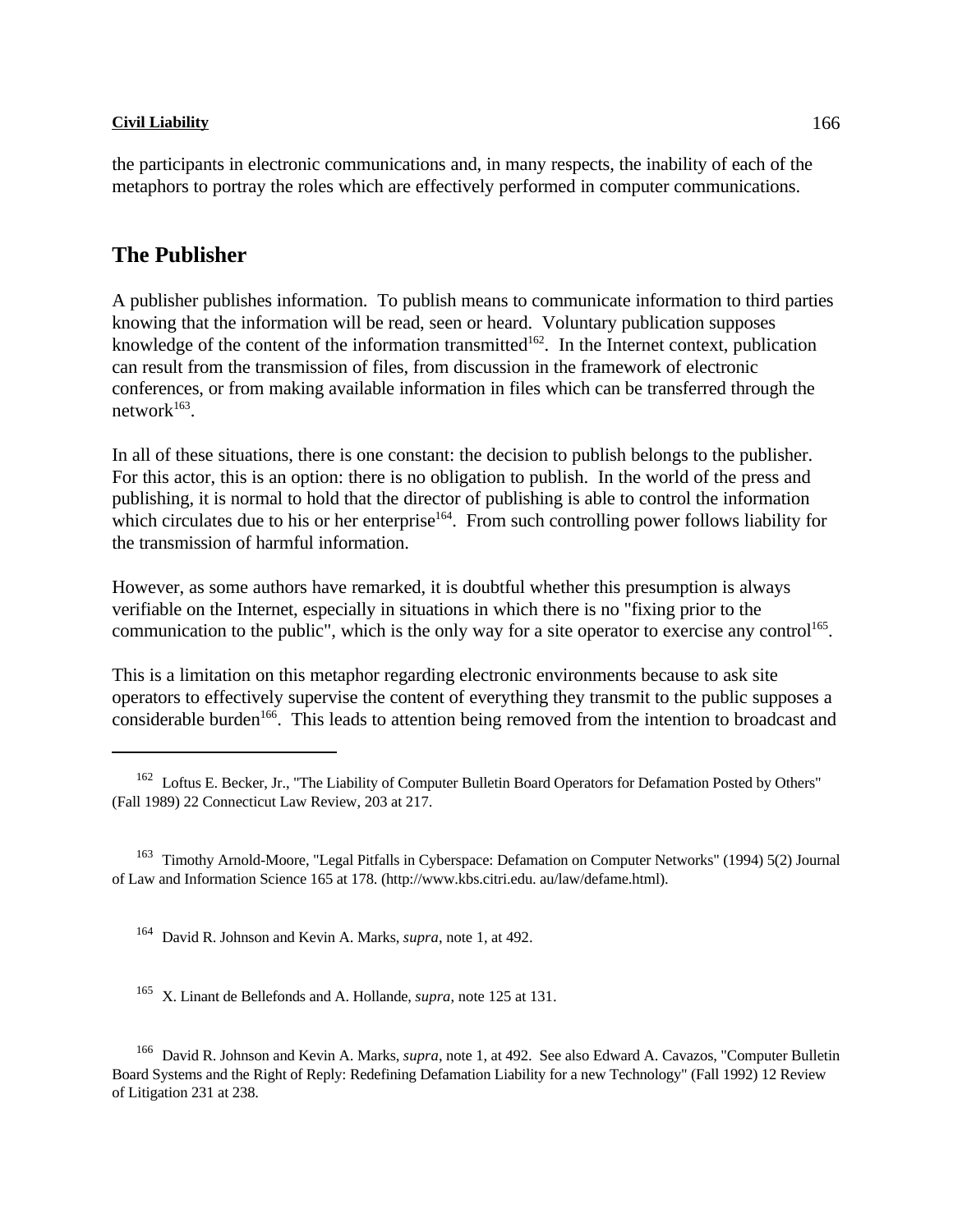the participants in electronic communications and, in many respects, the inability of each of the metaphors to portray the roles which are effectively performed in computer communications.

## The Publisher

A publisher publishes information. To publish means to communicate information to third parties knowing that the information will be read, seen or heard. Voluntary publication supposes knowledge of the content of the information transmitted[162]. In the Internet context, publication can result from the transmission of files, from discussion in the framework of electronic conferences, or from making available information in files which can be transferred through the network[163].

In all of these situations, there is one constant: the decision to publish belongs to the publisher. For this actor, this is an option: there is no obligation to publish. In the world of the press and publishing, it is normal to hold that the director of publishing is able to control the information which circulates due to his or her enterprise[164]. From such controlling power follows liability for the transmission of harmful information.

However, as some authors have remarked, it is doubtful whether this presumption is always verifiable on the Internet, especially in situations in which there is no "fixing prior to the communication to the public", which is the only way for a site operator to exercise any control[165].

This is a limitation on this metaphor regarding electronic environments because to ask site operators to effectively supervise the content of everything they transmit to the public supposes a considerable burden[166]. This leads to attention being removed from the intention to broadcast and

---

[162] Loftus E. Becker, Jr., "The Liability of Computer Bulletin Board Operators for Defamation Posted by Others" (Fall 1989) 22 Connecticut Law Review, 203 at 217.

[163] Timothy Arnold-Moore, "Legal Pitfalls in Cyberspace: Defamation on Computer Networks" (1994) 5(2) Journal of Law and Information Science 165 at 178. (http://www.kbs.citri.edu. au/law/defame.html).

[164] David R. Johnson and Kevin A. Marks, *supra*, note 1, at 492.

[165] X. Linant de Bellefonds and A. Hollande, *supra*, note 125 at 131.

[166] David R. Johnson and Kevin A. Marks, *supra*, note 1, at 492. See also Edward A. Cavazos, "Computer Bulletin Board Systems and the Right of Reply: Redefining Defamation Liability for a new Technology" (Fall 1992) 12 Review of Litigation 231 at 238.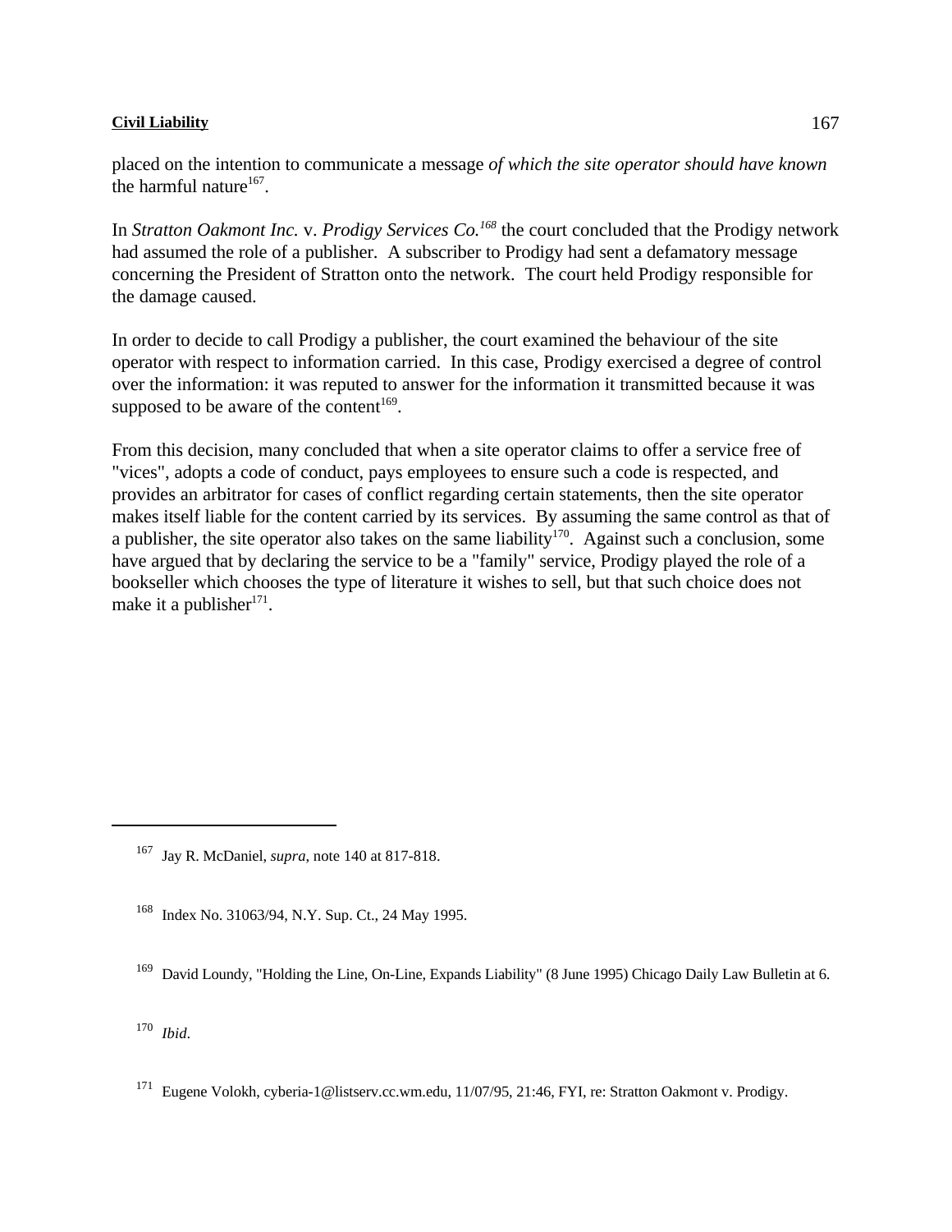placed on the intention to communicate a message *of which the site operator should have known* the harmful nature[167].

In *Stratton Oakmont Inc.* v. *Prodigy Services Co.*[168] the court concluded that the Prodigy network had assumed the role of a publisher. A subscriber to Prodigy had sent a defamatory message concerning the President of Stratton onto the network. The court held Prodigy responsible for the damage caused.

In order to decide to call Prodigy a publisher, the court examined the behaviour of the site operator with respect to information carried. In this case, Prodigy exercised a degree of control over the information: it was reputed to answer for the information it transmitted because it was supposed to be aware of the content[169].

From this decision, many concluded that when a site operator claims to offer a service free of "vices", adopts a code of conduct, pays employees to ensure such a code is respected, and provides an arbitrator for cases of conflict regarding certain statements, then the site operator makes itself liable for the content carried by its services. By assuming the same control as that of a publisher, the site operator also takes on the same liability[170]. Against such a conclusion, some have argued that by declaring the service to be a "family" service, Prodigy played the role of a bookseller which chooses the type of literature it wishes to sell, but that such choice does not make it a publisher[171].

---

[167] Jay R. McDaniel, *supra*, note 140 at 817-818.

[168] Index No. 31063/94, N.Y. Sup. Ct., 24 May 1995.

[169] David Loundy, "Holding the Line, On-Line, Expands Liability" (8 June 1995) Chicago Daily Law Bulletin at 6.

[170] *Ibid.*

[171] Eugene Volokh, cyberia-1@listserv.cc.wm.edu, 11/07/95, 21:46, FYI, re: Stratton Oakmont v. Prodigy.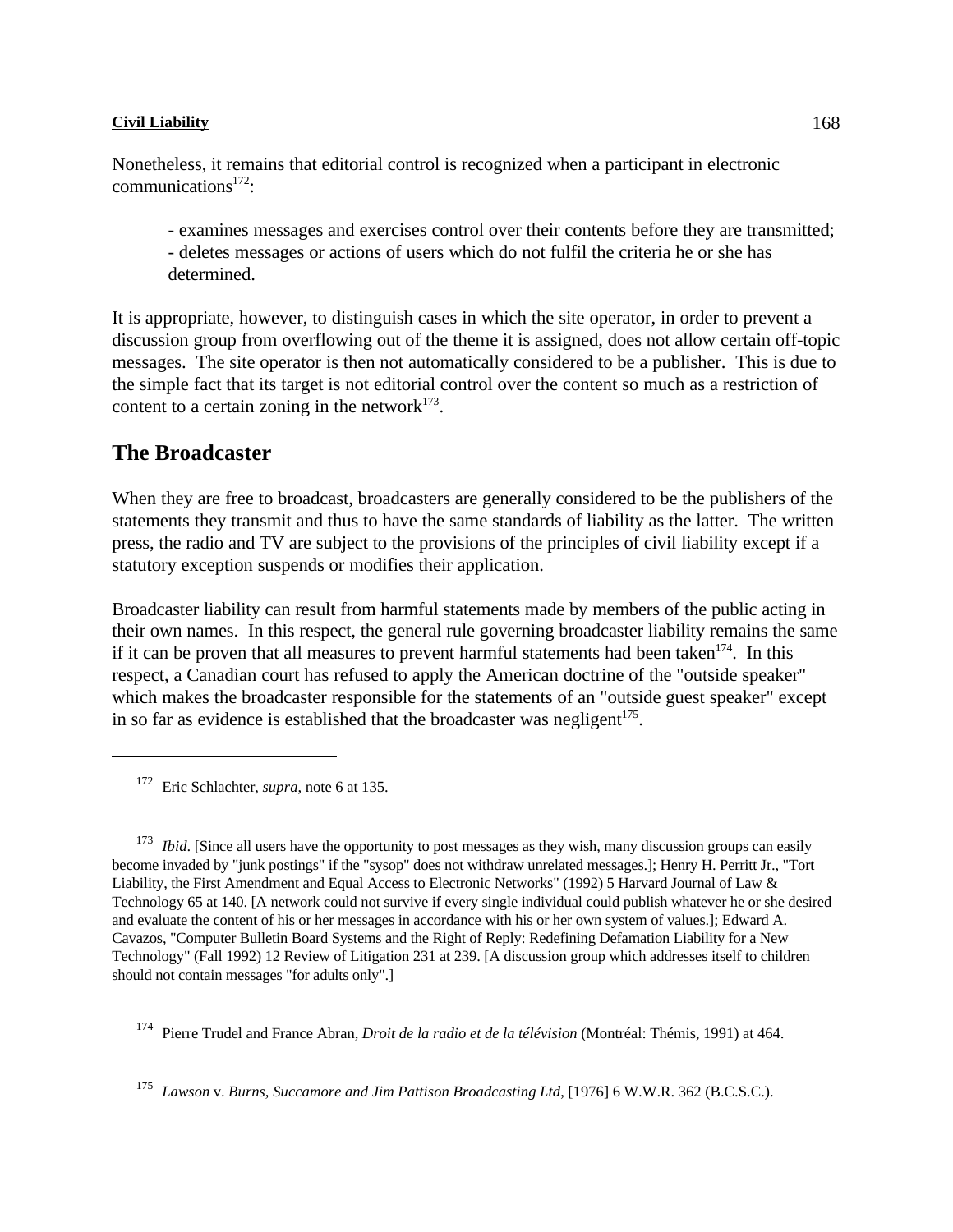Nonetheless, it remains that editorial control is recognized when a participant in electronic communications[172]:

- examines messages and exercises control over their contents before they are transmitted;
- deletes messages or actions of users which do not fulfil the criteria he or she has determined.

It is appropriate, however, to distinguish cases in which the site operator, in order to prevent a discussion group from overflowing out of the theme it is assigned, does not allow certain off-topic messages. The site operator is then not automatically considered to be a publisher. This is due to the simple fact that its target is not editorial control over the content so much as a restriction of content to a certain zoning in the network[173].

## The Broadcaster

When they are free to broadcast, broadcasters are generally considered to be the publishers of the statements they transmit and thus to have the same standards of liability as the latter. The written press, the radio and TV are subject to the provisions of the principles of civil liability except if a statutory exception suspends or modifies their application.

Broadcaster liability can result from harmful statements made by members of the public acting in their own names. In this respect, the general rule governing broadcaster liability remains the same if it can be proven that all measures to prevent harmful statements had been taken[174]. In this respect, a Canadian court has refused to apply the American doctrine of the "outside speaker" which makes the broadcaster responsible for the statements of an "outside guest speaker" except in so far as evidence is established that the broadcaster was negligent[175].

---

[172] Eric Schlachter, *supra,* note 6 at 135.

[173] *Ibid*. [Since all users have the opportunity to post messages as they wish, many discussion groups can easily become invaded by "junk postings" if the "sysop" does not withdraw unrelated messages.]; Henry H. Perritt Jr., "Tort Liability, the First Amendment and Equal Access to Electronic Networks" (1992) 5 Harvard Journal of Law & Technology 65 at 140. [A network could not survive if every single individual could publish whatever he or she desired and evaluate the content of his or her messages in accordance with his or her own system of values.]; Edward A. Cavazos, "Computer Bulletin Board Systems and the Right of Reply: Redefining Defamation Liability for a New Technology" (Fall 1992) 12 Review of Litigation 231 at 239. [A discussion group which addresses itself to children should not contain messages "for adults only".]

[174] Pierre Trudel and France Abran, *Droit de la radio et de la télévision* (Montréal: Thémis, 1991) at 464.

[175] *Lawson* v. *Burns, Succamore and Jim Pattison Broadcasting Ltd*, [1976] 6 W.W.R. 362 (B.C.S.C.).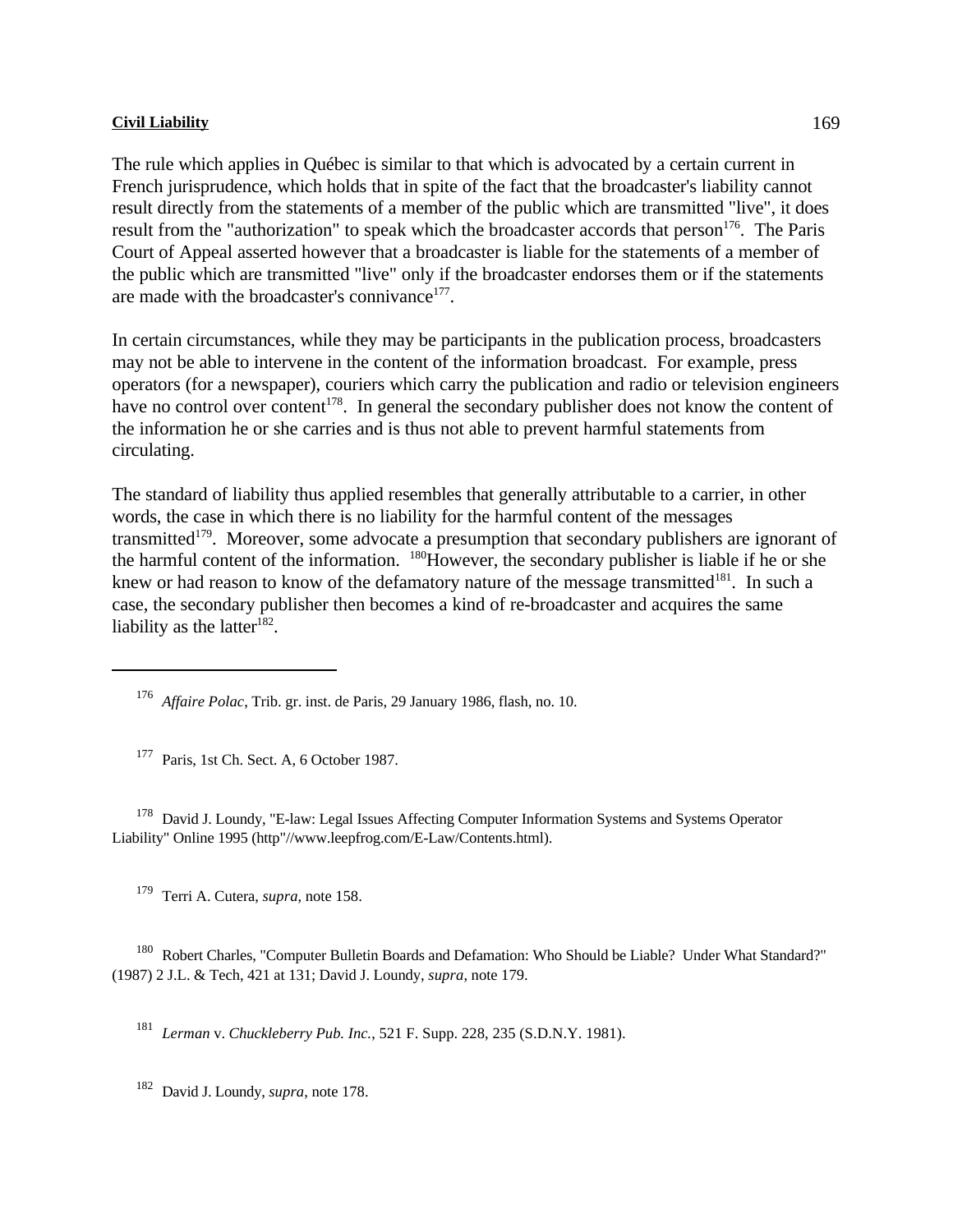The rule which applies in Québec is similar to that which is advocated by a certain current in French jurisprudence, which holds that in spite of the fact that the broadcaster's liability cannot result directly from the statements of a member of the public which are transmitted "live", it does result from the "authorization" to speak which the broadcaster accords that person[176]. The Paris Court of Appeal asserted however that a broadcaster is liable for the statements of a member of the public which are transmitted "live" only if the broadcaster endorses them or if the statements are made with the broadcaster's connivance[177].

In certain circumstances, while they may be participants in the publication process, broadcasters may not be able to intervene in the content of the information broadcast. For example, press operators (for a newspaper), couriers which carry the publication and radio or television engineers have no control over content[178]. In general the secondary publisher does not know the content of the information he or she carries and is thus not able to prevent harmful statements from circulating.

The standard of liability thus applied resembles that generally attributable to a carrier, in other words, the case in which there is no liability for the harmful content of the messages transmitted[179]. Moreover, some advocate a presumption that secondary publishers are ignorant of the harmful content of the information. [180]However, the secondary publisher is liable if he or she knew or had reason to know of the defamatory nature of the message transmitted[181]. In such a case, the secondary publisher then becomes a kind of re-broadcaster and acquires the same liability as the latter[182].

---

[176] *Affaire Polac*, Trib. gr. inst. de Paris, 29 January 1986, flash, no. 10.

[177] Paris, 1st Ch. Sect. A, 6 October 1987.

[178] David J. Loundy, "E-law: Legal Issues Affecting Computer Information Systems and Systems Operator Liability" Online 1995 (http"//www.leepfrog.com/E-Law/Contents.html).

[179] Terri A. Cutera, *supra*, note 158.

[180] Robert Charles, "Computer Bulletin Boards and Defamation: Who Should be Liable? Under What Standard?" (1987) 2 J.L. & Tech, 421 at 131; David J. Loundy, *supra*, note 179.

[181] *Lerman* v. *Chuckleberry Pub. Inc.*, 521 F. Supp. 228, 235 (S.D.N.Y. 1981).

[182] David J. Loundy, *supra*, note 178.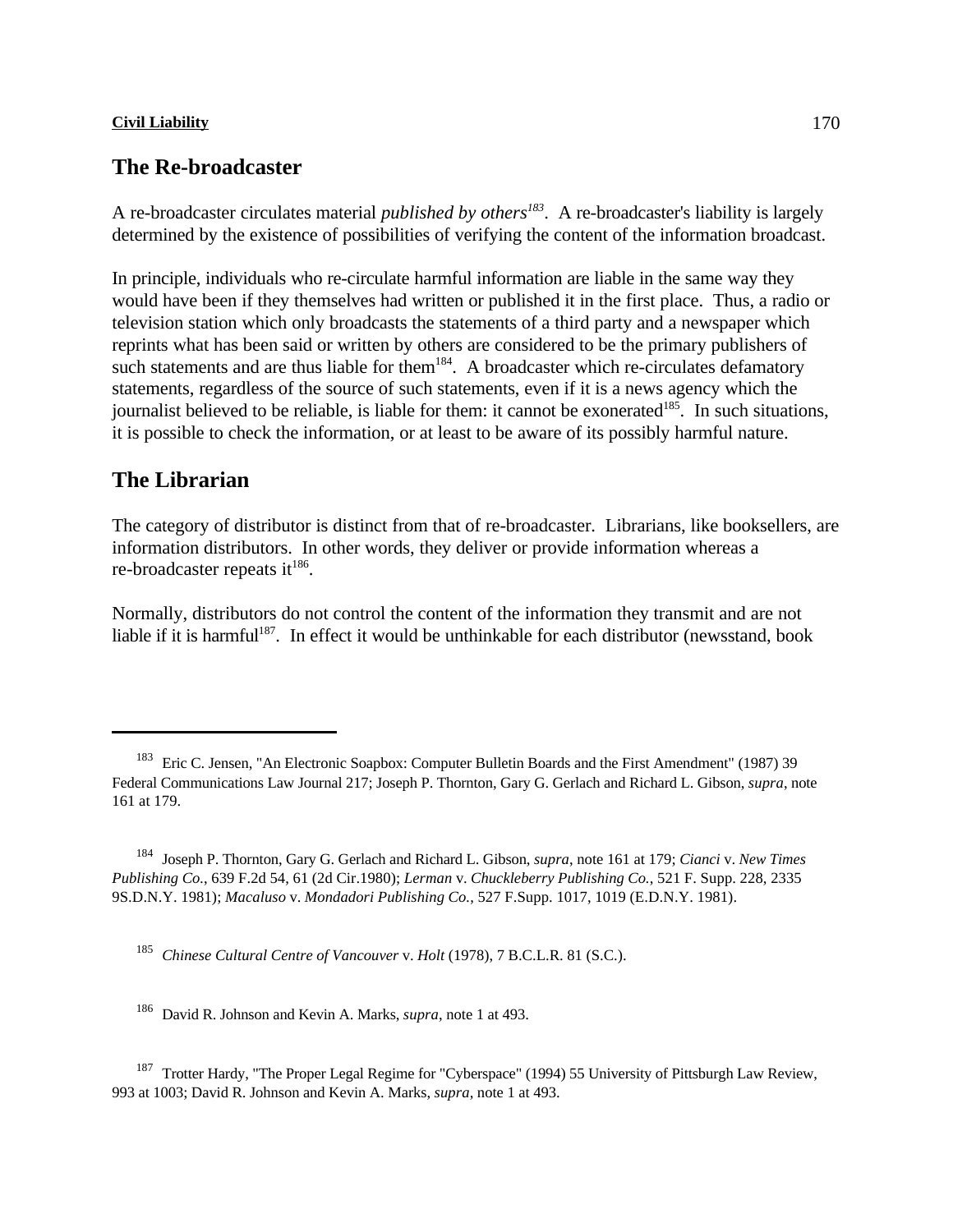## The Re-broadcaster

A re-broadcaster circulates material *published by others*[183]. A re-broadcaster's liability is largely determined by the existence of possibilities of verifying the content of the information broadcast.

In principle, individuals who re-circulate harmful information are liable in the same way they would have been if they themselves had written or published it in the first place. Thus, a radio or television station which only broadcasts the statements of a third party and a newspaper which reprints what has been said or written by others are considered to be the primary publishers of such statements and are thus liable for them[184]. A broadcaster which re-circulates defamatory statements, regardless of the source of such statements, even if it is a news agency which the journalist believed to be reliable, is liable for them: it cannot be exonerated[185]. In such situations, it is possible to check the information, or at least to be aware of its possibly harmful nature.

## The Librarian

The category of distributor is distinct from that of re-broadcaster. Librarians, like booksellers, are information distributors. In other words, they deliver or provide information whereas a re-broadcaster repeats it[186].

Normally, distributors do not control the content of the information they transmit and are not liable if it is harmful[187]. In effect it would be unthinkable for each distributor (newsstand, book

---

[183] Eric C. Jensen, "An Electronic Soapbox: Computer Bulletin Boards and the First Amendment" (1987) 39 Federal Communications Law Journal 217; Joseph P. Thornton, Gary G. Gerlach and Richard L. Gibson, *supra*, note 161 at 179.

[184] Joseph P. Thornton, Gary G. Gerlach and Richard L. Gibson, *supra*, note 161 at 179; *Cianci* v. *New Times Publishing Co.*, 639 F.2d 54, 61 (2d Cir.1980); *Lerman* v. *Chuckleberry Publishing Co.*, 521 F. Supp. 228, 2335 9S.D.N.Y. 1981); *Macaluso* v. *Mondadori Publishing Co.*, 527 F.Supp. 1017, 1019 (E.D.N.Y. 1981).

[185] *Chinese Cultural Centre of Vancouver* v. *Holt* (1978), 7 B.C.L.R. 81 (S.C.).

[186] David R. Johnson and Kevin A. Marks, *supra*, note 1 at 493.

[187] Trotter Hardy, "The Proper Legal Regime for "Cyberspace" (1994) 55 University of Pittsburgh Law Review, 993 at 1003; David R. Johnson and Kevin A. Marks, *supra*, note 1 at 493.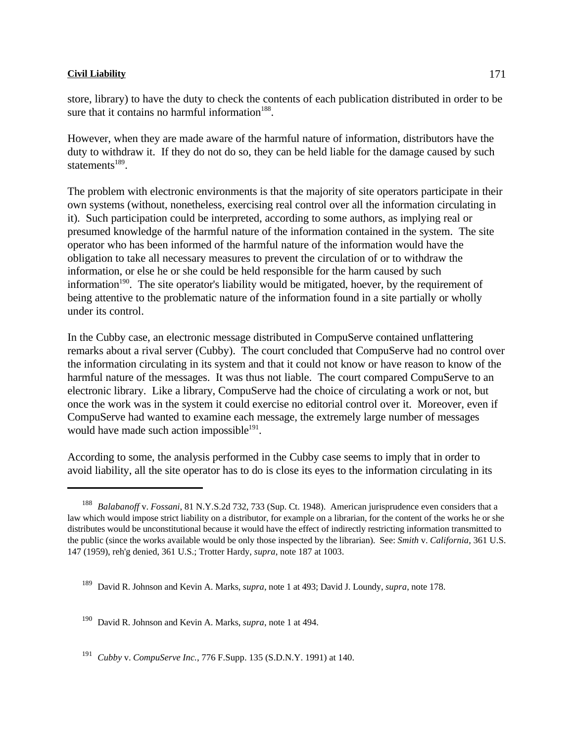store, library) to have the duty to check the contents of each publication distributed in order to be sure that it contains no harmful information[188].

However, when they are made aware of the harmful nature of information, distributors have the duty to withdraw it. If they do not do so, they can be held liable for the damage caused by such statements[189].

The problem with electronic environments is that the majority of site operators participate in their own systems (without, nonetheless, exercising real control over all the information circulating in it). Such participation could be interpreted, according to some authors, as implying real or presumed knowledge of the harmful nature of the information contained in the system. The site operator who has been informed of the harmful nature of the information would have the obligation to take all necessary measures to prevent the circulation of or to withdraw the information, or else he or she could be held responsible for the harm caused by such information[190]. The site operator's liability would be mitigated, hoever, by the requirement of being attentive to the problematic nature of the information found in a site partially or wholly under its control.

In the Cubby case, an electronic message distributed in CompuServe contained unflattering remarks about a rival server (Cubby). The court concluded that CompuServe had no control over the information circulating in its system and that it could not know or have reason to know of the harmful nature of the messages. It was thus not liable. The court compared CompuServe to an electronic library. Like a library, CompuServe had the choice of circulating a work or not, but once the work was in the system it could exercise no editorial control over it. Moreover, even if CompuServe had wanted to examine each message, the extremely large number of messages would have made such action impossible[191].

According to some, the analysis performed in the Cubby case seems to imply that in order to avoid liability, all the site operator has to do is close its eyes to the information circulating in its

---

[188] *Balabanoff* v. *Fossani*, 81 N.Y.S.2d 732, 733 (Sup. Ct. 1948). American jurisprudence even considers that a law which would impose strict liability on a distributor, for example on a librarian, for the content of the works he or she distributes would be unconstitutional because it would have the effect of indirectly restricting information transmitted to the public (since the works available would be only those inspected by the librarian). See: *Smith* v. *California*, 361 U.S. 147 (1959), reh'g denied, 361 U.S.; Trotter Hardy, *supra*, note 187 at 1003.

[189] David R. Johnson and Kevin A. Marks, *supra*, note 1 at 493; David J. Loundy, *supra*, note 178.

[190] David R. Johnson and Kevin A. Marks, *supra*, note 1 at 494.

[191] *Cubby* v. *CompuServe Inc.*, 776 F.Supp. 135 (S.D.N.Y. 1991) at 140.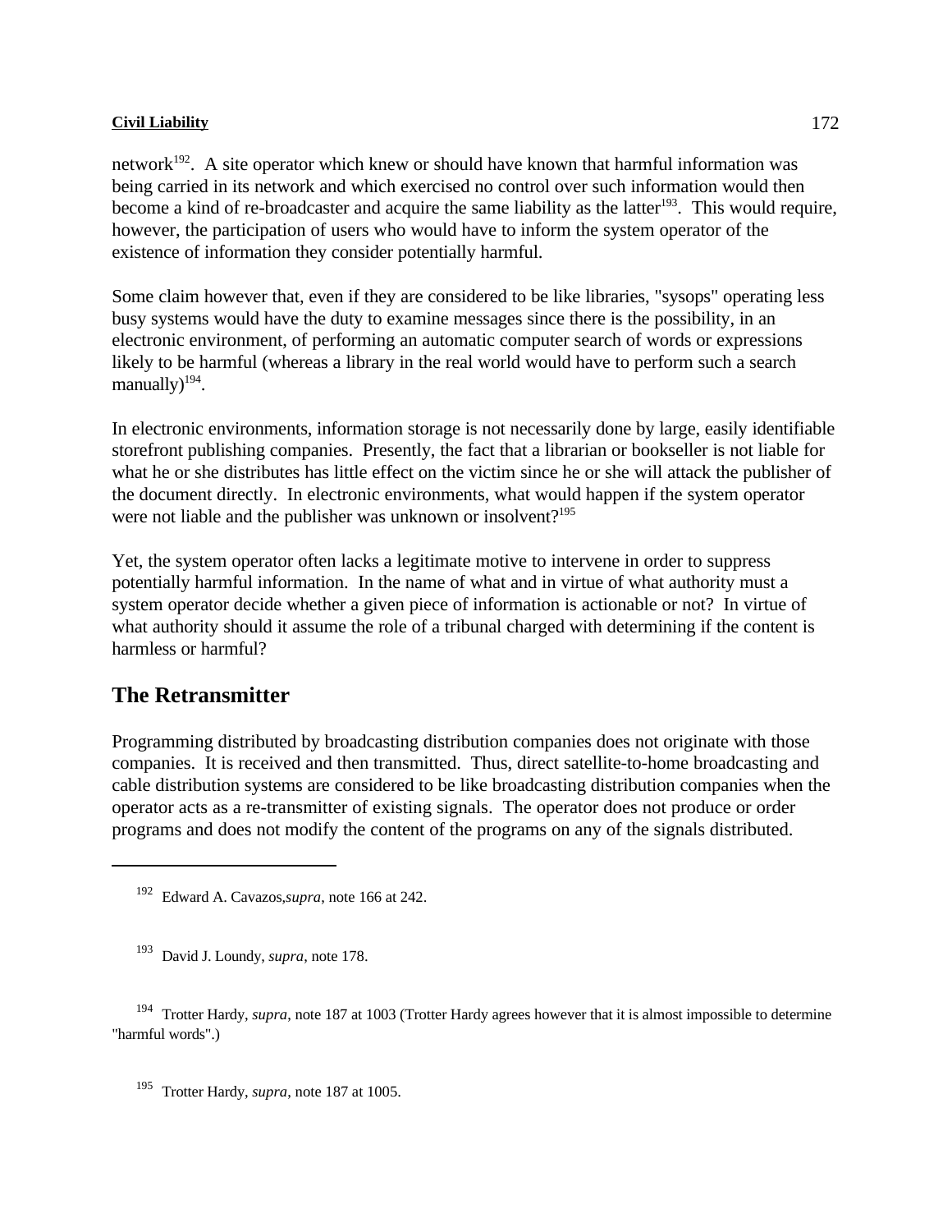network[192]. A site operator which knew or should have known that harmful information was being carried in its network and which exercised no control over such information would then become a kind of re-broadcaster and acquire the same liability as the latter[193]. This would require, however, the participation of users who would have to inform the system operator of the existence of information they consider potentially harmful.

Some claim however that, even if they are considered to be like libraries, "sysops" operating less busy systems would have the duty to examine messages since there is the possibility, in an electronic environment, of performing an automatic computer search of words or expressions likely to be harmful (whereas a library in the real world would have to perform such a search manually)[194].

In electronic environments, information storage is not necessarily done by large, easily identifiable storefront publishing companies. Presently, the fact that a librarian or bookseller is not liable for what he or she distributes has little effect on the victim since he or she will attack the publisher of the document directly. In electronic environments, what would happen if the system operator were not liable and the publisher was unknown or insolvent?[195]

Yet, the system operator often lacks a legitimate motive to intervene in order to suppress potentially harmful information. In the name of what and in virtue of what authority must a system operator decide whether a given piece of information is actionable or not? In virtue of what authority should it assume the role of a tribunal charged with determining if the content is harmless or harmful?

## The Retransmitter

Programming distributed by broadcasting distribution companies does not originate with those companies. It is received and then transmitted. Thus, direct satellite-to-home broadcasting and cable distribution systems are considered to be like broadcasting distribution companies when the operator acts as a re-transmitter of existing signals. The operator does not produce or order programs and does not modify the content of the programs on any of the signals distributed.

---

[192] Edward A. Cavazos, *supra*, note 166 at 242.

[193] David J. Loundy, *supra*, note 178.

[194] Trotter Hardy, *supra*, note 187 at 1003 (Trotter Hardy agrees however that it is almost impossible to determine "harmful words".)

[195] Trotter Hardy, *supra*, note 187 at 1005.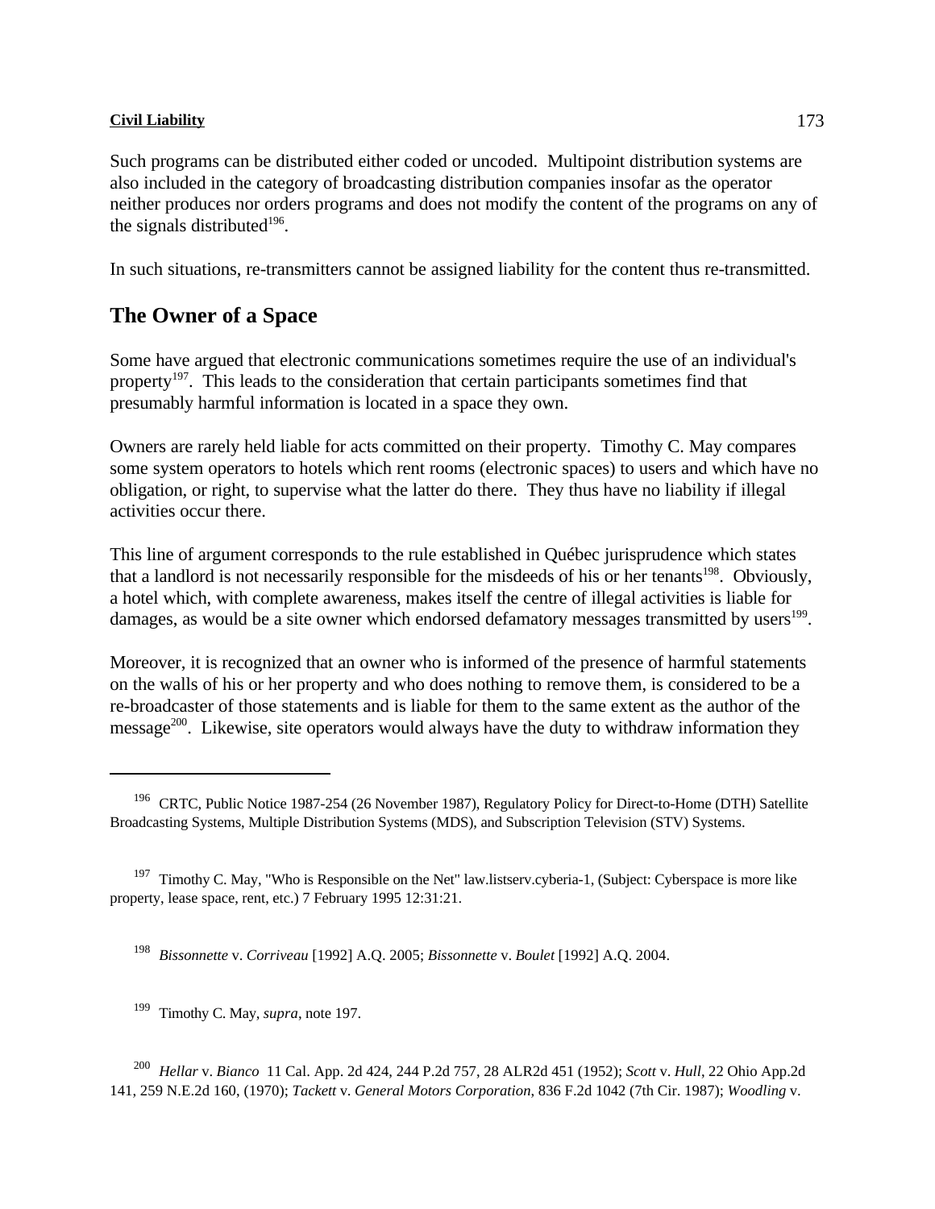Such programs can be distributed either coded or uncoded. Multipoint distribution systems are also included in the category of broadcasting distribution companies insofar as the operator neither produces nor orders programs and does not modify the content of the programs on any of the signals distributed[196].

In such situations, re-transmitters cannot be assigned liability for the content thus re-transmitted.

## The Owner of a Space

Some have argued that electronic communications sometimes require the use of an individual's property[197]. This leads to the consideration that certain participants sometimes find that presumably harmful information is located in a space they own.

Owners are rarely held liable for acts committed on their property. Timothy C. May compares some system operators to hotels which rent rooms (electronic spaces) to users and which have no obligation, or right, to supervise what the latter do there. They thus have no liability if illegal activities occur there.

This line of argument corresponds to the rule established in Québec jurisprudence which states that a landlord is not necessarily responsible for the misdeeds of his or her tenants[198]. Obviously, a hotel which, with complete awareness, makes itself the centre of illegal activities is liable for damages, as would be a site owner which endorsed defamatory messages transmitted by users[199].

Moreover, it is recognized that an owner who is informed of the presence of harmful statements on the walls of his or her property and who does nothing to remove them, is considered to be a re-broadcaster of those statements and is liable for them to the same extent as the author of the message[200]. Likewise, site operators would always have the duty to withdraw information they

---

[196] CRTC, Public Notice 1987-254 (26 November 1987), Regulatory Policy for Direct-to-Home (DTH) Satellite Broadcasting Systems, Multiple Distribution Systems (MDS), and Subscription Television (STV) Systems.

[197] Timothy C. May, "Who is Responsible on the Net" law.listserv.cyberia-1, (Subject: Cyberspace is more like property, lease space, rent, etc.) 7 February 1995 12:31:21.

[198] *Bissonnette* v. *Corriveau* [1992] A.Q. 2005; *Bissonnette* v. *Boulet* [1992] A.Q. 2004.

[199] Timothy C. May, *supra*, note 197.

[200] *Hellar* v. *Bianco* 11 Cal. App. 2d 424, 244 P.2d 757, 28 ALR2d 451 (1952); *Scott* v. *Hull*, 22 Ohio App.2d 141, 259 N.E.2d 160, (1970); *Tackett* v. *General Motors Corporation*, 836 F.2d 1042 (7th Cir. 1987); *Woodling* v.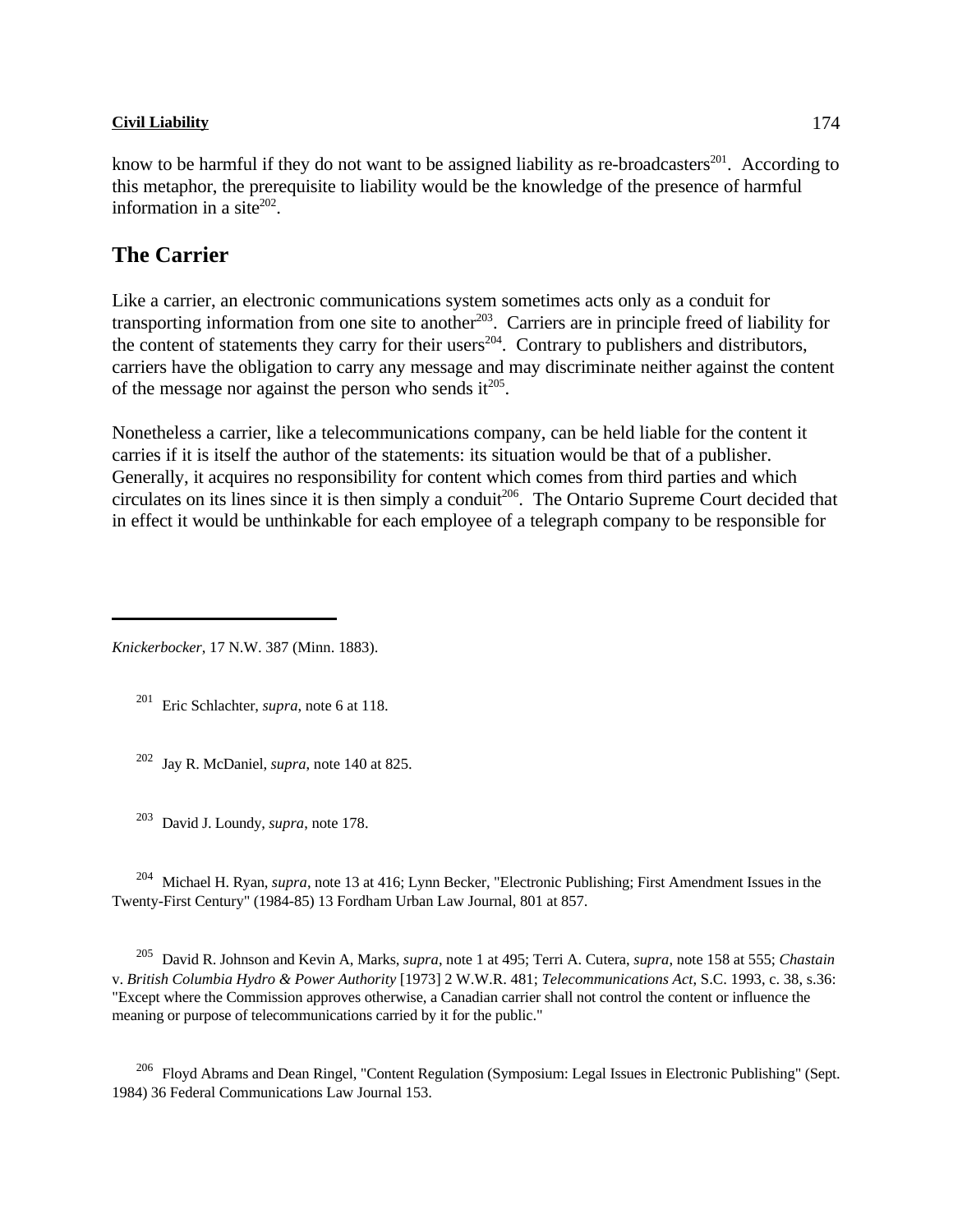know to be harmful if they do not want to be assigned liability as re-broadcasters[201]. According to this metaphor, the prerequisite to liability would be the knowledge of the presence of harmful information in a site[202].

## The Carrier

Like a carrier, an electronic communications system sometimes acts only as a conduit for transporting information from one site to another[203]. Carriers are in principle freed of liability for the content of statements they carry for their users[204]. Contrary to publishers and distributors, carriers have the obligation to carry any message and may discriminate neither against the content of the message nor against the person who sends it[205].

Nonetheless a carrier, like a telecommunications company, can be held liable for the content it carries if it is itself the author of the statements: its situation would be that of a publisher. Generally, it acquires no responsibility for content which comes from third parties and which circulates on its lines since it is then simply a conduit[206]. The Ontario Supreme Court decided that in effect it would be unthinkable for each employee of a telegraph company to be responsible for

---

*Knickerbocker*, 17 N.W. 387 (Minn. 1883).

[201] Eric Schlachter, *supra*, note 6 at 118.

[202] Jay R. McDaniel, *supra*, note 140 at 825.

[203] David J. Loundy, *supra*, note 178.

[204] Michael H. Ryan, *supra*, note 13 at 416; Lynn Becker, "Electronic Publishing; First Amendment Issues in the Twenty-First Century" (1984-85) 13 Fordham Urban Law Journal, 801 at 857.

[205] David R. Johnson and Kevin A, Marks, *supra*, note 1 at 495; Terri A. Cutera, *supra*, note 158 at 555; *Chastain* v. *British Columbia Hydro & Power Authority* [1973] 2 W.W.R. 481; *Telecommunications Act*, S.C. 1993, c. 38, s.36: "Except where the Commission approves otherwise, a Canadian carrier shall not control the content or influence the meaning or purpose of telecommunications carried by it for the public."

[206] Floyd Abrams and Dean Ringel, "Content Regulation (Symposium: Legal Issues in Electronic Publishing" (Sept. 1984) 36 Federal Communications Law Journal 153.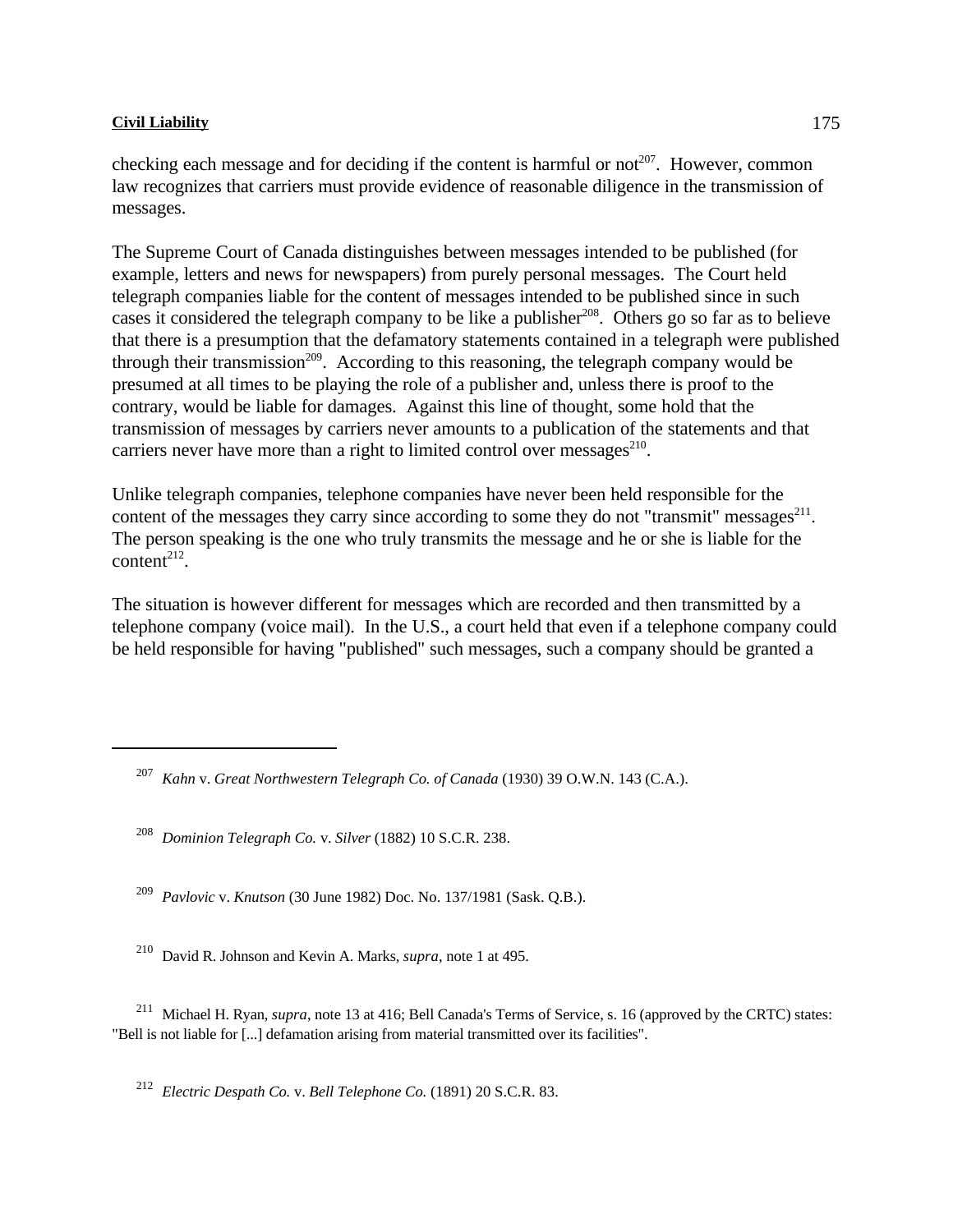checking each message and for deciding if the content is harmful or not[207]. However, common law recognizes that carriers must provide evidence of reasonable diligence in the transmission of messages.

The Supreme Court of Canada distinguishes between messages intended to be published (for example, letters and news for newspapers) from purely personal messages. The Court held telegraph companies liable for the content of messages intended to be published since in such cases it considered the telegraph company to be like a publisher[208]. Others go so far as to believe that there is a presumption that the defamatory statements contained in a telegraph were published through their transmission[209]. According to this reasoning, the telegraph company would be presumed at all times to be playing the role of a publisher and, unless there is proof to the contrary, would be liable for damages. Against this line of thought, some hold that the transmission of messages by carriers never amounts to a publication of the statements and that carriers never have more than a right to limited control over messages[210].

Unlike telegraph companies, telephone companies have never been held responsible for the content of the messages they carry since according to some they do not "transmit" messages[211]. The person speaking is the one who truly transmits the message and he or she is liable for the content[212].

The situation is however different for messages which are recorded and then transmitted by a telephone company (voice mail). In the U.S., a court held that even if a telephone company could be held responsible for having "published" such messages, such a company should be granted a

---

[207] *Kahn* v. *Great Northwestern Telegraph Co. of Canada* (1930) 39 O.W.N. 143 (C.A.).

[208] *Dominion Telegraph Co.* v. *Silver* (1882) 10 S.C.R. 238.

[209] *Pavlovic* v. *Knutson* (30 June 1982) Doc. No. 137/1981 (Sask. Q.B.).

[210] David R. Johnson and Kevin A. Marks, *supra*, note 1 at 495.

[211] Michael H. Ryan, *supra*, note 13 at 416; Bell Canada's Terms of Service, s. 16 (approved by the CRTC) states: "Bell is not liable for [...] defamation arising from material transmitted over its facilities".

[212] *Electric Despath Co.* v. *Bell Telephone Co.* (1891) 20 S.C.R. 83.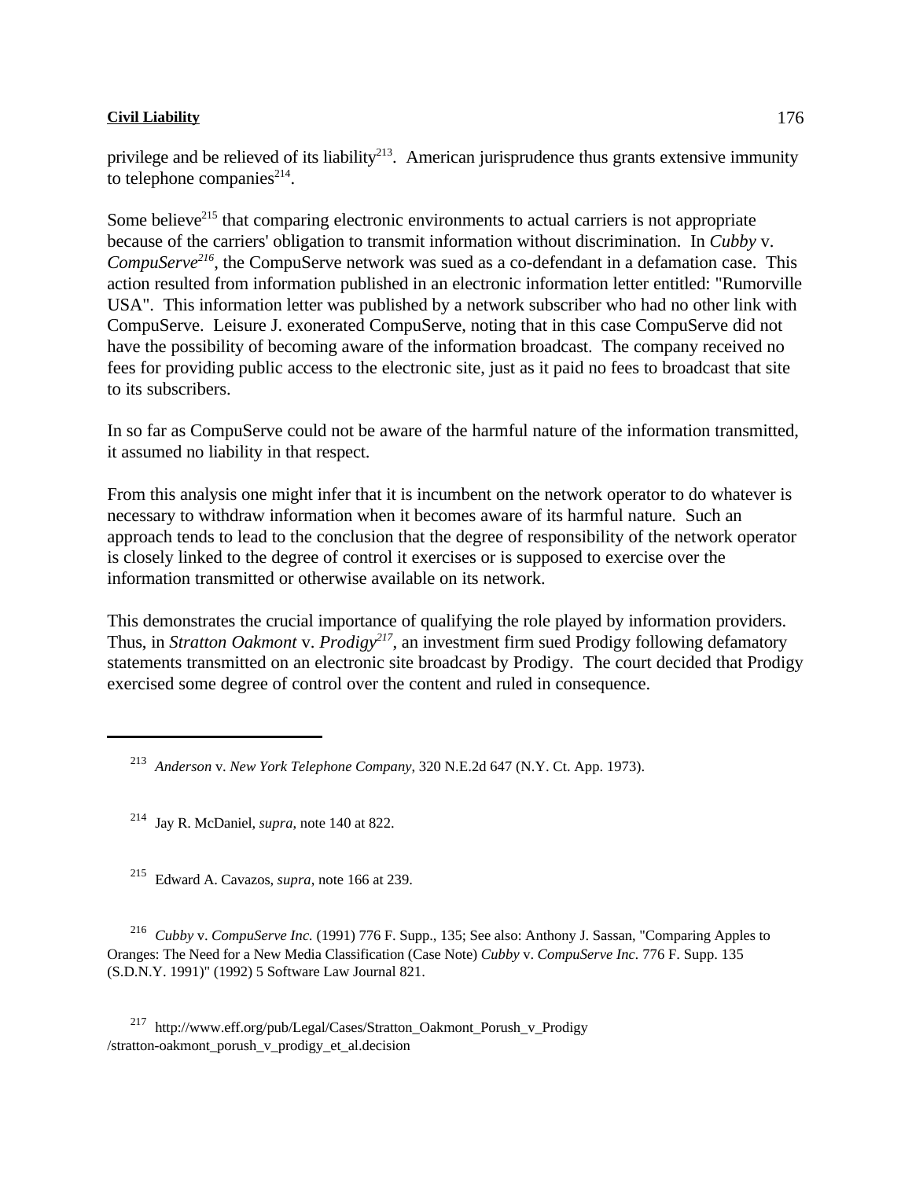privilege and be relieved of its liability[213]. American jurisprudence thus grants extensive immunity to telephone companies[214].

Some believe[215] that comparing electronic environments to actual carriers is not appropriate because of the carriers' obligation to transmit information without discrimination. In *Cubby* v. *CompuServe*[216], the CompuServe network was sued as a co-defendant in a defamation case. This action resulted from information published in an electronic information letter entitled: "Rumorville USA". This information letter was published by a network subscriber who had no other link with CompuServe. Leisure J. exonerated CompuServe, noting that in this case CompuServe did not have the possibility of becoming aware of the information broadcast. The company received no fees for providing public access to the electronic site, just as it paid no fees to broadcast that site to its subscribers.

In so far as CompuServe could not be aware of the harmful nature of the information transmitted, it assumed no liability in that respect.

From this analysis one might infer that it is incumbent on the network operator to do whatever is necessary to withdraw information when it becomes aware of its harmful nature. Such an approach tends to lead to the conclusion that the degree of responsibility of the network operator is closely linked to the degree of control it exercises or is supposed to exercise over the information transmitted or otherwise available on its network.

This demonstrates the crucial importance of qualifying the role played by information providers. Thus, in *Stratton Oakmont* v. *Prodigy*[217], an investment firm sued Prodigy following defamatory statements transmitted on an electronic site broadcast by Prodigy. The court decided that Prodigy exercised some degree of control over the content and ruled in consequence.

---

[213] *Anderson* v. *New York Telephone Company*, 320 N.E.2d 647 (N.Y. Ct. App. 1973).

[214] Jay R. McDaniel, *supra*, note 140 at 822.

[215] Edward A. Cavazos, *supra*, note 166 at 239.

[216] *Cubby* v. *CompuServe Inc.* (1991) 776 F. Supp., 135; See also: Anthony J. Sassan, "Comparing Apples to Oranges: The Need for a New Media Classification (Case Note) *Cubby* v. *CompuServe Inc.* 776 F. Supp. 135 (S.D.N.Y. 1991)" (1992) 5 Software Law Journal 821.

[217] http://www.eff.org/pub/Legal/Cases/Stratton_Oakmont_Porush_v_Prodigy /stratton-oakmont_porush_v_prodigy_et_al.decision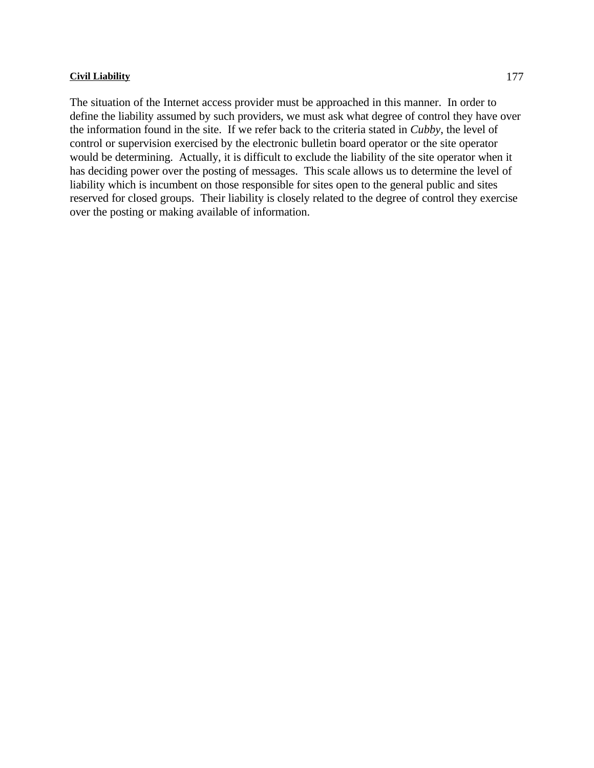The situation of the Internet access provider must be approached in this manner. In order to define the liability assumed by such providers, we must ask what degree of control they have over the information found in the site. If we refer back to the criteria stated in *Cubby*, the level of control or supervision exercised by the electronic bulletin board operator or the site operator would be determining. Actually, it is difficult to exclude the liability of the site operator when it has deciding power over the posting of messages. This scale allows us to determine the level of liability which is incumbent on those responsible for sites open to the general public and sites reserved for closed groups. Their liability is closely related to the degree of control they exercise over the posting or making available of information.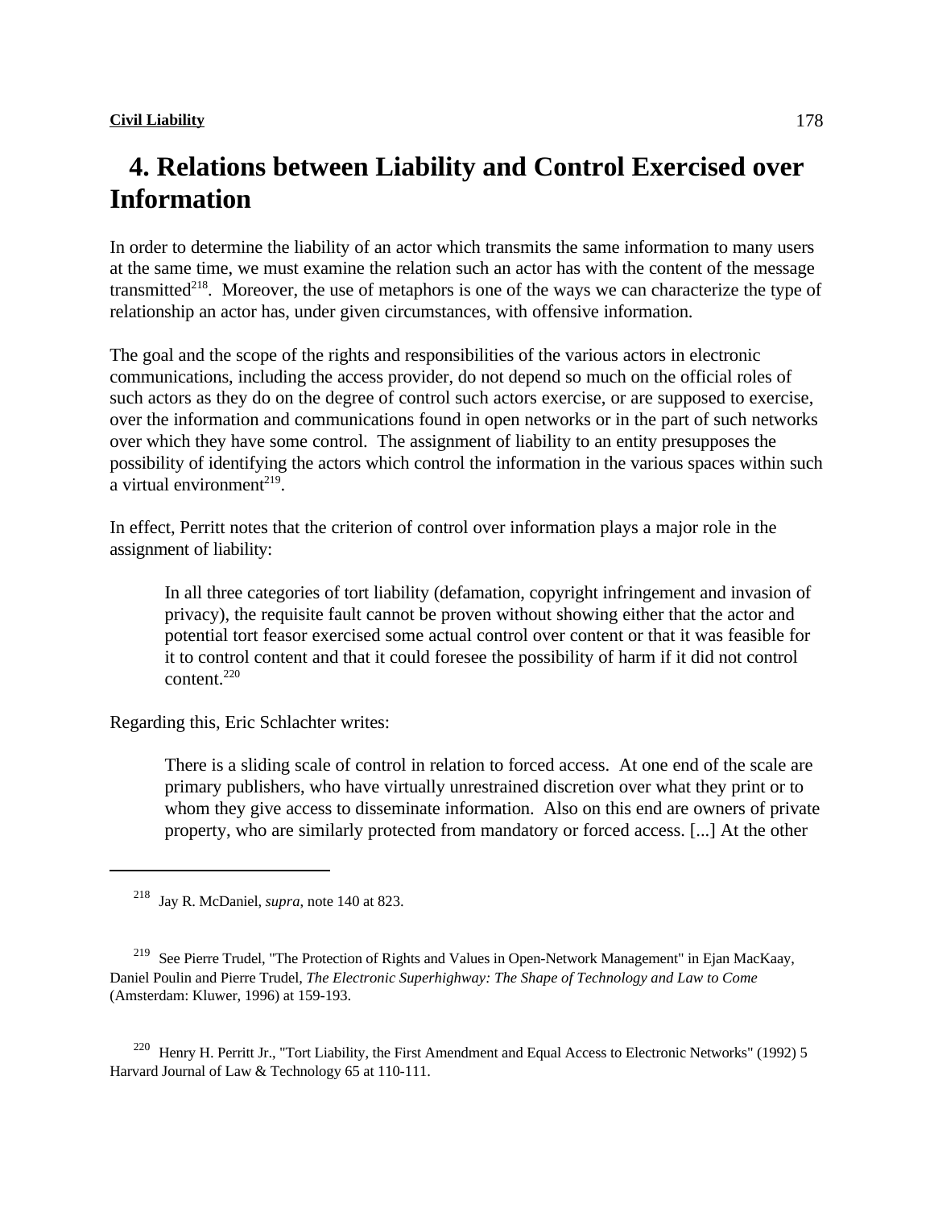## 4. Relations between Liability and Control Exercised over Information

In order to determine the liability of an actor which transmits the same information to many users at the same time, we must examine the relation such an actor has with the content of the message transmitted[218]. Moreover, the use of metaphors is one of the ways we can characterize the type of relationship an actor has, under given circumstances, with offensive information.

The goal and the scope of the rights and responsibilities of the various actors in electronic communications, including the access provider, do not depend so much on the official roles of such actors as they do on the degree of control such actors exercise, or are supposed to exercise, over the information and communications found in open networks or in the part of such networks over which they have some control. The assignment of liability to an entity presupposes the possibility of identifying the actors which control the information in the various spaces within such a virtual environment[219].

In effect, Perritt notes that the criterion of control over information plays a major role in the assignment of liability:

> In all three categories of tort liability (defamation, copyright infringement and invasion of privacy), the requisite fault cannot be proven without showing either that the actor and potential tort feasor exercised some actual control over content or that it was feasible for it to control content and that it could foresee the possibility of harm if it did not control content.[220]

Regarding this, Eric Schlachter writes:

> There is a sliding scale of control in relation to forced access. At one end of the scale are primary publishers, who have virtually unrestrained discretion over what they print or to whom they give access to disseminate information. Also on this end are owners of private property, who are similarly protected from mandatory or forced access. [...] At the other

---

[218] Jay R. McDaniel, *supra*, note 140 at 823.

[219] See Pierre Trudel, "The Protection of Rights and Values in Open-Network Management" in Ejan MacKaay, Daniel Poulin and Pierre Trudel, *The Electronic Superhighway: The Shape of Technology and Law to Come* (Amsterdam: Kluwer, 1996) at 159-193.

[220] Henry H. Perritt Jr., "Tort Liability, the First Amendment and Equal Access to Electronic Networks" (1992) 5 Harvard Journal of Law & Technology 65 at 110-111.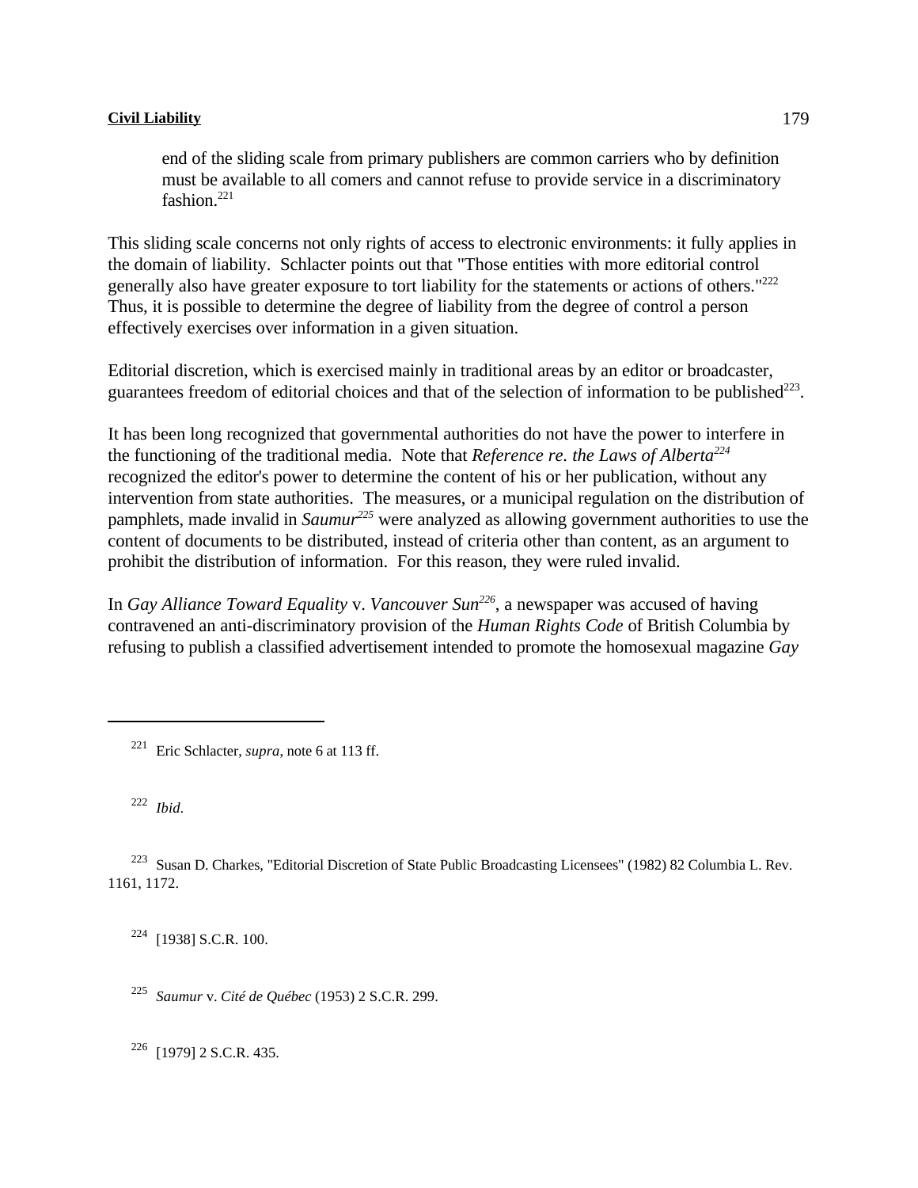> end of the sliding scale from primary publishers are common carriers who by definition must be available to all comers and cannot refuse to provide service in a discriminatory fashion.[221]

This sliding scale concerns not only rights of access to electronic environments: it fully applies in the domain of liability. Schlacter points out that "Those entities with more editorial control generally also have greater exposure to tort liability for the statements or actions of others."[222] Thus, it is possible to determine the degree of liability from the degree of control a person effectively exercises over information in a given situation.

Editorial discretion, which is exercised mainly in traditional areas by an editor or broadcaster, guarantees freedom of editorial choices and that of the selection of information to be published[223].

It has been long recognized that governmental authorities do not have the power to interfere in the functioning of the traditional media. Note that *Reference re. the Laws of Alberta*[224] recognized the editor's power to determine the content of his or her publication, without any intervention from state authorities. The measures, or a municipal regulation on the distribution of pamphlets, made invalid in *Saumur*[225] were analyzed as allowing government authorities to use the content of documents to be distributed, instead of criteria other than content, as an argument to prohibit the distribution of information. For this reason, they were ruled invalid.

In *Gay Alliance Toward Equality* v. *Vancouver Sun*[226], a newspaper was accused of having contravened an anti-discriminatory provision of the *Human Rights Code* of British Columbia by refusing to publish a classified advertisement intended to promote the homosexual magazine *Gay*

---

[221] Eric Schlacter, *supra*, note 6 at 113 ff.

[222] *Ibid*.

[223] Susan D. Charkes, "Editorial Discretion of State Public Broadcasting Licensees" (1982) 82 Columbia L. Rev. 1161, 1172.

[224] [1938] S.C.R. 100.

[225] *Saumur* v. *Cité de Québec* (1953) 2 S.C.R. 299.

[226] [1979] 2 S.C.R. 435.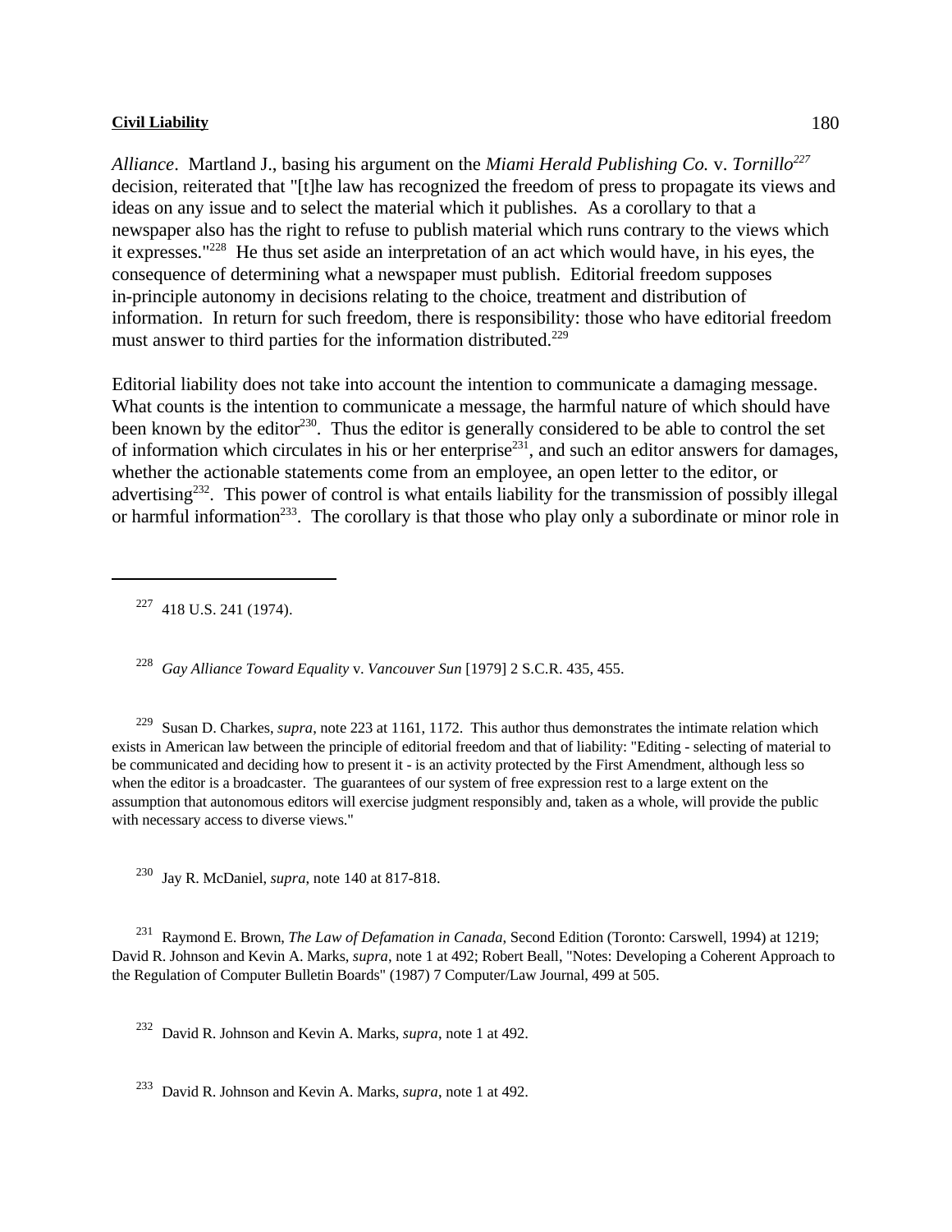*Alliance*. Martland J., basing his argument on the *Miami Herald Publishing Co.* v. *Tornillo*[227] decision, reiterated that "[t]he law has recognized the freedom of press to propagate its views and ideas on any issue and to select the material which it publishes. As a corollary to that a newspaper also has the right to refuse to publish material which runs contrary to the views which it expresses."[228] He thus set aside an interpretation of an act which would have, in his eyes, the consequence of determining what a newspaper must publish. Editorial freedom supposes in-principle autonomy in decisions relating to the choice, treatment and distribution of information. In return for such freedom, there is responsibility: those who have editorial freedom must answer to third parties for the information distributed.[229]

Editorial liability does not take into account the intention to communicate a damaging message. What counts is the intention to communicate a message, the harmful nature of which should have been known by the editor[230]. Thus the editor is generally considered to be able to control the set of information which circulates in his or her enterprise[231], and such an editor answers for damages, whether the actionable statements come from an employee, an open letter to the editor, or advertising[232]. This power of control is what entails liability for the transmission of possibly illegal or harmful information[233]. The corollary is that those who play only a subordinate or minor role in

---

[227] 418 U.S. 241 (1974).

[228] *Gay Alliance Toward Equality* v. *Vancouver Sun* [1979] 2 S.C.R. 435, 455.

[229] Susan D. Charkes, *supra*, note 223 at 1161, 1172. This author thus demonstrates the intimate relation which exists in American law between the principle of editorial freedom and that of liability: "Editing - selecting of material to be communicated and deciding how to present it - is an activity protected by the First Amendment, although less so when the editor is a broadcaster. The guarantees of our system of free expression rest to a large extent on the assumption that autonomous editors will exercise judgment responsibly and, taken as a whole, will provide the public with necessary access to diverse views."

[230] Jay R. McDaniel, *supra*, note 140 at 817-818.

[231] Raymond E. Brown, *The Law of Defamation in Canada*, Second Edition (Toronto: Carswell, 1994) at 1219; David R. Johnson and Kevin A. Marks, *supra*, note 1 at 492; Robert Beall, "Notes: Developing a Coherent Approach to the Regulation of Computer Bulletin Boards" (1987) 7 Computer/Law Journal, 499 at 505.

[232] David R. Johnson and Kevin A. Marks, *supra*, note 1 at 492.

[233] David R. Johnson and Kevin A. Marks, *supra*, note 1 at 492.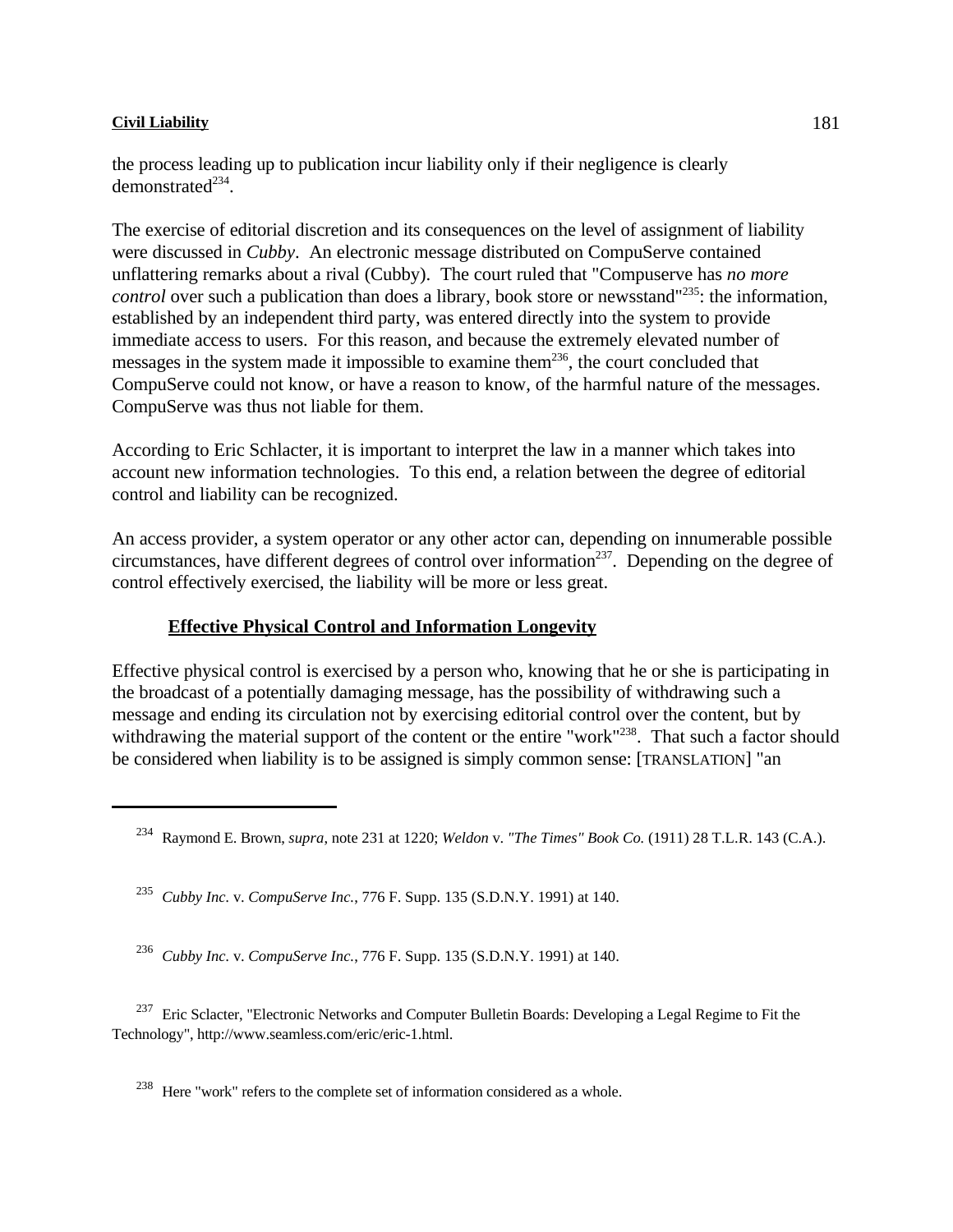the process leading up to publication incur liability only if their negligence is clearly demonstrated[234].

The exercise of editorial discretion and its consequences on the level of assignment of liability were discussed in *Cubby*. An electronic message distributed on CompuServe contained unflattering remarks about a rival (Cubby). The court ruled that "Compuserve has *no more control* over such a publication than does a library, book store or newsstand"[235]: the information, established by an independent third party, was entered directly into the system to provide immediate access to users. For this reason, and because the extremely elevated number of messages in the system made it impossible to examine them[236], the court concluded that CompuServe could not know, or have a reason to know, of the harmful nature of the messages. CompuServe was thus not liable for them.

According to Eric Schlacter, it is important to interpret the law in a manner which takes into account new information technologies. To this end, a relation between the degree of editorial control and liability can be recognized.

An access provider, a system operator or any other actor can, depending on innumerable possible circumstances, have different degrees of control over information[237]. Depending on the degree of control effectively exercised, the liability will be more or less great.

### Effective Physical Control and Information Longevity

Effective physical control is exercised by a person who, knowing that he or she is participating in the broadcast of a potentially damaging message, has the possibility of withdrawing such a message and ending its circulation not by exercising editorial control over the content, but by withdrawing the material support of the content or the entire "work"[238]. That such a factor should be considered when liability is to be assigned is simply common sense: [TRANSLATION] "an

---

[234] Raymond E. Brown, *supra*, note 231 at 1220; *Weldon* v. *"The Times" Book Co.* (1911) 28 T.L.R. 143 (C.A.).

[235] *Cubby Inc*. v. *CompuServe Inc.*, 776 F. Supp. 135 (S.D.N.Y. 1991) at 140.

[236] *Cubby Inc*. v. *CompuServe Inc.*, 776 F. Supp. 135 (S.D.N.Y. 1991) at 140.

[237] Eric Sclacter, "Electronic Networks and Computer Bulletin Boards: Developing a Legal Regime to Fit the Technology", http://www.seamless.com/eric/eric-1.html.

[238] Here "work" refers to the complete set of information considered as a whole.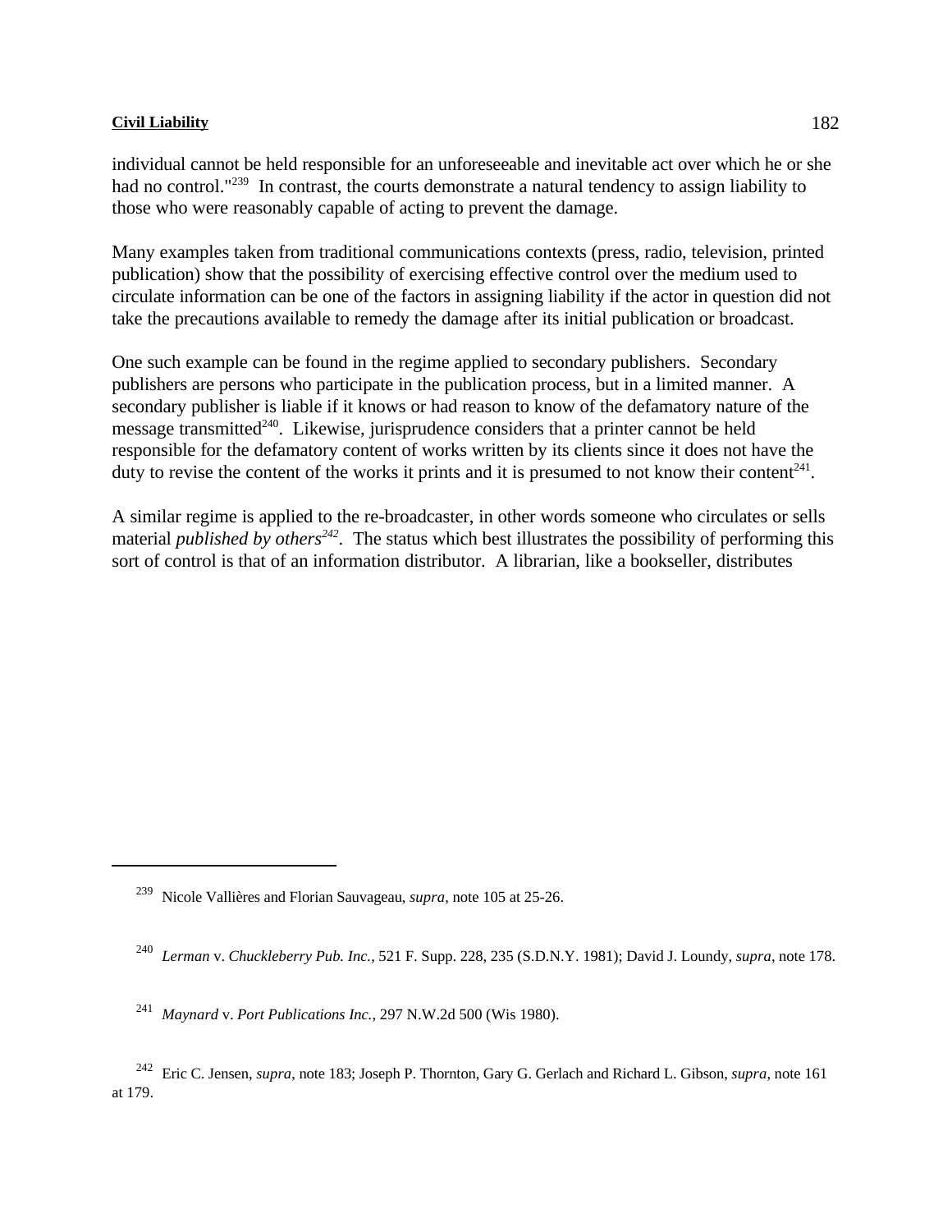individual cannot be held responsible for an unforeseeable and inevitable act over which he or she had no control."[239] In contrast, the courts demonstrate a natural tendency to assign liability to those who were reasonably capable of acting to prevent the damage.

Many examples taken from traditional communications contexts (press, radio, television, printed publication) show that the possibility of exercising effective control over the medium used to circulate information can be one of the factors in assigning liability if the actor in question did not take the precautions available to remedy the damage after its initial publication or broadcast.

One such example can be found in the regime applied to secondary publishers. Secondary publishers are persons who participate in the publication process, but in a limited manner. A secondary publisher is liable if it knows or had reason to know of the defamatory nature of the message transmitted[240]. Likewise, jurisprudence considers that a printer cannot be held responsible for the defamatory content of works written by its clients since it does not have the duty to revise the content of the works it prints and it is presumed to not know their content[241].

A similar regime is applied to the re-broadcaster, in other words someone who circulates or sells material *published by others*[242]. The status which best illustrates the possibility of performing this sort of control is that of an information distributor. A librarian, like a bookseller, distributes

---

[239] Nicole Vallières and Florian Sauvageau, *supra*, note 105 at 25-26.

[240] *Lerman* v. *Chuckleberry Pub. Inc.*, 521 F. Supp. 228, 235 (S.D.N.Y. 1981); David J. Loundy, *supra*, note 178.

[241] *Maynard* v. *Port Publications Inc.*, 297 N.W.2d 500 (Wis 1980).

[242] Eric C. Jensen, *supra*, note 183; Joseph P. Thornton, Gary G. Gerlach and Richard L. Gibson, *supra*, note 161 at 179.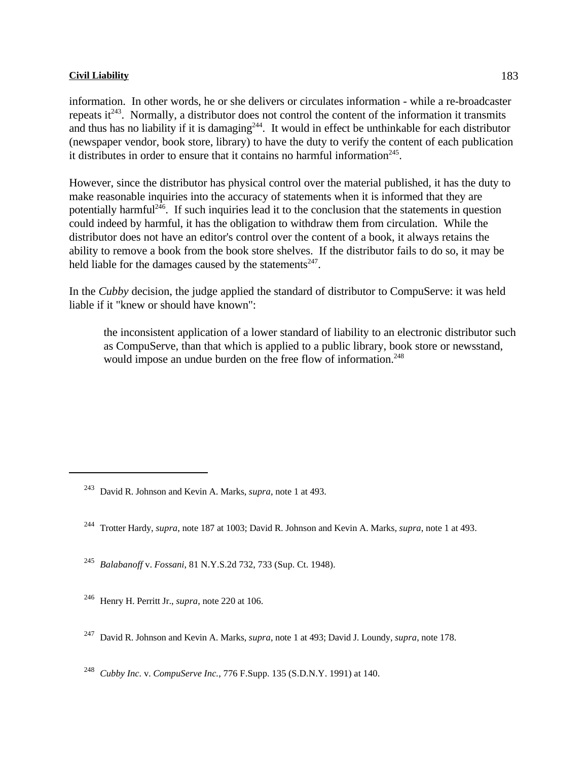information. In other words, he or she delivers or circulates information - while a re-broadcaster repeats it[243]. Normally, a distributor does not control the content of the information it transmits and thus has no liability if it is damaging[244]. It would in effect be unthinkable for each distributor (newspaper vendor, book store, library) to have the duty to verify the content of each publication it distributes in order to ensure that it contains no harmful information[245].

However, since the distributor has physical control over the material published, it has the duty to make reasonable inquiries into the accuracy of statements when it is informed that they are potentially harmful[246]. If such inquiries lead it to the conclusion that the statements in question could indeed by harmful, it has the obligation to withdraw them from circulation. While the distributor does not have an editor's control over the content of a book, it always retains the ability to remove a book from the book store shelves. If the distributor fails to do so, it may be held liable for the damages caused by the statements[247].

In the *Cubby* decision, the judge applied the standard of distributor to CompuServe: it was held liable if it "knew or should have known":

> the inconsistent application of a lower standard of liability to an electronic distributor such as CompuServe, than that which is applied to a public library, book store or newsstand, would impose an undue burden on the free flow of information.[248]

---

[243] David R. Johnson and Kevin A. Marks, *supra*, note 1 at 493.

[244] Trotter Hardy, *supra*, note 187 at 1003; David R. Johnson and Kevin A. Marks, *supra*, note 1 at 493.

[245] *Balabanoff* v. *Fossani*, 81 N.Y.S.2d 732, 733 (Sup. Ct. 1948).

[246] Henry H. Perritt Jr., *supra*, note 220 at 106.

[247] David R. Johnson and Kevin A. Marks, *supra*, note 1 at 493; David J. Loundy, *supra*, note 178.

[248] *Cubby Inc.* v. *CompuServe Inc.*, 776 F.Supp. 135 (S.D.N.Y. 1991) at 140.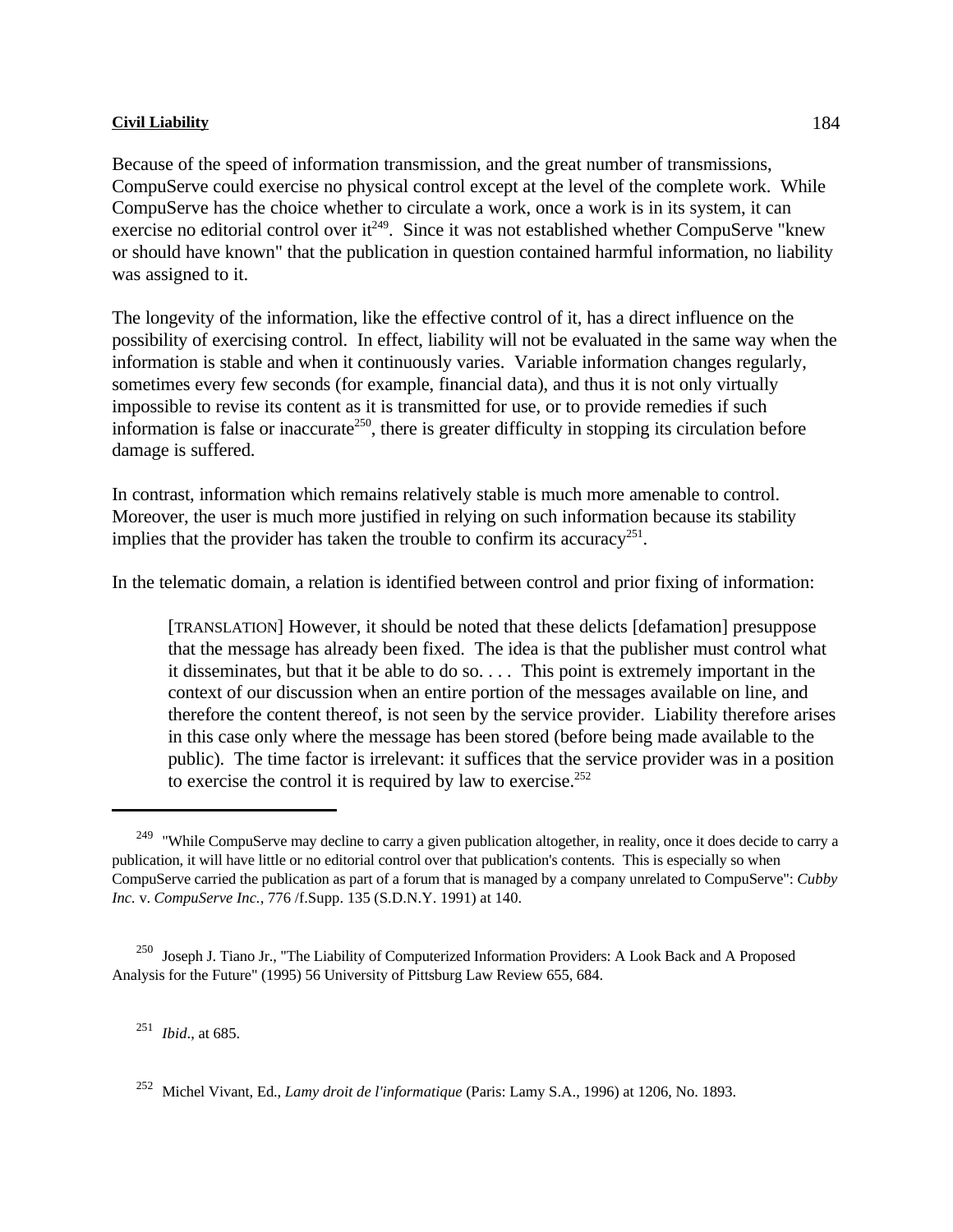Because of the speed of information transmission, and the great number of transmissions, CompuServe could exercise no physical control except at the level of the complete work. While CompuServe has the choice whether to circulate a work, once a work is in its system, it can exercise no editorial control over it[249]. Since it was not established whether CompuServe "knew or should have known" that the publication in question contained harmful information, no liability was assigned to it.

The longevity of the information, like the effective control of it, has a direct influence on the possibility of exercising control. In effect, liability will not be evaluated in the same way when the information is stable and when it continuously varies. Variable information changes regularly, sometimes every few seconds (for example, financial data), and thus it is not only virtually impossible to revise its content as it is transmitted for use, or to provide remedies if such information is false or inaccurate[250], there is greater difficulty in stopping its circulation before damage is suffered.

In contrast, information which remains relatively stable is much more amenable to control. Moreover, the user is much more justified in relying on such information because its stability implies that the provider has taken the trouble to confirm its accuracy[251].

In the telematic domain, a relation is identified between control and prior fixing of information:

> [TRANSLATION] However, it should be noted that these delicts [defamation] presuppose that the message has already been fixed. The idea is that the publisher must control what it disseminates, but that it be able to do so. . . . This point is extremely important in the context of our discussion when an entire portion of the messages available on line, and therefore the content thereof, is not seen by the service provider. Liability therefore arises in this case only where the message has been stored (before being made available to the public). The time factor is irrelevant: it suffices that the service provider was in a position to exercise the control it is required by law to exercise.[252]

---

[249] "While CompuServe may decline to carry a given publication altogether, in reality, once it does decide to carry a publication, it will have little or no editorial control over that publication's contents. This is especially so when CompuServe carried the publication as part of a forum that is managed by a company unrelated to CompuServe": *Cubby Inc.* v. *CompuServe Inc.*, 776 /f.Supp. 135 (S.D.N.Y. 1991) at 140.

[250] Joseph J. Tiano Jr., "The Liability of Computerized Information Providers: A Look Back and A Proposed Analysis for the Future" (1995) 56 University of Pittsburg Law Review 655, 684.

[251] *Ibid*., at 685.

[252] Michel Vivant, Ed., *Lamy droit de l'informatique* (Paris: Lamy S.A., 1996) at 1206, No. 1893.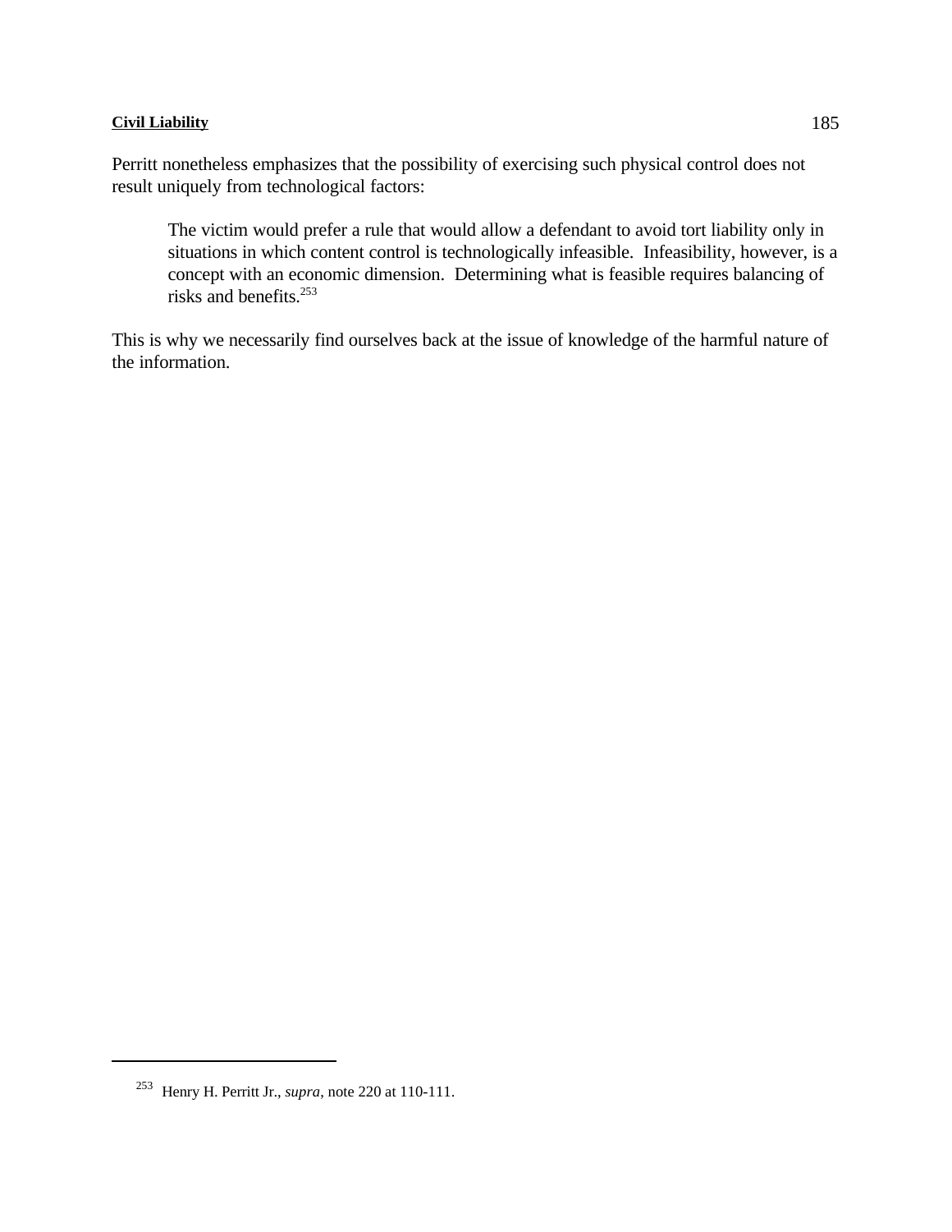Perritt nonetheless emphasizes that the possibility of exercising such physical control does not result uniquely from technological factors:

> The victim would prefer a rule that would allow a defendant to avoid tort liability only in situations in which content control is technologically infeasible. Infeasibility, however, is a concept with an economic dimension. Determining what is feasible requires balancing of risks and benefits.[253]

This is why we necessarily find ourselves back at the issue of knowledge of the harmful nature of the information.

---

[253] Henry H. Perritt Jr., *supra*, note 220 at 110-111.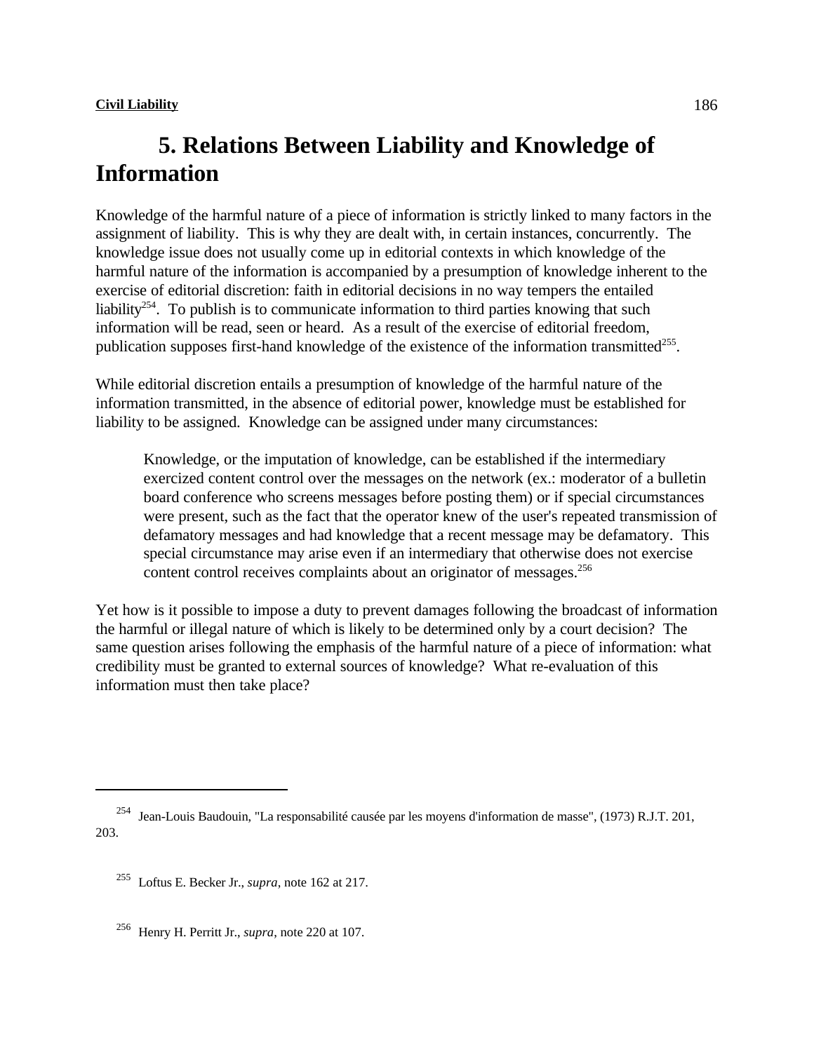## 5. Relations Between Liability and Knowledge of Information

Knowledge of the harmful nature of a piece of information is strictly linked to many factors in the assignment of liability. This is why they are dealt with, in certain instances, concurrently. The knowledge issue does not usually come up in editorial contexts in which knowledge of the harmful nature of the information is accompanied by a presumption of knowledge inherent to the exercise of editorial discretion: faith in editorial decisions in no way tempers the entailed liability[254]. To publish is to communicate information to third parties knowing that such information will be read, seen or heard. As a result of the exercise of editorial freedom, publication supposes first-hand knowledge of the existence of the information transmitted[255].

While editorial discretion entails a presumption of knowledge of the harmful nature of the information transmitted, in the absence of editorial power, knowledge must be established for liability to be assigned. Knowledge can be assigned under many circumstances:

> Knowledge, or the imputation of knowledge, can be established if the intermediary exercized content control over the messages on the network (ex.: moderator of a bulletin board conference who screens messages before posting them) or if special circumstances were present, such as the fact that the operator knew of the user's repeated transmission of defamatory messages and had knowledge that a recent message may be defamatory. This special circumstance may arise even if an intermediary that otherwise does not exercise content control receives complaints about an originator of messages.[256]

Yet how is it possible to impose a duty to prevent damages following the broadcast of information the harmful or illegal nature of which is likely to be determined only by a court decision? The same question arises following the emphasis of the harmful nature of a piece of information: what credibility must be granted to external sources of knowledge? What re-evaluation of this information must then take place?

---

[254] Jean-Louis Baudouin, "La responsabilité causée par les moyens d'information de masse", (1973) R.J.T. 201, 203.

[255] Loftus E. Becker Jr., *supra*, note 162 at 217.

[256] Henry H. Perritt Jr., *supra*, note 220 at 107.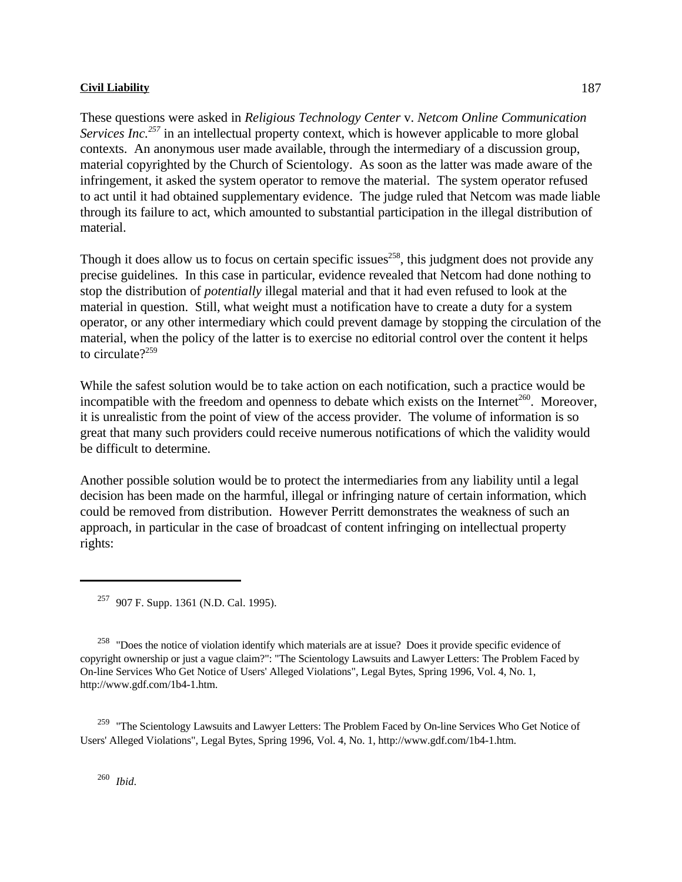These questions were asked in *Religious Technology Center* v. *Netcom Online Communication Services Inc.*[257] in an intellectual property context, which is however applicable to more global contexts. An anonymous user made available, through the intermediary of a discussion group, material copyrighted by the Church of Scientology. As soon as the latter was made aware of the infringement, it asked the system operator to remove the material. The system operator refused to act until it had obtained supplementary evidence. The judge ruled that Netcom was made liable through its failure to act, which amounted to substantial participation in the illegal distribution of material.

Though it does allow us to focus on certain specific issues[258], this judgment does not provide any precise guidelines. In this case in particular, evidence revealed that Netcom had done nothing to stop the distribution of *potentially* illegal material and that it had even refused to look at the material in question. Still, what weight must a notification have to create a duty for a system operator, or any other intermediary which could prevent damage by stopping the circulation of the material, when the policy of the latter is to exercise no editorial control over the content it helps to circulate?[259]

While the safest solution would be to take action on each notification, such a practice would be incompatible with the freedom and openness to debate which exists on the Internet[260]. Moreover, it is unrealistic from the point of view of the access provider. The volume of information is so great that many such providers could receive numerous notifications of which the validity would be difficult to determine.

Another possible solution would be to protect the intermediaries from any liability until a legal decision has been made on the harmful, illegal or infringing nature of certain information, which could be removed from distribution. However Perritt demonstrates the weakness of such an approach, in particular in the case of broadcast of content infringing on intellectual property rights:

---

[257] 907 F. Supp. 1361 (N.D. Cal. 1995).

[258] "Does the notice of violation identify which materials are at issue? Does it provide specific evidence of copyright ownership or just a vague claim?": "The Scientology Lawsuits and Lawyer Letters: The Problem Faced by On-line Services Who Get Notice of Users' Alleged Violations", Legal Bytes, Spring 1996, Vol. 4, No. 1, http://www.gdf.com/1b4-1.htm.

[259] "The Scientology Lawsuits and Lawyer Letters: The Problem Faced by On-line Services Who Get Notice of Users' Alleged Violations", Legal Bytes, Spring 1996, Vol. 4, No. 1, http://www.gdf.com/1b4-1.htm.

[260] *Ibid.*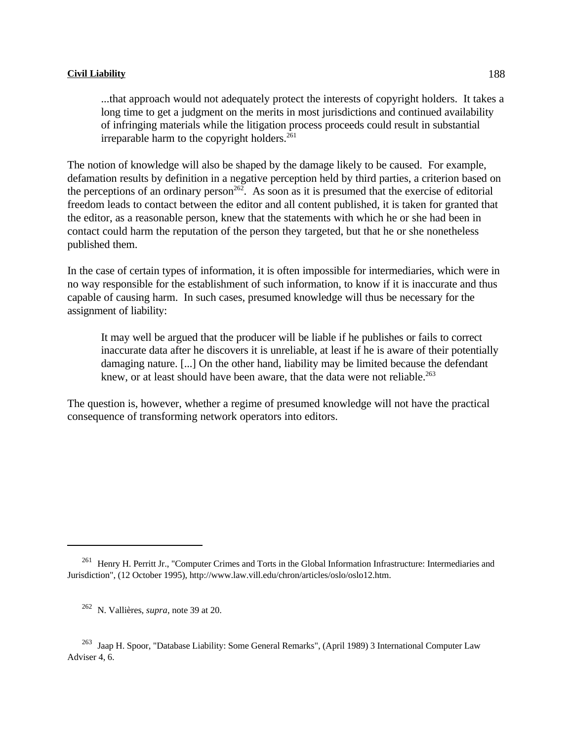> ...that approach would not adequately protect the interests of copyright holders. It takes a long time to get a judgment on the merits in most jurisdictions and continued availability of infringing materials while the litigation process proceeds could result in substantial irreparable harm to the copyright holders.[261]

The notion of knowledge will also be shaped by the damage likely to be caused. For example, defamation results by definition in a negative perception held by third parties, a criterion based on the perceptions of an ordinary person[262]. As soon as it is presumed that the exercise of editorial freedom leads to contact between the editor and all content published, it is taken for granted that the editor, as a reasonable person, knew that the statements with which he or she had been in contact could harm the reputation of the person they targeted, but that he or she nonetheless published them.

In the case of certain types of information, it is often impossible for intermediaries, which were in no way responsible for the establishment of such information, to know if it is inaccurate and thus capable of causing harm. In such cases, presumed knowledge will thus be necessary for the assignment of liability:

> It may well be argued that the producer will be liable if he publishes or fails to correct inaccurate data after he discovers it is unreliable, at least if he is aware of their potentially damaging nature. [...] On the other hand, liability may be limited because the defendant knew, or at least should have been aware, that the data were not reliable.[263]

The question is, however, whether a regime of presumed knowledge will not have the practical consequence of transforming network operators into editors.

---

[261] Henry H. Perritt Jr., "Computer Crimes and Torts in the Global Information Infrastructure: Intermediaries and Jurisdiction", (12 October 1995), http://www.law.vill.edu/chron/articles/oslo/oslo12.htm.

[262] N. Vallières, *supra*, note 39 at 20.

[263] Jaap H. Spoor, "Database Liability: Some General Remarks", (April 1989) 3 International Computer Law Adviser 4, 6.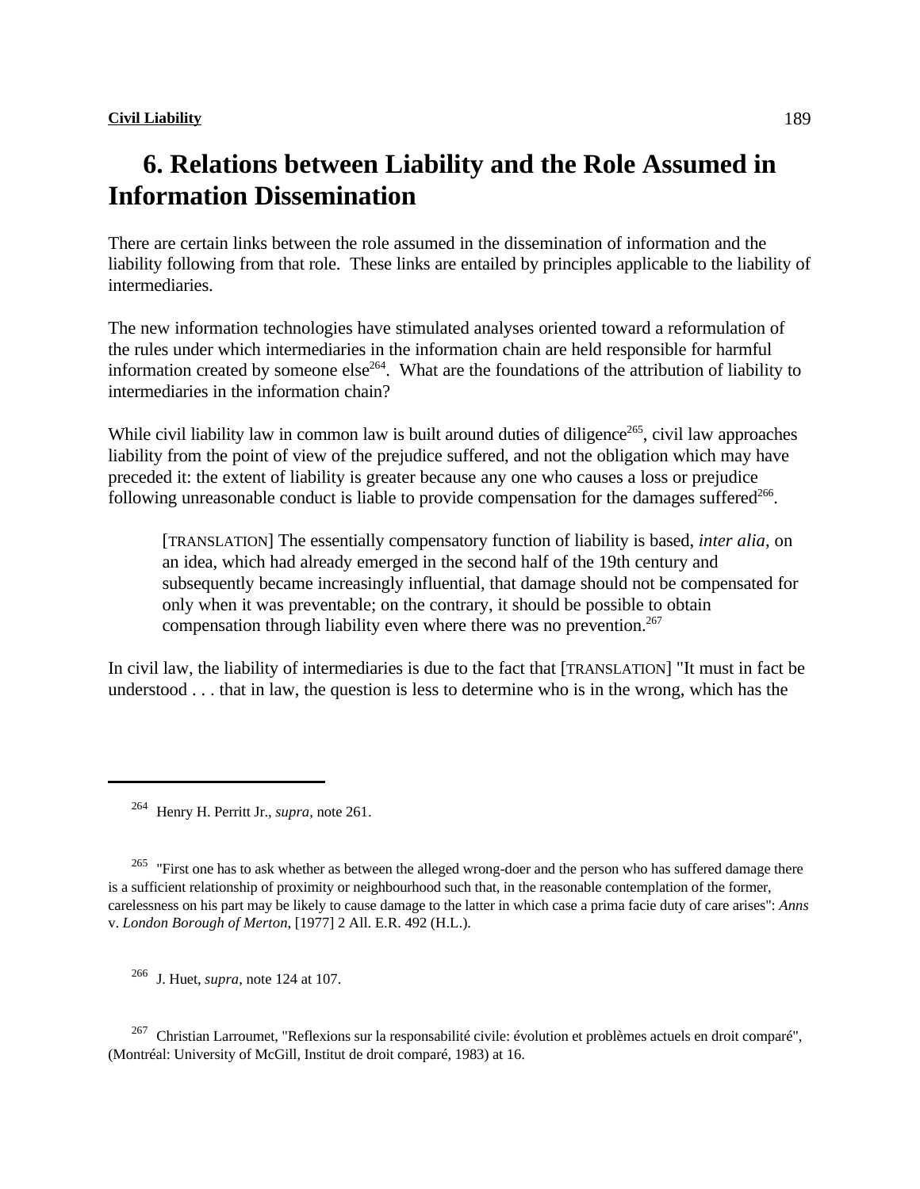## 6. Relations between Liability and the Role Assumed in Information Dissemination

There are certain links between the role assumed in the dissemination of information and the liability following from that role. These links are entailed by principles applicable to the liability of intermediaries.

The new information technologies have stimulated analyses oriented toward a reformulation of the rules under which intermediaries in the information chain are held responsible for harmful information created by someone else[264]. What are the foundations of the attribution of liability to intermediaries in the information chain?

While civil liability law in common law is built around duties of diligence[265], civil law approaches liability from the point of view of the prejudice suffered, and not the obligation which may have preceded it: the extent of liability is greater because any one who causes a loss or prejudice following unreasonable conduct is liable to provide compensation for the damages suffered[266].

> [TRANSLATION] The essentially compensatory function of liability is based, *inter alia*, on an idea, which had already emerged in the second half of the 19th century and subsequently became increasingly influential, that damage should not be compensated for only when it was preventable; on the contrary, it should be possible to obtain compensation through liability even where there was no prevention.[267]

In civil law, the liability of intermediaries is due to the fact that [TRANSLATION] "It must in fact be understood . . . that in law, the question is less to determine who is in the wrong, which has the

---

[264] Henry H. Perritt Jr., *supra*, note 261.

[265] "First one has to ask whether as between the alleged wrong-doer and the person who has suffered damage there is a sufficient relationship of proximity or neighbourhood such that, in the reasonable contemplation of the former, carelessness on his part may be likely to cause damage to the latter in which case a prima facie duty of care arises": *Anns* v. *London Borough of Merton*, [1977] 2 All. E.R. 492 (H.L.).

[266] J. Huet, *supra*, note 124 at 107.

[267] Christian Larroumet, "Reflexions sur la responsabilité civile: évolution et problèmes actuels en droit comparé", (Montréal: University of McGill, Institut de droit comparé, 1983) at 16.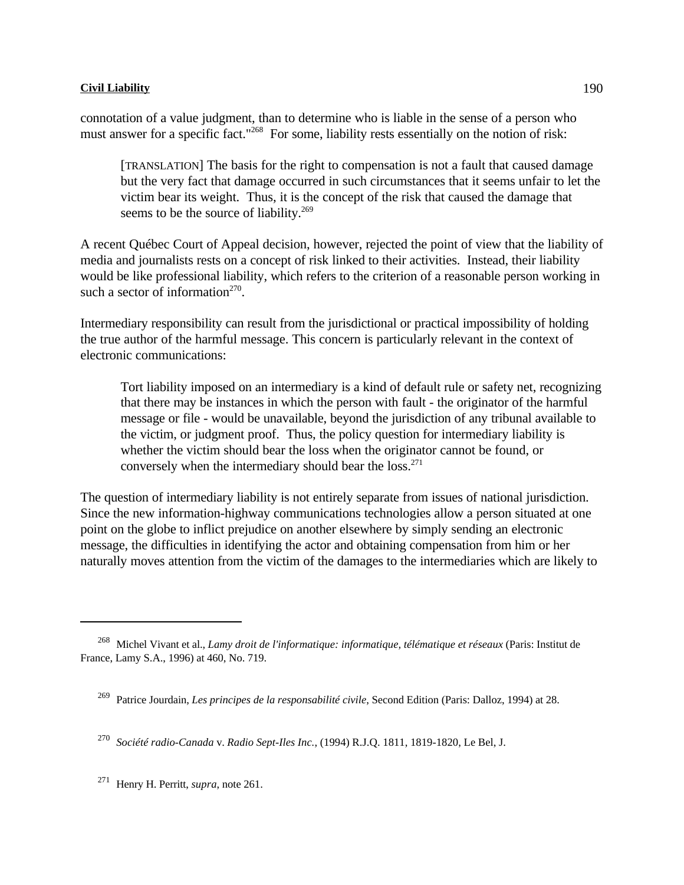connotation of a value judgment, than to determine who is liable in the sense of a person who must answer for a specific fact."[268] For some, liability rests essentially on the notion of risk:

> [TRANSLATION] The basis for the right to compensation is not a fault that caused damage but the very fact that damage occurred in such circumstances that it seems unfair to let the victim bear its weight. Thus, it is the concept of the risk that caused the damage that seems to be the source of liability.[269]

A recent Québec Court of Appeal decision, however, rejected the point of view that the liability of media and journalists rests on a concept of risk linked to their activities. Instead, their liability would be like professional liability, which refers to the criterion of a reasonable person working in such a sector of information[270].

Intermediary responsibility can result from the jurisdictional or practical impossibility of holding the true author of the harmful message. This concern is particularly relevant in the context of electronic communications:

> Tort liability imposed on an intermediary is a kind of default rule or safety net, recognizing that there may be instances in which the person with fault - the originator of the harmful message or file - would be unavailable, beyond the jurisdiction of any tribunal available to the victim, or judgment proof. Thus, the policy question for intermediary liability is whether the victim should bear the loss when the originator cannot be found, or conversely when the intermediary should bear the loss.[271]

The question of intermediary liability is not entirely separate from issues of national jurisdiction. Since the new information-highway communications technologies allow a person situated at one point on the globe to inflict prejudice on another elsewhere by simply sending an electronic message, the difficulties in identifying the actor and obtaining compensation from him or her naturally moves attention from the victim of the damages to the intermediaries which are likely to

---

[268] Michel Vivant et al., *Lamy droit de l'informatique: informatique, télématique et réseaux* (Paris: Institut de France, Lamy S.A., 1996) at 460, No. 719.

[269] Patrice Jourdain, *Les principes de la responsabilité civile*, Second Edition (Paris: Dalloz, 1994) at 28.

[270] *Société radio-Canada* v. *Radio Sept-Iles Inc.*, (1994) R.J.Q. 1811, 1819-1820, Le Bel, J.

[271] Henry H. Perritt, *supra*, note 261.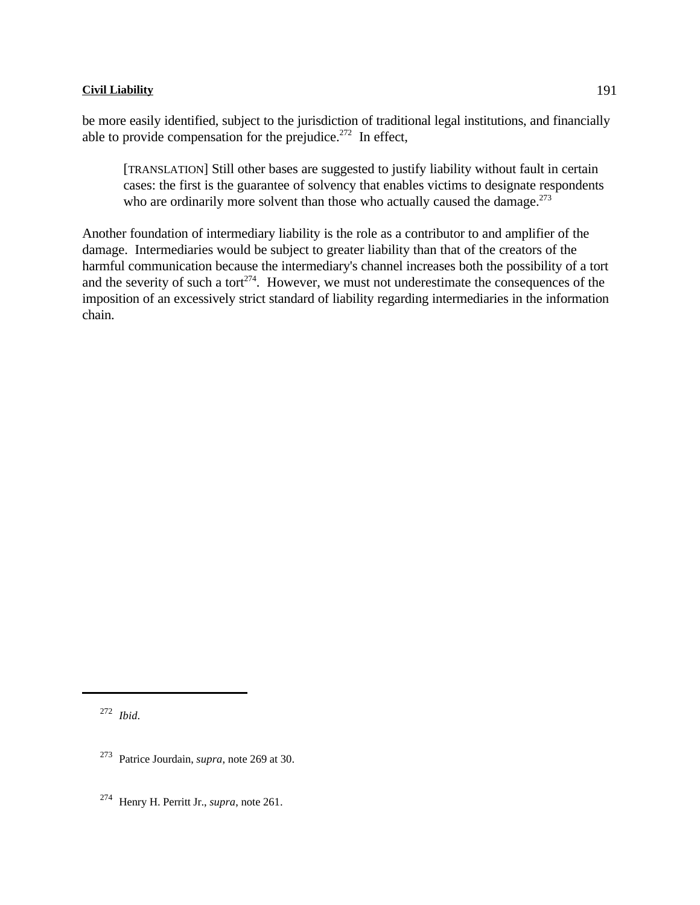be more easily identified, subject to the jurisdiction of traditional legal institutions, and financially able to provide compensation for the prejudice.[272] In effect,

> [TRANSLATION] Still other bases are suggested to justify liability without fault in certain cases: the first is the guarantee of solvency that enables victims to designate respondents who are ordinarily more solvent than those who actually caused the damage.[273]

Another foundation of intermediary liability is the role as a contributor to and amplifier of the damage. Intermediaries would be subject to greater liability than that of the creators of the harmful communication because the intermediary's channel increases both the possibility of a tort and the severity of such a tort[274]. However, we must not underestimate the consequences of the imposition of an excessively strict standard of liability regarding intermediaries in the information chain.

---

[272] *Ibid.*

[273] Patrice Jourdain, *supra*, note 269 at 30.

[274] Henry H. Perritt Jr., *supra*, note 261.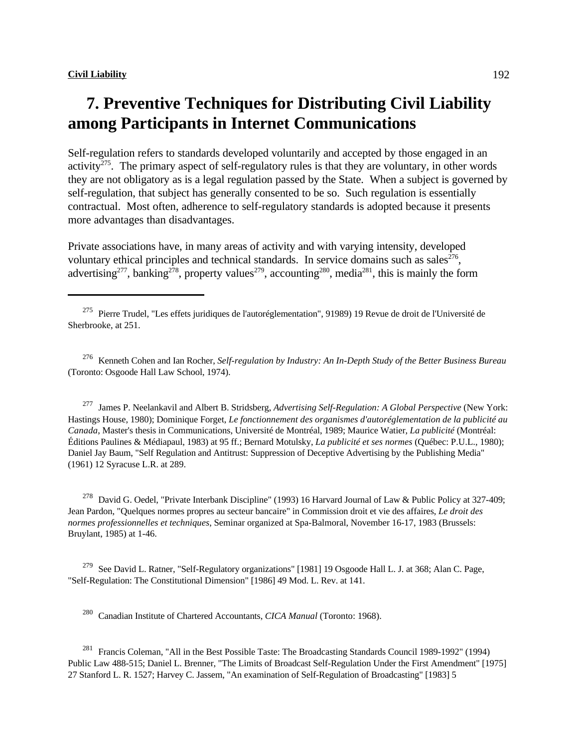# 7. Preventive Techniques for Distributing Civil Liability among Participants in Internet Communications

Self-regulation refers to standards developed voluntarily and accepted by those engaged in an activity[275]. The primary aspect of self-regulatory rules is that they are voluntary, in other words they are not obligatory as is a legal regulation passed by the State. When a subject is governed by self-regulation, that subject has generally consented to be so. Such regulation is essentially contractual. Most often, adherence to self-regulatory standards is adopted because it presents more advantages than disadvantages.

Private associations have, in many areas of activity and with varying intensity, developed voluntary ethical principles and technical standards. In service domains such as sales[276], advertising[277], banking[278], property values[279], accounting[280], media[281], this is mainly the form

---

[275] Pierre Trudel, "Les effets juridiques de l'autoréglementation", 91989) 19 Revue de droit de l'Université de Sherbrooke, at 251.

[276] Kenneth Cohen and Ian Rocher, *Self-regulation by Industry: An In-Depth Study of the Better Business Bureau* (Toronto: Osgoode Hall Law School, 1974).

[277] James P. Neelankavil and Albert B. Stridsberg, *Advertising Self-Regulation: A Global Perspective* (New York: Hastings House, 1980); Dominique Forget, *Le fonctionnement des organismes d'autoréglementation de la publicité au Canada*, Master's thesis in Communications, Université de Montréal, 1989; Maurice Watier, *La publicité* (Montréal: Éditions Paulines & Médiapaul, 1983) at 95 ff.; Bernard Motulsky, *La publicité et ses normes* (Québec: P.U.L., 1980); Daniel Jay Baum, "Self Regulation and Antitrust: Suppression of Deceptive Advertising by the Publishing Media" (1961) 12 Syracuse L.R. at 289.

[278] David G. Oedel, "Private Interbank Discipline" (1993) 16 Harvard Journal of Law & Public Policy at 327-409; Jean Pardon, "Quelques normes propres au secteur bancaire" in Commission droit et vie des affaires, *Le droit des normes professionnelles et techniques*, Seminar organized at Spa-Balmoral, November 16-17, 1983 (Brussels: Bruylant, 1985) at 1-46.

[279] See David L. Ratner, "Self-Regulatory organizations" [1981] 19 Osgoode Hall L. J. at 368; Alan C. Page, "Self-Regulation: The Constitutional Dimension" [1986] 49 Mod. L. Rev. at 141.

[280] Canadian Institute of Chartered Accountants, *CICA Manual* (Toronto: 1968).

[281] Francis Coleman, "All in the Best Possible Taste: The Broadcasting Standards Council 1989-1992" (1994) Public Law 488-515; Daniel L. Brenner, "The Limits of Broadcast Self-Regulation Under the First Amendment" [1975] 27 Stanford L. R. 1527; Harvey C. Jassem, "An examination of Self-Regulation of Broadcasting" [1983] 5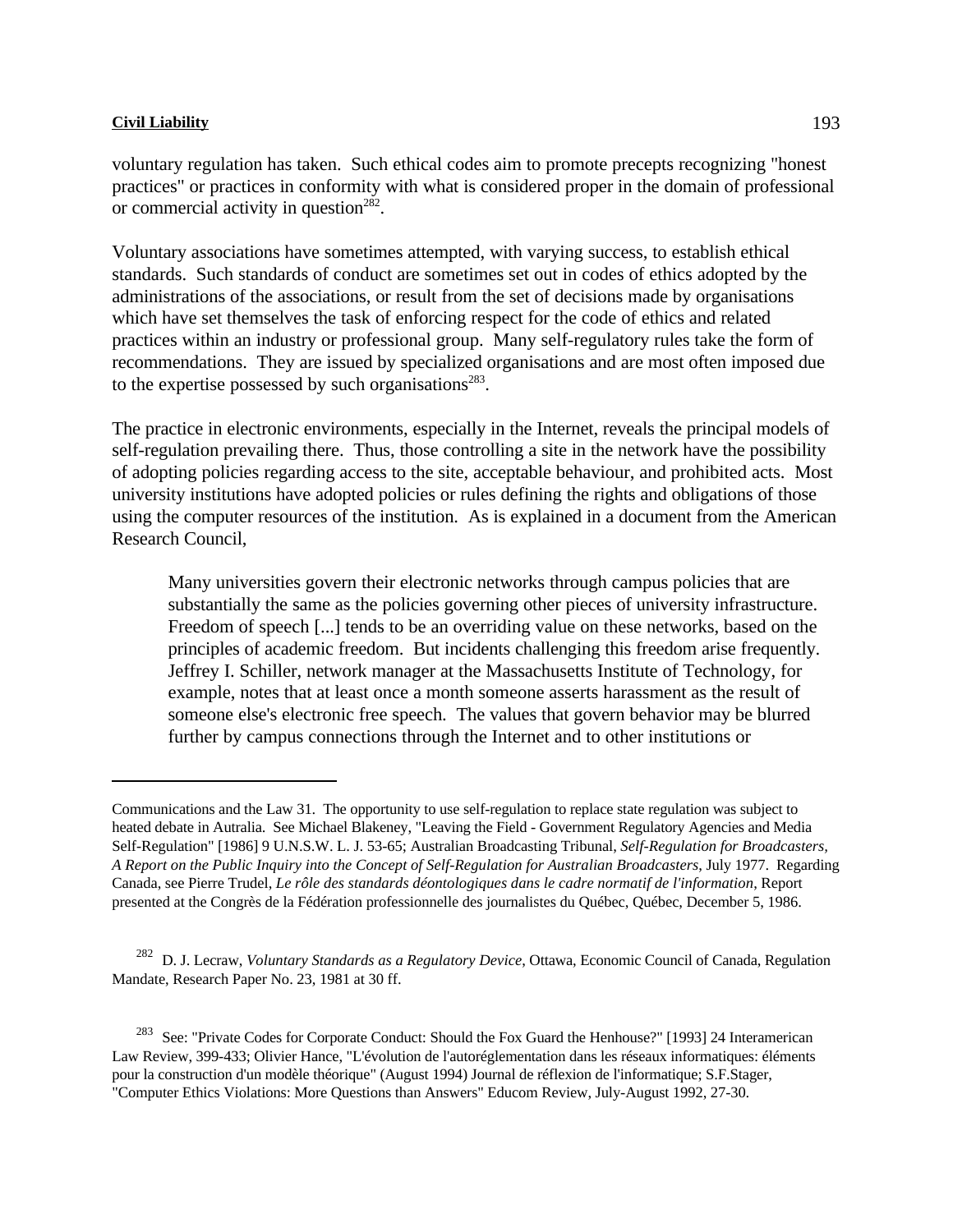voluntary regulation has taken. Such ethical codes aim to promote precepts recognizing "honest practices" or practices in conformity with what is considered proper in the domain of professional or commercial activity in question[282].

Voluntary associations have sometimes attempted, with varying success, to establish ethical standards. Such standards of conduct are sometimes set out in codes of ethics adopted by the administrations of the associations, or result from the set of decisions made by organisations which have set themselves the task of enforcing respect for the code of ethics and related practices within an industry or professional group. Many self-regulatory rules take the form of recommendations. They are issued by specialized organisations and are most often imposed due to the expertise possessed by such organisations[283].

The practice in electronic environments, especially in the Internet, reveals the principal models of self-regulation prevailing there. Thus, those controlling a site in the network have the possibility of adopting policies regarding access to the site, acceptable behaviour, and prohibited acts. Most university institutions have adopted policies or rules defining the rights and obligations of those using the computer resources of the institution. As is explained in a document from the American Research Council,

> Many universities govern their electronic networks through campus policies that are substantially the same as the policies governing other pieces of university infrastructure. Freedom of speech [...] tends to be an overriding value on these networks, based on the principles of academic freedom. But incidents challenging this freedom arise frequently. Jeffrey I. Schiller, network manager at the Massachusetts Institute of Technology, for example, notes that at least once a month someone asserts harassment as the result of someone else's electronic free speech. The values that govern behavior may be blurred further by campus connections through the Internet and to other institutions or

---

Communications and the Law 31. The opportunity to use self-regulation to replace state regulation was subject to heated debate in Autralia. See Michael Blakeney, "Leaving the Field - Government Regulatory Agencies and Media Self-Regulation" [1986] 9 U.N.S.W. L. J. 53-65; Australian Broadcasting Tribunal, *Self-Regulation for Broadcasters, A Report on the Public Inquiry into the Concept of Self-Regulation for Australian Broadcasters*, July 1977. Regarding Canada, see Pierre Trudel, *Le rôle des standards déontologiques dans le cadre normatif de l'information*, Report presented at the Congrès de la Fédération professionnelle des journalistes du Québec, Québec, December 5, 1986.

[282] D. J. Lecraw, *Voluntary Standards as a Regulatory Device*, Ottawa, Economic Council of Canada, Regulation Mandate, Research Paper No. 23, 1981 at 30 ff.

[283] See: "Private Codes for Corporate Conduct: Should the Fox Guard the Henhouse?" [1993] 24 Interamerican Law Review, 399-433; Olivier Hance, "L'évolution de l'autoréglementation dans les réseaux informatiques: éléments pour la construction d'un modèle théorique" (August 1994) Journal de réflexion de l'informatique; S.F.Stager, "Computer Ethics Violations: More Questions than Answers" Educom Review, July-August 1992, 27-30.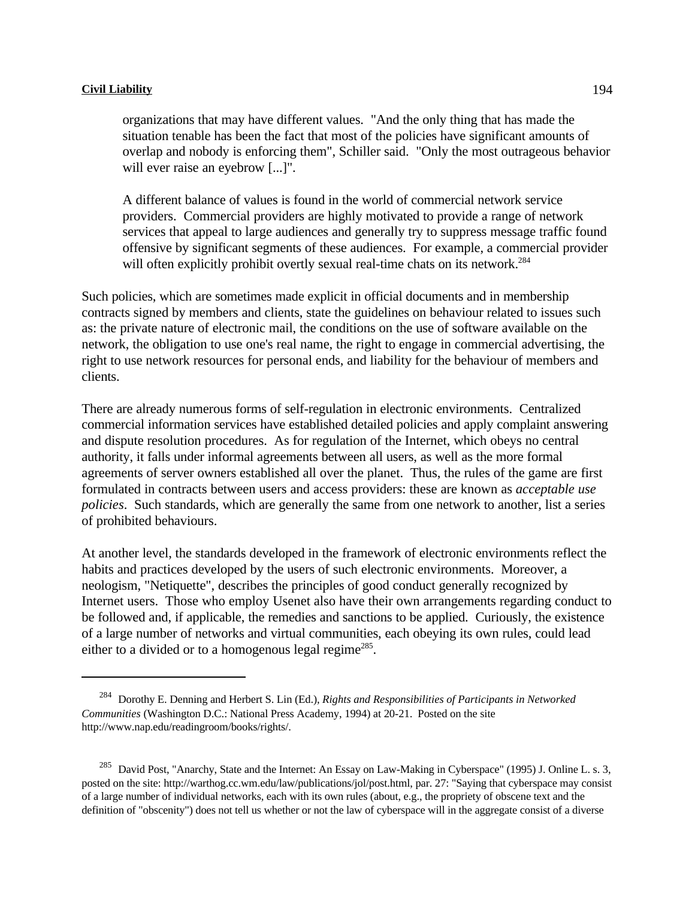> organizations that may have different values. "And the only thing that has made the situation tenable has been the fact that most of the policies have significant amounts of overlap and nobody is enforcing them", Schiller said. "Only the most outrageous behavior will ever raise an eyebrow [...]".
>
> A different balance of values is found in the world of commercial network service providers. Commercial providers are highly motivated to provide a range of network services that appeal to large audiences and generally try to suppress message traffic found offensive by significant segments of these audiences. For example, a commercial provider will often explicitly prohibit overtly sexual real-time chats on its network.[284]

Such policies, which are sometimes made explicit in official documents and in membership contracts signed by members and clients, state the guidelines on behaviour related to issues such as: the private nature of electronic mail, the conditions on the use of software available on the network, the obligation to use one's real name, the right to engage in commercial advertising, the right to use network resources for personal ends, and liability for the behaviour of members and clients.

There are already numerous forms of self-regulation in electronic environments. Centralized commercial information services have established detailed policies and apply complaint answering and dispute resolution procedures. As for regulation of the Internet, which obeys no central authority, it falls under informal agreements between all users, as well as the more formal agreements of server owners established all over the planet. Thus, the rules of the game are first formulated in contracts between users and access providers: these are known as *acceptable use policies*. Such standards, which are generally the same from one network to another, list a series of prohibited behaviours.

At another level, the standards developed in the framework of electronic environments reflect the habits and practices developed by the users of such electronic environments. Moreover, a neologism, "Netiquette", describes the principles of good conduct generally recognized by Internet users. Those who employ Usenet also have their own arrangements regarding conduct to be followed and, if applicable, the remedies and sanctions to be applied. Curiously, the existence of a large number of networks and virtual communities, each obeying its own rules, could lead either to a divided or to a homogenous legal regime[285].

---

[284] Dorothy E. Denning and Herbert S. Lin (Ed.), *Rights and Responsibilities of Participants in Networked Communities* (Washington D.C.: National Press Academy, 1994) at 20-21. Posted on the site http://www.nap.edu/readingroom/books/rights/.

[285] David Post, "Anarchy, State and the Internet: An Essay on Law-Making in Cyberspace" (1995) J. Online L. s. 3, posted on the site: http://warthog.cc.wm.edu/law/publications/jol/post.html, par. 27: "Saying that cyberspace may consist of a large number of individual networks, each with its own rules (about, e.g., the propriety of obscene text and the definition of "obscenity") does not tell us whether or not the law of cyberspace will in the aggregate consist of a diverse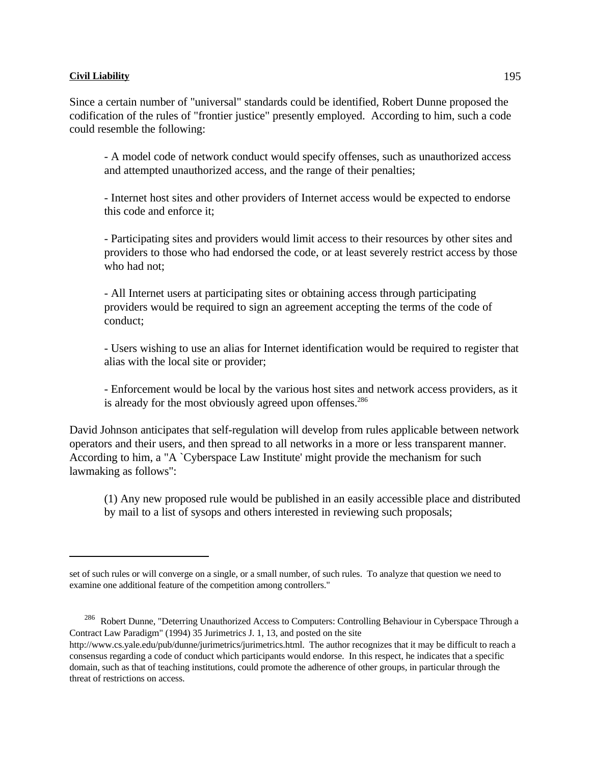Since a certain number of "universal" standards could be identified, Robert Dunne proposed the codification of the rules of "frontier justice" presently employed. According to him, such a code could resemble the following:

> - A model code of network conduct would specify offenses, such as unauthorized access and attempted unauthorized access, and the range of their penalties;
>
> - Internet host sites and other providers of Internet access would be expected to endorse this code and enforce it;
>
> - Participating sites and providers would limit access to their resources by other sites and providers to those who had endorsed the code, or at least severely restrict access by those who had not;
>
> - All Internet users at participating sites or obtaining access through participating providers would be required to sign an agreement accepting the terms of the code of conduct;
>
> - Users wishing to use an alias for Internet identification would be required to register that alias with the local site or provider;
>
> - Enforcement would be local by the various host sites and network access providers, as it is already for the most obviously agreed upon offenses.[286]

David Johnson anticipates that self-regulation will develop from rules applicable between network operators and their users, and then spread to all networks in a more or less transparent manner. According to him, a "A `Cyberspace Law Institute' might provide the mechanism for such lawmaking as follows":

> (1) Any new proposed rule would be published in an easily accessible place and distributed by mail to a list of sysops and others interested in reviewing such proposals;

---

set of such rules or will converge on a single, or a small number, of such rules. To analyze that question we need to examine one additional feature of the competition among controllers."

[286] Robert Dunne, "Deterring Unauthorized Access to Computers: Controlling Behaviour in Cyberspace Through a Contract Law Paradigm" (1994) 35 Jurimetrics J. 1, 13, and posted on the site http://www.cs.yale.edu/pub/dunne/jurimetrics/jurimetrics.html. The author recognizes that it may be difficult to reach a consensus regarding a code of conduct which participants would endorse. In this respect, he indicates that a specific domain, such as that of teaching institutions, could promote the adherence of other groups, in particular through the threat of restrictions on access.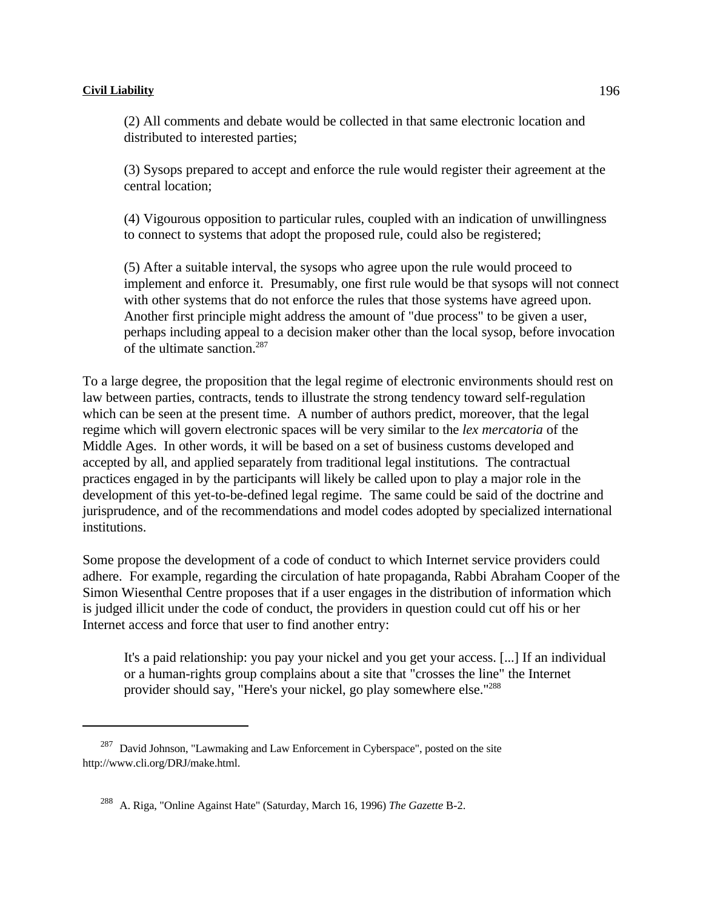(2) All comments and debate would be collected in that same electronic location and distributed to interested parties;

(3) Sysops prepared to accept and enforce the rule would register their agreement at the central location;

(4) Vigourous opposition to particular rules, coupled with an indication of unwillingness to connect to systems that adopt the proposed rule, could also be registered;

(5) After a suitable interval, the sysops who agree upon the rule would proceed to implement and enforce it. Presumably, one first rule would be that sysops will not connect with other systems that do not enforce the rules that those systems have agreed upon. Another first principle might address the amount of "due process" to be given a user, perhaps including appeal to a decision maker other than the local sysop, before invocation of the ultimate sanction.[287]

To a large degree, the proposition that the legal regime of electronic environments should rest on law between parties, contracts, tends to illustrate the strong tendency toward self-regulation which can be seen at the present time. A number of authors predict, moreover, that the legal regime which will govern electronic spaces will be very similar to the *lex mercatoria* of the Middle Ages. In other words, it will be based on a set of business customs developed and accepted by all, and applied separately from traditional legal institutions. The contractual practices engaged in by the participants will likely be called upon to play a major role in the development of this yet-to-be-defined legal regime. The same could be said of the doctrine and jurisprudence, and of the recommendations and model codes adopted by specialized international institutions.

Some propose the development of a code of conduct to which Internet service providers could adhere. For example, regarding the circulation of hate propaganda, Rabbi Abraham Cooper of the Simon Wiesenthal Centre proposes that if a user engages in the distribution of information which is judged illicit under the code of conduct, the providers in question could cut off his or her Internet access and force that user to find another entry:

> It's a paid relationship: you pay your nickel and you get your access. [...] If an individual or a human-rights group complains about a site that "crosses the line" the Internet provider should say, "Here's your nickel, go play somewhere else."[288]

---

[287] David Johnson, "Lawmaking and Law Enforcement in Cyberspace", posted on the site http://www.cli.org/DRJ/make.html.

[288] A. Riga, "Online Against Hate" (Saturday, March 16, 1996) *The Gazette* B-2.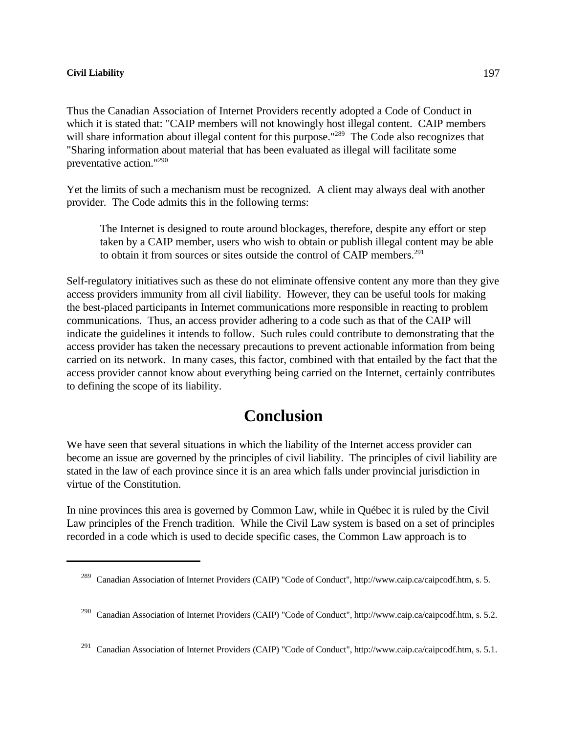Thus the Canadian Association of Internet Providers recently adopted a Code of Conduct in which it is stated that: "CAIP members will not knowingly host illegal content. CAIP members will share information about illegal content for this purpose."[289] The Code also recognizes that "Sharing information about material that has been evaluated as illegal will facilitate some preventative action."[290]

Yet the limits of such a mechanism must be recognized. A client may always deal with another provider. The Code admits this in the following terms:

> The Internet is designed to route around blockages, therefore, despite any effort or step taken by a CAIP member, users who wish to obtain or publish illegal content may be able to obtain it from sources or sites outside the control of CAIP members.[291]

Self-regulatory initiatives such as these do not eliminate offensive content any more than they give access providers immunity from all civil liability. However, they can be useful tools for making the best-placed participants in Internet communications more responsible in reacting to problem communications. Thus, an access provider adhering to a code such as that of the CAIP will indicate the guidelines it intends to follow. Such rules could contribute to demonstrating that the access provider has taken the necessary precautions to prevent actionable information from being carried on its network. In many cases, this factor, combined with that entailed by the fact that the access provider cannot know about everything being carried on the Internet, certainly contributes to defining the scope of its liability.

# Conclusion

We have seen that several situations in which the liability of the Internet access provider can become an issue are governed by the principles of civil liability. The principles of civil liability are stated in the law of each province since it is an area which falls under provincial jurisdiction in virtue of the Constitution.

In nine provinces this area is governed by Common Law, while in Québec it is ruled by the Civil Law principles of the French tradition. While the Civil Law system is based on a set of principles recorded in a code which is used to decide specific cases, the Common Law approach is to

---

[289] Canadian Association of Internet Providers (CAIP) "Code of Conduct", http://www.caip.ca/caipcodf.htm, s. 5.

[290] Canadian Association of Internet Providers (CAIP) "Code of Conduct", http://www.caip.ca/caipcodf.htm, s. 5.2.

[291] Canadian Association of Internet Providers (CAIP) "Code of Conduct", http://www.caip.ca/caipcodf.htm, s. 5.1.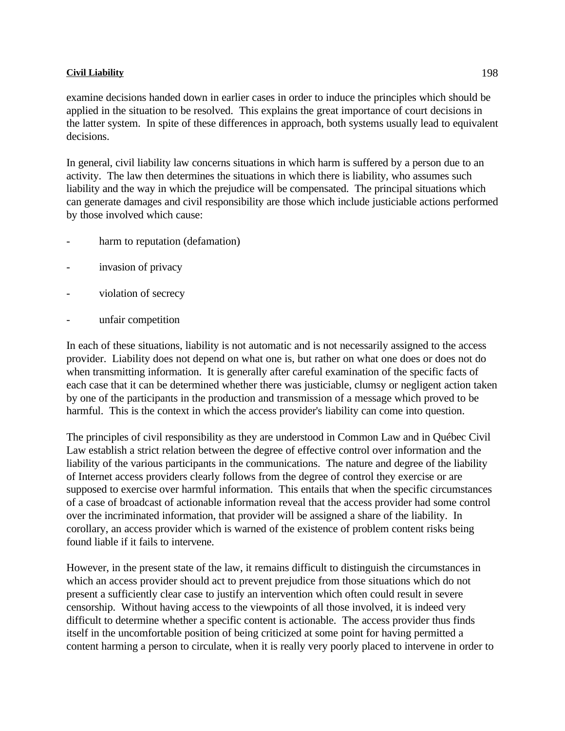examine decisions handed down in earlier cases in order to induce the principles which should be applied in the situation to be resolved. This explains the great importance of court decisions in the latter system. In spite of these differences in approach, both systems usually lead to equivalent decisions.

In general, civil liability law concerns situations in which harm is suffered by a person due to an activity. The law then determines the situations in which there is liability, who assumes such liability and the way in which the prejudice will be compensated. The principal situations which can generate damages and civil responsibility are those which include justiciable actions performed by those involved which cause:

- harm to reputation (defamation)
- invasion of privacy
- violation of secrecy
- unfair competition

In each of these situations, liability is not automatic and is not necessarily assigned to the access provider. Liability does not depend on what one is, but rather on what one does or does not do when transmitting information. It is generally after careful examination of the specific facts of each case that it can be determined whether there was justiciable, clumsy or negligent action taken by one of the participants in the production and transmission of a message which proved to be harmful. This is the context in which the access provider's liability can come into question.

The principles of civil responsibility as they are understood in Common Law and in Québec Civil Law establish a strict relation between the degree of effective control over information and the liability of the various participants in the communications. The nature and degree of the liability of Internet access providers clearly follows from the degree of control they exercise or are supposed to exercise over harmful information. This entails that when the specific circumstances of a case of broadcast of actionable information reveal that the access provider had some control over the incriminated information, that provider will be assigned a share of the liability. In corollary, an access provider which is warned of the existence of problem content risks being found liable if it fails to intervene.

However, in the present state of the law, it remains difficult to distinguish the circumstances in which an access provider should act to prevent prejudice from those situations which do not present a sufficiently clear case to justify an intervention which often could result in severe censorship. Without having access to the viewpoints of all those involved, it is indeed very difficult to determine whether a specific content is actionable. The access provider thus finds itself in the uncomfortable position of being criticized at some point for having permitted a content harming a person to circulate, when it is really very poorly placed to intervene in order to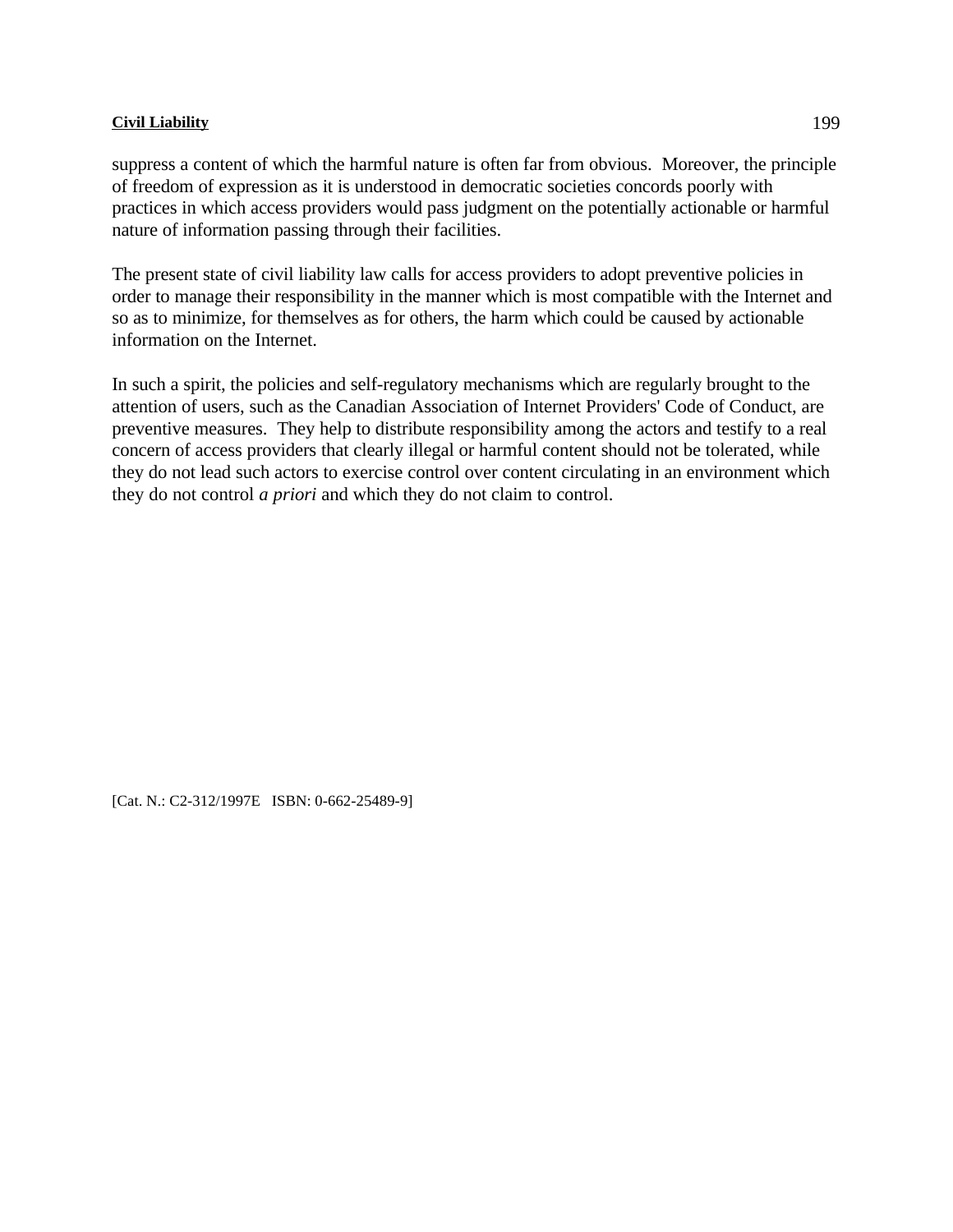suppress a content of which the harmful nature is often far from obvious. Moreover, the principle of freedom of expression as it is understood in democratic societies concords poorly with practices in which access providers would pass judgment on the potentially actionable or harmful nature of information passing through their facilities.

The present state of civil liability law calls for access providers to adopt preventive policies in order to manage their responsibility in the manner which is most compatible with the Internet and so as to minimize, for themselves as for others, the harm which could be caused by actionable information on the Internet.

In such a spirit, the policies and self-regulatory mechanisms which are regularly brought to the attention of users, such as the Canadian Association of Internet Providers' Code of Conduct, are preventive measures. They help to distribute responsibility among the actors and testify to a real concern of access providers that clearly illegal or harmful content should not be tolerated, while they do not lead such actors to exercise control over content circulating in an environment which they do not control *a priori* and which they do not claim to control.

[Cat. N.: C2-312/1997E ISBN: 0-662-25489-9]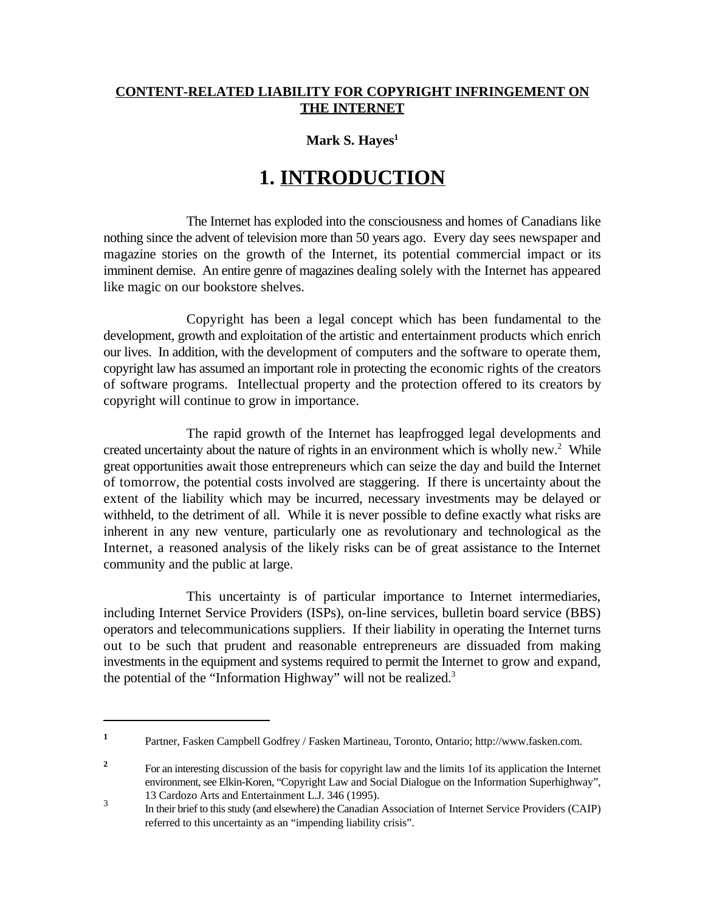**CONTENT-RELATED LIABILITY FOR COPYRIGHT INFRINGEMENT ON THE INTERNET**

**Mark S. Hayes**[1]

# 1. INTRODUCTION

The Internet has exploded into the consciousness and homes of Canadians like nothing since the advent of television more than 50 years ago. Every day sees newspaper and magazine stories on the growth of the Internet, its potential commercial impact or its imminent demise. An entire genre of magazines dealing solely with the Internet has appeared like magic on our bookstore shelves.

Copyright has been a legal concept which has been fundamental to the development, growth and exploitation of the artistic and entertainment products which enrich our lives. In addition, with the development of computers and the software to operate them, copyright law has assumed an important role in protecting the economic rights of the creators of software programs. Intellectual property and the protection offered to its creators by copyright will continue to grow in importance.

The rapid growth of the Internet has leapfrogged legal developments and created uncertainty about the nature of rights in an environment which is wholly new.[2] While great opportunities await those entrepreneurs which can seize the day and build the Internet of tomorrow, the potential costs involved are staggering. If there is uncertainty about the extent of the liability which may be incurred, necessary investments may be delayed or withheld, to the detriment of all. While it is never possible to define exactly what risks are inherent in any new venture, particularly one as revolutionary and technological as the Internet, a reasoned analysis of the likely risks can be of great assistance to the Internet community and the public at large.

This uncertainty is of particular importance to Internet intermediaries, including Internet Service Providers (ISPs), on-line services, bulletin board service (BBS) operators and telecommunications suppliers. If their liability in operating the Internet turns out to be such that prudent and reasonable entrepreneurs are dissuaded from making investments in the equipment and systems required to permit the Internet to grow and expand, the potential of the "Information Highway" will not be realized.[3]

---

[1] Partner, Fasken Campbell Godfrey / Fasken Martineau, Toronto, Ontario; http://www.fasken.com.

[2] For an interesting discussion of the basis for copyright law and the limits 1of its application the Internet environment, see Elkin-Koren, "Copyright Law and Social Dialogue on the Information Superhighway", 13 Cardozo Arts and Entertainment L.J. 346 (1995).

[3] In their brief to this study (and elsewhere) the Canadian Association of Internet Service Providers (CAIP) referred to this uncertainty as an "impending liability crisis".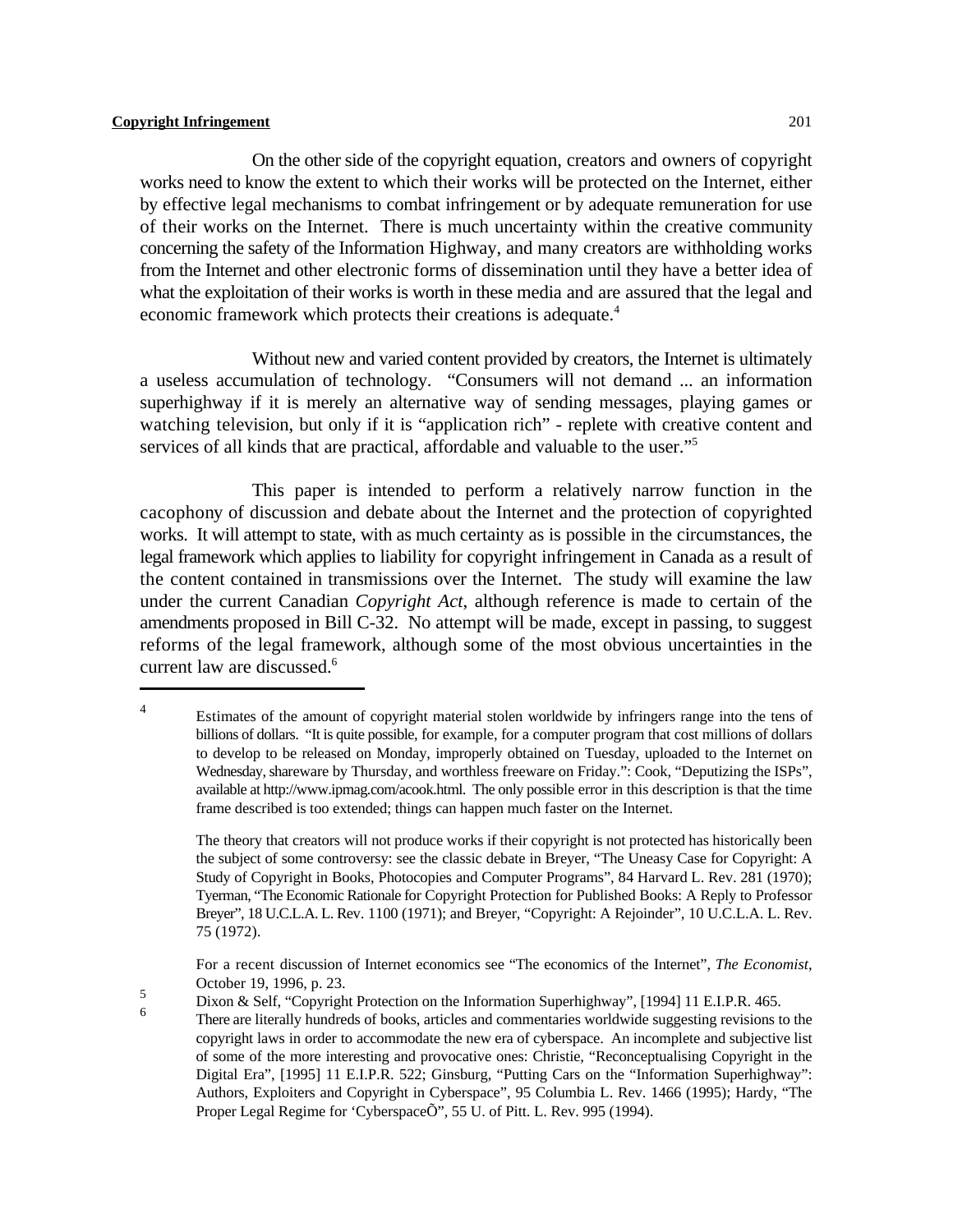On the other side of the copyright equation, creators and owners of copyright works need to know the extent to which their works will be protected on the Internet, either by effective legal mechanisms to combat infringement or by adequate remuneration for use of their works on the Internet. There is much uncertainty within the creative community concerning the safety of the Information Highway, and many creators are withholding works from the Internet and other electronic forms of dissemination until they have a better idea of what the exploitation of their works is worth in these media and are assured that the legal and economic framework which protects their creations is adequate.[4]

Without new and varied content provided by creators, the Internet is ultimately a useless accumulation of technology. "Consumers will not demand ... an information superhighway if it is merely an alternative way of sending messages, playing games or watching television, but only if it is "application rich" - replete with creative content and services of all kinds that are practical, affordable and valuable to the user."[5]

This paper is intended to perform a relatively narrow function in the cacophony of discussion and debate about the Internet and the protection of copyrighted works. It will attempt to state, with as much certainty as is possible in the circumstances, the legal framework which applies to liability for copyright infringement in Canada as a result of the content contained in transmissions over the Internet. The study will examine the law under the current Canadian *Copyright Act*, although reference is made to certain of the amendments proposed in Bill C-32. No attempt will be made, except in passing, to suggest reforms of the legal framework, although some of the most obvious uncertainties in the current law are discussed.[6]

---

[4] Estimates of the amount of copyright material stolen worldwide by infringers range into the tens of billions of dollars. "It is quite possible, for example, for a computer program that cost millions of dollars to develop to be released on Monday, improperly obtained on Tuesday, uploaded to the Internet on Wednesday, shareware by Thursday, and worthless freeware on Friday.": Cook, "Deputizing the ISPs", available at http://www.ipmag.com/acook.html. The only possible error in this description is that the time frame described is too extended; things can happen much faster on the Internet.

The theory that creators will not produce works if their copyright is not protected has historically been the subject of some controversy: see the classic debate in Breyer, "The Uneasy Case for Copyright: A Study of Copyright in Books, Photocopies and Computer Programs", 84 Harvard L. Rev. 281 (1970); Tyerman, "The Economic Rationale for Copyright Protection for Published Books: A Reply to Professor Breyer", 18 U.C.L.A. L. Rev. 1100 (1971); and Breyer, "Copyright: A Rejoinder", 10 U.C.L.A. L. Rev. 75 (1972).

For a recent discussion of Internet economics see "The economics of the Internet", *The Economist*, October 19, 1996, p. 23.

[5] Dixon & Self, "Copyright Protection on the Information Superhighway", [1994] 11 E.I.P.R. 465.

[6] There are literally hundreds of books, articles and commentaries worldwide suggesting revisions to the copyright laws in order to accommodate the new era of cyberspace. An incomplete and subjective list of some of the more interesting and provocative ones: Christie, "Reconceptualising Copyright in the Digital Era", [1995] 11 E.I.P.R. 522; Ginsburg, "Putting Cars on the "Information Superhighway": Authors, Exploiters and Copyright in Cyberspace", 95 Columbia L. Rev. 1466 (1995); Hardy, "The Proper Legal Regime for 'CyberspaceÕ", 55 U. of Pitt. L. Rev. 995 (1994).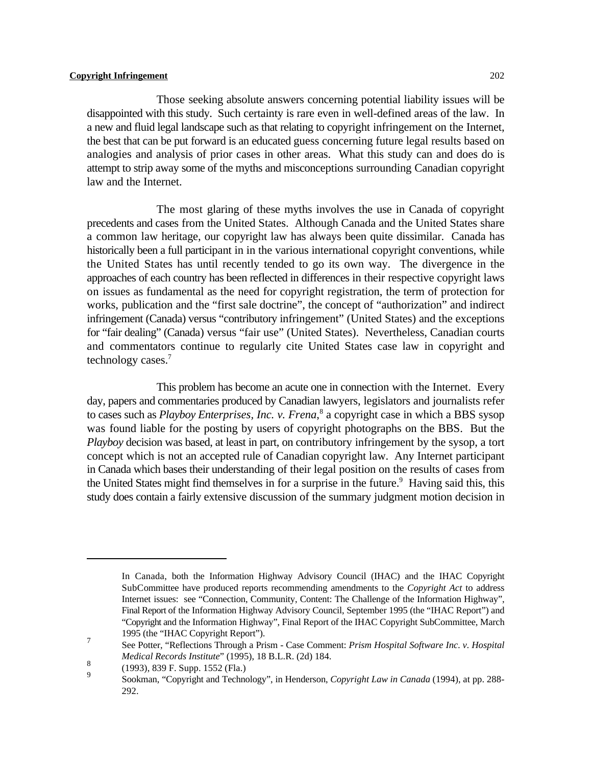Those seeking absolute answers concerning potential liability issues will be disappointed with this study. Such certainty is rare even in well-defined areas of the law. In a new and fluid legal landscape such as that relating to copyright infringement on the Internet, the best that can be put forward is an educated guess concerning future legal results based on analogies and analysis of prior cases in other areas. What this study can and does do is attempt to strip away some of the myths and misconceptions surrounding Canadian copyright law and the Internet.

The most glaring of these myths involves the use in Canada of copyright precedents and cases from the United States. Although Canada and the United States share a common law heritage, our copyright law has always been quite dissimilar. Canada has historically been a full participant in in the various international copyright conventions, while the United States has until recently tended to go its own way. The divergence in the approaches of each country has been reflected in differences in their respective copyright laws on issues as fundamental as the need for copyright registration, the term of protection for works, publication and the "first sale doctrine", the concept of "authorization" and indirect infringement (Canada) versus "contributory infringement" (United States) and the exceptions for "fair dealing" (Canada) versus "fair use" (United States). Nevertheless, Canadian courts and commentators continue to regularly cite United States case law in copyright and technology cases.[7]

This problem has become an acute one in connection with the Internet. Every day, papers and commentaries produced by Canadian lawyers, legislators and journalists refer to cases such as *Playboy Enterprises, Inc. v. Frena*,[8] a copyright case in which a BBS sysop was found liable for the posting by users of copyright photographs on the BBS. But the *Playboy* decision was based, at least in part, on contributory infringement by the sysop, a tort concept which is not an accepted rule of Canadian copyright law. Any Internet participant in Canada which bases their understanding of their legal position on the results of cases from the United States might find themselves in for a surprise in the future.[9] Having said this, this study does contain a fairly extensive discussion of the summary judgment motion decision in

---

In Canada, both the Information Highway Advisory Council (IHAC) and the IHAC Copyright SubCommittee have produced reports recommending amendments to the *Copyright Act* to address Internet issues: see "Connection, Community, Content: The Challenge of the Information Highway", Final Report of the Information Highway Advisory Council, September 1995 (the "IHAC Report") and "Copyright and the Information Highway", Final Report of the IHAC Copyright SubCommittee, March 1995 (the "IHAC Copyright Report").

[7] See Potter, "Reflections Through a Prism - Case Comment: *Prism Hospital Software Inc. v. Hospital Medical Records Institute*" (1995), 18 B.L.R. (2d) 184.

[8] (1993), 839 F. Supp. 1552 (Fla.)

[9] Sookman, "Copyright and Technology", in Henderson, *Copyright Law in Canada* (1994), at pp. 288-292.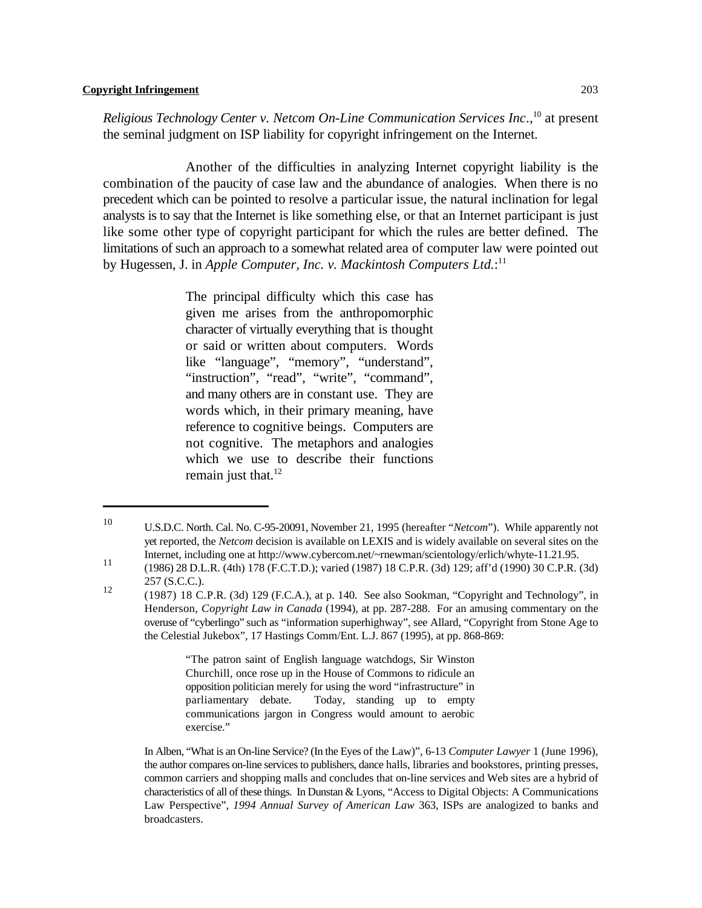*Religious Technology Center v. Netcom On-Line Communication Services Inc.*,[10] at present the seminal judgment on ISP liability for copyright infringement on the Internet.

Another of the difficulties in analyzing Internet copyright liability is the combination of the paucity of case law and the abundance of analogies. When there is no precedent which can be pointed to resolve a particular issue, the natural inclination for legal analysts is to say that the Internet is like something else, or that an Internet participant is just like some other type of copyright participant for which the rules are better defined. The limitations of such an approach to a somewhat related area of computer law were pointed out by Hugessen, J. in *Apple Computer, Inc. v. Mackintosh Computers Ltd.*:[11]

> The principal difficulty which this case has given me arises from the anthropomorphic character of virtually everything that is thought or said or written about computers. Words like "language", "memory", "understand", "instruction", "read", "write", "command", and many others are in constant use. They are words which, in their primary meaning, have reference to cognitive beings. Computers are not cognitive. The metaphors and analogies which we use to describe their functions remain just that.[12]

---

10 U.S.D.C. North. Cal. No. C-95-20091, November 21, 1995 (hereafter "*Netcom*"). While apparently not yet reported, the *Netcom* decision is available on LEXIS and is widely available on several sites on the Internet, including one at http://www.cybercom.net/~rnewman/scientology/erlich/whyte-11.21.95.

11 (1986) 28 D.L.R. (4th) 178 (F.C.T.D.); varied (1987) 18 C.P.R. (3d) 129; aff'd (1990) 30 C.P.R. (3d) 257 (S.C.C.).

12 (1987) 18 C.P.R. (3d) 129 (F.C.A.), at p. 140. See also Sookman, "Copyright and Technology", in Henderson, *Copyright Law in Canada* (1994), at pp. 287-288. For an amusing commentary on the overuse of "cyberlingo" such as "information superhighway", see Allard, "Copyright from Stone Age to the Celestial Jukebox", 17 Hastings Comm/Ent. L.J. 867 (1995), at pp. 868-869:

> "The patron saint of English language watchdogs, Sir Winston Churchill, once rose up in the House of Commons to ridicule an opposition politician merely for using the word "infrastructure" in parliamentary debate. Today, standing up to empty communications jargon in Congress would amount to aerobic exercise."

In Alben, "What is an On-line Service? (In the Eyes of the Law)", 6-13 *Computer Lawyer* 1 (June 1996), the author compares on-line services to publishers, dance halls, libraries and bookstores, printing presses, common carriers and shopping malls and concludes that on-line services and Web sites are a hybrid of characteristics of all of these things. In Dunstan & Lyons, "Access to Digital Objects: A Communications Law Perspective", *1994 Annual Survey of American Law* 363, ISPs are analogized to banks and broadcasters.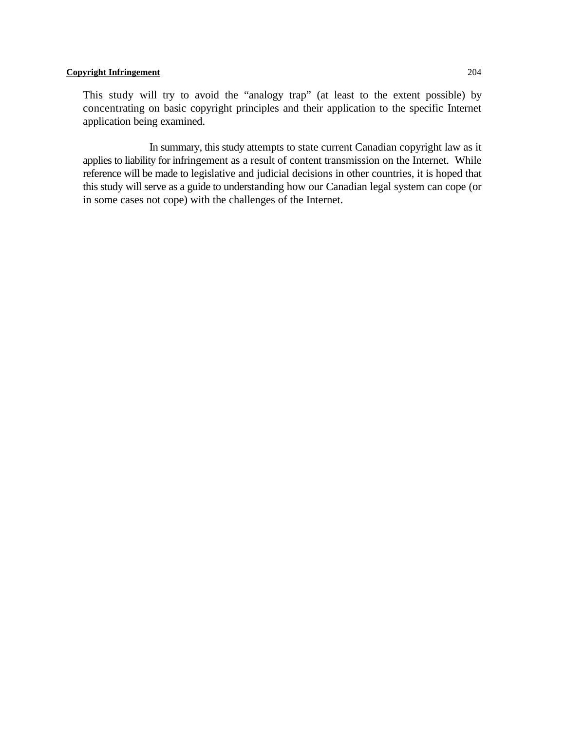This study will try to avoid the "analogy trap" (at least to the extent possible) by concentrating on basic copyright principles and their application to the specific Internet application being examined.

In summary, this study attempts to state current Canadian copyright law as it applies to liability for infringement as a result of content transmission on the Internet. While reference will be made to legislative and judicial decisions in other countries, it is hoped that this study will serve as a guide to understanding how our Canadian legal system can cope (or in some cases not cope) with the challenges of the Internet.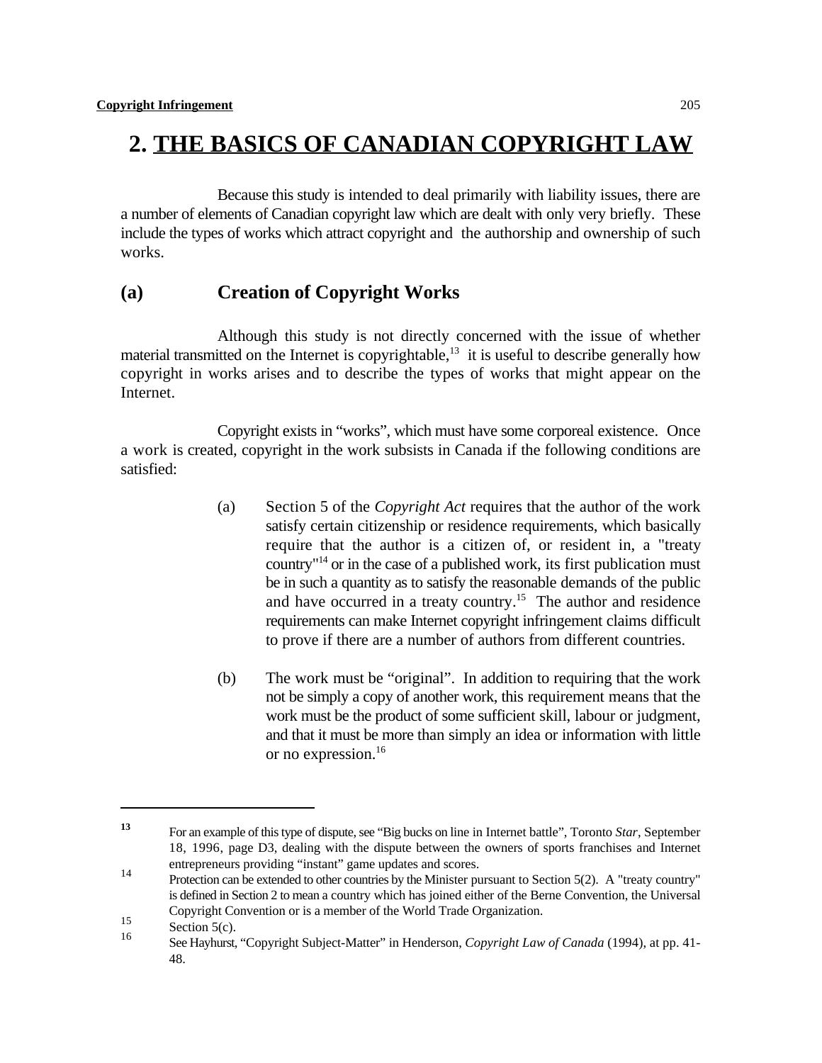# 2. THE BASICS OF CANADIAN COPYRIGHT LAW

Because this study is intended to deal primarily with liability issues, there are a number of elements of Canadian copyright law which are dealt with only very briefly. These include the types of works which attract copyright and the authorship and ownership of such works.

## (a) Creation of Copyright Works

Although this study is not directly concerned with the issue of whether material transmitted on the Internet is copyrightable,[13] it is useful to describe generally how copyright in works arises and to describe the types of works that might appear on the Internet.

Copyright exists in "works", which must have some corporeal existence. Once a work is created, copyright in the work subsists in Canada if the following conditions are satisfied:

(a) Section 5 of the *Copyright Act* requires that the author of the work satisfy certain citizenship or residence requirements, which basically require that the author is a citizen of, or resident in, a "treaty country"[14] or in the case of a published work, its first publication must be in such a quantity as to satisfy the reasonable demands of the public and have occurred in a treaty country.[15] The author and residence requirements can make Internet copyright infringement claims difficult to prove if there are a number of authors from different countries.

(b) The work must be "original". In addition to requiring that the work not be simply a copy of another work, this requirement means that the work must be the product of some sufficient skill, labour or judgment, and that it must be more than simply an idea or information with little or no expression.[16]

---

[13] For an example of this type of dispute, see "Big bucks on line in Internet battle", Toronto *Star*, September 18, 1996, page D3, dealing with the dispute between the owners of sports franchises and Internet entrepreneurs providing "instant" game updates and scores.

[14] Protection can be extended to other countries by the Minister pursuant to Section 5(2). A "treaty country" is defined in Section 2 to mean a country which has joined either of the Berne Convention, the Universal Copyright Convention or is a member of the World Trade Organization.

[15] Section 5(c).

[16] See Hayhurst, "Copyright Subject-Matter" in Henderson, *Copyright Law of Canada* (1994), at pp. 41-48.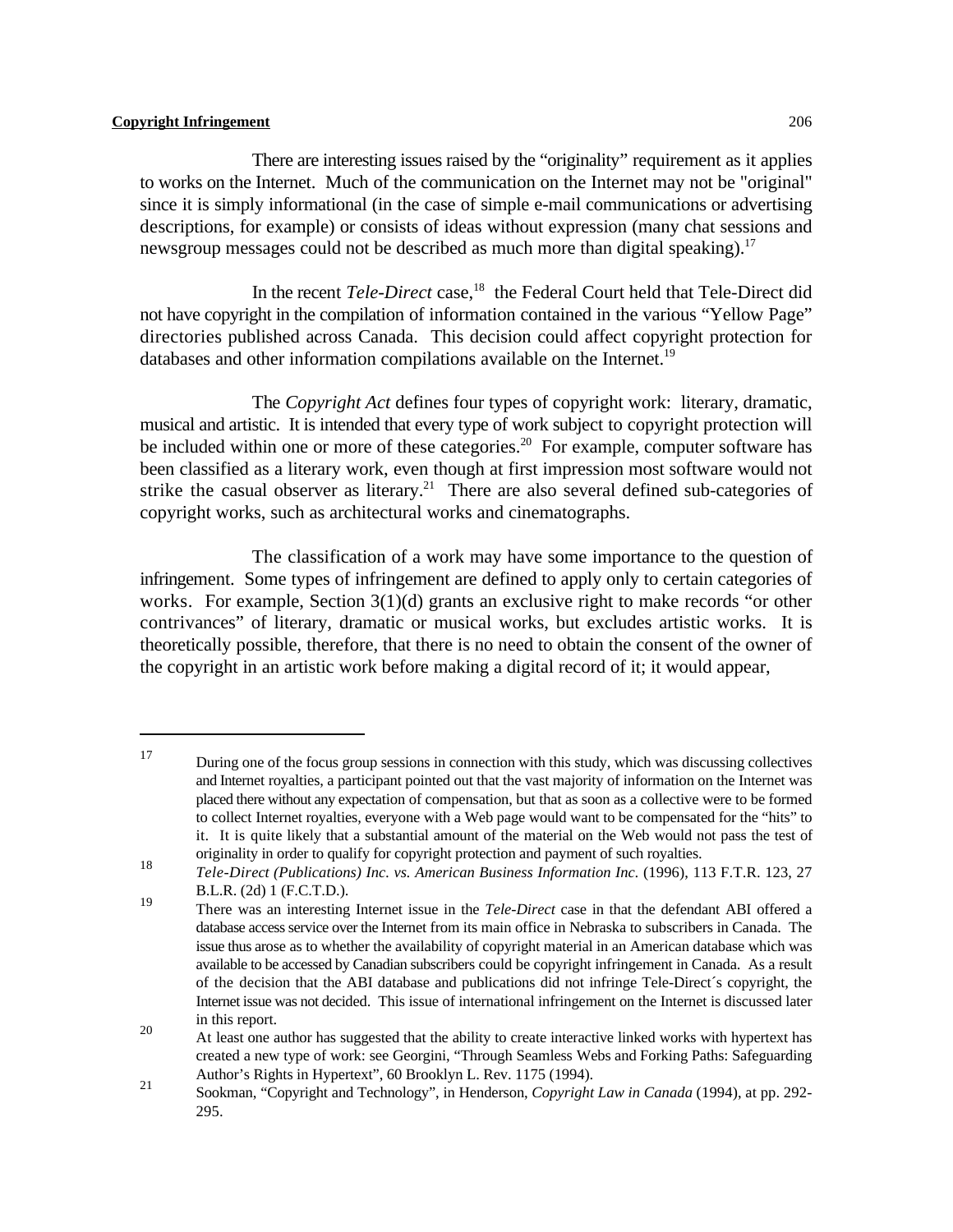There are interesting issues raised by the "originality" requirement as it applies to works on the Internet. Much of the communication on the Internet may not be "original" since it is simply informational (in the case of simple e-mail communications or advertising descriptions, for example) or consists of ideas without expression (many chat sessions and newsgroup messages could not be described as much more than digital speaking).[17]

In the recent *Tele-Direct* case,[18] the Federal Court held that Tele-Direct did not have copyright in the compilation of information contained in the various "Yellow Page" directories published across Canada. This decision could affect copyright protection for databases and other information compilations available on the Internet.[19]

The *Copyright Act* defines four types of copyright work: literary, dramatic, musical and artistic. It is intended that every type of work subject to copyright protection will be included within one or more of these categories.[20] For example, computer software has been classified as a literary work, even though at first impression most software would not strike the casual observer as literary.[21] There are also several defined sub-categories of copyright works, such as architectural works and cinematographs.

The classification of a work may have some importance to the question of infringement. Some types of infringement are defined to apply only to certain categories of works. For example, Section 3(1)(d) grants an exclusive right to make records "or other contrivances" of literary, dramatic or musical works, but excludes artistic works. It is theoretically possible, therefore, that there is no need to obtain the consent of the owner of the copyright in an artistic work before making a digital record of it; it would appear,

---

[17] During one of the focus group sessions in connection with this study, which was discussing collectives and Internet royalties, a participant pointed out that the vast majority of information on the Internet was placed there without any expectation of compensation, but that as soon as a collective were to be formed to collect Internet royalties, everyone with a Web page would want to be compensated for the "hits" to it. It is quite likely that a substantial amount of the material on the Web would not pass the test of originality in order to qualify for copyright protection and payment of such royalties.

[18] *Tele-Direct (Publications) Inc. vs. American Business Information Inc.* (1996), 113 F.T.R. 123, 27 B.L.R. (2d) 1 (F.C.T.D.).

[19] There was an interesting Internet issue in the *Tele-Direct* case in that the defendant ABI offered a database access service over the Internet from its main office in Nebraska to subscribers in Canada. The issue thus arose as to whether the availability of copyright material in an American database which was available to be accessed by Canadian subscribers could be copyright infringement in Canada. As a result of the decision that the ABI database and publications did not infringe Tele-Direct´s copyright, the Internet issue was not decided. This issue of international infringement on the Internet is discussed later in this report.

[20] At least one author has suggested that the ability to create interactive linked works with hypertext has created a new type of work: see Georgini, "Through Seamless Webs and Forking Paths: Safeguarding Author's Rights in Hypertext", 60 Brooklyn L. Rev. 1175 (1994).

[21] Sookman, "Copyright and Technology", in Henderson, *Copyright Law in Canada* (1994), at pp. 292-295.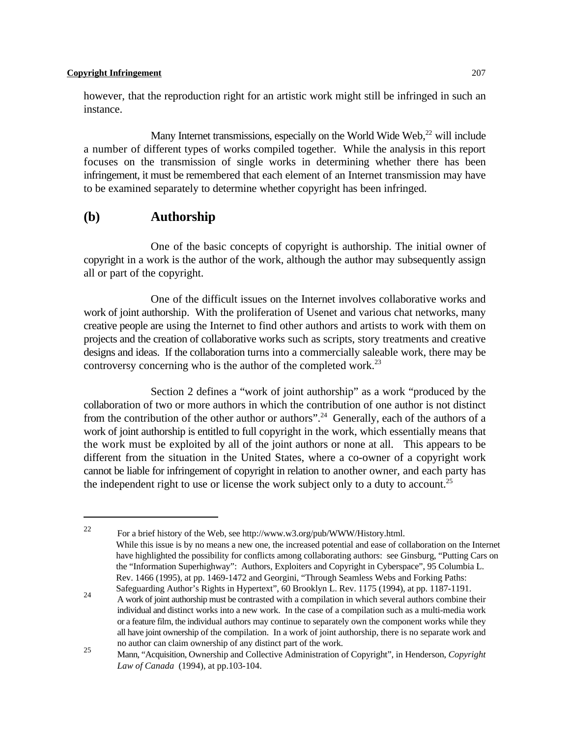however, that the reproduction right for an artistic work might still be infringed in such an instance.

Many Internet transmissions, especially on the World Wide Web,[22] will include a number of different types of works compiled together. While the analysis in this report focuses on the transmission of single works in determining whether there has been infringement, it must be remembered that each element of an Internet transmission may have to be examined separately to determine whether copyright has been infringed.

## (b) Authorship

One of the basic concepts of copyright is authorship. The initial owner of copyright in a work is the author of the work, although the author may subsequently assign all or part of the copyright.

One of the difficult issues on the Internet involves collaborative works and work of joint authorship. With the proliferation of Usenet and various chat networks, many creative people are using the Internet to find other authors and artists to work with them on projects and the creation of collaborative works such as scripts, story treatments and creative designs and ideas. If the collaboration turns into a commercially saleable work, there may be controversy concerning who is the author of the completed work.[23]

Section 2 defines a "work of joint authorship" as a work "produced by the collaboration of two or more authors in which the contribution of one author is not distinct from the contribution of the other author or authors".[24] Generally, each of the authors of a work of joint authorship is entitled to full copyright in the work, which essentially means that the work must be exploited by all of the joint authors or none at all. This appears to be different from the situation in the United States, where a co-owner of a copyright work cannot be liable for infringement of copyright in relation to another owner, and each party has the independent right to use or license the work subject only to a duty to account.[25]

---

[22] For a brief history of the Web, see http://www.w3.org/pub/WWW/History.html.

[23] While this issue is by no means a new one, the increased potential and ease of collaboration on the Internet have highlighted the possibility for conflicts among collaborating authors: see Ginsburg, "Putting Cars on the "Information Superhighway": Authors, Exploiters and Copyright in Cyberspace", 95 Columbia L. Rev. 1466 (1995), at pp. 1469-1472 and Georgini, "Through Seamless Webs and Forking Paths: Safeguarding Author's Rights in Hypertext", 60 Brooklyn L. Rev. 1175 (1994), at pp. 1187-1191.

[24] A work of joint authorship must be contrasted with a compilation in which several authors combine their individual and distinct works into a new work. In the case of a compilation such as a multi-media work or a feature film, the individual authors may continue to separately own the component works while they all have joint ownership of the compilation. In a work of joint authorship, there is no separate work and no author can claim ownership of any distinct part of the work.

[25] Mann, "Acquisition, Ownership and Collective Administration of Copyright", in Henderson, *Copyright Law of Canada* (1994), at pp.103-104.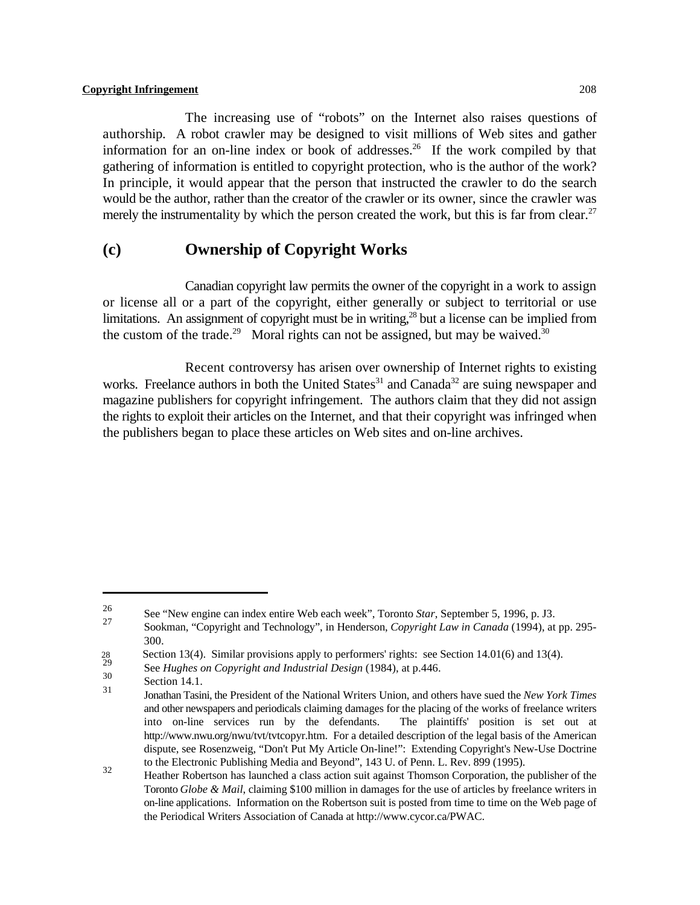The increasing use of "robots" on the Internet also raises questions of authorship. A robot crawler may be designed to visit millions of Web sites and gather information for an on-line index or book of addresses.[26] If the work compiled by that gathering of information is entitled to copyright protection, who is the author of the work? In principle, it would appear that the person that instructed the crawler to do the search would be the author, rather than the creator of the crawler or its owner, since the crawler was merely the instrumentality by which the person created the work, but this is far from clear.[27]

## (c) Ownership of Copyright Works

Canadian copyright law permits the owner of the copyright in a work to assign or license all or a part of the copyright, either generally or subject to territorial or use limitations. An assignment of copyright must be in writing,[28] but a license can be implied from the custom of the trade.[29] Moral rights can not be assigned, but may be waived.[30]

Recent controversy has arisen over ownership of Internet rights to existing works. Freelance authors in both the United States[31] and Canada[32] are suing newspaper and magazine publishers for copyright infringement. The authors claim that they did not assign the rights to exploit their articles on the Internet, and that their copyright was infringed when the publishers began to place these articles on Web sites and on-line archives.

---

[26] See "New engine can index entire Web each week", Toronto *Star*, September 5, 1996, p. J3.

[27] Sookman, "Copyright and Technology", in Henderson, *Copyright Law in Canada* (1994), at pp. 295-300.

[28] Section 13(4). Similar provisions apply to performers' rights: see Section 14.01(6) and 13(4).

[29] See *Hughes on Copyright and Industrial Design* (1984), at p.446.

[30] Section 14.1.

[31] Jonathan Tasini, the President of the National Writers Union, and others have sued the *New York Times* and other newspapers and periodicals claiming damages for the placing of the works of freelance writers into on-line services run by the defendants. The plaintiffs' position is set out at http://www.nwu.org/nwu/tvt/tvtcopyr.htm. For a detailed description of the legal basis of the American dispute, see Rosenzweig, "Don't Put My Article On-line!": Extending Copyright's New-Use Doctrine to the Electronic Publishing Media and Beyond", 143 U. of Penn. L. Rev. 899 (1995).

[32] Heather Robertson has launched a class action suit against Thomson Corporation, the publisher of the Toronto *Globe & Mail*, claiming $100 million in damages for the use of articles by freelance writers in on-line applications. Information on the Robertson suit is posted from time to time on the Web page of the Periodical Writers Association of Canada at http://www.cycor.ca/PWAC.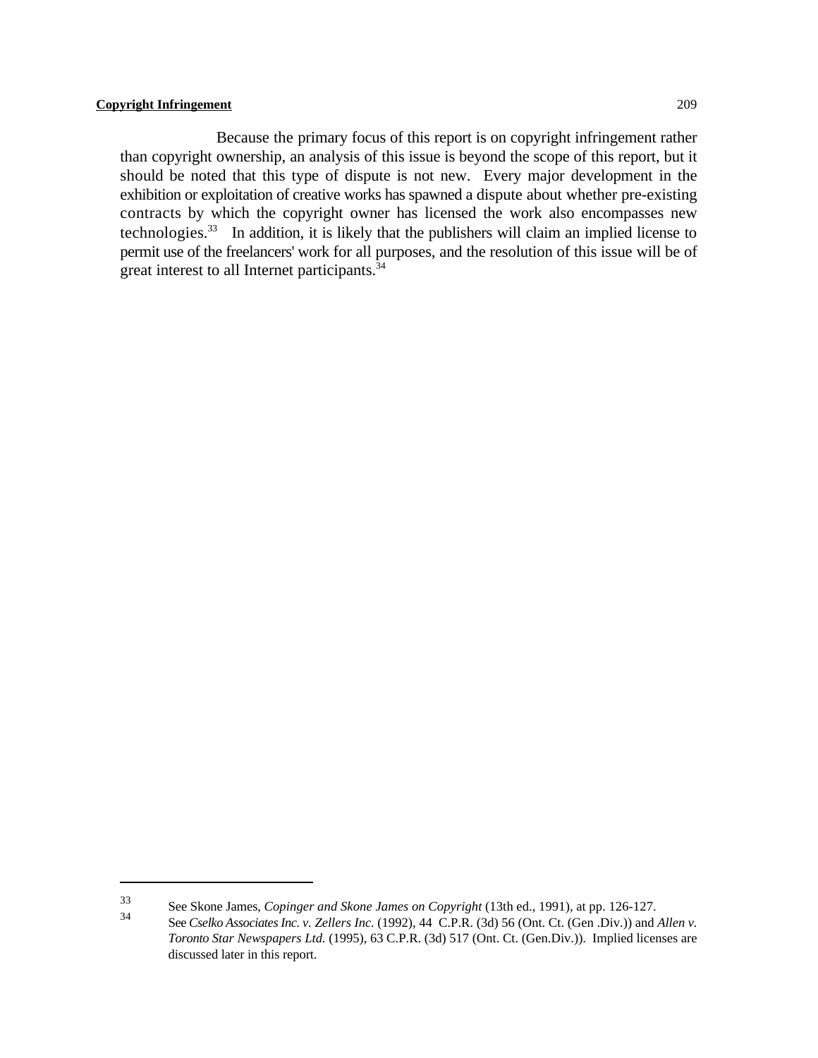Because the primary focus of this report is on copyright infringement rather than copyright ownership, an analysis of this issue is beyond the scope of this report, but it should be noted that this type of dispute is not new. Every major development in the exhibition or exploitation of creative works has spawned a dispute about whether pre-existing contracts by which the copyright owner has licensed the work also encompasses new technologies.[33] In addition, it is likely that the publishers will claim an implied license to permit use of the freelancers' work for all purposes, and the resolution of this issue will be of great interest to all Internet participants.[34]

---

[33] See Skone James, *Copinger and Skone James on Copyright* (13th ed., 1991), at pp. 126-127.

[34] See *Cselko Associates Inc. v. Zellers Inc.* (1992), 44 C.P.R. (3d) 56 (Ont. Ct. (Gen .Div.)) and *Allen v. Toronto Star Newspapers Ltd.* (1995), 63 C.P.R. (3d) 517 (Ont. Ct. (Gen.Div.)). Implied licenses are discussed later in this report.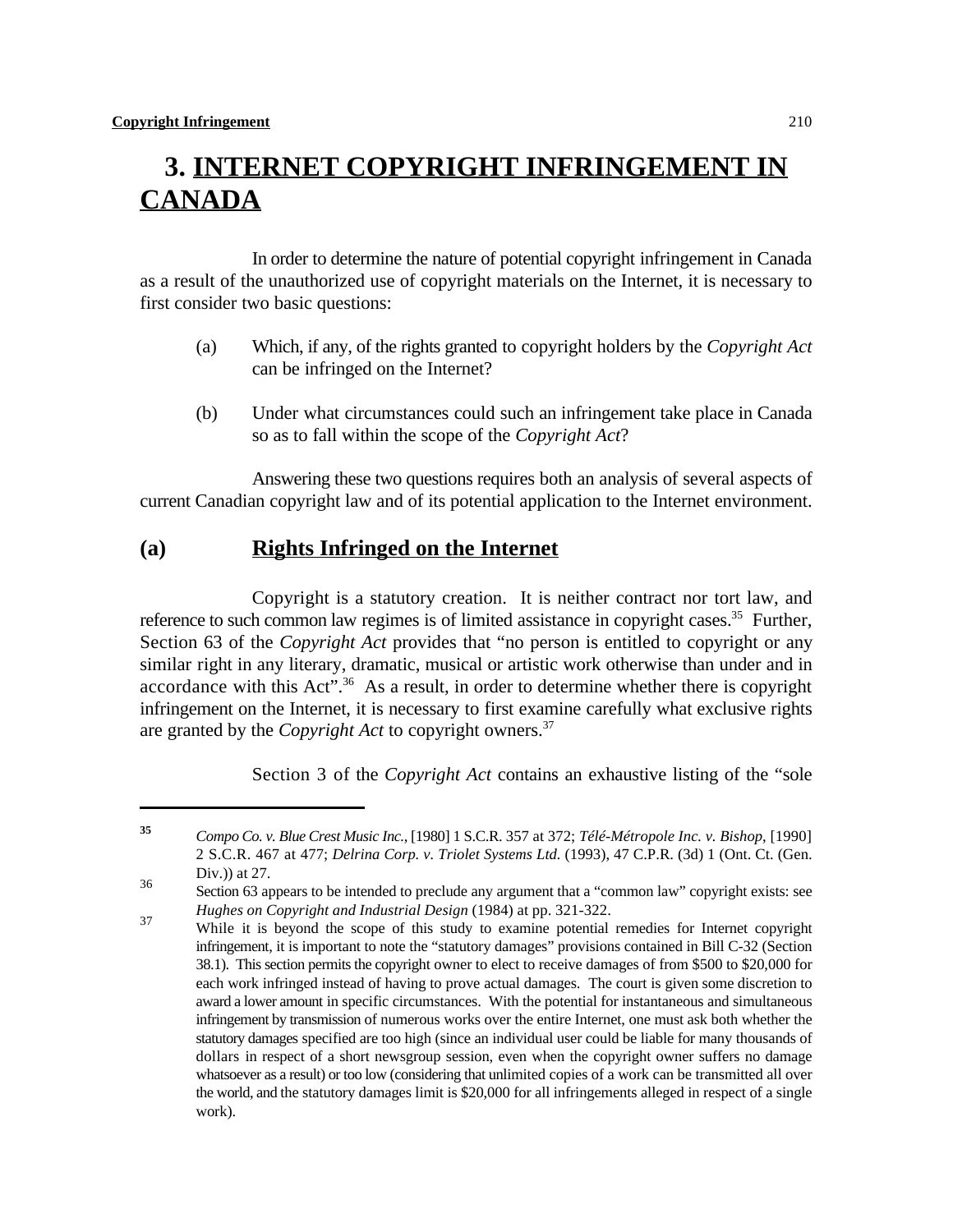# 3. INTERNET COPYRIGHT INFRINGEMENT IN CANADA

In order to determine the nature of potential copyright infringement in Canada as a result of the unauthorized use of copyright materials on the Internet, it is necessary to first consider two basic questions:

(a) Which, if any, of the rights granted to copyright holders by the *Copyright Act* can be infringed on the Internet?

(b) Under what circumstances could such an infringement take place in Canada so as to fall within the scope of the *Copyright Act*?

Answering these two questions requires both an analysis of several aspects of current Canadian copyright law and of its potential application to the Internet environment.

## (a) Rights Infringed on the Internet

Copyright is a statutory creation. It is neither contract nor tort law, and reference to such common law regimes is of limited assistance in copyright cases.[35] Further, Section 63 of the *Copyright Act* provides that "no person is entitled to copyright or any similar right in any literary, dramatic, musical or artistic work otherwise than under and in accordance with this Act".[36] As a result, in order to determine whether there is copyright infringement on the Internet, it is necessary to first examine carefully what exclusive rights are granted by the *Copyright Act* to copyright owners.[37]

Section 3 of the *Copyright Act* contains an exhaustive listing of the "sole

---

35 *Compo Co. v. Blue Crest Music Inc.*, [1980] 1 S.C.R. 357 at 372; *Télé-Métropole Inc. v. Bishop*, [1990] 2 S.C.R. 467 at 477; *Delrina Corp. v. Triolet Systems Ltd.* (1993), 47 C.P.R. (3d) 1 (Ont. Ct. (Gen. Div.)) at 27.

36 Section 63 appears to be intended to preclude any argument that a "common law" copyright exists: see *Hughes on Copyright and Industrial Design* (1984) at pp. 321-322.

37 While it is beyond the scope of this study to examine potential remedies for Internet copyright infringement, it is important to note the "statutory damages" provisions contained in Bill C-32 (Section 38.1). This section permits the copyright owner to elect to receive damages of from $500 to $20,000 for each work infringed instead of having to prove actual damages. The court is given some discretion to award a lower amount in specific circumstances. With the potential for instantaneous and simultaneous infringement by transmission of numerous works over the entire Internet, one must ask both whether the statutory damages specified are too high (since an individual user could be liable for many thousands of dollars in respect of a short newsgroup session, even when the copyright owner suffers no damage whatsoever as a result) or too low (considering that unlimited copies of a work can be transmitted all over the world, and the statutory damages limit is $20,000 for all infringements alleged in respect of a single work).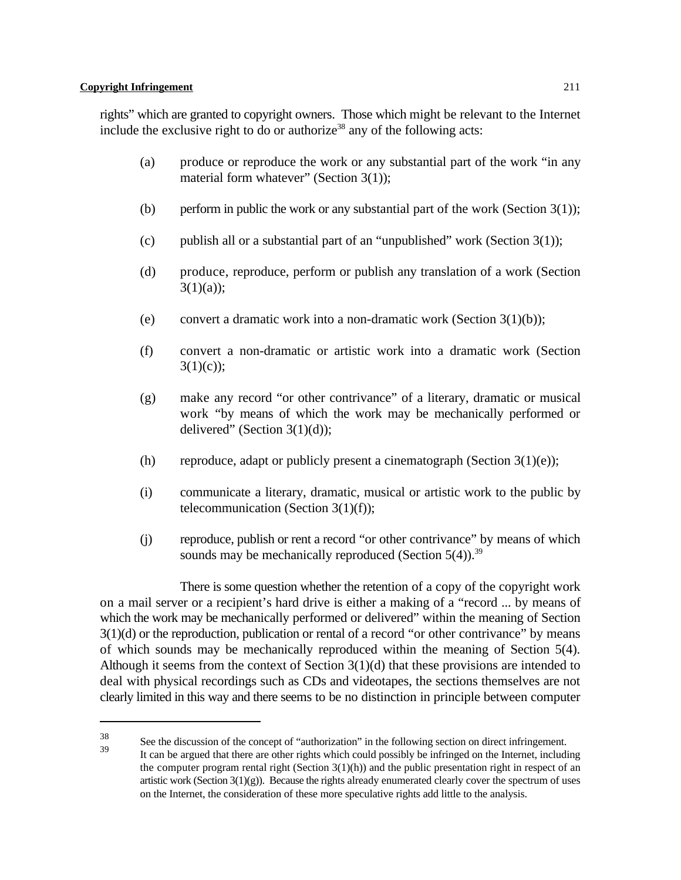rights" which are granted to copyright owners. Those which might be relevant to the Internet include the exclusive right to do or authorize[38] any of the following acts:

(a) produce or reproduce the work or any substantial part of the work "in any material form whatever" (Section 3(1));

(b) perform in public the work or any substantial part of the work (Section 3(1));

(c) publish all or a substantial part of an "unpublished" work (Section 3(1));

(d) produce, reproduce, perform or publish any translation of a work (Section 3(1)(a));

(e) convert a dramatic work into a non-dramatic work (Section 3(1)(b));

(f) convert a non-dramatic or artistic work into a dramatic work (Section 3(1)(c));

(g) make any record "or other contrivance" of a literary, dramatic or musical work "by means of which the work may be mechanically performed or delivered" (Section 3(1)(d));

(h) reproduce, adapt or publicly present a cinematograph (Section 3(1)(e));

(i) communicate a literary, dramatic, musical or artistic work to the public by telecommunication (Section 3(1)(f));

(j) reproduce, publish or rent a record "or other contrivance" by means of which sounds may be mechanically reproduced (Section 5(4)).[39]

There is some question whether the retention of a copy of the copyright work on a mail server or a recipient's hard drive is either a making of a "record ... by means of which the work may be mechanically performed or delivered" within the meaning of Section 3(1)(d) or the reproduction, publication or rental of a record "or other contrivance" by means of which sounds may be mechanically reproduced within the meaning of Section 5(4). Although it seems from the context of Section 3(1)(d) that these provisions are intended to deal with physical recordings such as CDs and videotapes, the sections themselves are not clearly limited in this way and there seems to be no distinction in principle between computer

---

[38] See the discussion of the concept of "authorization" in the following section on direct infringement.

[39] It can be argued that there are other rights which could possibly be infringed on the Internet, including the computer program rental right (Section 3(1)(h)) and the public presentation right in respect of an artistic work (Section 3(1)(g)). Because the rights already enumerated clearly cover the spectrum of uses on the Internet, the consideration of these more speculative rights add little to the analysis.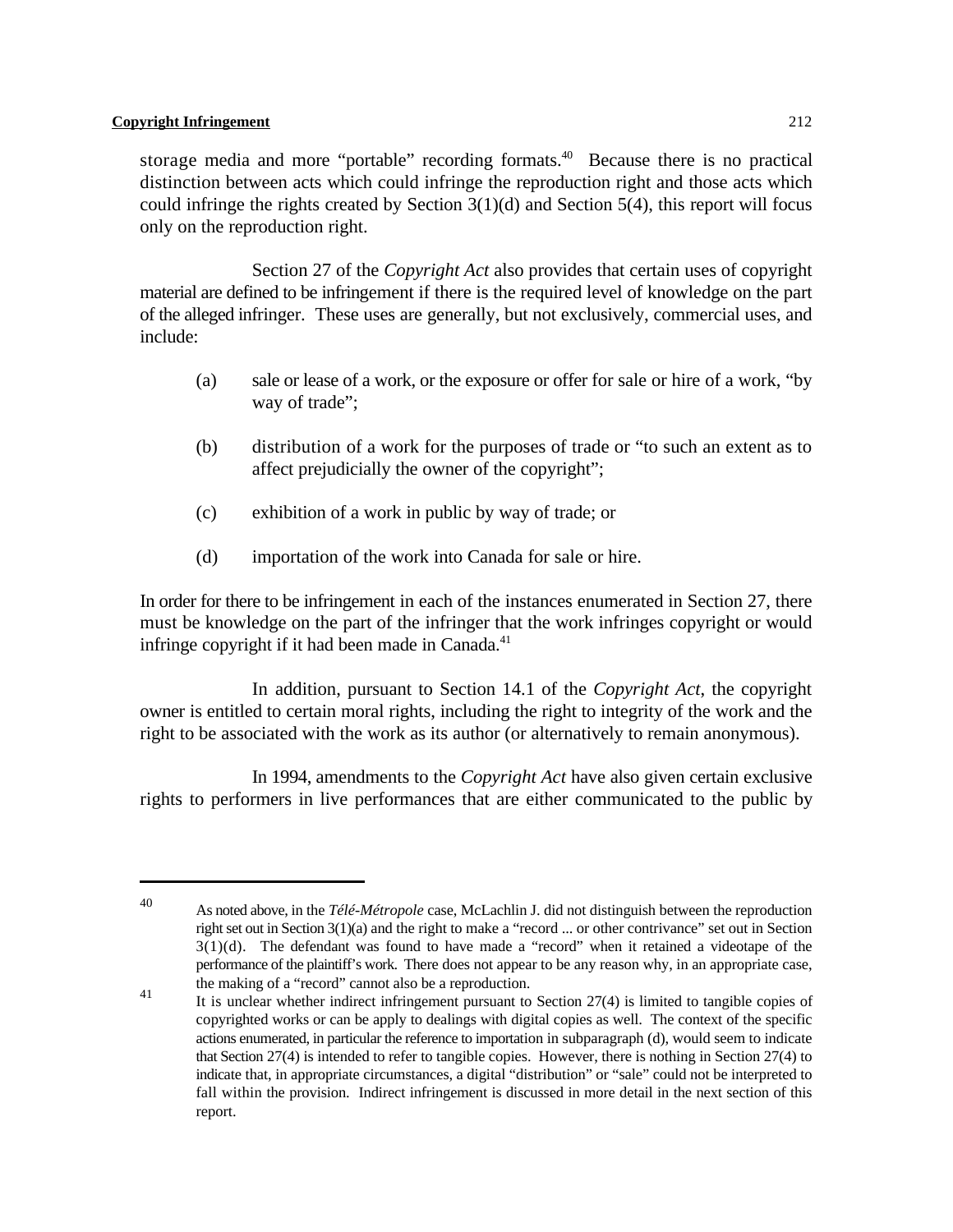storage media and more "portable" recording formats.[40] Because there is no practical distinction between acts which could infringe the reproduction right and those acts which could infringe the rights created by Section 3(1)(d) and Section 5(4), this report will focus only on the reproduction right.

Section 27 of the *Copyright Act* also provides that certain uses of copyright material are defined to be infringement if there is the required level of knowledge on the part of the alleged infringer. These uses are generally, but not exclusively, commercial uses, and include:

(a) sale or lease of a work, or the exposure or offer for sale or hire of a work, "by way of trade";

(b) distribution of a work for the purposes of trade or "to such an extent as to affect prejudicially the owner of the copyright";

(c) exhibition of a work in public by way of trade; or

(d) importation of the work into Canada for sale or hire.

In order for there to be infringement in each of the instances enumerated in Section 27, there must be knowledge on the part of the infringer that the work infringes copyright or would infringe copyright if it had been made in Canada.[41]

In addition, pursuant to Section 14.1 of the *Copyright Act*, the copyright owner is entitled to certain moral rights, including the right to integrity of the work and the right to be associated with the work as its author (or alternatively to remain anonymous).

In 1994, amendments to the *Copyright Act* have also given certain exclusive rights to performers in live performances that are either communicated to the public by

---

[40] As noted above, in the *Télé-Métropole* case, McLachlin J. did not distinguish between the reproduction right set out in Section 3(1)(a) and the right to make a "record ... or other contrivance" set out in Section 3(1)(d). The defendant was found to have made a "record" when it retained a videotape of the performance of the plaintiff's work. There does not appear to be any reason why, in an appropriate case, the making of a "record" cannot also be a reproduction.

[41] It is unclear whether indirect infringement pursuant to Section 27(4) is limited to tangible copies of copyrighted works or can be apply to dealings with digital copies as well. The context of the specific actions enumerated, in particular the reference to importation in subparagraph (d), would seem to indicate that Section 27(4) is intended to refer to tangible copies. However, there is nothing in Section 27(4) to indicate that, in appropriate circumstances, a digital "distribution" or "sale" could not be interpreted to fall within the provision. Indirect infringement is discussed in more detail in the next section of this report.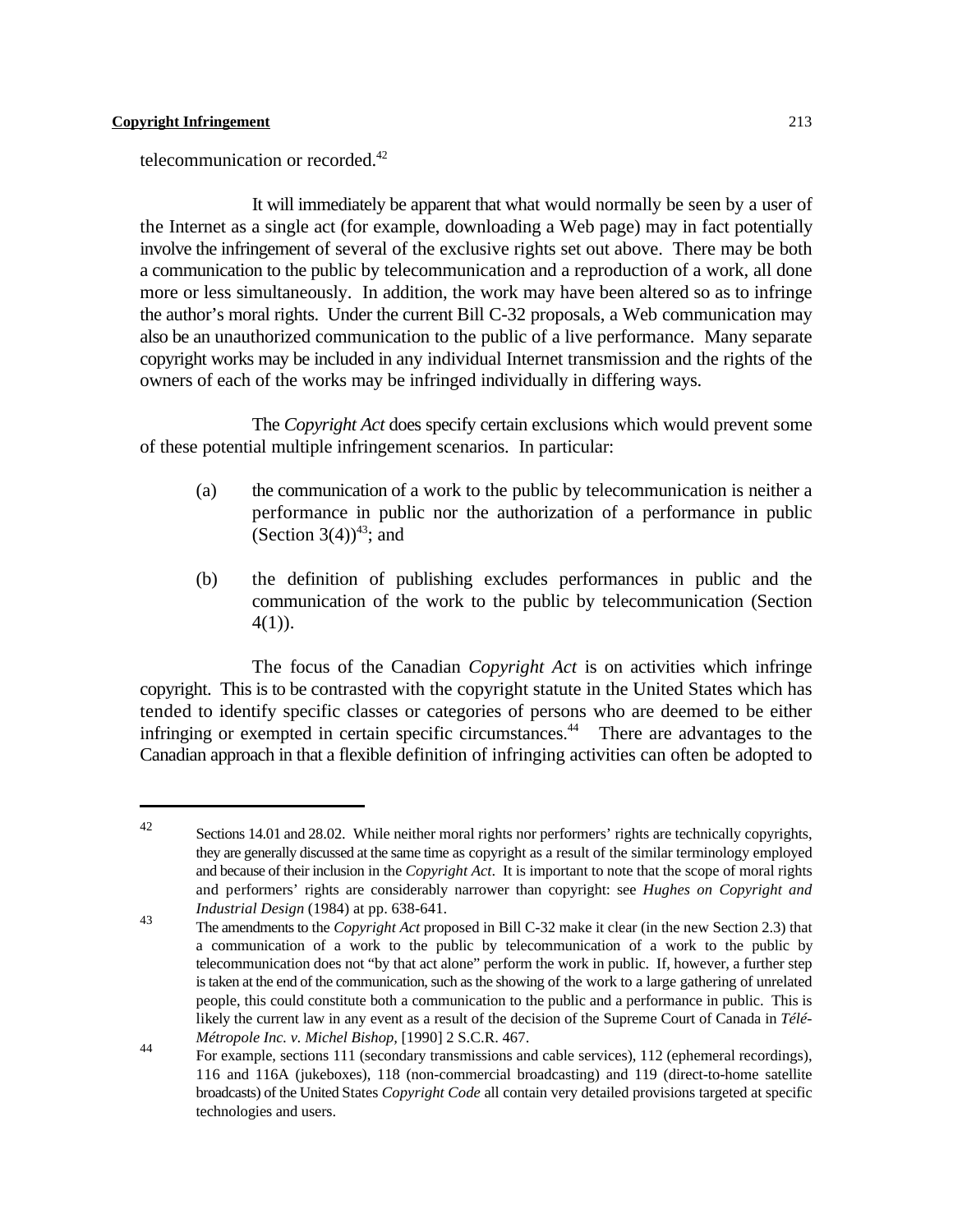telecommunication or recorded.[42]

It will immediately be apparent that what would normally be seen by a user of the Internet as a single act (for example, downloading a Web page) may in fact potentially involve the infringement of several of the exclusive rights set out above. There may be both a communication to the public by telecommunication and a reproduction of a work, all done more or less simultaneously. In addition, the work may have been altered so as to infringe the author's moral rights. Under the current Bill C-32 proposals, a Web communication may also be an unauthorized communication to the public of a live performance. Many separate copyright works may be included in any individual Internet transmission and the rights of the owners of each of the works may be infringed individually in differing ways.

The *Copyright Act* does specify certain exclusions which would prevent some of these potential multiple infringement scenarios. In particular:

(a) the communication of a work to the public by telecommunication is neither a performance in public nor the authorization of a performance in public (Section 3(4))[43]; and

(b) the definition of publishing excludes performances in public and the communication of the work to the public by telecommunication (Section 4(1)).

The focus of the Canadian *Copyright Act* is on activities which infringe copyright. This is to be contrasted with the copyright statute in the United States which has tended to identify specific classes or categories of persons who are deemed to be either infringing or exempted in certain specific circumstances.[44] There are advantages to the Canadian approach in that a flexible definition of infringing activities can often be adopted to

---

[42] Sections 14.01 and 28.02. While neither moral rights nor performers' rights are technically copyrights, they are generally discussed at the same time as copyright as a result of the similar terminology employed and because of their inclusion in the *Copyright Act*. It is important to note that the scope of moral rights and performers' rights are considerably narrower than copyright: see *Hughes on Copyright and Industrial Design* (1984) at pp. 638-641.

[43] The amendments to the *Copyright Act* proposed in Bill C-32 make it clear (in the new Section 2.3) that a communication of a work to the public by telecommunication of a work to the public by telecommunication does not "by that act alone" perform the work in public. If, however, a further step is taken at the end of the communication, such as the showing of the work to a large gathering of unrelated people, this could constitute both a communication to the public and a performance in public. This is likely the current law in any event as a result of the decision of the Supreme Court of Canada in *Télé-Métropole Inc. v. Michel Bishop,* [1990] 2 S.C.R. 467.

[44] For example, sections 111 (secondary transmissions and cable services), 112 (ephemeral recordings), 116 and 116A (jukeboxes), 118 (non-commercial broadcasting) and 119 (direct-to-home satellite broadcasts) of the United States *Copyright Code* all contain very detailed provisions targeted at specific technologies and users.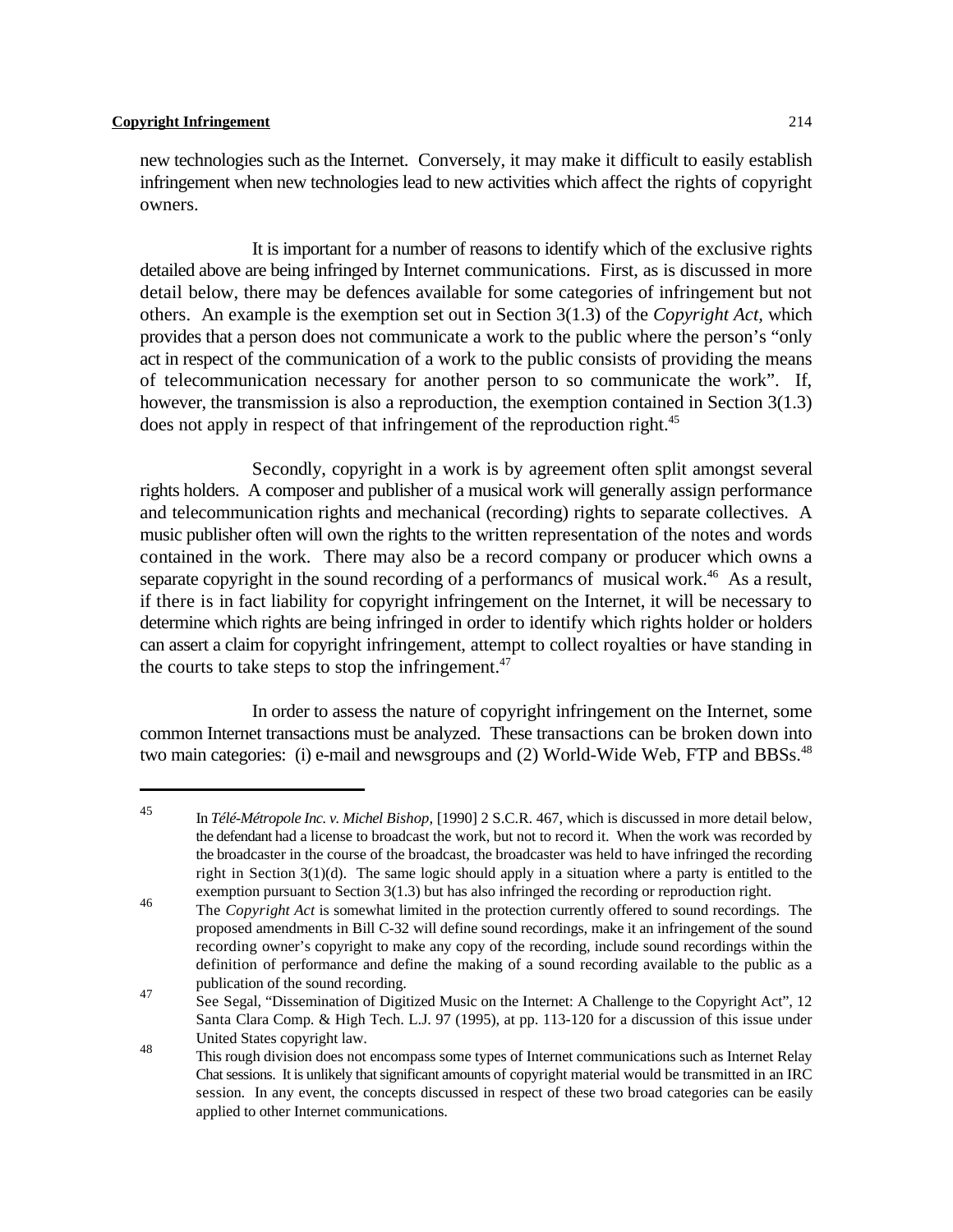new technologies such as the Internet. Conversely, it may make it difficult to easily establish infringement when new technologies lead to new activities which affect the rights of copyright owners.

It is important for a number of reasons to identify which of the exclusive rights detailed above are being infringed by Internet communications. First, as is discussed in more detail below, there may be defences available for some categories of infringement but not others. An example is the exemption set out in Section 3(1.3) of the *Copyright Act*, which provides that a person does not communicate a work to the public where the person's "only act in respect of the communication of a work to the public consists of providing the means of telecommunication necessary for another person to so communicate the work". If, however, the transmission is also a reproduction, the exemption contained in Section 3(1.3) does not apply in respect of that infringement of the reproduction right.[45]

Secondly, copyright in a work is by agreement often split amongst several rights holders. A composer and publisher of a musical work will generally assign performance and telecommunication rights and mechanical (recording) rights to separate collectives. A music publisher often will own the rights to the written representation of the notes and words contained in the work. There may also be a record company or producer which owns a separate copyright in the sound recording of a performancs of musical work.[46] As a result, if there is in fact liability for copyright infringement on the Internet, it will be necessary to determine which rights are being infringed in order to identify which rights holder or holders can assert a claim for copyright infringement, attempt to collect royalties or have standing in the courts to take steps to stop the infringement.[47]

In order to assess the nature of copyright infringement on the Internet, some common Internet transactions must be analyzed. These transactions can be broken down into two main categories: (i) e-mail and newsgroups and (2) World-Wide Web, FTP and BBSs.[48]

---

[45] In *Télé-Métropole Inc. v. Michel Bishop*, [1990] 2 S.C.R. 467, which is discussed in more detail below, the defendant had a license to broadcast the work, but not to record it. When the work was recorded by the broadcaster in the course of the broadcast, the broadcaster was held to have infringed the recording right in Section 3(1)(d). The same logic should apply in a situation where a party is entitled to the exemption pursuant to Section 3(1.3) but has also infringed the recording or reproduction right.

[46] The *Copyright Act* is somewhat limited in the protection currently offered to sound recordings. The proposed amendments in Bill C-32 will define sound recordings, make it an infringement of the sound recording owner's copyright to make any copy of the recording, include sound recordings within the definition of performance and define the making of a sound recording available to the public as a publication of the sound recording.

[47] See Segal, "Dissemination of Digitized Music on the Internet: A Challenge to the Copyright Act", 12 Santa Clara Comp. & High Tech. L.J. 97 (1995), at pp. 113-120 for a discussion of this issue under United States copyright law.

[48] This rough division does not encompass some types of Internet communications such as Internet Relay Chat sessions. It is unlikely that significant amounts of copyright material would be transmitted in an IRC session. In any event, the concepts discussed in respect of these two broad categories can be easily applied to other Internet communications.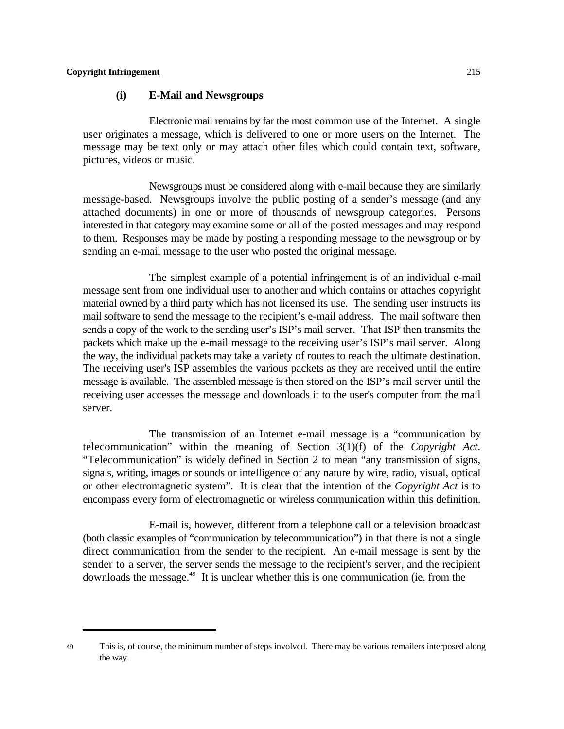### (i) E-Mail and Newsgroups

Electronic mail remains by far the most common use of the Internet. A single user originates a message, which is delivered to one or more users on the Internet. The message may be text only or may attach other files which could contain text, software, pictures, videos or music.

Newsgroups must be considered along with e-mail because they are similarly message-based. Newsgroups involve the public posting of a sender's message (and any attached documents) in one or more of thousands of newsgroup categories. Persons interested in that category may examine some or all of the posted messages and may respond to them. Responses may be made by posting a responding message to the newsgroup or by sending an e-mail message to the user who posted the original message.

The simplest example of a potential infringement is of an individual e-mail message sent from one individual user to another and which contains or attaches copyright material owned by a third party which has not licensed its use. The sending user instructs its mail software to send the message to the recipient's e-mail address. The mail software then sends a copy of the work to the sending user's ISP's mail server. That ISP then transmits the packets which make up the e-mail message to the receiving user's ISP's mail server. Along the way, the individual packets may take a variety of routes to reach the ultimate destination. The receiving user's ISP assembles the various packets as they are received until the entire message is available. The assembled message is then stored on the ISP's mail server until the receiving user accesses the message and downloads it to the user's computer from the mail server.

The transmission of an Internet e-mail message is a "communication by telecommunication" within the meaning of Section 3(1)(f) of the *Copyright Act*. "Telecommunication" is widely defined in Section 2 to mean "any transmission of signs, signals, writing, images or sounds or intelligence of any nature by wire, radio, visual, optical or other electromagnetic system". It is clear that the intention of the *Copyright Act* is to encompass every form of electromagnetic or wireless communication within this definition.

E-mail is, however, different from a telephone call or a television broadcast (both classic examples of "communication by telecommunication") in that there is not a single direct communication from the sender to the recipient. An e-mail message is sent by the sender to a server, the server sends the message to the recipient's server, and the recipient downloads the message.[49] It is unclear whether this is one communication (ie. from the

---

49 This is, of course, the minimum number of steps involved. There may be various remailers interposed along the way.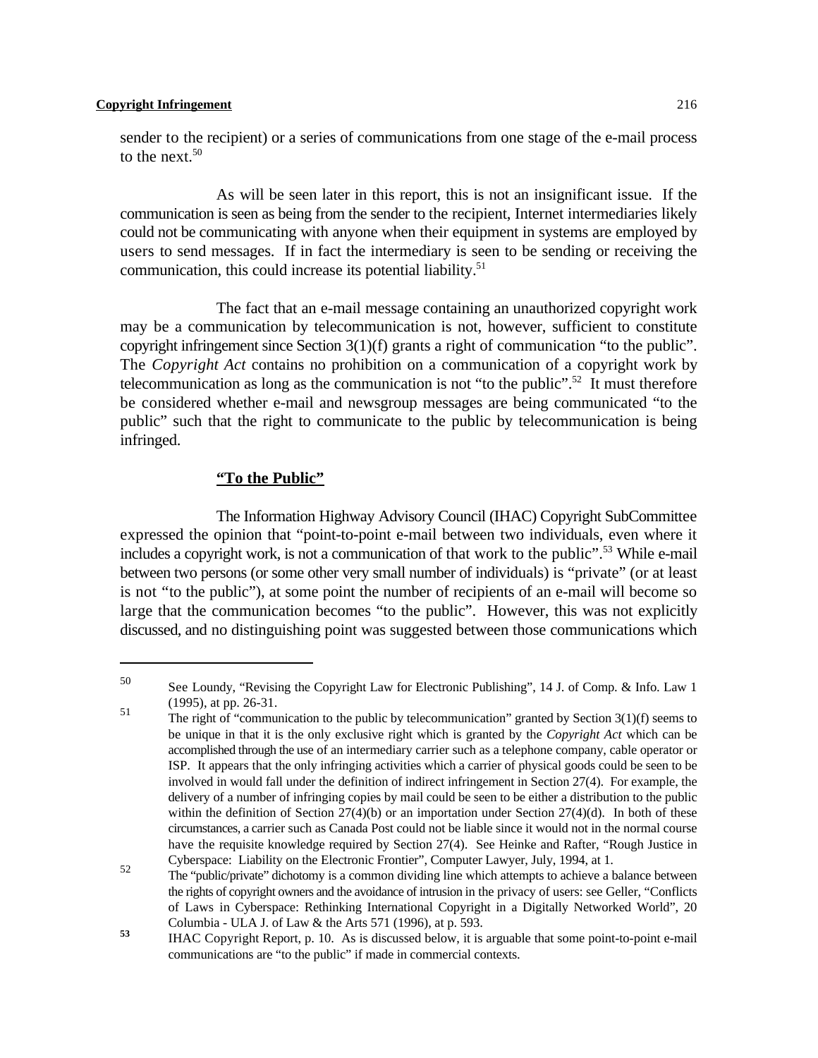sender to the recipient) or a series of communications from one stage of the e-mail process to the next.[50]

As will be seen later in this report, this is not an insignificant issue. If the communication is seen as being from the sender to the recipient, Internet intermediaries likely could not be communicating with anyone when their equipment in systems are employed by users to send messages. If in fact the intermediary is seen to be sending or receiving the communication, this could increase its potential liability.[51]

The fact that an e-mail message containing an unauthorized copyright work may be a communication by telecommunication is not, however, sufficient to constitute copyright infringement since Section 3(1)(f) grants a right of communication "to the public". The *Copyright Act* contains no prohibition on a communication of a copyright work by telecommunication as long as the communication is not "to the public".[52] It must therefore be considered whether e-mail and newsgroup messages are being communicated "to the public" such that the right to communicate to the public by telecommunication is being infringed.

### **"To the Public"**

The Information Highway Advisory Council (IHAC) Copyright SubCommittee expressed the opinion that "point-to-point e-mail between two individuals, even where it includes a copyright work, is not a communication of that work to the public".[53] While e-mail between two persons (or some other very small number of individuals) is "private" (or at least is not "to the public"), at some point the number of recipients of an e-mail will become so large that the communication becomes "to the public". However, this was not explicitly discussed, and no distinguishing point was suggested between those communications which

---

50 See Loundy, "Revising the Copyright Law for Electronic Publishing", 14 J. of Comp. & Info. Law 1 (1995), at pp. 26-31.

51 The right of "communication to the public by telecommunication" granted by Section 3(1)(f) seems to be unique in that it is the only exclusive right which is granted by the *Copyright Act* which can be accomplished through the use of an intermediary carrier such as a telephone company, cable operator or ISP. It appears that the only infringing activities which a carrier of physical goods could be seen to be involved in would fall under the definition of indirect infringement in Section 27(4). For example, the delivery of a number of infringing copies by mail could be seen to be either a distribution to the public within the definition of Section 27(4)(b) or an importation under Section 27(4)(d). In both of these circumstances, a carrier such as Canada Post could not be liable since it would not in the normal course have the requisite knowledge required by Section 27(4). See Heinke and Rafter, "Rough Justice in Cyberspace: Liability on the Electronic Frontier", Computer Lawyer, July, 1994, at 1.

52 The "public/private" dichotomy is a common dividing line which attempts to achieve a balance between the rights of copyright owners and the avoidance of intrusion in the privacy of users: see Geller, "Conflicts of Laws in Cyberspace: Rethinking International Copyright in a Digitally Networked World", 20 Columbia - ULA J. of Law & the Arts 571 (1996), at p. 593.

53 IHAC Copyright Report, p. 10. As is discussed below, it is arguable that some point-to-point e-mail communications are "to the public" if made in commercial contexts.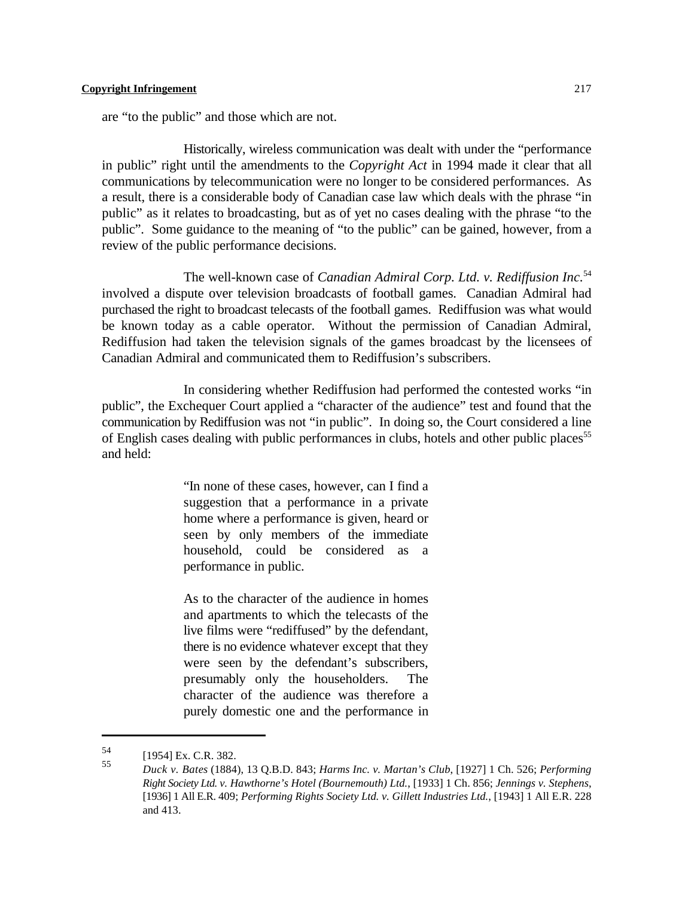are "to the public" and those which are not.

Historically, wireless communication was dealt with under the "performance in public" right until the amendments to the *Copyright Act* in 1994 made it clear that all communications by telecommunication were no longer to be considered performances. As a result, there is a considerable body of Canadian case law which deals with the phrase "in public" as it relates to broadcasting, but as of yet no cases dealing with the phrase "to the public". Some guidance to the meaning of "to the public" can be gained, however, from a review of the public performance decisions.

The well-known case of *Canadian Admiral Corp. Ltd. v. Rediffusion Inc.*[54] involved a dispute over television broadcasts of football games. Canadian Admiral had purchased the right to broadcast telecasts of the football games. Rediffusion was what would be known today as a cable operator. Without the permission of Canadian Admiral, Rediffusion had taken the television signals of the games broadcast by the licensees of Canadian Admiral and communicated them to Rediffusion's subscribers.

In considering whether Rediffusion had performed the contested works "in public", the Exchequer Court applied a "character of the audience" test and found that the communication by Rediffusion was not "in public". In doing so, the Court considered a line of English cases dealing with public performances in clubs, hotels and other public places[55] and held:

> "In none of these cases, however, can I find a suggestion that a performance in a private home where a performance is given, heard or seen by only members of the immediate household, could be considered as a performance in public.
>
> As to the character of the audience in homes and apartments to which the telecasts of the live films were "rediffused" by the defendant, there is no evidence whatever except that they were seen by the defendant's subscribers, presumably only the householders. The character of the audience was therefore a purely domestic one and the performance in

---

[54] [1954] Ex. C.R. 382.

[55] *Duck v. Bates* (1884), 13 Q.B.D. 843; *Harms Inc. v. Martan's Club*, [1927] 1 Ch. 526; *Performing Right Society Ltd. v. Hawthorne's Hotel (Bournemouth) Ltd.*, [1933] 1 Ch. 856; *Jennings v. Stephens*, [1936] 1 All E.R. 409; *Performing Rights Society Ltd. v. Gillett Industries Ltd.*, [1943] 1 All E.R. 228 and 413.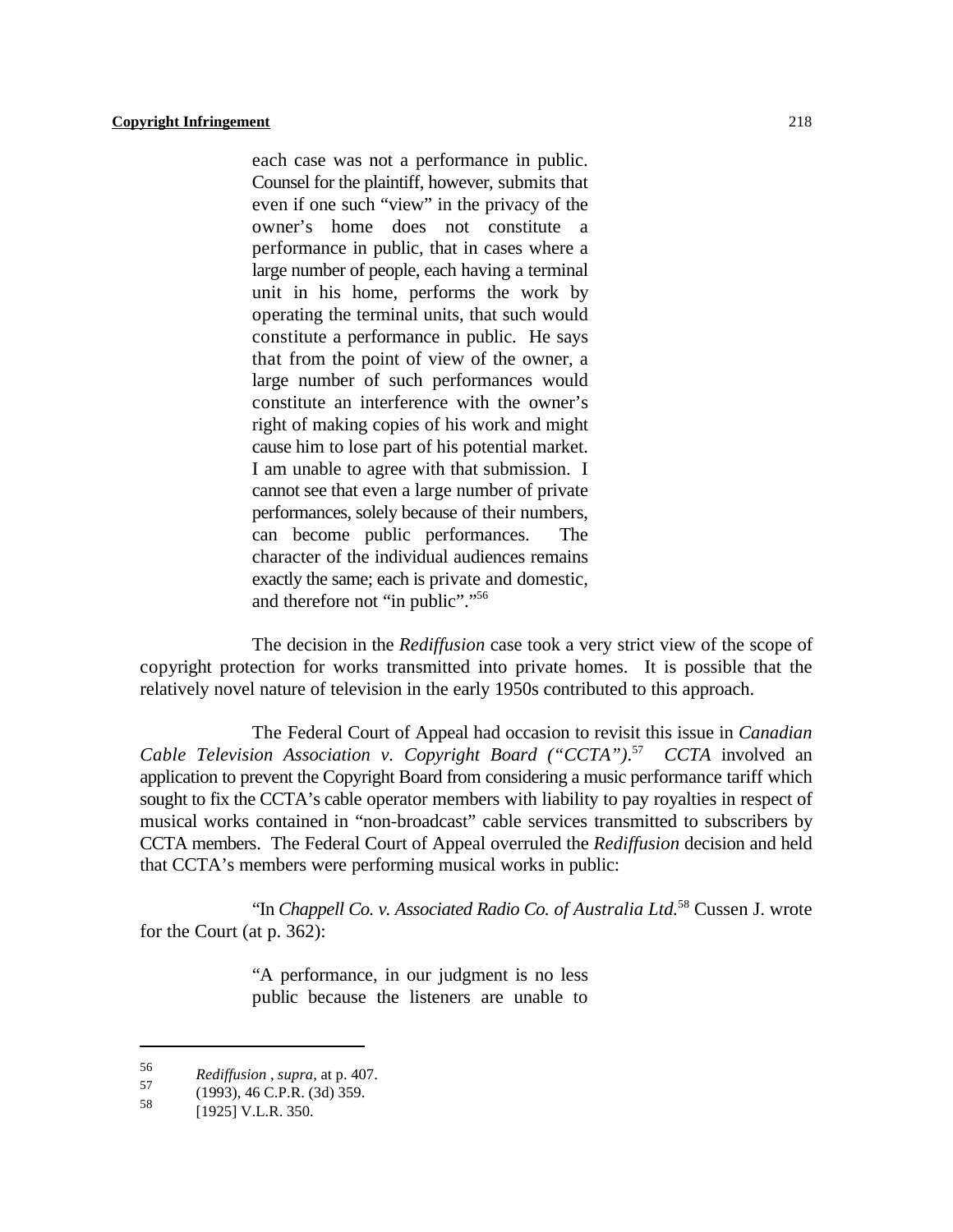> each case was not a performance in public. Counsel for the plaintiff, however, submits that even if one such "view" in the privacy of the owner's home does not constitute a performance in public, that in cases where a large number of people, each having a terminal unit in his home, performs the work by operating the terminal units, that such would constitute a performance in public. He says that from the point of view of the owner, a large number of such performances would constitute an interference with the owner's right of making copies of his work and might cause him to lose part of his potential market. I am unable to agree with that submission. I cannot see that even a large number of private performances, solely because of their numbers, can become public performances. The character of the individual audiences remains exactly the same; each is private and domestic, and therefore not "in public"."[56]

The decision in the *Rediffusion* case took a very strict view of the scope of copyright protection for works transmitted into private homes. It is possible that the relatively novel nature of television in the early 1950s contributed to this approach.

The Federal Court of Appeal had occasion to revisit this issue in *Canadian Cable Television Association v. Copyright Board ("CCTA")*.[57] *CCTA* involved an application to prevent the Copyright Board from considering a music performance tariff which sought to fix the CCTA's cable operator members with liability to pay royalties in respect of musical works contained in "non-broadcast" cable services transmitted to subscribers by CCTA members. The Federal Court of Appeal overruled the *Rediffusion* decision and held that CCTA's members were performing musical works in public:

"In *Chappell Co. v. Associated Radio Co. of Australia Ltd.*[58] Cussen J. wrote for the Court (at p. 362):

> "A performance, in our judgment is no less public because the listeners are unable to

---

[56] *Rediffusion* , *supra*, at p. 407.

[57] (1993), 46 C.P.R. (3d) 359.

[58] [1925] V.L.R. 350.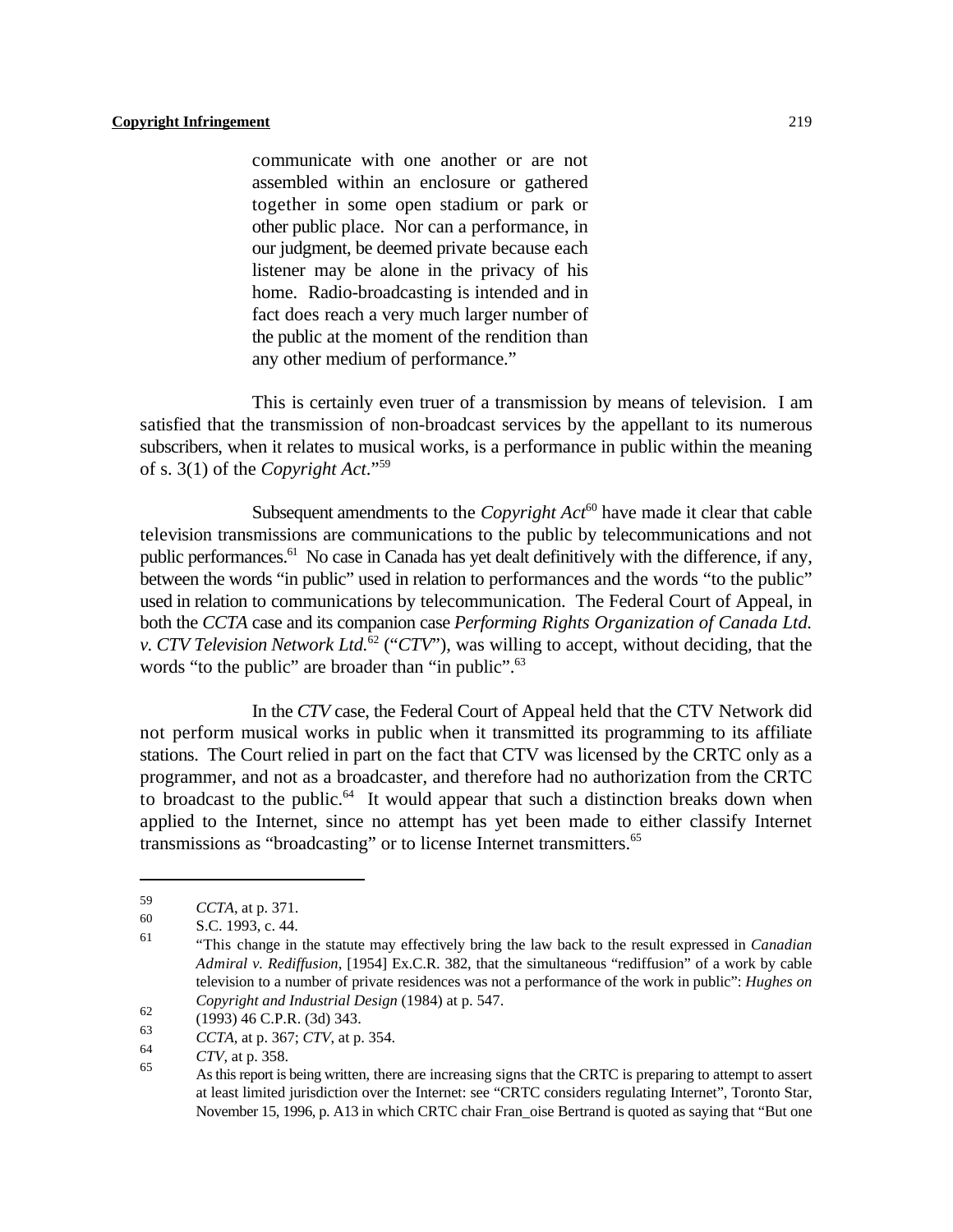> communicate with one another or are not assembled within an enclosure or gathered together in some open stadium or park or other public place. Nor can a performance, in our judgment, be deemed private because each listener may be alone in the privacy of his home. Radio-broadcasting is intended and in fact does reach a very much larger number of the public at the moment of the rendition than any other medium of performance."

This is certainly even truer of a transmission by means of television. I am satisfied that the transmission of non-broadcast services by the appellant to its numerous subscribers, when it relates to musical works, is a performance in public within the meaning of s. 3(1) of the *Copyright Act*."[59]

Subsequent amendments to the *Copyright Act*[60] have made it clear that cable television transmissions are communications to the public by telecommunications and not public performances.[61] No case in Canada has yet dealt definitively with the difference, if any, between the words "in public" used in relation to performances and the words "to the public" used in relation to communications by telecommunication. The Federal Court of Appeal, in both the *CCTA* case and its companion case *Performing Rights Organization of Canada Ltd. v. CTV Television Network Ltd.*[62] ("*CTV*"), was willing to accept, without deciding, that the words "to the public" are broader than "in public".[63]

In the *CTV* case, the Federal Court of Appeal held that the CTV Network did not perform musical works in public when it transmitted its programming to its affiliate stations. The Court relied in part on the fact that CTV was licensed by the CRTC only as a programmer, and not as a broadcaster, and therefore had no authorization from the CRTC to broadcast to the public.[64] It would appear that such a distinction breaks down when applied to the Internet, since no attempt has yet been made to either classify Internet transmissions as "broadcasting" or to license Internet transmitters.[65]

---

[59] *CCTA*, at p. 371.

[60] S.C. 1993, c. 44.

[61] "This change in the statute may effectively bring the law back to the result expressed in *Canadian Admiral v. Rediffusion*, [1954] Ex.C.R. 382, that the simultaneous "rediffusion" of a work by cable television to a number of private residences was not a performance of the work in public": *Hughes on Copyright and Industrial Design* (1984) at p. 547.

[62] (1993) 46 C.P.R. (3d) 343.

[63] *CCTA*, at p. 367; *CTV*, at p. 354.

[64] *CTV*, at p. 358.

[65] As this report is being written, there are increasing signs that the CRTC is preparing to attempt to assert at least limited jurisdiction over the Internet: see "CRTC considers regulating Internet", Toronto Star, November 15, 1996, p. A13 in which CRTC chair Fran_oise Bertrand is quoted as saying that "But one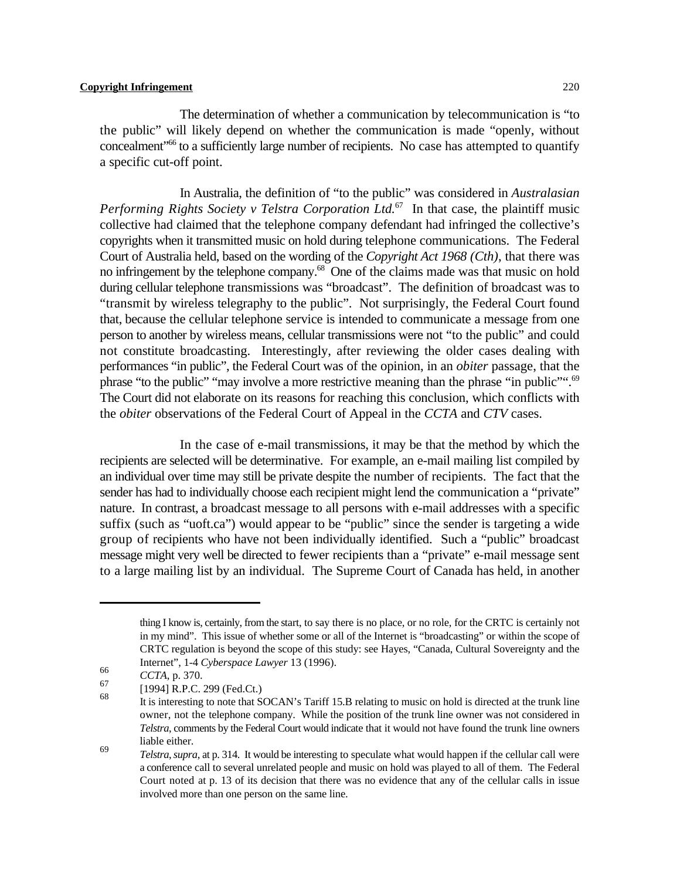The determination of whether a communication by telecommunication is "to the public" will likely depend on whether the communication is made "openly, without concealment"[66] to a sufficiently large number of recipients. No case has attempted to quantify a specific cut-off point.

In Australia, the definition of "to the public" was considered in *Australasian Performing Rights Society v Telstra Corporation Ltd.*[67] In that case, the plaintiff music collective had claimed that the telephone company defendant had infringed the collective's copyrights when it transmitted music on hold during telephone communications. The Federal Court of Australia held, based on the wording of the *Copyright Act 1968 (Cth)*, that there was no infringement by the telephone company.[68] One of the claims made was that music on hold during cellular telephone transmissions was "broadcast". The definition of broadcast was to "transmit by wireless telegraphy to the public". Not surprisingly, the Federal Court found that, because the cellular telephone service is intended to communicate a message from one person to another by wireless means, cellular transmissions were not "to the public" and could not constitute broadcasting. Interestingly, after reviewing the older cases dealing with performances "in public", the Federal Court was of the opinion, in an *obiter* passage, that the phrase "to the public" "may involve a more restrictive meaning than the phrase "in public"".[69] The Court did not elaborate on its reasons for reaching this conclusion, which conflicts with the *obiter* observations of the Federal Court of Appeal in the *CCTA* and *CTV* cases.

In the case of e-mail transmissions, it may be that the method by which the recipients are selected will be determinative. For example, an e-mail mailing list compiled by an individual over time may still be private despite the number of recipients. The fact that the sender has had to individually choose each recipient might lend the communication a "private" nature. In contrast, a broadcast message to all persons with e-mail addresses with a specific suffix (such as "uoft.ca") would appear to be "public" since the sender is targeting a wide group of recipients who have not been individually identified. Such a "public" broadcast message might very well be directed to fewer recipients than a "private" e-mail message sent to a large mailing list by an individual. The Supreme Court of Canada has held, in another

---

thing I know is, certainly, from the start, to say there is no place, or no role, for the CRTC is certainly not in my mind". This issue of whether some or all of the Internet is "broadcasting" or within the scope of CRTC regulation is beyond the scope of this study: see Hayes, "Canada, Cultural Sovereignty and the Internet", 1-4 *Cyberspace Lawyer* 13 (1996).

[66] *CCTA*, p. 370.

[67] [1994] R.P.C. 299 (Fed.Ct.)

[68] It is interesting to note that SOCAN's Tariff 15.B relating to music on hold is directed at the trunk line owner, not the telephone company. While the position of the trunk line owner was not considered in *Telstra*, comments by the Federal Court would indicate that it would not have found the trunk line owners liable either.

[69] *Telstra*, *supra*, at p. 314. It would be interesting to speculate what would happen if the cellular call were a conference call to several unrelated people and music on hold was played to all of them. The Federal Court noted at p. 13 of its decision that there was no evidence that any of the cellular calls in issue involved more than one person on the same line.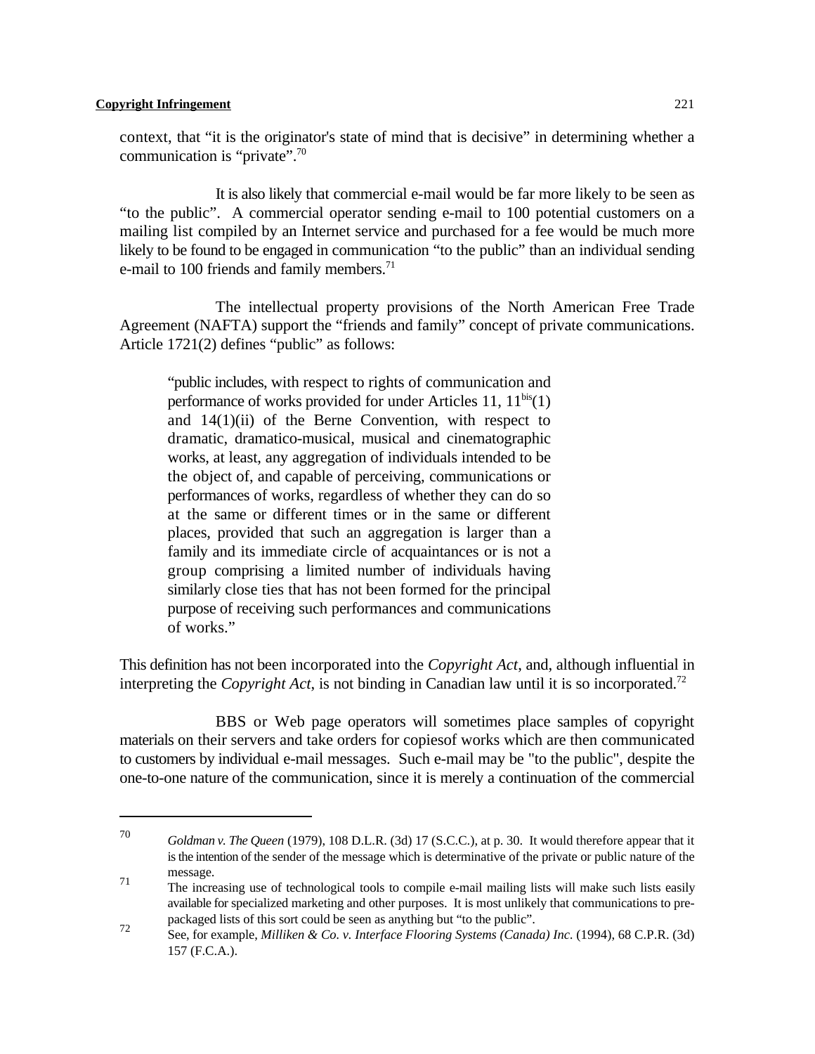context, that "it is the originator's state of mind that is decisive" in determining whether a communication is "private".[70]

It is also likely that commercial e-mail would be far more likely to be seen as "to the public". A commercial operator sending e-mail to 100 potential customers on a mailing list compiled by an Internet service and purchased for a fee would be much more likely to be found to be engaged in communication "to the public" than an individual sending e-mail to 100 friends and family members.[71]

The intellectual property provisions of the North American Free Trade Agreement (NAFTA) support the "friends and family" concept of private communications. Article 1721(2) defines "public" as follows:

> "public includes, with respect to rights of communication and performance of works provided for under Articles 11, 11$^{bis}$(1) and 14(1)(ii) of the Berne Convention, with respect to dramatic, dramatico-musical, musical and cinematographic works, at least, any aggregation of individuals intended to be the object of, and capable of perceiving, communications or performances of works, regardless of whether they can do so at the same or different times or in the same or different places, provided that such an aggregation is larger than a family and its immediate circle of acquaintances or is not a group comprising a limited number of individuals having similarly close ties that has not been formed for the principal purpose of receiving such performances and communications of works."

This definition has not been incorporated into the *Copyright Act*, and, although influential in interpreting the *Copyright Act*, is not binding in Canadian law until it is so incorporated.[72]

BBS or Web page operators will sometimes place samples of copyright materials on their servers and take orders for copiesof works which are then communicated to customers by individual e-mail messages. Such e-mail may be "to the public", despite the one-to-one nature of the communication, since it is merely a continuation of the commercial

---

[70] *Goldman v. The Queen* (1979), 108 D.L.R. (3d) 17 (S.C.C.), at p. 30. It would therefore appear that it is the intention of the sender of the message which is determinative of the private or public nature of the message.

[71] The increasing use of technological tools to compile e-mail mailing lists will make such lists easily available for specialized marketing and other purposes. It is most unlikely that communications to pre-packaged lists of this sort could be seen as anything but "to the public".

[72] See, for example, *Milliken & Co. v. Interface Flooring Systems (Canada) Inc.* (1994), 68 C.P.R. (3d) 157 (F.C.A.).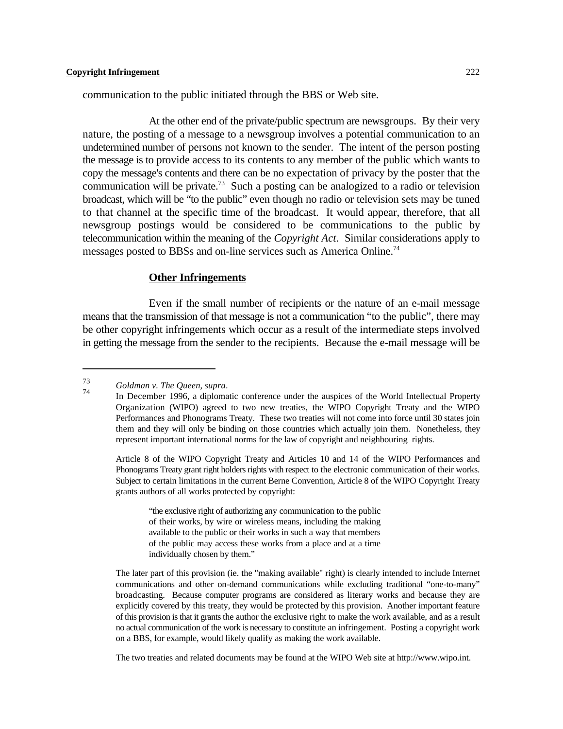communication to the public initiated through the BBS or Web site.

At the other end of the private/public spectrum are newsgroups. By their very nature, the posting of a message to a newsgroup involves a potential communication to an undetermined number of persons not known to the sender. The intent of the person posting the message is to provide access to its contents to any member of the public which wants to copy the message's contents and there can be no expectation of privacy by the poster that the communication will be private.[73] Such a posting can be analogized to a radio or television broadcast, which will be "to the public" even though no radio or television sets may be tuned to that channel at the specific time of the broadcast. It would appear, therefore, that all newsgroup postings would be considered to be communications to the public by telecommunication within the meaning of the *Copyright Act*. Similar considerations apply to messages posted to BBSs and on-line services such as America Online.[74]

## Other Infringements

Even if the small number of recipients or the nature of an e-mail message means that the transmission of that message is not a communication "to the public", there may be other copyright infringements which occur as a result of the intermediate steps involved in getting the message from the sender to the recipients. Because the e-mail message will be

---

73 *Goldman v. The Queen*, *supra*.

74 In December 1996, a diplomatic conference under the auspices of the World Intellectual Property Organization (WIPO) agreed to two new treaties, the WIPO Copyright Treaty and the WIPO Performances and Phonograms Treaty. These two treaties will not come into force until 30 states join them and they will only be binding on those countries which actually join them. Nonetheless, they represent important international norms for the law of copyright and neighbouring rights.

Article 8 of the WIPO Copyright Treaty and Articles 10 and 14 of the WIPO Performances and Phonograms Treaty grant right holders rights with respect to the electronic communication of their works. Subject to certain limitations in the current Berne Convention, Article 8 of the WIPO Copyright Treaty grants authors of all works protected by copyright:

> "the exclusive right of authorizing any communication to the public of their works, by wire or wireless means, including the making available to the public or their works in such a way that members of the public may access these works from a place and at a time individually chosen by them."

The later part of this provision (ie. the "making available" right) is clearly intended to include Internet communications and other on-demand communications while excluding traditional "one-to-many" broadcasting. Because computer programs are considered as literary works and because they are explicitly covered by this treaty, they would be protected by this provision. Another important feature of this provision is that it grants the author the exclusive right to make the work available, and as a result no actual communication of the work is necessary to constitute an infringement. Posting a copyright work on a BBS, for example, would likely qualify as making the work available.

The two treaties and related documents may be found at the WIPO Web site at http://www.wipo.int.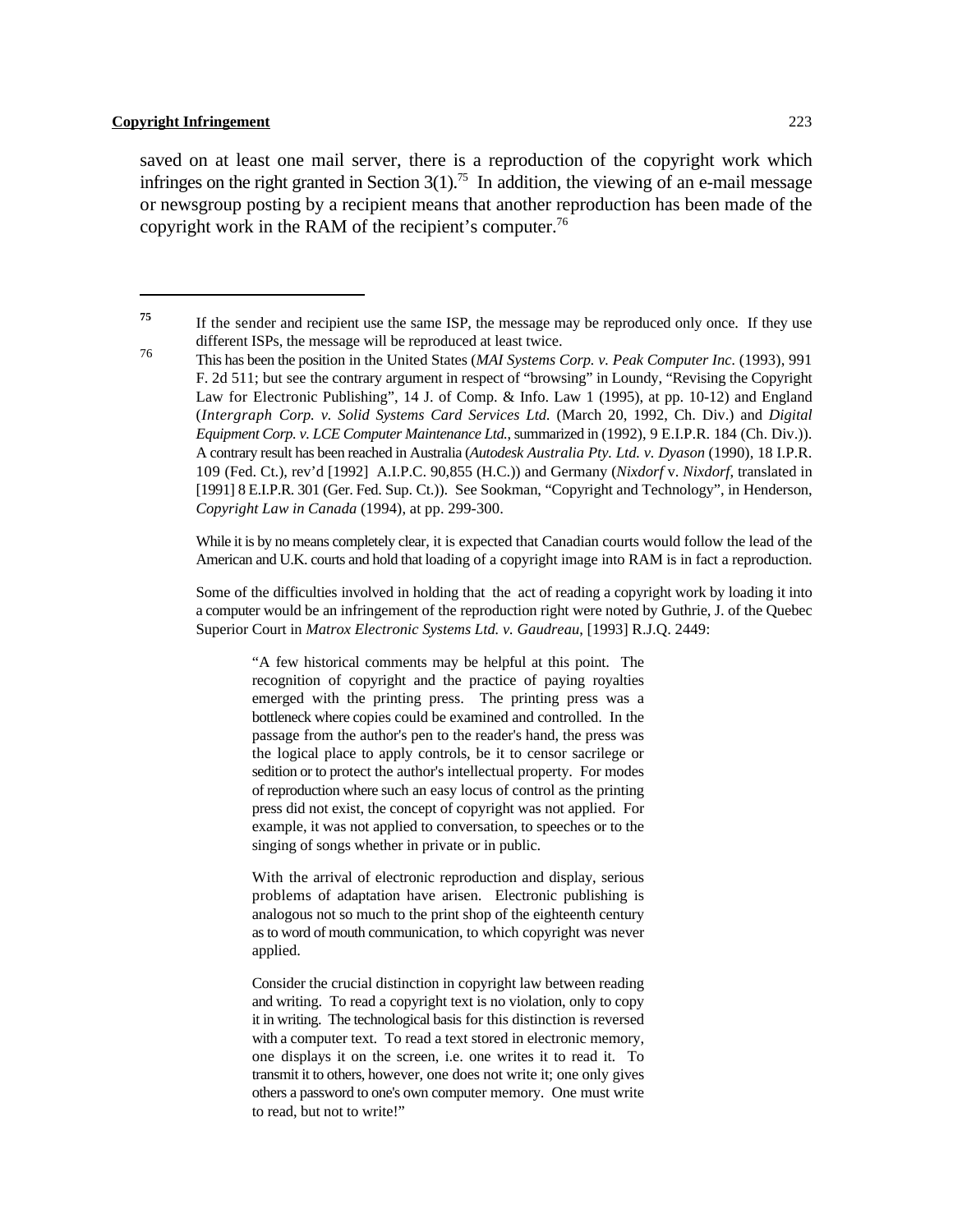saved on at least one mail server, there is a reproduction of the copyright work which infringes on the right granted in Section 3(1).[75] In addition, the viewing of an e-mail message or newsgroup posting by a recipient means that another reproduction has been made of the copyright work in the RAM of the recipient's computer.[76]

---

[75] If the sender and recipient use the same ISP, the message may be reproduced only once. If they use different ISPs, the message will be reproduced at least twice.

[76] This has been the position in the United States (*MAI Systems Corp. v. Peak Computer Inc*. (1993), 991 F. 2d 511; but see the contrary argument in respect of "browsing" in Loundy, "Revising the Copyright Law for Electronic Publishing", 14 J. of Comp. & Info. Law 1 (1995), at pp. 10-12) and England (*Intergraph Corp. v. Solid Systems Card Services Ltd.* (March 20, 1992, Ch. Div.) and *Digital Equipment Corp. v. LCE Computer Maintenance Ltd.*, summarized in (1992), 9 E.I.P.R. 184 (Ch. Div.)). A contrary result has been reached in Australia (*Autodesk Australia Pty. Ltd. v. Dyason* (1990), 18 I.P.R. 109 (Fed. Ct.), rev'd [1992] A.I.P.C. 90,855 (H.C.)) and Germany (*Nixdorf* v. *Nixdorf*, translated in [1991] 8 E.I.P.R. 301 (Ger. Fed. Sup. Ct.)). See Sookman, "Copyright and Technology", in Henderson, *Copyright Law in Canada* (1994), at pp. 299-300.

While it is by no means completely clear, it is expected that Canadian courts would follow the lead of the American and U.K. courts and hold that loading of a copyright image into RAM is in fact a reproduction.

Some of the difficulties involved in holding that the act of reading a copyright work by loading it into a computer would be an infringement of the reproduction right were noted by Guthrie, J. of the Quebec Superior Court in *Matrox Electronic Systems Ltd. v. Gaudreau*, [1993] R.J.Q. 2449:

> "A few historical comments may be helpful at this point. The recognition of copyright and the practice of paying royalties emerged with the printing press. The printing press was a bottleneck where copies could be examined and controlled. In the passage from the author's pen to the reader's hand, the press was the logical place to apply controls, be it to censor sacrilege or sedition or to protect the author's intellectual property. For modes of reproduction where such an easy locus of control as the printing press did not exist, the concept of copyright was not applied. For example, it was not applied to conversation, to speeches or to the singing of songs whether in private or in public.
>
> With the arrival of electronic reproduction and display, serious problems of adaptation have arisen. Electronic publishing is analogous not so much to the print shop of the eighteenth century as to word of mouth communication, to which copyright was never applied.
>
> Consider the crucial distinction in copyright law between reading and writing. To read a copyright text is no violation, only to copy it in writing. The technological basis for this distinction is reversed with a computer text. To read a text stored in electronic memory, one displays it on the screen, i.e. one writes it to read it. To transmit it to others, however, one does not write it; one only gives others a password to one's own computer memory. One must write to read, but not to write!"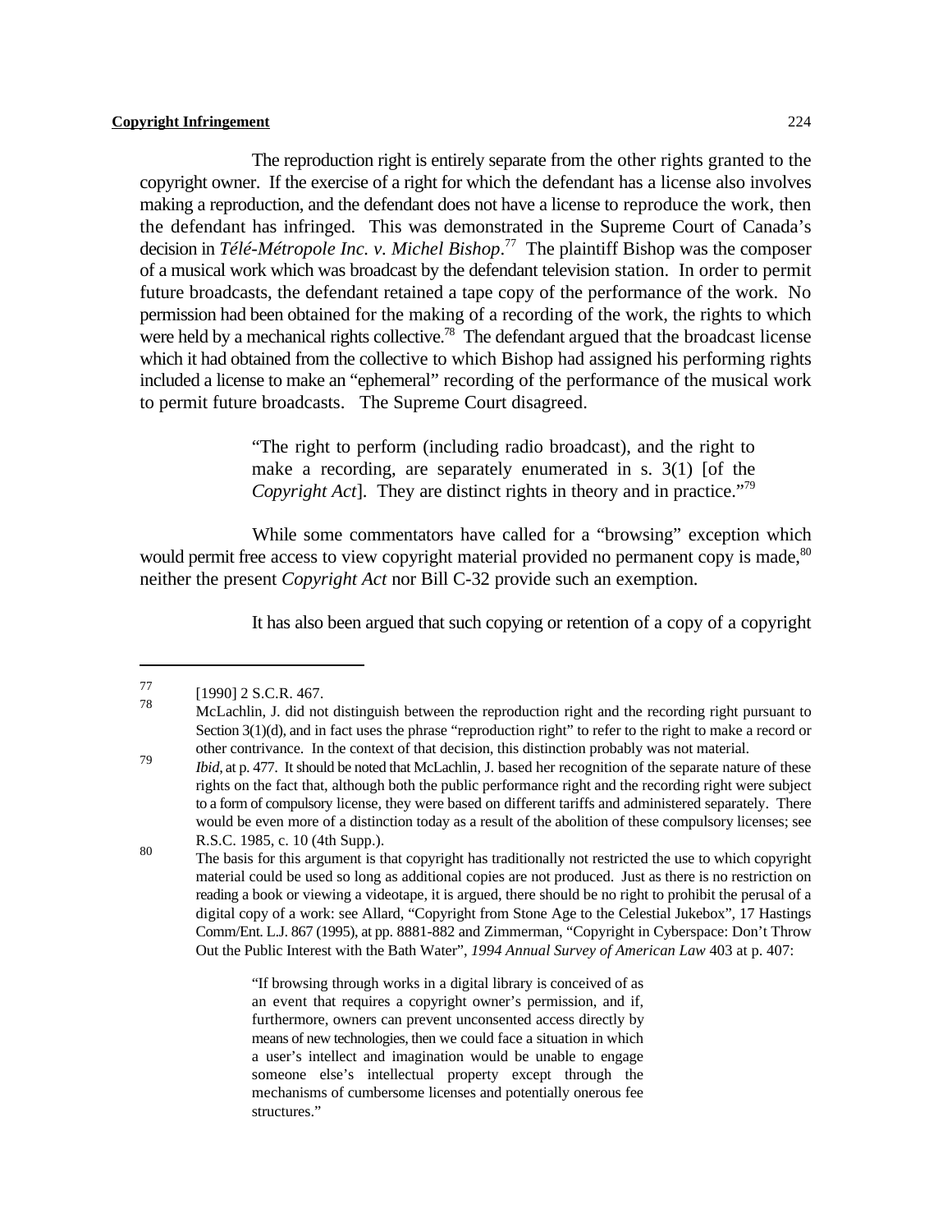The reproduction right is entirely separate from the other rights granted to the copyright owner. If the exercise of a right for which the defendant has a license also involves making a reproduction, and the defendant does not have a license to reproduce the work, then the defendant has infringed. This was demonstrated in the Supreme Court of Canada's decision in *Télé-Métropole Inc. v. Michel Bishop*.[77] The plaintiff Bishop was the composer of a musical work which was broadcast by the defendant television station. In order to permit future broadcasts, the defendant retained a tape copy of the performance of the work. No permission had been obtained for the making of a recording of the work, the rights to which were held by a mechanical rights collective.[78] The defendant argued that the broadcast license which it had obtained from the collective to which Bishop had assigned his performing rights included a license to make an "ephemeral" recording of the performance of the musical work to permit future broadcasts. The Supreme Court disagreed.

> "The right to perform (including radio broadcast), and the right to make a recording, are separately enumerated in s. 3(1) [of the *Copyright Act*]. They are distinct rights in theory and in practice."[79]

While some commentators have called for a "browsing" exception which would permit free access to view copyright material provided no permanent copy is made,[80] neither the present *Copyright Act* nor Bill C-32 provide such an exemption.

It has also been argued that such copying or retention of a copy of a copyright

---

77 [1990] 2 S.C.R. 467.

78 McLachlin, J. did not distinguish between the reproduction right and the recording right pursuant to Section 3(1)(d), and in fact uses the phrase "reproduction right" to refer to the right to make a record or other contrivance. In the context of that decision, this distinction probably was not material.

79 *Ibid*, at p. 477. It should be noted that McLachlin, J. based her recognition of the separate nature of these rights on the fact that, although both the public performance right and the recording right were subject to a form of compulsory license, they were based on different tariffs and administered separately. There would be even more of a distinction today as a result of the abolition of these compulsory licenses; see R.S.C. 1985, c. 10 (4th Supp.).

80 The basis for this argument is that copyright has traditionally not restricted the use to which copyright material could be used so long as additional copies are not produced. Just as there is no restriction on reading a book or viewing a videotape, it is argued, there should be no right to prohibit the perusal of a digital copy of a work: see Allard, "Copyright from Stone Age to the Celestial Jukebox", 17 Hastings Comm/Ent. L.J. 867 (1995), at pp. 8881-882 and Zimmerman, "Copyright in Cyberspace: Don't Throw Out the Public Interest with the Bath Water", *1994 Annual Survey of American Law* 403 at p. 407:

> "If browsing through works in a digital library is conceived of as an event that requires a copyright owner's permission, and if, furthermore, owners can prevent unconsented access directly by means of new technologies, then we could face a situation in which a user's intellect and imagination would be unable to engage someone else's intellectual property except through the mechanisms of cumbersome licenses and potentially onerous fee structures."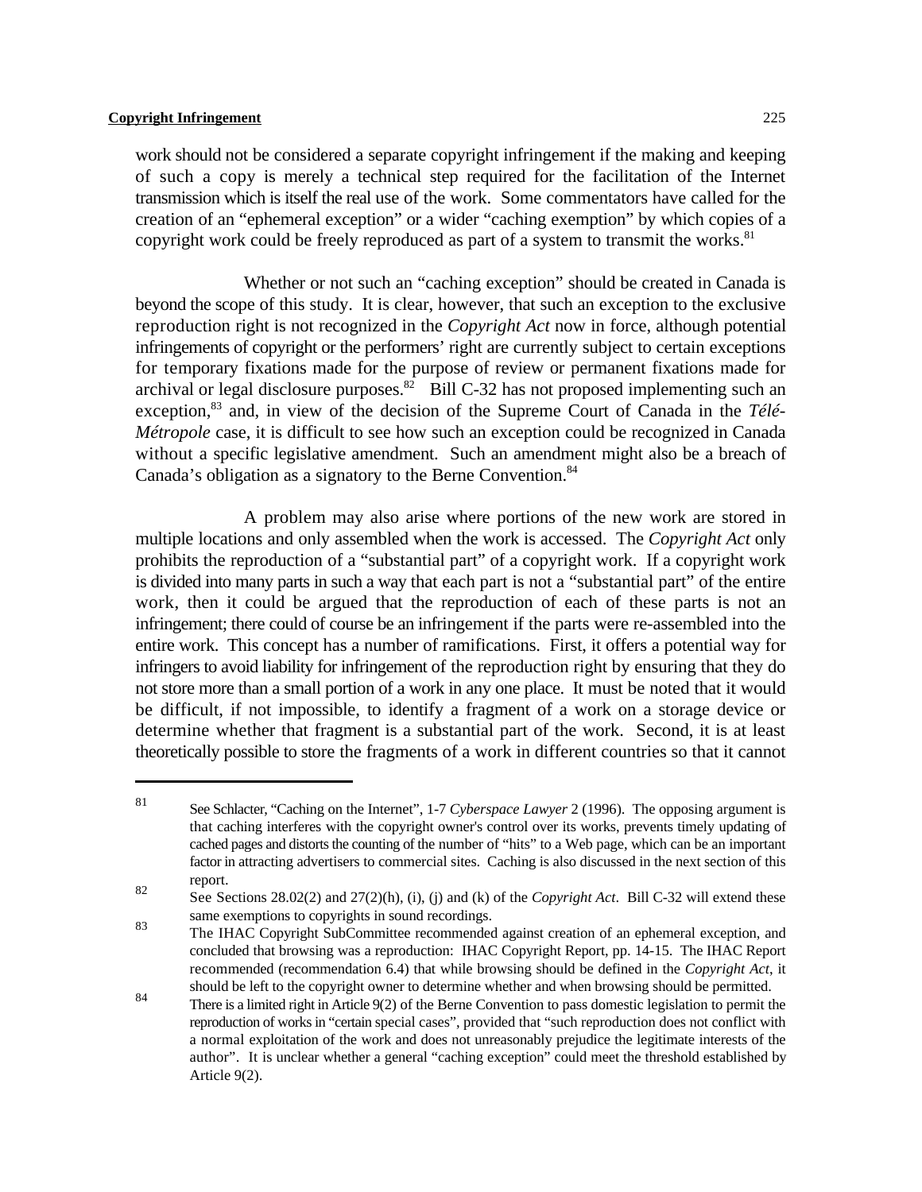work should not be considered a separate copyright infringement if the making and keeping of such a copy is merely a technical step required for the facilitation of the Internet transmission which is itself the real use of the work. Some commentators have called for the creation of an "ephemeral exception" or a wider "caching exemption" by which copies of a copyright work could be freely reproduced as part of a system to transmit the works.[81]

Whether or not such an "caching exception" should be created in Canada is beyond the scope of this study. It is clear, however, that such an exception to the exclusive reproduction right is not recognized in the *Copyright Act* now in force, although potential infringements of copyright or the performers' right are currently subject to certain exceptions for temporary fixations made for the purpose of review or permanent fixations made for archival or legal disclosure purposes.[82] Bill C-32 has not proposed implementing such an exception,[83] and, in view of the decision of the Supreme Court of Canada in the *Télé-Métropole* case, it is difficult to see how such an exception could be recognized in Canada without a specific legislative amendment. Such an amendment might also be a breach of Canada's obligation as a signatory to the Berne Convention.[84]

A problem may also arise where portions of the new work are stored in multiple locations and only assembled when the work is accessed. The *Copyright Act* only prohibits the reproduction of a "substantial part" of a copyright work. If a copyright work is divided into many parts in such a way that each part is not a "substantial part" of the entire work, then it could be argued that the reproduction of each of these parts is not an infringement; there could of course be an infringement if the parts were re-assembled into the entire work. This concept has a number of ramifications. First, it offers a potential way for infringers to avoid liability for infringement of the reproduction right by ensuring that they do not store more than a small portion of a work in any one place. It must be noted that it would be difficult, if not impossible, to identify a fragment of a work on a storage device or determine whether that fragment is a substantial part of the work. Second, it is at least theoretically possible to store the fragments of a work in different countries so that it cannot

---

[81] See Schlacter, "Caching on the Internet", 1-7 *Cyberspace Lawyer* 2 (1996). The opposing argument is that caching interferes with the copyright owner's control over its works, prevents timely updating of cached pages and distorts the counting of the number of "hits" to a Web page, which can be an important factor in attracting advertisers to commercial sites. Caching is also discussed in the next section of this report.

[82] See Sections 28.02(2) and 27(2)(h), (i), (j) and (k) of the *Copyright Act*. Bill C-32 will extend these same exemptions to copyrights in sound recordings.

[83] The IHAC Copyright SubCommittee recommended against creation of an ephemeral exception, and concluded that browsing was a reproduction: IHAC Copyright Report, pp. 14-15. The IHAC Report recommended (recommendation 6.4) that while browsing should be defined in the *Copyright Act*, it should be left to the copyright owner to determine whether and when browsing should be permitted.

[84] There is a limited right in Article 9(2) of the Berne Convention to pass domestic legislation to permit the reproduction of works in "certain special cases", provided that "such reproduction does not conflict with a normal exploitation of the work and does not unreasonably prejudice the legitimate interests of the author". It is unclear whether a general "caching exception" could meet the threshold established by Article 9(2).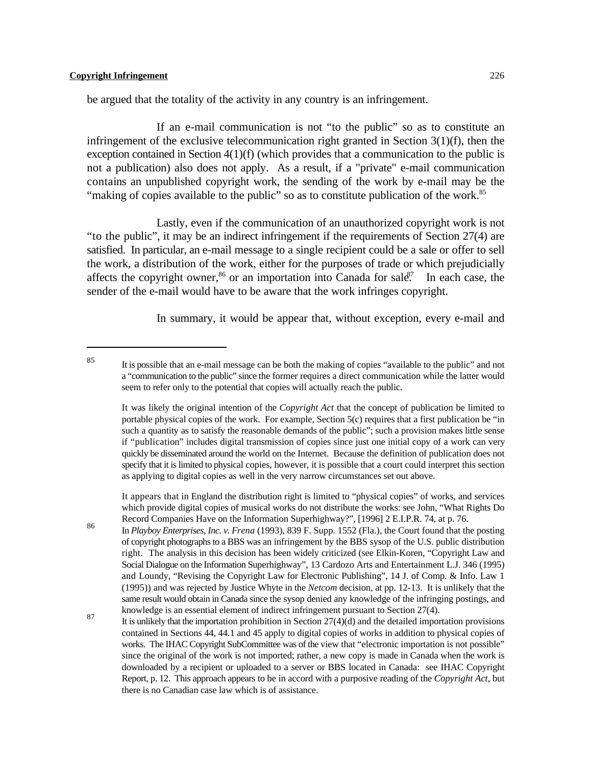be argued that the totality of the activity in any country is an infringement.

If an e-mail communication is not “to the public” so as to constitute an infringement of the exclusive telecommunication right granted in Section 3(1)(f), then the exception contained in Section 4(1)(f) (which provides that a communication to the public is not a publication) also does not apply. As a result, if a "private" e-mail communication contains an unpublished copyright work, the sending of the work by e-mail may be the “making of copies available to the public” so as to constitute publication of the work.[85]

Lastly, even if the communication of an unauthorized copyright work is not “to the public”, it may be an indirect infringement if the requirements of Section 27(4) are satisfied. In particular, an e-mail message to a single recipient could be a sale or offer to sell the work, a distribution of the work, either for the purposes of trade or which prejudicially affects the copyright owner,[86] or an importation into Canada for sale.[87] In each case, the sender of the e-mail would have to be aware that the work infringes copyright.

In summary, it would be appear that, without exception, every e-mail and

---

[85] It is possible that an e-mail message can be both the making of copies “available to the public” and not a “communication to the public” since the former requires a direct communication while the latter would seem to refer only to the potential that copies will actually reach the public.

It was likely the original intention of the *Copyright Act* that the concept of publication be limited to portable physical copies of the work. For example, Section 5(c) requires that a first publication be “in such a quantity as to satisfy the reasonable demands of the public”; such a provision makes little sense if “publication” includes digital transmission of copies since just one initial copy of a work can very quickly be disseminated around the world on the Internet. Because the definition of publication does not specify that it is limited to physical copies, however, it is possible that a court could interpret this section as applying to digital copies as well in the very narrow circumstances set out above.

It appears that in England the distribution right is limited to “physical copies” of works, and services which provide digital copies of musical works do not distribute the works: see John, “What Rights Do Record Companies Have on the Information Superhighway?”, [1996] 2 E.I.P.R. 74, at p. 76.

[86] In *Playboy Enterprises, Inc. v. Frena* (1993), 839 F. Supp. 1552 (Fla.), the Court found that the posting of copyright photographs to a BBS was an infringement by the BBS sysop of the U.S. public distribution right. The analysis in this decision has been widely criticized (see Elkin-Koren, “Copyright Law and Social Dialogue on the Information Superhighway”, 13 Cardozo Arts and Entertainment L.J. 346 (1995) and Loundy, “Revising the Copyright Law for Electronic Publishing”, 14 J. of Comp. & Info. Law 1 (1995)) and was rejected by Justice Whyte in the *Netcom* decision, at pp. 12-13. It is unlikely that the same result would obtain in Canada since the sysop denied any knowledge of the infringing postings, and knowledge is an essential element of indirect infringement pursuant to Section 27(4).

[87] It is unlikely that the importation prohibition in Section 27(4)(d) and the detailed importation provisions contained in Sections 44, 44.1 and 45 apply to digital copies of works in addition to physical copies of works. The IHAC Copyright SubCommittee was of the view that “electronic importation is not possible” since the original of the work is not imported; rather, a new copy is made in Canada when the work is downloaded by a recipient or uploaded to a server or BBS located in Canada: see IHAC Copyright Report, p. 12. This approach appears to be in accord with a purposive reading of the *Copyright Act*, but there is no Canadian case law which is of assistance.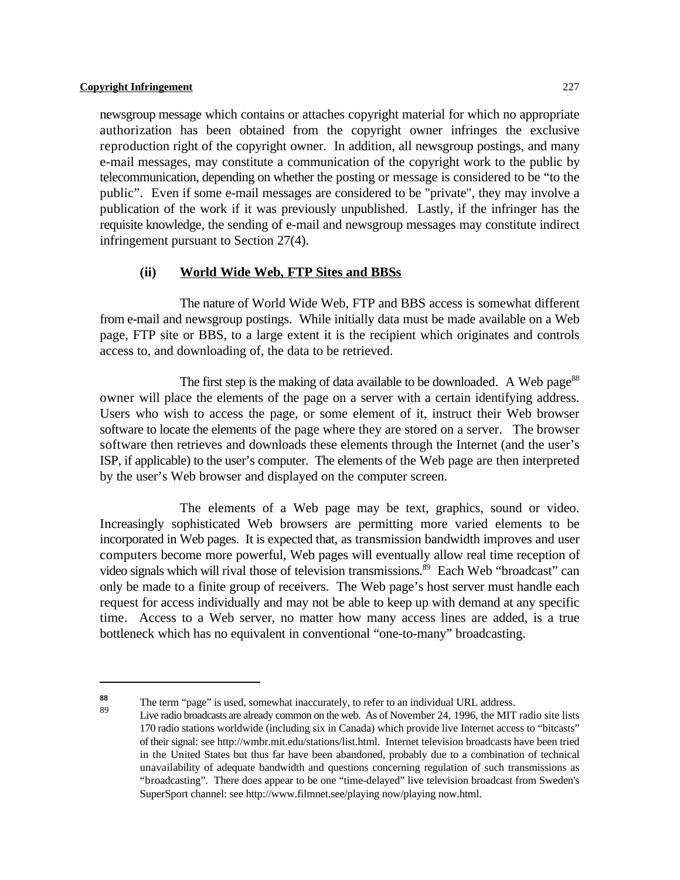newsgroup message which contains or attaches copyright material for which no appropriate authorization has been obtained from the copyright owner infringes the exclusive reproduction right of the copyright owner. In addition, all newsgroup postings, and many e-mail messages, may constitute a communication of the copyright work to the public by telecommunication, depending on whether the posting or message is considered to be "to the public". Even if some e-mail messages are considered to be "private", they may involve a publication of the work if it was previously unpublished. Lastly, if the infringer has the requisite knowledge, the sending of e-mail and newsgroup messages may constitute indirect infringement pursuant to Section 27(4).

#### (ii) World Wide Web, FTP Sites and BBSs

The nature of World Wide Web, FTP and BBS access is somewhat different from e-mail and newsgroup postings. While initially data must be made available on a Web page, FTP site or BBS, to a large extent it is the recipient which originates and controls access to, and downloading of, the data to be retrieved.

The first step is the making of data available to be downloaded. A Web page[88] owner will place the elements of the page on a server with a certain identifying address. Users who wish to access the page, or some element of it, instruct their Web browser software to locate the elements of the page where they are stored on a server. The browser software then retrieves and downloads these elements through the Internet (and the user's ISP, if applicable) to the user's computer. The elements of the Web page are then interpreted by the user's Web browser and displayed on the computer screen.

The elements of a Web page may be text, graphics, sound or video. Increasingly sophisticated Web browsers are permitting more varied elements to be incorporated in Web pages. It is expected that, as transmission bandwidth improves and user computers become more powerful, Web pages will eventually allow real time reception of video signals which will rival those of television transmissions.[89] Each Web "broadcast" can only be made to a finite group of receivers. The Web page's host server must handle each request for access individually and may not be able to keep up with demand at any specific time. Access to a Web server, no matter how many access lines are added, is a true bottleneck which has no equivalent in conventional "one-to-many" broadcasting.

---

[88] The term "page" is used, somewhat inaccurately, to refer to an individual URL address.

[89] Live radio broadcasts are already common on the web. As of November 24, 1996, the MIT radio site lists 170 radio stations worldwide (including six in Canada) which provide live Internet access to "bitcasts" of their signal: see http://wmbr.mit.edu/stations/list.html. Internet television broadcasts have been tried in the United States but thus far have been abandoned, probably due to a combination of technical unavailability of adequate bandwidth and questions concerning regulation of such transmissions as "broadcasting". There does appear to be one "time-delayed" live television broadcast from Sweden's SuperSport channel: see http://www.filmnet.see/playing now/playing now.html.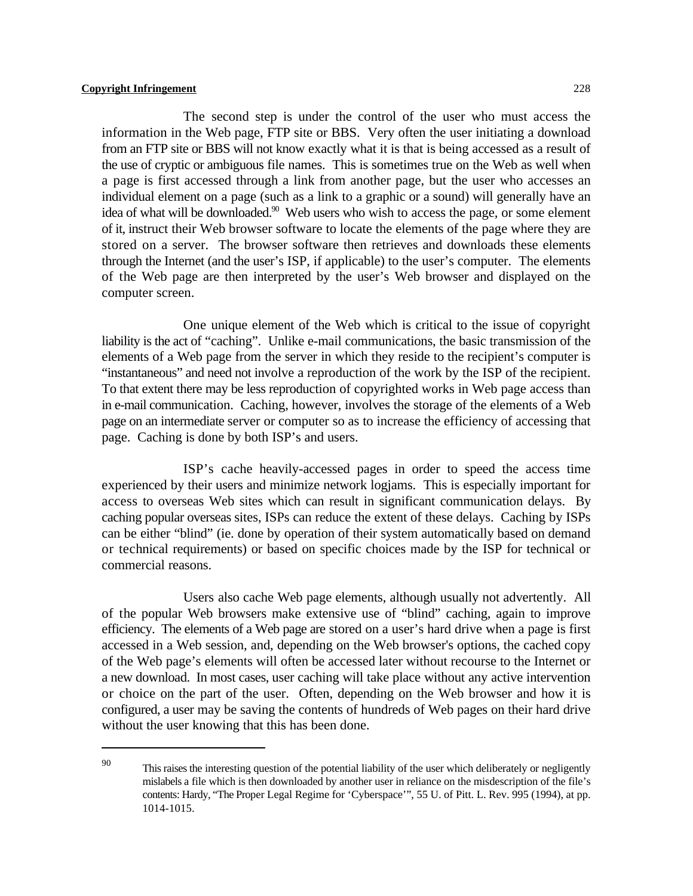The second step is under the control of the user who must access the information in the Web page, FTP site or BBS. Very often the user initiating a download from an FTP site or BBS will not know exactly what it is that is being accessed as a result of the use of cryptic or ambiguous file names. This is sometimes true on the Web as well when a page is first accessed through a link from another page, but the user who accesses an individual element on a page (such as a link to a graphic or a sound) will generally have an idea of what will be downloaded.[90] Web users who wish to access the page, or some element of it, instruct their Web browser software to locate the elements of the page where they are stored on a server. The browser software then retrieves and downloads these elements through the Internet (and the user's ISP, if applicable) to the user's computer. The elements of the Web page are then interpreted by the user's Web browser and displayed on the computer screen.

One unique element of the Web which is critical to the issue of copyright liability is the act of "caching". Unlike e-mail communications, the basic transmission of the elements of a Web page from the server in which they reside to the recipient's computer is "instantaneous" and need not involve a reproduction of the work by the ISP of the recipient. To that extent there may be less reproduction of copyrighted works in Web page access than in e-mail communication. Caching, however, involves the storage of the elements of a Web page on an intermediate server or computer so as to increase the efficiency of accessing that page. Caching is done by both ISP's and users.

ISP's cache heavily-accessed pages in order to speed the access time experienced by their users and minimize network logjams. This is especially important for access to overseas Web sites which can result in significant communication delays. By caching popular overseas sites, ISPs can reduce the extent of these delays. Caching by ISPs can be either "blind" (ie. done by operation of their system automatically based on demand or technical requirements) or based on specific choices made by the ISP for technical or commercial reasons.

Users also cache Web page elements, although usually not advertently. All of the popular Web browsers make extensive use of "blind" caching, again to improve efficiency. The elements of a Web page are stored on a user's hard drive when a page is first accessed in a Web session, and, depending on the Web browser's options, the cached copy of the Web page's elements will often be accessed later without recourse to the Internet or a new download. In most cases, user caching will take place without any active intervention or choice on the part of the user. Often, depending on the Web browser and how it is configured, a user may be saving the contents of hundreds of Web pages on their hard drive without the user knowing that this has been done.

---

[90] This raises the interesting question of the potential liability of the user which deliberately or negligently mislabels a file which is then downloaded by another user in reliance on the misdescription of the file's contents: Hardy, "The Proper Legal Regime for 'Cyberspace'", 55 U. of Pitt. L. Rev. 995 (1994), at pp. 1014-1015.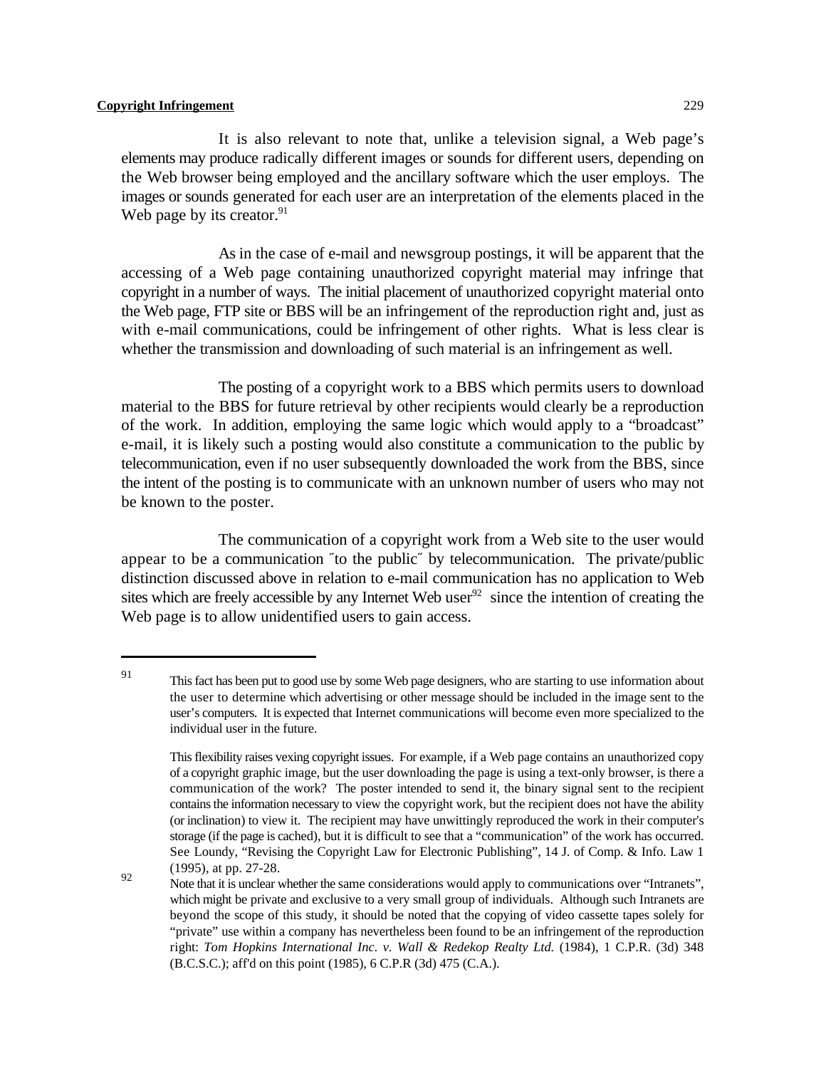It is also relevant to note that, unlike a television signal, a Web page's elements may produce radically different images or sounds for different users, depending on the Web browser being employed and the ancillary software which the user employs. The images or sounds generated for each user are an interpretation of the elements placed in the Web page by its creator.[91]

As in the case of e-mail and newsgroup postings, it will be apparent that the accessing of a Web page containing unauthorized copyright material may infringe that copyright in a number of ways. The initial placement of unauthorized copyright material onto the Web page, FTP site or BBS will be an infringement of the reproduction right and, just as with e-mail communications, could be infringement of other rights. What is less clear is whether the transmission and downloading of such material is an infringement as well.

The posting of a copyright work to a BBS which permits users to download material to the BBS for future retrieval by other recipients would clearly be a reproduction of the work. In addition, employing the same logic which would apply to a "broadcast" e-mail, it is likely such a posting would also constitute a communication to the public by telecommunication, even if no user subsequently downloaded the work from the BBS, since the intent of the posting is to communicate with an unknown number of users who may not be known to the poster.

The communication of a copyright work from a Web site to the user would appear to be a communication ˝to the public˝ by telecommunication. The private/public distinction discussed above in relation to e-mail communication has no application to Web sites which are freely accessible by any Internet Web user[92] since the intention of creating the Web page is to allow unidentified users to gain access.

---

[91] This fact has been put to good use by some Web page designers, who are starting to use information about the user to determine which advertising or other message should be included in the image sent to the user's computers. It is expected that Internet communications will become even more specialized to the individual user in the future.

This flexibility raises vexing copyright issues. For example, if a Web page contains an unauthorized copy of a copyright graphic image, but the user downloading the page is using a text-only browser, is there a communication of the work? The poster intended to send it, the binary signal sent to the recipient contains the information necessary to view the copyright work, but the recipient does not have the ability (or inclination) to view it. The recipient may have unwittingly reproduced the work in their computer's storage (if the page is cached), but it is difficult to see that a "communication" of the work has occurred. See Loundy, "Revising the Copyright Law for Electronic Publishing", 14 J. of Comp. & Info. Law 1 (1995), at pp. 27-28.

[92] Note that it is unclear whether the same considerations would apply to communications over "Intranets", which might be private and exclusive to a very small group of individuals. Although such Intranets are beyond the scope of this study, it should be noted that the copying of video cassette tapes solely for "private" use within a company has nevertheless been found to be an infringement of the reproduction right: *Tom Hopkins International Inc. v. Wall & Redekop Realty Ltd.* (1984), 1 C.P.R. (3d) 348 (B.C.S.C.); aff'd on this point (1985), 6 C.P.R (3d) 475 (C.A.).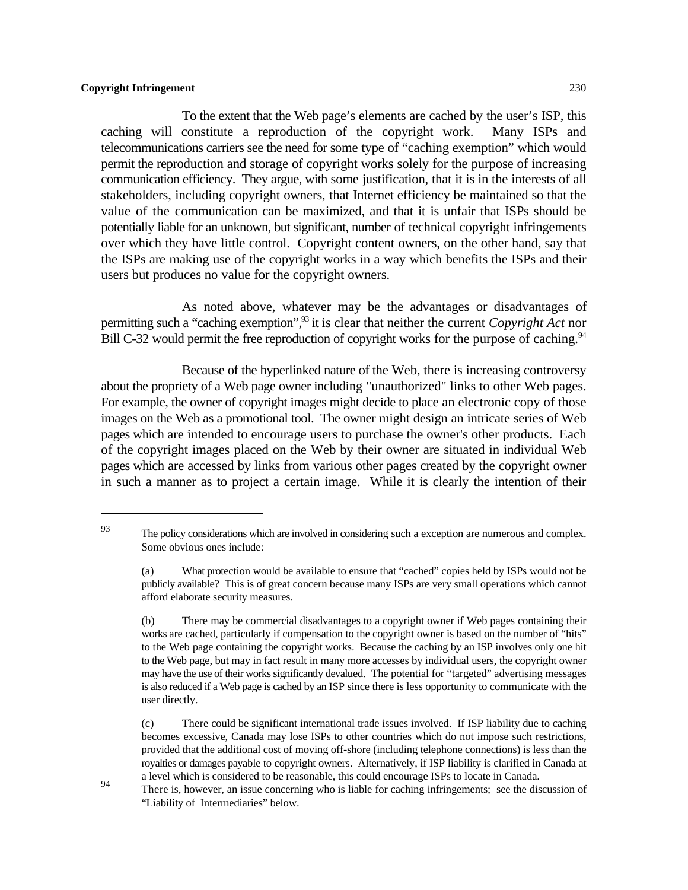To the extent that the Web page's elements are cached by the user's ISP, this caching will constitute a reproduction of the copyright work. Many ISPs and telecommunications carriers see the need for some type of "caching exemption" which would permit the reproduction and storage of copyright works solely for the purpose of increasing communication efficiency. They argue, with some justification, that it is in the interests of all stakeholders, including copyright owners, that Internet efficiency be maintained so that the value of the communication can be maximized, and that it is unfair that ISPs should be potentially liable for an unknown, but significant, number of technical copyright infringements over which they have little control. Copyright content owners, on the other hand, say that the ISPs are making use of the copyright works in a way which benefits the ISPs and their users but produces no value for the copyright owners.

As noted above, whatever may be the advantages or disadvantages of permitting such a "caching exemption",[93] it is clear that neither the current *Copyright Act* nor Bill C-32 would permit the free reproduction of copyright works for the purpose of caching.[94]

Because of the hyperlinked nature of the Web, there is increasing controversy about the propriety of a Web page owner including "unauthorized" links to other Web pages. For example, the owner of copyright images might decide to place an electronic copy of those images on the Web as a promotional tool. The owner might design an intricate series of Web pages which are intended to encourage users to purchase the owner's other products. Each of the copyright images placed on the Web by their owner are situated in individual Web pages which are accessed by links from various other pages created by the copyright owner in such a manner as to project a certain image. While it is clearly the intention of their

---

[93] The policy considerations which are involved in considering such a exception are numerous and complex. Some obvious ones include:

(a) What protection would be available to ensure that "cached" copies held by ISPs would not be publicly available? This is of great concern because many ISPs are very small operations which cannot afford elaborate security measures.

(b) There may be commercial disadvantages to a copyright owner if Web pages containing their works are cached, particularly if compensation to the copyright owner is based on the number of "hits" to the Web page containing the copyright works. Because the caching by an ISP involves only one hit to the Web page, but may in fact result in many more accesses by individual users, the copyright owner may have the use of their works significantly devalued. The potential for "targeted" advertising messages is also reduced if a Web page is cached by an ISP since there is less opportunity to communicate with the user directly.

(c) There could be significant international trade issues involved. If ISP liability due to caching becomes excessive, Canada may lose ISPs to other countries which do not impose such restrictions, provided that the additional cost of moving off-shore (including telephone connections) is less than the royalties or damages payable to copyright owners. Alternatively, if ISP liability is clarified in Canada at a level which is considered to be reasonable, this could encourage ISPs to locate in Canada.

[94] There is, however, an issue concerning who is liable for caching infringements; see the discussion of "Liability of Intermediaries" below.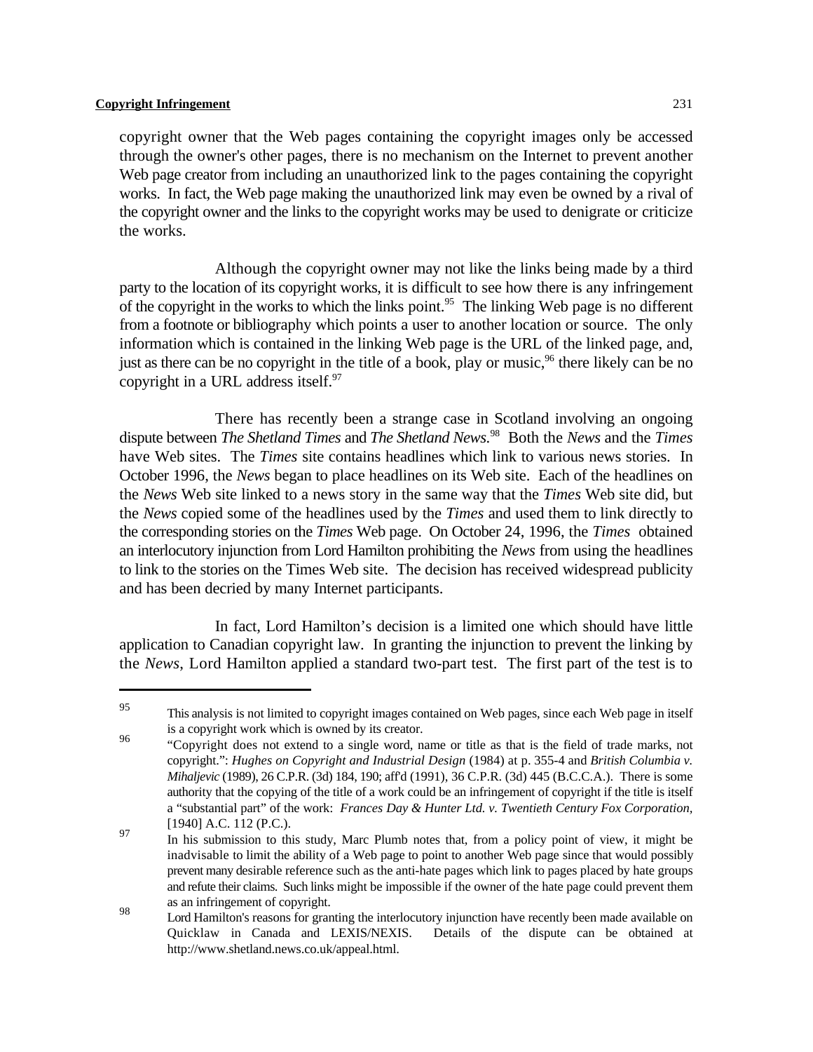copyright owner that the Web pages containing the copyright images only be accessed through the owner's other pages, there is no mechanism on the Internet to prevent another Web page creator from including an unauthorized link to the pages containing the copyright works. In fact, the Web page making the unauthorized link may even be owned by a rival of the copyright owner and the links to the copyright works may be used to denigrate or criticize the works.

Although the copyright owner may not like the links being made by a third party to the location of its copyright works, it is difficult to see how there is any infringement of the copyright in the works to which the links point.[95] The linking Web page is no different from a footnote or bibliography which points a user to another location or source. The only information which is contained in the linking Web page is the URL of the linked page, and, just as there can be no copyright in the title of a book, play or music,[96] there likely can be no copyright in a URL address itself.[97]

There has recently been a strange case in Scotland involving an ongoing dispute between *The Shetland Times* and *The Shetland News*.[98] Both the *News* and the *Times* have Web sites. The *Times* site contains headlines which link to various news stories. In October 1996, the *News* began to place headlines on its Web site. Each of the headlines on the *News* Web site linked to a news story in the same way that the *Times* Web site did, but the *News* copied some of the headlines used by the *Times* and used them to link directly to the corresponding stories on the *Times* Web page. On October 24, 1996, the *Times* obtained an interlocutory injunction from Lord Hamilton prohibiting the *News* from using the headlines to link to the stories on the Times Web site. The decision has received widespread publicity and has been decried by many Internet participants.

In fact, Lord Hamilton's decision is a limited one which should have little application to Canadian copyright law. In granting the injunction to prevent the linking by the *News*, Lord Hamilton applied a standard two-part test. The first part of the test is to

---

[95] This analysis is not limited to copyright images contained on Web pages, since each Web page in itself is a copyright work which is owned by its creator.

[96] "Copyright does not extend to a single word, name or title as that is the field of trade marks, not copyright.": *Hughes on Copyright and Industrial Design* (1984) at p. 355-4 and *British Columbia v. Mihaljevic* (1989), 26 C.P.R. (3d) 184, 190; aff'd (1991), 36 C.P.R. (3d) 445 (B.C.C.A.). There is some authority that the copying of the title of a work could be an infringement of copyright if the title is itself a "substantial part" of the work: *Frances Day & Hunter Ltd. v. Twentieth Century Fox Corporation*, [1940] A.C. 112 (P.C.).

[97] In his submission to this study, Marc Plumb notes that, from a policy point of view, it might be inadvisable to limit the ability of a Web page to point to another Web page since that would possibly prevent many desirable reference such as the anti-hate pages which link to pages placed by hate groups and refute their claims. Such links might be impossible if the owner of the hate page could prevent them as an infringement of copyright.

[98] Lord Hamilton's reasons for granting the interlocutory injunction have recently been made available on Quicklaw in Canada and LEXIS/NEXIS. Details of the dispute can be obtained at http://www.shetland.news.co.uk/appeal.html.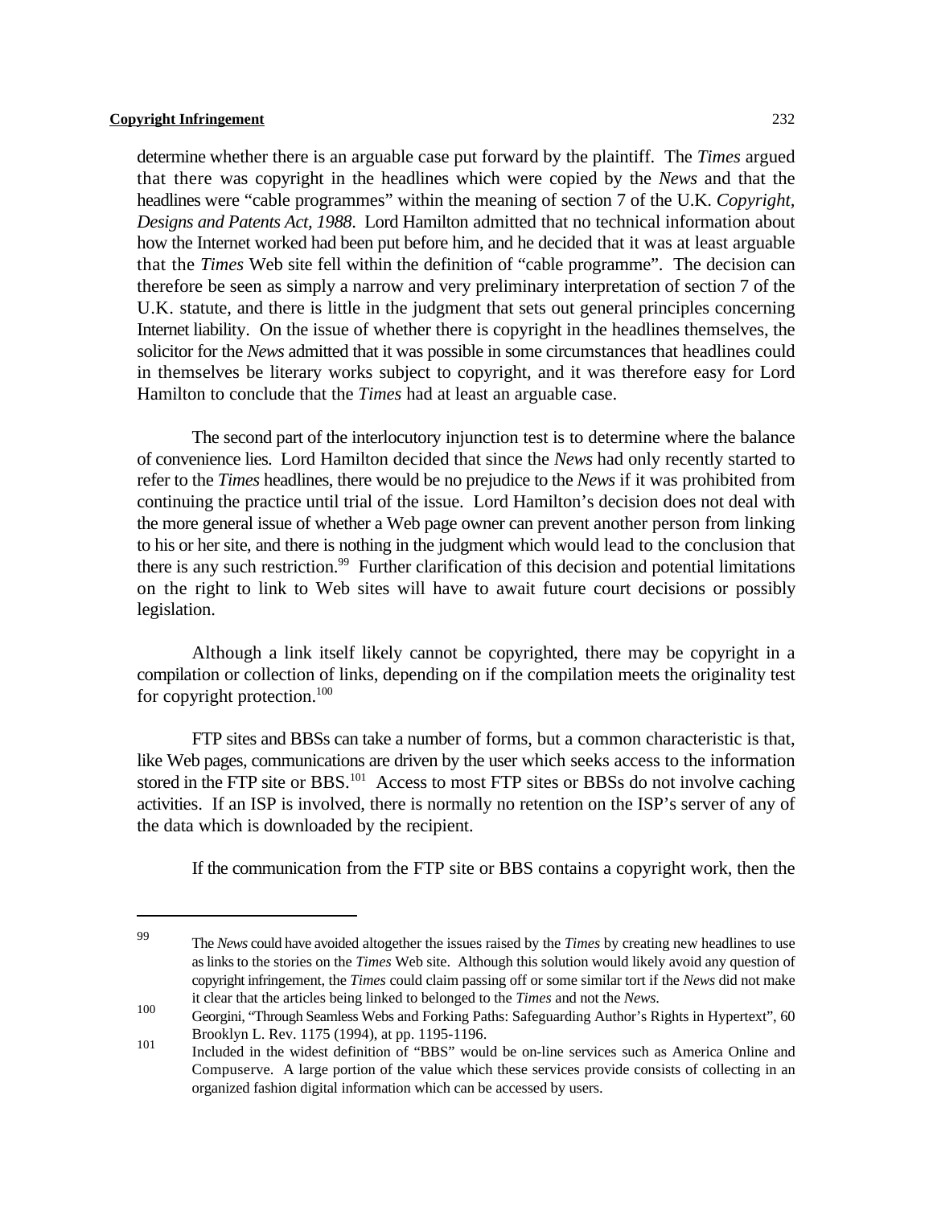determine whether there is an arguable case put forward by the plaintiff. The *Times* argued that there was copyright in the headlines which were copied by the *News* and that the headlines were "cable programmes" within the meaning of section 7 of the U.K. *Copyright, Designs and Patents Act, 1988*. Lord Hamilton admitted that no technical information about how the Internet worked had been put before him, and he decided that it was at least arguable that the *Times* Web site fell within the definition of "cable programme". The decision can therefore be seen as simply a narrow and very preliminary interpretation of section 7 of the U.K. statute, and there is little in the judgment that sets out general principles concerning Internet liability. On the issue of whether there is copyright in the headlines themselves, the solicitor for the *News* admitted that it was possible in some circumstances that headlines could in themselves be literary works subject to copyright, and it was therefore easy for Lord Hamilton to conclude that the *Times* had at least an arguable case.

The second part of the interlocutory injunction test is to determine where the balance of convenience lies. Lord Hamilton decided that since the *News* had only recently started to refer to the *Times* headlines, there would be no prejudice to the *News* if it was prohibited from continuing the practice until trial of the issue. Lord Hamilton's decision does not deal with the more general issue of whether a Web page owner can prevent another person from linking to his or her site, and there is nothing in the judgment which would lead to the conclusion that there is any such restriction.[99] Further clarification of this decision and potential limitations on the right to link to Web sites will have to await future court decisions or possibly legislation.

Although a link itself likely cannot be copyrighted, there may be copyright in a compilation or collection of links, depending on if the compilation meets the originality test for copyright protection.[100]

FTP sites and BBSs can take a number of forms, but a common characteristic is that, like Web pages, communications are driven by the user which seeks access to the information stored in the FTP site or BBS.[101] Access to most FTP sites or BBSs do not involve caching activities. If an ISP is involved, there is normally no retention on the ISP's server of any of the data which is downloaded by the recipient.

If the communication from the FTP site or BBS contains a copyright work, then the

---

[99] The *News* could have avoided altogether the issues raised by the *Times* by creating new headlines to use as links to the stories on the *Times* Web site. Although this solution would likely avoid any question of copyright infringement, the *Times* could claim passing off or some similar tort if the *News* did not make it clear that the articles being linked to belonged to the *Times* and not the *News*.

[100] Georgini, "Through Seamless Webs and Forking Paths: Safeguarding Author's Rights in Hypertext", 60 Brooklyn L. Rev. 1175 (1994), at pp. 1195-1196.

[101] Included in the widest definition of "BBS" would be on-line services such as America Online and Compuserve. A large portion of the value which these services provide consists of collecting in an organized fashion digital information which can be accessed by users.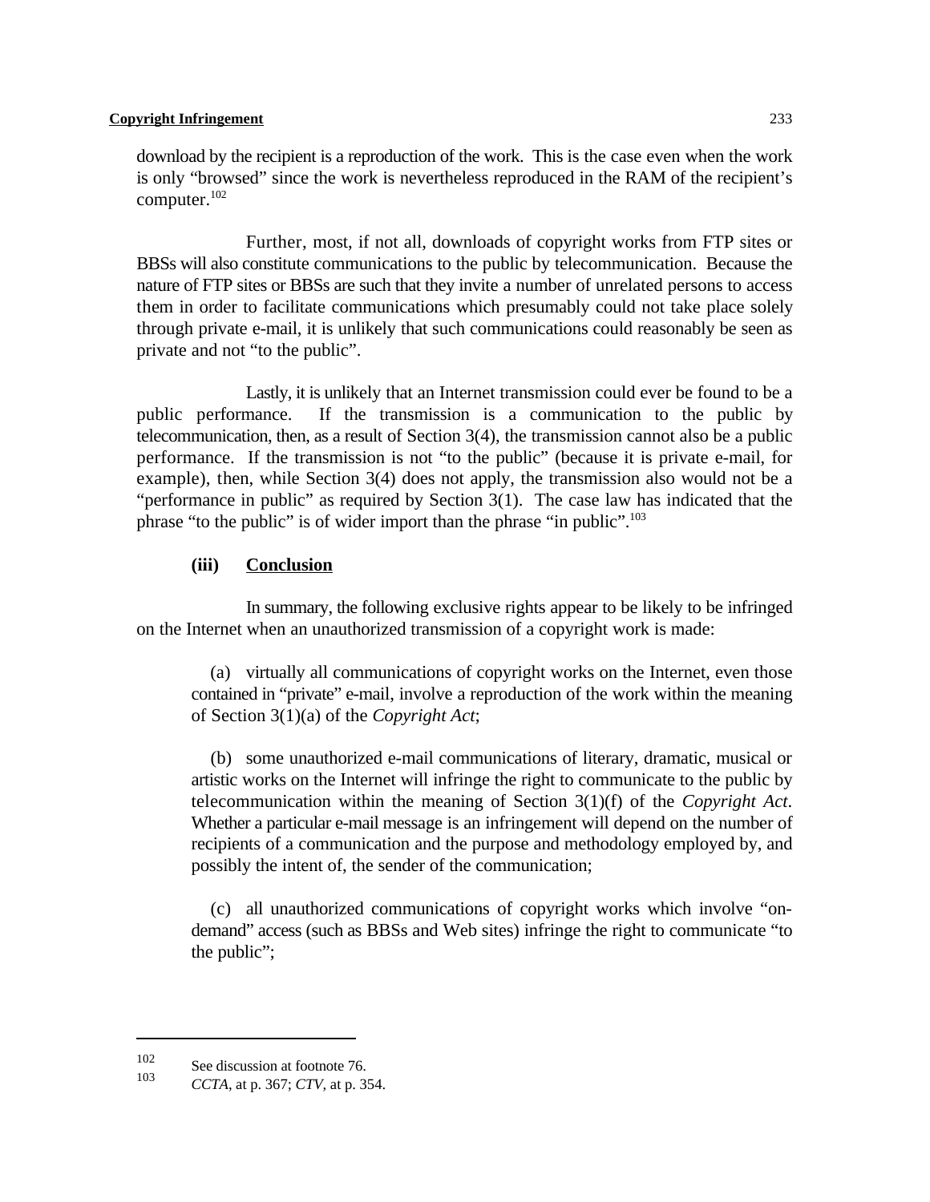download by the recipient is a reproduction of the work. This is the case even when the work is only "browsed" since the work is nevertheless reproduced in the RAM of the recipient's computer.[102]

Further, most, if not all, downloads of copyright works from FTP sites or BBSs will also constitute communications to the public by telecommunication. Because the nature of FTP sites or BBSs are such that they invite a number of unrelated persons to access them in order to facilitate communications which presumably could not take place solely through private e-mail, it is unlikely that such communications could reasonably be seen as private and not "to the public".

Lastly, it is unlikely that an Internet transmission could ever be found to be a public performance. If the transmission is a communication to the public by telecommunication, then, as a result of Section 3(4), the transmission cannot also be a public performance. If the transmission is not "to the public" (because it is private e-mail, for example), then, while Section 3(4) does not apply, the transmission also would not be a "performance in public" as required by Section 3(1). The case law has indicated that the phrase "to the public" is of wider import than the phrase "in public".[103]

#### (iii) Conclusion

In summary, the following exclusive rights appear to be likely to be infringed on the Internet when an unauthorized transmission of a copyright work is made:

(a) virtually all communications of copyright works on the Internet, even those contained in "private" e-mail, involve a reproduction of the work within the meaning of Section 3(1)(a) of the *Copyright Act*;

(b) some unauthorized e-mail communications of literary, dramatic, musical or artistic works on the Internet will infringe the right to communicate to the public by telecommunication within the meaning of Section 3(1)(f) of the *Copyright Act*. Whether a particular e-mail message is an infringement will depend on the number of recipients of a communication and the purpose and methodology employed by, and possibly the intent of, the sender of the communication;

(c) all unauthorized communications of copyright works which involve "on-demand" access (such as BBSs and Web sites) infringe the right to communicate "to the public";

---

[102] See discussion at footnote 76.

[103] *CCTA*, at p. 367; *CTV*, at p. 354.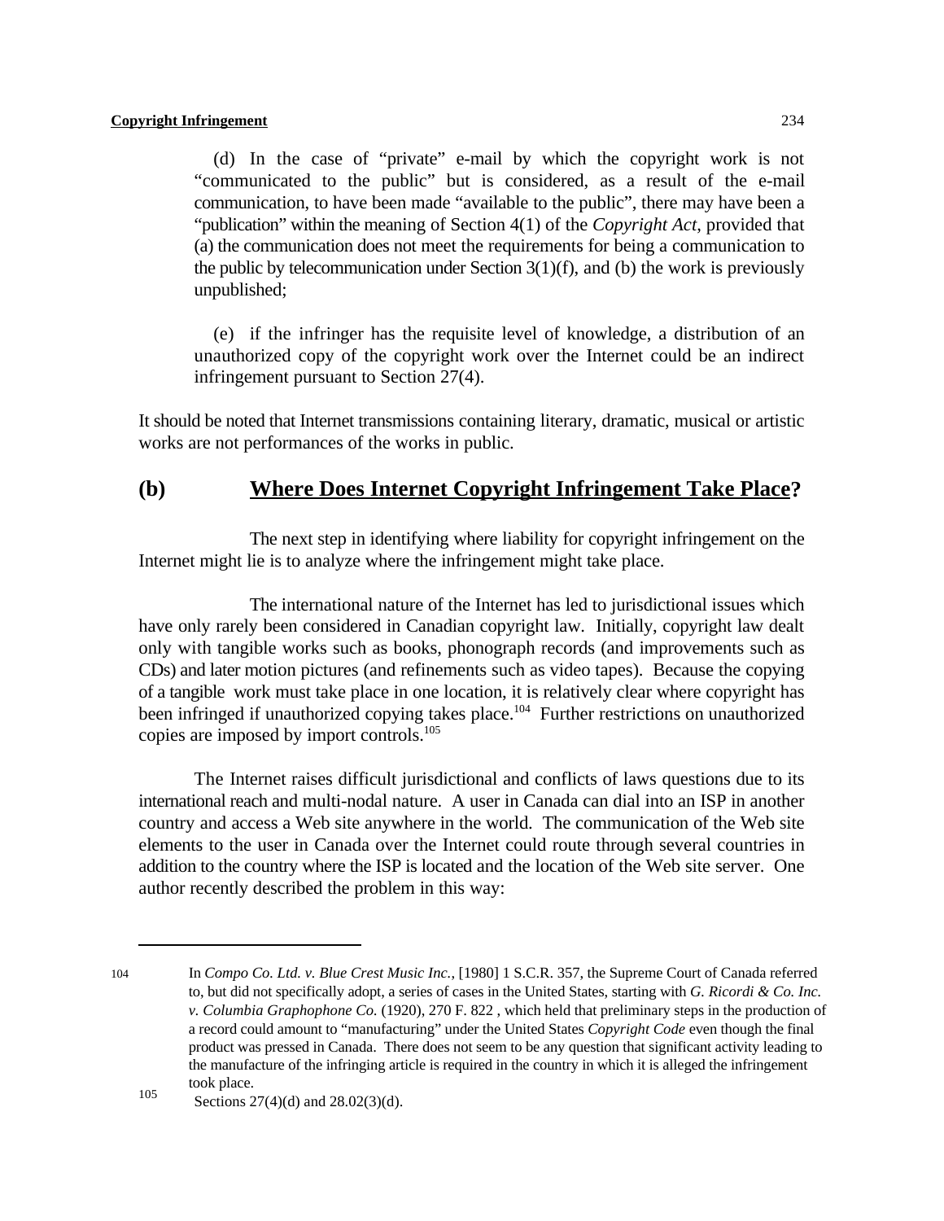(d) In the case of "private" e-mail by which the copyright work is not "communicated to the public" but is considered, as a result of the e-mail communication, to have been made "available to the public", there may have been a "publication" within the meaning of Section 4(1) of the *Copyright Act*, provided that (a) the communication does not meet the requirements for being a communication to the public by telecommunication under Section 3(1)(f), and (b) the work is previously unpublished;

(e) if the infringer has the requisite level of knowledge, a distribution of an unauthorized copy of the copyright work over the Internet could be an indirect infringement pursuant to Section 27(4).

It should be noted that Internet transmissions containing literary, dramatic, musical or artistic works are not performances of the works in public.

## (b) Where Does Internet Copyright Infringement Take Place?

The next step in identifying where liability for copyright infringement on the Internet might lie is to analyze where the infringement might take place.

The international nature of the Internet has led to jurisdictional issues which have only rarely been considered in Canadian copyright law. Initially, copyright law dealt only with tangible works such as books, phonograph records (and improvements such as CDs) and later motion pictures (and refinements such as video tapes). Because the copying of a tangible work must take place in one location, it is relatively clear where copyright has been infringed if unauthorized copying takes place.[104] Further restrictions on unauthorized copies are imposed by import controls.[105]

The Internet raises difficult jurisdictional and conflicts of laws questions due to its international reach and multi-nodal nature. A user in Canada can dial into an ISP in another country and access a Web site anywhere in the world. The communication of the Web site elements to the user in Canada over the Internet could route through several countries in addition to the country where the ISP is located and the location of the Web site server. One author recently described the problem in this way:

---

104 In *Compo Co. Ltd. v. Blue Crest Music Inc.*, [1980] 1 S.C.R. 357, the Supreme Court of Canada referred to, but did not specifically adopt, a series of cases in the United States, starting with *G. Ricordi & Co. Inc. v. Columbia Graphophone Co.* (1920), 270 F. 822 , which held that preliminary steps in the production of a record could amount to "manufacturing" under the United States *Copyright Code* even though the final product was pressed in Canada. There does not seem to be any question that significant activity leading to the manufacture of the infringing article is required in the country in which it is alleged the infringement took place.

105 Sections 27(4)(d) and 28.02(3)(d).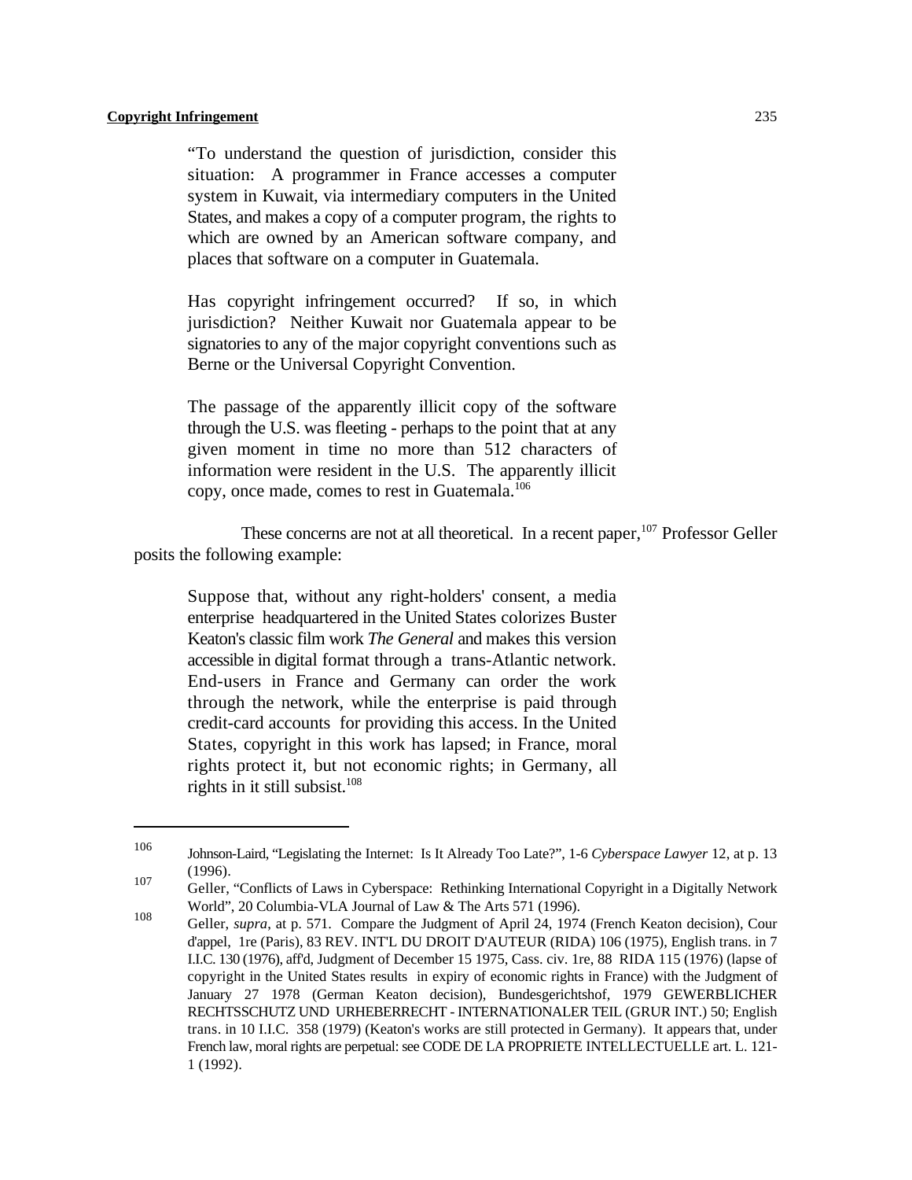> "To understand the question of jurisdiction, consider this situation: A programmer in France accesses a computer system in Kuwait, via intermediary computers in the United States, and makes a copy of a computer program, the rights to which are owned by an American software company, and places that software on a computer in Guatemala.
>
> Has copyright infringement occurred? If so, in which jurisdiction? Neither Kuwait nor Guatemala appear to be signatories to any of the major copyright conventions such as Berne or the Universal Copyright Convention.
>
> The passage of the apparently illicit copy of the software through the U.S. was fleeting - perhaps to the point that at any given moment in time no more than 512 characters of information were resident in the U.S. The apparently illicit copy, once made, comes to rest in Guatemala.[106]

These concerns are not at all theoretical. In a recent paper,[107] Professor Geller posits the following example:

> Suppose that, without any right-holders' consent, a media enterprise headquartered in the United States colorizes Buster Keaton's classic film work *The General* and makes this version accessible in digital format through a trans-Atlantic network. End-users in France and Germany can order the work through the network, while the enterprise is paid through credit-card accounts for providing this access. In the United States, copyright in this work has lapsed; in France, moral rights protect it, but not economic rights; in Germany, all rights in it still subsist.[108]

---

[106] Johnson-Laird, "Legislating the Internet: Is It Already Too Late?", 1-6 *Cyberspace Lawyer* 12, at p. 13 (1996).

[107] Geller, "Conflicts of Laws in Cyberspace: Rethinking International Copyright in a Digitally Network World", 20 Columbia-VLA Journal of Law & The Arts 571 (1996).

[108] Geller, *supra*, at p. 571. Compare the Judgment of April 24, 1974 (French Keaton decision), Cour d'appel, 1re (Paris), 83 REV. INT'L DU DROIT D'AUTEUR (RIDA) 106 (1975), English trans. in 7 I.I.C. 130 (1976), aff'd, Judgment of December 15 1975, Cass. civ. 1re, 88 RIDA 115 (1976) (lapse of copyright in the United States results in expiry of economic rights in France) with the Judgment of January 27 1978 (German Keaton decision), Bundesgerichtshof, 1979 GEWERBLICHER RECHTSSCHUTZ UND URHEBERRECHT - INTERNATIONALER TEIL (GRUR INT.) 50; English trans. in 10 I.I.C. 358 (1979) (Keaton's works are still protected in Germany). It appears that, under French law, moral rights are perpetual: see CODE DE LA PROPRIETE INTELLECTUELLE art. L. 121-1 (1992).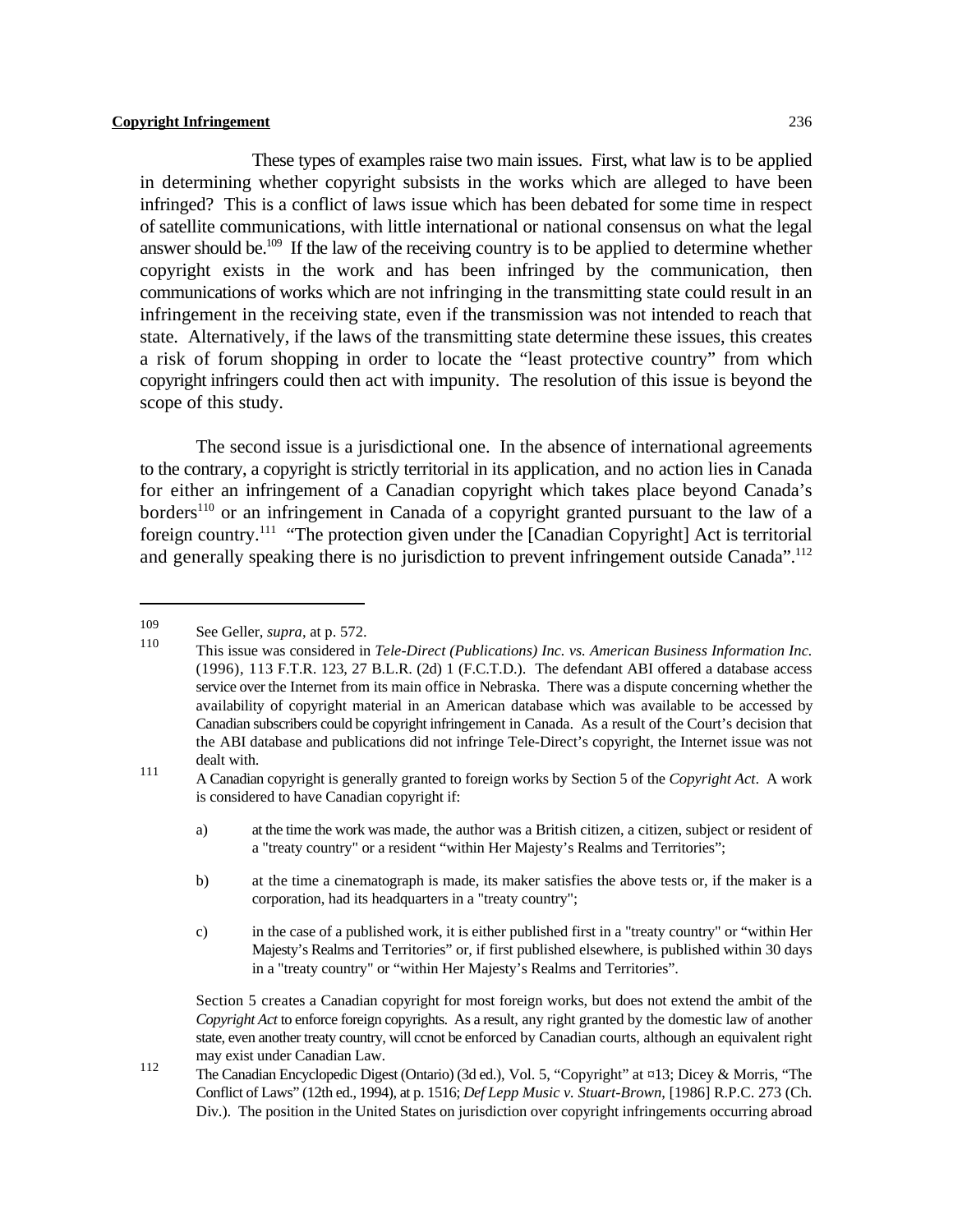These types of examples raise two main issues. First, what law is to be applied in determining whether copyright subsists in the works which are alleged to have been infringed? This is a conflict of laws issue which has been debated for some time in respect of satellite communications, with little international or national consensus on what the legal answer should be.[109] If the law of the receiving country is to be applied to determine whether copyright exists in the work and has been infringed by the communication, then communications of works which are not infringing in the transmitting state could result in an infringement in the receiving state, even if the transmission was not intended to reach that state. Alternatively, if the laws of the transmitting state determine these issues, this creates a risk of forum shopping in order to locate the "least protective country" from which copyright infringers could then act with impunity. The resolution of this issue is beyond the scope of this study.

The second issue is a jurisdictional one. In the absence of international agreements to the contrary, a copyright is strictly territorial in its application, and no action lies in Canada for either an infringement of a Canadian copyright which takes place beyond Canada's borders[110] or an infringement in Canada of a copyright granted pursuant to the law of a foreign country.[111] "The protection given under the [Canadian Copyright] Act is territorial and generally speaking there is no jurisdiction to prevent infringement outside Canada".[112]

---

[109] See Geller, *supra*, at p. 572.

[110] This issue was considered in *Tele-Direct (Publications) Inc. vs. American Business Information Inc.* (1996), 113 F.T.R. 123, 27 B.L.R. (2d) 1 (F.C.T.D.). The defendant ABI offered a database access service over the Internet from its main office in Nebraska. There was a dispute concerning whether the availability of copyright material in an American database which was available to be accessed by Canadian subscribers could be copyright infringement in Canada. As a result of the Court's decision that the ABI database and publications did not infringe Tele-Direct's copyright, the Internet issue was not dealt with.

[111] A Canadian copyright is generally granted to foreign works by Section 5 of the *Copyright Act*. A work is considered to have Canadian copyright if:

a) at the time the work was made, the author was a British citizen, a citizen, subject or resident of a "treaty country" or a resident "within Her Majesty's Realms and Territories";

b) at the time a cinematograph is made, its maker satisfies the above tests or, if the maker is a corporation, had its headquarters in a "treaty country";

c) in the case of a published work, it is either published first in a "treaty country" or "within Her Majesty's Realms and Territories" or, if first published elsewhere, is published within 30 days in a "treaty country" or "within Her Majesty's Realms and Territories".

Section 5 creates a Canadian copyright for most foreign works, but does not extend the ambit of the *Copyright Act* to enforce foreign copyrights. As a result, any right granted by the domestic law of another state, even another treaty country, will ccnot be enforced by Canadian courts, although an equivalent right may exist under Canadian Law.

[112] The Canadian Encyclopedic Digest (Ontario) (3d ed.), Vol. 5, "Copyright" at ¤13; Dicey & Morris, "The Conflict of Laws" (12th ed., 1994), at p. 1516; *Def Lepp Music v. Stuart-Brown*, [1986] R.P.C. 273 (Ch. Div.). The position in the United States on jurisdiction over copyright infringements occurring abroad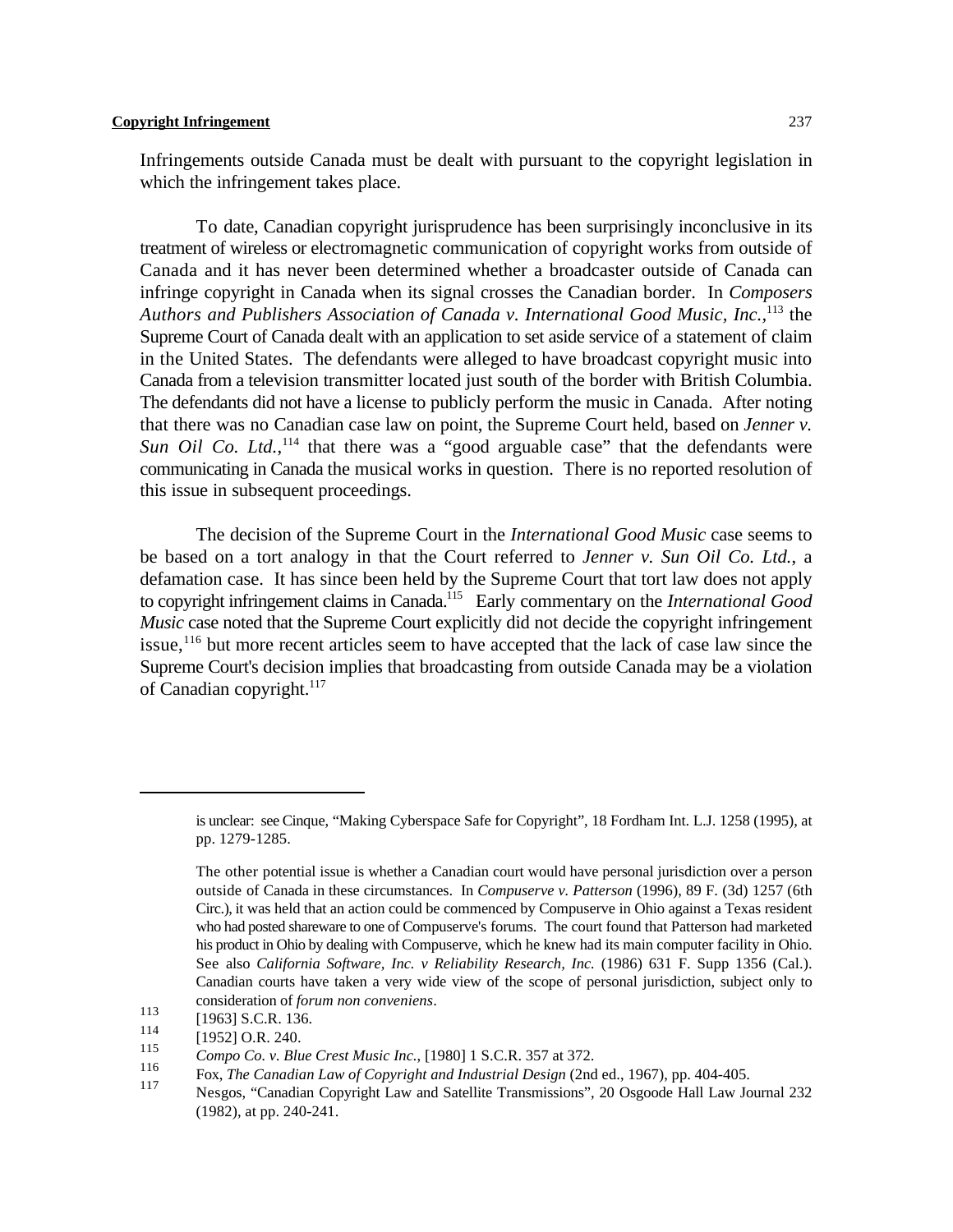Infringements outside Canada must be dealt with pursuant to the copyright legislation in which the infringement takes place.

To date, Canadian copyright jurisprudence has been surprisingly inconclusive in its treatment of wireless or electromagnetic communication of copyright works from outside of Canada and it has never been determined whether a broadcaster outside of Canada can infringe copyright in Canada when its signal crosses the Canadian border. In *Composers Authors and Publishers Association of Canada v. International Good Music, Inc.*,[113] the Supreme Court of Canada dealt with an application to set aside service of a statement of claim in the United States. The defendants were alleged to have broadcast copyright music into Canada from a television transmitter located just south of the border with British Columbia. The defendants did not have a license to publicly perform the music in Canada. After noting that there was no Canadian case law on point, the Supreme Court held, based on *Jenner v. Sun Oil Co. Ltd.*,[114] that there was a "good arguable case" that the defendants were communicating in Canada the musical works in question. There is no reported resolution of this issue in subsequent proceedings.

The decision of the Supreme Court in the *International Good Music* case seems to be based on a tort analogy in that the Court referred to *Jenner v. Sun Oil Co. Ltd.*, a defamation case. It has since been held by the Supreme Court that tort law does not apply to copyright infringement claims in Canada.[115] Early commentary on the *International Good Music* case noted that the Supreme Court explicitly did not decide the copyright infringement issue,[116] but more recent articles seem to have accepted that the lack of case law since the Supreme Court's decision implies that broadcasting from outside Canada may be a violation of Canadian copyright.[117]

---

is unclear: see Cinque, "Making Cyberspace Safe for Copyright", 18 Fordham Int. L.J. 1258 (1995), at pp. 1279-1285.

The other potential issue is whether a Canadian court would have personal jurisdiction over a person outside of Canada in these circumstances. In *Compuserve v. Patterson* (1996), 89 F. (3d) 1257 (6th Circ.), it was held that an action could be commenced by Compuserve in Ohio against a Texas resident who had posted shareware to one of Compuserve's forums. The court found that Patterson had marketed his product in Ohio by dealing with Compuserve, which he knew had its main computer facility in Ohio. See also *California Software, Inc. v Reliability Research, Inc.* (1986) 631 F. Supp 1356 (Cal.). Canadian courts have taken a very wide view of the scope of personal jurisdiction, subject only to consideration of *forum non conveniens*.

113 [1963] S.C.R. 136.

114 [1952] O.R. 240.

115 *Compo Co. v. Blue Crest Music Inc.*, [1980] 1 S.C.R. 357 at 372.

116 Fox, *The Canadian Law of Copyright and Industrial Design* (2nd ed., 1967), pp. 404-405.

117 Nesgos, "Canadian Copyright Law and Satellite Transmissions", 20 Osgoode Hall Law Journal 232 (1982), at pp. 240-241.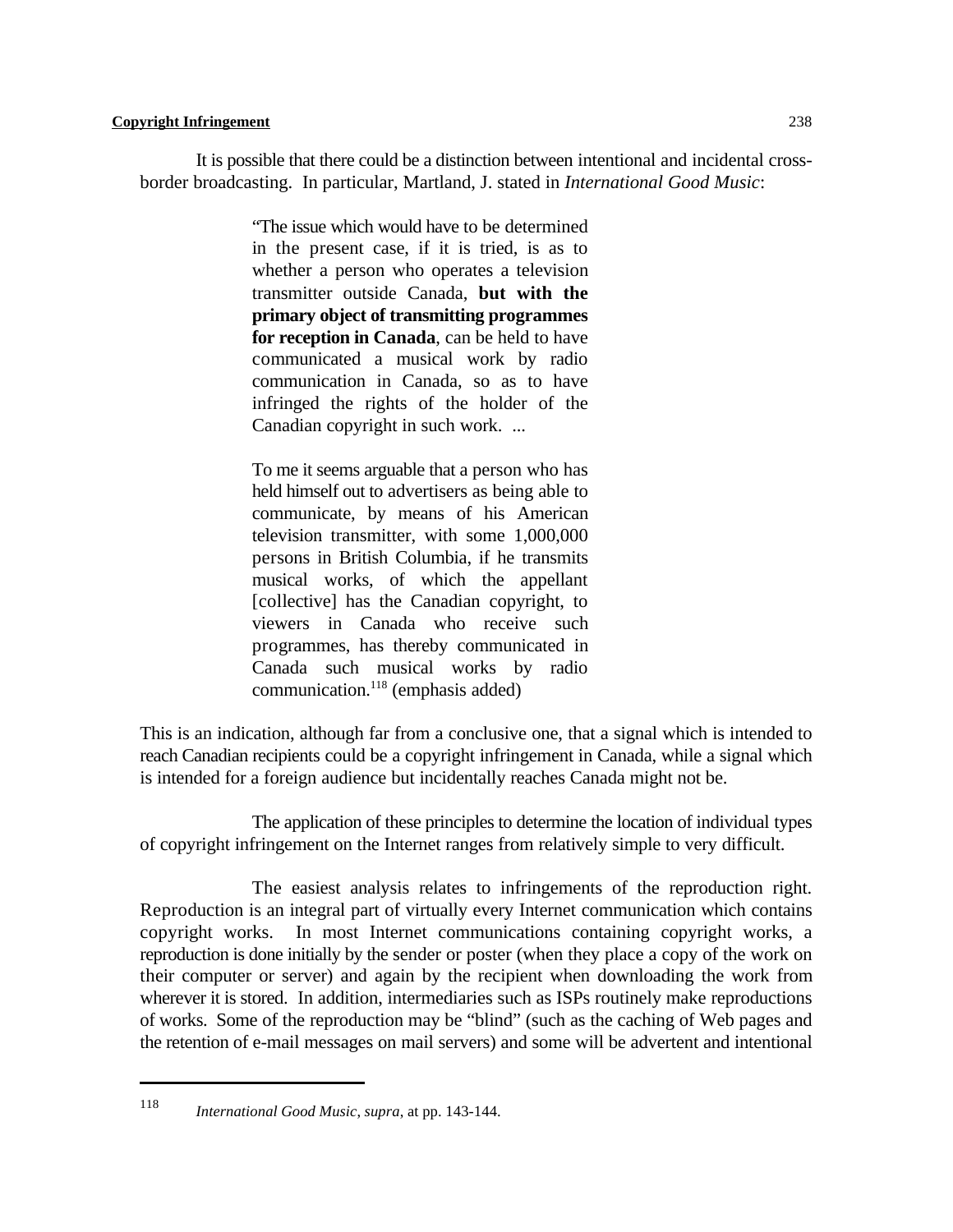It is possible that there could be a distinction between intentional and incidental cross-border broadcasting. In particular, Martland, J. stated in *International Good Music*:

> "The issue which would have to be determined in the present case, if it is tried, is as to whether a person who operates a television transmitter outside Canada, **but with the primary object of transmitting programmes for reception in Canada**, can be held to have communicated a musical work by radio communication in Canada, so as to have infringed the rights of the holder of the Canadian copyright in such work. ...
>
> To me it seems arguable that a person who has held himself out to advertisers as being able to communicate, by means of his American television transmitter, with some 1,000,000 persons in British Columbia, if he transmits musical works, of which the appellant [collective] has the Canadian copyright, to viewers in Canada who receive such programmes, has thereby communicated in Canada such musical works by radio communication.[118] (emphasis added)

This is an indication, although far from a conclusive one, that a signal which is intended to reach Canadian recipients could be a copyright infringement in Canada, while a signal which is intended for a foreign audience but incidentally reaches Canada might not be.

The application of these principles to determine the location of individual types of copyright infringement on the Internet ranges from relatively simple to very difficult.

The easiest analysis relates to infringements of the reproduction right. Reproduction is an integral part of virtually every Internet communication which contains copyright works. In most Internet communications containing copyright works, a reproduction is done initially by the sender or poster (when they place a copy of the work on their computer or server) and again by the recipient when downloading the work from wherever it is stored. In addition, intermediaries such as ISPs routinely make reproductions of works. Some of the reproduction may be "blind" (such as the caching of Web pages and the retention of e-mail messages on mail servers) and some will be advertent and intentional

---

[118] *International Good Music*, *supra*, at pp. 143-144.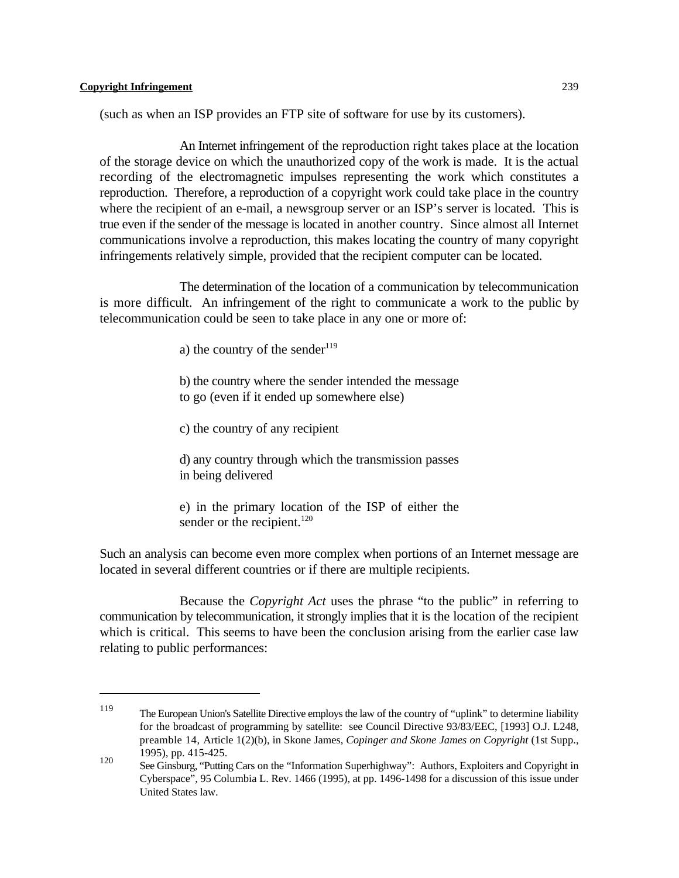(such as when an ISP provides an FTP site of software for use by its customers).

An Internet infringement of the reproduction right takes place at the location of the storage device on which the unauthorized copy of the work is made. It is the actual recording of the electromagnetic impulses representing the work which constitutes a reproduction. Therefore, a reproduction of a copyright work could take place in the country where the recipient of an e-mail, a newsgroup server or an ISP's server is located. This is true even if the sender of the message is located in another country. Since almost all Internet communications involve a reproduction, this makes locating the country of many copyright infringements relatively simple, provided that the recipient computer can be located.

The determination of the location of a communication by telecommunication is more difficult. An infringement of the right to communicate a work to the public by telecommunication could be seen to take place in any one or more of:

> a) the country of the sender[119]
>
> b) the country where the sender intended the message to go (even if it ended up somewhere else)
>
> c) the country of any recipient
>
> d) any country through which the transmission passes in being delivered
>
> e) in the primary location of the ISP of either the sender or the recipient.[120]

Such an analysis can become even more complex when portions of an Internet message are located in several different countries or if there are multiple recipients.

Because the *Copyright Act* uses the phrase "to the public" in referring to communication by telecommunication, it strongly implies that it is the location of the recipient which is critical. This seems to have been the conclusion arising from the earlier case law relating to public performances:

---

[119] The European Union's Satellite Directive employs the law of the country of "uplink" to determine liability for the broadcast of programming by satellite: see Council Directive 93/83/EEC, [1993] O.J. L248, preamble 14, Article 1(2)(b), in Skone James, *Copinger and Skone James on Copyright* (1st Supp., 1995), pp. 415-425.

[120] See Ginsburg, "Putting Cars on the "Information Superhighway": Authors, Exploiters and Copyright in Cyberspace", 95 Columbia L. Rev. 1466 (1995), at pp. 1496-1498 for a discussion of this issue under United States law.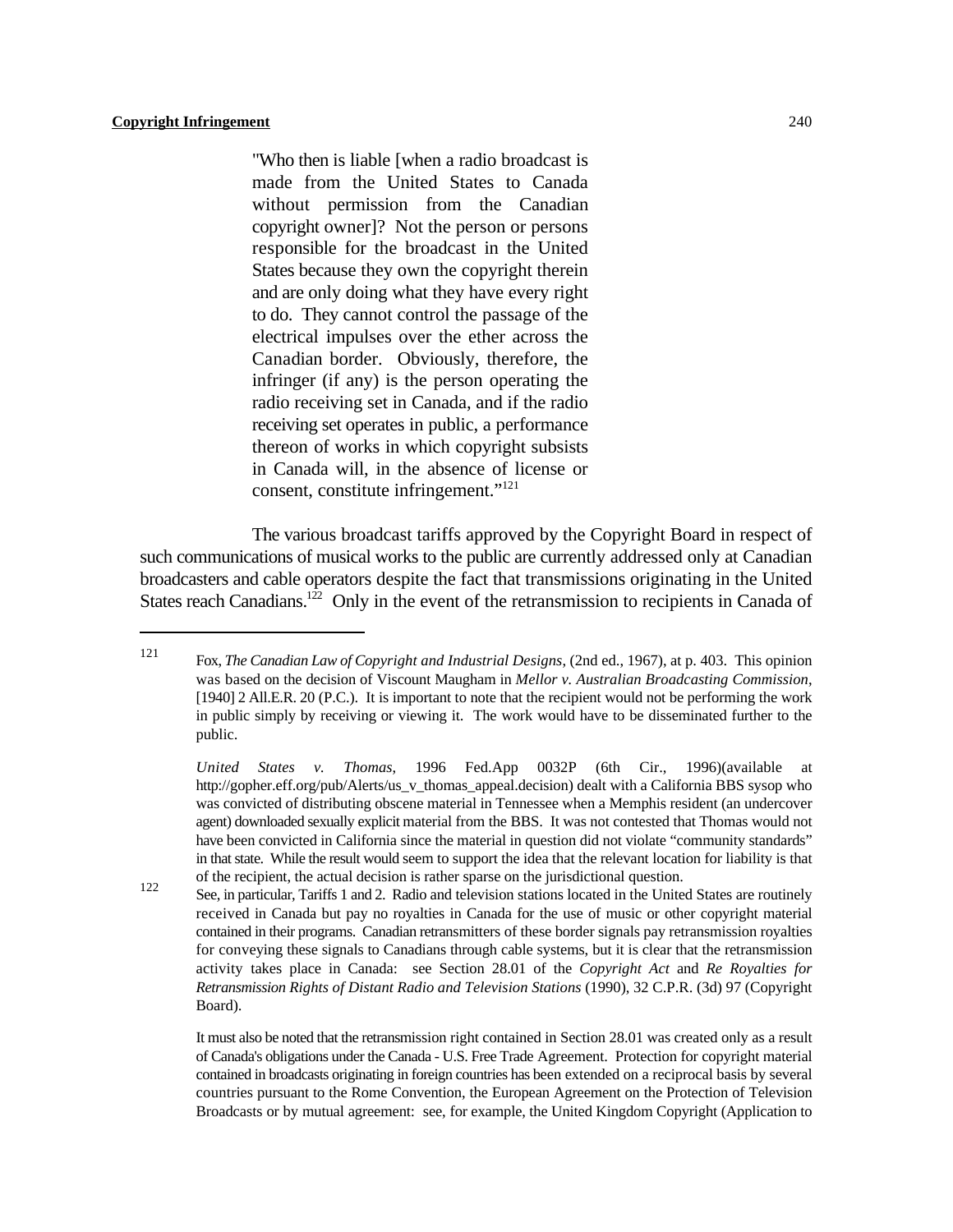> "Who then is liable [when a radio broadcast is made from the United States to Canada without permission from the Canadian copyright owner]? Not the person or persons responsible for the broadcast in the United States because they own the copyright therein and are only doing what they have every right to do. They cannot control the passage of the electrical impulses over the ether across the Canadian border. Obviously, therefore, the infringer (if any) is the person operating the radio receiving set in Canada, and if the radio receiving set operates in public, a performance thereon of works in which copyright subsists in Canada will, in the absence of license or consent, constitute infringement."[121]

The various broadcast tariffs approved by the Copyright Board in respect of such communications of musical works to the public are currently addressed only at Canadian broadcasters and cable operators despite the fact that transmissions originating in the United States reach Canadians.[122] Only in the event of the retransmission to recipients in Canada of

---

[121] Fox, *The Canadian Law of Copyright and Industrial Designs*, (2nd ed., 1967), at p. 403. This opinion was based on the decision of Viscount Maugham in *Mellor v. Australian Broadcasting Commission*, [1940] 2 All.E.R. 20 (P.C.). It is important to note that the recipient would not be performing the work in public simply by receiving or viewing it. The work would have to be disseminated further to the public.

*United States v. Thomas*, 1996 Fed.App 0032P (6th Cir., 1996)(available at http://gopher.eff.org/pub/Alerts/us_v_thomas_appeal.decision) dealt with a California BBS sysop who was convicted of distributing obscene material in Tennessee when a Memphis resident (an undercover agent) downloaded sexually explicit material from the BBS. It was not contested that Thomas would not have been convicted in California since the material in question did not violate "community standards" in that state. While the result would seem to support the idea that the relevant location for liability is that of the recipient, the actual decision is rather sparse on the jurisdictional question.

[122] See, in particular, Tariffs 1 and 2. Radio and television stations located in the United States are routinely received in Canada but pay no royalties in Canada for the use of music or other copyright material contained in their programs. Canadian retransmitters of these border signals pay retransmission royalties for conveying these signals to Canadians through cable systems, but it is clear that the retransmission activity takes place in Canada: see Section 28.01 of the *Copyright Act* and *Re Royalties for Retransmission Rights of Distant Radio and Television Stations* (1990), 32 C.P.R. (3d) 97 (Copyright Board).

It must also be noted that the retransmission right contained in Section 28.01 was created only as a result of Canada's obligations under the Canada - U.S. Free Trade Agreement. Protection for copyright material contained in broadcasts originating in foreign countries has been extended on a reciprocal basis by several countries pursuant to the Rome Convention, the European Agreement on the Protection of Television Broadcasts or by mutual agreement: see, for example, the United Kingdom Copyright (Application to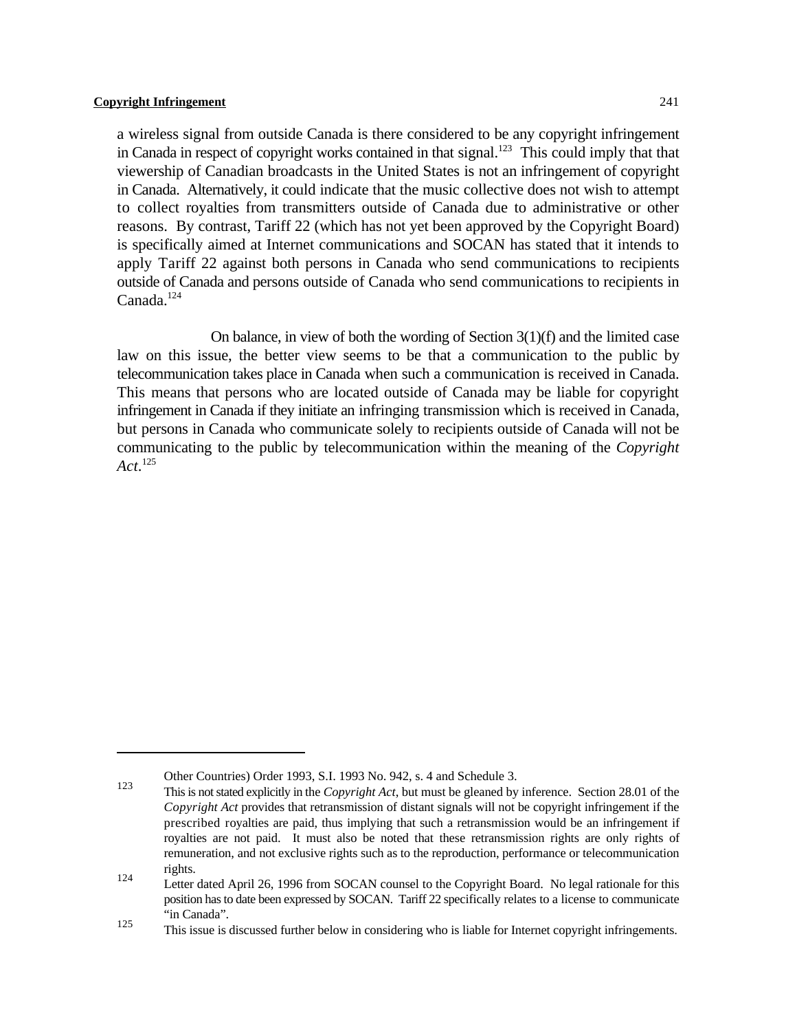a wireless signal from outside Canada is there considered to be any copyright infringement in Canada in respect of copyright works contained in that signal.[123] This could imply that that viewership of Canadian broadcasts in the United States is not an infringement of copyright in Canada. Alternatively, it could indicate that the music collective does not wish to attempt to collect royalties from transmitters outside of Canada due to administrative or other reasons. By contrast, Tariff 22 (which has not yet been approved by the Copyright Board) is specifically aimed at Internet communications and SOCAN has stated that it intends to apply Tariff 22 against both persons in Canada who send communications to recipients outside of Canada and persons outside of Canada who send communications to recipients in Canada.[124]

On balance, in view of both the wording of Section 3(1)(f) and the limited case law on this issue, the better view seems to be that a communication to the public by telecommunication takes place in Canada when such a communication is received in Canada. This means that persons who are located outside of Canada may be liable for copyright infringement in Canada if they initiate an infringing transmission which is received in Canada, but persons in Canada who communicate solely to recipients outside of Canada will not be communicating to the public by telecommunication within the meaning of the *Copyright Act*.[125]

---

Other Countries) Order 1993, S.I. 1993 No. 942, s. 4 and Schedule 3.

[123] This is not stated explicitly in the *Copyright Act*, but must be gleaned by inference. Section 28.01 of the *Copyright Act* provides that retransmission of distant signals will not be copyright infringement if the prescribed royalties are paid, thus implying that such a retransmission would be an infringement if royalties are not paid. It must also be noted that these retransmission rights are only rights of remuneration, and not exclusive rights such as to the reproduction, performance or telecommunication rights.

[124] Letter dated April 26, 1996 from SOCAN counsel to the Copyright Board. No legal rationale for this position has to date been expressed by SOCAN. Tariff 22 specifically relates to a license to communicate "in Canada".

[125] This issue is discussed further below in considering who is liable for Internet copyright infringements.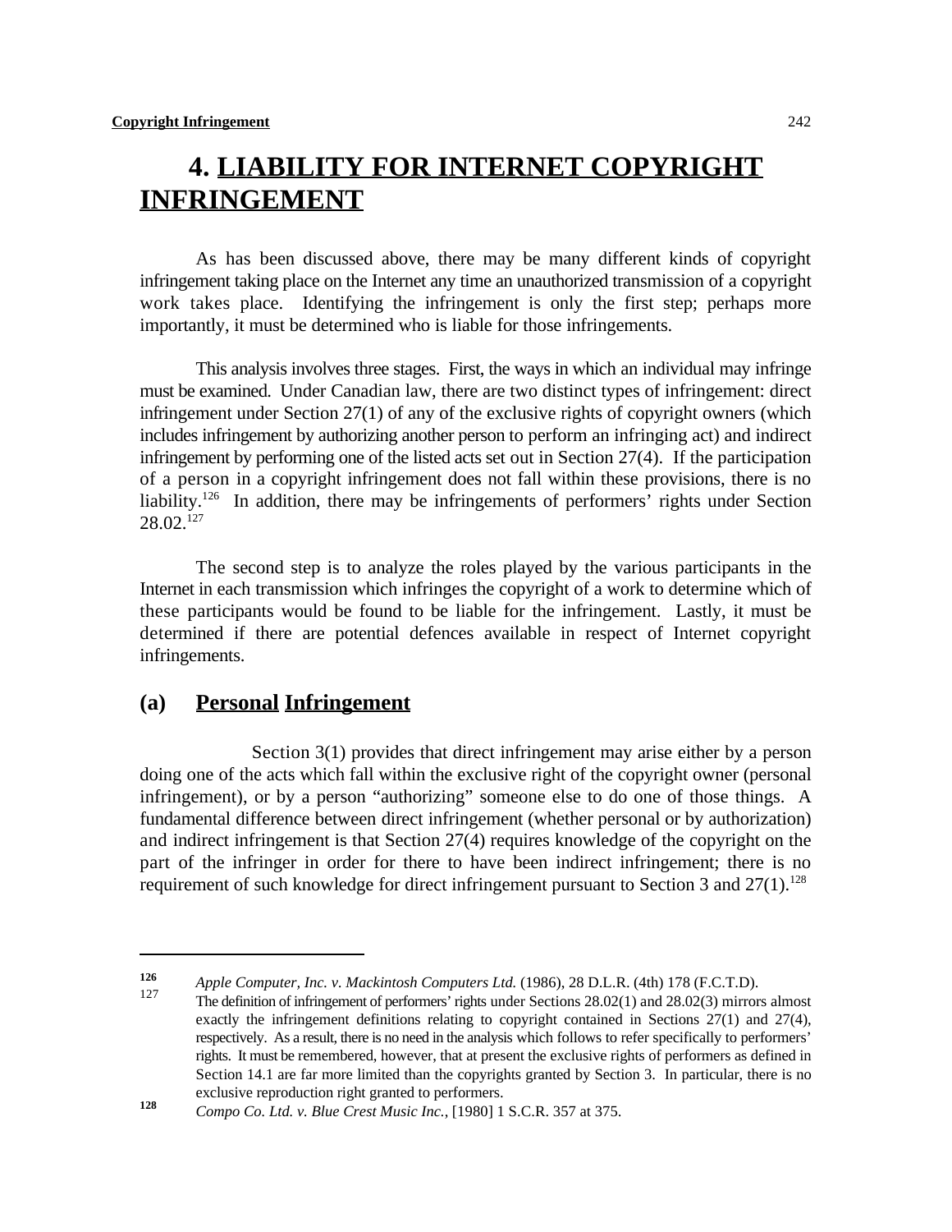# 4. LIABILITY FOR INTERNET COPYRIGHT INFRINGEMENT

As has been discussed above, there may be many different kinds of copyright infringement taking place on the Internet any time an unauthorized transmission of a copyright work takes place. Identifying the infringement is only the first step; perhaps more importantly, it must be determined who is liable for those infringements.

This analysis involves three stages. First, the ways in which an individual may infringe must be examined. Under Canadian law, there are two distinct types of infringement: direct infringement under Section 27(1) of any of the exclusive rights of copyright owners (which includes infringement by authorizing another person to perform an infringing act) and indirect infringement by performing one of the listed acts set out in Section 27(4). If the participation of a person in a copyright infringement does not fall within these provisions, there is no liability.[126] In addition, there may be infringements of performers' rights under Section 28.02.[127]

The second step is to analyze the roles played by the various participants in the Internet in each transmission which infringes the copyright of a work to determine which of these participants would be found to be liable for the infringement. Lastly, it must be determined if there are potential defences available in respect of Internet copyright infringements.

## (a) Personal Infringement

Section 3(1) provides that direct infringement may arise either by a person doing one of the acts which fall within the exclusive right of the copyright owner (personal infringement), or by a person "authorizing" someone else to do one of those things. A fundamental difference between direct infringement (whether personal or by authorization) and indirect infringement is that Section 27(4) requires knowledge of the copyright on the part of the infringer in order for there to have been indirect infringement; there is no requirement of such knowledge for direct infringement pursuant to Section 3 and 27(1).[128]

---

[126] *Apple Computer, Inc. v. Mackintosh Computers Ltd.* (1986), 28 D.L.R. (4th) 178 (F.C.T.D).

[127] The definition of infringement of performers' rights under Sections 28.02(1) and 28.02(3) mirrors almost exactly the infringement definitions relating to copyright contained in Sections 27(1) and 27(4), respectively. As a result, there is no need in the analysis which follows to refer specifically to performers' rights. It must be remembered, however, that at present the exclusive rights of performers as defined in Section 14.1 are far more limited than the copyrights granted by Section 3. In particular, there is no exclusive reproduction right granted to performers.

[128] *Compo Co. Ltd. v. Blue Crest Music Inc.*, [1980] 1 S.C.R. 357 at 375.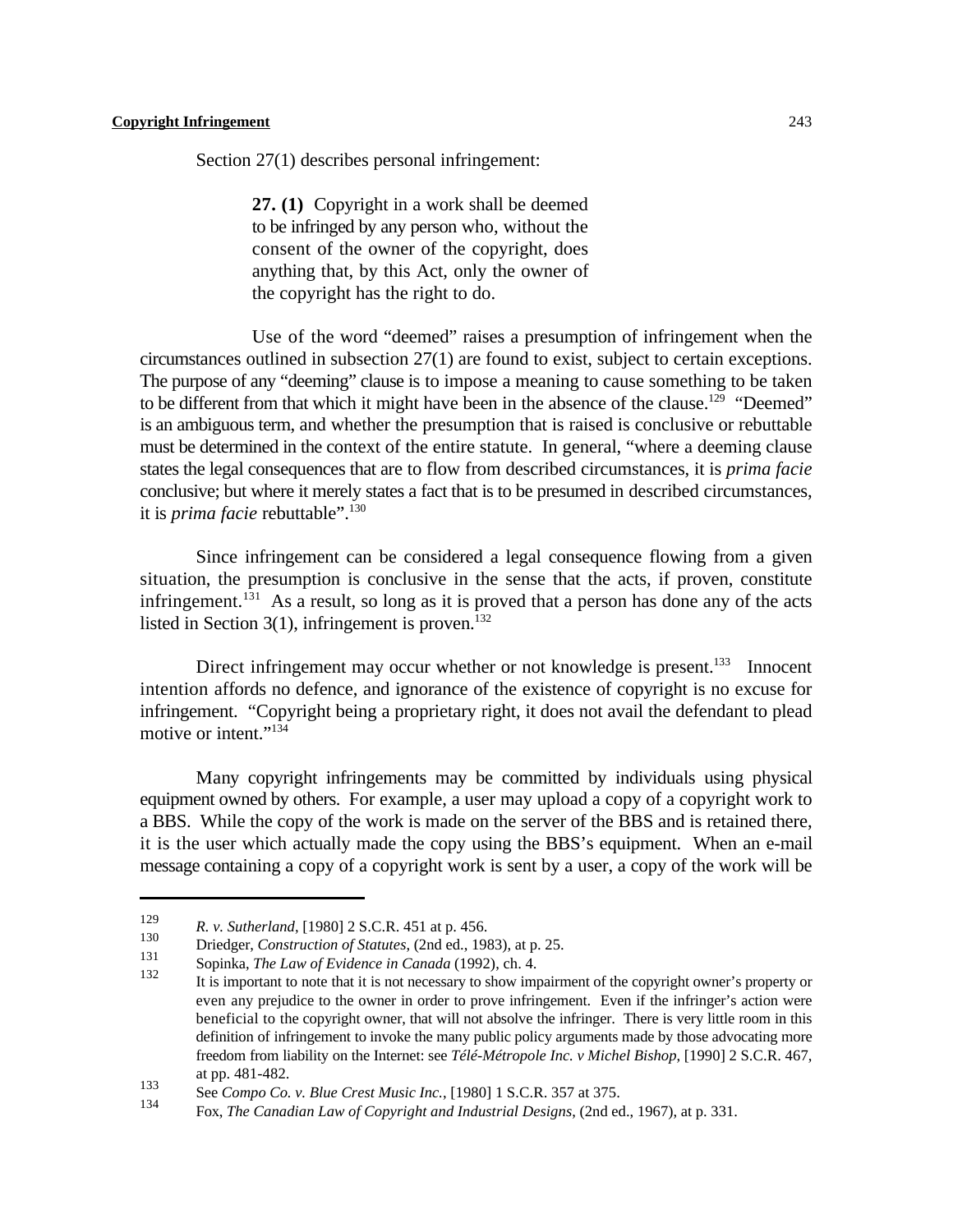Section 27(1) describes personal infringement:

> **27. (1)** Copyright in a work shall be deemed to be infringed by any person who, without the consent of the owner of the copyright, does anything that, by this Act, only the owner of the copyright has the right to do.

Use of the word "deemed" raises a presumption of infringement when the circumstances outlined in subsection 27(1) are found to exist, subject to certain exceptions. The purpose of any "deeming" clause is to impose a meaning to cause something to be taken to be different from that which it might have been in the absence of the clause.[129] "Deemed" is an ambiguous term, and whether the presumption that is raised is conclusive or rebuttable must be determined in the context of the entire statute. In general, "where a deeming clause states the legal consequences that are to flow from described circumstances, it is *prima facie* conclusive; but where it merely states a fact that is to be presumed in described circumstances, it is *prima facie* rebuttable".[130]

Since infringement can be considered a legal consequence flowing from a given situation, the presumption is conclusive in the sense that the acts, if proven, constitute infringement.[131] As a result, so long as it is proved that a person has done any of the acts listed in Section 3(1), infringement is proven.[132]

Direct infringement may occur whether or not knowledge is present.[133] Innocent intention affords no defence, and ignorance of the existence of copyright is no excuse for infringement. "Copyright being a proprietary right, it does not avail the defendant to plead motive or intent."[134]

Many copyright infringements may be committed by individuals using physical equipment owned by others. For example, a user may upload a copy of a copyright work to a BBS. While the copy of the work is made on the server of the BBS and is retained there, it is the user which actually made the copy using the BBS's equipment. When an e-mail message containing a copy of a copyright work is sent by a user, a copy of the work will be

---

[129] *R. v. Sutherland*, [1980] 2 S.C.R. 451 at p. 456.

[130] Driedger, *Construction of Statutes*, (2nd ed., 1983), at p. 25.

[131] Sopinka, *The Law of Evidence in Canada* (1992), ch. 4.

[132] It is important to note that it is not necessary to show impairment of the copyright owner's property or even any prejudice to the owner in order to prove infringement. Even if the infringer's action were beneficial to the copyright owner, that will not absolve the infringer. There is very little room in this definition of infringement to invoke the many public policy arguments made by those advocating more freedom from liability on the Internet: see *Télé-Métropole Inc. v Michel Bishop*, [1990] 2 S.C.R. 467, at pp. 481-482.

[133] See *Compo Co. v. Blue Crest Music Inc.*, [1980] 1 S.C.R. 357 at 375.

[134] Fox, *The Canadian Law of Copyright and Industrial Designs*, (2nd ed., 1967), at p. 331.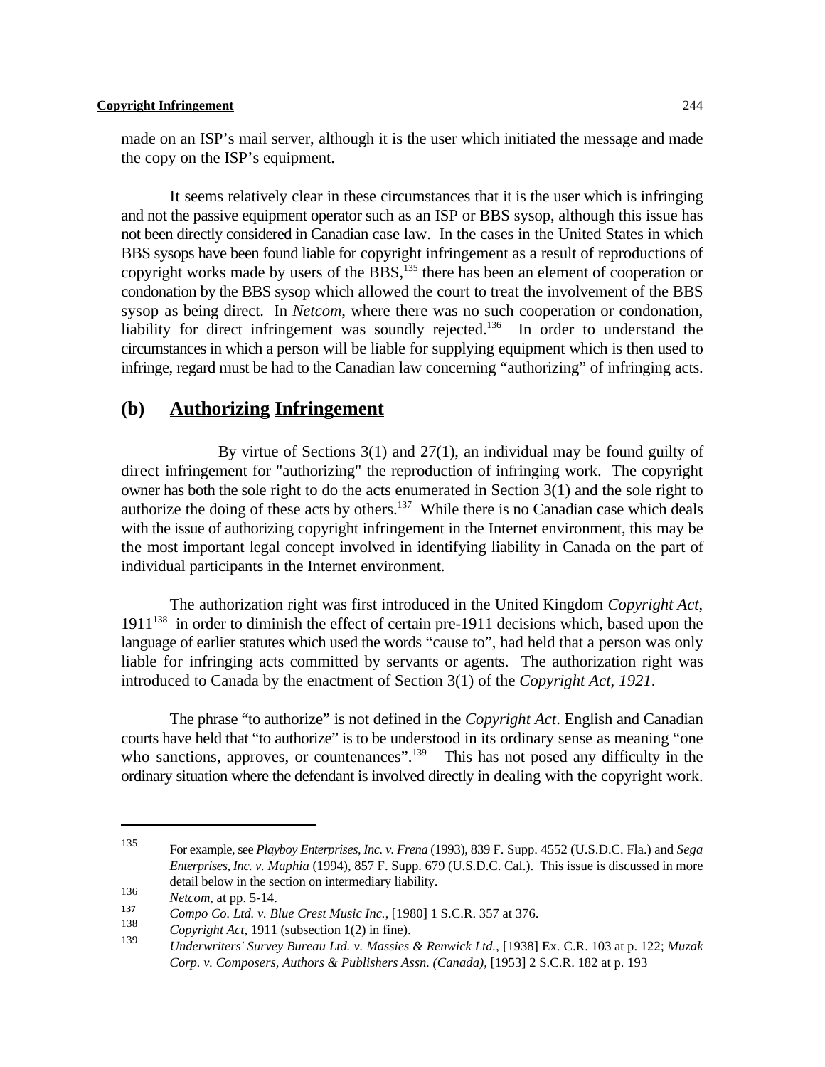made on an ISP's mail server, although it is the user which initiated the message and made the copy on the ISP's equipment.

It seems relatively clear in these circumstances that it is the user which is infringing and not the passive equipment operator such as an ISP or BBS sysop, although this issue has not been directly considered in Canadian case law. In the cases in the United States in which BBS sysops have been found liable for copyright infringement as a result of reproductions of copyright works made by users of the BBS,[135] there has been an element of cooperation or condonation by the BBS sysop which allowed the court to treat the involvement of the BBS sysop as being direct. In *Netcom*, where there was no such cooperation or condonation, liability for direct infringement was soundly rejected.[136] In order to understand the circumstances in which a person will be liable for supplying equipment which is then used to infringe, regard must be had to the Canadian law concerning "authorizing" of infringing acts.

## (b) Authorizing Infringement

By virtue of Sections 3(1) and 27(1), an individual may be found guilty of direct infringement for "authorizing" the reproduction of infringing work. The copyright owner has both the sole right to do the acts enumerated in Section 3(1) and the sole right to authorize the doing of these acts by others.[137] While there is no Canadian case which deals with the issue of authorizing copyright infringement in the Internet environment, this may be the most important legal concept involved in identifying liability in Canada on the part of individual participants in the Internet environment.

The authorization right was first introduced in the United Kingdom *Copyright Act*, 1911[138] in order to diminish the effect of certain pre-1911 decisions which, based upon the language of earlier statutes which used the words "cause to", had held that a person was only liable for infringing acts committed by servants or agents. The authorization right was introduced to Canada by the enactment of Section 3(1) of the *Copyright Act, 1921*.

The phrase "to authorize" is not defined in the *Copyright Act*. English and Canadian courts have held that "to authorize" is to be understood in its ordinary sense as meaning "one who sanctions, approves, or countenances".[139] This has not posed any difficulty in the ordinary situation where the defendant is involved directly in dealing with the copyright work.

---

135 For example, see *Playboy Enterprises, Inc. v. Frena* (1993), 839 F. Supp. 4552 (U.S.D.C. Fla.) and *Sega Enterprises, Inc. v. Maphia* (1994), 857 F. Supp. 679 (U.S.D.C. Cal.). This issue is discussed in more detail below in the section on intermediary liability.

136 *Netcom*, at pp. 5-14.

137 *Compo Co. Ltd. v. Blue Crest Music Inc.*, [1980] 1 S.C.R. 357 at 376.

138 *Copyright Act*, 1911 (subsection 1(2) in fine).

139 *Underwriters' Survey Bureau Ltd. v. Massies & Renwick Ltd.*, [1938] Ex. C.R. 103 at p. 122; *Muzak Corp. v. Composers, Authors & Publishers Assn. (Canada)*, [1953] 2 S.C.R. 182 at p. 193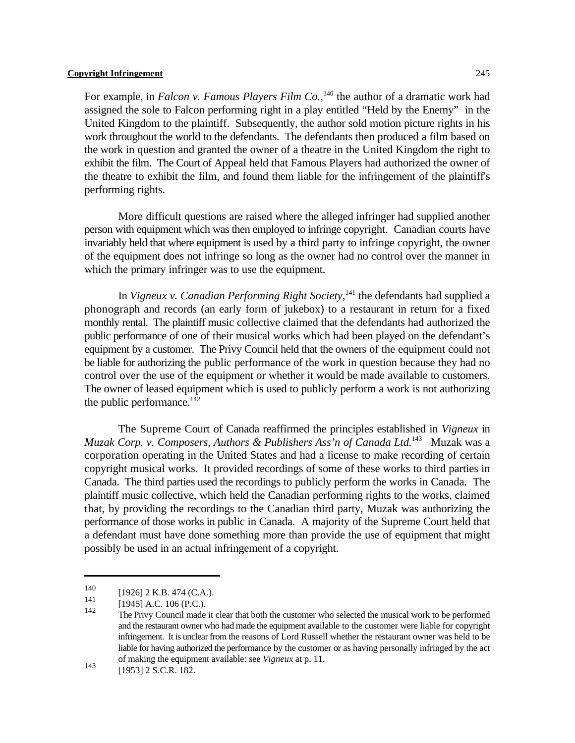For example, in *Falcon v. Famous Players Film Co.*,[140] the author of a dramatic work had assigned the sole to Falcon performing right in a play entitled "Held by the Enemy" in the United Kingdom to the plaintiff. Subsequently, the author sold motion picture rights in his work throughout the world to the defendants. The defendants then produced a film based on the work in question and granted the owner of a theatre in the United Kingdom the right to exhibit the film. The Court of Appeal held that Famous Players had authorized the owner of the theatre to exhibit the film, and found them liable for the infringement of the plaintiff's performing rights.

More difficult questions are raised where the alleged infringer had supplied another person with equipment which was then employed to infringe copyright. Canadian courts have invariably held that where equipment is used by a third party to infringe copyright, the owner of the equipment does not infringe so long as the owner had no control over the manner in which the primary infringer was to use the equipment.

In *Vigneux v. Canadian Performing Right Society*,[141] the defendants had supplied a phonograph and records (an early form of jukebox) to a restaurant in return for a fixed monthly rental. The plaintiff music collective claimed that the defendants had authorized the public performance of one of their musical works which had been played on the defendant's equipment by a customer. The Privy Council held that the owners of the equipment could not be liable for authorizing the public performance of the work in question because they had no control over the use of the equipment or whether it would be made available to customers. The owner of leased equipment which is used to publicly perform a work is not authorizing the public performance.[142]

The Supreme Court of Canada reaffirmed the principles established in *Vigneux* in *Muzak Corp. v. Composers, Authors & Publishers Ass'n of Canada Ltd.*[143] Muzak was a corporation operating in the United States and had a license to make recording of certain copyright musical works. It provided recordings of some of these works to third parties in Canada. The third parties used the recordings to publicly perform the works in Canada. The plaintiff music collective, which held the Canadian performing rights to the works, claimed that, by providing the recordings to the Canadian third party, Muzak was authorizing the performance of those works in public in Canada. A majority of the Supreme Court held that a defendant must have done something more than provide the use of equipment that might possibly be used in an actual infringement of a copyright.

---

[140] [1926] 2 K.B. 474 (C.A.).

[141] [1945] A.C. 106 (P.C.).

[142] The Privy Council made it clear that both the customer who selected the musical work to be performed and the restaurant owner who had made the equipment available to the customer were liable for copyright infringement. It is unclear from the reasons of Lord Russell whether the restaurant owner was held to be liable for having authorized the performance by the customer or as having personally infringed by the act of making the equipment available: see *Vigneux* at p. 11.

[143] [1953] 2 S.C.R. 182.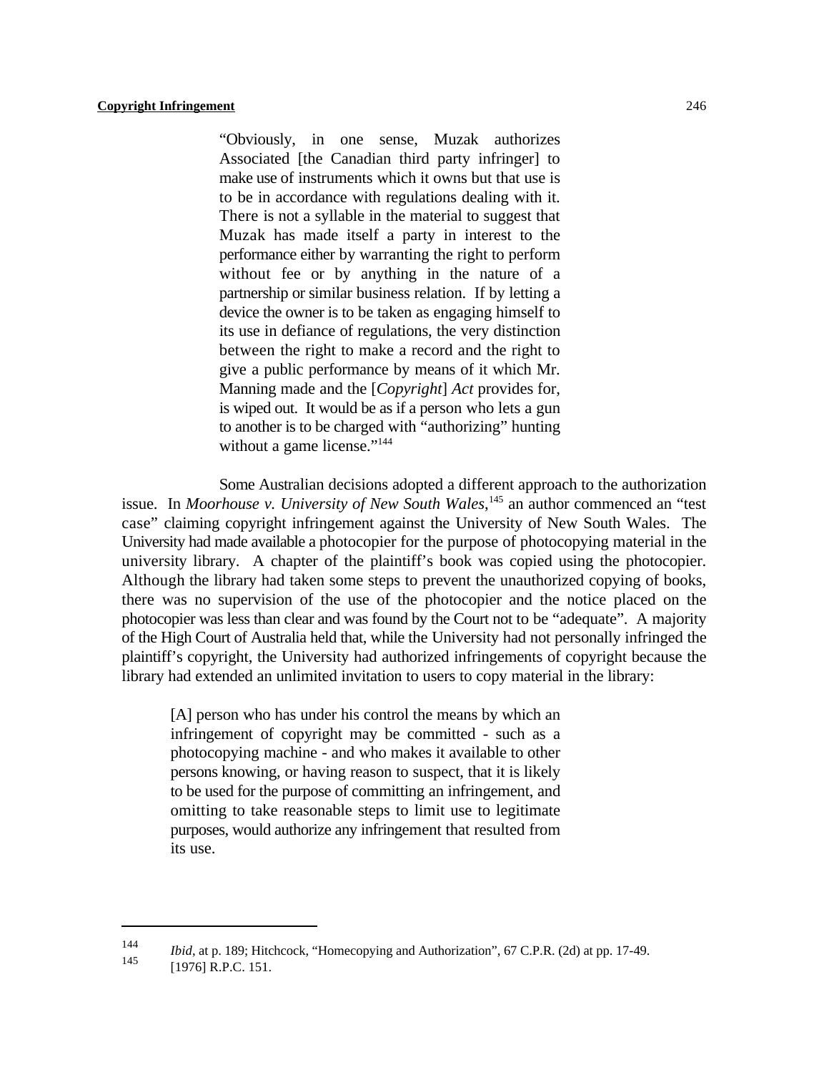> "Obviously, in one sense, Muzak authorizes Associated [the Canadian third party infringer] to make use of instruments which it owns but that use is to be in accordance with regulations dealing with it. There is not a syllable in the material to suggest that Muzak has made itself a party in interest to the performance either by warranting the right to perform without fee or by anything in the nature of a partnership or similar business relation. If by letting a device the owner is to be taken as engaging himself to its use in defiance of regulations, the very distinction between the right to make a record and the right to give a public performance by means of it which Mr. Manning made and the [*Copyright*] *Act* provides for, is wiped out. It would be as if a person who lets a gun to another is to be charged with "authorizing" hunting without a game license."[144]

Some Australian decisions adopted a different approach to the authorization issue. In *Moorhouse v. University of New South Wales*,[145] an author commenced an "test case" claiming copyright infringement against the University of New South Wales. The University had made available a photocopier for the purpose of photocopying material in the university library. A chapter of the plaintiff's book was copied using the photocopier. Although the library had taken some steps to prevent the unauthorized copying of books, there was no supervision of the use of the photocopier and the notice placed on the photocopier was less than clear and was found by the Court not to be "adequate". A majority of the High Court of Australia held that, while the University had not personally infringed the plaintiff's copyright, the University had authorized infringements of copyright because the library had extended an unlimited invitation to users to copy material in the library:

> [A] person who has under his control the means by which an infringement of copyright may be committed - such as a photocopying machine - and who makes it available to other persons knowing, or having reason to suspect, that it is likely to be used for the purpose of committing an infringement, and omitting to take reasonable steps to limit use to legitimate purposes, would authorize any infringement that resulted from its use.

---

[144] *Ibid*, at p. 189; Hitchcock, "Homecopying and Authorization", 67 C.P.R. (2d) at pp. 17-49.

[145] [1976] R.P.C. 151.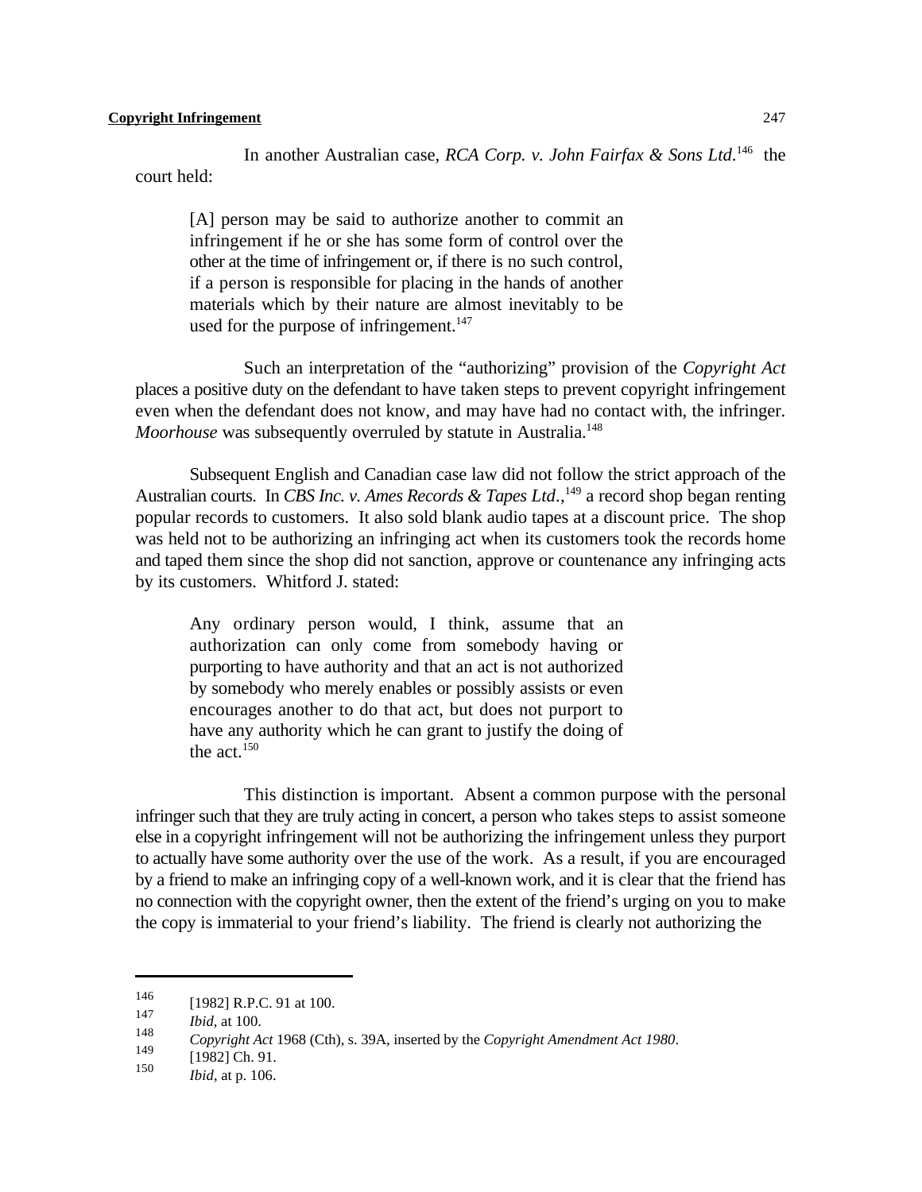In another Australian case, *RCA Corp. v. John Fairfax & Sons Ltd*.[146] the court held:

> [A] person may be said to authorize another to commit an infringement if he or she has some form of control over the other at the time of infringement or, if there is no such control, if a person is responsible for placing in the hands of another materials which by their nature are almost inevitably to be used for the purpose of infringement.[147]

Such an interpretation of the "authorizing" provision of the *Copyright Act* places a positive duty on the defendant to have taken steps to prevent copyright infringement even when the defendant does not know, and may have had no contact with, the infringer. *Moorhouse* was subsequently overruled by statute in Australia.[148]

Subsequent English and Canadian case law did not follow the strict approach of the Australian courts. In *CBS Inc. v. Ames Records & Tapes Ltd*.,[149] a record shop began renting popular records to customers. It also sold blank audio tapes at a discount price. The shop was held not to be authorizing an infringing act when its customers took the records home and taped them since the shop did not sanction, approve or countenance any infringing acts by its customers. Whitford J. stated:

> Any ordinary person would, I think, assume that an authorization can only come from somebody having or purporting to have authority and that an act is not authorized by somebody who merely enables or possibly assists or even encourages another to do that act, but does not purport to have any authority which he can grant to justify the doing of the act.[150]

This distinction is important. Absent a common purpose with the personal infringer such that they are truly acting in concert, a person who takes steps to assist someone else in a copyright infringement will not be authorizing the infringement unless they purport to actually have some authority over the use of the work. As a result, if you are encouraged by a friend to make an infringing copy of a well-known work, and it is clear that the friend has no connection with the copyright owner, then the extent of the friend's urging on you to make the copy is immaterial to your friend's liability. The friend is clearly not authorizing the

---

146 [1982] R.P.C. 91 at 100.

147 *Ibid*, at 100.

148 *Copyright Act* 1968 (Cth), s. 39A, inserted by the *Copyright Amendment Act 1980*.

149 [1982] Ch. 91.

150 *Ibid*, at p. 106.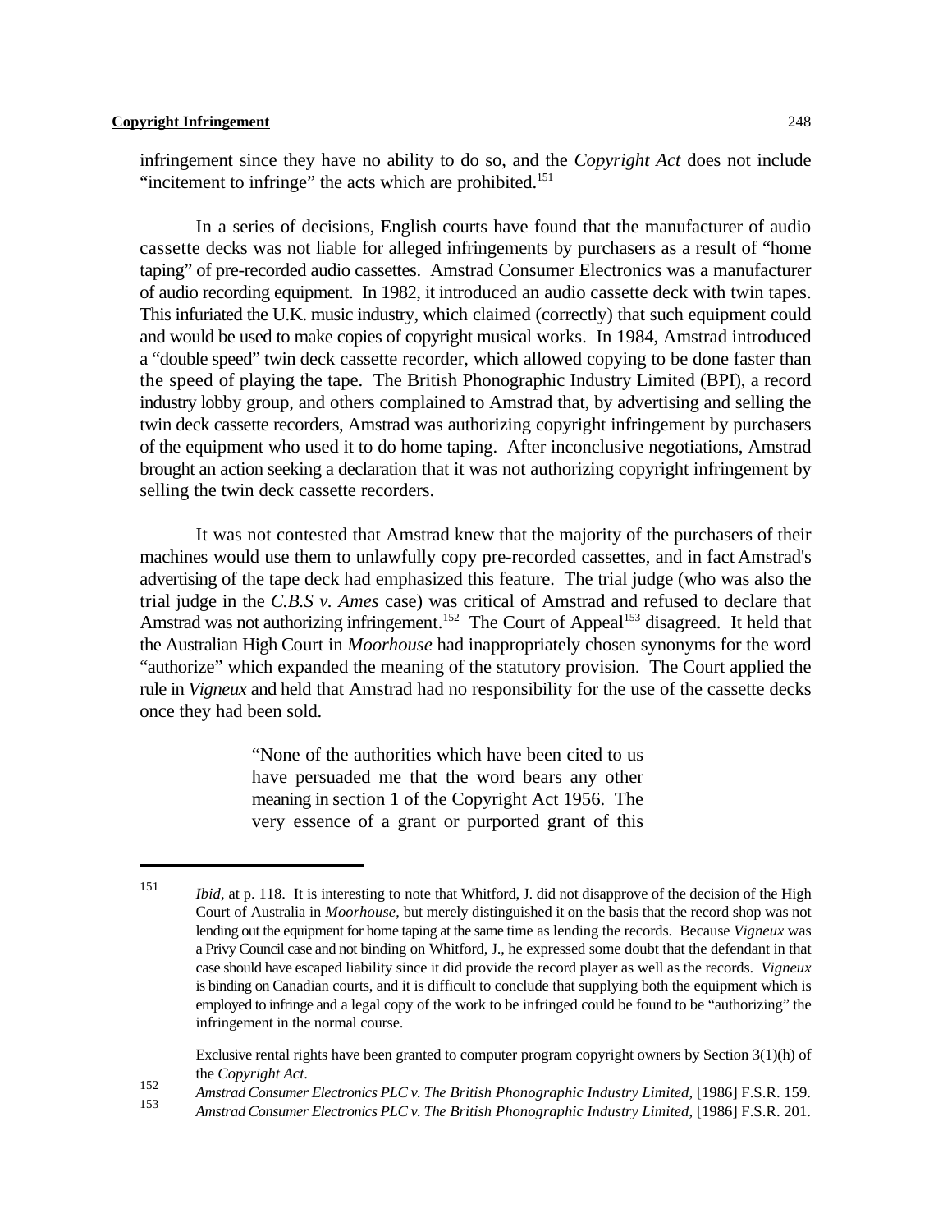infringement since they have no ability to do so, and the *Copyright Act* does not include "incitement to infringe" the acts which are prohibited.[151]

In a series of decisions, English courts have found that the manufacturer of audio cassette decks was not liable for alleged infringements by purchasers as a result of "home taping" of pre-recorded audio cassettes. Amstrad Consumer Electronics was a manufacturer of audio recording equipment. In 1982, it introduced an audio cassette deck with twin tapes. This infuriated the U.K. music industry, which claimed (correctly) that such equipment could and would be used to make copies of copyright musical works. In 1984, Amstrad introduced a "double speed" twin deck cassette recorder, which allowed copying to be done faster than the speed of playing the tape. The British Phonographic Industry Limited (BPI), a record industry lobby group, and others complained to Amstrad that, by advertising and selling the twin deck cassette recorders, Amstrad was authorizing copyright infringement by purchasers of the equipment who used it to do home taping. After inconclusive negotiations, Amstrad brought an action seeking a declaration that it was not authorizing copyright infringement by selling the twin deck cassette recorders.

It was not contested that Amstrad knew that the majority of the purchasers of their machines would use them to unlawfully copy pre-recorded cassettes, and in fact Amstrad's advertising of the tape deck had emphasized this feature. The trial judge (who was also the trial judge in the *C.B.S v. Ames* case) was critical of Amstrad and refused to declare that Amstrad was not authorizing infringement.[152] The Court of Appeal[153] disagreed. It held that the Australian High Court in *Moorhouse* had inappropriately chosen synonyms for the word "authorize" which expanded the meaning of the statutory provision. The Court applied the rule in *Vigneux* and held that Amstrad had no responsibility for the use of the cassette decks once they had been sold.

> "None of the authorities which have been cited to us have persuaded me that the word bears any other meaning in section 1 of the Copyright Act 1956. The very essence of a grant or purported grant of this

---

151 *Ibid*, at p. 118. It is interesting to note that Whitford, J. did not disapprove of the decision of the High Court of Australia in *Moorhouse*, but merely distinguished it on the basis that the record shop was not lending out the equipment for home taping at the same time as lending the records. Because *Vigneux* was a Privy Council case and not binding on Whitford, J., he expressed some doubt that the defendant in that case should have escaped liability since it did provide the record player as well as the records. *Vigneux* is binding on Canadian courts, and it is difficult to conclude that supplying both the equipment which is employed to infringe and a legal copy of the work to be infringed could be found to be "authorizing" the infringement in the normal course.

Exclusive rental rights have been granted to computer program copyright owners by Section 3(1)(h) of the *Copyright Act*.

152 *Amstrad Consumer Electronics PLC v. The British Phonographic Industry Limited*, [1986] F.S.R. 159.

153 *Amstrad Consumer Electronics PLC v. The British Phonographic Industry Limited*, [1986] F.S.R. 201.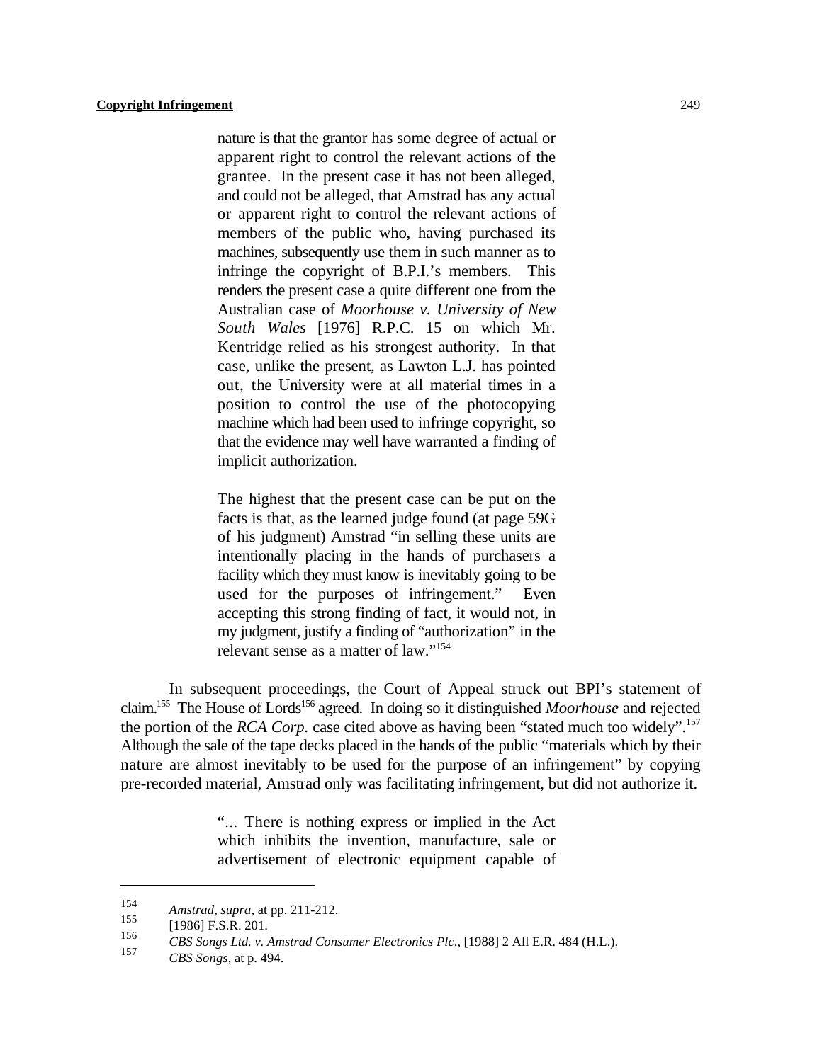> nature is that the grantor has some degree of actual or apparent right to control the relevant actions of the grantee. In the present case it has not been alleged, and could not be alleged, that Amstrad has any actual or apparent right to control the relevant actions of members of the public who, having purchased its machines, subsequently use them in such manner as to infringe the copyright of B.P.I.'s members. This renders the present case a quite different one from the Australian case of *Moorhouse v. University of New South Wales* [1976] R.P.C. 15 on which Mr. Kentridge relied as his strongest authority. In that case, unlike the present, as Lawton L.J. has pointed out, the University were at all material times in a position to control the use of the photocopying machine which had been used to infringe copyright, so that the evidence may well have warranted a finding of implicit authorization.
>
> The highest that the present case can be put on the facts is that, as the learned judge found (at page 59G of his judgment) Amstrad "in selling these units are intentionally placing in the hands of purchasers a facility which they must know is inevitably going to be used for the purposes of infringement." Even accepting this strong finding of fact, it would not, in my judgment, justify a finding of "authorization" in the relevant sense as a matter of law."[154]

In subsequent proceedings, the Court of Appeal struck out BPI's statement of claim.[155] The House of Lords[156] agreed. In doing so it distinguished *Moorhouse* and rejected the portion of the *RCA Corp.* case cited above as having been "stated much too widely".[157] Although the sale of the tape decks placed in the hands of the public "materials which by their nature are almost inevitably to be used for the purpose of an infringement" by copying pre-recorded material, Amstrad only was facilitating infringement, but did not authorize it.

> "... There is nothing express or implied in the Act which inhibits the invention, manufacture, sale or advertisement of electronic equipment capable of

---

[154] *Amstrad*, *supra*, at pp. 211-212.

[155] [1986] F.S.R. 201.

[156] *CBS Songs Ltd. v. Amstrad Consumer Electronics Plc*., [1988] 2 All E.R. 484 (H.L.).

[157] *CBS Songs*, at p. 494.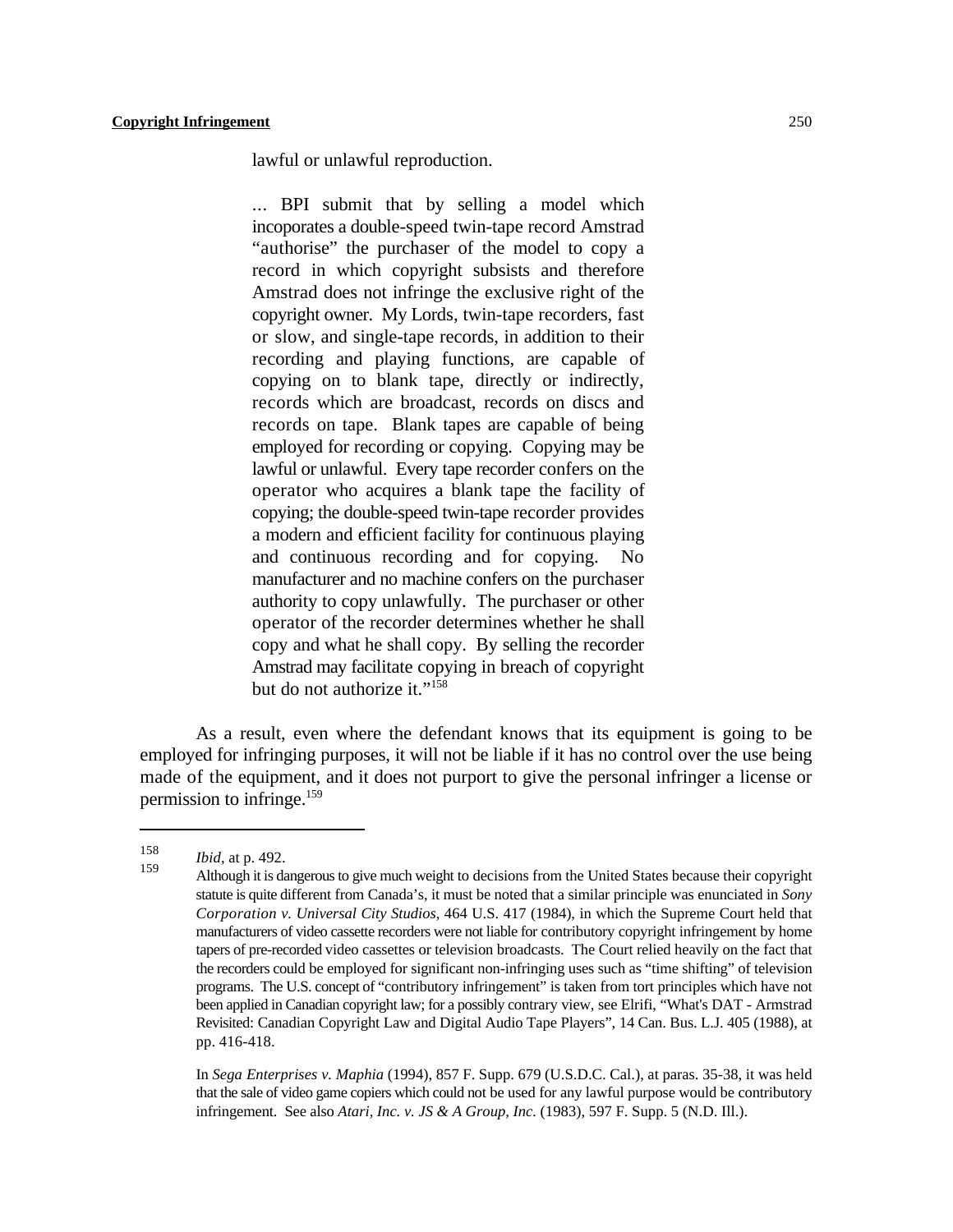lawful or unlawful reproduction.

> ... BPI submit that by selling a model which incoporates a double-speed twin-tape record Amstrad "authorise" the purchaser of the model to copy a record in which copyright subsists and therefore Amstrad does not infringe the exclusive right of the copyright owner. My Lords, twin-tape recorders, fast or slow, and single-tape records, in addition to their recording and playing functions, are capable of copying on to blank tape, directly or indirectly, records which are broadcast, records on discs and records on tape. Blank tapes are capable of being employed for recording or copying. Copying may be lawful or unlawful. Every tape recorder confers on the operator who acquires a blank tape the facility of copying; the double-speed twin-tape recorder provides a modern and efficient facility for continuous playing and continuous recording and for copying. No manufacturer and no machine confers on the purchaser authority to copy unlawfully. The purchaser or other operator of the recorder determines whether he shall copy and what he shall copy. By selling the recorder Amstrad may facilitate copying in breach of copyright but do not authorize it."[158]

As a result, even where the defendant knows that its equipment is going to be employed for infringing purposes, it will not be liable if it has no control over the use being made of the equipment, and it does not purport to give the personal infringer a license or permission to infringe.[159]

---

[158] *Ibid*, at p. 492.

[159] Although it is dangerous to give much weight to decisions from the United States because their copyright statute is quite different from Canada's, it must be noted that a similar principle was enunciated in *Sony Corporation v. Universal City Studios*, 464 U.S. 417 (1984), in which the Supreme Court held that manufacturers of video cassette recorders were not liable for contributory copyright infringement by home tapers of pre-recorded video cassettes or television broadcasts. The Court relied heavily on the fact that the recorders could be employed for significant non-infringing uses such as "time shifting" of television programs. The U.S. concept of "contributory infringement" is taken from tort principles which have not been applied in Canadian copyright law; for a possibly contrary view, see Elrifi, "What's DAT - Armstrad Revisited: Canadian Copyright Law and Digital Audio Tape Players", 14 Can. Bus. L.J. 405 (1988), at pp. 416-418.

In *Sega Enterprises v. Maphia* (1994), 857 F. Supp. 679 (U.S.D.C. Cal.), at paras. 35-38, it was held that the sale of video game copiers which could not be used for any lawful purpose would be contributory infringement. See also *Atari, Inc. v. JS & A Group, Inc.* (1983), 597 F. Supp. 5 (N.D. Ill.).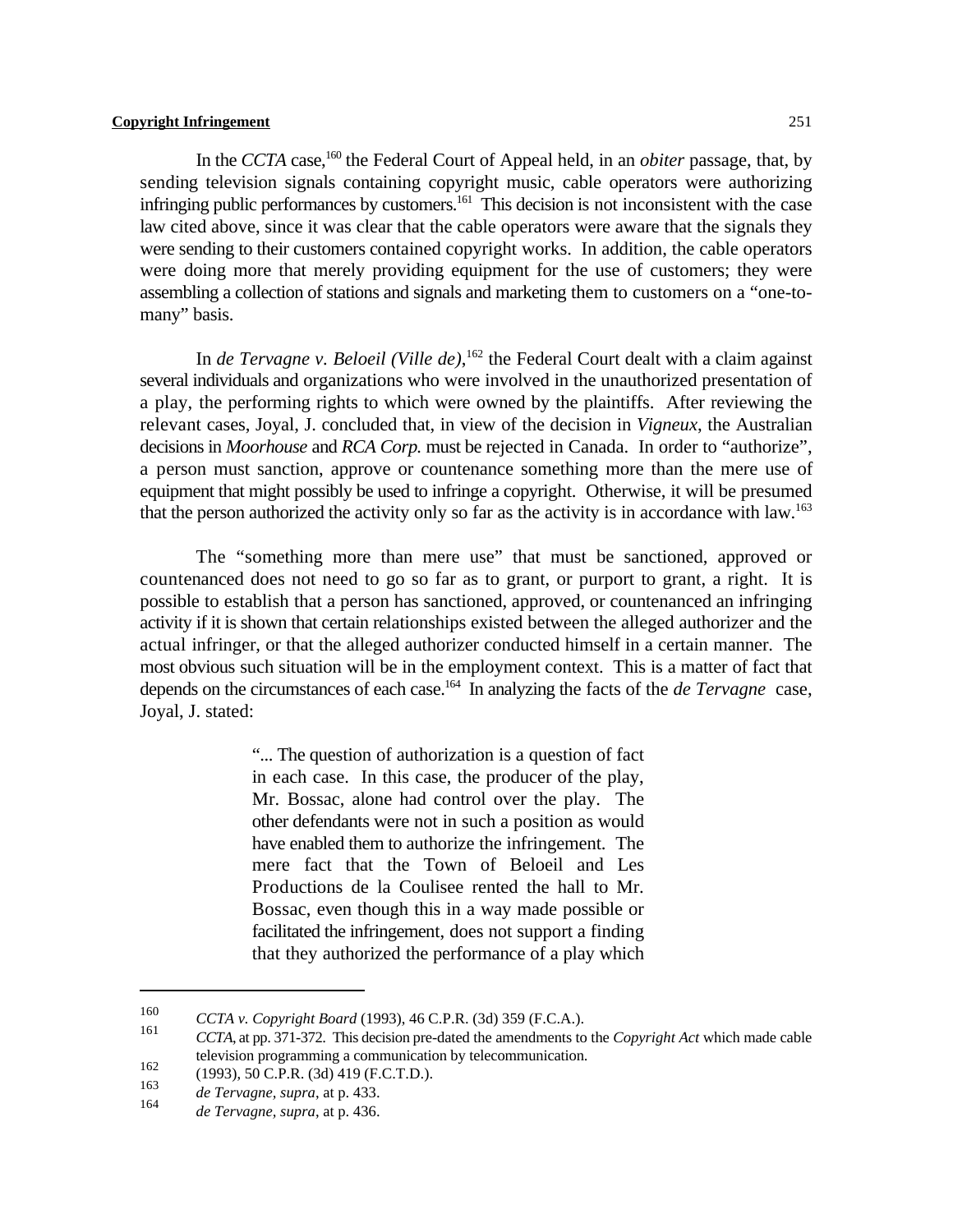In the *CCTA* case,[160] the Federal Court of Appeal held, in an *obiter* passage, that, by sending television signals containing copyright music, cable operators were authorizing infringing public performances by customers.[161] This decision is not inconsistent with the case law cited above, since it was clear that the cable operators were aware that the signals they were sending to their customers contained copyright works. In addition, the cable operators were doing more that merely providing equipment for the use of customers; they were assembling a collection of stations and signals and marketing them to customers on a "one-to-many" basis.

In *de Tervagne v. Beloeil (Ville de)*,[162] the Federal Court dealt with a claim against several individuals and organizations who were involved in the unauthorized presentation of a play, the performing rights to which were owned by the plaintiffs. After reviewing the relevant cases, Joyal, J. concluded that, in view of the decision in *Vigneux*, the Australian decisions in *Moorhouse* and *RCA Corp.* must be rejected in Canada. In order to "authorize", a person must sanction, approve or countenance something more than the mere use of equipment that might possibly be used to infringe a copyright. Otherwise, it will be presumed that the person authorized the activity only so far as the activity is in accordance with law.[163]

The "something more than mere use" that must be sanctioned, approved or countenanced does not need to go so far as to grant, or purport to grant, a right. It is possible to establish that a person has sanctioned, approved, or countenanced an infringing activity if it is shown that certain relationships existed between the alleged authorizer and the actual infringer, or that the alleged authorizer conducted himself in a certain manner. The most obvious such situation will be in the employment context. This is a matter of fact that depends on the circumstances of each case.[164] In analyzing the facts of the *de Tervagne* case, Joyal, J. stated:

> "... The question of authorization is a question of fact in each case. In this case, the producer of the play, Mr. Bossac, alone had control over the play. The other defendants were not in such a position as would have enabled them to authorize the infringement. The mere fact that the Town of Beloeil and Les Productions de la Coulisee rented the hall to Mr. Bossac, even though this in a way made possible or facilitated the infringement, does not support a finding that they authorized the performance of a play which

---

[160] *CCTA v. Copyright Board* (1993), 46 C.P.R. (3d) 359 (F.C.A.).

[161] *CCTA*, at pp. 371-372. This decision pre-dated the amendments to the *Copyright Act* which made cable television programming a communication by telecommunication.

[162] (1993), 50 C.P.R. (3d) 419 (F.C.T.D.).

[163] *de Tervagne, supra*, at p. 433.

[164] *de Tervagne, supra*, at p. 436.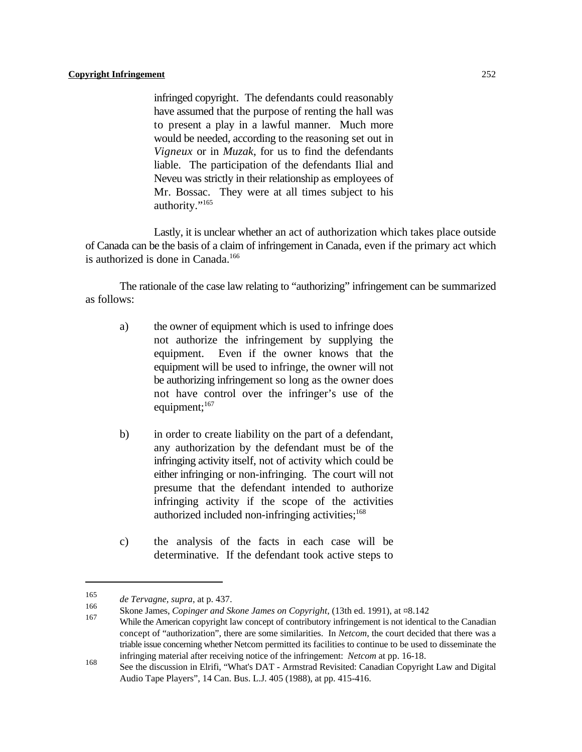infringed copyright. The defendants could reasonably have assumed that the purpose of renting the hall was to present a play in a lawful manner. Much more would be needed, according to the reasoning set out in *Vigneux* or in *Muzak*, for us to find the defendants liable. The participation of the defendants Ilial and Neveu was strictly in their relationship as employees of Mr. Bossac. They were at all times subject to his authority."[165]

Lastly, it is unclear whether an act of authorization which takes place outside of Canada can be the basis of a claim of infringement in Canada, even if the primary act which is authorized is done in Canada.[166]

The rationale of the case law relating to "authorizing" infringement can be summarized as follows:

a) the owner of equipment which is used to infringe does not authorize the infringement by supplying the equipment. Even if the owner knows that the equipment will be used to infringe, the owner will not be authorizing infringement so long as the owner does not have control over the infringer's use of the equipment;[167]

b) in order to create liability on the part of a defendant, any authorization by the defendant must be of the infringing activity itself, not of activity which could be either infringing or non-infringing. The court will not presume that the defendant intended to authorize infringing activity if the scope of the activities authorized included non-infringing activities;[168]

c) the analysis of the facts in each case will be determinative. If the defendant took active steps to

---

[165] *de Tervagne, supra*, at p. 437.

[166] Skone James, *Copinger and Skone James on Copyright*, (13th ed. 1991), at ¤8.142

[167] While the American copyright law concept of contributory infringement is not identical to the Canadian concept of "authorization", there are some similarities. In *Netcom*, the court decided that there was a triable issue concerning whether Netcom permitted its facilities to continue to be used to disseminate the infringing material after receiving notice of the infringement: *Netcom* at pp. 16-18.

[168] See the discussion in Elrifi, "What's DAT - Armstrad Revisited: Canadian Copyright Law and Digital Audio Tape Players", 14 Can. Bus. L.J. 405 (1988), at pp. 415-416.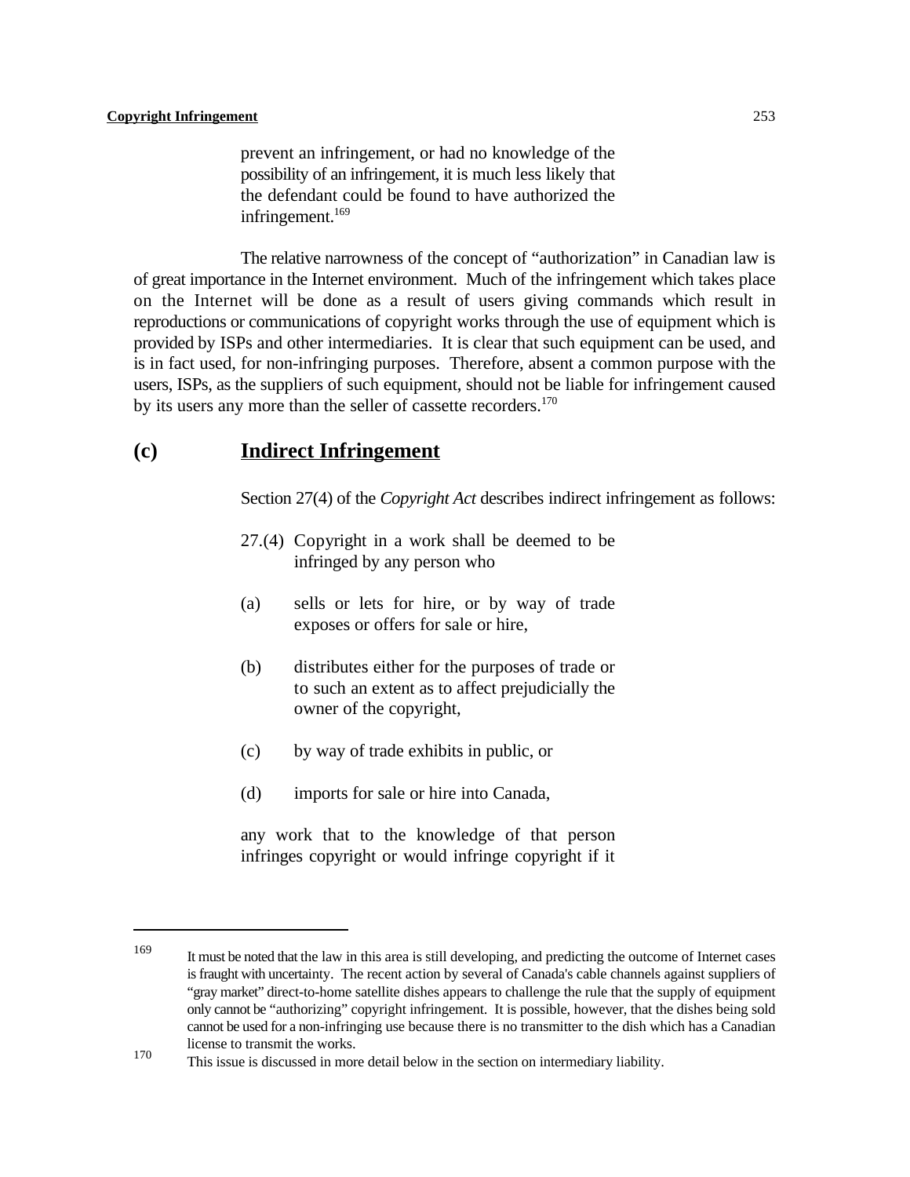> prevent an infringement, or had no knowledge of the possibility of an infringement, it is much less likely that the defendant could be found to have authorized the infringement.[169]

The relative narrowness of the concept of "authorization" in Canadian law is of great importance in the Internet environment. Much of the infringement which takes place on the Internet will be done as a result of users giving commands which result in reproductions or communications of copyright works through the use of equipment which is provided by ISPs and other intermediaries. It is clear that such equipment can be used, and is in fact used, for non-infringing purposes. Therefore, absent a common purpose with the users, ISPs, as the suppliers of such equipment, should not be liable for infringement caused by its users any more than the seller of cassette recorders.[170]

## (c) Indirect Infringement

Section 27(4) of the *Copyright Act* describes indirect infringement as follows:

> 27.(4) Copyright in a work shall be deemed to be infringed by any person who
>
> (a) sells or lets for hire, or by way of trade exposes or offers for sale or hire,
>
> (b) distributes either for the purposes of trade or to such an extent as to affect prejudicially the owner of the copyright,
>
> (c) by way of trade exhibits in public, or
>
> (d) imports for sale or hire into Canada,
>
> any work that to the knowledge of that person infringes copyright or would infringe copyright if it

---

[169] It must be noted that the law in this area is still developing, and predicting the outcome of Internet cases is fraught with uncertainty. The recent action by several of Canada's cable channels against suppliers of "gray market" direct-to-home satellite dishes appears to challenge the rule that the supply of equipment only cannot be "authorizing" copyright infringement. It is possible, however, that the dishes being sold cannot be used for a non-infringing use because there is no transmitter to the dish which has a Canadian license to transmit the works.

[170] This issue is discussed in more detail below in the section on intermediary liability.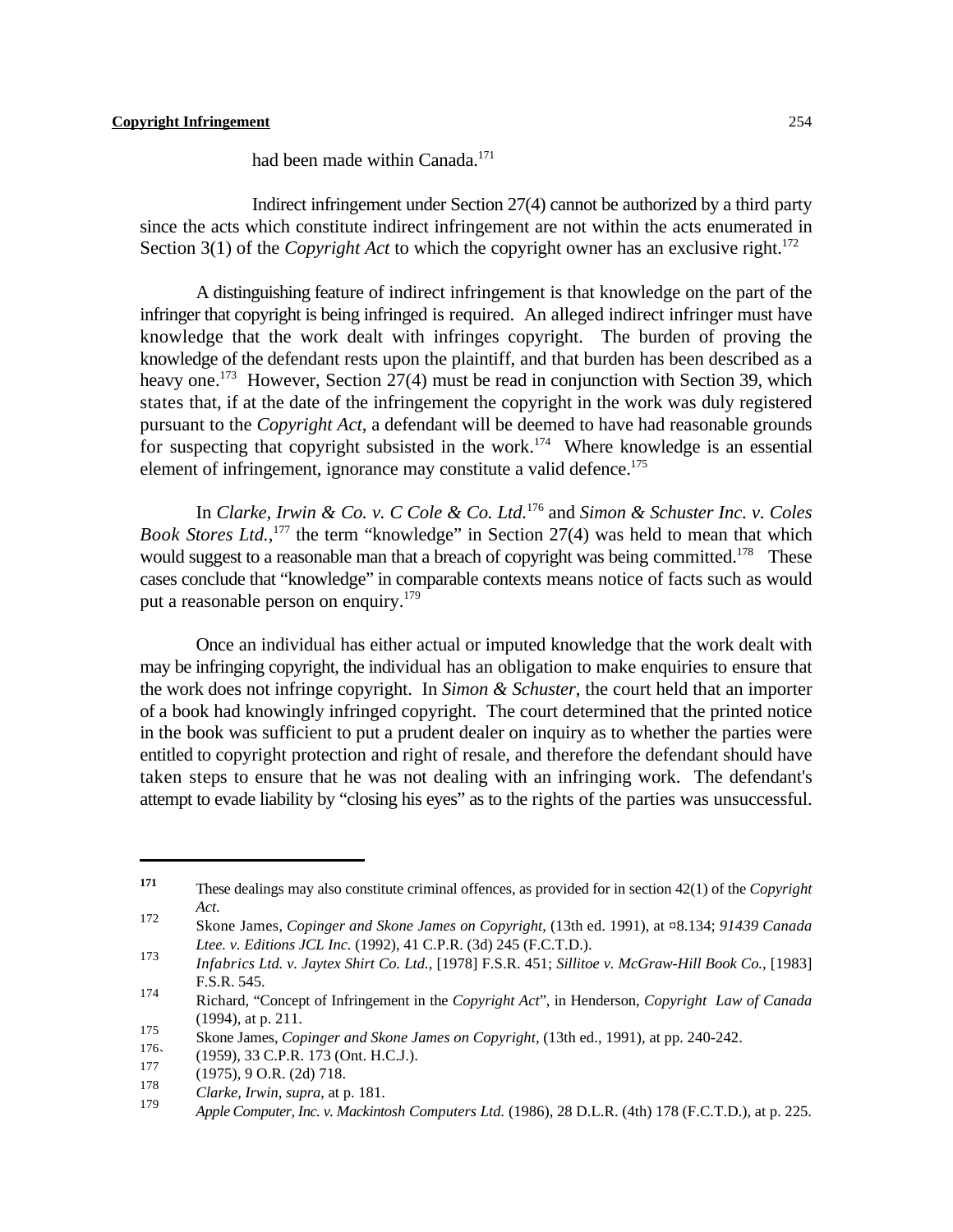had been made within Canada.[171]

Indirect infringement under Section 27(4) cannot be authorized by a third party since the acts which constitute indirect infringement are not within the acts enumerated in Section 3(1) of the *Copyright Act* to which the copyright owner has an exclusive right.[172]

A distinguishing feature of indirect infringement is that knowledge on the part of the infringer that copyright is being infringed is required. An alleged indirect infringer must have knowledge that the work dealt with infringes copyright. The burden of proving the knowledge of the defendant rests upon the plaintiff, and that burden has been described as a heavy one.[173] However, Section 27(4) must be read in conjunction with Section 39, which states that, if at the date of the infringement the copyright in the work was duly registered pursuant to the *Copyright Act*, a defendant will be deemed to have had reasonable grounds for suspecting that copyright subsisted in the work.[174] Where knowledge is an essential element of infringement, ignorance may constitute a valid defence.[175]

In *Clarke, Irwin & Co. v. C Cole & Co. Ltd.*[176] and *Simon & Schuster Inc. v. Coles Book Stores Ltd.*,[177] the term "knowledge" in Section 27(4) was held to mean that which would suggest to a reasonable man that a breach of copyright was being committed.[178] These cases conclude that "knowledge" in comparable contexts means notice of facts such as would put a reasonable person on enquiry.[179]

Once an individual has either actual or imputed knowledge that the work dealt with may be infringing copyright, the individual has an obligation to make enquiries to ensure that the work does not infringe copyright. In *Simon & Schuster*, the court held that an importer of a book had knowingly infringed copyright. The court determined that the printed notice in the book was sufficient to put a prudent dealer on inquiry as to whether the parties were entitled to copyright protection and right of resale, and therefore the defendant should have taken steps to ensure that he was not dealing with an infringing work. The defendant's attempt to evade liability by "closing his eyes" as to the rights of the parties was unsuccessful.

---

**171** These dealings may also constitute criminal offences, as provided for in section 42(1) of the *Copyright Act*.

172 Skone James, *Copinger and Skone James on Copyright*, (13th ed. 1991), at ¤8.134; *91439 Canada Ltee. v. Editions JCL Inc.* (1992), 41 C.P.R. (3d) 245 (F.C.T.D.).

173 *Infabrics Ltd. v. Jaytex Shirt Co. Ltd.*, [1978] F.S.R. 451; *Sillitoe v. McGraw-Hill Book Co.*, [1983] F.S.R. 545.

174 Richard, "Concept of Infringement in the *Copyright Act*", in Henderson, *Copyright Law of Canada* (1994), at p. 211.

175 Skone James, *Copinger and Skone James on Copyright*, (13th ed., 1991), at pp. 240-242.

176 (1959), 33 C.P.R. 173 (Ont. H.C.J.).

177 (1975), 9 O.R. (2d) 718.

178 *Clarke, Irwin, supra*, at p. 181.

179 *Apple Computer, Inc. v. Mackintosh Computers Ltd.* (1986), 28 D.L.R. (4th) 178 (F.C.T.D.), at p. 225.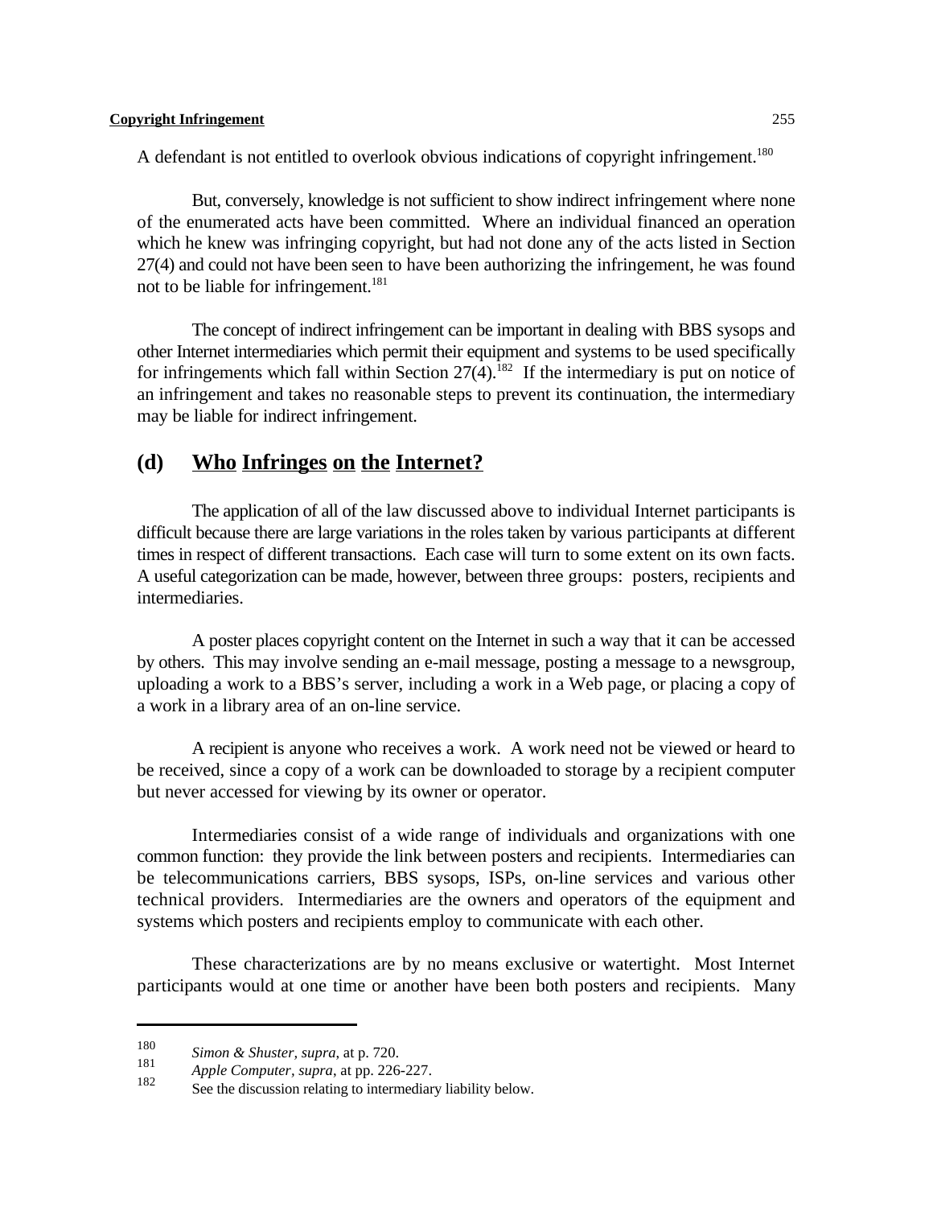A defendant is not entitled to overlook obvious indications of copyright infringement.[180]

But, conversely, knowledge is not sufficient to show indirect infringement where none of the enumerated acts have been committed. Where an individual financed an operation which he knew was infringing copyright, but had not done any of the acts listed in Section 27(4) and could not have been seen to have been authorizing the infringement, he was found not to be liable for infringement.[181]

The concept of indirect infringement can be important in dealing with BBS sysops and other Internet intermediaries which permit their equipment and systems to be used specifically for infringements which fall within Section 27(4).[182] If the intermediary is put on notice of an infringement and takes no reasonable steps to prevent its continuation, the intermediary may be liable for indirect infringement.

## (d) Who Infringes on the Internet?

The application of all of the law discussed above to individual Internet participants is difficult because there are large variations in the roles taken by various participants at different times in respect of different transactions. Each case will turn to some extent on its own facts. A useful categorization can be made, however, between three groups: posters, recipients and intermediaries.

A poster places copyright content on the Internet in such a way that it can be accessed by others. This may involve sending an e-mail message, posting a message to a newsgroup, uploading a work to a BBS's server, including a work in a Web page, or placing a copy of a work in a library area of an on-line service.

A recipient is anyone who receives a work. A work need not be viewed or heard to be received, since a copy of a work can be downloaded to storage by a recipient computer but never accessed for viewing by its owner or operator.

Intermediaries consist of a wide range of individuals and organizations with one common function: they provide the link between posters and recipients. Intermediaries can be telecommunications carriers, BBS sysops, ISPs, on-line services and various other technical providers. Intermediaries are the owners and operators of the equipment and systems which posters and recipients employ to communicate with each other.

These characterizations are by no means exclusive or watertight. Most Internet participants would at one time or another have been both posters and recipients. Many

---

180 *Simon & Shuster*, *supra*, at p. 720.

181 *Apple Computer*, *supra*, at pp. 226-227.

182 See the discussion relating to intermediary liability below.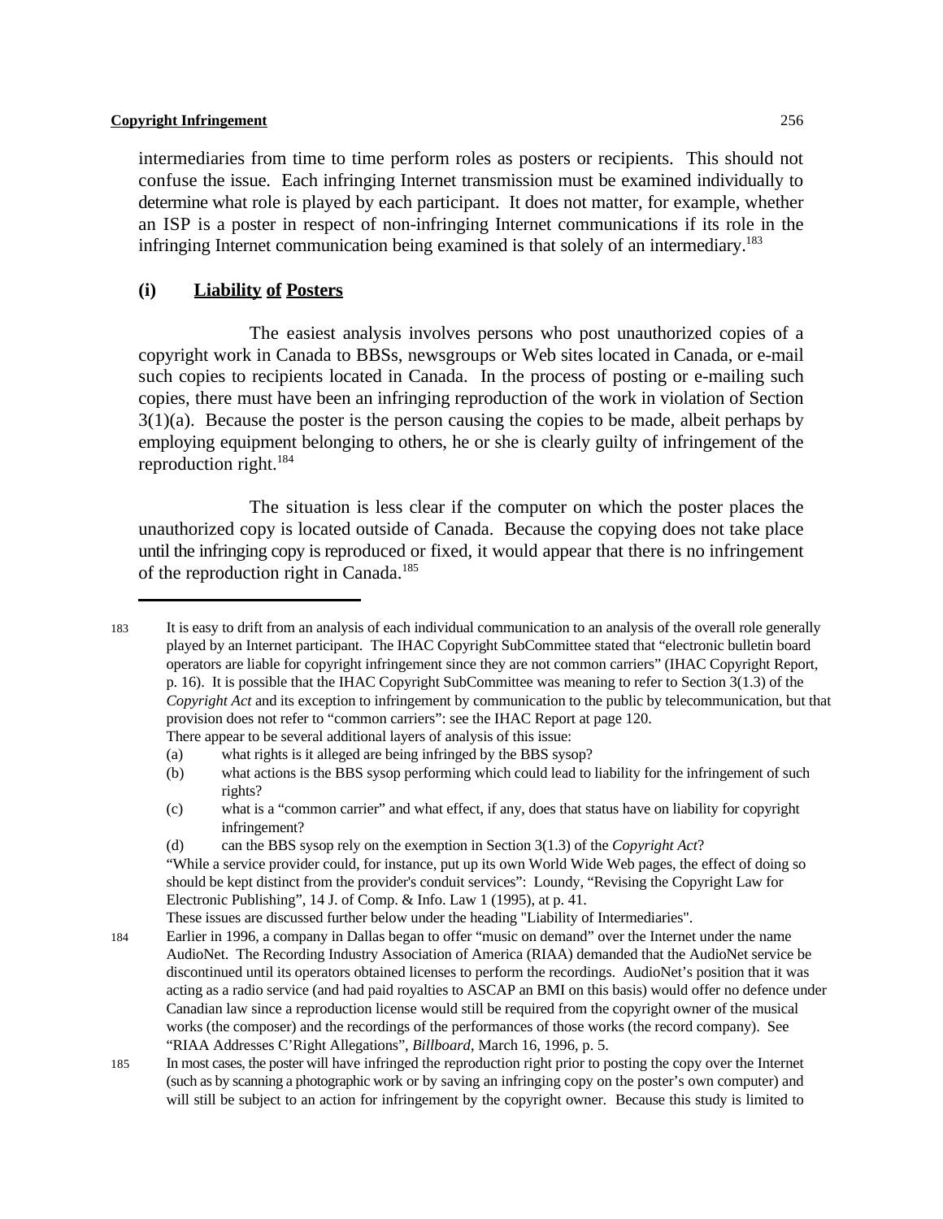intermediaries from time to time perform roles as posters or recipients. This should not confuse the issue. Each infringing Internet transmission must be examined individually to determine what role is played by each participant. It does not matter, for example, whether an ISP is a poster in respect of non-infringing Internet communications if its role in the infringing Internet communication being examined is that solely of an intermediary.[183]

### (i) Liability of Posters

The easiest analysis involves persons who post unauthorized copies of a copyright work in Canada to BBSs, newsgroups or Web sites located in Canada, or e-mail such copies to recipients located in Canada. In the process of posting or e-mailing such copies, there must have been an infringing reproduction of the work in violation of Section 3(1)(a). Because the poster is the person causing the copies to be made, albeit perhaps by employing equipment belonging to others, he or she is clearly guilty of infringement of the reproduction right.[184]

The situation is less clear if the computer on which the poster places the unauthorized copy is located outside of Canada. Because the copying does not take place until the infringing copy is reproduced or fixed, it would appear that there is no infringement of the reproduction right in Canada.[185]

---

183 It is easy to drift from an analysis of each individual communication to an analysis of the overall role generally played by an Internet participant. The IHAC Copyright SubCommittee stated that "electronic bulletin board operators are liable for copyright infringement since they are not common carriers" (IHAC Copyright Report, p. 16). It is possible that the IHAC Copyright SubCommittee was meaning to refer to Section 3(1.3) of the *Copyright Act* and its exception to infringement by communication to the public by telecommunication, but that provision does not refer to "common carriers": see the IHAC Report at page 120.
There appear to be several additional layers of analysis of this issue:
(a) what rights is it alleged are being infringed by the BBS sysop?
(b) what actions is the BBS sysop performing which could lead to liability for the infringement of such rights?
(c) what is a "common carrier" and what effect, if any, does that status have on liability for copyright infringement?
(d) can the BBS sysop rely on the exemption in Section 3(1.3) of the *Copyright Act*?
"While a service provider could, for instance, put up its own World Wide Web pages, the effect of doing so should be kept distinct from the provider's conduit services": Loundy, "Revising the Copyright Law for Electronic Publishing", 14 J. of Comp. & Info. Law 1 (1995), at p. 41.
These issues are discussed further below under the heading "Liability of Intermediaries".

184 Earlier in 1996, a company in Dallas began to offer "music on demand" over the Internet under the name AudioNet. The Recording Industry Association of America (RIAA) demanded that the AudioNet service be discontinued until its operators obtained licenses to perform the recordings. AudioNet's position that it was acting as a radio service (and had paid royalties to ASCAP an BMI on this basis) would offer no defence under Canadian law since a reproduction license would still be required from the copyright owner of the musical works (the composer) and the recordings of the performances of those works (the record company). See "RIAA Addresses C'Right Allegations", *Billboard*, March 16, 1996, p. 5.

185 In most cases, the poster will have infringed the reproduction right prior to posting the copy over the Internet (such as by scanning a photographic work or by saving an infringing copy on the poster's own computer) and will still be subject to an action for infringement by the copyright owner. Because this study is limited to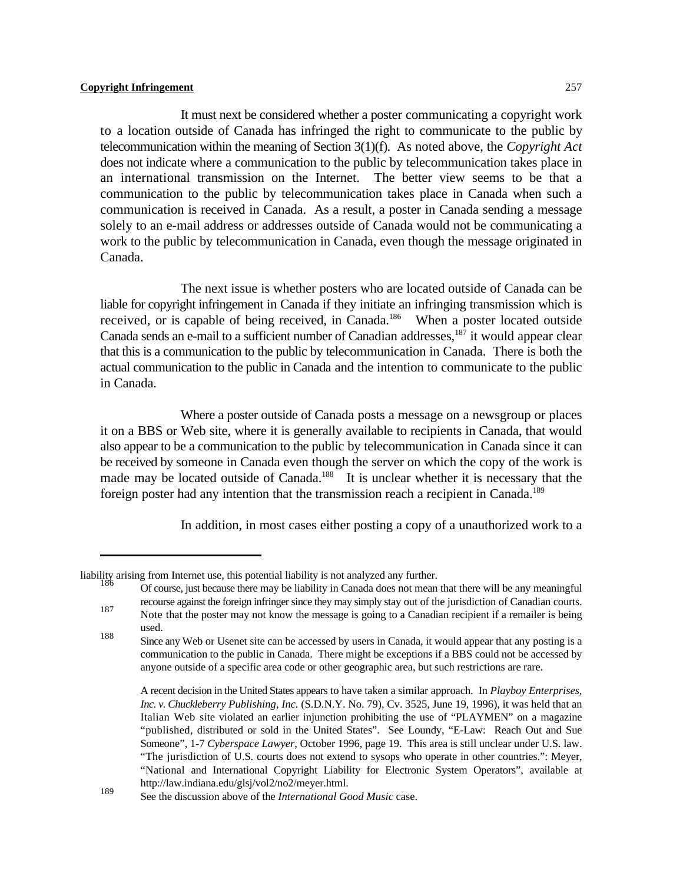It must next be considered whether a poster communicating a copyright work to a location outside of Canada has infringed the right to communicate to the public by telecommunication within the meaning of Section 3(1)(f). As noted above, the *Copyright Act* does not indicate where a communication to the public by telecommunication takes place in an international transmission on the Internet. The better view seems to be that a communication to the public by telecommunication takes place in Canada when such a communication is received in Canada. As a result, a poster in Canada sending a message solely to an e-mail address or addresses outside of Canada would not be communicating a work to the public by telecommunication in Canada, even though the message originated in Canada.

The next issue is whether posters who are located outside of Canada can be liable for copyright infringement in Canada if they initiate an infringing transmission which is received, or is capable of being received, in Canada.[186] When a poster located outside Canada sends an e-mail to a sufficient number of Canadian addresses,[187] it would appear clear that this is a communication to the public by telecommunication in Canada. There is both the actual communication to the public in Canada and the intention to communicate to the public in Canada.

Where a poster outside of Canada posts a message on a newsgroup or places it on a BBS or Web site, where it is generally available to recipients in Canada, that would also appear to be a communication to the public by telecommunication in Canada since it can be received by someone in Canada even though the server on which the copy of the work is made may be located outside of Canada.[188] It is unclear whether it is necessary that the foreign poster had any intention that the transmission reach a recipient in Canada.[189]

In addition, in most cases either posting a copy of a unauthorized work to a

---

liability arising from Internet use, this potential liability is not analyzed any further.

[186] Of course, just because there may be liability in Canada does not mean that there will be any meaningful recourse against the foreign infringer since they may simply stay out of the jurisdiction of Canadian courts.

[187] Note that the poster may not know the message is going to a Canadian recipient if a remailer is being used.

[188] Since any Web or Usenet site can be accessed by users in Canada, it would appear that any posting is a communication to the public in Canada. There might be exceptions if a BBS could not be accessed by anyone outside of a specific area code or other geographic area, but such restrictions are rare.

A recent decision in the United States appears to have taken a similar approach. In *Playboy Enterprises, Inc. v. Chuckleberry Publishing, Inc.* (S.D.N.Y. No. 79), Cv. 3525, June 19, 1996), it was held that an Italian Web site violated an earlier injunction prohibiting the use of "PLAYMEN" on a magazine "published, distributed or sold in the United States". See Loundy, "E-Law: Reach Out and Sue Someone", 1-7 *Cyberspace Lawyer*, October 1996, page 19. This area is still unclear under U.S. law. "The jurisdiction of U.S. courts does not extend to sysops who operate in other countries.": Meyer, "National and International Copyright Liability for Electronic System Operators", available at http://law.indiana.edu/glsj/vol2/no2/meyer.html.

[189] See the discussion above of the *International Good Music* case.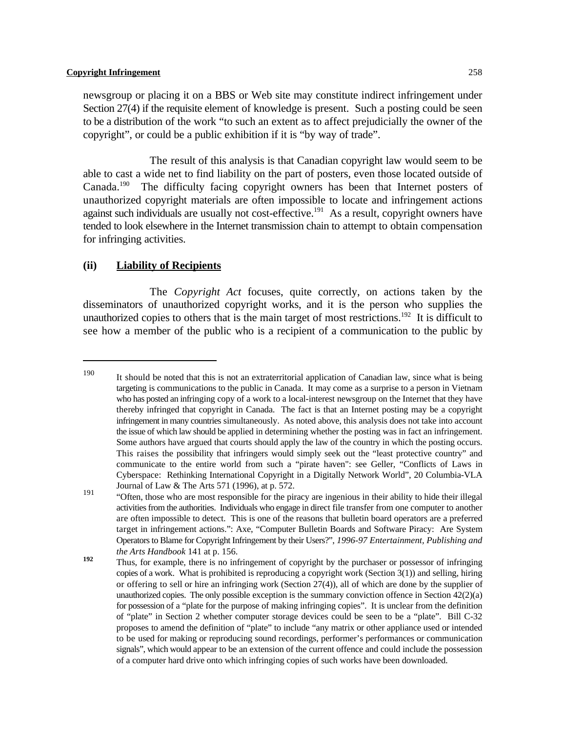newsgroup or placing it on a BBS or Web site may constitute indirect infringement under Section 27(4) if the requisite element of knowledge is present. Such a posting could be seen to be a distribution of the work "to such an extent as to affect prejudicially the owner of the copyright", or could be a public exhibition if it is "by way of trade".

The result of this analysis is that Canadian copyright law would seem to be able to cast a wide net to find liability on the part of posters, even those located outside of Canada.[190] The difficulty facing copyright owners has been that Internet posters of unauthorized copyright materials are often impossible to locate and infringement actions against such individuals are usually not cost-effective.[191] As a result, copyright owners have tended to look elsewhere in the Internet transmission chain to attempt to obtain compensation for infringing activities.

### (ii) <u>Liability of Recipients</u>

The *Copyright Act* focuses, quite correctly, on actions taken by the disseminators of unauthorized copyright works, and it is the person who supplies the unauthorized copies to others that is the main target of most restrictions.[192] It is difficult to see how a member of the public who is a recipient of a communication to the public by

---

[190] It should be noted that this is not an extraterritorial application of Canadian law, since what is being targeting is communications to the public in Canada. It may come as a surprise to a person in Vietnam who has posted an infringing copy of a work to a local-interest newsgroup on the Internet that they have thereby infringed that copyright in Canada. The fact is that an Internet posting may be a copyright infringement in many countries simultaneously. As noted above, this analysis does not take into account the issue of which law should be applied in determining whether the posting was in fact an infringement. Some authors have argued that courts should apply the law of the country in which the posting occurs. This raises the possibility that infringers would simply seek out the "least protective country" and communicate to the entire world from such a "pirate haven": see Geller, "Conflicts of Laws in Cyberspace: Rethinking International Copyright in a Digitally Network World", 20 Columbia-VLA Journal of Law & The Arts 571 (1996), at p. 572.

[191] "Often, those who are most responsible for the piracy are ingenious in their ability to hide their illegal activities from the authorities. Individuals who engage in direct file transfer from one computer to another are often impossible to detect. This is one of the reasons that bulletin board operators are a preferred target in infringement actions.": Axe, "Computer Bulletin Boards and Software Piracy: Are System Operators to Blame for Copyright Infringement by their Users?", *1996-97 Entertainment, Publishing and the Arts Handbook* 141 at p. 156.

[192] Thus, for example, there is no infringement of copyright by the purchaser or possessor of infringing copies of a work. What is prohibited is reproducing a copyright work (Section 3(1)) and selling, hiring or offering to sell or hire an infringing work (Section 27(4)), all of which are done by the supplier of unauthorized copies. The only possible exception is the summary conviction offence in Section 42(2)(a) for possession of a "plate for the purpose of making infringing copies". It is unclear from the definition of "plate" in Section 2 whether computer storage devices could be seen to be a "plate". Bill C-32 proposes to amend the definition of "plate" to include "any matrix or other appliance used or intended to be used for making or reproducing sound recordings, performer's performances or communication signals", which would appear to be an extension of the current offence and could include the possession of a computer hard drive onto which infringing copies of such works have been downloaded.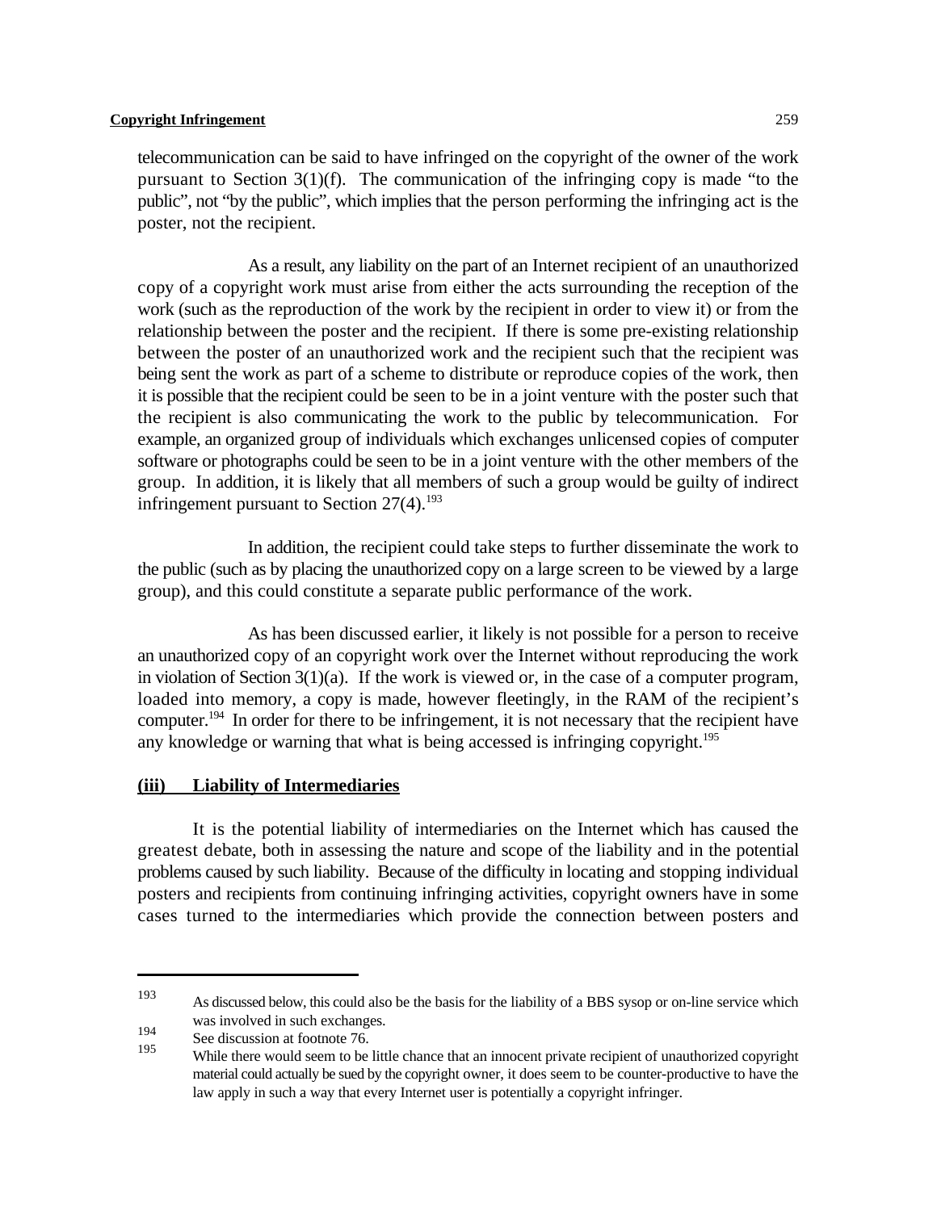telecommunication can be said to have infringed on the copyright of the owner of the work pursuant to Section 3(1)(f). The communication of the infringing copy is made "to the public", not "by the public", which implies that the person performing the infringing act is the poster, not the recipient.

As a result, any liability on the part of an Internet recipient of an unauthorized copy of a copyright work must arise from either the acts surrounding the reception of the work (such as the reproduction of the work by the recipient in order to view it) or from the relationship between the poster and the recipient. If there is some pre-existing relationship between the poster of an unauthorized work and the recipient such that the recipient was being sent the work as part of a scheme to distribute or reproduce copies of the work, then it is possible that the recipient could be seen to be in a joint venture with the poster such that the recipient is also communicating the work to the public by telecommunication. For example, an organized group of individuals which exchanges unlicensed copies of computer software or photographs could be seen to be in a joint venture with the other members of the group. In addition, it is likely that all members of such a group would be guilty of indirect infringement pursuant to Section 27(4).[193]

In addition, the recipient could take steps to further disseminate the work to the public (such as by placing the unauthorized copy on a large screen to be viewed by a large group), and this could constitute a separate public performance of the work.

As has been discussed earlier, it likely is not possible for a person to receive an unauthorized copy of an copyright work over the Internet without reproducing the work in violation of Section 3(1)(a). If the work is viewed or, in the case of a computer program, loaded into memory, a copy is made, however fleetingly, in the RAM of the recipient's computer.[194] In order for there to be infringement, it is not necessary that the recipient have any knowledge or warning that what is being accessed is infringing copyright.[195]

### (iii) Liability of Intermediaries

It is the potential liability of intermediaries on the Internet which has caused the greatest debate, both in assessing the nature and scope of the liability and in the potential problems caused by such liability. Because of the difficulty in locating and stopping individual posters and recipients from continuing infringing activities, copyright owners have in some cases turned to the intermediaries which provide the connection between posters and

---

[193] As discussed below, this could also be the basis for the liability of a BBS sysop or on-line service which was involved in such exchanges.

[194] See discussion at footnote 76.

[195] While there would seem to be little chance that an innocent private recipient of unauthorized copyright material could actually be sued by the copyright owner, it does seem to be counter-productive to have the law apply in such a way that every Internet user is potentially a copyright infringer.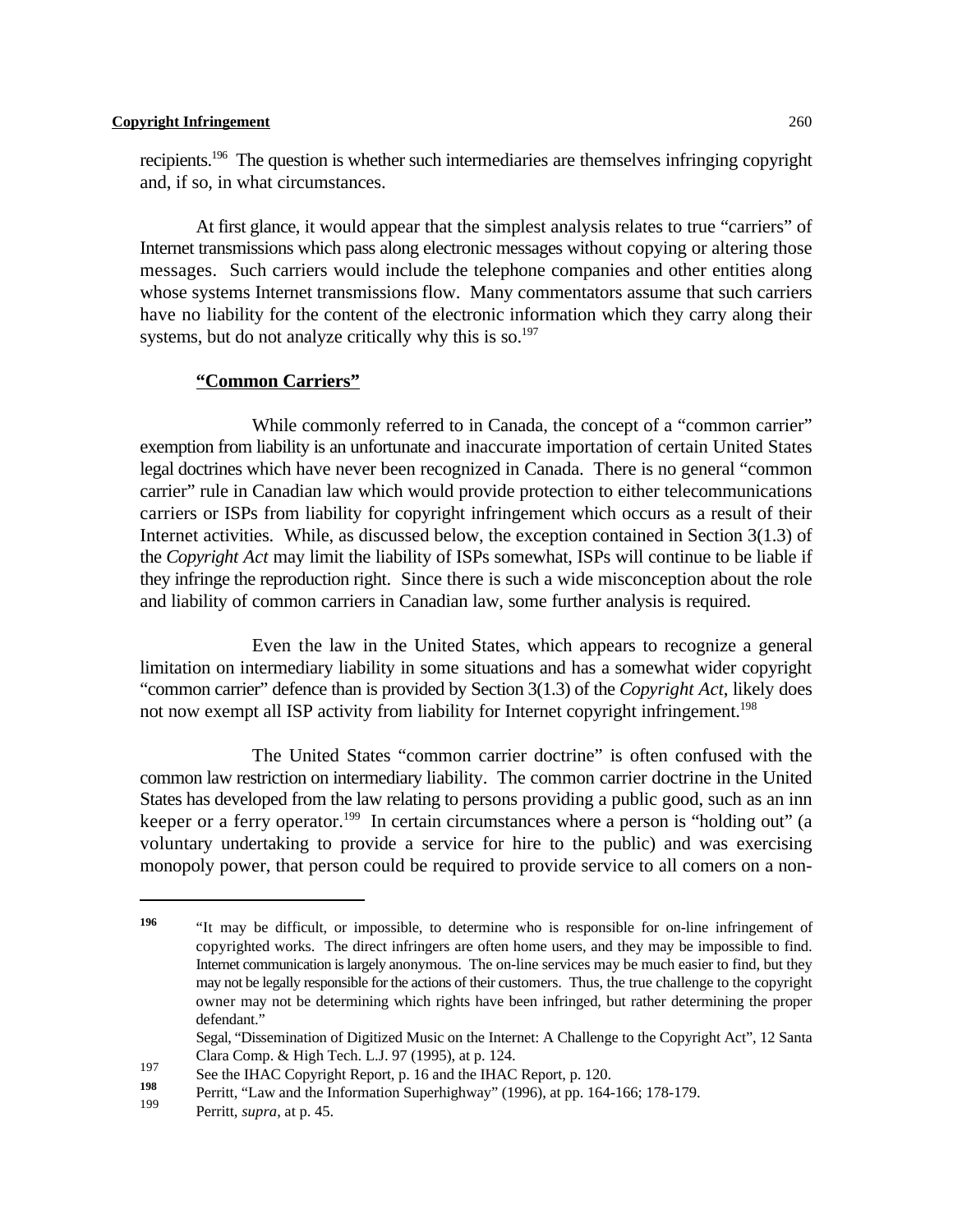recipients.[196] The question is whether such intermediaries are themselves infringing copyright and, if so, in what circumstances.

At first glance, it would appear that the simplest analysis relates to true "carriers" of Internet transmissions which pass along electronic messages without copying or altering those messages. Such carriers would include the telephone companies and other entities along whose systems Internet transmissions flow. Many commentators assume that such carriers have no liability for the content of the electronic information which they carry along their systems, but do not analyze critically why this is so.[197]

**"Common Carriers"**

While commonly referred to in Canada, the concept of a "common carrier" exemption from liability is an unfortunate and inaccurate importation of certain United States legal doctrines which have never been recognized in Canada. There is no general "common carrier" rule in Canadian law which would provide protection to either telecommunications carriers or ISPs from liability for copyright infringement which occurs as a result of their Internet activities. While, as discussed below, the exception contained in Section 3(1.3) of the *Copyright Act* may limit the liability of ISPs somewhat, ISPs will continue to be liable if they infringe the reproduction right. Since there is such a wide misconception about the role and liability of common carriers in Canadian law, some further analysis is required.

Even the law in the United States, which appears to recognize a general limitation on intermediary liability in some situations and has a somewhat wider copyright "common carrier" defence than is provided by Section 3(1.3) of the *Copyright Act*, likely does not now exempt all ISP activity from liability for Internet copyright infringement.[198]

The United States "common carrier doctrine" is often confused with the common law restriction on intermediary liability. The common carrier doctrine in the United States has developed from the law relating to persons providing a public good, such as an inn keeper or a ferry operator.[199] In certain circumstances where a person is "holding out" (a voluntary undertaking to provide a service for hire to the public) and was exercising monopoly power, that person could be required to provide service to all comers on a non-

---

[196] "It may be difficult, or impossible, to determine who is responsible for on-line infringement of copyrighted works. The direct infringers are often home users, and they may be impossible to find. Internet communication is largely anonymous. The on-line services may be much easier to find, but they may not be legally responsible for the actions of their customers. Thus, the true challenge to the copyright owner may not be determining which rights have been infringed, but rather determining the proper defendant."
Segal, "Dissemination of Digitized Music on the Internet: A Challenge to the Copyright Act", 12 Santa Clara Comp. & High Tech. L.J. 97 (1995), at p. 124.

[197] See the IHAC Copyright Report, p. 16 and the IHAC Report, p. 120.

[198] Perritt, "Law and the Information Superhighway" (1996), at pp. 164-166; 178-179.

[199] Perritt, *supra*, at p. 45.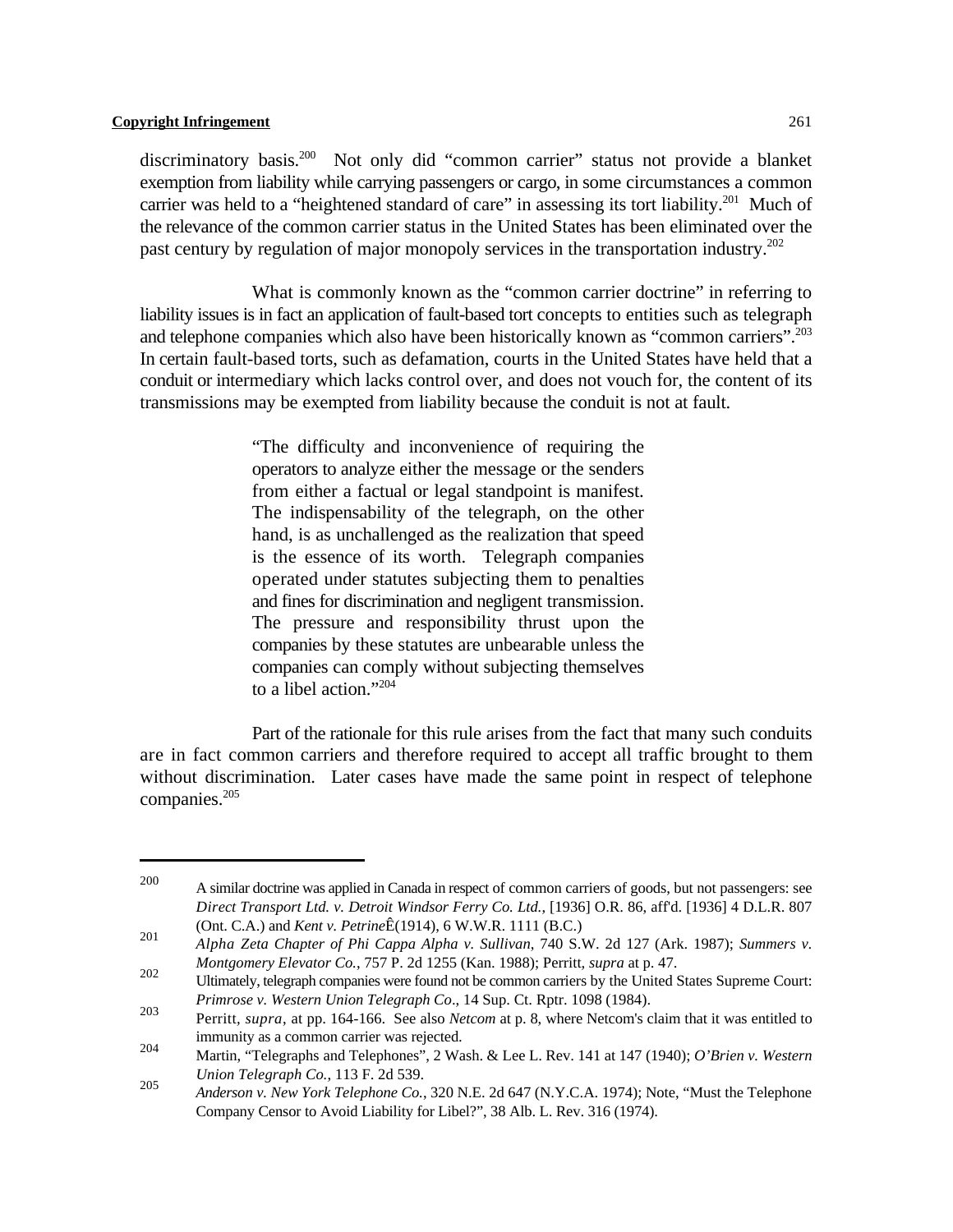discriminatory basis.[200] Not only did "common carrier" status not provide a blanket exemption from liability while carrying passengers or cargo, in some circumstances a common carrier was held to a "heightened standard of care" in assessing its tort liability.[201] Much of the relevance of the common carrier status in the United States has been eliminated over the past century by regulation of major monopoly services in the transportation industry.[202]

What is commonly known as the "common carrier doctrine" in referring to liability issues is in fact an application of fault-based tort concepts to entities such as telegraph and telephone companies which also have been historically known as "common carriers".[203] In certain fault-based torts, such as defamation, courts in the United States have held that a conduit or intermediary which lacks control over, and does not vouch for, the content of its transmissions may be exempted from liability because the conduit is not at fault.

> "The difficulty and inconvenience of requiring the operators to analyze either the message or the senders from either a factual or legal standpoint is manifest. The indispensability of the telegraph, on the other hand, is as unchallenged as the realization that speed is the essence of its worth. Telegraph companies operated under statutes subjecting them to penalties and fines for discrimination and negligent transmission. The pressure and responsibility thrust upon the companies by these statutes are unbearable unless the companies can comply without subjecting themselves to a libel action."[204]

Part of the rationale for this rule arises from the fact that many such conduits are in fact common carriers and therefore required to accept all traffic brought to them without discrimination. Later cases have made the same point in respect of telephone companies.[205]

---

[200] A similar doctrine was applied in Canada in respect of common carriers of goods, but not passengers: see *Direct Transport Ltd. v. Detroit Windsor Ferry Co. Ltd.*, [1936] O.R. 86, aff'd. [1936] 4 D.L.R. 807 (Ont. C.A.) and *Kent v. Petrine*Ê(1914), 6 W.W.R. 1111 (B.C.)

[201] *Alpha Zeta Chapter of Phi Cappa Alpha v. Sullivan*, 740 S.W. 2d 127 (Ark. 1987); *Summers v. Montgomery Elevator Co.*, 757 P. 2d 1255 (Kan. 1988); Perritt, *supra* at p. 47.

[202] Ultimately, telegraph companies were found not be common carriers by the United States Supreme Court: *Primrose v. Western Union Telegraph Co*., 14 Sup. Ct. Rptr. 1098 (1984).

[203] Perritt, *supra*, at pp. 164-166. See also *Netcom* at p. 8, where Netcom's claim that it was entitled to immunity as a common carrier was rejected.

[204] Martin, "Telegraphs and Telephones", 2 Wash. & Lee L. Rev. 141 at 147 (1940); *O'Brien v. Western Union Telegraph Co.*, 113 F. 2d 539.

[205] *Anderson v. New York Telephone Co.*, 320 N.E. 2d 647 (N.Y.C.A. 1974); Note, "Must the Telephone Company Censor to Avoid Liability for Libel?", 38 Alb. L. Rev. 316 (1974).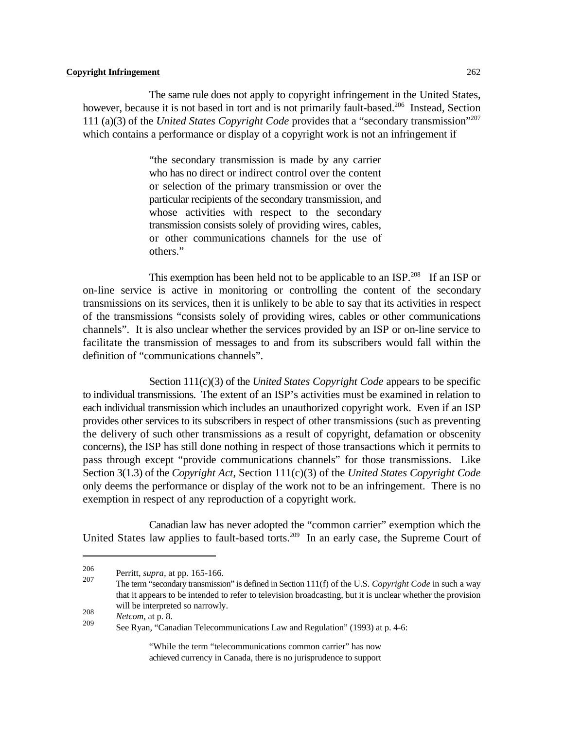The same rule does not apply to copyright infringement in the United States, however, because it is not based in tort and is not primarily fault-based.[206] Instead, Section 111 (a)(3) of the *United States Copyright Code* provides that a "secondary transmission"[207] which contains a performance or display of a copyright work is not an infringement if

> "the secondary transmission is made by any carrier who has no direct or indirect control over the content or selection of the primary transmission or over the particular recipients of the secondary transmission, and whose activities with respect to the secondary transmission consists solely of providing wires, cables, or other communications channels for the use of others."

This exemption has been held not to be applicable to an ISP.[208] If an ISP or on-line service is active in monitoring or controlling the content of the secondary transmissions on its services, then it is unlikely to be able to say that its activities in respect of the transmissions "consists solely of providing wires, cables or other communications channels". It is also unclear whether the services provided by an ISP or on-line service to facilitate the transmission of messages to and from its subscribers would fall within the definition of "communications channels".

Section 111(c)(3) of the *United States Copyright Code* appears to be specific to individual transmissions. The extent of an ISP's activities must be examined in relation to each individual transmission which includes an unauthorized copyright work. Even if an ISP provides other services to its subscribers in respect of other transmissions (such as preventing the delivery of such other transmissions as a result of copyright, defamation or obscenity concerns), the ISP has still done nothing in respect of those transactions which it permits to pass through except "provide communications channels" for those transmissions. Like Section 3(1.3) of the *Copyright Act*, Section 111(c)(3) of the *United States Copyright Code* only deems the performance or display of the work not to be an infringement. There is no exemption in respect of any reproduction of a copyright work.

Canadian law has never adopted the "common carrier" exemption which the United States law applies to fault-based torts.[209] In an early case, the Supreme Court of

---

[206] Perritt, *supra*, at pp. 165-166.

[207] The term "secondary transmission" is defined in Section 111(f) of the U.S. *Copyright Code* in such a way that it appears to be intended to refer to television broadcasting, but it is unclear whether the provision will be interpreted so narrowly.

[208] *Netcom*, at p. 8.

[209] See Ryan, "Canadian Telecommunications Law and Regulation" (1993) at p. 4-6:

> "While the term "telecommunications common carrier" has now achieved currency in Canada, there is no jurisprudence to support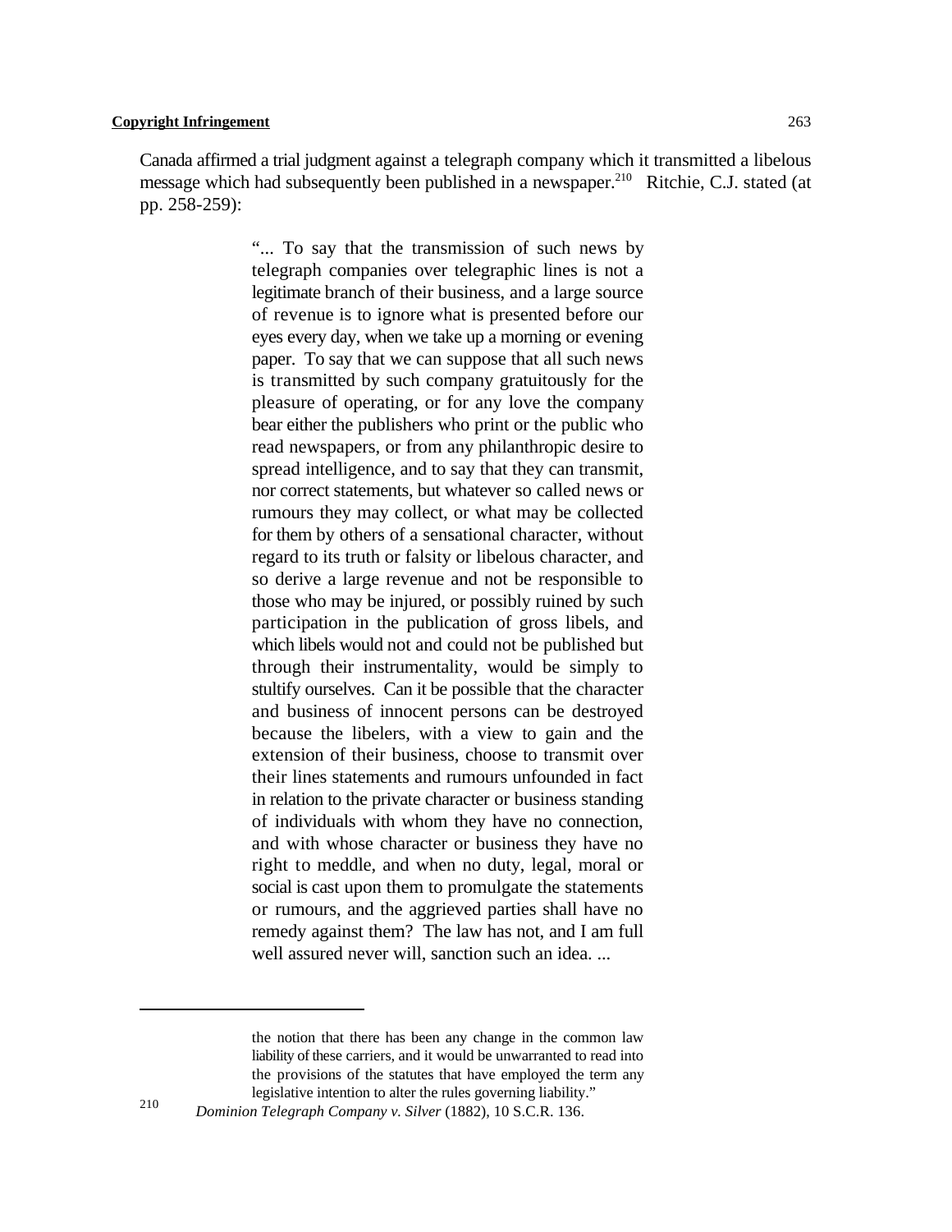Canada affirmed a trial judgment against a telegraph company which it transmitted a libelous message which had subsequently been published in a newspaper.[210] Ritchie, C.J. stated (at pp. 258-259):

> "... To say that the transmission of such news by telegraph companies over telegraphic lines is not a legitimate branch of their business, and a large source of revenue is to ignore what is presented before our eyes every day, when we take up a morning or evening paper. To say that we can suppose that all such news is transmitted by such company gratuitously for the pleasure of operating, or for any love the company bear either the publishers who print or the public who read newspapers, or from any philanthropic desire to spread intelligence, and to say that they can transmit, nor correct statements, but whatever so called news or rumours they may collect, or what may be collected for them by others of a sensational character, without regard to its truth or falsity or libelous character, and so derive a large revenue and not be responsible to those who may be injured, or possibly ruined by such participation in the publication of gross libels, and which libels would not and could not be published but through their instrumentality, would be simply to stultify ourselves. Can it be possible that the character and business of innocent persons can be destroyed because the libelers, with a view to gain and the extension of their business, choose to transmit over their lines statements and rumours unfounded in fact in relation to the private character or business standing of individuals with whom they have no connection, and with whose character or business they have no right to meddle, and when no duty, legal, moral or social is cast upon them to promulgate the statements or rumours, and the aggrieved parties shall have no remedy against them? The law has not, and I am full well assured never will, sanction such an idea. ...

---

the notion that there has been any change in the common law liability of these carriers, and it would be unwarranted to read into the provisions of the statutes that have employed the term any legislative intention to alter the rules governing liability."

[210] *Dominion Telegraph Company v. Silver* (1882), 10 S.C.R. 136.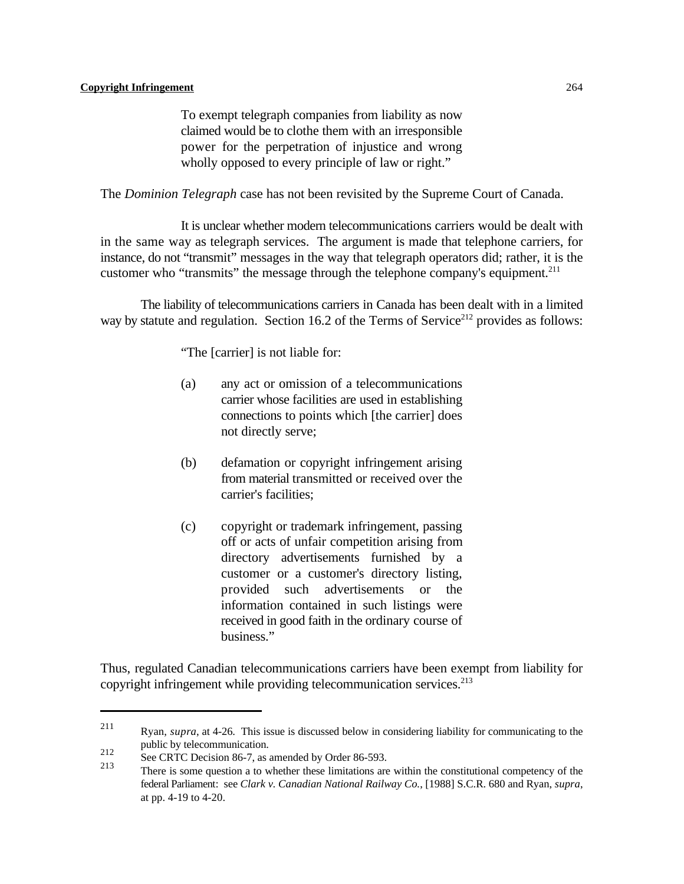> To exempt telegraph companies from liability as now claimed would be to clothe them with an irresponsible power for the perpetration of injustice and wrong wholly opposed to every principle of law or right."

The *Dominion Telegraph* case has not been revisited by the Supreme Court of Canada.

It is unclear whether modern telecommunications carriers would be dealt with in the same way as telegraph services. The argument is made that telephone carriers, for instance, do not "transmit" messages in the way that telegraph operators did; rather, it is the customer who "transmits" the message through the telephone company's equipment.[211]

The liability of telecommunications carriers in Canada has been dealt with in a limited way by statute and regulation. Section 16.2 of the Terms of Service[212] provides as follows:

> "The [carrier] is not liable for:
>
> (a) any act or omission of a telecommunications carrier whose facilities are used in establishing connections to points which [the carrier] does not directly serve;
>
> (b) defamation or copyright infringement arising from material transmitted or received over the carrier's facilities;
>
> (c) copyright or trademark infringement, passing off or acts of unfair competition arising from directory advertisements furnished by a customer or a customer's directory listing, provided such advertisements or the information contained in such listings were received in good faith in the ordinary course of business."

Thus, regulated Canadian telecommunications carriers have been exempt from liability for copyright infringement while providing telecommunication services.[213]

---

211 Ryan, *supra*, at 4-26. This issue is discussed below in considering liability for communicating to the public by telecommunication.

212 See CRTC Decision 86-7, as amended by Order 86-593.

213 There is some question a to whether these limitations are within the constitutional competency of the federal Parliament: see *Clark v. Canadian National Railway Co.*, [1988] S.C.R. 680 and Ryan, *supra*, at pp. 4-19 to 4-20.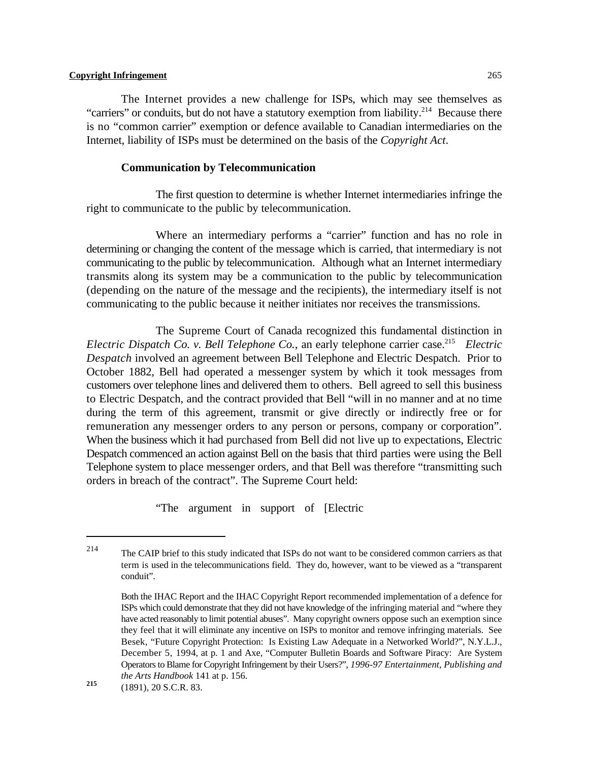The Internet provides a new challenge for ISPs, which may see themselves as "carriers" or conduits, but do not have a statutory exemption from liability.[214] Because there is no "common carrier" exemption or defence available to Canadian intermediaries on the Internet, liability of ISPs must be determined on the basis of the *Copyright Act*.

### Communication by Telecommunication

The first question to determine is whether Internet intermediaries infringe the right to communicate to the public by telecommunication.

Where an intermediary performs a "carrier" function and has no role in determining or changing the content of the message which is carried, that intermediary is not communicating to the public by telecommunication. Although what an Internet intermediary transmits along its system may be a communication to the public by telecommunication (depending on the nature of the message and the recipients), the intermediary itself is not communicating to the public because it neither initiates nor receives the transmissions.

The Supreme Court of Canada recognized this fundamental distinction in *Electric Dispatch Co. v. Bell Telephone Co.*, an early telephone carrier case.[215] *Electric Despatch* involved an agreement between Bell Telephone and Electric Despatch. Prior to October 1882, Bell had operated a messenger system by which it took messages from customers over telephone lines and delivered them to others. Bell agreed to sell this business to Electric Despatch, and the contract provided that Bell "will in no manner and at no time during the term of this agreement, transmit or give directly or indirectly free or for remuneration any messenger orders to any person or persons, company or corporation". When the business which it had purchased from Bell did not live up to expectations, Electric Despatch commenced an action against Bell on the basis that third parties were using the Bell Telephone system to place messenger orders, and that Bell was therefore "transmitting such orders in breach of the contract". The Supreme Court held:

> "The argument in support of [Electric

---

[214] The CAIP brief to this study indicated that ISPs do not want to be considered common carriers as that term is used in the telecommunications field. They do, however, want to be viewed as a "transparent conduit".

Both the IHAC Report and the IHAC Copyright Report recommended implementation of a defence for ISPs which could demonstrate that they did not have knowledge of the infringing material and "where they have acted reasonably to limit potential abuses". Many copyright owners oppose such an exemption since they feel that it will eliminate any incentive on ISPs to monitor and remove infringing materials. See Besek, "Future Copyright Protection: Is Existing Law Adequate in a Networked World?", N.Y.L.J., December 5, 1994, at p. 1 and Axe, "Computer Bulletin Boards and Software Piracy: Are System Operators to Blame for Copyright Infringement by their Users?", *1996-97 Entertainment, Publishing and the Arts Handbook* 141 at p. 156.

[215] (1891), 20 S.C.R. 83.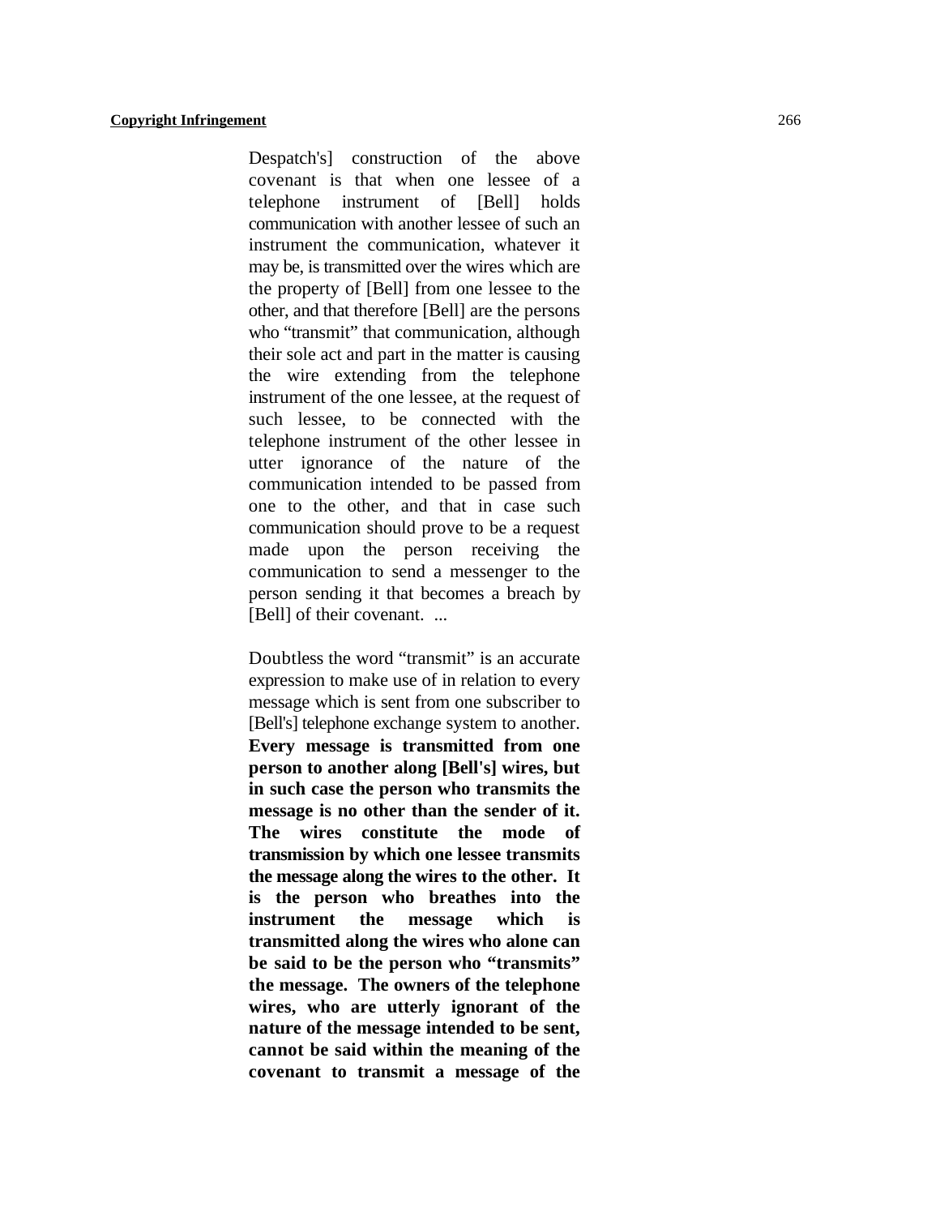Despatch's] construction of the above covenant is that when one lessee of a telephone instrument of [Bell] holds communication with another lessee of such an instrument the communication, whatever it may be, is transmitted over the wires which are the property of [Bell] from one lessee to the other, and that therefore [Bell] are the persons who "transmit" that communication, although their sole act and part in the matter is causing the wire extending from the telephone instrument of the one lessee, at the request of such lessee, to be connected with the telephone instrument of the other lessee in utter ignorance of the nature of the communication intended to be passed from one to the other, and that in case such communication should prove to be a request made upon the person receiving the communication to send a messenger to the person sending it that becomes a breach by [Bell] of their covenant. ...

Doubtless the word "transmit" is an accurate expression to make use of in relation to every message which is sent from one subscriber to [Bell's] telephone exchange system to another. **Every message is transmitted from one person to another along [Bell's] wires, but in such case the person who transmits the message is no other than the sender of it. The wires constitute the mode of transmission by which one lessee transmits the message along the wires to the other. It is the person who breathes into the instrument the message which is transmitted along the wires who alone can be said to be the person who "transmits" the message. The owners of the telephone wires, who are utterly ignorant of the nature of the message intended to be sent, cannot be said within the meaning of the covenant to transmit a message of the**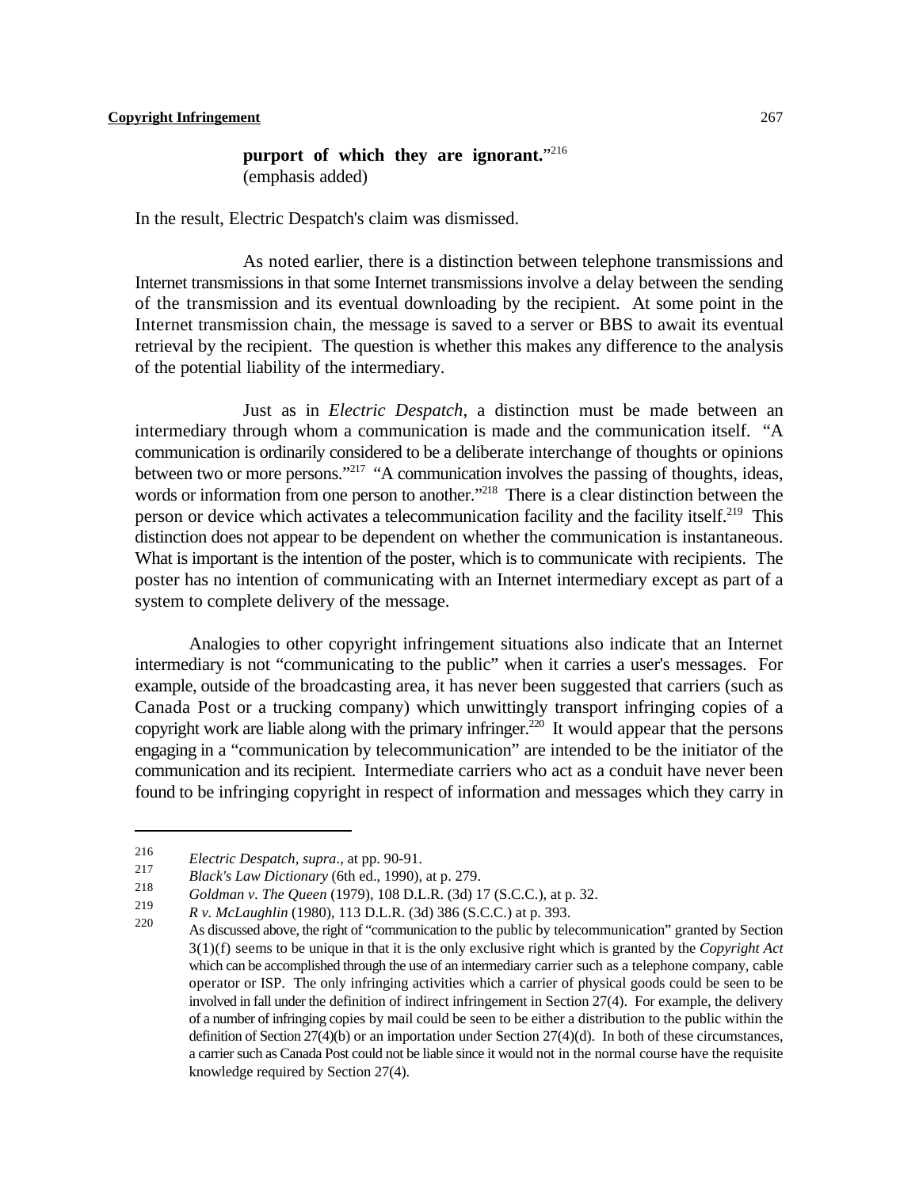**purport of which they are ignorant.**"[216]
(emphasis added)

In the result, Electric Despatch's claim was dismissed.

As noted earlier, there is a distinction between telephone transmissions and Internet transmissions in that some Internet transmissions involve a delay between the sending of the transmission and its eventual downloading by the recipient. At some point in the Internet transmission chain, the message is saved to a server or BBS to await its eventual retrieval by the recipient. The question is whether this makes any difference to the analysis of the potential liability of the intermediary.

Just as in *Electric Despatch*, a distinction must be made between an intermediary through whom a communication is made and the communication itself. "A communication is ordinarily considered to be a deliberate interchange of thoughts or opinions between two or more persons."[217] "A communication involves the passing of thoughts, ideas, words or information from one person to another."[218] There is a clear distinction between the person or device which activates a telecommunication facility and the facility itself.[219] This distinction does not appear to be dependent on whether the communication is instantaneous. What is important is the intention of the poster, which is to communicate with recipients. The poster has no intention of communicating with an Internet intermediary except as part of a system to complete delivery of the message.

Analogies to other copyright infringement situations also indicate that an Internet intermediary is not "communicating to the public" when it carries a user's messages. For example, outside of the broadcasting area, it has never been suggested that carriers (such as Canada Post or a trucking company) which unwittingly transport infringing copies of a copyright work are liable along with the primary infringer.[220] It would appear that the persons engaging in a "communication by telecommunication" are intended to be the initiator of the communication and its recipient. Intermediate carriers who act as a conduit have never been found to be infringing copyright in respect of information and messages which they carry in

---

[216] *Electric Despatch, supra*., at pp. 90-91.

[217] *Black's Law Dictionary* (6th ed., 1990), at p. 279.

[218] *Goldman v. The Queen* (1979), 108 D.L.R. (3d) 17 (S.C.C.), at p. 32.

[219] *R v. McLaughlin* (1980), 113 D.L.R. (3d) 386 (S.C.C.) at p. 393.

[220] As discussed above, the right of "communication to the public by telecommunication" granted by Section 3(1)(f) seems to be unique in that it is the only exclusive right which is granted by the *Copyright Act* which can be accomplished through the use of an intermediary carrier such as a telephone company, cable operator or ISP. The only infringing activities which a carrier of physical goods could be seen to be involved in fall under the definition of indirect infringement in Section 27(4). For example, the delivery of a number of infringing copies by mail could be seen to be either a distribution to the public within the definition of Section 27(4)(b) or an importation under Section 27(4)(d). In both of these circumstances, a carrier such as Canada Post could not be liable since it would not in the normal course have the requisite knowledge required by Section 27(4).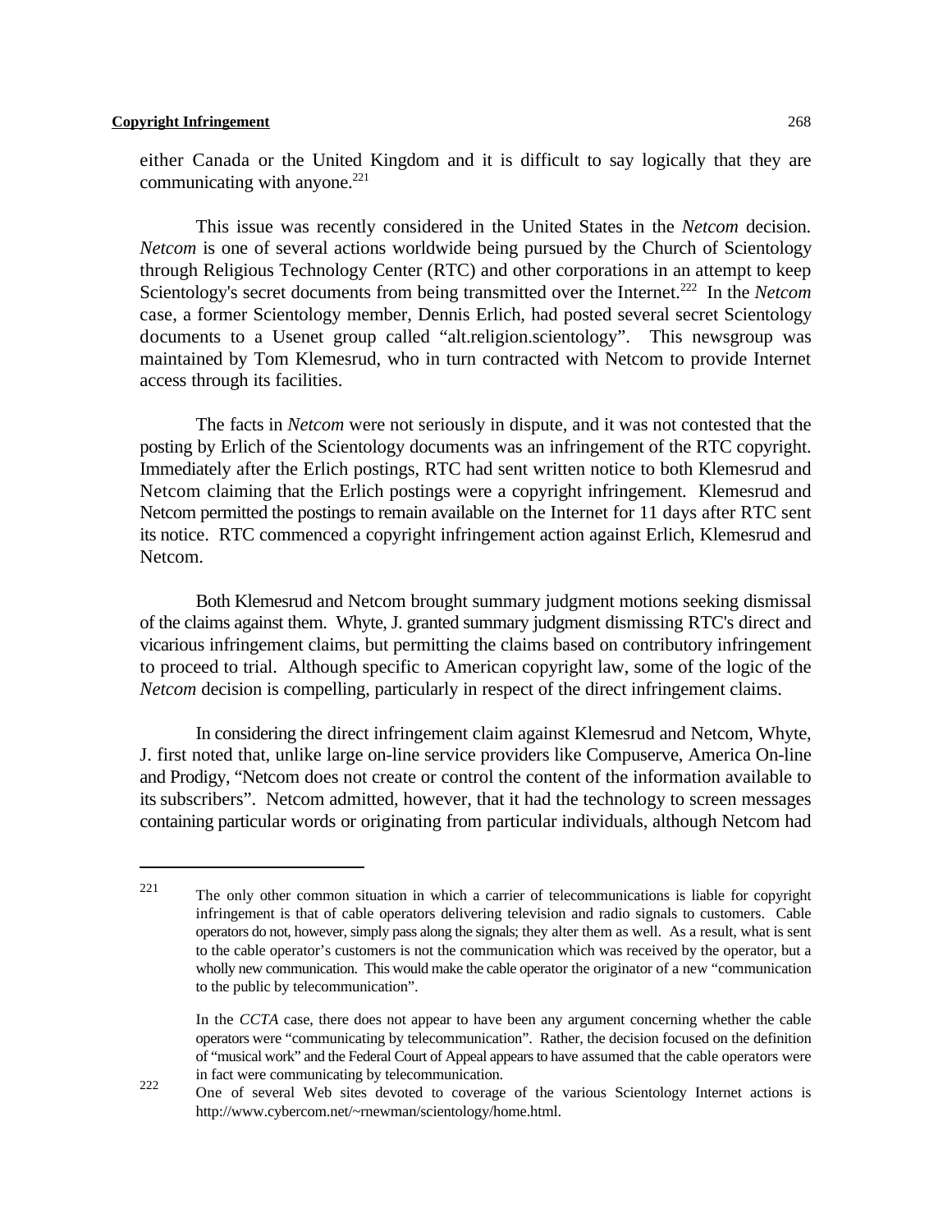either Canada or the United Kingdom and it is difficult to say logically that they are communicating with anyone.[221]

This issue was recently considered in the United States in the *Netcom* decision. *Netcom* is one of several actions worldwide being pursued by the Church of Scientology through Religious Technology Center (RTC) and other corporations in an attempt to keep Scientology's secret documents from being transmitted over the Internet.[222] In the *Netcom* case, a former Scientology member, Dennis Erlich, had posted several secret Scientology documents to a Usenet group called "alt.religion.scientology". This newsgroup was maintained by Tom Klemesrud, who in turn contracted with Netcom to provide Internet access through its facilities.

The facts in *Netcom* were not seriously in dispute, and it was not contested that the posting by Erlich of the Scientology documents was an infringement of the RTC copyright. Immediately after the Erlich postings, RTC had sent written notice to both Klemesrud and Netcom claiming that the Erlich postings were a copyright infringement. Klemesrud and Netcom permitted the postings to remain available on the Internet for 11 days after RTC sent its notice. RTC commenced a copyright infringement action against Erlich, Klemesrud and Netcom.

Both Klemesrud and Netcom brought summary judgment motions seeking dismissal of the claims against them. Whyte, J. granted summary judgment dismissing RTC's direct and vicarious infringement claims, but permitting the claims based on contributory infringement to proceed to trial. Although specific to American copyright law, some of the logic of the *Netcom* decision is compelling, particularly in respect of the direct infringement claims.

In considering the direct infringement claim against Klemesrud and Netcom, Whyte, J. first noted that, unlike large on-line service providers like Compuserve, America On-line and Prodigy, "Netcom does not create or control the content of the information available to its subscribers". Netcom admitted, however, that it had the technology to screen messages containing particular words or originating from particular individuals, although Netcom had

---

[221] The only other common situation in which a carrier of telecommunications is liable for copyright infringement is that of cable operators delivering television and radio signals to customers. Cable operators do not, however, simply pass along the signals; they alter them as well. As a result, what is sent to the cable operator's customers is not the communication which was received by the operator, but a wholly new communication. This would make the cable operator the originator of a new "communication to the public by telecommunication".

In the *CCTA* case, there does not appear to have been any argument concerning whether the cable operators were "communicating by telecommunication". Rather, the decision focused on the definition of "musical work" and the Federal Court of Appeal appears to have assumed that the cable operators were in fact were communicating by telecommunication.

[222] One of several Web sites devoted to coverage of the various Scientology Internet actions is http://www.cybercom.net/~rnewman/scientology/home.html.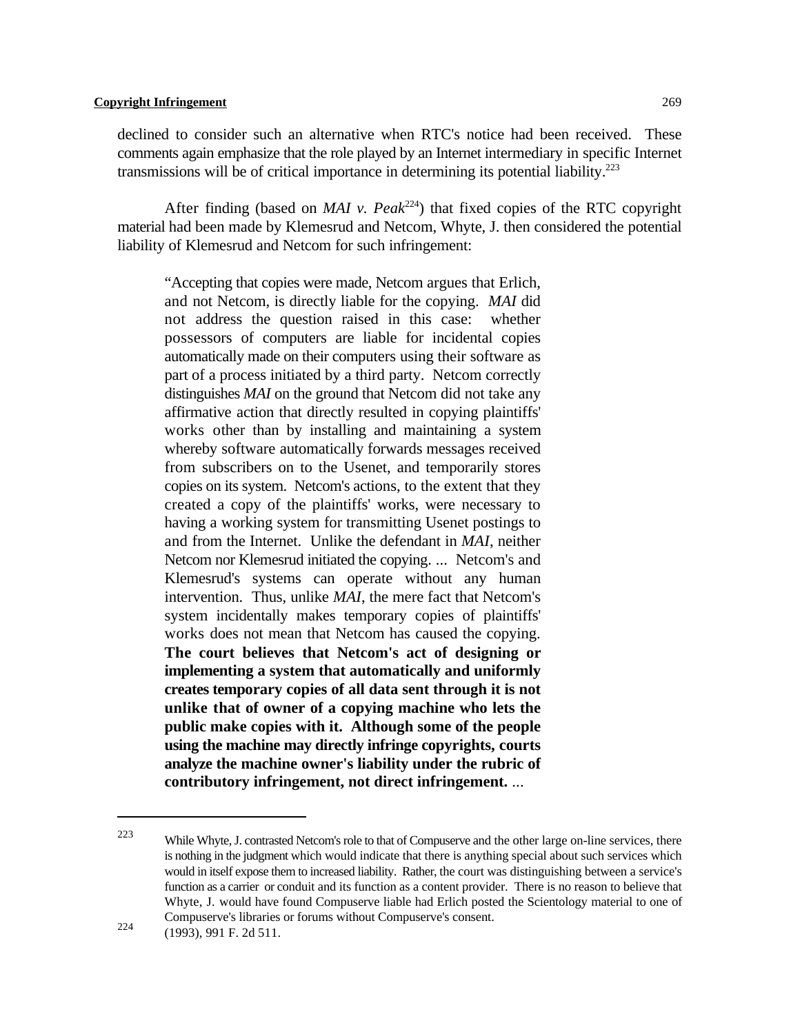declined to consider such an alternative when RTC's notice had been received. These comments again emphasize that the role played by an Internet intermediary in specific Internet transmissions will be of critical importance in determining its potential liability.[223]

After finding (based on *MAI v. Peak*[224]) that fixed copies of the RTC copyright material had been made by Klemesrud and Netcom, Whyte, J. then considered the potential liability of Klemesrud and Netcom for such infringement:

> "Accepting that copies were made, Netcom argues that Erlich, and not Netcom, is directly liable for the copying. *MAI* did not address the question raised in this case: whether possessors of computers are liable for incidental copies automatically made on their computers using their software as part of a process initiated by a third party. Netcom correctly distinguishes *MAI* on the ground that Netcom did not take any affirmative action that directly resulted in copying plaintiffs' works other than by installing and maintaining a system whereby software automatically forwards messages received from subscribers on to the Usenet, and temporarily stores copies on its system. Netcom's actions, to the extent that they created a copy of the plaintiffs' works, were necessary to having a working system for transmitting Usenet postings to and from the Internet. Unlike the defendant in *MAI*, neither Netcom nor Klemesrud initiated the copying. ... Netcom's and Klemesrud's systems can operate without any human intervention. Thus, unlike *MAI*, the mere fact that Netcom's system incidentally makes temporary copies of plaintiffs' works does not mean that Netcom has caused the copying. **The court believes that Netcom's act of designing or implementing a system that automatically and uniformly creates temporary copies of all data sent through it is not unlike that of owner of a copying machine who lets the public make copies with it. Although some of the people using the machine may directly infringe copyrights, courts analyze the machine owner's liability under the rubric of contributory infringement, not direct infringement.** ...

---

[223] While Whyte, J. contrasted Netcom's role to that of Compuserve and the other large on-line services, there is nothing in the judgment which would indicate that there is anything special about such services which would in itself expose them to increased liability. Rather, the court was distinguishing between a service's function as a carrier or conduit and its function as a content provider. There is no reason to believe that Whyte, J. would have found Compuserve liable had Erlich posted the Scientology material to one of Compuserve's libraries or forums without Compuserve's consent.

[224] (1993), 991 F. 2d 511.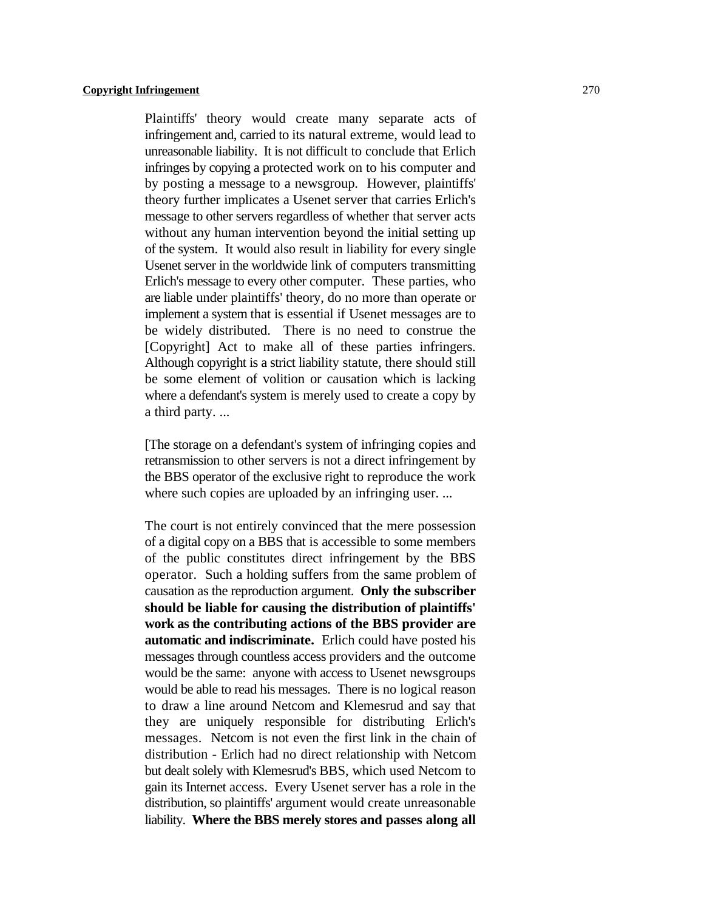Plaintiffs' theory would create many separate acts of infringement and, carried to its natural extreme, would lead to unreasonable liability. It is not difficult to conclude that Erlich infringes by copying a protected work on to his computer and by posting a message to a newsgroup. However, plaintiffs' theory further implicates a Usenet server that carries Erlich's message to other servers regardless of whether that server acts without any human intervention beyond the initial setting up of the system. It would also result in liability for every single Usenet server in the worldwide link of computers transmitting Erlich's message to every other computer. These parties, who are liable under plaintiffs' theory, do no more than operate or implement a system that is essential if Usenet messages are to be widely distributed. There is no need to construe the [Copyright] Act to make all of these parties infringers. Although copyright is a strict liability statute, there should still be some element of volition or causation which is lacking where a defendant's system is merely used to create a copy by a third party. ...

[The storage on a defendant's system of infringing copies and retransmission to other servers is not a direct infringement by the BBS operator of the exclusive right to reproduce the work where such copies are uploaded by an infringing user. ...

The court is not entirely convinced that the mere possession of a digital copy on a BBS that is accessible to some members of the public constitutes direct infringement by the BBS operator. Such a holding suffers from the same problem of causation as the reproduction argument. **Only the subscriber should be liable for causing the distribution of plaintiffs' work as the contributing actions of the BBS provider are automatic and indiscriminate.** Erlich could have posted his messages through countless access providers and the outcome would be the same: anyone with access to Usenet newsgroups would be able to read his messages. There is no logical reason to draw a line around Netcom and Klemesrud and say that they are uniquely responsible for distributing Erlich's messages. Netcom is not even the first link in the chain of distribution - Erlich had no direct relationship with Netcom but dealt solely with Klemesrud's BBS, which used Netcom to gain its Internet access. Every Usenet server has a role in the distribution, so plaintiffs' argument would create unreasonable liability. **Where the BBS merely stores and passes along all**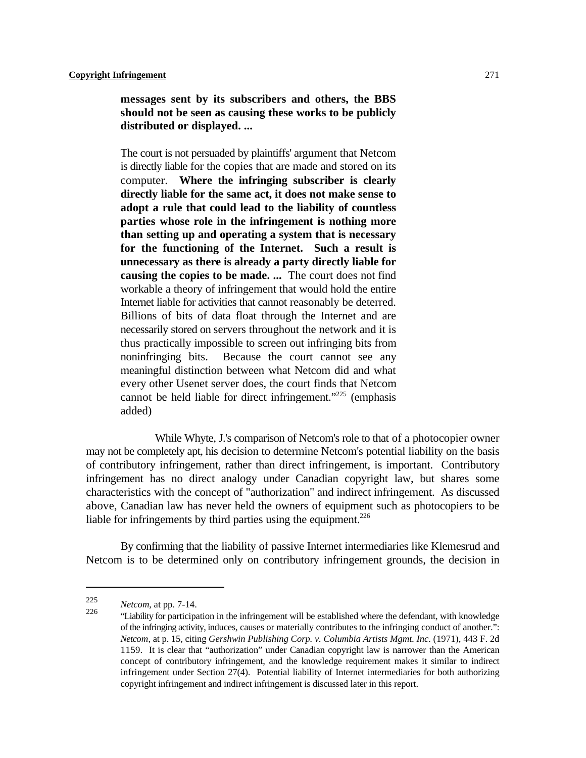> **messages sent by its subscribers and others, the BBS should not be seen as causing these works to be publicly distributed or displayed. ...**
>
> The court is not persuaded by plaintiffs' argument that Netcom is directly liable for the copies that are made and stored on its computer. **Where the infringing subscriber is clearly directly liable for the same act, it does not make sense to adopt a rule that could lead to the liability of countless parties whose role in the infringement is nothing more than setting up and operating a system that is necessary for the functioning of the Internet. Such a result is unnecessary as there is already a party directly liable for causing the copies to be made. ...** The court does not find workable a theory of infringement that would hold the entire Internet liable for activities that cannot reasonably be deterred. Billions of bits of data float through the Internet and are necessarily stored on servers throughout the network and it is thus practically impossible to screen out infringing bits from noninfringing bits. Because the court cannot see any meaningful distinction between what Netcom did and what every other Usenet server does, the court finds that Netcom cannot be held liable for direct infringement."[225] (emphasis added)

While Whyte, J.'s comparison of Netcom's role to that of a photocopier owner may not be completely apt, his decision to determine Netcom's potential liability on the basis of contributory infringement, rather than direct infringement, is important. Contributory infringement has no direct analogy under Canadian copyright law, but shares some characteristics with the concept of "authorization" and indirect infringement. As discussed above, Canadian law has never held the owners of equipment such as photocopiers to be liable for infringements by third parties using the equipment.[226]

By confirming that the liability of passive Internet intermediaries like Klemesrud and Netcom is to be determined only on contributory infringement grounds, the decision in

---

[225] *Netcom*, at pp. 7-14.

[226] "Liability for participation in the infringement will be established where the defendant, with knowledge of the infringing activity, induces, causes or materially contributes to the infringing conduct of another.": *Netcom*, at p. 15, citing *Gershwin Publishing Corp. v. Columbia Artists Mgmt. Inc*. (1971), 443 F. 2d 1159. It is clear that "authorization" under Canadian copyright law is narrower than the American concept of contributory infringement, and the knowledge requirement makes it similar to indirect infringement under Section 27(4). Potential liability of Internet intermediaries for both authorizing copyright infringement and indirect infringement is discussed later in this report.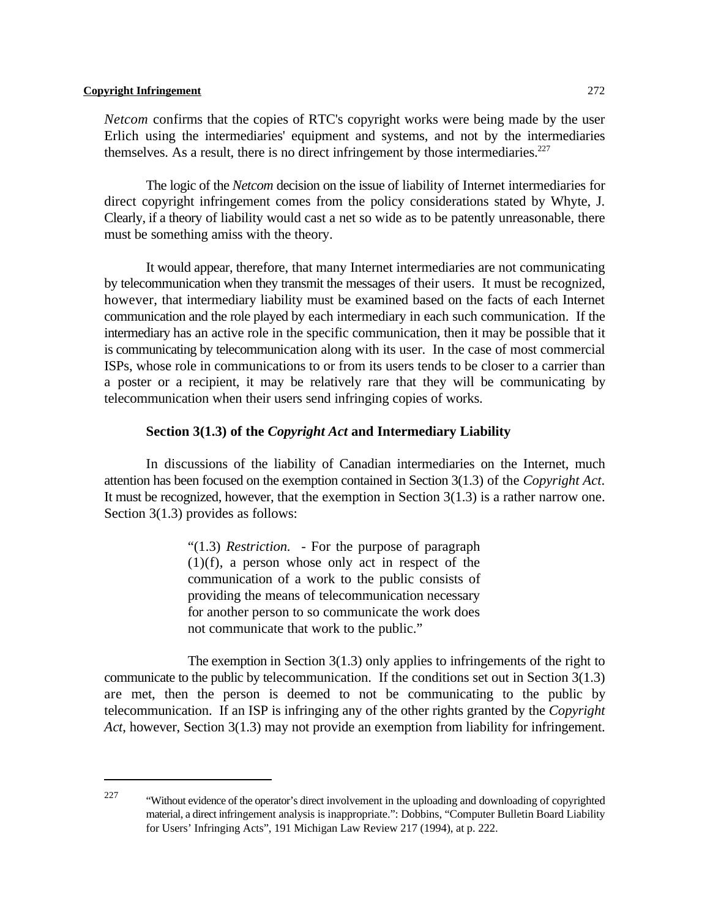*Netcom* confirms that the copies of RTC's copyright works were being made by the user Erlich using the intermediaries' equipment and systems, and not by the intermediaries themselves. As a result, there is no direct infringement by those intermediaries.[227]

The logic of the *Netcom* decision on the issue of liability of Internet intermediaries for direct copyright infringement comes from the policy considerations stated by Whyte, J. Clearly, if a theory of liability would cast a net so wide as to be patently unreasonable, there must be something amiss with the theory.

It would appear, therefore, that many Internet intermediaries are not communicating by telecommunication when they transmit the messages of their users. It must be recognized, however, that intermediary liability must be examined based on the facts of each Internet communication and the role played by each intermediary in each such communication. If the intermediary has an active role in the specific communication, then it may be possible that it is communicating by telecommunication along with its user. In the case of most commercial ISPs, whose role in communications to or from its users tends to be closer to a carrier than a poster or a recipient, it may be relatively rare that they will be communicating by telecommunication when their users send infringing copies of works.

### Section 3(1.3) of the *Copyright Act* and Intermediary Liability

In discussions of the liability of Canadian intermediaries on the Internet, much attention has been focused on the exemption contained in Section 3(1.3) of the *Copyright Act*. It must be recognized, however, that the exemption in Section 3(1.3) is a rather narrow one. Section 3(1.3) provides as follows:

> "(1.3) *Restriction.* - For the purpose of paragraph (1)(f), a person whose only act in respect of the communication of a work to the public consists of providing the means of telecommunication necessary for another person to so communicate the work does not communicate that work to the public."

The exemption in Section 3(1.3) only applies to infringements of the right to communicate to the public by telecommunication. If the conditions set out in Section 3(1.3) are met, then the person is deemed to not be communicating to the public by telecommunication. If an ISP is infringing any of the other rights granted by the *Copyright Act*, however, Section 3(1.3) may not provide an exemption from liability for infringement.

---

[227] "Without evidence of the operator's direct involvement in the uploading and downloading of copyrighted material, a direct infringement analysis is inappropriate.": Dobbins, "Computer Bulletin Board Liability for Users' Infringing Acts", 191 Michigan Law Review 217 (1994), at p. 222.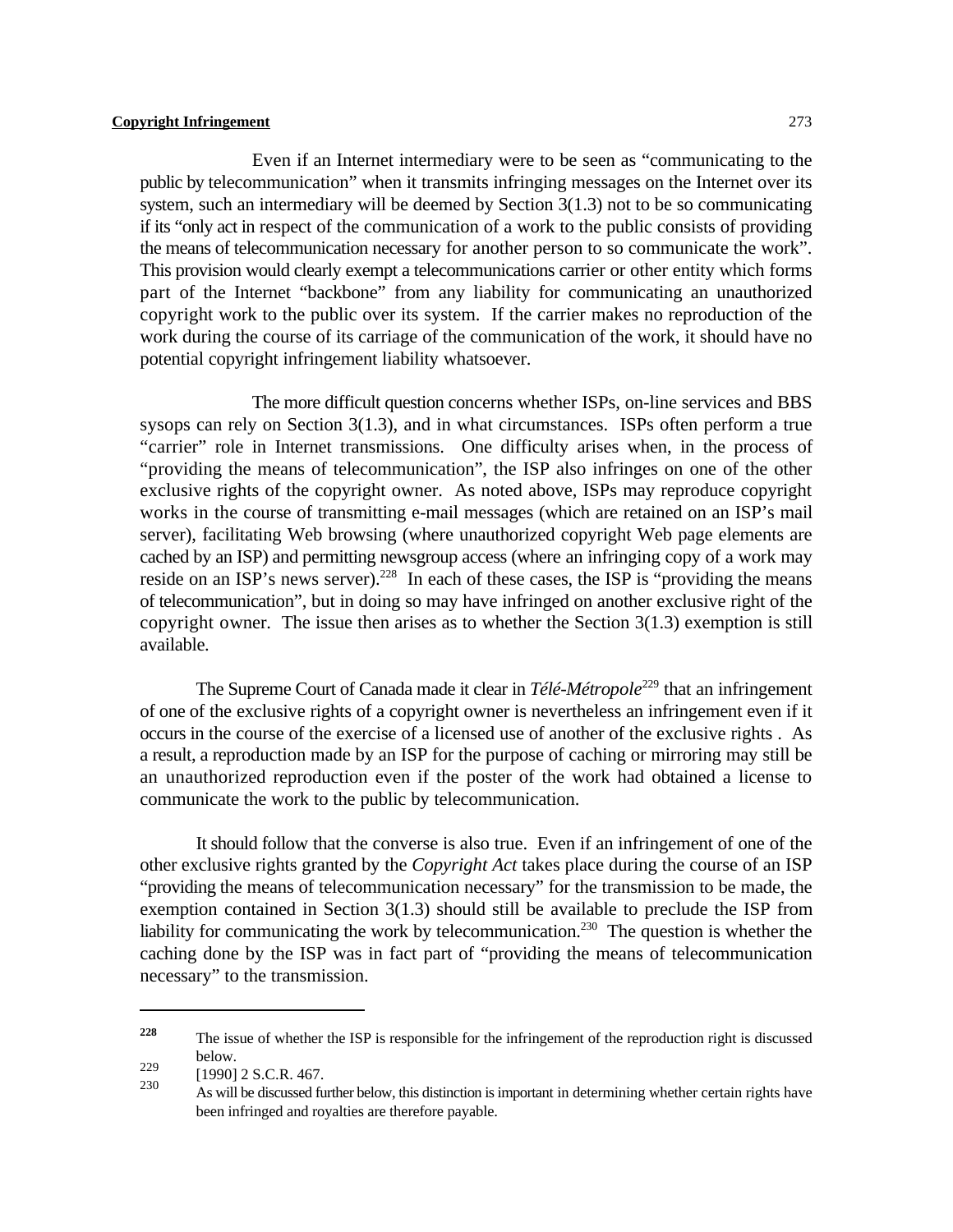Even if an Internet intermediary were to be seen as "communicating to the public by telecommunication" when it transmits infringing messages on the Internet over its system, such an intermediary will be deemed by Section 3(1.3) not to be so communicating if its "only act in respect of the communication of a work to the public consists of providing the means of telecommunication necessary for another person to so communicate the work". This provision would clearly exempt a telecommunications carrier or other entity which forms part of the Internet "backbone" from any liability for communicating an unauthorized copyright work to the public over its system. If the carrier makes no reproduction of the work during the course of its carriage of the communication of the work, it should have no potential copyright infringement liability whatsoever.

The more difficult question concerns whether ISPs, on-line services and BBS sysops can rely on Section 3(1.3), and in what circumstances. ISPs often perform a true "carrier" role in Internet transmissions. One difficulty arises when, in the process of "providing the means of telecommunication", the ISP also infringes on one of the other exclusive rights of the copyright owner. As noted above, ISPs may reproduce copyright works in the course of transmitting e-mail messages (which are retained on an ISP's mail server), facilitating Web browsing (where unauthorized copyright Web page elements are cached by an ISP) and permitting newsgroup access (where an infringing copy of a work may reside on an ISP's news server).[228] In each of these cases, the ISP is "providing the means of telecommunication", but in doing so may have infringed on another exclusive right of the copyright owner. The issue then arises as to whether the Section 3(1.3) exemption is still available.

The Supreme Court of Canada made it clear in *Télé-Métropole*[229] that an infringement of one of the exclusive rights of a copyright owner is nevertheless an infringement even if it occurs in the course of the exercise of a licensed use of another of the exclusive rights . As a result, a reproduction made by an ISP for the purpose of caching or mirroring may still be an unauthorized reproduction even if the poster of the work had obtained a license to communicate the work to the public by telecommunication.

It should follow that the converse is also true. Even if an infringement of one of the other exclusive rights granted by the *Copyright Act* takes place during the course of an ISP "providing the means of telecommunication necessary" for the transmission to be made, the exemption contained in Section 3(1.3) should still be available to preclude the ISP from liability for communicating the work by telecommunication.[230] The question is whether the caching done by the ISP was in fact part of "providing the means of telecommunication necessary" to the transmission.

---

[228] The issue of whether the ISP is responsible for the infringement of the reproduction right is discussed below.

[229] [1990] 2 S.C.R. 467.

[230] As will be discussed further below, this distinction is important in determining whether certain rights have been infringed and royalties are therefore payable.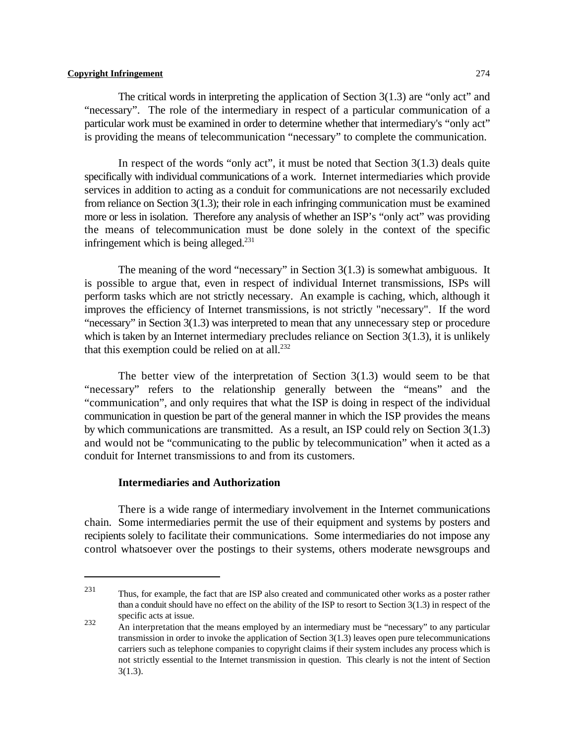The critical words in interpreting the application of Section 3(1.3) are "only act" and "necessary". The role of the intermediary in respect of a particular communication of a particular work must be examined in order to determine whether that intermediary's "only act" is providing the means of telecommunication "necessary" to complete the communication.

In respect of the words "only act", it must be noted that Section 3(1.3) deals quite specifically with individual communications of a work. Internet intermediaries which provide services in addition to acting as a conduit for communications are not necessarily excluded from reliance on Section 3(1.3); their role in each infringing communication must be examined more or less in isolation. Therefore any analysis of whether an ISP's "only act" was providing the means of telecommunication must be done solely in the context of the specific infringement which is being alleged.[231]

The meaning of the word "necessary" in Section 3(1.3) is somewhat ambiguous. It is possible to argue that, even in respect of individual Internet transmissions, ISPs will perform tasks which are not strictly necessary. An example is caching, which, although it improves the efficiency of Internet transmissions, is not strictly "necessary". If the word "necessary" in Section 3(1.3) was interpreted to mean that any unnecessary step or procedure which is taken by an Internet intermediary precludes reliance on Section 3(1.3), it is unlikely that this exemption could be relied on at all.[232]

The better view of the interpretation of Section 3(1.3) would seem to be that "necessary" refers to the relationship generally between the "means" and the "communication", and only requires that what the ISP is doing in respect of the individual communication in question be part of the general manner in which the ISP provides the means by which communications are transmitted. As a result, an ISP could rely on Section 3(1.3) and would not be "communicating to the public by telecommunication" when it acted as a conduit for Internet transmissions to and from its customers.

### Intermediaries and Authorization

There is a wide range of intermediary involvement in the Internet communications chain. Some intermediaries permit the use of their equipment and systems by posters and recipients solely to facilitate their communications. Some intermediaries do not impose any control whatsoever over the postings to their systems, others moderate newsgroups and

---

[231] Thus, for example, the fact that are ISP also created and communicated other works as a poster rather than a conduit should have no effect on the ability of the ISP to resort to Section 3(1.3) in respect of the specific acts at issue.

[232] An interpretation that the means employed by an intermediary must be "necessary" to any particular transmission in order to invoke the application of Section 3(1.3) leaves open pure telecommunications carriers such as telephone companies to copyright claims if their system includes any process which is not strictly essential to the Internet transmission in question. This clearly is not the intent of Section 3(1.3).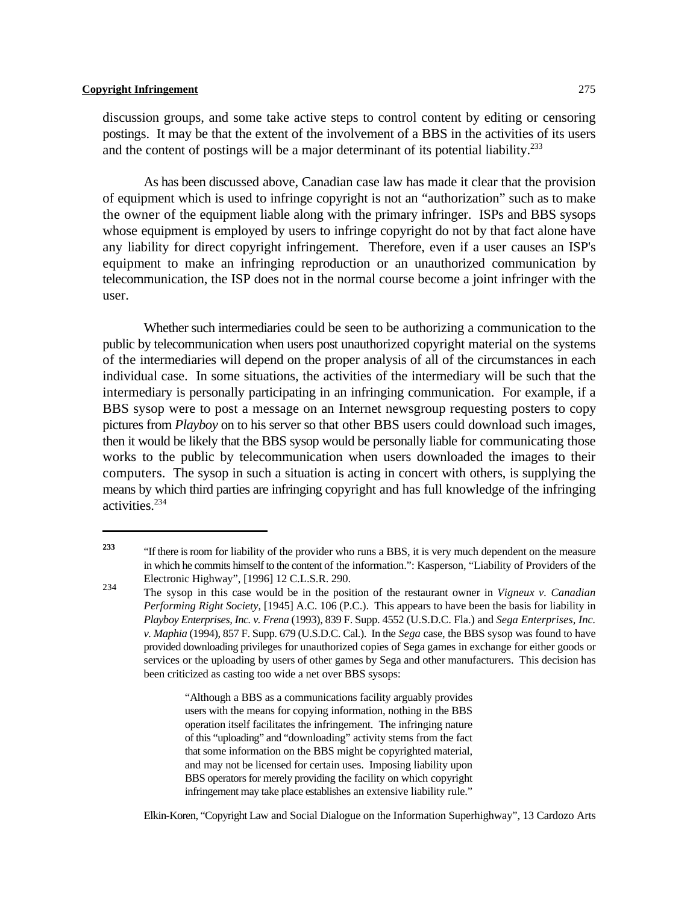discussion groups, and some take active steps to control content by editing or censoring postings. It may be that the extent of the involvement of a BBS in the activities of its users and the content of postings will be a major determinant of its potential liability.[233]

As has been discussed above, Canadian case law has made it clear that the provision of equipment which is used to infringe copyright is not an "authorization" such as to make the owner of the equipment liable along with the primary infringer. ISPs and BBS sysops whose equipment is employed by users to infringe copyright do not by that fact alone have any liability for direct copyright infringement. Therefore, even if a user causes an ISP's equipment to make an infringing reproduction or an unauthorized communication by telecommunication, the ISP does not in the normal course become a joint infringer with the user.

Whether such intermediaries could be seen to be authorizing a communication to the public by telecommunication when users post unauthorized copyright material on the systems of the intermediaries will depend on the proper analysis of all of the circumstances in each individual case. In some situations, the activities of the intermediary will be such that the intermediary is personally participating in an infringing communication. For example, if a BBS sysop were to post a message on an Internet newsgroup requesting posters to copy pictures from *Playboy* on to his server so that other BBS users could download such images, then it would be likely that the BBS sysop would be personally liable for communicating those works to the public by telecommunication when users downloaded the images to their computers. The sysop in such a situation is acting in concert with others, is supplying the means by which third parties are infringing copyright and has full knowledge of the infringing activities.[234]

---

[233] "If there is room for liability of the provider who runs a BBS, it is very much dependent on the measure in which he commits himself to the content of the information.": Kasperson, "Liability of Providers of the Electronic Highway", [1996] 12 C.L.S.R. 290.

[234] The sysop in this case would be in the position of the restaurant owner in *Vigneux v. Canadian Performing Right Society*, [1945] A.C. 106 (P.C.). This appears to have been the basis for liability in *Playboy Enterprises, Inc. v. Frena* (1993), 839 F. Supp. 4552 (U.S.D.C. Fla.) and *Sega Enterprises, Inc. v. Maphia* (1994), 857 F. Supp. 679 (U.S.D.C. Cal.). In the *Sega* case, the BBS sysop was found to have provided downloading privileges for unauthorized copies of Sega games in exchange for either goods or services or the uploading by users of other games by Sega and other manufacturers. This decision has been criticized as casting too wide a net over BBS sysops:

> "Although a BBS as a communications facility arguably provides users with the means for copying information, nothing in the BBS operation itself facilitates the infringement. The infringing nature of this "uploading" and "downloading" activity stems from the fact that some information on the BBS might be copyrighted material, and may not be licensed for certain uses. Imposing liability upon BBS operators for merely providing the facility on which copyright infringement may take place establishes an extensive liability rule."

Elkin-Koren, "Copyright Law and Social Dialogue on the Information Superhighway", 13 Cardozo Arts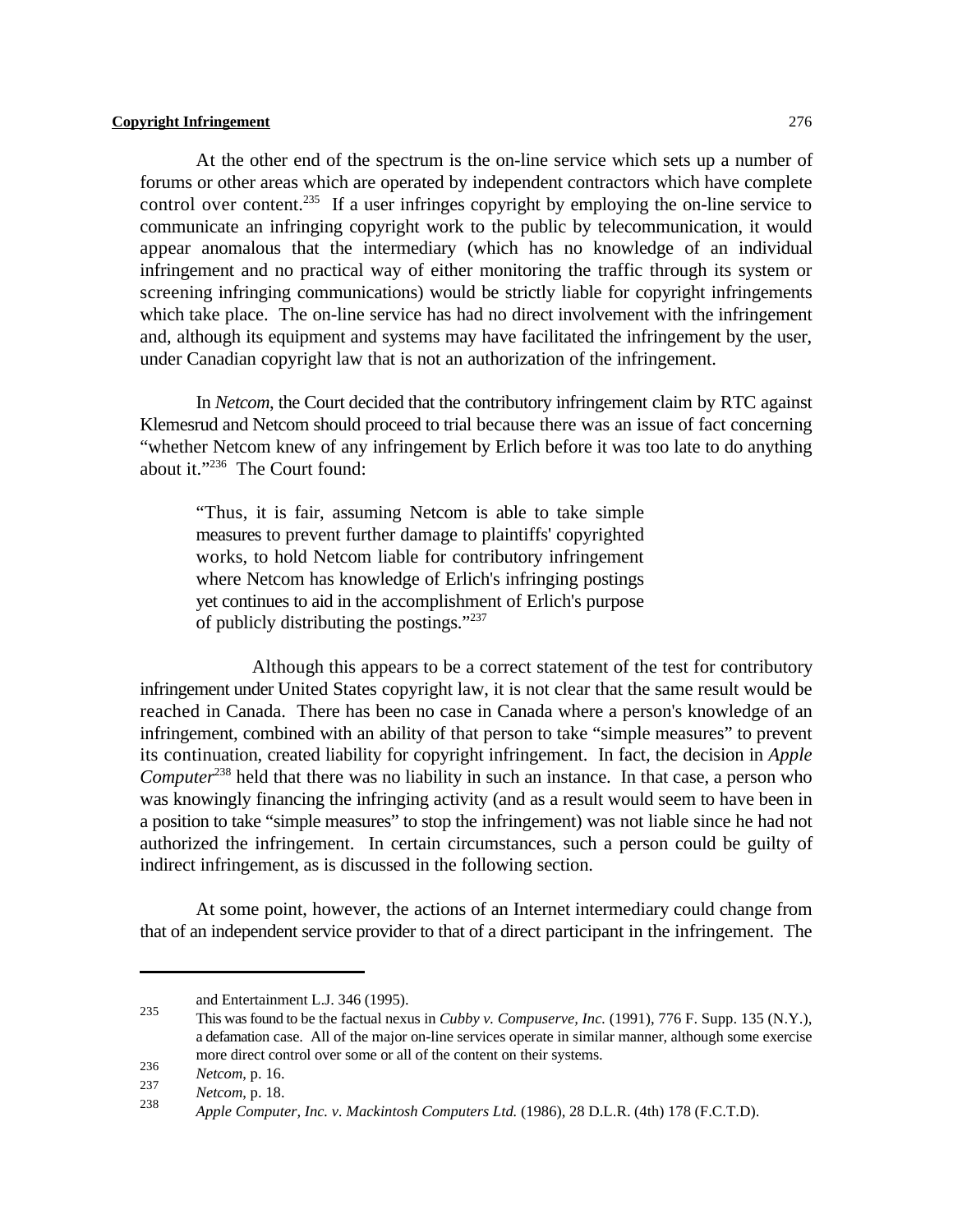At the other end of the spectrum is the on-line service which sets up a number of forums or other areas which are operated by independent contractors which have complete control over content.[235] If a user infringes copyright by employing the on-line service to communicate an infringing copyright work to the public by telecommunication, it would appear anomalous that the intermediary (which has no knowledge of an individual infringement and no practical way of either monitoring the traffic through its system or screening infringing communications) would be strictly liable for copyright infringements which take place. The on-line service has had no direct involvement with the infringement and, although its equipment and systems may have facilitated the infringement by the user, under Canadian copyright law that is not an authorization of the infringement.

In *Netcom*, the Court decided that the contributory infringement claim by RTC against Klemesrud and Netcom should proceed to trial because there was an issue of fact concerning "whether Netcom knew of any infringement by Erlich before it was too late to do anything about it."[236] The Court found:

> "Thus, it is fair, assuming Netcom is able to take simple measures to prevent further damage to plaintiffs' copyrighted works, to hold Netcom liable for contributory infringement where Netcom has knowledge of Erlich's infringing postings yet continues to aid in the accomplishment of Erlich's purpose of publicly distributing the postings."[237]

Although this appears to be a correct statement of the test for contributory infringement under United States copyright law, it is not clear that the same result would be reached in Canada. There has been no case in Canada where a person's knowledge of an infringement, combined with an ability of that person to take "simple measures" to prevent its continuation, created liability for copyright infringement. In fact, the decision in *Apple Computer*[238] held that there was no liability in such an instance. In that case, a person who was knowingly financing the infringing activity (and as a result would seem to have been in a position to take "simple measures" to stop the infringement) was not liable since he had not authorized the infringement. In certain circumstances, such a person could be guilty of indirect infringement, as is discussed in the following section.

At some point, however, the actions of an Internet intermediary could change from that of an independent service provider to that of a direct participant in the infringement. The

---

and Entertainment L.J. 346 (1995).

235 This was found to be the factual nexus in *Cubby v. Compuserve, Inc.* (1991), 776 F. Supp. 135 (N.Y.), a defamation case. All of the major on-line services operate in similar manner, although some exercise more direct control over some or all of the content on their systems.

236 *Netcom*, p. 16.

237 *Netcom*, p. 18.

238 *Apple Computer, Inc. v. Mackintosh Computers Ltd.* (1986), 28 D.L.R. (4th) 178 (F.C.T.D).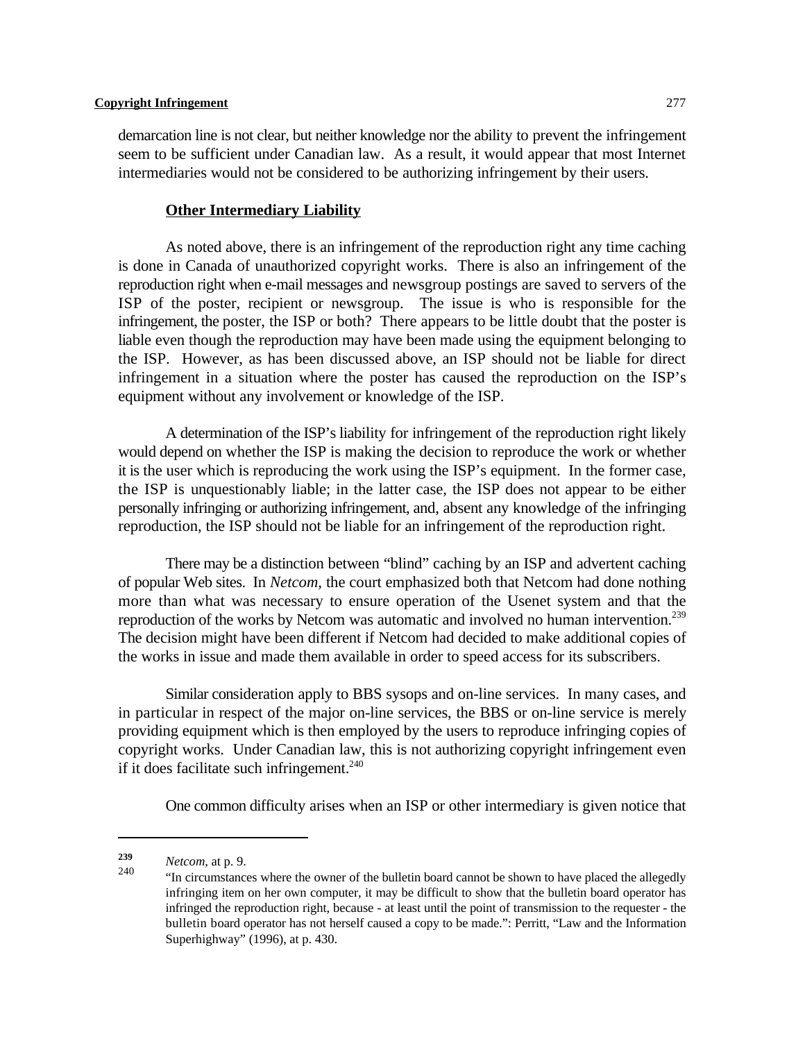demarcation line is not clear, but neither knowledge nor the ability to prevent the infringement seem to be sufficient under Canadian law. As a result, it would appear that most Internet intermediaries would not be considered to be authorizing infringement by their users.

### Other Intermediary Liability

As noted above, there is an infringement of the reproduction right any time caching is done in Canada of unauthorized copyright works. There is also an infringement of the reproduction right when e-mail messages and newsgroup postings are saved to servers of the ISP of the poster, recipient or newsgroup. The issue is who is responsible for the infringement, the poster, the ISP or both? There appears to be little doubt that the poster is liable even though the reproduction may have been made using the equipment belonging to the ISP. However, as has been discussed above, an ISP should not be liable for direct infringement in a situation where the poster has caused the reproduction on the ISP's equipment without any involvement or knowledge of the ISP.

A determination of the ISP's liability for infringement of the reproduction right likely would depend on whether the ISP is making the decision to reproduce the work or whether it is the user which is reproducing the work using the ISP's equipment. In the former case, the ISP is unquestionably liable; in the latter case, the ISP does not appear to be either personally infringing or authorizing infringement, and, absent any knowledge of the infringing reproduction, the ISP should not be liable for an infringement of the reproduction right.

There may be a distinction between "blind" caching by an ISP and advertent caching of popular Web sites. In *Netcom,* the court emphasized both that Netcom had done nothing more than what was necessary to ensure operation of the Usenet system and that the reproduction of the works by Netcom was automatic and involved no human intervention.[239] The decision might have been different if Netcom had decided to make additional copies of the works in issue and made them available in order to speed access for its subscribers.

Similar consideration apply to BBS sysops and on-line services. In many cases, and in particular in respect of the major on-line services, the BBS or on-line service is merely providing equipment which is then employed by the users to reproduce infringing copies of copyright works. Under Canadian law, this is not authorizing copyright infringement even if it does facilitate such infringement.[240]

One common difficulty arises when an ISP or other intermediary is given notice that

---

[239] *Netcom*, at p. 9.

[240] "In circumstances where the owner of the bulletin board cannot be shown to have placed the allegedly infringing item on her own computer, it may be difficult to show that the bulletin board operator has infringed the reproduction right, because - at least until the point of transmission to the requester - the bulletin board operator has not herself caused a copy to be made.": Perritt, "Law and the Information Superhighway" (1996), at p. 430.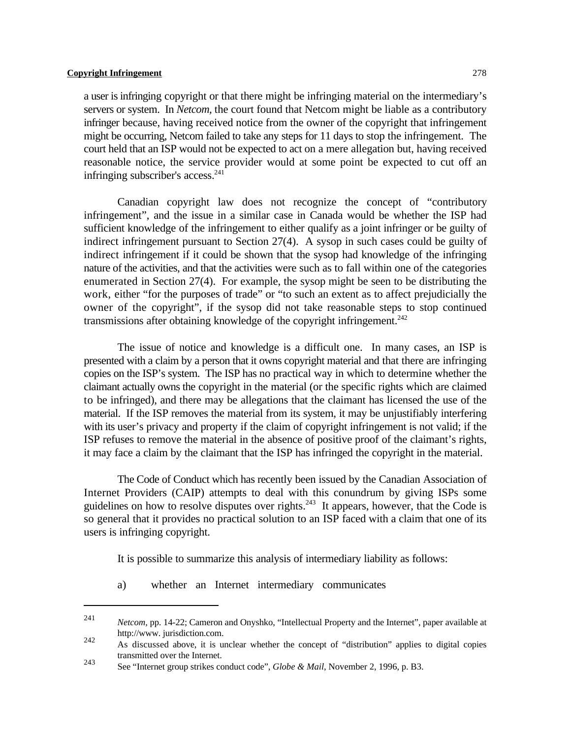a user is infringing copyright or that there might be infringing material on the intermediary's servers or system. In *Netcom,* the court found that Netcom might be liable as a contributory infringer because, having received notice from the owner of the copyright that infringement might be occurring, Netcom failed to take any steps for 11 days to stop the infringement. The court held that an ISP would not be expected to act on a mere allegation but, having received reasonable notice, the service provider would at some point be expected to cut off an infringing subscriber's access.[241]

Canadian copyright law does not recognize the concept of "contributory infringement", and the issue in a similar case in Canada would be whether the ISP had sufficient knowledge of the infringement to either qualify as a joint infringer or be guilty of indirect infringement pursuant to Section 27(4). A sysop in such cases could be guilty of indirect infringement if it could be shown that the sysop had knowledge of the infringing nature of the activities, and that the activities were such as to fall within one of the categories enumerated in Section 27(4). For example, the sysop might be seen to be distributing the work, either "for the purposes of trade" or "to such an extent as to affect prejudicially the owner of the copyright", if the sysop did not take reasonable steps to stop continued transmissions after obtaining knowledge of the copyright infringement.[242]

The issue of notice and knowledge is a difficult one. In many cases, an ISP is presented with a claim by a person that it owns copyright material and that there are infringing copies on the ISP's system. The ISP has no practical way in which to determine whether the claimant actually owns the copyright in the material (or the specific rights which are claimed to be infringed), and there may be allegations that the claimant has licensed the use of the material. If the ISP removes the material from its system, it may be unjustifiably interfering with its user's privacy and property if the claim of copyright infringement is not valid; if the ISP refuses to remove the material in the absence of positive proof of the claimant's rights, it may face a claim by the claimant that the ISP has infringed the copyright in the material.

The Code of Conduct which has recently been issued by the Canadian Association of Internet Providers (CAIP) attempts to deal with this conundrum by giving ISPs some guidelines on how to resolve disputes over rights.[243] It appears, however, that the Code is so general that it provides no practical solution to an ISP faced with a claim that one of its users is infringing copyright.

It is possible to summarize this analysis of intermediary liability as follows:

a) whether an Internet intermediary communicates

---

[241] *Netcom,* pp. 14-22; Cameron and Onyshko, "Intellectual Property and the Internet", paper available at http://www. jurisdiction.com.

[242] As discussed above, it is unclear whether the concept of "distribution" applies to digital copies transmitted over the Internet.

[243] See "Internet group strikes conduct code", *Globe & Mail*, November 2, 1996, p. B3.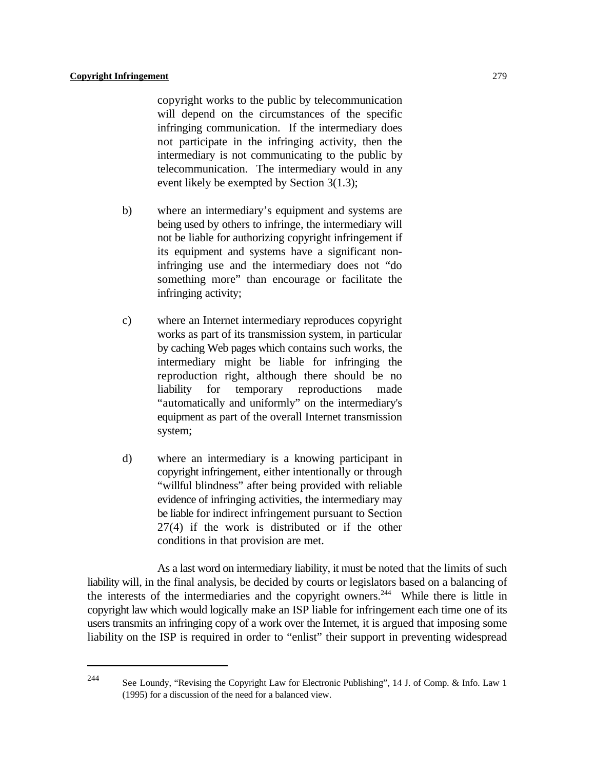copyright works to the public by telecommunication will depend on the circumstances of the specific infringing communication. If the intermediary does not participate in the infringing activity, then the intermediary is not communicating to the public by telecommunication. The intermediary would in any event likely be exempted by Section 3(1.3);

b) where an intermediary's equipment and systems are being used by others to infringe, the intermediary will not be liable for authorizing copyright infringement if its equipment and systems have a significant non-infringing use and the intermediary does not "do something more" than encourage or facilitate the infringing activity;

c) where an Internet intermediary reproduces copyright works as part of its transmission system, in particular by caching Web pages which contains such works, the intermediary might be liable for infringing the reproduction right, although there should be no liability for temporary reproductions made "automatically and uniformly" on the intermediary's equipment as part of the overall Internet transmission system;

d) where an intermediary is a knowing participant in copyright infringement, either intentionally or through "willful blindness" after being provided with reliable evidence of infringing activities, the intermediary may be liable for indirect infringement pursuant to Section 27(4) if the work is distributed or if the other conditions in that provision are met.

As a last word on intermediary liability, it must be noted that the limits of such liability will, in the final analysis, be decided by courts or legislators based on a balancing of the interests of the intermediaries and the copyright owners.[244] While there is little in copyright law which would logically make an ISP liable for infringement each time one of its users transmits an infringing copy of a work over the Internet, it is argued that imposing some liability on the ISP is required in order to "enlist" their support in preventing widespread

---

[244] See Loundy, "Revising the Copyright Law for Electronic Publishing", 14 J. of Comp. & Info. Law 1 (1995) for a discussion of the need for a balanced view.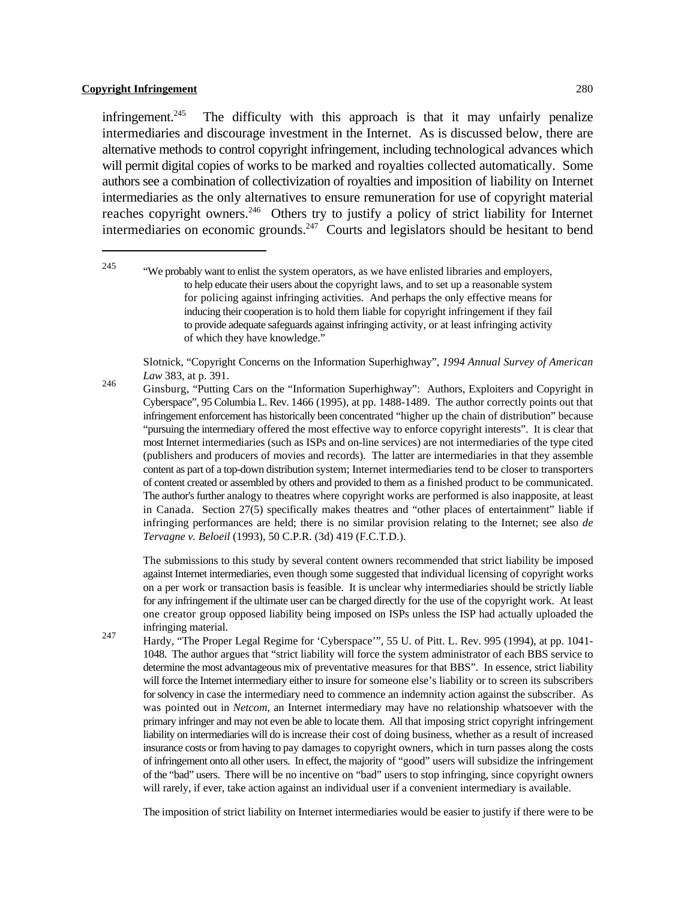infringement.[245] The difficulty with this approach is that it may unfairly penalize intermediaries and discourage investment in the Internet. As is discussed below, there are alternative methods to control copyright infringement, including technological advances which will permit digital copies of works to be marked and royalties collected automatically. Some authors see a combination of collectivization of royalties and imposition of liability on Internet intermediaries as the only alternatives to ensure remuneration for use of copyright material reaches copyright owners.[246] Others try to justify a policy of strict liability for Internet intermediaries on economic grounds.[247] Courts and legislators should be hesitant to bend

---

[245] "We probably want to enlist the system operators, as we have enlisted libraries and employers, to help educate their users about the copyright laws, and to set up a reasonable system for policing against infringing activities. And perhaps the only effective means for inducing their cooperation is to hold them liable for copyright infringement if they fail to provide adequate safeguards against infringing activity, or at least infringing activity of which they have knowledge."

Slotnick, "Copyright Concerns on the Information Superhighway", *1994 Annual Survey of American Law* 383, at p. 391.

[246] Ginsburg, "Putting Cars on the "Information Superhighway": Authors, Exploiters and Copyright in Cyberspace", 95 Columbia L. Rev. 1466 (1995), at pp. 1488-1489. The author correctly points out that infringement enforcement has historically been concentrated "higher up the chain of distribution" because "pursuing the intermediary offered the most effective way to enforce copyright interests". It is clear that most Internet intermediaries (such as ISPs and on-line services) are not intermediaries of the type cited (publishers and producers of movies and records). The latter are intermediaries in that they assemble content as part of a top-down distribution system; Internet intermediaries tend to be closer to transporters of content created or assembled by others and provided to them as a finished product to be communicated. The author's further analogy to theatres where copyright works are performed is also inapposite, at least in Canada. Section 27(5) specifically makes theatres and "other places of entertainment" liable if infringing performances are held; there is no similar provision relating to the Internet; see also *de Tervagne v. Beloeil* (1993), 50 C.P.R. (3d) 419 (F.C.T.D.).

The submissions to this study by several content owners recommended that strict liability be imposed against Internet intermediaries, even though some suggested that individual licensing of copyright works on a per work or transaction basis is feasible. It is unclear why intermediaries should be strictly liable for any infringement if the ultimate user can be charged directly for the use of the copyright work. At least one creator group opposed liability being imposed on ISPs unless the ISP had actually uploaded the infringing material.

[247] Hardy, "The Proper Legal Regime for 'Cyberspace'", 55 U. of Pitt. L. Rev. 995 (1994), at pp. 1041-1048. The author argues that "strict liability will force the system administrator of each BBS service to determine the most advantageous mix of preventative measures for that BBS". In essence, strict liability will force the Internet intermediary either to insure for someone else's liability or to screen its subscribers for solvency in case the intermediary need to commence an indemnity action against the subscriber. As was pointed out in *Netcom*, an Internet intermediary may have no relationship whatsoever with the primary infringer and may not even be able to locate them. All that imposing strict copyright infringement liability on intermediaries will do is increase their cost of doing business, whether as a result of increased insurance costs or from having to pay damages to copyright owners, which in turn passes along the costs of infringement onto all other users. In effect, the majority of "good" users will subsidize the infringement of the "bad" users. There will be no incentive on "bad" users to stop infringing, since copyright owners will rarely, if ever, take action against an individual user if a convenient intermediary is available.

The imposition of strict liability on Internet intermediaries would be easier to justify if there were to be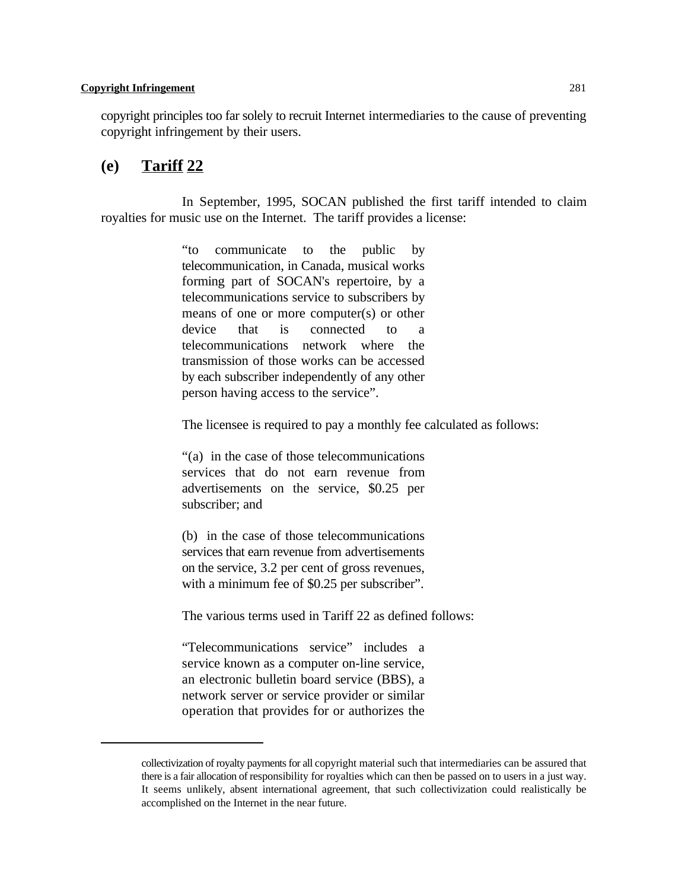copyright principles too far solely to recruit Internet intermediaries to the cause of preventing copyright infringement by their users.

## (e) Tariff 22

In September, 1995, SOCAN published the first tariff intended to claim royalties for music use on the Internet. The tariff provides a license:

> "to communicate to the public by telecommunication, in Canada, musical works forming part of SOCAN's repertoire, by a telecommunications service to subscribers by means of one or more computer(s) or other device that is connected to a telecommunications network where the transmission of those works can be accessed by each subscriber independently of any other person having access to the service".

The licensee is required to pay a monthly fee calculated as follows:

> "(a) in the case of those telecommunications services that do not earn revenue from advertisements on the service, $0.25 per subscriber; and
>
> (b) in the case of those telecommunications services that earn revenue from advertisements on the service, 3.2 per cent of gross revenues, with a minimum fee of $0.25 per subscriber".

The various terms used in Tariff 22 as defined follows:

> "Telecommunications service" includes a service known as a computer on-line service, an electronic bulletin board service (BBS), a network server or service provider or similar operation that provides for or authorizes the

---

collectivization of royalty payments for all copyright material such that intermediaries can be assured that there is a fair allocation of responsibility for royalties which can then be passed on to users in a just way. It seems unlikely, absent international agreement, that such collectivization could realistically be accomplished on the Internet in the near future.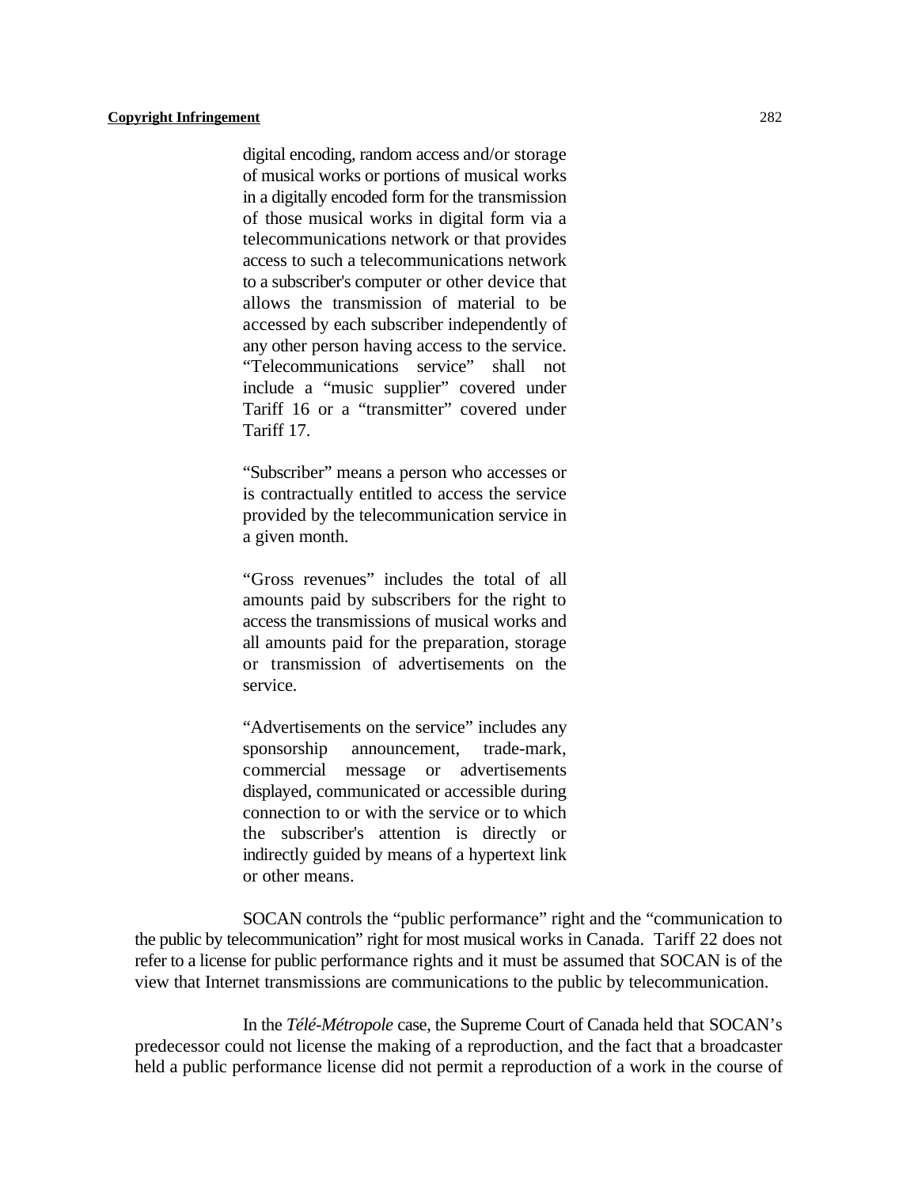digital encoding, random access and/or storage of musical works or portions of musical works in a digitally encoded form for the transmission of those musical works in digital form via a telecommunications network or that provides access to such a telecommunications network to a subscriber's computer or other device that allows the transmission of material to be accessed by each subscriber independently of any other person having access to the service. "Telecommunications service" shall not include a "music supplier" covered under Tariff 16 or a "transmitter" covered under Tariff 17.

> "Subscriber" means a person who accesses or is contractually entitled to access the service provided by the telecommunication service in a given month.
>
> "Gross revenues" includes the total of all amounts paid by subscribers for the right to access the transmissions of musical works and all amounts paid for the preparation, storage or transmission of advertisements on the service.
>
> "Advertisements on the service" includes any sponsorship announcement, trade-mark, commercial message or advertisements displayed, communicated or accessible during connection to or with the service or to which the subscriber's attention is directly or indirectly guided by means of a hypertext link or other means.

SOCAN controls the "public performance" right and the "communication to the public by telecommunication" right for most musical works in Canada. Tariff 22 does not refer to a license for public performance rights and it must be assumed that SOCAN is of the view that Internet transmissions are communications to the public by telecommunication.

In the *Télé-Métropole* case, the Supreme Court of Canada held that SOCAN's predecessor could not license the making of a reproduction, and the fact that a broadcaster held a public performance license did not permit a reproduction of a work in the course of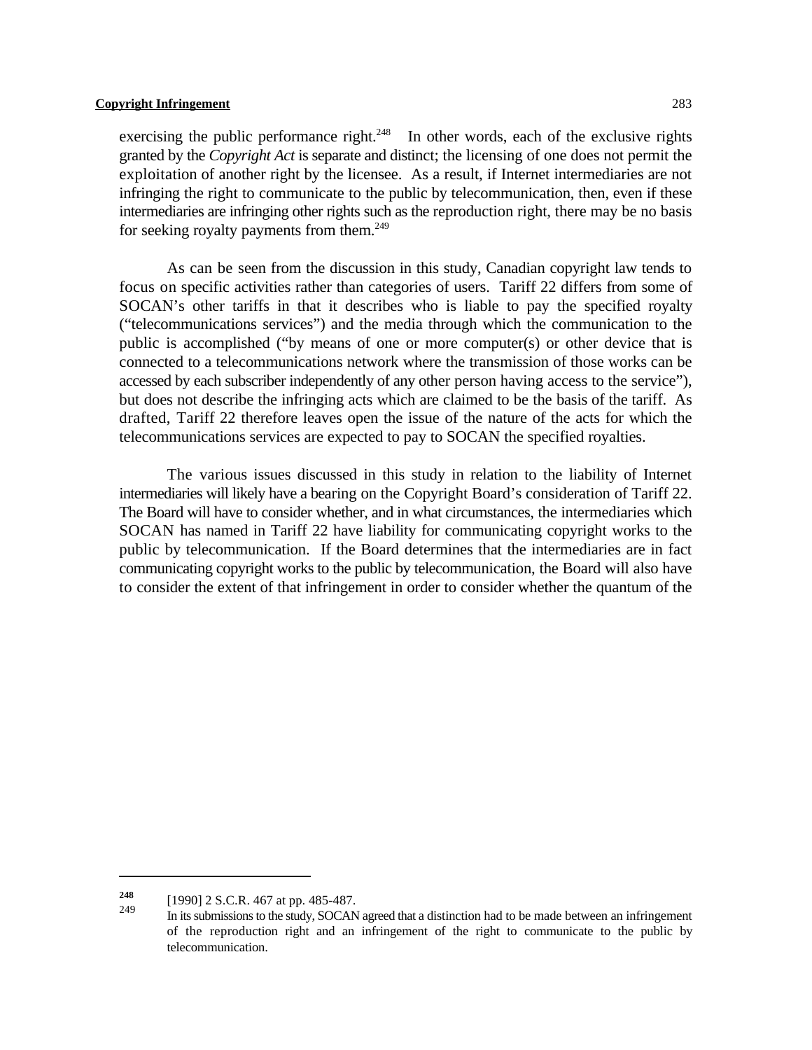exercising the public performance right.[248] In other words, each of the exclusive rights granted by the *Copyright Act* is separate and distinct; the licensing of one does not permit the exploitation of another right by the licensee. As a result, if Internet intermediaries are not infringing the right to communicate to the public by telecommunication, then, even if these intermediaries are infringing other rights such as the reproduction right, there may be no basis for seeking royalty payments from them.[249]

As can be seen from the discussion in this study, Canadian copyright law tends to focus on specific activities rather than categories of users. Tariff 22 differs from some of SOCAN's other tariffs in that it describes who is liable to pay the specified royalty ("telecommunications services") and the media through which the communication to the public is accomplished ("by means of one or more computer(s) or other device that is connected to a telecommunications network where the transmission of those works can be accessed by each subscriber independently of any other person having access to the service"), but does not describe the infringing acts which are claimed to be the basis of the tariff. As drafted, Tariff 22 therefore leaves open the issue of the nature of the acts for which the telecommunications services are expected to pay to SOCAN the specified royalties.

The various issues discussed in this study in relation to the liability of Internet intermediaries will likely have a bearing on the Copyright Board's consideration of Tariff 22. The Board will have to consider whether, and in what circumstances, the intermediaries which SOCAN has named in Tariff 22 have liability for communicating copyright works to the public by telecommunication. If the Board determines that the intermediaries are in fact communicating copyright works to the public by telecommunication, the Board will also have to consider the extent of that infringement in order to consider whether the quantum of the

---

[248] [1990] 2 S.C.R. 467 at pp. 485-487.

[249] In its submissions to the study, SOCAN agreed that a distinction had to be made between an infringement of the reproduction right and an infringement of the right to communicate to the public by telecommunication.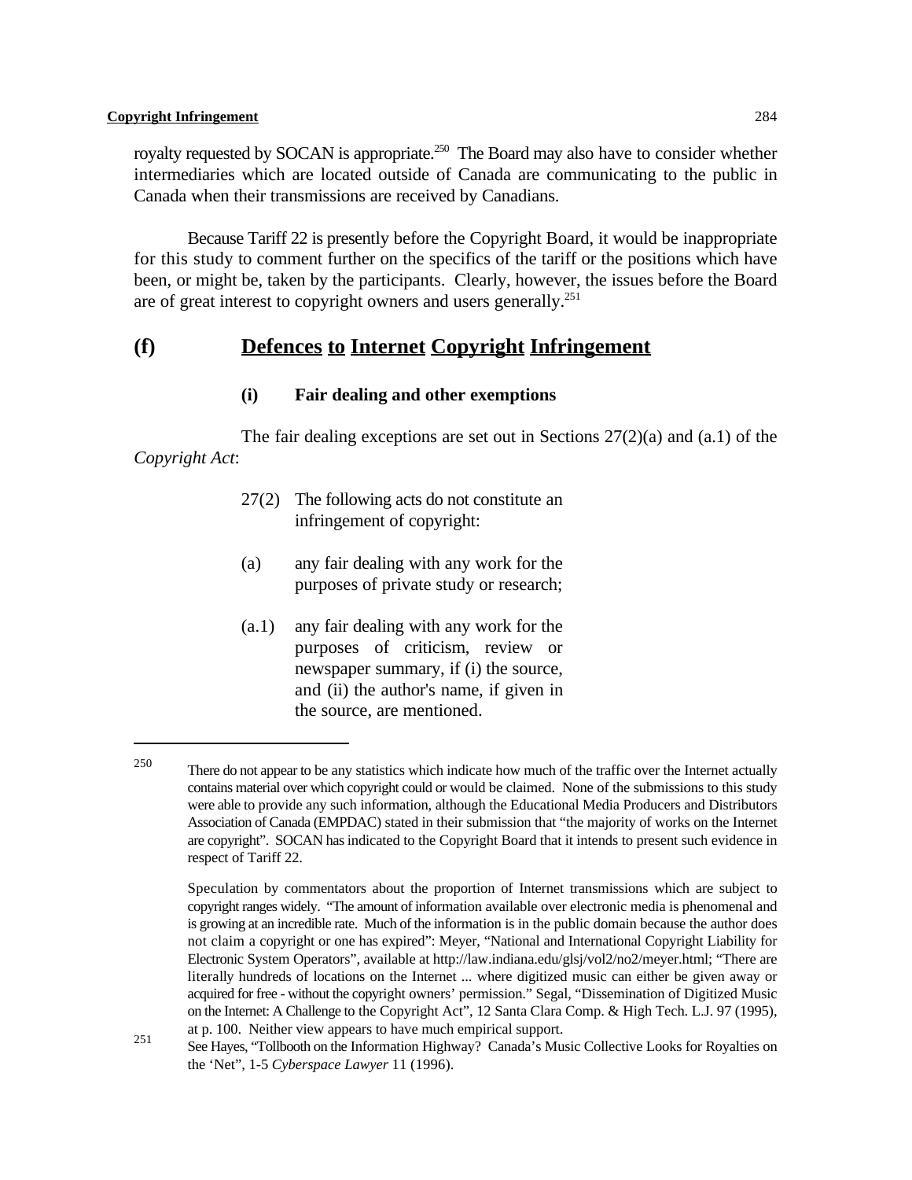royalty requested by SOCAN is appropriate.[250] The Board may also have to consider whether intermediaries which are located outside of Canada are communicating to the public in Canada when their transmissions are received by Canadians.

Because Tariff 22 is presently before the Copyright Board, it would be inappropriate for this study to comment further on the specifics of the tariff or the positions which have been, or might be, taken by the participants. Clearly, however, the issues before the Board are of great interest to copyright owners and users generally.[251]

## (f) Defences to Internet Copyright Infringement

### (i) Fair dealing and other exemptions

The fair dealing exceptions are set out in Sections 27(2)(a) and (a.1) of the *Copyright Act*:

> 27(2) The following acts do not constitute an infringement of copyright:
>
> (a) any fair dealing with any work for the purposes of private study or research;
>
> (a.1) any fair dealing with any work for the purposes of criticism, review or newspaper summary, if (i) the source, and (ii) the author's name, if given in the source, are mentioned.

---

[250] There do not appear to be any statistics which indicate how much of the traffic over the Internet actually contains material over which copyright could or would be claimed. None of the submissions to this study were able to provide any such information, although the Educational Media Producers and Distributors Association of Canada (EMPDAC) stated in their submission that "the majority of works on the Internet are copyright". SOCAN has indicated to the Copyright Board that it intends to present such evidence in respect of Tariff 22.

Speculation by commentators about the proportion of Internet transmissions which are subject to copyright ranges widely. "The amount of information available over electronic media is phenomenal and is growing at an incredible rate. Much of the information is in the public domain because the author does not claim a copyright or one has expired": Meyer, "National and International Copyright Liability for Electronic System Operators", available at http://law.indiana.edu/glsj/vol2/no2/meyer.html; "There are literally hundreds of locations on the Internet ... where digitized music can either be given away or acquired for free - without the copyright owners' permission." Segal, "Dissemination of Digitized Music on the Internet: A Challenge to the Copyright Act", 12 Santa Clara Comp. & High Tech. L.J. 97 (1995), at p. 100. Neither view appears to have much empirical support.

[251] See Hayes, "Tollbooth on the Information Highway? Canada's Music Collective Looks for Royalties on the 'Net", 1-5 *Cyberspace Lawyer* 11 (1996).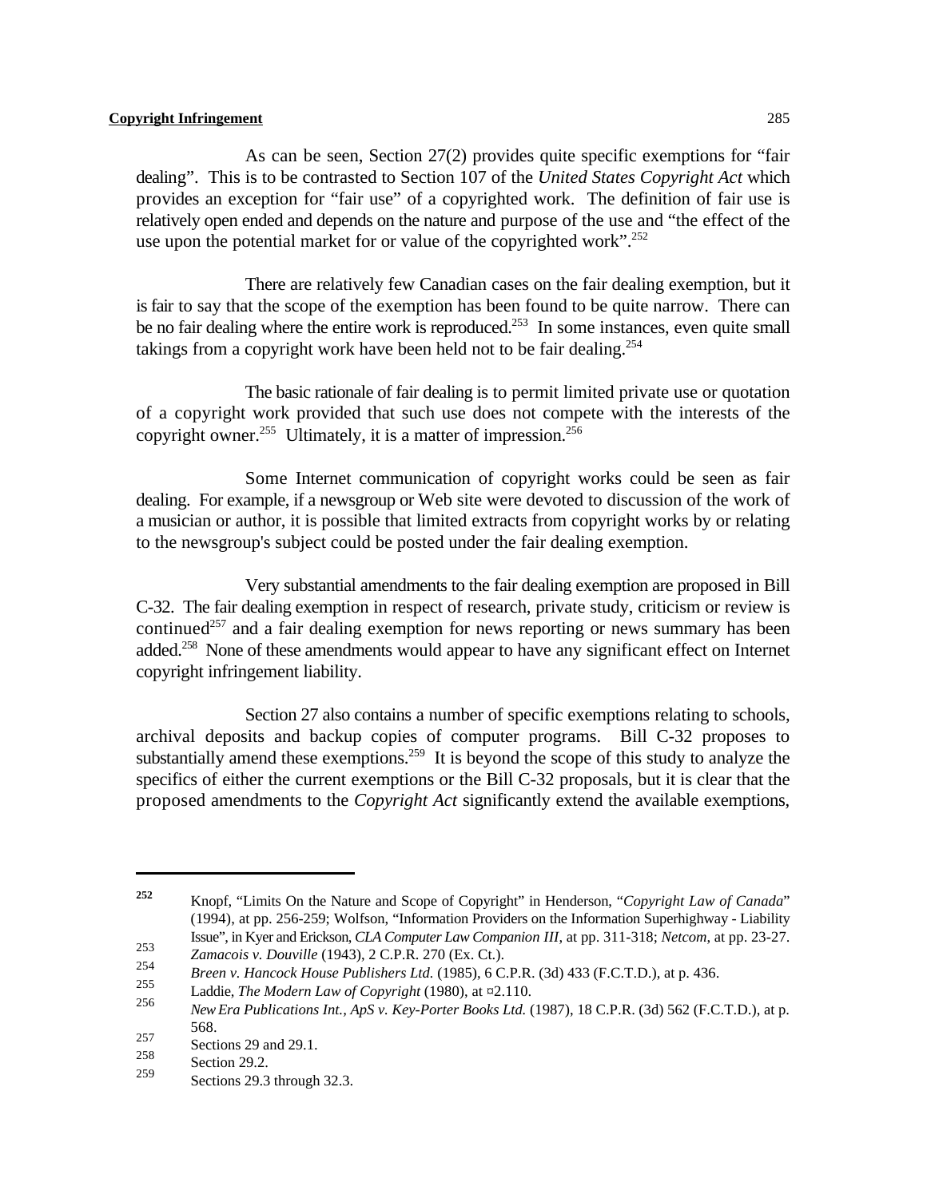As can be seen, Section 27(2) provides quite specific exemptions for "fair dealing". This is to be contrasted to Section 107 of the *United States Copyright Act* which provides an exception for "fair use" of a copyrighted work. The definition of fair use is relatively open ended and depends on the nature and purpose of the use and "the effect of the use upon the potential market for or value of the copyrighted work".[252]

There are relatively few Canadian cases on the fair dealing exemption, but it is fair to say that the scope of the exemption has been found to be quite narrow. There can be no fair dealing where the entire work is reproduced.[253] In some instances, even quite small takings from a copyright work have been held not to be fair dealing.[254]

The basic rationale of fair dealing is to permit limited private use or quotation of a copyright work provided that such use does not compete with the interests of the copyright owner.[255] Ultimately, it is a matter of impression.[256]

Some Internet communication of copyright works could be seen as fair dealing. For example, if a newsgroup or Web site were devoted to discussion of the work of a musician or author, it is possible that limited extracts from copyright works by or relating to the newsgroup's subject could be posted under the fair dealing exemption.

Very substantial amendments to the fair dealing exemption are proposed in Bill C-32. The fair dealing exemption in respect of research, private study, criticism or review is continued[257] and a fair dealing exemption for news reporting or news summary has been added.[258] None of these amendments would appear to have any significant effect on Internet copyright infringement liability.

Section 27 also contains a number of specific exemptions relating to schools, archival deposits and backup copies of computer programs. Bill C-32 proposes to substantially amend these exemptions.[259] It is beyond the scope of this study to analyze the specifics of either the current exemptions or the Bill C-32 proposals, but it is clear that the proposed amendments to the *Copyright Act* significantly extend the available exemptions,

---

[252] Knopf, "Limits On the Nature and Scope of Copyright" in Henderson, "*Copyright Law of Canada*" (1994), at pp. 256-259; Wolfson, "Information Providers on the Information Superhighway - Liability Issue", in Kyer and Erickson, *CLA Computer Law Companion III*, at pp. 311-318; *Netcom*, at pp. 23-27.

[253] *Zamacois v. Douville* (1943), 2 C.P.R. 270 (Ex. Ct.).

[254] *Breen v. Hancock House Publishers Ltd.* (1985), 6 C.P.R. (3d) 433 (F.C.T.D.), at p. 436.

[255] Laddie, *The Modern Law of Copyright* (1980), at ¤2.110.

[256] *New Era Publications Int., ApS v. Key-Porter Books Ltd.* (1987), 18 C.P.R. (3d) 562 (F.C.T.D.), at p. 568.

[257] Sections 29 and 29.1.

[258] Section 29.2.

[259] Sections 29.3 through 32.3.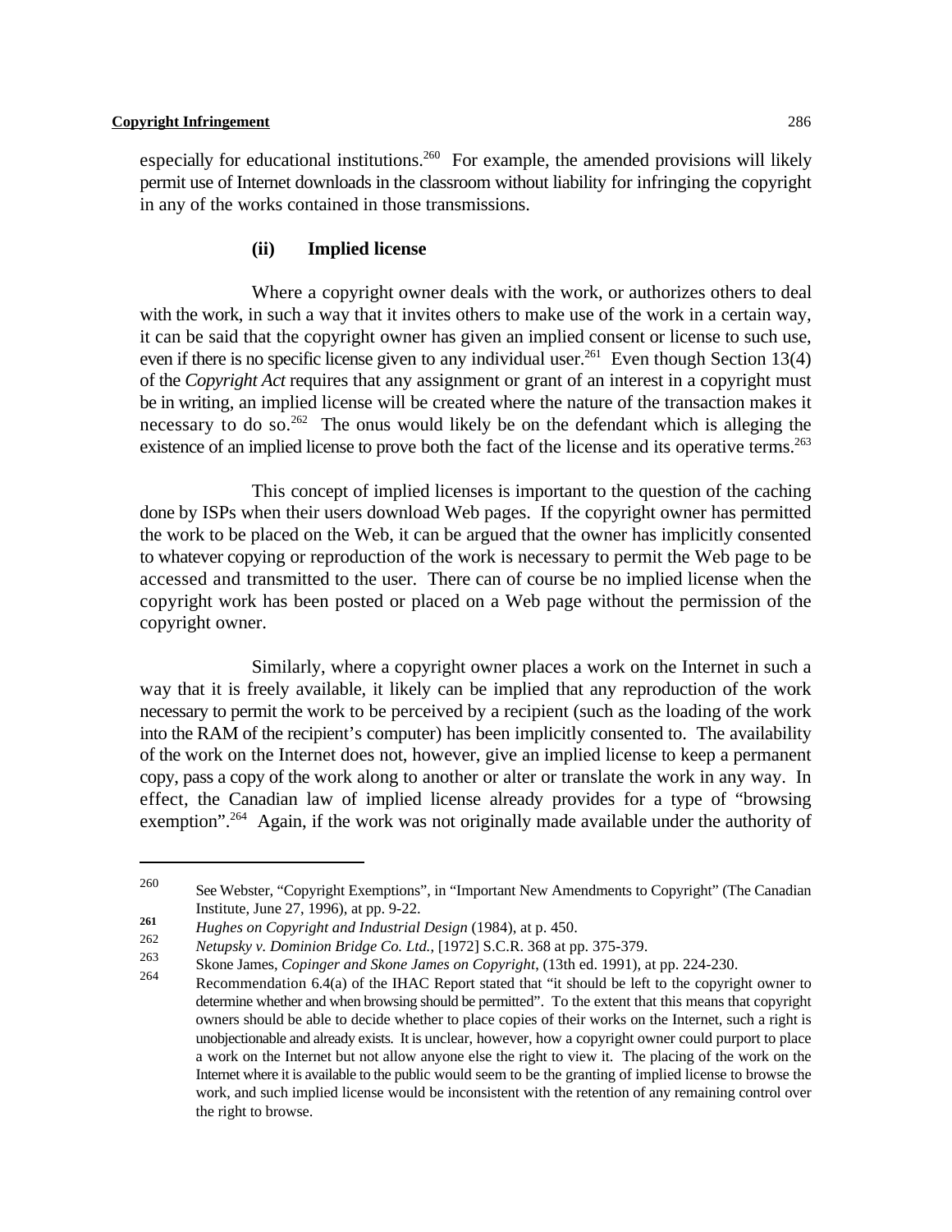especially for educational institutions.[260] For example, the amended provisions will likely permit use of Internet downloads in the classroom without liability for infringing the copyright in any of the works contained in those transmissions.

### (ii) Implied license

Where a copyright owner deals with the work, or authorizes others to deal with the work, in such a way that it invites others to make use of the work in a certain way, it can be said that the copyright owner has given an implied consent or license to such use, even if there is no specific license given to any individual user.[261] Even though Section 13(4) of the *Copyright Act* requires that any assignment or grant of an interest in a copyright must be in writing, an implied license will be created where the nature of the transaction makes it necessary to do so.[262] The onus would likely be on the defendant which is alleging the existence of an implied license to prove both the fact of the license and its operative terms.[263]

This concept of implied licenses is important to the question of the caching done by ISPs when their users download Web pages. If the copyright owner has permitted the work to be placed on the Web, it can be argued that the owner has implicitly consented to whatever copying or reproduction of the work is necessary to permit the Web page to be accessed and transmitted to the user. There can of course be no implied license when the copyright work has been posted or placed on a Web page without the permission of the copyright owner.

Similarly, where a copyright owner places a work on the Internet in such a way that it is freely available, it likely can be implied that any reproduction of the work necessary to permit the work to be perceived by a recipient (such as the loading of the work into the RAM of the recipient's computer) has been implicitly consented to. The availability of the work on the Internet does not, however, give an implied license to keep a permanent copy, pass a copy of the work along to another or alter or translate the work in any way. In effect, the Canadian law of implied license already provides for a type of "browsing exemption".[264] Again, if the work was not originally made available under the authority of

---

260 See Webster, "Copyright Exemptions", in "Important New Amendments to Copyright" (The Canadian Institute, June 27, 1996), at pp. 9-22.

261 *Hughes on Copyright and Industrial Design* (1984), at p. 450.

262 *Netupsky v. Dominion Bridge Co. Ltd.*, [1972] S.C.R. 368 at pp. 375-379.

263 Skone James, *Copinger and Skone James on Copyright*, (13th ed. 1991), at pp. 224-230.

264 Recommendation 6.4(a) of the IHAC Report stated that "it should be left to the copyright owner to determine whether and when browsing should be permitted". To the extent that this means that copyright owners should be able to decide whether to place copies of their works on the Internet, such a right is unobjectionable and already exists. It is unclear, however, how a copyright owner could purport to place a work on the Internet but not allow anyone else the right to view it. The placing of the work on the Internet where it is available to the public would seem to be the granting of implied license to browse the work, and such implied license would be inconsistent with the retention of any remaining control over the right to browse.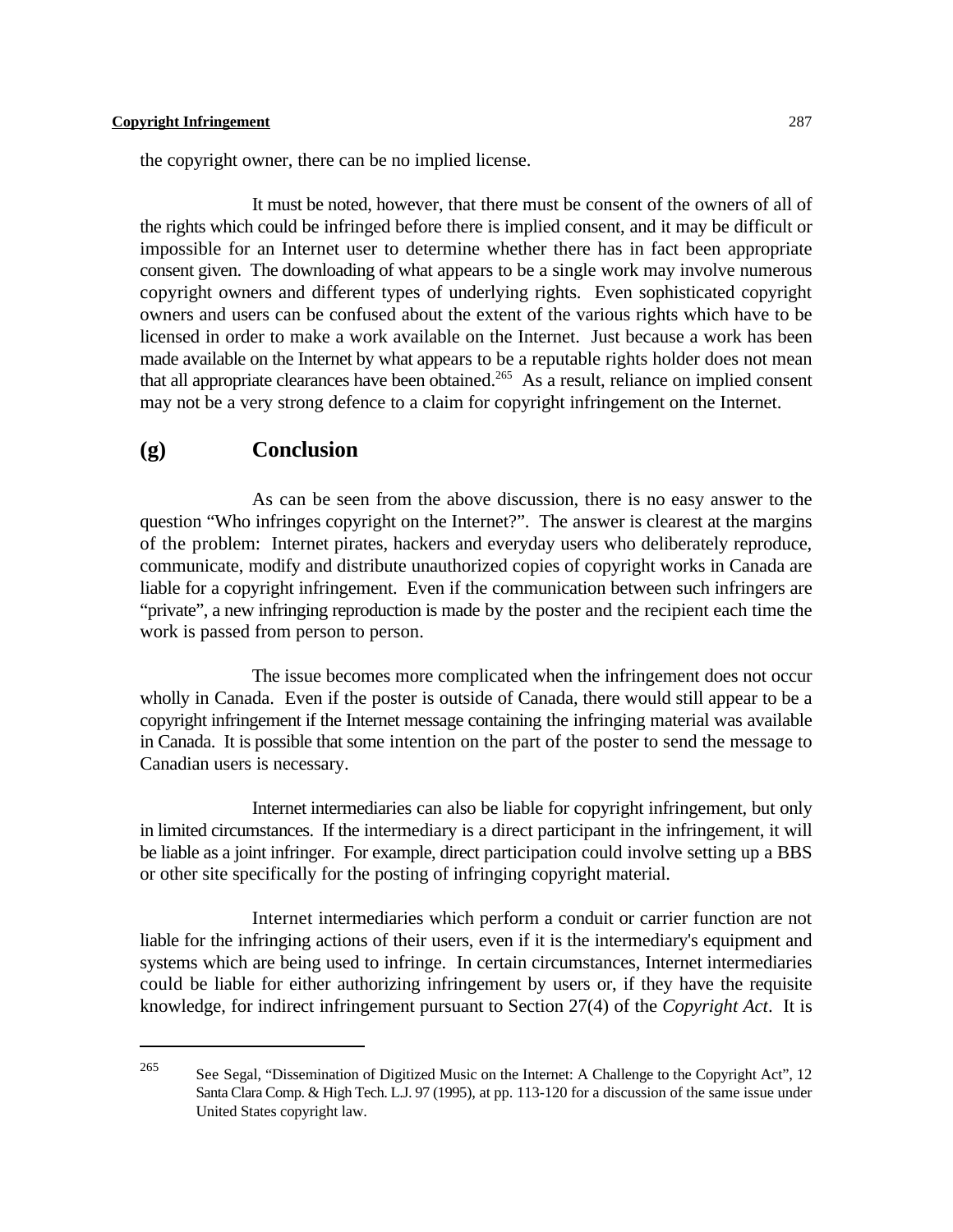the copyright owner, there can be no implied license.

It must be noted, however, that there must be consent of the owners of all of the rights which could be infringed before there is implied consent, and it may be difficult or impossible for an Internet user to determine whether there has in fact been appropriate consent given. The downloading of what appears to be a single work may involve numerous copyright owners and different types of underlying rights. Even sophisticated copyright owners and users can be confused about the extent of the various rights which have to be licensed in order to make a work available on the Internet. Just because a work has been made available on the Internet by what appears to be a reputable rights holder does not mean that all appropriate clearances have been obtained.[265] As a result, reliance on implied consent may not be a very strong defence to a claim for copyright infringement on the Internet.

## (g) Conclusion

As can be seen from the above discussion, there is no easy answer to the question "Who infringes copyright on the Internet?". The answer is clearest at the margins of the problem: Internet pirates, hackers and everyday users who deliberately reproduce, communicate, modify and distribute unauthorized copies of copyright works in Canada are liable for a copyright infringement. Even if the communication between such infringers are "private", a new infringing reproduction is made by the poster and the recipient each time the work is passed from person to person.

The issue becomes more complicated when the infringement does not occur wholly in Canada. Even if the poster is outside of Canada, there would still appear to be a copyright infringement if the Internet message containing the infringing material was available in Canada. It is possible that some intention on the part of the poster to send the message to Canadian users is necessary.

Internet intermediaries can also be liable for copyright infringement, but only in limited circumstances. If the intermediary is a direct participant in the infringement, it will be liable as a joint infringer. For example, direct participation could involve setting up a BBS or other site specifically for the posting of infringing copyright material.

Internet intermediaries which perform a conduit or carrier function are not liable for the infringing actions of their users, even if it is the intermediary's equipment and systems which are being used to infringe. In certain circumstances, Internet intermediaries could be liable for either authorizing infringement by users or, if they have the requisite knowledge, for indirect infringement pursuant to Section 27(4) of the *Copyright Act*. It is

---

[265] See Segal, "Dissemination of Digitized Music on the Internet: A Challenge to the Copyright Act", 12 Santa Clara Comp. & High Tech. L.J. 97 (1995), at pp. 113-120 for a discussion of the same issue under United States copyright law.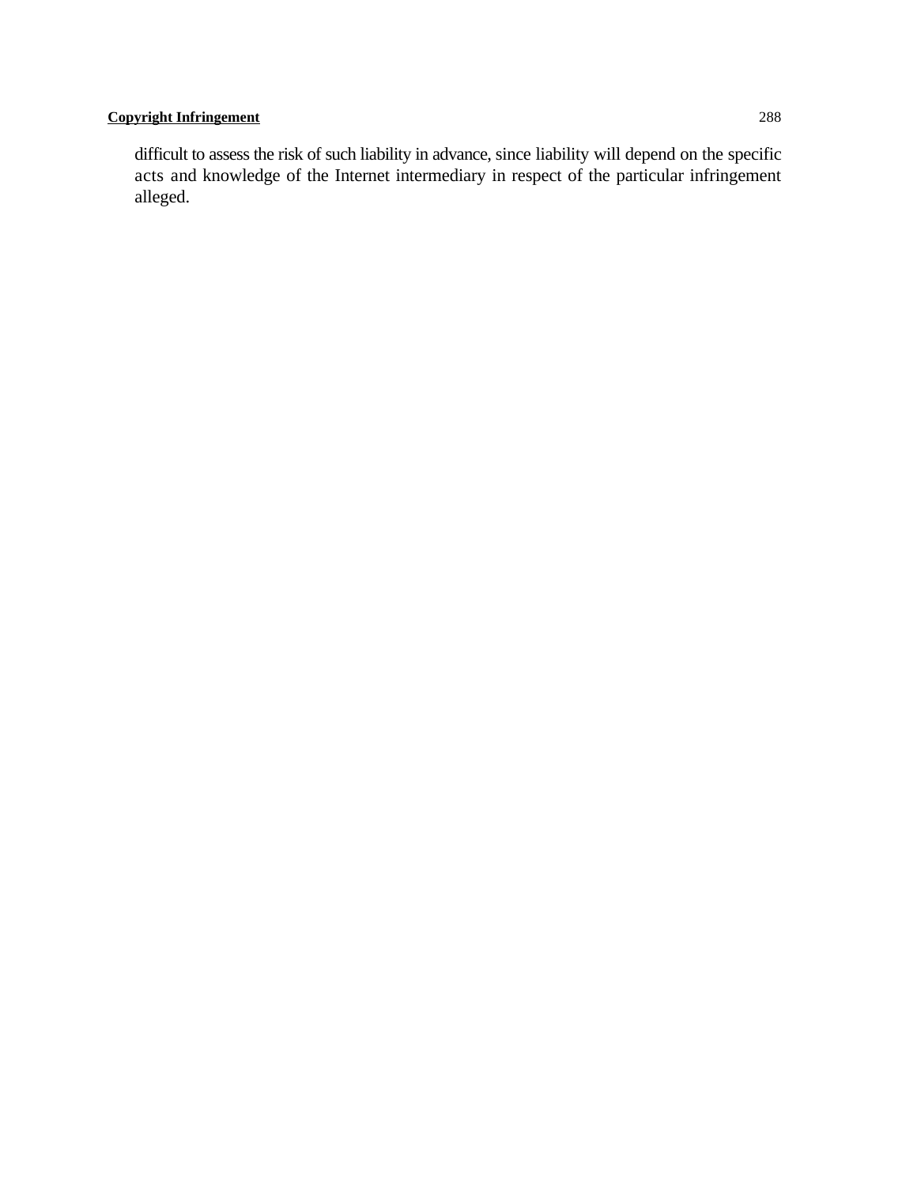difficult to assess the risk of such liability in advance, since liability will depend on the specific acts and knowledge of the Internet intermediary in respect of the particular infringement alleged.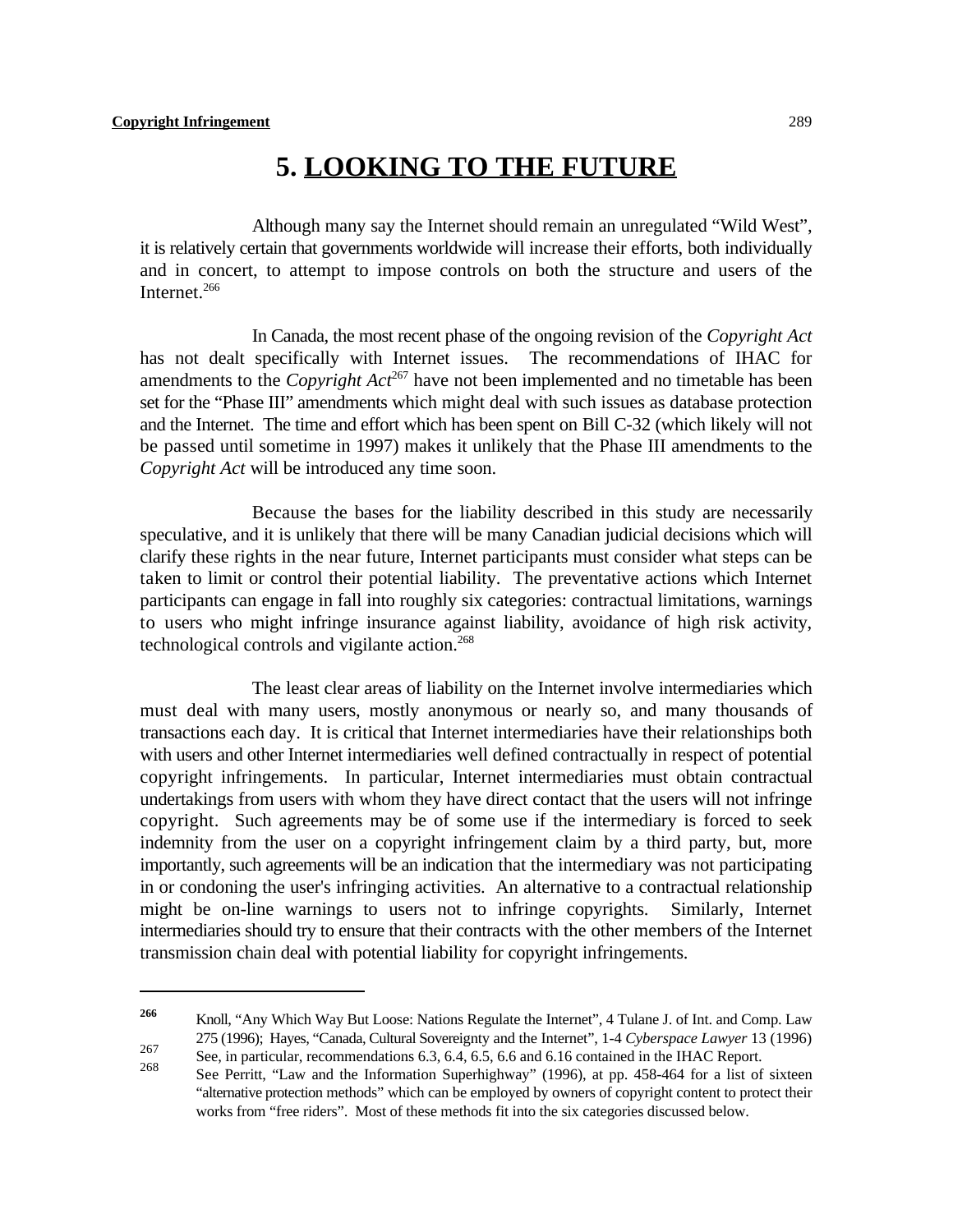# 5. LOOKING TO THE FUTURE

Although many say the Internet should remain an unregulated "Wild West", it is relatively certain that governments worldwide will increase their efforts, both individually and in concert, to attempt to impose controls on both the structure and users of the Internet.[266]

In Canada, the most recent phase of the ongoing revision of the *Copyright Act* has not dealt specifically with Internet issues. The recommendations of IHAC for amendments to the *Copyright Act*[267] have not been implemented and no timetable has been set for the "Phase III" amendments which might deal with such issues as database protection and the Internet. The time and effort which has been spent on Bill C-32 (which likely will not be passed until sometime in 1997) makes it unlikely that the Phase III amendments to the *Copyright Act* will be introduced any time soon.

Because the bases for the liability described in this study are necessarily speculative, and it is unlikely that there will be many Canadian judicial decisions which will clarify these rights in the near future, Internet participants must consider what steps can be taken to limit or control their potential liability. The preventative actions which Internet participants can engage in fall into roughly six categories: contractual limitations, warnings to users who might infringe insurance against liability, avoidance of high risk activity, technological controls and vigilante action.[268]

The least clear areas of liability on the Internet involve intermediaries which must deal with many users, mostly anonymous or nearly so, and many thousands of transactions each day. It is critical that Internet intermediaries have their relationships both with users and other Internet intermediaries well defined contractually in respect of potential copyright infringements. In particular, Internet intermediaries must obtain contractual undertakings from users with whom they have direct contact that the users will not infringe copyright. Such agreements may be of some use if the intermediary is forced to seek indemnity from the user on a copyright infringement claim by a third party, but, more importantly, such agreements will be an indication that the intermediary was not participating in or condoning the user's infringing activities. An alternative to a contractual relationship might be on-line warnings to users not to infringe copyrights. Similarly, Internet intermediaries should try to ensure that their contracts with the other members of the Internet transmission chain deal with potential liability for copyright infringements.

---

[266] Knoll, "Any Which Way But Loose: Nations Regulate the Internet", 4 Tulane J. of Int. and Comp. Law 275 (1996); Hayes, "Canada, Cultural Sovereignty and the Internet", 1-4 *Cyberspace Lawyer* 13 (1996)

[267] See, in particular, recommendations 6.3, 6.4, 6.5, 6.6 and 6.16 contained in the IHAC Report.

[268] See Perritt, "Law and the Information Superhighway" (1996), at pp. 458-464 for a list of sixteen "alternative protection methods" which can be employed by owners of copyright content to protect their works from "free riders". Most of these methods fit into the six categories discussed below.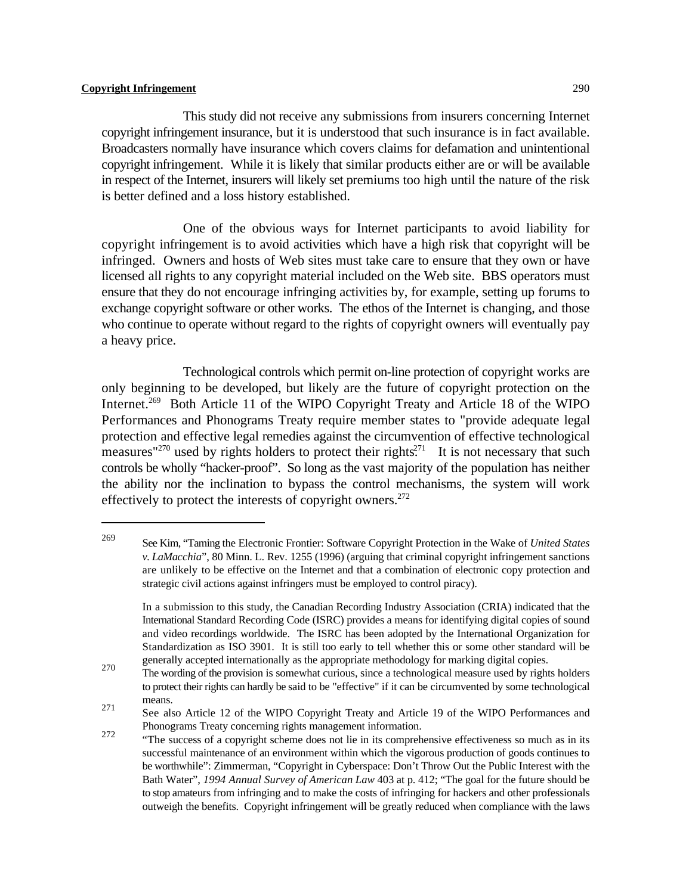This study did not receive any submissions from insurers concerning Internet copyright infringement insurance, but it is understood that such insurance is in fact available. Broadcasters normally have insurance which covers claims for defamation and unintentional copyright infringement. While it is likely that similar products either are or will be available in respect of the Internet, insurers will likely set premiums too high until the nature of the risk is better defined and a loss history established.

One of the obvious ways for Internet participants to avoid liability for copyright infringement is to avoid activities which have a high risk that copyright will be infringed. Owners and hosts of Web sites must take care to ensure that they own or have licensed all rights to any copyright material included on the Web site. BBS operators must ensure that they do not encourage infringing activities by, for example, setting up forums to exchange copyright software or other works. The ethos of the Internet is changing, and those who continue to operate without regard to the rights of copyright owners will eventually pay a heavy price.

Technological controls which permit on-line protection of copyright works are only beginning to be developed, but likely are the future of copyright protection on the Internet.[269] Both Article 11 of the WIPO Copyright Treaty and Article 18 of the WIPO Performances and Phonograms Treaty require member states to "provide adequate legal protection and effective legal remedies against the circumvention of effective technological measures"[270] used by rights holders to protect their rights.[271] It is not necessary that such controls be wholly "hacker-proof". So long as the vast majority of the population has neither the ability nor the inclination to bypass the control mechanisms, the system will work effectively to protect the interests of copyright owners.[272]

---

[269] See Kim, "Taming the Electronic Frontier: Software Copyright Protection in the Wake of *United States v. LaMacchia*", 80 Minn. L. Rev. 1255 (1996) (arguing that criminal copyright infringement sanctions are unlikely to be effective on the Internet and that a combination of electronic copy protection and strategic civil actions against infringers must be employed to control piracy).

In a submission to this study, the Canadian Recording Industry Association (CRIA) indicated that the International Standard Recording Code (ISRC) provides a means for identifying digital copies of sound and video recordings worldwide. The ISRC has been adopted by the International Organization for Standardization as ISO 3901. It is still too early to tell whether this or some other standard will be generally accepted internationally as the appropriate methodology for marking digital copies.

[270] The wording of the provision is somewhat curious, since a technological measure used by rights holders to protect their rights can hardly be said to be "effective" if it can be circumvented by some technological means.

[271] See also Article 12 of the WIPO Copyright Treaty and Article 19 of the WIPO Performances and Phonograms Treaty concerning rights management information.

[272] "The success of a copyright scheme does not lie in its comprehensive effectiveness so much as in its successful maintenance of an environment within which the vigorous production of goods continues to be worthwhile": Zimmerman, "Copyright in Cyberspace: Don't Throw Out the Public Interest with the Bath Water", *1994 Annual Survey of American Law* 403 at p. 412; "The goal for the future should be to stop amateurs from infringing and to make the costs of infringing for hackers and other professionals outweigh the benefits. Copyright infringement will be greatly reduced when compliance with the laws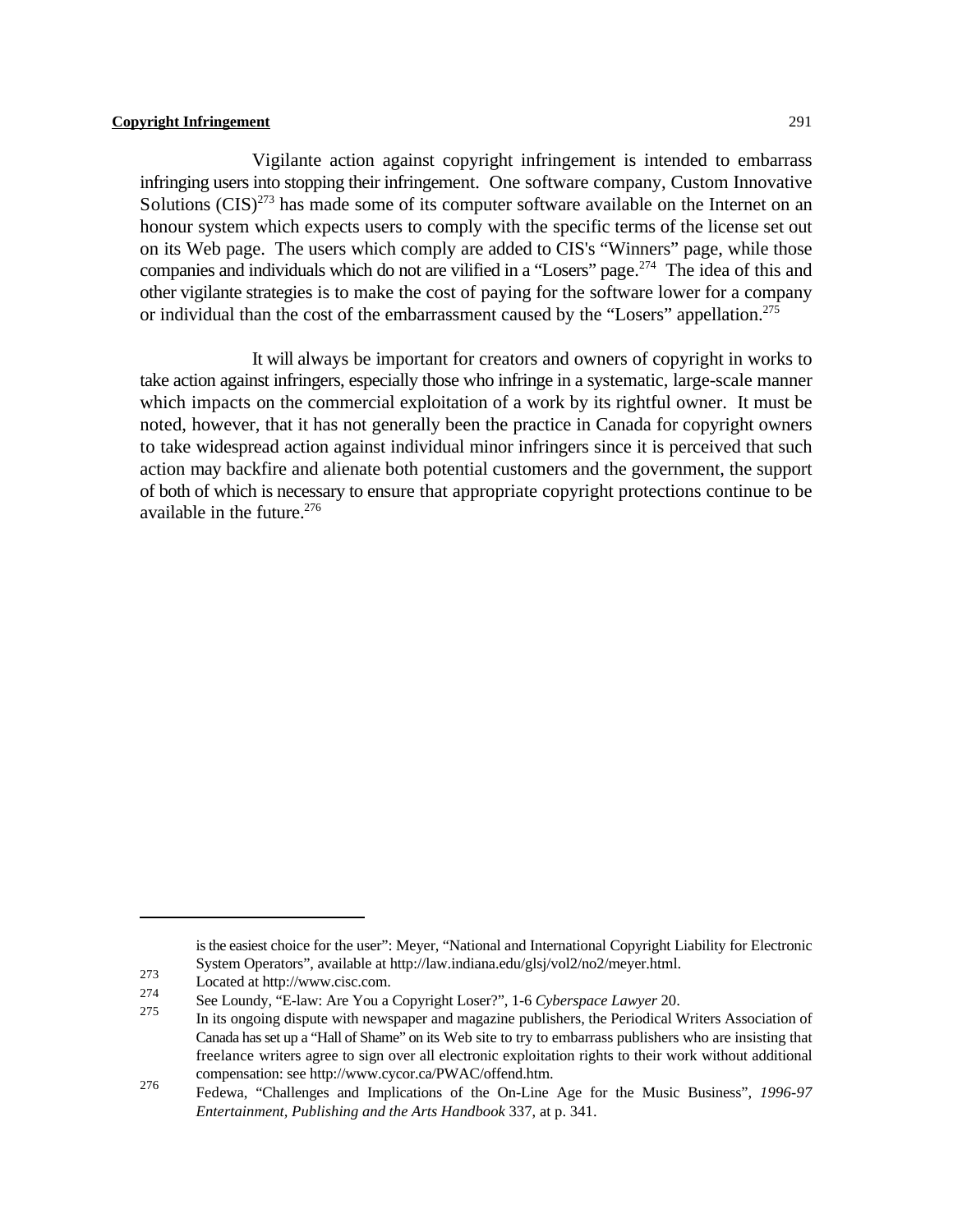Vigilante action against copyright infringement is intended to embarrass infringing users into stopping their infringement. One software company, Custom Innovative Solutions (CIS)[273] has made some of its computer software available on the Internet on an honour system which expects users to comply with the specific terms of the license set out on its Web page. The users which comply are added to CIS's "Winners" page, while those companies and individuals which do not are vilified in a "Losers" page.[274] The idea of this and other vigilante strategies is to make the cost of paying for the software lower for a company or individual than the cost of the embarrassment caused by the "Losers" appellation.[275]

It will always be important for creators and owners of copyright in works to take action against infringers, especially those who infringe in a systematic, large-scale manner which impacts on the commercial exploitation of a work by its rightful owner. It must be noted, however, that it has not generally been the practice in Canada for copyright owners to take widespread action against individual minor infringers since it is perceived that such action may backfire and alienate both potential customers and the government, the support of both of which is necessary to ensure that appropriate copyright protections continue to be available in the future.[276]

---

is the easiest choice for the user": Meyer, "National and International Copyright Liability for Electronic System Operators", available at http://law.indiana.edu/glsj/vol2/no2/meyer.html.

[273] Located at http://www.cisc.com.

[274] See Loundy, "E-law: Are You a Copyright Loser?", 1-6 *Cyberspace Lawyer* 20.

[275] In its ongoing dispute with newspaper and magazine publishers, the Periodical Writers Association of Canada has set up a "Hall of Shame" on its Web site to try to embarrass publishers who are insisting that freelance writers agree to sign over all electronic exploitation rights to their work without additional compensation: see http://www.cycor.ca/PWAC/offend.htm.

[276] Fedewa, "Challenges and Implications of the On-Line Age for the Music Business", *1996-97 Entertainment, Publishing and the Arts Handbook* 337, at p. 341.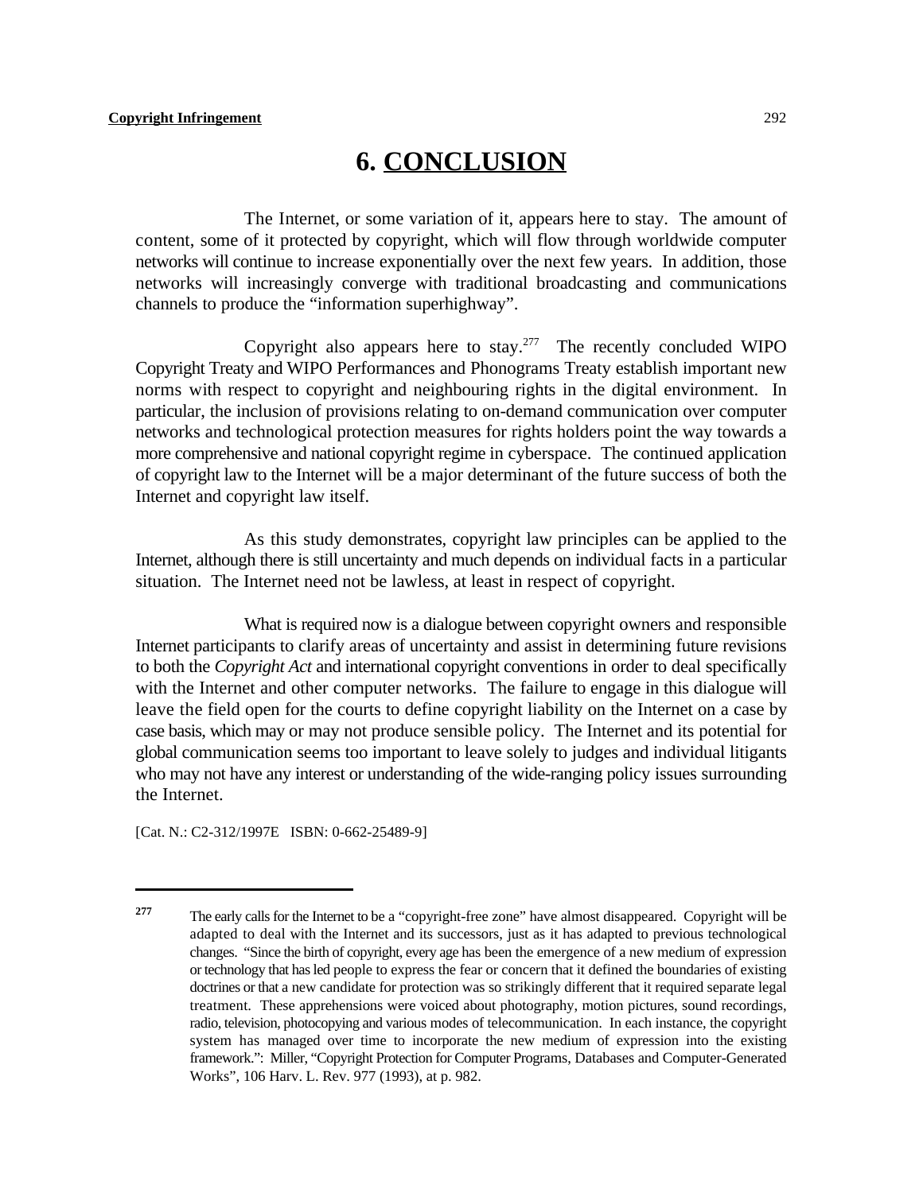# 6. CONCLUSION

The Internet, or some variation of it, appears here to stay. The amount of content, some of it protected by copyright, which will flow through worldwide computer networks will continue to increase exponentially over the next few years. In addition, those networks will increasingly converge with traditional broadcasting and communications channels to produce the "information superhighway".

Copyright also appears here to stay.[277] The recently concluded WIPO Copyright Treaty and WIPO Performances and Phonograms Treaty establish important new norms with respect to copyright and neighbouring rights in the digital environment. In particular, the inclusion of provisions relating to on-demand communication over computer networks and technological protection measures for rights holders point the way towards a more comprehensive and national copyright regime in cyberspace. The continued application of copyright law to the Internet will be a major determinant of the future success of both the Internet and copyright law itself.

As this study demonstrates, copyright law principles can be applied to the Internet, although there is still uncertainty and much depends on individual facts in a particular situation. The Internet need not be lawless, at least in respect of copyright.

What is required now is a dialogue between copyright owners and responsible Internet participants to clarify areas of uncertainty and assist in determining future revisions to both the *Copyright Act* and international copyright conventions in order to deal specifically with the Internet and other computer networks. The failure to engage in this dialogue will leave the field open for the courts to define copyright liability on the Internet on a case by case basis, which may or may not produce sensible policy. The Internet and its potential for global communication seems too important to leave solely to judges and individual litigants who may not have any interest or understanding of the wide-ranging policy issues surrounding the Internet.

[Cat. N.: C2-312/1997E ISBN: 0-662-25489-9]

---

**277** The early calls for the Internet to be a "copyright-free zone" have almost disappeared. Copyright will be adapted to deal with the Internet and its successors, just as it has adapted to previous technological changes. "Since the birth of copyright, every age has been the emergence of a new medium of expression or technology that has led people to express the fear or concern that it defined the boundaries of existing doctrines or that a new candidate for protection was so strikingly different that it required separate legal treatment. These apprehensions were voiced about photography, motion pictures, sound recordings, radio, television, photocopying and various modes of telecommunication. In each instance, the copyright system has managed over time to incorporate the new medium of expression into the existing framework.": Miller, "Copyright Protection for Computer Programs, Databases and Computer-Generated Works", 106 Harv. L. Rev. 977 (1993), at p. 982.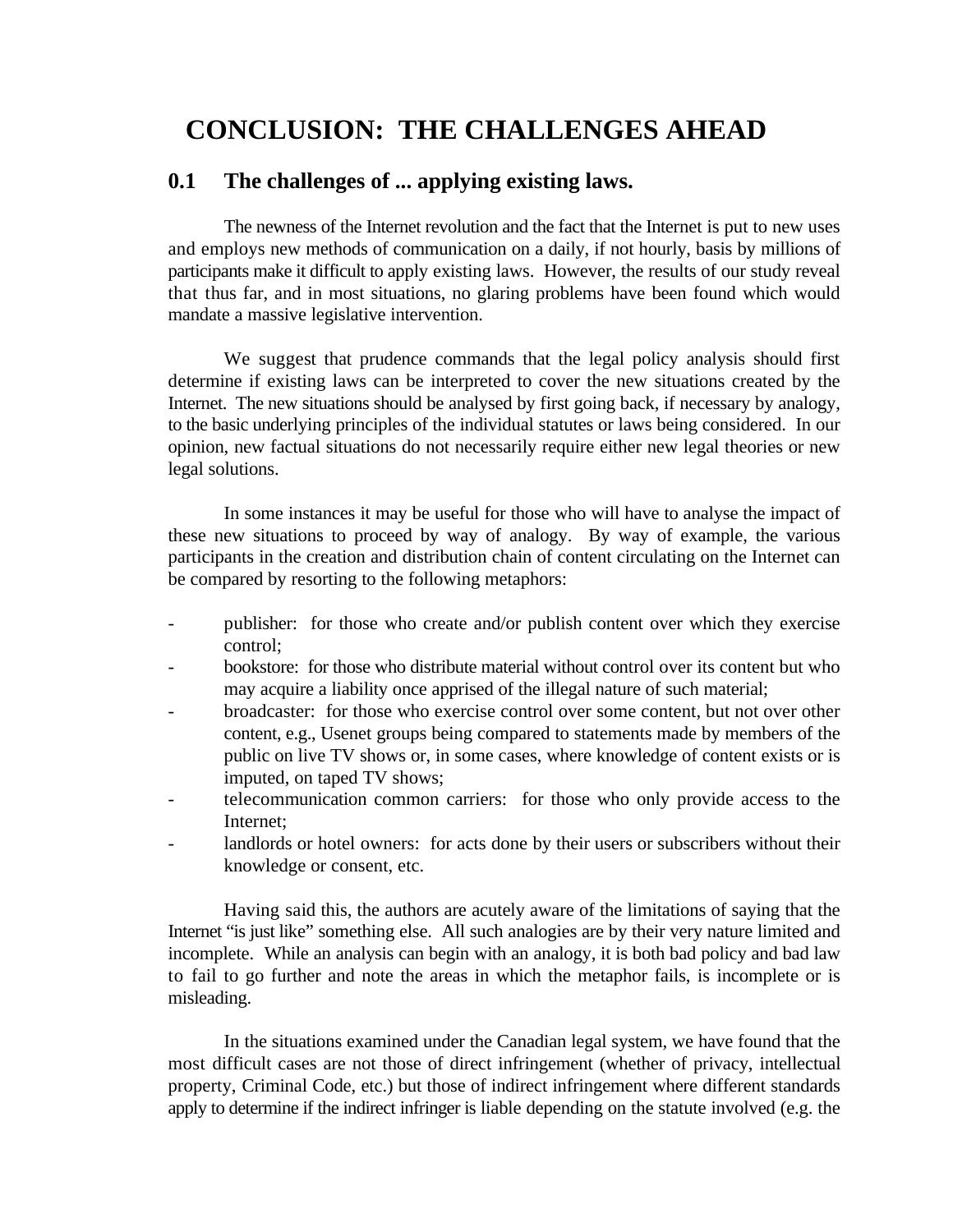# CONCLUSION: THE CHALLENGES AHEAD

## 0.1 The challenges of ... applying existing laws.

The newness of the Internet revolution and the fact that the Internet is put to new uses and employs new methods of communication on a daily, if not hourly, basis by millions of participants make it difficult to apply existing laws. However, the results of our study reveal that thus far, and in most situations, no glaring problems have been found which would mandate a massive legislative intervention.

We suggest that prudence commands that the legal policy analysis should first determine if existing laws can be interpreted to cover the new situations created by the Internet. The new situations should be analysed by first going back, if necessary by analogy, to the basic underlying principles of the individual statutes or laws being considered. In our opinion, new factual situations do not necessarily require either new legal theories or new legal solutions.

In some instances it may be useful for those who will have to analyse the impact of these new situations to proceed by way of analogy. By way of example, the various participants in the creation and distribution chain of content circulating on the Internet can be compared by resorting to the following metaphors:

- publisher: for those who create and/or publish content over which they exercise control;
- bookstore: for those who distribute material without control over its content but who may acquire a liability once apprised of the illegal nature of such material;
- broadcaster: for those who exercise control over some content, but not over other content, e.g., Usenet groups being compared to statements made by members of the public on live TV shows or, in some cases, where knowledge of content exists or is imputed, on taped TV shows;
- telecommunication common carriers: for those who only provide access to the Internet;
- landlords or hotel owners: for acts done by their users or subscribers without their knowledge or consent, etc.

Having said this, the authors are acutely aware of the limitations of saying that the Internet "is just like" something else. All such analogies are by their very nature limited and incomplete. While an analysis can begin with an analogy, it is both bad policy and bad law to fail to go further and note the areas in which the metaphor fails, is incomplete or is misleading.

In the situations examined under the Canadian legal system, we have found that the most difficult cases are not those of direct infringement (whether of privacy, intellectual property, Criminal Code, etc.) but those of indirect infringement where different standards apply to determine if the indirect infringer is liable depending on the statute involved (e.g. the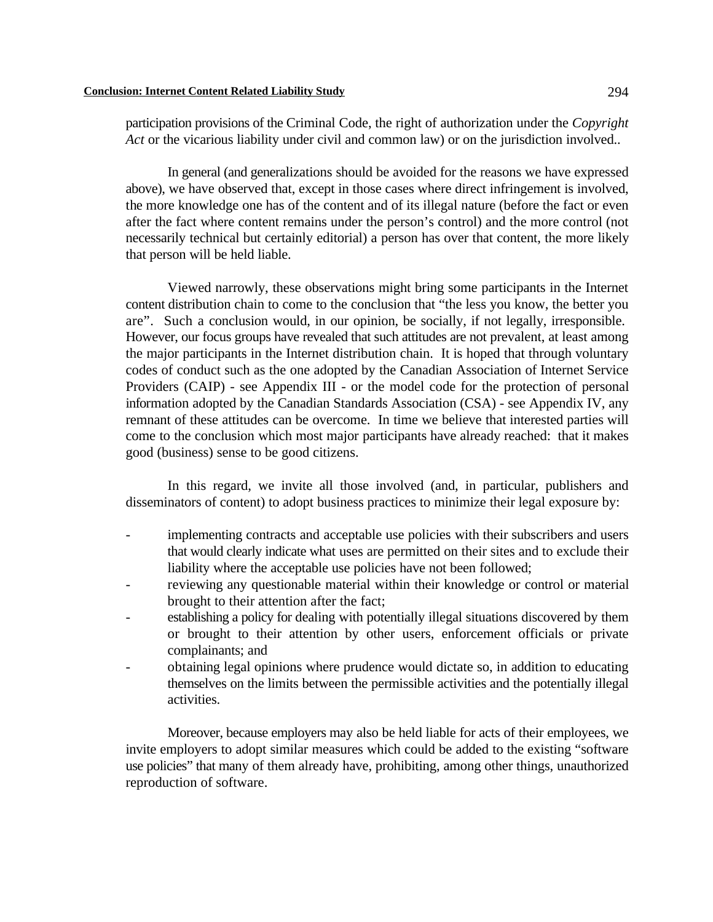participation provisions of the Criminal Code, the right of authorization under the *Copyright Act* or the vicarious liability under civil and common law) or on the jurisdiction involved..

In general (and generalizations should be avoided for the reasons we have expressed above), we have observed that, except in those cases where direct infringement is involved, the more knowledge one has of the content and of its illegal nature (before the fact or even after the fact where content remains under the person's control) and the more control (not necessarily technical but certainly editorial) a person has over that content, the more likely that person will be held liable.

Viewed narrowly, these observations might bring some participants in the Internet content distribution chain to come to the conclusion that "the less you know, the better you are". Such a conclusion would, in our opinion, be socially, if not legally, irresponsible. However, our focus groups have revealed that such attitudes are not prevalent, at least among the major participants in the Internet distribution chain. It is hoped that through voluntary codes of conduct such as the one adopted by the Canadian Association of Internet Service Providers (CAIP) - see Appendix III - or the model code for the protection of personal information adopted by the Canadian Standards Association (CSA) - see Appendix IV, any remnant of these attitudes can be overcome. In time we believe that interested parties will come to the conclusion which most major participants have already reached: that it makes good (business) sense to be good citizens.

In this regard, we invite all those involved (and, in particular, publishers and disseminators of content) to adopt business practices to minimize their legal exposure by:

- implementing contracts and acceptable use policies with their subscribers and users that would clearly indicate what uses are permitted on their sites and to exclude their liability where the acceptable use policies have not been followed;
- reviewing any questionable material within their knowledge or control or material brought to their attention after the fact;
- establishing a policy for dealing with potentially illegal situations discovered by them or brought to their attention by other users, enforcement officials or private complainants; and
- obtaining legal opinions where prudence would dictate so, in addition to educating themselves on the limits between the permissible activities and the potentially illegal activities.

Moreover, because employers may also be held liable for acts of their employees, we invite employers to adopt similar measures which could be added to the existing "software use policies" that many of them already have, prohibiting, among other things, unauthorized reproduction of software.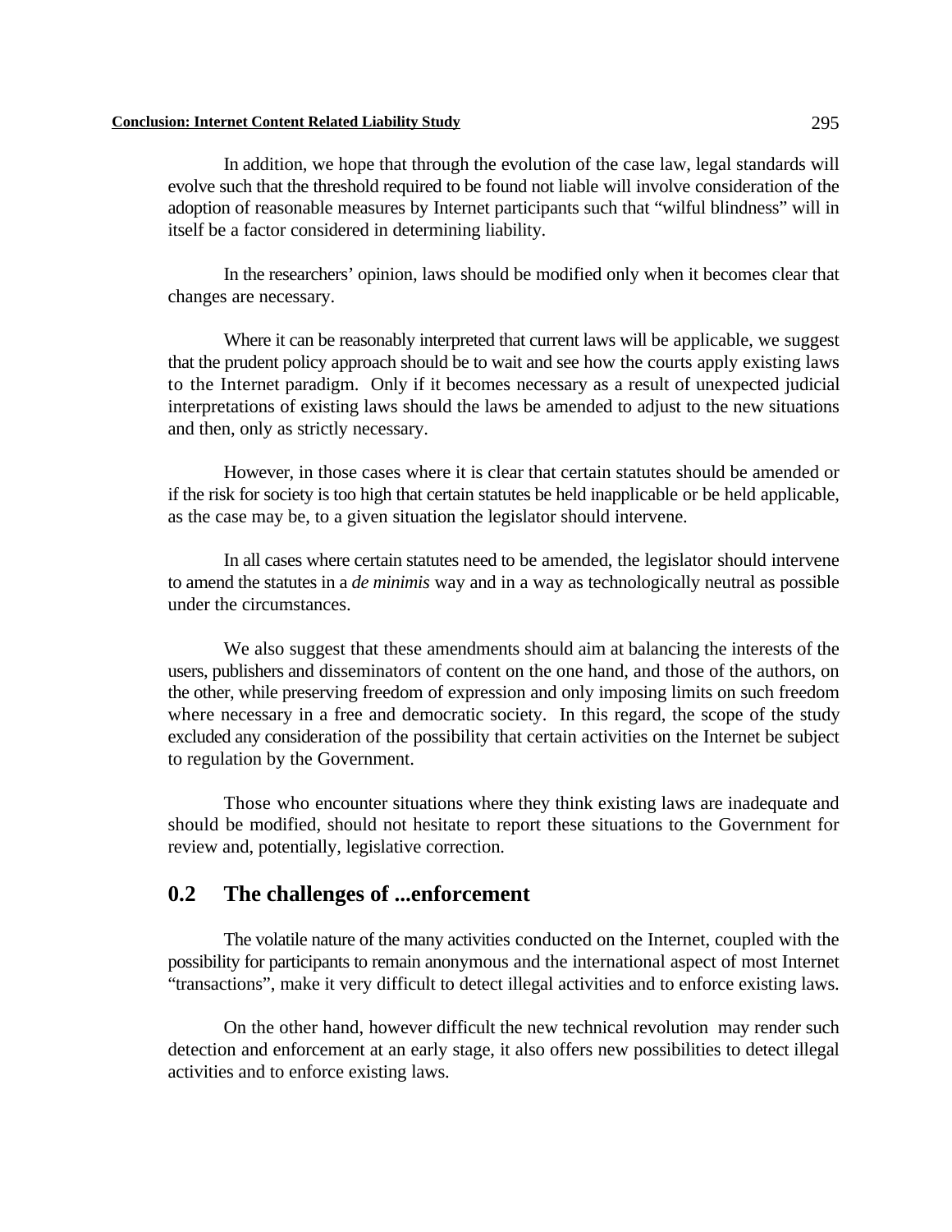In addition, we hope that through the evolution of the case law, legal standards will evolve such that the threshold required to be found not liable will involve consideration of the adoption of reasonable measures by Internet participants such that "wilful blindness" will in itself be a factor considered in determining liability.

In the researchers' opinion, laws should be modified only when it becomes clear that changes are necessary.

Where it can be reasonably interpreted that current laws will be applicable, we suggest that the prudent policy approach should be to wait and see how the courts apply existing laws to the Internet paradigm. Only if it becomes necessary as a result of unexpected judicial interpretations of existing laws should the laws be amended to adjust to the new situations and then, only as strictly necessary.

However, in those cases where it is clear that certain statutes should be amended or if the risk for society is too high that certain statutes be held inapplicable or be held applicable, as the case may be, to a given situation the legislator should intervene.

In all cases where certain statutes need to be amended, the legislator should intervene to amend the statutes in a *de minimis* way and in a way as technologically neutral as possible under the circumstances.

We also suggest that these amendments should aim at balancing the interests of the users, publishers and disseminators of content on the one hand, and those of the authors, on the other, while preserving freedom of expression and only imposing limits on such freedom where necessary in a free and democratic society. In this regard, the scope of the study excluded any consideration of the possibility that certain activities on the Internet be subject to regulation by the Government.

Those who encounter situations where they think existing laws are inadequate and should be modified, should not hesitate to report these situations to the Government for review and, potentially, legislative correction.

## 0.2 The challenges of ...enforcement

The volatile nature of the many activities conducted on the Internet, coupled with the possibility for participants to remain anonymous and the international aspect of most Internet "transactions", make it very difficult to detect illegal activities and to enforce existing laws.

On the other hand, however difficult the new technical revolution may render such detection and enforcement at an early stage, it also offers new possibilities to detect illegal activities and to enforce existing laws.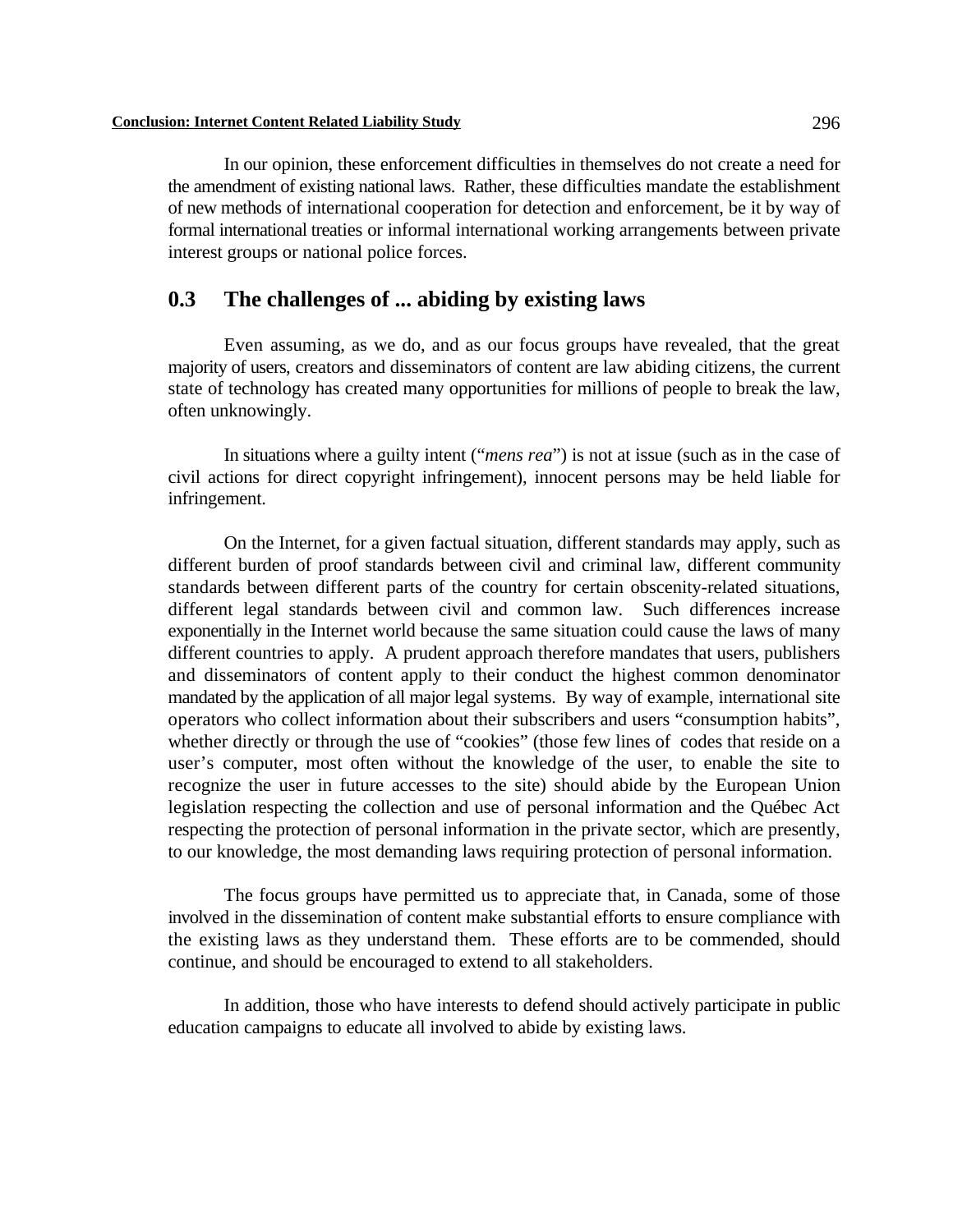In our opinion, these enforcement difficulties in themselves do not create a need for the amendment of existing national laws. Rather, these difficulties mandate the establishment of new methods of international cooperation for detection and enforcement, be it by way of formal international treaties or informal international working arrangements between private interest groups or national police forces.

## 0.3 The challenges of ... abiding by existing laws

Even assuming, as we do, and as our focus groups have revealed, that the great majority of users, creators and disseminators of content are law abiding citizens, the current state of technology has created many opportunities for millions of people to break the law, often unknowingly.

In situations where a guilty intent ("*mens rea*") is not at issue (such as in the case of civil actions for direct copyright infringement), innocent persons may be held liable for infringement.

On the Internet, for a given factual situation, different standards may apply, such as different burden of proof standards between civil and criminal law, different community standards between different parts of the country for certain obscenity-related situations, different legal standards between civil and common law. Such differences increase exponentially in the Internet world because the same situation could cause the laws of many different countries to apply. A prudent approach therefore mandates that users, publishers and disseminators of content apply to their conduct the highest common denominator mandated by the application of all major legal systems. By way of example, international site operators who collect information about their subscribers and users "consumption habits", whether directly or through the use of "cookies" (those few lines of codes that reside on a user's computer, most often without the knowledge of the user, to enable the site to recognize the user in future accesses to the site) should abide by the European Union legislation respecting the collection and use of personal information and the Québec Act respecting the protection of personal information in the private sector, which are presently, to our knowledge, the most demanding laws requiring protection of personal information.

The focus groups have permitted us to appreciate that, in Canada, some of those involved in the dissemination of content make substantial efforts to ensure compliance with the existing laws as they understand them. These efforts are to be commended, should continue, and should be encouraged to extend to all stakeholders.

In addition, those who have interests to defend should actively participate in public education campaigns to educate all involved to abide by existing laws.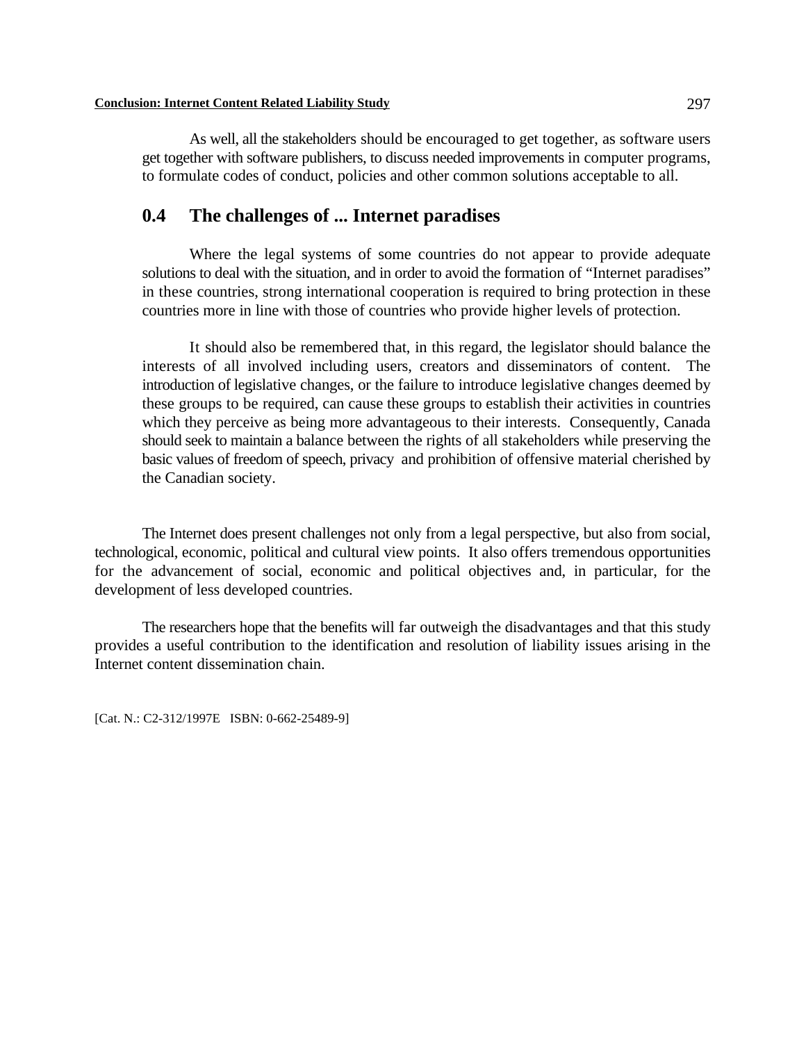As well, all the stakeholders should be encouraged to get together, as software users get together with software publishers, to discuss needed improvements in computer programs, to formulate codes of conduct, policies and other common solutions acceptable to all.

## 0.4 The challenges of ... Internet paradises

Where the legal systems of some countries do not appear to provide adequate solutions to deal with the situation, and in order to avoid the formation of "Internet paradises" in these countries, strong international cooperation is required to bring protection in these countries more in line with those of countries who provide higher levels of protection.

It should also be remembered that, in this regard, the legislator should balance the interests of all involved including users, creators and disseminators of content. The introduction of legislative changes, or the failure to introduce legislative changes deemed by these groups to be required, can cause these groups to establish their activities in countries which they perceive as being more advantageous to their interests. Consequently, Canada should seek to maintain a balance between the rights of all stakeholders while preserving the basic values of freedom of speech, privacy and prohibition of offensive material cherished by the Canadian society.

The Internet does present challenges not only from a legal perspective, but also from social, technological, economic, political and cultural view points. It also offers tremendous opportunities for the advancement of social, economic and political objectives and, in particular, for the development of less developed countries.

The researchers hope that the benefits will far outweigh the disadvantages and that this study provides a useful contribution to the identification and resolution of liability issues arising in the Internet content dissemination chain.

[Cat. N.: C2-312/1997E ISBN: 0-662-25489-9]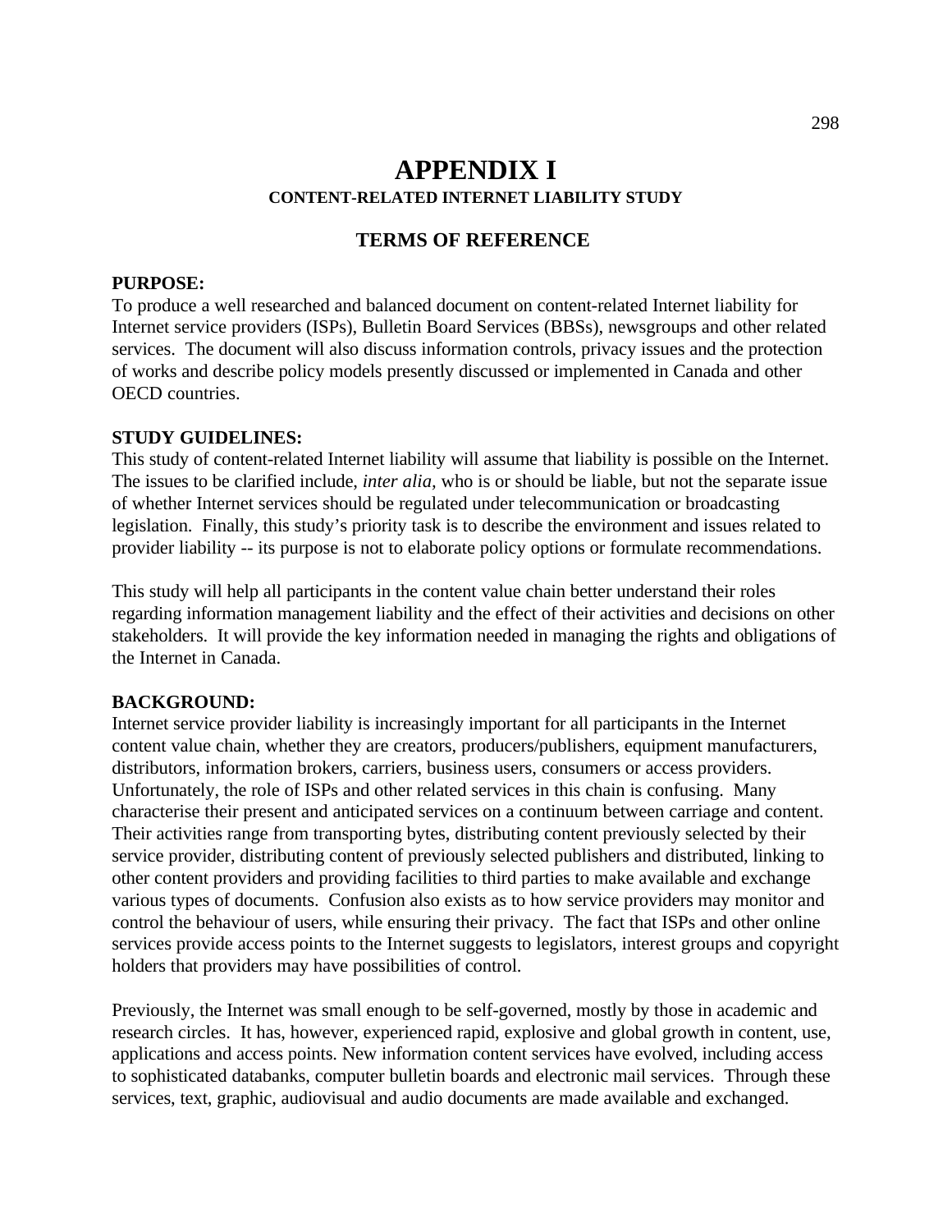# APPENDIX I

### CONTENT-RELATED INTERNET LIABILITY STUDY

## TERMS OF REFERENCE

**PURPOSE:**
To produce a well researched and balanced document on content-related Internet liability for Internet service providers (ISPs), Bulletin Board Services (BBSs), newsgroups and other related services. The document will also discuss information controls, privacy issues and the protection of works and describe policy models presently discussed or implemented in Canada and other OECD countries.

**STUDY GUIDELINES:**
This study of content-related Internet liability will assume that liability is possible on the Internet. The issues to be clarified include, *inter alia,* who is or should be liable, but not the separate issue of whether Internet services should be regulated under telecommunication or broadcasting legislation. Finally, this study's priority task is to describe the environment and issues related to provider liability -- its purpose is not to elaborate policy options or formulate recommendations.

This study will help all participants in the content value chain better understand their roles regarding information management liability and the effect of their activities and decisions on other stakeholders. It will provide the key information needed in managing the rights and obligations of the Internet in Canada.

**BACKGROUND:**
Internet service provider liability is increasingly important for all participants in the Internet content value chain, whether they are creators, producers/publishers, equipment manufacturers, distributors, information brokers, carriers, business users, consumers or access providers. Unfortunately, the role of ISPs and other related services in this chain is confusing. Many characterise their present and anticipated services on a continuum between carriage and content. Their activities range from transporting bytes, distributing content previously selected by their service provider, distributing content of previously selected publishers and distributed, linking to other content providers and providing facilities to third parties to make available and exchange various types of documents. Confusion also exists as to how service providers may monitor and control the behaviour of users, while ensuring their privacy. The fact that ISPs and other online services provide access points to the Internet suggests to legislators, interest groups and copyright holders that providers may have possibilities of control.

Previously, the Internet was small enough to be self-governed, mostly by those in academic and research circles. It has, however, experienced rapid, explosive and global growth in content, use, applications and access points. New information content services have evolved, including access to sophisticated databanks, computer bulletin boards and electronic mail services. Through these services, text, graphic, audiovisual and audio documents are made available and exchanged.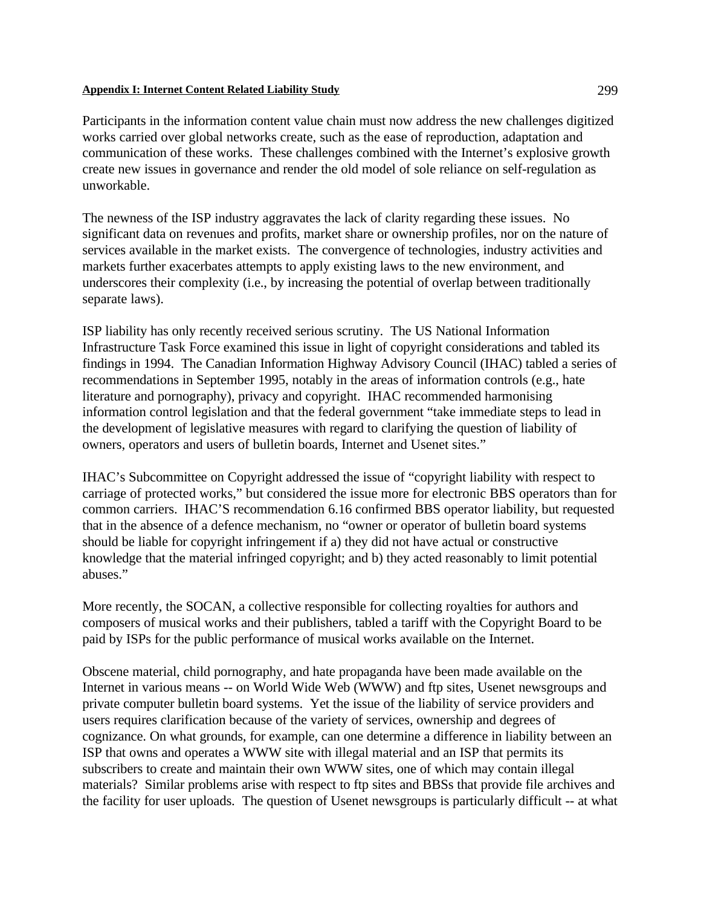Participants in the information content value chain must now address the new challenges digitized works carried over global networks create, such as the ease of reproduction, adaptation and communication of these works. These challenges combined with the Internet's explosive growth create new issues in governance and render the old model of sole reliance on self-regulation as unworkable.

The newness of the ISP industry aggravates the lack of clarity regarding these issues. No significant data on revenues and profits, market share or ownership profiles, nor on the nature of services available in the market exists. The convergence of technologies, industry activities and markets further exacerbates attempts to apply existing laws to the new environment, and underscores their complexity (i.e., by increasing the potential of overlap between traditionally separate laws).

ISP liability has only recently received serious scrutiny. The US National Information Infrastructure Task Force examined this issue in light of copyright considerations and tabled its findings in 1994. The Canadian Information Highway Advisory Council (IHAC) tabled a series of recommendations in September 1995, notably in the areas of information controls (e.g., hate literature and pornography), privacy and copyright. IHAC recommended harmonising information control legislation and that the federal government "take immediate steps to lead in the development of legislative measures with regard to clarifying the question of liability of owners, operators and users of bulletin boards, Internet and Usenet sites."

IHAC's Subcommittee on Copyright addressed the issue of "copyright liability with respect to carriage of protected works," but considered the issue more for electronic BBS operators than for common carriers. IHAC'S recommendation 6.16 confirmed BBS operator liability, but requested that in the absence of a defence mechanism, no "owner or operator of bulletin board systems should be liable for copyright infringement if a) they did not have actual or constructive knowledge that the material infringed copyright; and b) they acted reasonably to limit potential abuses."

More recently, the SOCAN, a collective responsible for collecting royalties for authors and composers of musical works and their publishers, tabled a tariff with the Copyright Board to be paid by ISPs for the public performance of musical works available on the Internet.

Obscene material, child pornography, and hate propaganda have been made available on the Internet in various means -- on World Wide Web (WWW) and ftp sites, Usenet newsgroups and private computer bulletin board systems. Yet the issue of the liability of service providers and users requires clarification because of the variety of services, ownership and degrees of cognizance. On what grounds, for example, can one determine a difference in liability between an ISP that owns and operates a WWW site with illegal material and an ISP that permits its subscribers to create and maintain their own WWW sites, one of which may contain illegal materials? Similar problems arise with respect to ftp sites and BBSs that provide file archives and the facility for user uploads. The question of Usenet newsgroups is particularly difficult -- at what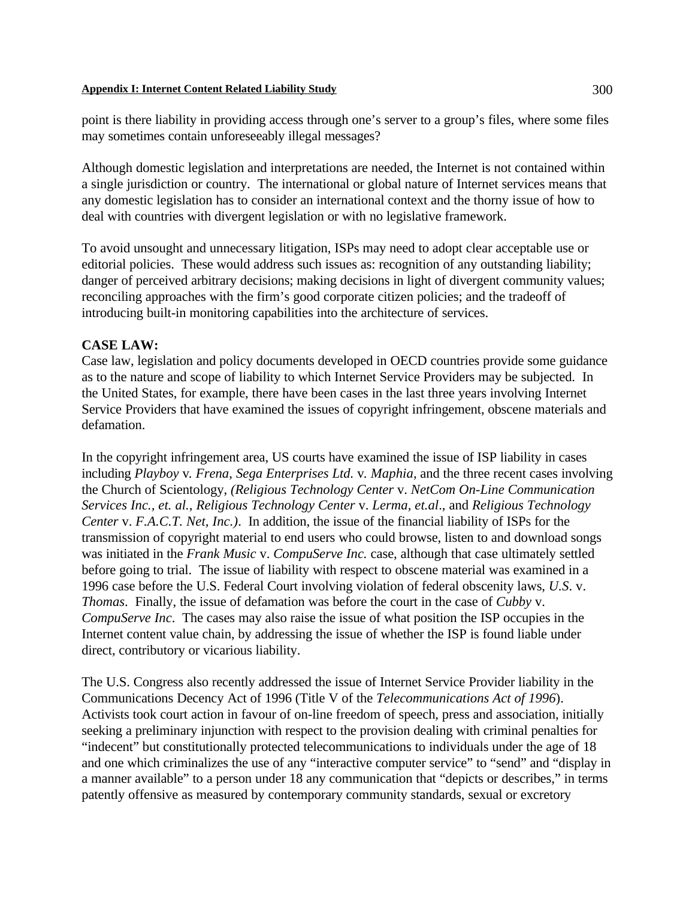point is there liability in providing access through one's server to a group's files, where some files may sometimes contain unforeseeably illegal messages?

Although domestic legislation and interpretations are needed, the Internet is not contained within a single jurisdiction or country. The international or global nature of Internet services means that any domestic legislation has to consider an international context and the thorny issue of how to deal with countries with divergent legislation or with no legislative framework.

To avoid unsought and unnecessary litigation, ISPs may need to adopt clear acceptable use or editorial policies. These would address such issues as: recognition of any outstanding liability; danger of perceived arbitrary decisions; making decisions in light of divergent community values; reconciling approaches with the firm's good corporate citizen policies; and the tradeoff of introducing built-in monitoring capabilities into the architecture of services.

**CASE LAW:**

Case law, legislation and policy documents developed in OECD countries provide some guidance as to the nature and scope of liability to which Internet Service Providers may be subjected. In the United States, for example, there have been cases in the last three years involving Internet Service Providers that have examined the issues of copyright infringement, obscene materials and defamation.

In the copyright infringement area, US courts have examined the issue of ISP liability in cases including *Playboy* v*. Frena*, *Sega Enterprises Ltd.* v*. Maphia*, and the three recent cases involving the Church of Scientology, *(Religious Technology Center* v. *NetCom On-Line Communication Services Inc., et. al.*, *Religious Technology Center* v. *Lerma, et.al*., and *Religious Technology Center* v. *F.A.C.T. Net, Inc.)*. In addition, the issue of the financial liability of ISPs for the transmission of copyright material to end users who could browse, listen to and download songs was initiated in the *Frank Music* v. *CompuServe Inc.* case, although that case ultimately settled before going to trial. The issue of liability with respect to obscene material was examined in a 1996 case before the U.S. Federal Court involving violation of federal obscenity laws, *U.S*. v. *Thomas*. Finally, the issue of defamation was before the court in the case of *Cubby* v. *CompuServe Inc*. The cases may also raise the issue of what position the ISP occupies in the Internet content value chain, by addressing the issue of whether the ISP is found liable under direct, contributory or vicarious liability.

The U.S. Congress also recently addressed the issue of Internet Service Provider liability in the Communications Decency Act of 1996 (Title V of the *Telecommunications Act of 1996*). Activists took court action in favour of on-line freedom of speech, press and association, initially seeking a preliminary injunction with respect to the provision dealing with criminal penalties for "indecent" but constitutionally protected telecommunications to individuals under the age of 18 and one which criminalizes the use of any "interactive computer service" to "send" and "display in a manner available" to a person under 18 any communication that "depicts or describes," in terms patently offensive as measured by contemporary community standards, sexual or excretory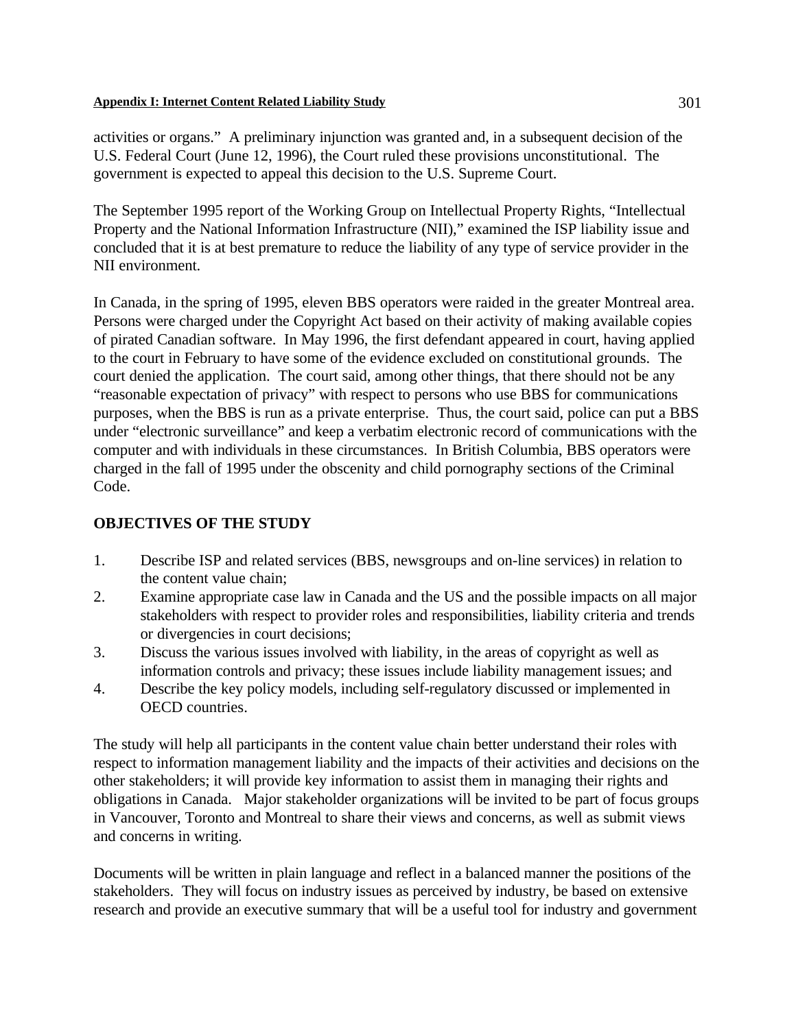activities or organs." A preliminary injunction was granted and, in a subsequent decision of the U.S. Federal Court (June 12, 1996), the Court ruled these provisions unconstitutional. The government is expected to appeal this decision to the U.S. Supreme Court.

The September 1995 report of the Working Group on Intellectual Property Rights, "Intellectual Property and the National Information Infrastructure (NII)," examined the ISP liability issue and concluded that it is at best premature to reduce the liability of any type of service provider in the NII environment.

In Canada, in the spring of 1995, eleven BBS operators were raided in the greater Montreal area. Persons were charged under the Copyright Act based on their activity of making available copies of pirated Canadian software. In May 1996, the first defendant appeared in court, having applied to the court in February to have some of the evidence excluded on constitutional grounds. The court denied the application. The court said, among other things, that there should not be any "reasonable expectation of privacy" with respect to persons who use BBS for communications purposes, when the BBS is run as a private enterprise. Thus, the court said, police can put a BBS under "electronic surveillance" and keep a verbatim electronic record of communications with the computer and with individuals in these circumstances. In British Columbia, BBS operators were charged in the fall of 1995 under the obscenity and child pornography sections of the Criminal Code.

## OBJECTIVES OF THE STUDY

1. Describe ISP and related services (BBS, newsgroups and on-line services) in relation to the content value chain;
2. Examine appropriate case law in Canada and the US and the possible impacts on all major stakeholders with respect to provider roles and responsibilities, liability criteria and trends or divergencies in court decisions;
3. Discuss the various issues involved with liability, in the areas of copyright as well as information controls and privacy; these issues include liability management issues; and
4. Describe the key policy models, including self-regulatory discussed or implemented in OECD countries.

The study will help all participants in the content value chain better understand their roles with respect to information management liability and the impacts of their activities and decisions on the other stakeholders; it will provide key information to assist them in managing their rights and obligations in Canada. Major stakeholder organizations will be invited to be part of focus groups in Vancouver, Toronto and Montreal to share their views and concerns, as well as submit views and concerns in writing.

Documents will be written in plain language and reflect in a balanced manner the positions of the stakeholders. They will focus on industry issues as perceived by industry, be based on extensive research and provide an executive summary that will be a useful tool for industry and government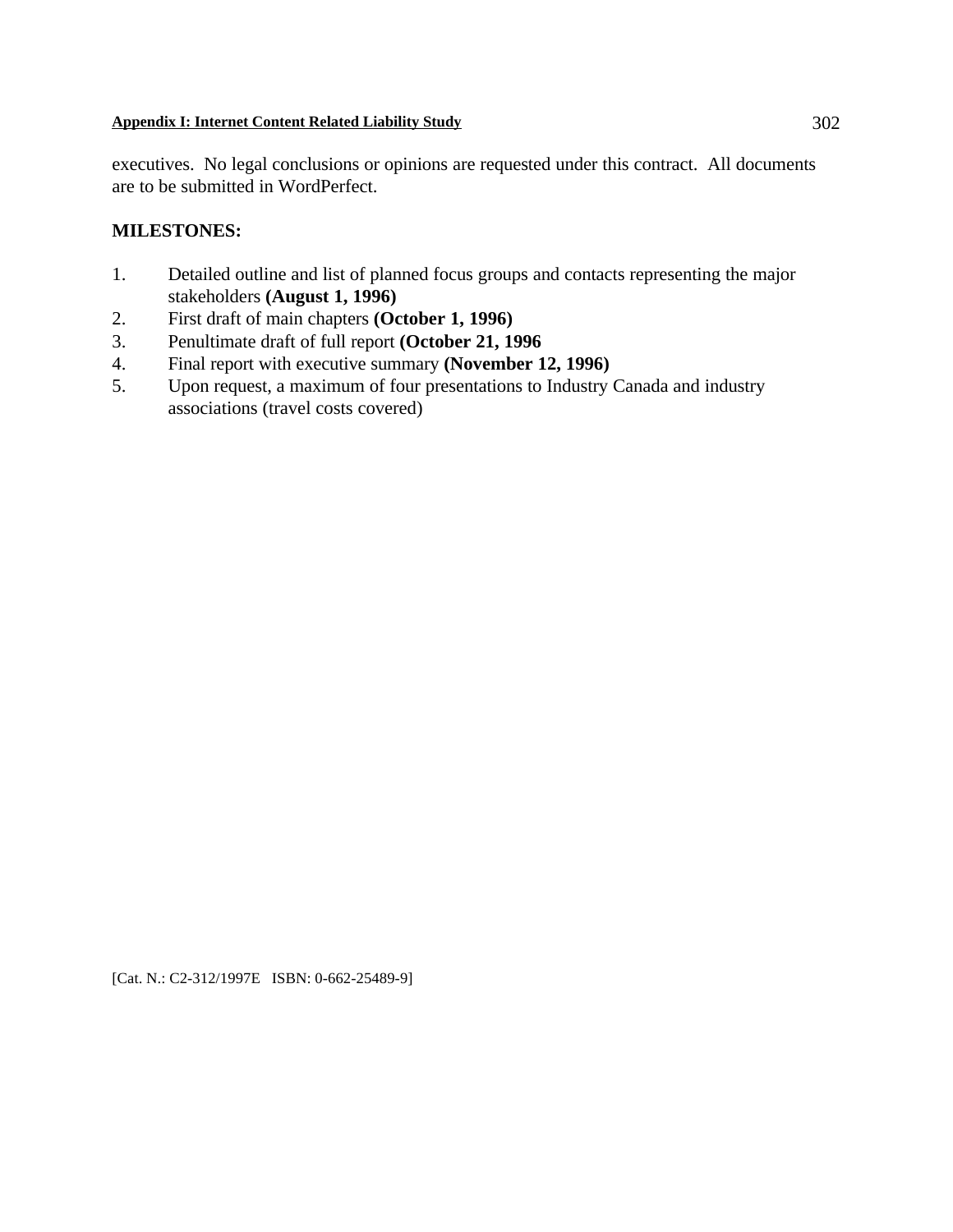executives. No legal conclusions or opinions are requested under this contract. All documents are to be submitted in WordPerfect.

**MILESTONES:**

1. Detailed outline and list of planned focus groups and contacts representing the major stakeholders **(August 1, 1996)**
2. First draft of main chapters **(October 1, 1996)**
3. Penultimate draft of full report **(October 21, 1996**
4. Final report with executive summary **(November 12, 1996)**
5. Upon request, a maximum of four presentations to Industry Canada and industry associations (travel costs covered)

[Cat. N.: C2-312/1997E ISBN: 0-662-25489-9]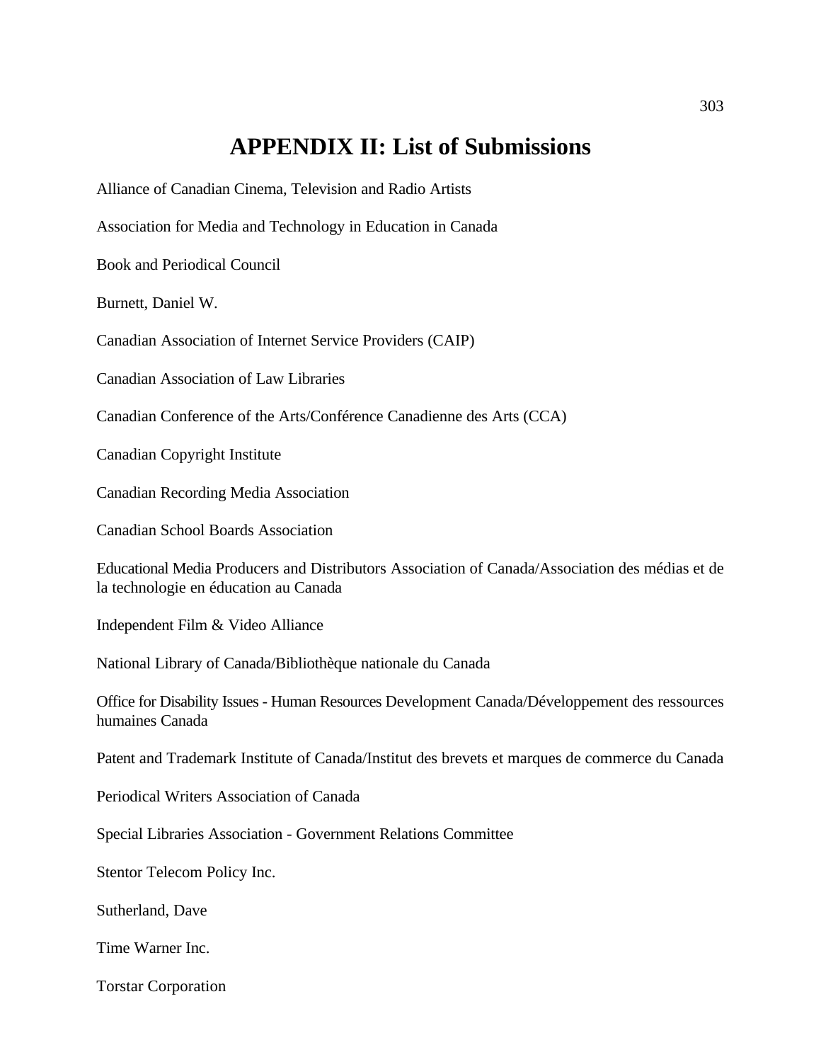# APPENDIX II: List of Submissions

Alliance of Canadian Cinema, Television and Radio Artists

Association for Media and Technology in Education in Canada

Book and Periodical Council

Burnett, Daniel W.

Canadian Association of Internet Service Providers (CAIP)

Canadian Association of Law Libraries

Canadian Conference of the Arts/Conférence Canadienne des Arts (CCA)

Canadian Copyright Institute

Canadian Recording Media Association

Canadian School Boards Association

Educational Media Producers and Distributors Association of Canada/Association des médias et de la technologie en éducation au Canada

Independent Film & Video Alliance

National Library of Canada/Bibliothèque nationale du Canada

Office for Disability Issues - Human Resources Development Canada/Développement des ressources humaines Canada

Patent and Trademark Institute of Canada/Institut des brevets et marques de commerce du Canada

Periodical Writers Association of Canada

Special Libraries Association - Government Relations Committee

Stentor Telecom Policy Inc.

Sutherland, Dave

Time Warner Inc.

Torstar Corporation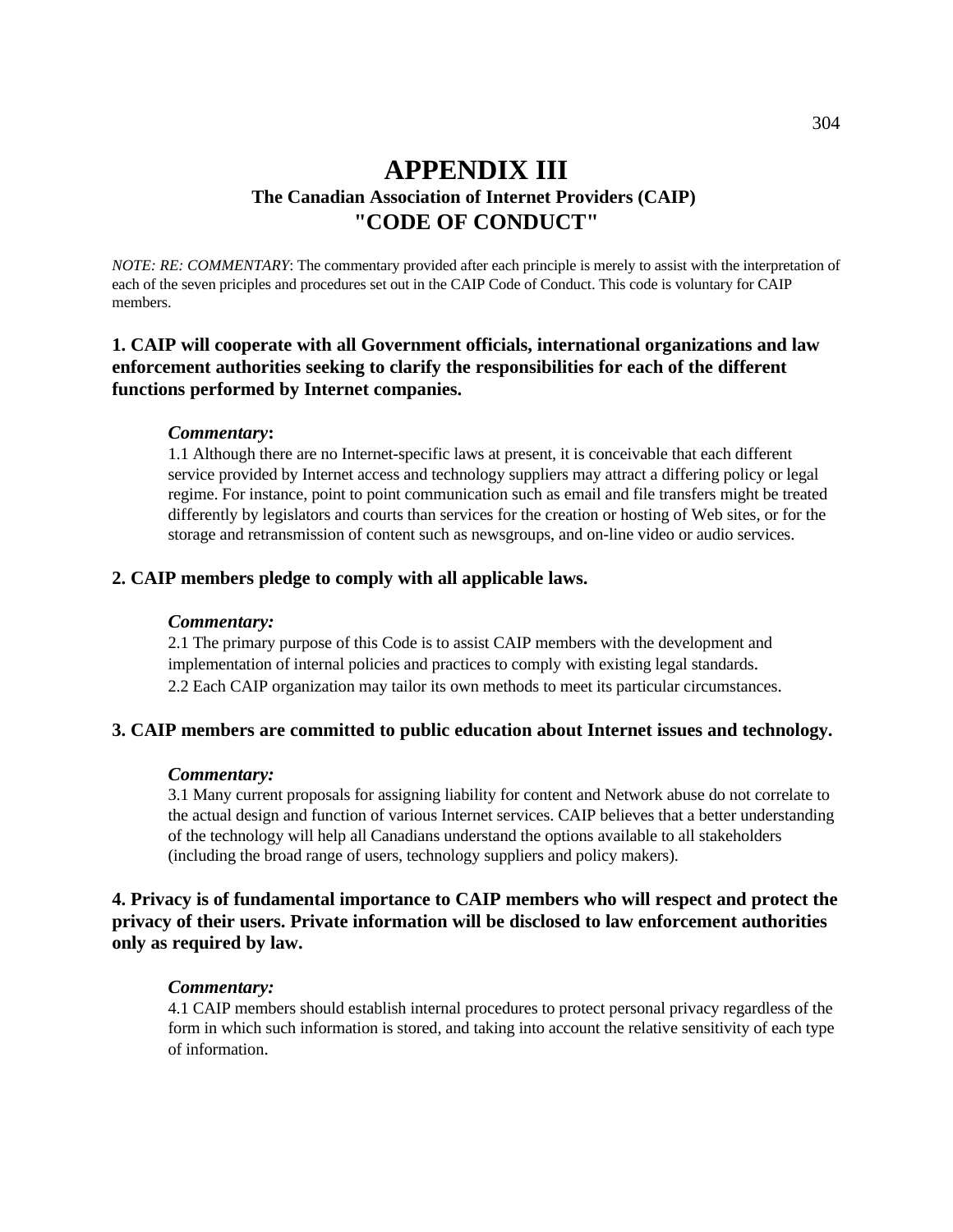# APPENDIX III

### The Canadian Association of Internet Providers (CAIP)

## "CODE OF CONDUCT"

*NOTE: RE: COMMENTARY*: The commentary provided after each principle is merely to assist with the interpretation of each of the seven priciples and procedures set out in the CAIP Code of Conduct. This code is voluntary for CAIP members.

### 1. CAIP will cooperate with all Government officials, international organizations and law enforcement authorities seeking to clarify the responsibilities for each of the different functions performed by Internet companies.

***Commentary*:**

1.1 Although there are no Internet-specific laws at present, it is conceivable that each different service provided by Internet access and technology suppliers may attract a differing policy or legal regime. For instance, point to point communication such as email and file transfers might be treated differently by legislators and courts than services for the creation or hosting of Web sites, or for the storage and retransmission of content such as newsgroups, and on-line video or audio services.

### 2. CAIP members pledge to comply with all applicable laws.

***Commentary:***

2.1 The primary purpose of this Code is to assist CAIP members with the development and implementation of internal policies and practices to comply with existing legal standards.

2.2 Each CAIP organization may tailor its own methods to meet its particular circumstances.

### 3. CAIP members are committed to public education about Internet issues and technology.

***Commentary:***

3.1 Many current proposals for assigning liability for content and Network abuse do not correlate to the actual design and function of various Internet services. CAIP believes that a better understanding of the technology will help all Canadians understand the options available to all stakeholders (including the broad range of users, technology suppliers and policy makers).

### 4. Privacy is of fundamental importance to CAIP members who will respect and protect the privacy of their users. Private information will be disclosed to law enforcement authorities only as required by law.

***Commentary:***

4.1 CAIP members should establish internal procedures to protect personal privacy regardless of the form in which such information is stored, and taking into account the relative sensitivity of each type of information.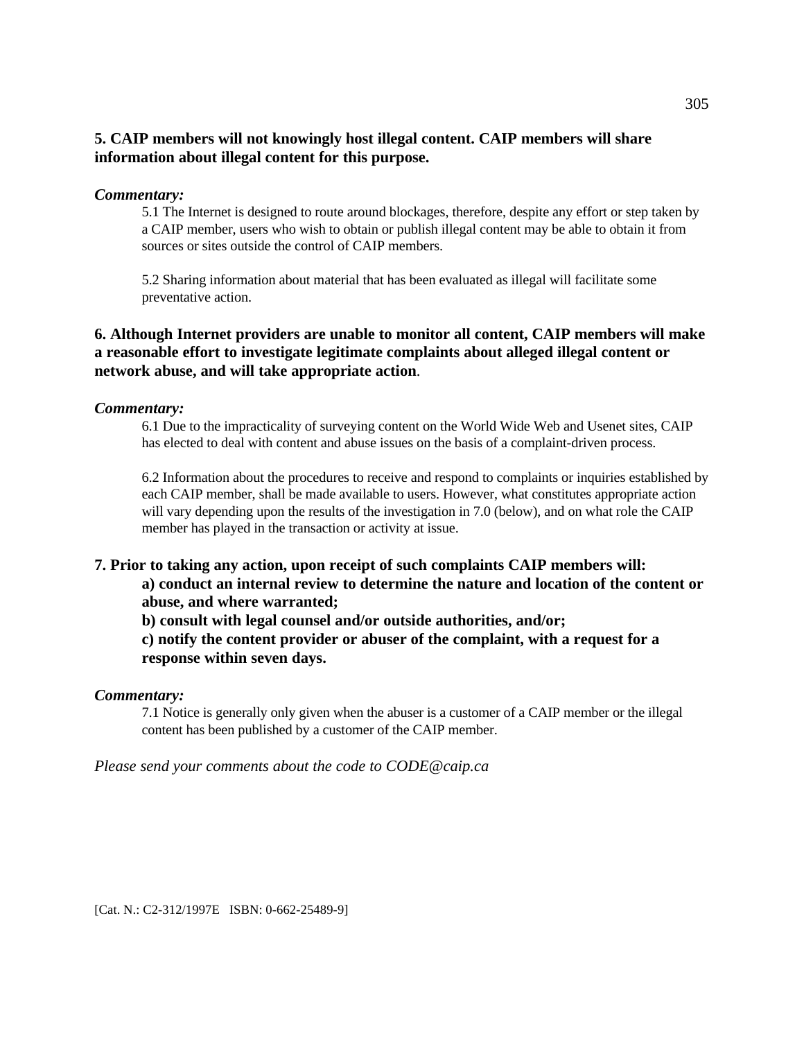**5. CAIP members will not knowingly host illegal content. CAIP members will share information about illegal content for this purpose.**

***Commentary:***

5.1 The Internet is designed to route around blockages, therefore, despite any effort or step taken by a CAIP member, users who wish to obtain or publish illegal content may be able to obtain it from sources or sites outside the control of CAIP members.

5.2 Sharing information about material that has been evaluated as illegal will facilitate some preventative action.

**6. Although Internet providers are unable to monitor all content, CAIP members will make a reasonable effort to investigate legitimate complaints about alleged illegal content or network abuse, and will take appropriate action**.

***Commentary:***

6.1 Due to the impracticality of surveying content on the World Wide Web and Usenet sites, CAIP has elected to deal with content and abuse issues on the basis of a complaint-driven process.

6.2 Information about the procedures to receive and respond to complaints or inquiries established by each CAIP member, shall be made available to users. However, what constitutes appropriate action will vary depending upon the results of the investigation in 7.0 (below), and on what role the CAIP member has played in the transaction or activity at issue.

**7. Prior to taking any action, upon receipt of such complaints CAIP members will:**

**a) conduct an internal review to determine the nature and location of the content or abuse, and where warranted;**

**b) consult with legal counsel and/or outside authorities, and/or;**

**c) notify the content provider or abuser of the complaint, with a request for a response within seven days.**

***Commentary:***

7.1 Notice is generally only given when the abuser is a customer of a CAIP member or the illegal content has been published by a customer of the CAIP member.

*Please send your comments about the code to CODE@caip.ca*

[Cat. N.: C2-312/1997E ISBN: 0-662-25489-9]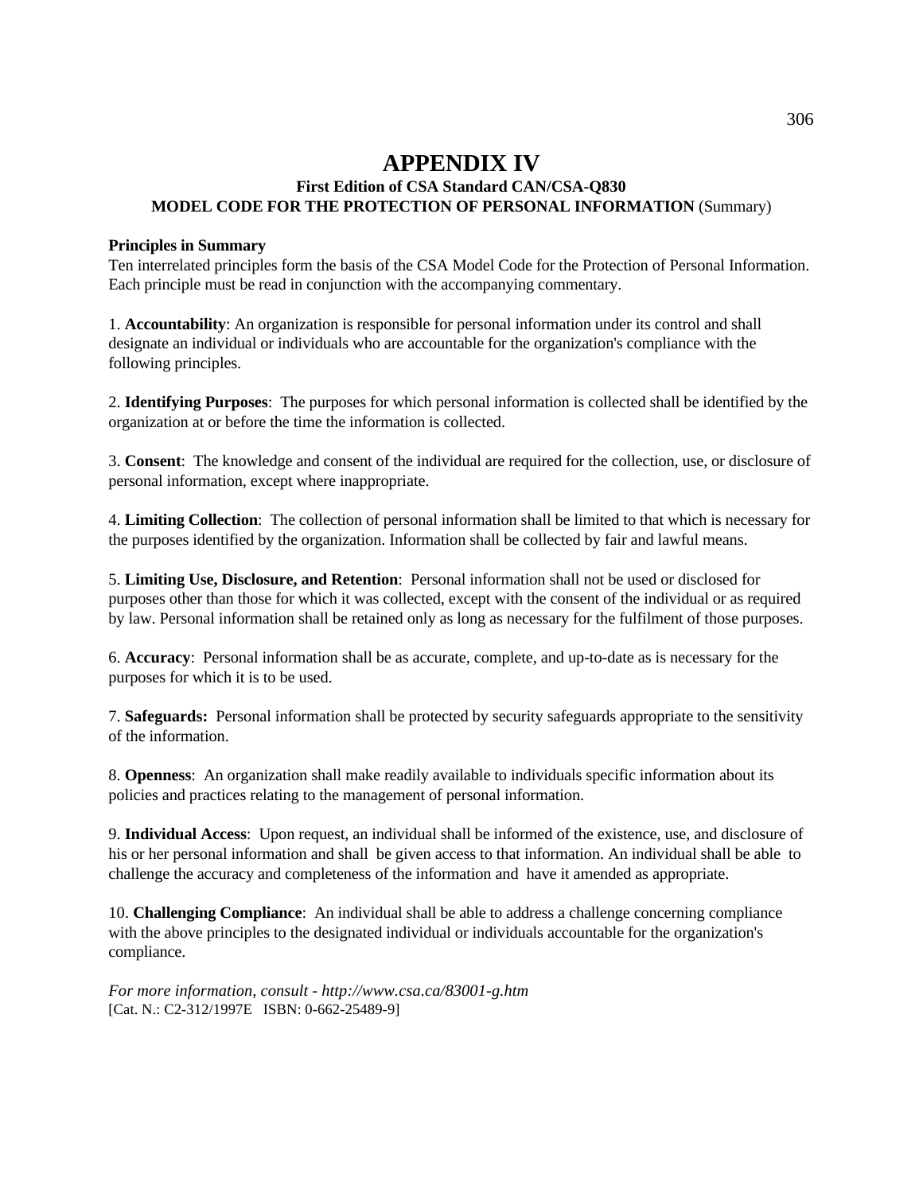# APPENDIX IV

### First Edition of CSA Standard CAN/CSA-Q830
### MODEL CODE FOR THE PROTECTION OF PERSONAL INFORMATION (Summary)

**Principles in Summary**
Ten interrelated principles form the basis of the CSA Model Code for the Protection of Personal Information. Each principle must be read in conjunction with the accompanying commentary.

1. **Accountability**: An organization is responsible for personal information under its control and shall designate an individual or individuals who are accountable for the organization's compliance with the following principles.

2. **Identifying Purposes**: The purposes for which personal information is collected shall be identified by the organization at or before the time the information is collected.

3. **Consent**: The knowledge and consent of the individual are required for the collection, use, or disclosure of personal information, except where inappropriate.

4. **Limiting Collection**: The collection of personal information shall be limited to that which is necessary for the purposes identified by the organization. Information shall be collected by fair and lawful means.

5. **Limiting Use, Disclosure, and Retention**: Personal information shall not be used or disclosed for purposes other than those for which it was collected, except with the consent of the individual or as required by law. Personal information shall be retained only as long as necessary for the fulfilment of those purposes.

6. **Accuracy**: Personal information shall be as accurate, complete, and up-to-date as is necessary for the purposes for which it is to be used.

7. **Safeguards:** Personal information shall be protected by security safeguards appropriate to the sensitivity of the information.

8. **Openness**: An organization shall make readily available to individuals specific information about its policies and practices relating to the management of personal information.

9. **Individual Access**: Upon request, an individual shall be informed of the existence, use, and disclosure of his or her personal information and shall be given access to that information. An individual shall be able to challenge the accuracy and completeness of the information and have it amended as appropriate.

10. **Challenging Compliance**: An individual shall be able to address a challenge concerning compliance with the above principles to the designated individual or individuals accountable for the organization's compliance.

*For more information, consult - http://www.csa.ca/83001-g.htm*
[Cat. N.: C2-312/1997E ISBN: 0-662-25489-9]